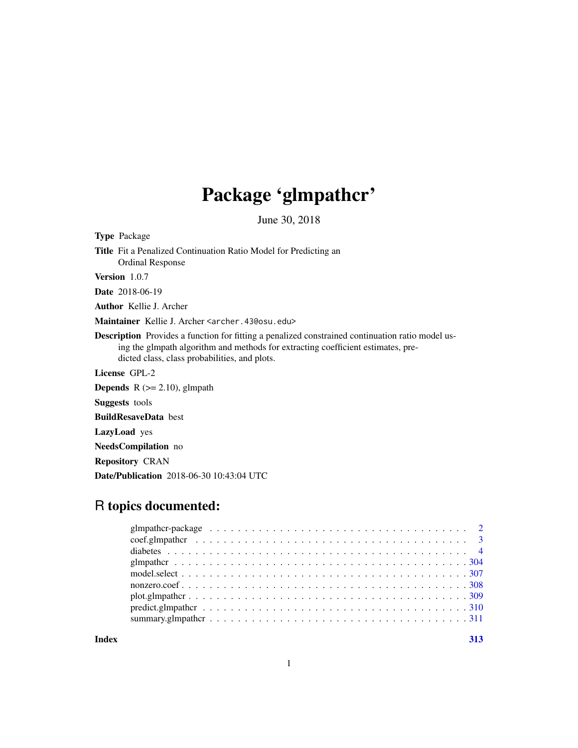# Package 'glmpathcr'

June 30, 2018

**Type** Package

**Title** Fit a Penalized Continuation Ratio Model for Predicting an Ordinal Response

**Version** 1.0.7

**Date** 2018-06-19

**Author** Kellie J. Archer

**Maintainer** Kellie J. Archer <archer.43@osu.edu>

**Description** Provides a function for fitting a penalized constrained continuation ratio model using the glmpath algorithm and methods for extracting coefficient estimates, predicted class, class probabilities, and plots.

**License** GPL-2

**Depends** R (>= 2.10), glmpath

**Suggests** tools

**BuildResaveData** best

**LazyLoad** yes

**NeedsCompilation** no

**Repository** CRAN

**Date/Publication** 2018-06-30 10:43:04 UTC

## R topics documented:

| | |
|---|---|
| glmpathcr-package | 2 |
| coef.glmpathcr | 3 |
| diabetes | 4 |
| glmpathcr | 304 |
| model.select | 307 |
| nonzero.coef | 308 |
| plot.glmpathcr | 309 |
| predict.glmpathcr | 310 |
| summary.glmpathcr | 311 |
| **Index** | **313** |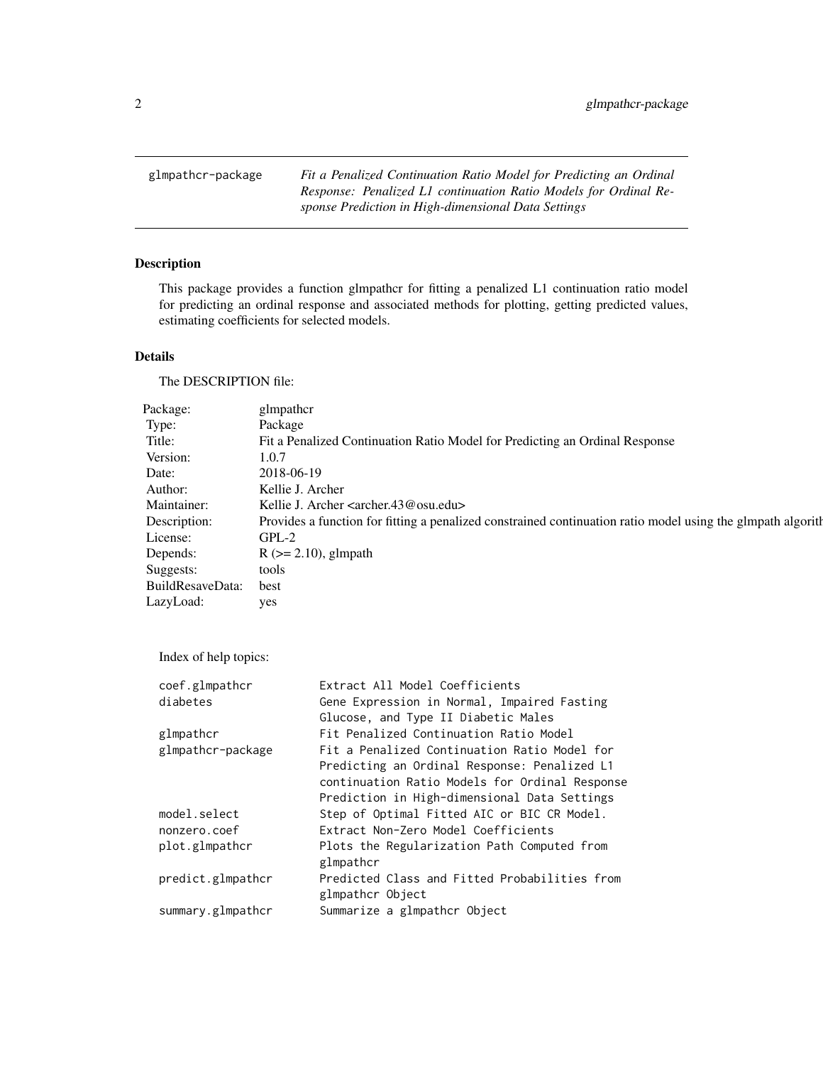`glmpathcr-package` *Fit a Penalized Continuation Ratio Model for Predicting an Ordinal Response: Penalized L1 continuation Ratio Models for Ordinal Response Prediction in High-dimensional Data Settings*

## Description

This package provides a function glmpathcr for fitting a penalized L1 continuation ratio model for predicting an ordinal response and associated methods for plotting, getting predicted values, estimating coefficients for selected models.

## Details

The DESCRIPTION file:

| | |
|---|---|
| Package: | glmpathcr |
| Type: | Package |
| Title: | Fit a Penalized Continuation Ratio Model for Predicting an Ordinal Response |
| Version: | 1.0.7 |
| Date: | 2018-06-19 |
| Author: | Kellie J. Archer |
| Maintainer: | Kellie J. Archer <archer.43@osu.edu> |
| Description: | Provides a function for fitting a penalized constrained continuation ratio model using the glmpath algorith |
| License: | GPL-2 |
| Depends: | R (>= 2.10), glmpath |
| Suggests: | tools |
| BuildResaveData: | best |
| LazyLoad: | yes |

Index of help topics:

```
coef.glmpathcr          Extract All Model Coefficients
diabetes                Gene Expression in Normal, Impaired Fasting
                        Glucose, and Type II Diabetic Males
glmpathcr               Fit Penalized Continuation Ratio Model
glmpathcr-package       Fit a Penalized Continuation Ratio Model for
                        Predicting an Ordinal Response: Penalized L1
                        continuation Ratio Models for Ordinal Response
                        Prediction in High-dimensional Data Settings
model.select            Step of Optimal Fitted AIC or BIC CR Model.
nonzero.coef            Extract Non-Zero Model Coefficients
plot.glmpathcr          Plots the Regularization Path Computed from
                        glmpathcr
predict.glmpathcr       Predicted Class and Fitted Probabilities from
                        glmpathcr Object
summary.glmpathcr       Summarize a glmpathcr Object
```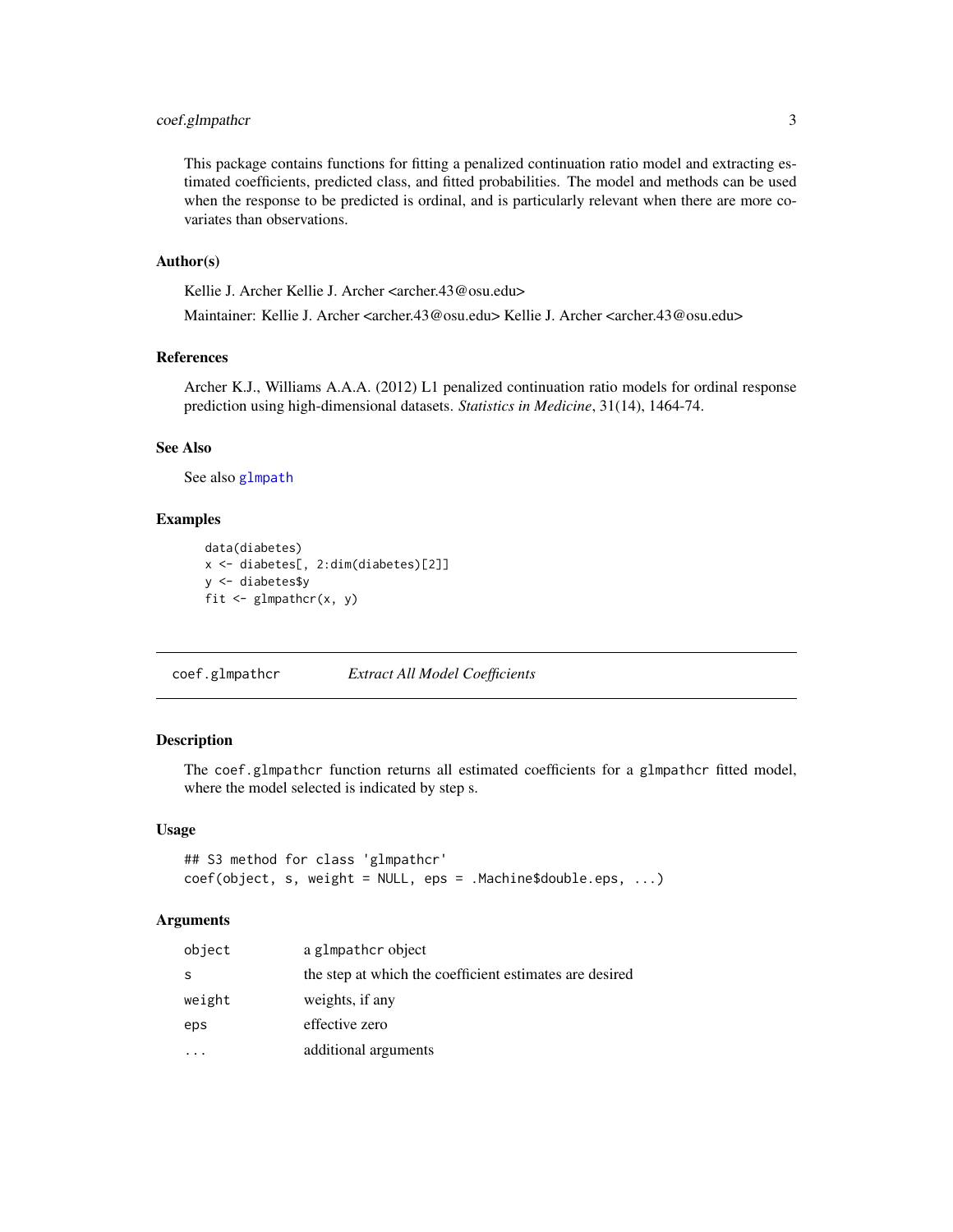This package contains functions for fitting a penalized continuation ratio model and extracting estimated coefficients, predicted class, and fitted probabilities. The model and methods can be used when the response to be predicted is ordinal, and is particularly relevant when there are more covariates than observations.

### Author(s)

Kellie J. Archer Kellie J. Archer <archer.43@osu.edu>

Maintainer: Kellie J. Archer <archer.43@osu.edu> Kellie J. Archer <archer.43@osu.edu>

### References

Archer K.J., Williams A.A.A. (2012) L1 penalized continuation ratio models for ordinal response prediction using high-dimensional datasets. *Statistics in Medicine*, 31(14), 1464-74.

### See Also

See also `glmpath`

### Examples

```
data(diabetes)
x <- diabetes[, 2:dim(diabetes)[2]]
y <- diabetes$y
fit <- glmpathcr(x, y)
```

---

## coef.glmpathcr — *Extract All Model Coefficients*

---

### Description

The `coef.glmpathcr` function returns all estimated coefficients for a `glmpathcr` fitted model, where the model selected is indicated by step s.

### Usage

```
## S3 method for class 'glmpathcr'
coef(object, s, weight = NULL, eps = .Machine$double.eps, ...)
```

### Arguments

| | |
|---|---|
| `object` | a `glmpathcr` object |
| `s` | the step at which the coefficient estimates are desired |
| `weight` | weights, if any |
| `eps` | effective zero |
| `...` | additional arguments |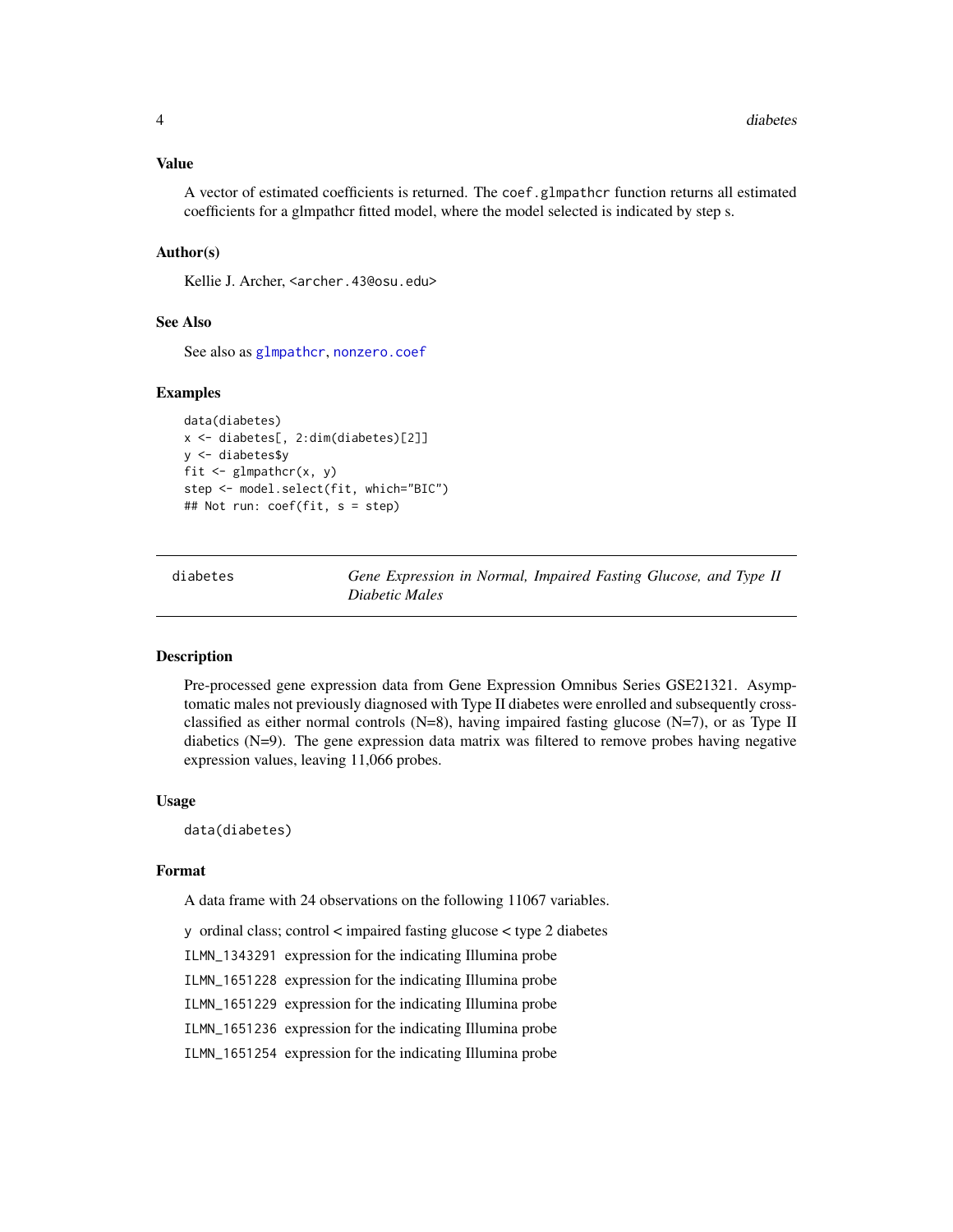### Value

A vector of estimated coefficients is returned. The `coef.glmpathcr` function returns all estimated coefficients for a glmpathcr fitted model, where the model selected is indicated by step s.

### Author(s)

Kellie J. Archer, <archer.43@osu.edu>

### See Also

See also as `glmpathcr`, `nonzero.coef`

### Examples

```
data(diabetes)
x <- diabetes[, 2:dim(diabetes)[2]]
y <- diabetes$y
fit <- glmpathcr(x, y)
step <- model.select(fit, which="BIC")
## Not run: coef(fit, s = step)
```

---

## diabetes — *Gene Expression in Normal, Impaired Fasting Glucose, and Type II Diabetic Males*

---

### Description

Pre-processed gene expression data from Gene Expression Omnibus Series GSE21321. Asymptomatic males not previously diagnosed with Type II diabetes were enrolled and subsequently cross-classified as either normal controls (N=8), having impaired fasting glucose (N=7), or as Type II diabetics (N=9). The gene expression data matrix was filtered to remove probes having negative expression values, leaving 11,066 probes.

### Usage

```
data(diabetes)
```

### Format

A data frame with 24 observations on the following 11067 variables.

- `y` ordinal class; control < impaired fasting glucose < type 2 diabetes
- `ILMN_1343291` expression for the indicating Illumina probe
- `ILMN_1651228` expression for the indicating Illumina probe
- `ILMN_1651229` expression for the indicating Illumina probe
- `ILMN_1651236` expression for the indicating Illumina probe
- `ILMN_1651254` expression for the indicating Illumina probe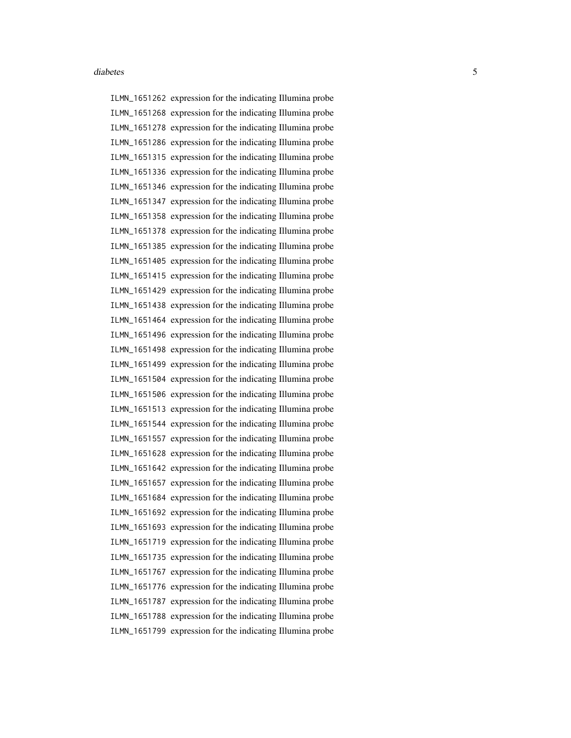ILMN_1651262 expression for the indicating Illumina probe
ILMN_1651268 expression for the indicating Illumina probe
ILMN_1651278 expression for the indicating Illumina probe
ILMN_1651286 expression for the indicating Illumina probe
ILMN_1651315 expression for the indicating Illumina probe
ILMN_1651336 expression for the indicating Illumina probe
ILMN_1651346 expression for the indicating Illumina probe
ILMN_1651347 expression for the indicating Illumina probe
ILMN_1651358 expression for the indicating Illumina probe
ILMN_1651378 expression for the indicating Illumina probe
ILMN_1651385 expression for the indicating Illumina probe
ILMN_1651405 expression for the indicating Illumina probe
ILMN_1651415 expression for the indicating Illumina probe
ILMN_1651429 expression for the indicating Illumina probe
ILMN_1651438 expression for the indicating Illumina probe
ILMN_1651464 expression for the indicating Illumina probe
ILMN_1651496 expression for the indicating Illumina probe
ILMN_1651498 expression for the indicating Illumina probe
ILMN_1651499 expression for the indicating Illumina probe
ILMN_1651504 expression for the indicating Illumina probe
ILMN_1651506 expression for the indicating Illumina probe
ILMN_1651513 expression for the indicating Illumina probe
ILMN_1651544 expression for the indicating Illumina probe
ILMN_1651557 expression for the indicating Illumina probe
ILMN_1651628 expression for the indicating Illumina probe
ILMN_1651642 expression for the indicating Illumina probe
ILMN_1651657 expression for the indicating Illumina probe
ILMN_1651684 expression for the indicating Illumina probe
ILMN_1651692 expression for the indicating Illumina probe
ILMN_1651693 expression for the indicating Illumina probe
ILMN_1651719 expression for the indicating Illumina probe
ILMN_1651735 expression for the indicating Illumina probe
ILMN_1651767 expression for the indicating Illumina probe
ILMN_1651776 expression for the indicating Illumina probe
ILMN_1651787 expression for the indicating Illumina probe
ILMN_1651788 expression for the indicating Illumina probe
ILMN_1651799 expression for the indicating Illumina probe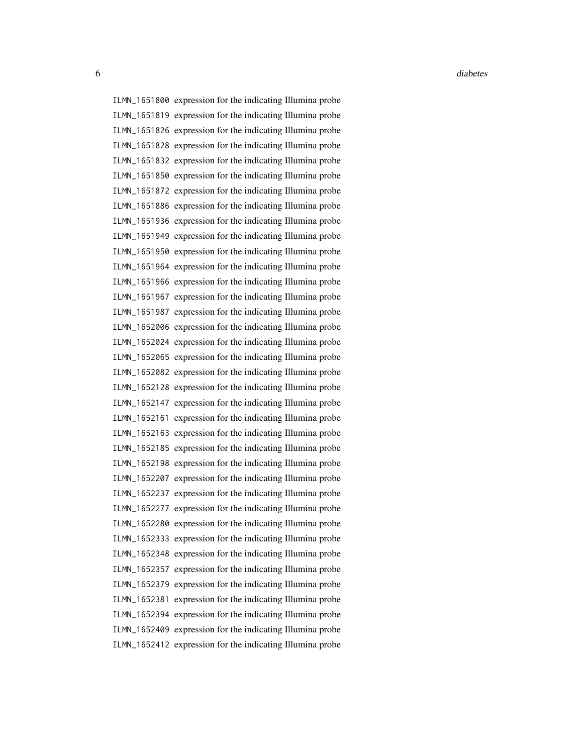ILMN_1651800 expression for the indicating Illumina probe
ILMN_1651819 expression for the indicating Illumina probe
ILMN_1651826 expression for the indicating Illumina probe
ILMN_1651828 expression for the indicating Illumina probe
ILMN_1651832 expression for the indicating Illumina probe
ILMN_1651850 expression for the indicating Illumina probe
ILMN_1651872 expression for the indicating Illumina probe
ILMN_1651886 expression for the indicating Illumina probe
ILMN_1651936 expression for the indicating Illumina probe
ILMN_1651949 expression for the indicating Illumina probe
ILMN_1651950 expression for the indicating Illumina probe
ILMN_1651964 expression for the indicating Illumina probe
ILMN_1651966 expression for the indicating Illumina probe
ILMN_1651967 expression for the indicating Illumina probe
ILMN_1651987 expression for the indicating Illumina probe
ILMN_1652006 expression for the indicating Illumina probe
ILMN_1652024 expression for the indicating Illumina probe
ILMN_1652065 expression for the indicating Illumina probe
ILMN_1652082 expression for the indicating Illumina probe
ILMN_1652128 expression for the indicating Illumina probe
ILMN_1652147 expression for the indicating Illumina probe
ILMN_1652161 expression for the indicating Illumina probe
ILMN_1652163 expression for the indicating Illumina probe
ILMN_1652185 expression for the indicating Illumina probe
ILMN_1652198 expression for the indicating Illumina probe
ILMN_1652207 expression for the indicating Illumina probe
ILMN_1652237 expression for the indicating Illumina probe
ILMN_1652277 expression for the indicating Illumina probe
ILMN_1652280 expression for the indicating Illumina probe
ILMN_1652333 expression for the indicating Illumina probe
ILMN_1652348 expression for the indicating Illumina probe
ILMN_1652357 expression for the indicating Illumina probe
ILMN_1652379 expression for the indicating Illumina probe
ILMN_1652381 expression for the indicating Illumina probe
ILMN_1652394 expression for the indicating Illumina probe
ILMN_1652409 expression for the indicating Illumina probe
ILMN_1652412 expression for the indicating Illumina probe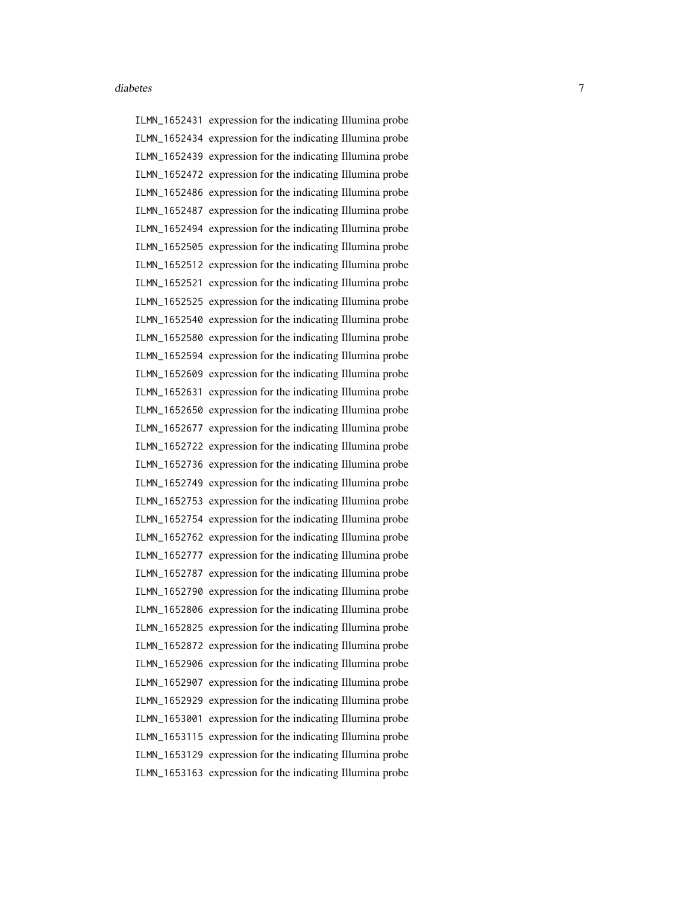| | |
|---|---|
| ILMN_1652431 | expression for the indicating Illumina probe |
| ILMN_1652434 | expression for the indicating Illumina probe |
| ILMN_1652439 | expression for the indicating Illumina probe |
| ILMN_1652472 | expression for the indicating Illumina probe |
| ILMN_1652486 | expression for the indicating Illumina probe |
| ILMN_1652487 | expression for the indicating Illumina probe |
| ILMN_1652494 | expression for the indicating Illumina probe |
| ILMN_1652505 | expression for the indicating Illumina probe |
| ILMN_1652512 | expression for the indicating Illumina probe |
| ILMN_1652521 | expression for the indicating Illumina probe |
| ILMN_1652525 | expression for the indicating Illumina probe |
| ILMN_1652540 | expression for the indicating Illumina probe |
| ILMN_1652580 | expression for the indicating Illumina probe |
| ILMN_1652594 | expression for the indicating Illumina probe |
| ILMN_1652609 | expression for the indicating Illumina probe |
| ILMN_1652631 | expression for the indicating Illumina probe |
| ILMN_1652650 | expression for the indicating Illumina probe |
| ILMN_1652677 | expression for the indicating Illumina probe |
| ILMN_1652722 | expression for the indicating Illumina probe |
| ILMN_1652736 | expression for the indicating Illumina probe |
| ILMN_1652749 | expression for the indicating Illumina probe |
| ILMN_1652753 | expression for the indicating Illumina probe |
| ILMN_1652754 | expression for the indicating Illumina probe |
| ILMN_1652762 | expression for the indicating Illumina probe |
| ILMN_1652777 | expression for the indicating Illumina probe |
| ILMN_1652787 | expression for the indicating Illumina probe |
| ILMN_1652790 | expression for the indicating Illumina probe |
| ILMN_1652806 | expression for the indicating Illumina probe |
| ILMN_1652825 | expression for the indicating Illumina probe |
| ILMN_1652872 | expression for the indicating Illumina probe |
| ILMN_1652906 | expression for the indicating Illumina probe |
| ILMN_1652907 | expression for the indicating Illumina probe |
| ILMN_1652929 | expression for the indicating Illumina probe |
| ILMN_1653001 | expression for the indicating Illumina probe |
| ILMN_1653115 | expression for the indicating Illumina probe |
| ILMN_1653129 | expression for the indicating Illumina probe |
| ILMN_1653163 | expression for the indicating Illumina probe |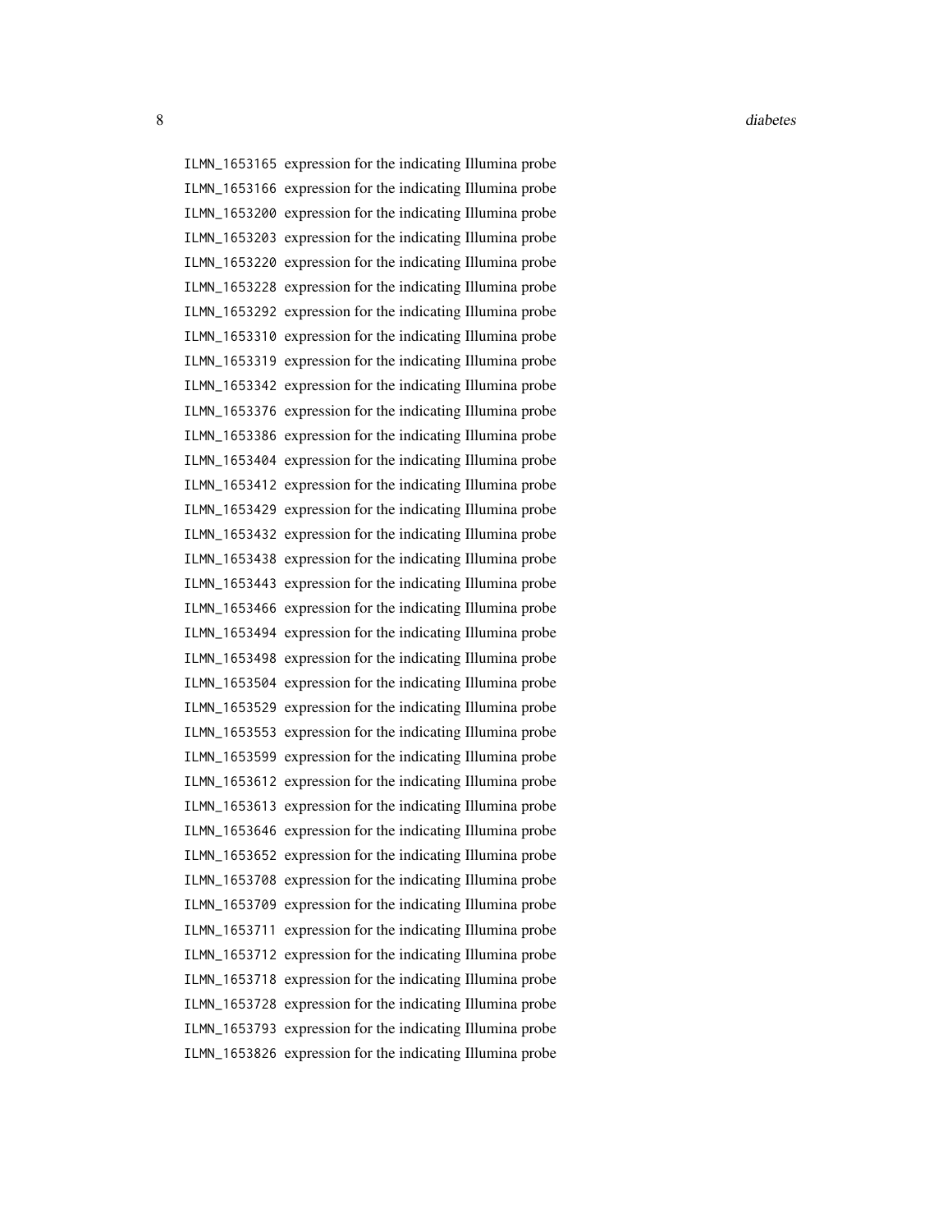| | |
|---|---|
| ILMN_1653165 | expression for the indicating Illumina probe |
| ILMN_1653166 | expression for the indicating Illumina probe |
| ILMN_1653200 | expression for the indicating Illumina probe |
| ILMN_1653203 | expression for the indicating Illumina probe |
| ILMN_1653220 | expression for the indicating Illumina probe |
| ILMN_1653228 | expression for the indicating Illumina probe |
| ILMN_1653292 | expression for the indicating Illumina probe |
| ILMN_1653310 | expression for the indicating Illumina probe |
| ILMN_1653319 | expression for the indicating Illumina probe |
| ILMN_1653342 | expression for the indicating Illumina probe |
| ILMN_1653376 | expression for the indicating Illumina probe |
| ILMN_1653386 | expression for the indicating Illumina probe |
| ILMN_1653404 | expression for the indicating Illumina probe |
| ILMN_1653412 | expression for the indicating Illumina probe |
| ILMN_1653429 | expression for the indicating Illumina probe |
| ILMN_1653432 | expression for the indicating Illumina probe |
| ILMN_1653438 | expression for the indicating Illumina probe |
| ILMN_1653443 | expression for the indicating Illumina probe |
| ILMN_1653466 | expression for the indicating Illumina probe |
| ILMN_1653494 | expression for the indicating Illumina probe |
| ILMN_1653498 | expression for the indicating Illumina probe |
| ILMN_1653504 | expression for the indicating Illumina probe |
| ILMN_1653529 | expression for the indicating Illumina probe |
| ILMN_1653553 | expression for the indicating Illumina probe |
| ILMN_1653599 | expression for the indicating Illumina probe |
| ILMN_1653612 | expression for the indicating Illumina probe |
| ILMN_1653613 | expression for the indicating Illumina probe |
| ILMN_1653646 | expression for the indicating Illumina probe |
| ILMN_1653652 | expression for the indicating Illumina probe |
| ILMN_1653708 | expression for the indicating Illumina probe |
| ILMN_1653709 | expression for the indicating Illumina probe |
| ILMN_1653711 | expression for the indicating Illumina probe |
| ILMN_1653712 | expression for the indicating Illumina probe |
| ILMN_1653718 | expression for the indicating Illumina probe |
| ILMN_1653728 | expression for the indicating Illumina probe |
| ILMN_1653793 | expression for the indicating Illumina probe |
| ILMN_1653826 | expression for the indicating Illumina probe |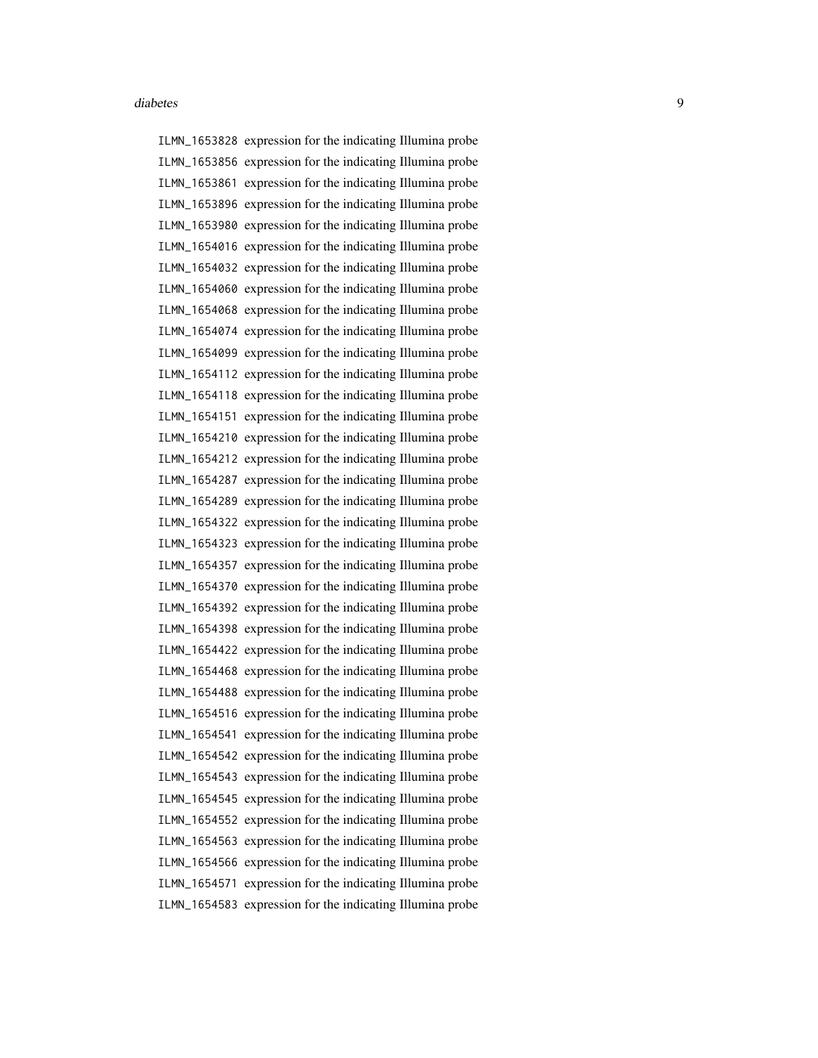ILMN_1653828 expression for the indicating Illumina probe
ILMN_1653856 expression for the indicating Illumina probe
ILMN_1653861 expression for the indicating Illumina probe
ILMN_1653896 expression for the indicating Illumina probe
ILMN_1653980 expression for the indicating Illumina probe
ILMN_1654016 expression for the indicating Illumina probe
ILMN_1654032 expression for the indicating Illumina probe
ILMN_1654060 expression for the indicating Illumina probe
ILMN_1654068 expression for the indicating Illumina probe
ILMN_1654074 expression for the indicating Illumina probe
ILMN_1654099 expression for the indicating Illumina probe
ILMN_1654112 expression for the indicating Illumina probe
ILMN_1654118 expression for the indicating Illumina probe
ILMN_1654151 expression for the indicating Illumina probe
ILMN_1654210 expression for the indicating Illumina probe
ILMN_1654212 expression for the indicating Illumina probe
ILMN_1654287 expression for the indicating Illumina probe
ILMN_1654289 expression for the indicating Illumina probe
ILMN_1654322 expression for the indicating Illumina probe
ILMN_1654323 expression for the indicating Illumina probe
ILMN_1654357 expression for the indicating Illumina probe
ILMN_1654370 expression for the indicating Illumina probe
ILMN_1654392 expression for the indicating Illumina probe
ILMN_1654398 expression for the indicating Illumina probe
ILMN_1654422 expression for the indicating Illumina probe
ILMN_1654468 expression for the indicating Illumina probe
ILMN_1654488 expression for the indicating Illumina probe
ILMN_1654516 expression for the indicating Illumina probe
ILMN_1654541 expression for the indicating Illumina probe
ILMN_1654542 expression for the indicating Illumina probe
ILMN_1654543 expression for the indicating Illumina probe
ILMN_1654545 expression for the indicating Illumina probe
ILMN_1654552 expression for the indicating Illumina probe
ILMN_1654563 expression for the indicating Illumina probe
ILMN_1654566 expression for the indicating Illumina probe
ILMN_1654571 expression for the indicating Illumina probe
ILMN_1654583 expression for the indicating Illumina probe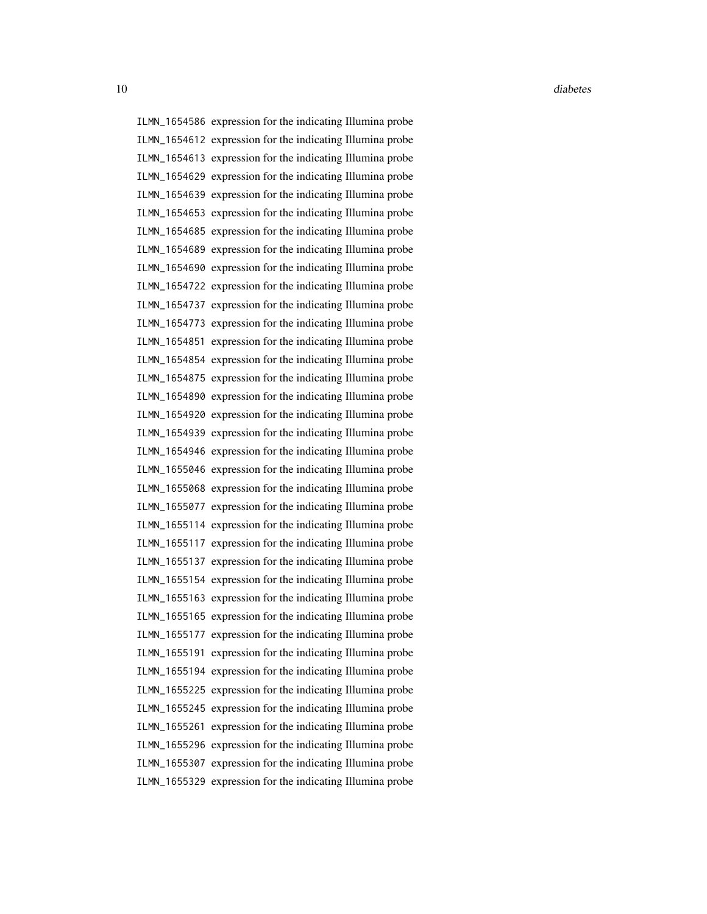ILMN_1654586 expression for the indicating Illumina probe
ILMN_1654612 expression for the indicating Illumina probe
ILMN_1654613 expression for the indicating Illumina probe
ILMN_1654629 expression for the indicating Illumina probe
ILMN_1654639 expression for the indicating Illumina probe
ILMN_1654653 expression for the indicating Illumina probe
ILMN_1654685 expression for the indicating Illumina probe
ILMN_1654689 expression for the indicating Illumina probe
ILMN_1654690 expression for the indicating Illumina probe
ILMN_1654722 expression for the indicating Illumina probe
ILMN_1654737 expression for the indicating Illumina probe
ILMN_1654773 expression for the indicating Illumina probe
ILMN_1654851 expression for the indicating Illumina probe
ILMN_1654854 expression for the indicating Illumina probe
ILMN_1654875 expression for the indicating Illumina probe
ILMN_1654890 expression for the indicating Illumina probe
ILMN_1654920 expression for the indicating Illumina probe
ILMN_1654939 expression for the indicating Illumina probe
ILMN_1654946 expression for the indicating Illumina probe
ILMN_1655046 expression for the indicating Illumina probe
ILMN_1655068 expression for the indicating Illumina probe
ILMN_1655077 expression for the indicating Illumina probe
ILMN_1655114 expression for the indicating Illumina probe
ILMN_1655117 expression for the indicating Illumina probe
ILMN_1655137 expression for the indicating Illumina probe
ILMN_1655154 expression for the indicating Illumina probe
ILMN_1655163 expression for the indicating Illumina probe
ILMN_1655165 expression for the indicating Illumina probe
ILMN_1655177 expression for the indicating Illumina probe
ILMN_1655191 expression for the indicating Illumina probe
ILMN_1655194 expression for the indicating Illumina probe
ILMN_1655225 expression for the indicating Illumina probe
ILMN_1655245 expression for the indicating Illumina probe
ILMN_1655261 expression for the indicating Illumina probe
ILMN_1655296 expression for the indicating Illumina probe
ILMN_1655307 expression for the indicating Illumina probe
ILMN_1655329 expression for the indicating Illumina probe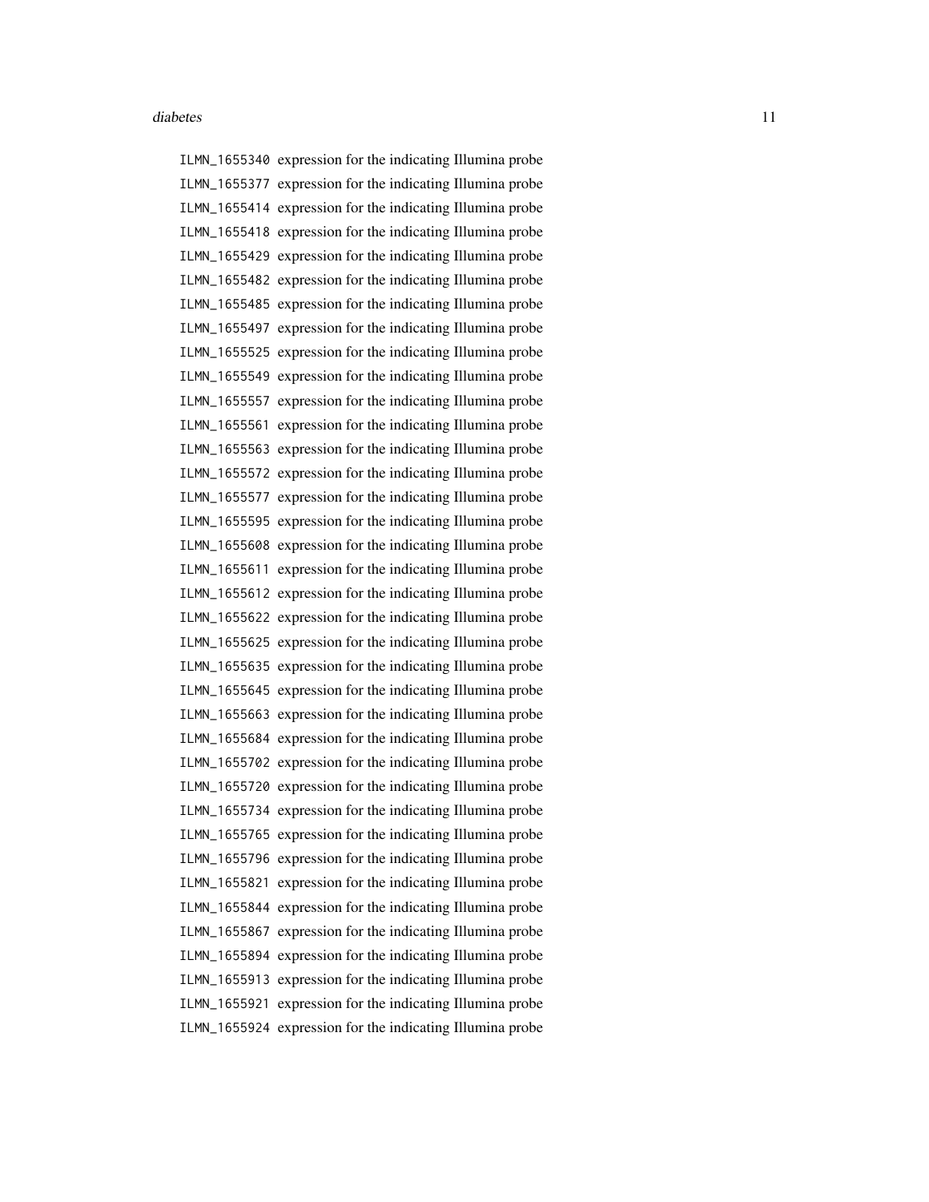| | |
|---|---|
| `ILMN_1655340` | expression for the indicating Illumina probe |
| `ILMN_1655377` | expression for the indicating Illumina probe |
| `ILMN_1655414` | expression for the indicating Illumina probe |
| `ILMN_1655418` | expression for the indicating Illumina probe |
| `ILMN_1655429` | expression for the indicating Illumina probe |
| `ILMN_1655482` | expression for the indicating Illumina probe |
| `ILMN_1655485` | expression for the indicating Illumina probe |
| `ILMN_1655497` | expression for the indicating Illumina probe |
| `ILMN_1655525` | expression for the indicating Illumina probe |
| `ILMN_1655549` | expression for the indicating Illumina probe |
| `ILMN_1655557` | expression for the indicating Illumina probe |
| `ILMN_1655561` | expression for the indicating Illumina probe |
| `ILMN_1655563` | expression for the indicating Illumina probe |
| `ILMN_1655572` | expression for the indicating Illumina probe |
| `ILMN_1655577` | expression for the indicating Illumina probe |
| `ILMN_1655595` | expression for the indicating Illumina probe |
| `ILMN_1655608` | expression for the indicating Illumina probe |
| `ILMN_1655611` | expression for the indicating Illumina probe |
| `ILMN_1655612` | expression for the indicating Illumina probe |
| `ILMN_1655622` | expression for the indicating Illumina probe |
| `ILMN_1655625` | expression for the indicating Illumina probe |
| `ILMN_1655635` | expression for the indicating Illumina probe |
| `ILMN_1655645` | expression for the indicating Illumina probe |
| `ILMN_1655663` | expression for the indicating Illumina probe |
| `ILMN_1655684` | expression for the indicating Illumina probe |
| `ILMN_1655702` | expression for the indicating Illumina probe |
| `ILMN_1655720` | expression for the indicating Illumina probe |
| `ILMN_1655734` | expression for the indicating Illumina probe |
| `ILMN_1655765` | expression for the indicating Illumina probe |
| `ILMN_1655796` | expression for the indicating Illumina probe |
| `ILMN_1655821` | expression for the indicating Illumina probe |
| `ILMN_1655844` | expression for the indicating Illumina probe |
| `ILMN_1655867` | expression for the indicating Illumina probe |
| `ILMN_1655894` | expression for the indicating Illumina probe |
| `ILMN_1655913` | expression for the indicating Illumina probe |
| `ILMN_1655921` | expression for the indicating Illumina probe |
| `ILMN_1655924` | expression for the indicating Illumina probe |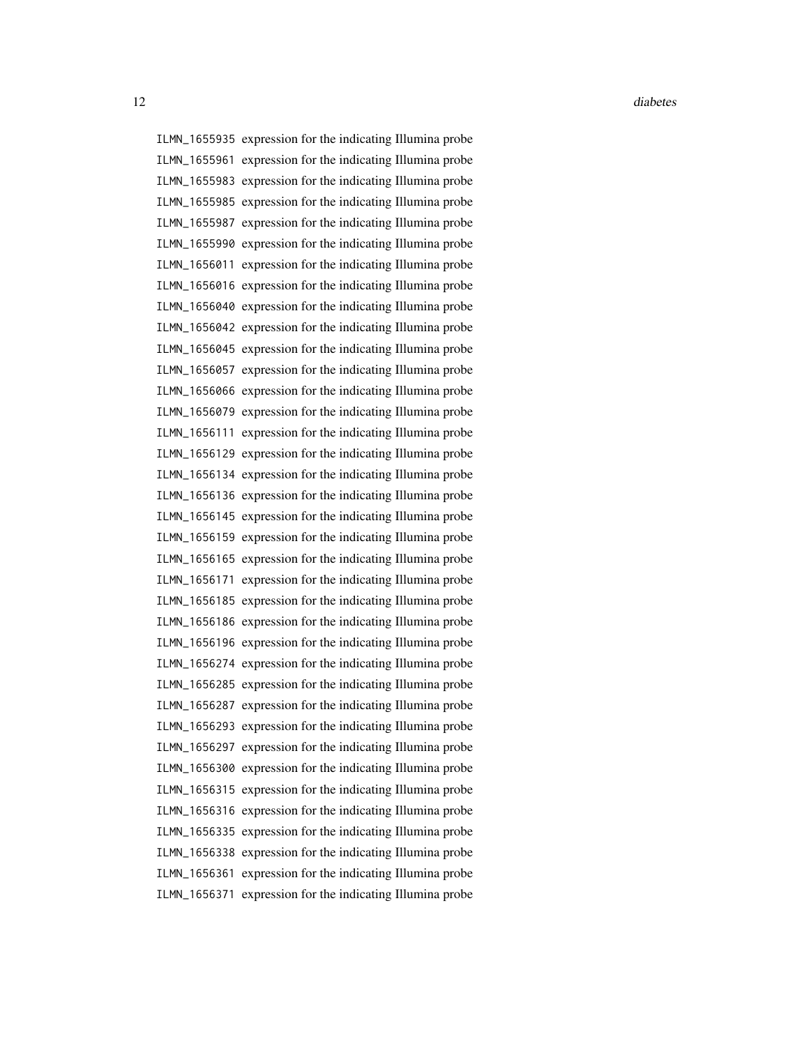ILMN_1655935 expression for the indicating Illumina probe
ILMN_1655961 expression for the indicating Illumina probe
ILMN_1655983 expression for the indicating Illumina probe
ILMN_1655985 expression for the indicating Illumina probe
ILMN_1655987 expression for the indicating Illumina probe
ILMN_1655990 expression for the indicating Illumina probe
ILMN_1656011 expression for the indicating Illumina probe
ILMN_1656016 expression for the indicating Illumina probe
ILMN_1656040 expression for the indicating Illumina probe
ILMN_1656042 expression for the indicating Illumina probe
ILMN_1656045 expression for the indicating Illumina probe
ILMN_1656057 expression for the indicating Illumina probe
ILMN_1656066 expression for the indicating Illumina probe
ILMN_1656079 expression for the indicating Illumina probe
ILMN_1656111 expression for the indicating Illumina probe
ILMN_1656129 expression for the indicating Illumina probe
ILMN_1656134 expression for the indicating Illumina probe
ILMN_1656136 expression for the indicating Illumina probe
ILMN_1656145 expression for the indicating Illumina probe
ILMN_1656159 expression for the indicating Illumina probe
ILMN_1656165 expression for the indicating Illumina probe
ILMN_1656171 expression for the indicating Illumina probe
ILMN_1656185 expression for the indicating Illumina probe
ILMN_1656186 expression for the indicating Illumina probe
ILMN_1656196 expression for the indicating Illumina probe
ILMN_1656274 expression for the indicating Illumina probe
ILMN_1656285 expression for the indicating Illumina probe
ILMN_1656287 expression for the indicating Illumina probe
ILMN_1656293 expression for the indicating Illumina probe
ILMN_1656297 expression for the indicating Illumina probe
ILMN_1656300 expression for the indicating Illumina probe
ILMN_1656315 expression for the indicating Illumina probe
ILMN_1656316 expression for the indicating Illumina probe
ILMN_1656335 expression for the indicating Illumina probe
ILMN_1656338 expression for the indicating Illumina probe
ILMN_1656361 expression for the indicating Illumina probe
ILMN_1656371 expression for the indicating Illumina probe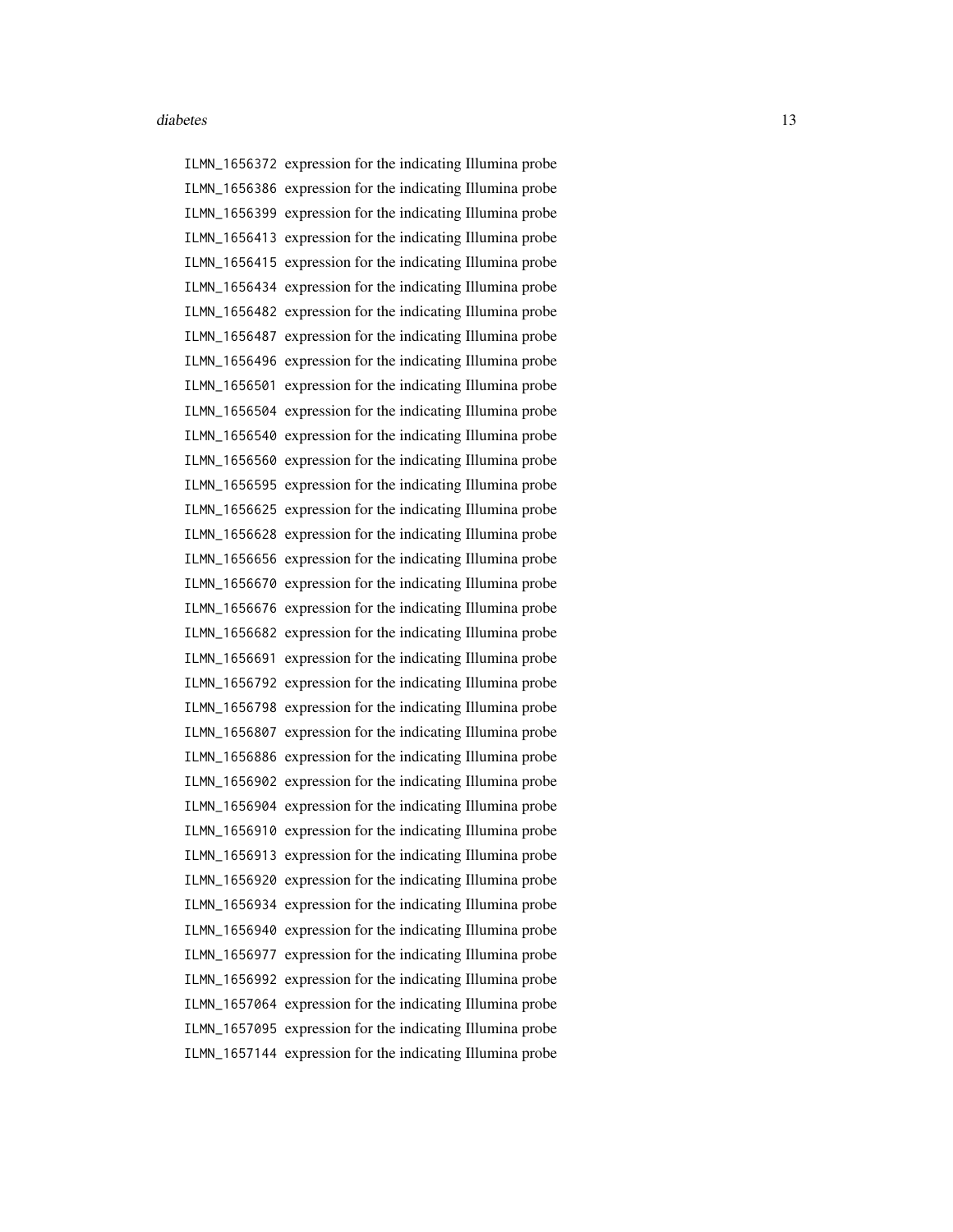ILMN_1656372 expression for the indicating Illumina probe
ILMN_1656386 expression for the indicating Illumina probe
ILMN_1656399 expression for the indicating Illumina probe
ILMN_1656413 expression for the indicating Illumina probe
ILMN_1656415 expression for the indicating Illumina probe
ILMN_1656434 expression for the indicating Illumina probe
ILMN_1656482 expression for the indicating Illumina probe
ILMN_1656487 expression for the indicating Illumina probe
ILMN_1656496 expression for the indicating Illumina probe
ILMN_1656501 expression for the indicating Illumina probe
ILMN_1656504 expression for the indicating Illumina probe
ILMN_1656540 expression for the indicating Illumina probe
ILMN_1656560 expression for the indicating Illumina probe
ILMN_1656595 expression for the indicating Illumina probe
ILMN_1656625 expression for the indicating Illumina probe
ILMN_1656628 expression for the indicating Illumina probe
ILMN_1656656 expression for the indicating Illumina probe
ILMN_1656670 expression for the indicating Illumina probe
ILMN_1656676 expression for the indicating Illumina probe
ILMN_1656682 expression for the indicating Illumina probe
ILMN_1656691 expression for the indicating Illumina probe
ILMN_1656792 expression for the indicating Illumina probe
ILMN_1656798 expression for the indicating Illumina probe
ILMN_1656807 expression for the indicating Illumina probe
ILMN_1656886 expression for the indicating Illumina probe
ILMN_1656902 expression for the indicating Illumina probe
ILMN_1656904 expression for the indicating Illumina probe
ILMN_1656910 expression for the indicating Illumina probe
ILMN_1656913 expression for the indicating Illumina probe
ILMN_1656920 expression for the indicating Illumina probe
ILMN_1656934 expression for the indicating Illumina probe
ILMN_1656940 expression for the indicating Illumina probe
ILMN_1656977 expression for the indicating Illumina probe
ILMN_1656992 expression for the indicating Illumina probe
ILMN_1657064 expression for the indicating Illumina probe
ILMN_1657095 expression for the indicating Illumina probe
ILMN_1657144 expression for the indicating Illumina probe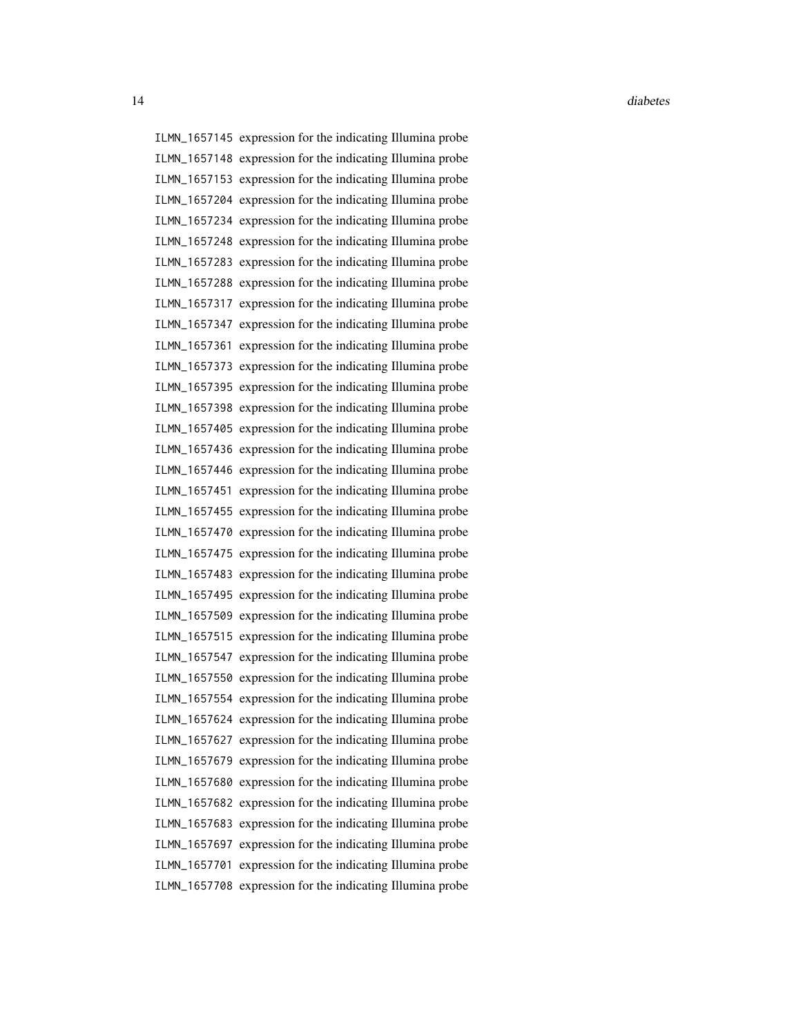| | |
|---|---|
| `ILMN_1657145` | expression for the indicating Illumina probe |
| `ILMN_1657148` | expression for the indicating Illumina probe |
| `ILMN_1657153` | expression for the indicating Illumina probe |
| `ILMN_1657204` | expression for the indicating Illumina probe |
| `ILMN_1657234` | expression for the indicating Illumina probe |
| `ILMN_1657248` | expression for the indicating Illumina probe |
| `ILMN_1657283` | expression for the indicating Illumina probe |
| `ILMN_1657288` | expression for the indicating Illumina probe |
| `ILMN_1657317` | expression for the indicating Illumina probe |
| `ILMN_1657347` | expression for the indicating Illumina probe |
| `ILMN_1657361` | expression for the indicating Illumina probe |
| `ILMN_1657373` | expression for the indicating Illumina probe |
| `ILMN_1657395` | expression for the indicating Illumina probe |
| `ILMN_1657398` | expression for the indicating Illumina probe |
| `ILMN_1657405` | expression for the indicating Illumina probe |
| `ILMN_1657436` | expression for the indicating Illumina probe |
| `ILMN_1657446` | expression for the indicating Illumina probe |
| `ILMN_1657451` | expression for the indicating Illumina probe |
| `ILMN_1657455` | expression for the indicating Illumina probe |
| `ILMN_1657470` | expression for the indicating Illumina probe |
| `ILMN_1657475` | expression for the indicating Illumina probe |
| `ILMN_1657483` | expression for the indicating Illumina probe |
| `ILMN_1657495` | expression for the indicating Illumina probe |
| `ILMN_1657509` | expression for the indicating Illumina probe |
| `ILMN_1657515` | expression for the indicating Illumina probe |
| `ILMN_1657547` | expression for the indicating Illumina probe |
| `ILMN_1657550` | expression for the indicating Illumina probe |
| `ILMN_1657554` | expression for the indicating Illumina probe |
| `ILMN_1657624` | expression for the indicating Illumina probe |
| `ILMN_1657627` | expression for the indicating Illumina probe |
| `ILMN_1657679` | expression for the indicating Illumina probe |
| `ILMN_1657680` | expression for the indicating Illumina probe |
| `ILMN_1657682` | expression for the indicating Illumina probe |
| `ILMN_1657683` | expression for the indicating Illumina probe |
| `ILMN_1657697` | expression for the indicating Illumina probe |
| `ILMN_1657701` | expression for the indicating Illumina probe |
| `ILMN_1657708` | expression for the indicating Illumina probe |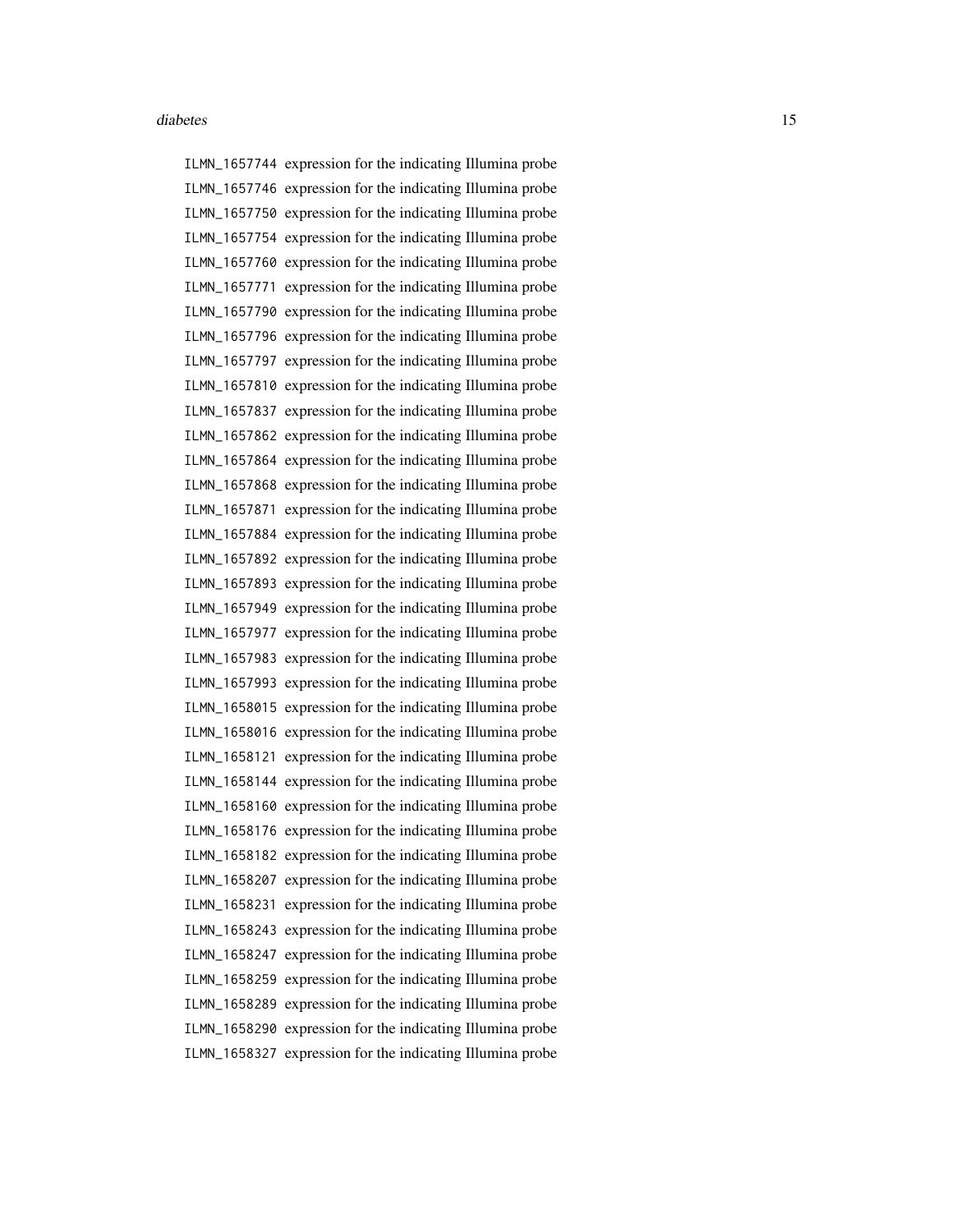ILMN_1657744 expression for the indicating Illumina probe
ILMN_1657746 expression for the indicating Illumina probe
ILMN_1657750 expression for the indicating Illumina probe
ILMN_1657754 expression for the indicating Illumina probe
ILMN_1657760 expression for the indicating Illumina probe
ILMN_1657771 expression for the indicating Illumina probe
ILMN_1657790 expression for the indicating Illumina probe
ILMN_1657796 expression for the indicating Illumina probe
ILMN_1657797 expression for the indicating Illumina probe
ILMN_1657810 expression for the indicating Illumina probe
ILMN_1657837 expression for the indicating Illumina probe
ILMN_1657862 expression for the indicating Illumina probe
ILMN_1657864 expression for the indicating Illumina probe
ILMN_1657868 expression for the indicating Illumina probe
ILMN_1657871 expression for the indicating Illumina probe
ILMN_1657884 expression for the indicating Illumina probe
ILMN_1657892 expression for the indicating Illumina probe
ILMN_1657893 expression for the indicating Illumina probe
ILMN_1657949 expression for the indicating Illumina probe
ILMN_1657977 expression for the indicating Illumina probe
ILMN_1657983 expression for the indicating Illumina probe
ILMN_1657993 expression for the indicating Illumina probe
ILMN_1658015 expression for the indicating Illumina probe
ILMN_1658016 expression for the indicating Illumina probe
ILMN_1658121 expression for the indicating Illumina probe
ILMN_1658144 expression for the indicating Illumina probe
ILMN_1658160 expression for the indicating Illumina probe
ILMN_1658176 expression for the indicating Illumina probe
ILMN_1658182 expression for the indicating Illumina probe
ILMN_1658207 expression for the indicating Illumina probe
ILMN_1658231 expression for the indicating Illumina probe
ILMN_1658243 expression for the indicating Illumina probe
ILMN_1658247 expression for the indicating Illumina probe
ILMN_1658259 expression for the indicating Illumina probe
ILMN_1658289 expression for the indicating Illumina probe
ILMN_1658290 expression for the indicating Illumina probe
ILMN_1658327 expression for the indicating Illumina probe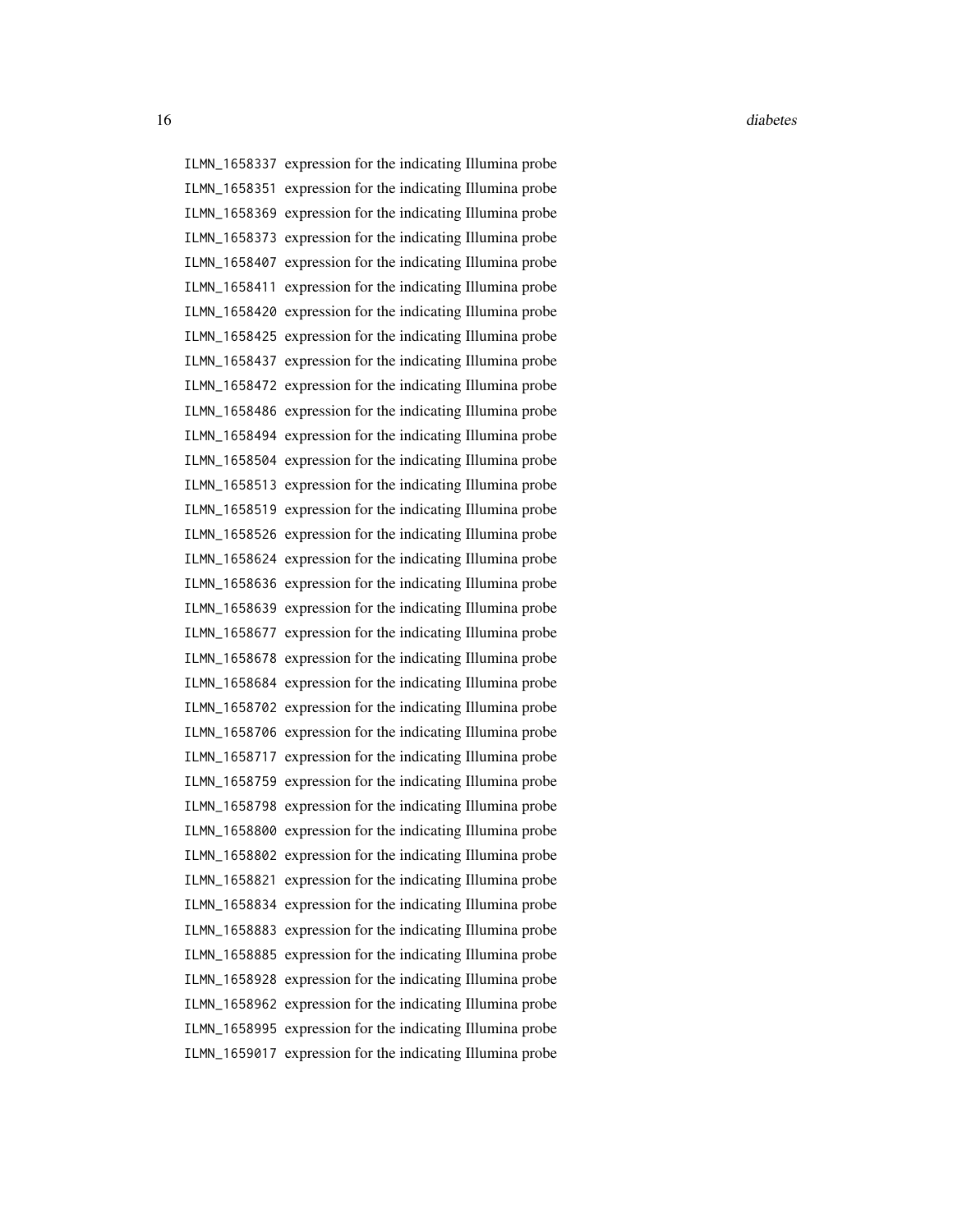ILMN_1658337 expression for the indicating Illumina probe
ILMN_1658351 expression for the indicating Illumina probe
ILMN_1658369 expression for the indicating Illumina probe
ILMN_1658373 expression for the indicating Illumina probe
ILMN_1658407 expression for the indicating Illumina probe
ILMN_1658411 expression for the indicating Illumina probe
ILMN_1658420 expression for the indicating Illumina probe
ILMN_1658425 expression for the indicating Illumina probe
ILMN_1658437 expression for the indicating Illumina probe
ILMN_1658472 expression for the indicating Illumina probe
ILMN_1658486 expression for the indicating Illumina probe
ILMN_1658494 expression for the indicating Illumina probe
ILMN_1658504 expression for the indicating Illumina probe
ILMN_1658513 expression for the indicating Illumina probe
ILMN_1658519 expression for the indicating Illumina probe
ILMN_1658526 expression for the indicating Illumina probe
ILMN_1658624 expression for the indicating Illumina probe
ILMN_1658636 expression for the indicating Illumina probe
ILMN_1658639 expression for the indicating Illumina probe
ILMN_1658677 expression for the indicating Illumina probe
ILMN_1658678 expression for the indicating Illumina probe
ILMN_1658684 expression for the indicating Illumina probe
ILMN_1658702 expression for the indicating Illumina probe
ILMN_1658706 expression for the indicating Illumina probe
ILMN_1658717 expression for the indicating Illumina probe
ILMN_1658759 expression for the indicating Illumina probe
ILMN_1658798 expression for the indicating Illumina probe
ILMN_1658800 expression for the indicating Illumina probe
ILMN_1658802 expression for the indicating Illumina probe
ILMN_1658821 expression for the indicating Illumina probe
ILMN_1658834 expression for the indicating Illumina probe
ILMN_1658883 expression for the indicating Illumina probe
ILMN_1658885 expression for the indicating Illumina probe
ILMN_1658928 expression for the indicating Illumina probe
ILMN_1658962 expression for the indicating Illumina probe
ILMN_1658995 expression for the indicating Illumina probe
ILMN_1659017 expression for the indicating Illumina probe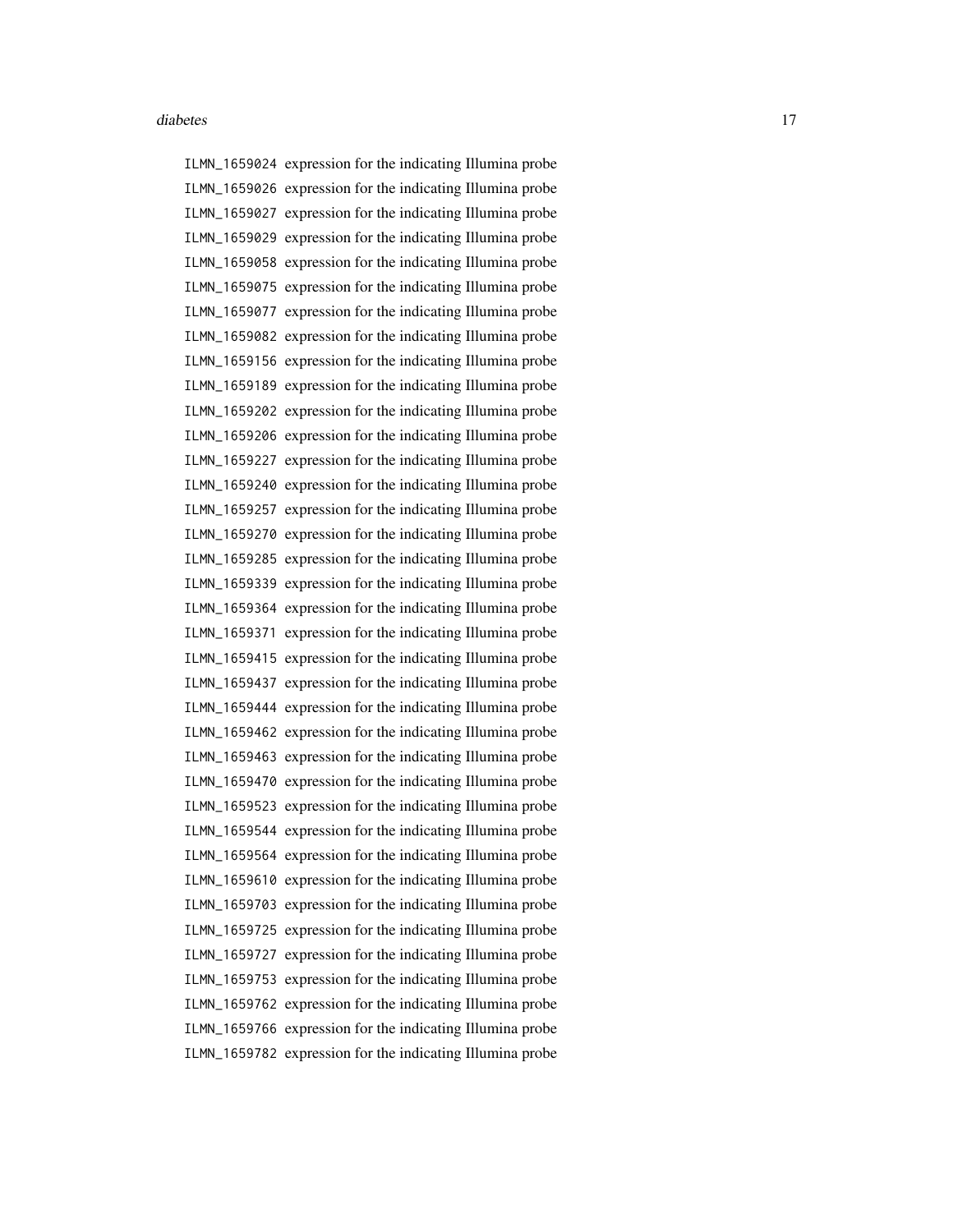ILMN_1659024 expression for the indicating Illumina probe
ILMN_1659026 expression for the indicating Illumina probe
ILMN_1659027 expression for the indicating Illumina probe
ILMN_1659029 expression for the indicating Illumina probe
ILMN_1659058 expression for the indicating Illumina probe
ILMN_1659075 expression for the indicating Illumina probe
ILMN_1659077 expression for the indicating Illumina probe
ILMN_1659082 expression for the indicating Illumina probe
ILMN_1659156 expression for the indicating Illumina probe
ILMN_1659189 expression for the indicating Illumina probe
ILMN_1659202 expression for the indicating Illumina probe
ILMN_1659206 expression for the indicating Illumina probe
ILMN_1659227 expression for the indicating Illumina probe
ILMN_1659240 expression for the indicating Illumina probe
ILMN_1659257 expression for the indicating Illumina probe
ILMN_1659270 expression for the indicating Illumina probe
ILMN_1659285 expression for the indicating Illumina probe
ILMN_1659339 expression for the indicating Illumina probe
ILMN_1659364 expression for the indicating Illumina probe
ILMN_1659371 expression for the indicating Illumina probe
ILMN_1659415 expression for the indicating Illumina probe
ILMN_1659437 expression for the indicating Illumina probe
ILMN_1659444 expression for the indicating Illumina probe
ILMN_1659462 expression for the indicating Illumina probe
ILMN_1659463 expression for the indicating Illumina probe
ILMN_1659470 expression for the indicating Illumina probe
ILMN_1659523 expression for the indicating Illumina probe
ILMN_1659544 expression for the indicating Illumina probe
ILMN_1659564 expression for the indicating Illumina probe
ILMN_1659610 expression for the indicating Illumina probe
ILMN_1659703 expression for the indicating Illumina probe
ILMN_1659725 expression for the indicating Illumina probe
ILMN_1659727 expression for the indicating Illumina probe
ILMN_1659753 expression for the indicating Illumina probe
ILMN_1659762 expression for the indicating Illumina probe
ILMN_1659766 expression for the indicating Illumina probe
ILMN_1659782 expression for the indicating Illumina probe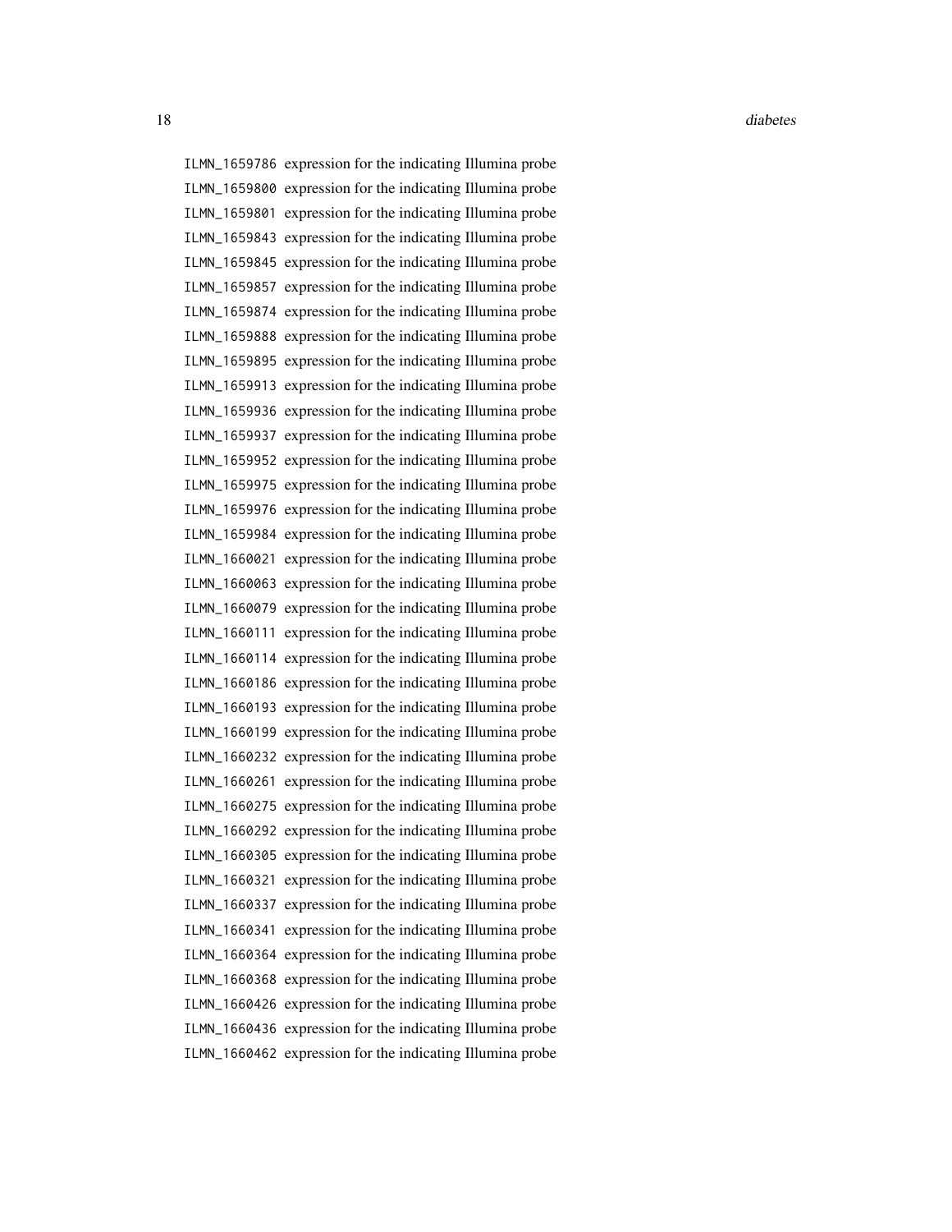| | |
|---|---|
| ILMN_1659786 | expression for the indicating Illumina probe |
| ILMN_1659800 | expression for the indicating Illumina probe |
| ILMN_1659801 | expression for the indicating Illumina probe |
| ILMN_1659843 | expression for the indicating Illumina probe |
| ILMN_1659845 | expression for the indicating Illumina probe |
| ILMN_1659857 | expression for the indicating Illumina probe |
| ILMN_1659874 | expression for the indicating Illumina probe |
| ILMN_1659888 | expression for the indicating Illumina probe |
| ILMN_1659895 | expression for the indicating Illumina probe |
| ILMN_1659913 | expression for the indicating Illumina probe |
| ILMN_1659936 | expression for the indicating Illumina probe |
| ILMN_1659937 | expression for the indicating Illumina probe |
| ILMN_1659952 | expression for the indicating Illumina probe |
| ILMN_1659975 | expression for the indicating Illumina probe |
| ILMN_1659976 | expression for the indicating Illumina probe |
| ILMN_1659984 | expression for the indicating Illumina probe |
| ILMN_1660021 | expression for the indicating Illumina probe |
| ILMN_1660063 | expression for the indicating Illumina probe |
| ILMN_1660079 | expression for the indicating Illumina probe |
| ILMN_1660111 | expression for the indicating Illumina probe |
| ILMN_1660114 | expression for the indicating Illumina probe |
| ILMN_1660186 | expression for the indicating Illumina probe |
| ILMN_1660193 | expression for the indicating Illumina probe |
| ILMN_1660199 | expression for the indicating Illumina probe |
| ILMN_1660232 | expression for the indicating Illumina probe |
| ILMN_1660261 | expression for the indicating Illumina probe |
| ILMN_1660275 | expression for the indicating Illumina probe |
| ILMN_1660292 | expression for the indicating Illumina probe |
| ILMN_1660305 | expression for the indicating Illumina probe |
| ILMN_1660321 | expression for the indicating Illumina probe |
| ILMN_1660337 | expression for the indicating Illumina probe |
| ILMN_1660341 | expression for the indicating Illumina probe |
| ILMN_1660364 | expression for the indicating Illumina probe |
| ILMN_1660368 | expression for the indicating Illumina probe |
| ILMN_1660426 | expression for the indicating Illumina probe |
| ILMN_1660436 | expression for the indicating Illumina probe |
| ILMN_1660462 | expression for the indicating Illumina probe |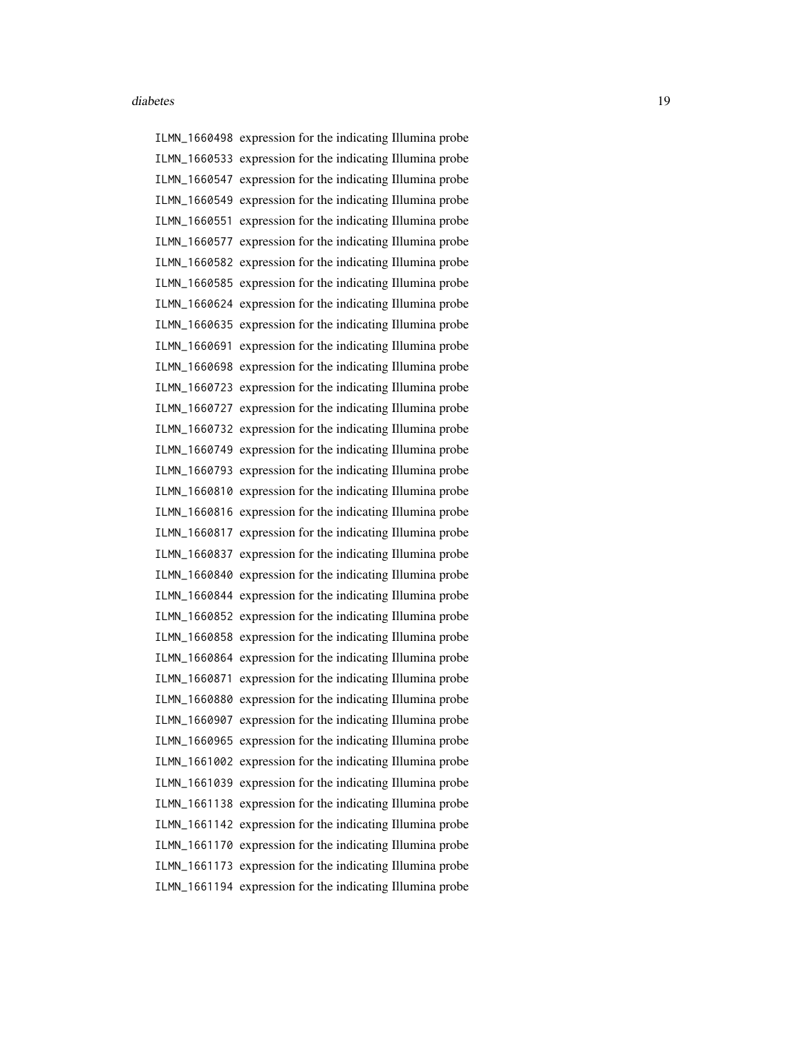ILMN_1660498 expression for the indicating Illumina probe
ILMN_1660533 expression for the indicating Illumina probe
ILMN_1660547 expression for the indicating Illumina probe
ILMN_1660549 expression for the indicating Illumina probe
ILMN_1660551 expression for the indicating Illumina probe
ILMN_1660577 expression for the indicating Illumina probe
ILMN_1660582 expression for the indicating Illumina probe
ILMN_1660585 expression for the indicating Illumina probe
ILMN_1660624 expression for the indicating Illumina probe
ILMN_1660635 expression for the indicating Illumina probe
ILMN_1660691 expression for the indicating Illumina probe
ILMN_1660698 expression for the indicating Illumina probe
ILMN_1660723 expression for the indicating Illumina probe
ILMN_1660727 expression for the indicating Illumina probe
ILMN_1660732 expression for the indicating Illumina probe
ILMN_1660749 expression for the indicating Illumina probe
ILMN_1660793 expression for the indicating Illumina probe
ILMN_1660810 expression for the indicating Illumina probe
ILMN_1660816 expression for the indicating Illumina probe
ILMN_1660817 expression for the indicating Illumina probe
ILMN_1660837 expression for the indicating Illumina probe
ILMN_1660840 expression for the indicating Illumina probe
ILMN_1660844 expression for the indicating Illumina probe
ILMN_1660852 expression for the indicating Illumina probe
ILMN_1660858 expression for the indicating Illumina probe
ILMN_1660864 expression for the indicating Illumina probe
ILMN_1660871 expression for the indicating Illumina probe
ILMN_1660880 expression for the indicating Illumina probe
ILMN_1660907 expression for the indicating Illumina probe
ILMN_1660965 expression for the indicating Illumina probe
ILMN_1661002 expression for the indicating Illumina probe
ILMN_1661039 expression for the indicating Illumina probe
ILMN_1661138 expression for the indicating Illumina probe
ILMN_1661142 expression for the indicating Illumina probe
ILMN_1661170 expression for the indicating Illumina probe
ILMN_1661173 expression for the indicating Illumina probe
ILMN_1661194 expression for the indicating Illumina probe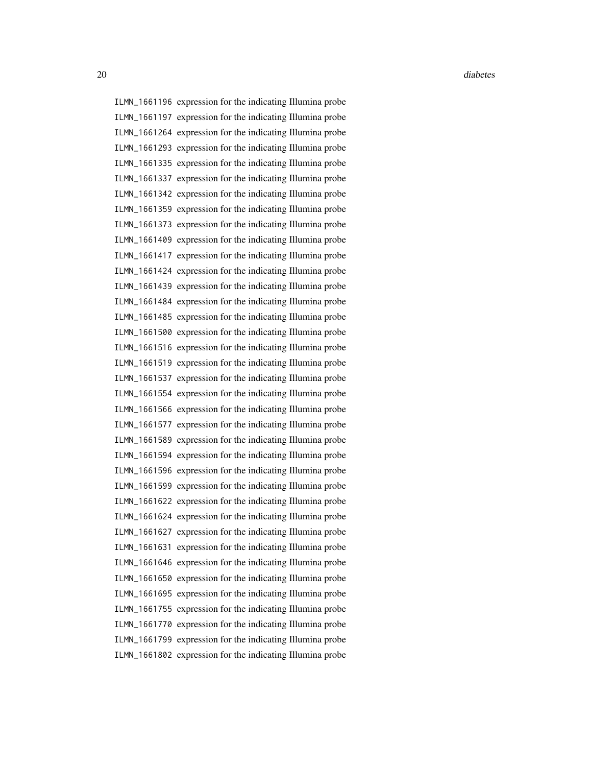ILMN_1661196 expression for the indicating Illumina probe
ILMN_1661197 expression for the indicating Illumina probe
ILMN_1661264 expression for the indicating Illumina probe
ILMN_1661293 expression for the indicating Illumina probe
ILMN_1661335 expression for the indicating Illumina probe
ILMN_1661337 expression for the indicating Illumina probe
ILMN_1661342 expression for the indicating Illumina probe
ILMN_1661359 expression for the indicating Illumina probe
ILMN_1661373 expression for the indicating Illumina probe
ILMN_1661409 expression for the indicating Illumina probe
ILMN_1661417 expression for the indicating Illumina probe
ILMN_1661424 expression for the indicating Illumina probe
ILMN_1661439 expression for the indicating Illumina probe
ILMN_1661484 expression for the indicating Illumina probe
ILMN_1661485 expression for the indicating Illumina probe
ILMN_1661500 expression for the indicating Illumina probe
ILMN_1661516 expression for the indicating Illumina probe
ILMN_1661519 expression for the indicating Illumina probe
ILMN_1661537 expression for the indicating Illumina probe
ILMN_1661554 expression for the indicating Illumina probe
ILMN_1661566 expression for the indicating Illumina probe
ILMN_1661577 expression for the indicating Illumina probe
ILMN_1661589 expression for the indicating Illumina probe
ILMN_1661594 expression for the indicating Illumina probe
ILMN_1661596 expression for the indicating Illumina probe
ILMN_1661599 expression for the indicating Illumina probe
ILMN_1661622 expression for the indicating Illumina probe
ILMN_1661624 expression for the indicating Illumina probe
ILMN_1661627 expression for the indicating Illumina probe
ILMN_1661631 expression for the indicating Illumina probe
ILMN_1661646 expression for the indicating Illumina probe
ILMN_1661650 expression for the indicating Illumina probe
ILMN_1661695 expression for the indicating Illumina probe
ILMN_1661755 expression for the indicating Illumina probe
ILMN_1661770 expression for the indicating Illumina probe
ILMN_1661799 expression for the indicating Illumina probe
ILMN_1661802 expression for the indicating Illumina probe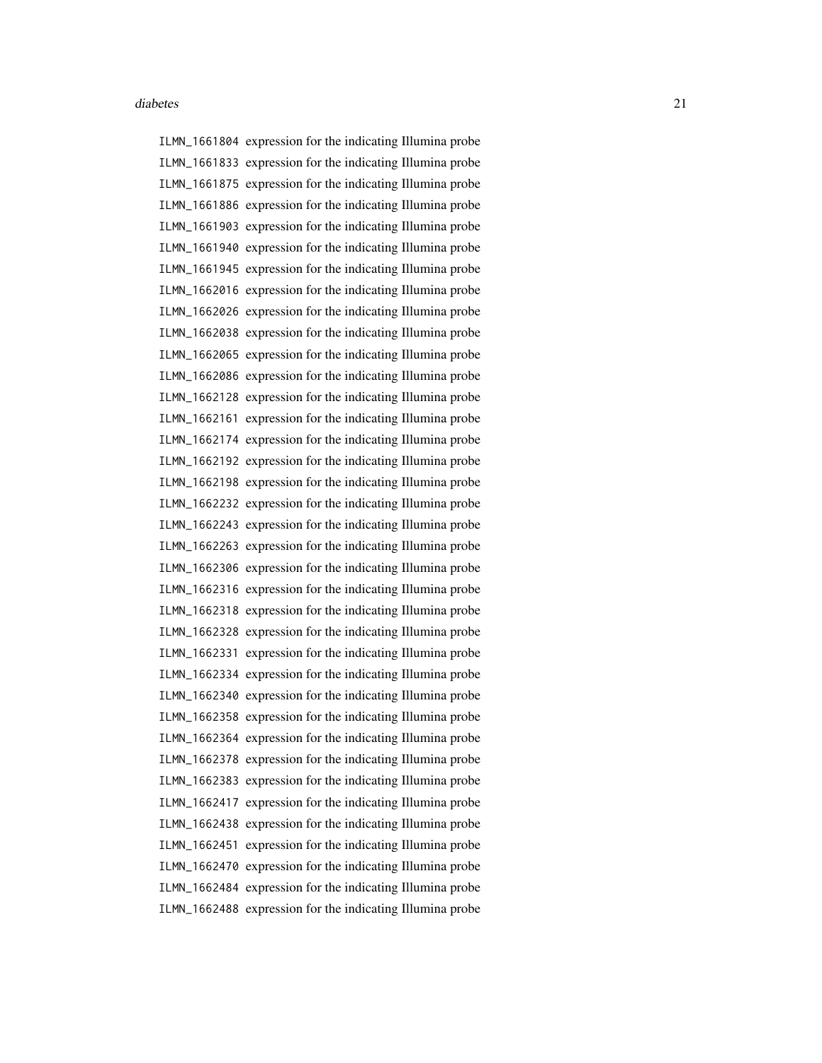ILMN_1661804 expression for the indicating Illumina probe
ILMN_1661833 expression for the indicating Illumina probe
ILMN_1661875 expression for the indicating Illumina probe
ILMN_1661886 expression for the indicating Illumina probe
ILMN_1661903 expression for the indicating Illumina probe
ILMN_1661940 expression for the indicating Illumina probe
ILMN_1661945 expression for the indicating Illumina probe
ILMN_1662016 expression for the indicating Illumina probe
ILMN_1662026 expression for the indicating Illumina probe
ILMN_1662038 expression for the indicating Illumina probe
ILMN_1662065 expression for the indicating Illumina probe
ILMN_1662086 expression for the indicating Illumina probe
ILMN_1662128 expression for the indicating Illumina probe
ILMN_1662161 expression for the indicating Illumina probe
ILMN_1662174 expression for the indicating Illumina probe
ILMN_1662192 expression for the indicating Illumina probe
ILMN_1662198 expression for the indicating Illumina probe
ILMN_1662232 expression for the indicating Illumina probe
ILMN_1662243 expression for the indicating Illumina probe
ILMN_1662263 expression for the indicating Illumina probe
ILMN_1662306 expression for the indicating Illumina probe
ILMN_1662316 expression for the indicating Illumina probe
ILMN_1662318 expression for the indicating Illumina probe
ILMN_1662328 expression for the indicating Illumina probe
ILMN_1662331 expression for the indicating Illumina probe
ILMN_1662334 expression for the indicating Illumina probe
ILMN_1662340 expression for the indicating Illumina probe
ILMN_1662358 expression for the indicating Illumina probe
ILMN_1662364 expression for the indicating Illumina probe
ILMN_1662378 expression for the indicating Illumina probe
ILMN_1662383 expression for the indicating Illumina probe
ILMN_1662417 expression for the indicating Illumina probe
ILMN_1662438 expression for the indicating Illumina probe
ILMN_1662451 expression for the indicating Illumina probe
ILMN_1662470 expression for the indicating Illumina probe
ILMN_1662484 expression for the indicating Illumina probe
ILMN_1662488 expression for the indicating Illumina probe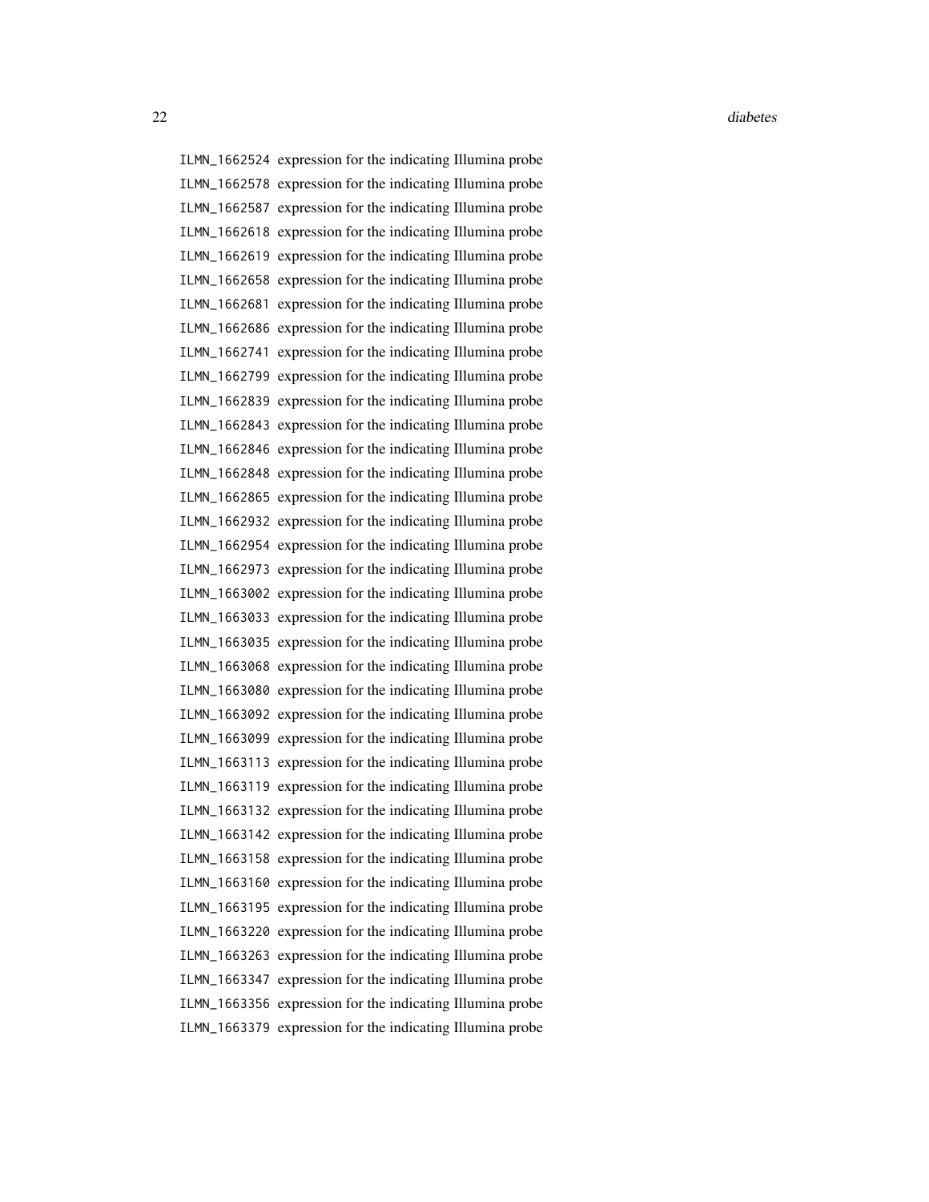ILMN_1662524 expression for the indicating Illumina probe
ILMN_1662578 expression for the indicating Illumina probe
ILMN_1662587 expression for the indicating Illumina probe
ILMN_1662618 expression for the indicating Illumina probe
ILMN_1662619 expression for the indicating Illumina probe
ILMN_1662658 expression for the indicating Illumina probe
ILMN_1662681 expression for the indicating Illumina probe
ILMN_1662686 expression for the indicating Illumina probe
ILMN_1662741 expression for the indicating Illumina probe
ILMN_1662799 expression for the indicating Illumina probe
ILMN_1662839 expression for the indicating Illumina probe
ILMN_1662843 expression for the indicating Illumina probe
ILMN_1662846 expression for the indicating Illumina probe
ILMN_1662848 expression for the indicating Illumina probe
ILMN_1662865 expression for the indicating Illumina probe
ILMN_1662932 expression for the indicating Illumina probe
ILMN_1662954 expression for the indicating Illumina probe
ILMN_1662973 expression for the indicating Illumina probe
ILMN_1663002 expression for the indicating Illumina probe
ILMN_1663033 expression for the indicating Illumina probe
ILMN_1663035 expression for the indicating Illumina probe
ILMN_1663068 expression for the indicating Illumina probe
ILMN_1663080 expression for the indicating Illumina probe
ILMN_1663092 expression for the indicating Illumina probe
ILMN_1663099 expression for the indicating Illumina probe
ILMN_1663113 expression for the indicating Illumina probe
ILMN_1663119 expression for the indicating Illumina probe
ILMN_1663132 expression for the indicating Illumina probe
ILMN_1663142 expression for the indicating Illumina probe
ILMN_1663158 expression for the indicating Illumina probe
ILMN_1663160 expression for the indicating Illumina probe
ILMN_1663195 expression for the indicating Illumina probe
ILMN_1663220 expression for the indicating Illumina probe
ILMN_1663263 expression for the indicating Illumina probe
ILMN_1663347 expression for the indicating Illumina probe
ILMN_1663356 expression for the indicating Illumina probe
ILMN_1663379 expression for the indicating Illumina probe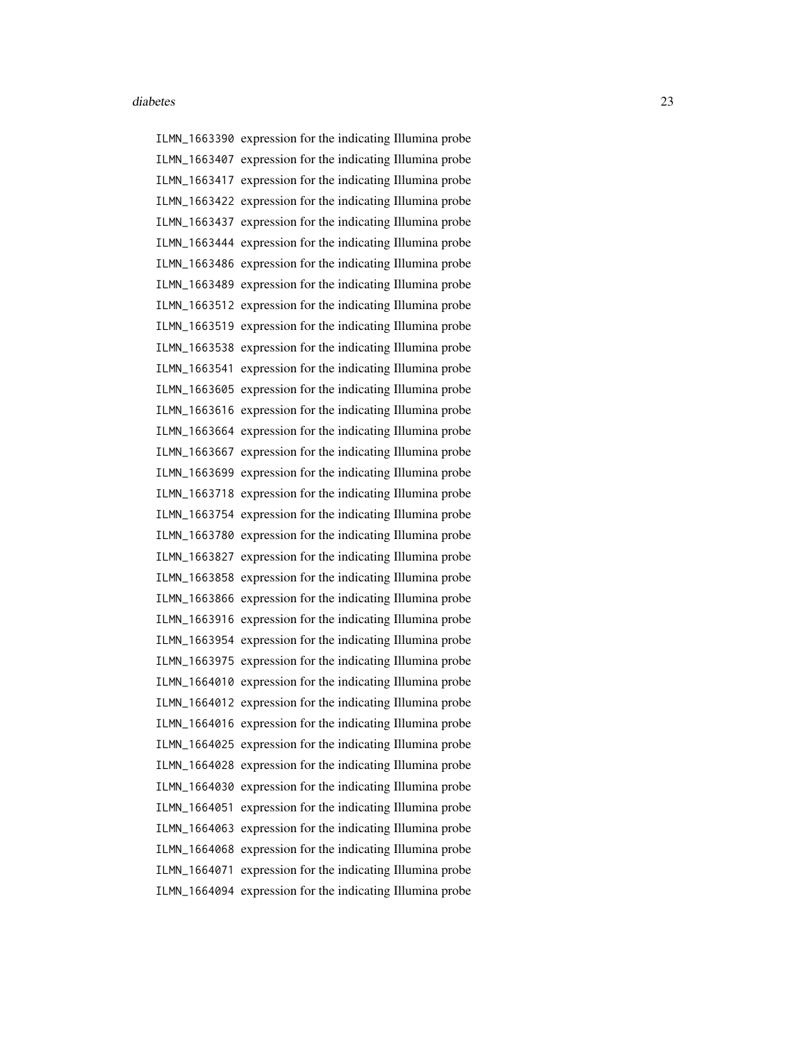ILMN_1663390 expression for the indicating Illumina probe
ILMN_1663407 expression for the indicating Illumina probe
ILMN_1663417 expression for the indicating Illumina probe
ILMN_1663422 expression for the indicating Illumina probe
ILMN_1663437 expression for the indicating Illumina probe
ILMN_1663444 expression for the indicating Illumina probe
ILMN_1663486 expression for the indicating Illumina probe
ILMN_1663489 expression for the indicating Illumina probe
ILMN_1663512 expression for the indicating Illumina probe
ILMN_1663519 expression for the indicating Illumina probe
ILMN_1663538 expression for the indicating Illumina probe
ILMN_1663541 expression for the indicating Illumina probe
ILMN_1663605 expression for the indicating Illumina probe
ILMN_1663616 expression for the indicating Illumina probe
ILMN_1663664 expression for the indicating Illumina probe
ILMN_1663667 expression for the indicating Illumina probe
ILMN_1663699 expression for the indicating Illumina probe
ILMN_1663718 expression for the indicating Illumina probe
ILMN_1663754 expression for the indicating Illumina probe
ILMN_1663780 expression for the indicating Illumina probe
ILMN_1663827 expression for the indicating Illumina probe
ILMN_1663858 expression for the indicating Illumina probe
ILMN_1663866 expression for the indicating Illumina probe
ILMN_1663916 expression for the indicating Illumina probe
ILMN_1663954 expression for the indicating Illumina probe
ILMN_1663975 expression for the indicating Illumina probe
ILMN_1664010 expression for the indicating Illumina probe
ILMN_1664012 expression for the indicating Illumina probe
ILMN_1664016 expression for the indicating Illumina probe
ILMN_1664025 expression for the indicating Illumina probe
ILMN_1664028 expression for the indicating Illumina probe
ILMN_1664030 expression for the indicating Illumina probe
ILMN_1664051 expression for the indicating Illumina probe
ILMN_1664063 expression for the indicating Illumina probe
ILMN_1664068 expression for the indicating Illumina probe
ILMN_1664071 expression for the indicating Illumina probe
ILMN_1664094 expression for the indicating Illumina probe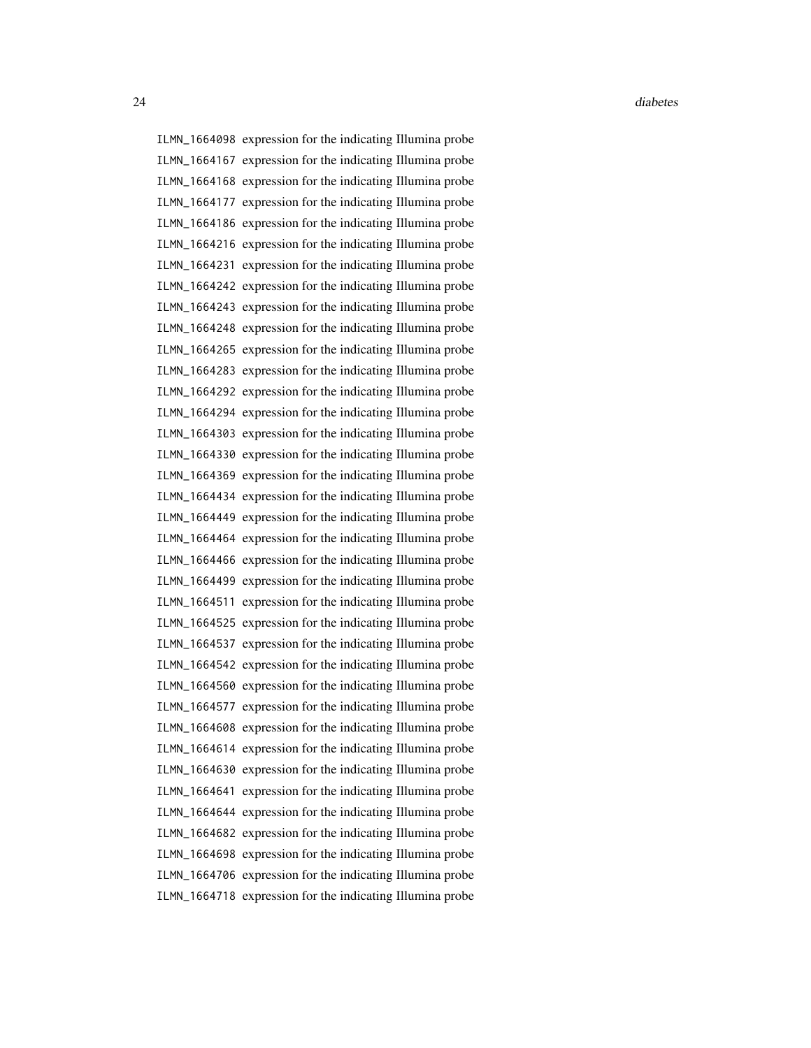ILMN_1664098 expression for the indicating Illumina probe
ILMN_1664167 expression for the indicating Illumina probe
ILMN_1664168 expression for the indicating Illumina probe
ILMN_1664177 expression for the indicating Illumina probe
ILMN_1664186 expression for the indicating Illumina probe
ILMN_1664216 expression for the indicating Illumina probe
ILMN_1664231 expression for the indicating Illumina probe
ILMN_1664242 expression for the indicating Illumina probe
ILMN_1664243 expression for the indicating Illumina probe
ILMN_1664248 expression for the indicating Illumina probe
ILMN_1664265 expression for the indicating Illumina probe
ILMN_1664283 expression for the indicating Illumina probe
ILMN_1664292 expression for the indicating Illumina probe
ILMN_1664294 expression for the indicating Illumina probe
ILMN_1664303 expression for the indicating Illumina probe
ILMN_1664330 expression for the indicating Illumina probe
ILMN_1664369 expression for the indicating Illumina probe
ILMN_1664434 expression for the indicating Illumina probe
ILMN_1664449 expression for the indicating Illumina probe
ILMN_1664464 expression for the indicating Illumina probe
ILMN_1664466 expression for the indicating Illumina probe
ILMN_1664499 expression for the indicating Illumina probe
ILMN_1664511 expression for the indicating Illumina probe
ILMN_1664525 expression for the indicating Illumina probe
ILMN_1664537 expression for the indicating Illumina probe
ILMN_1664542 expression for the indicating Illumina probe
ILMN_1664560 expression for the indicating Illumina probe
ILMN_1664577 expression for the indicating Illumina probe
ILMN_1664608 expression for the indicating Illumina probe
ILMN_1664614 expression for the indicating Illumina probe
ILMN_1664630 expression for the indicating Illumina probe
ILMN_1664641 expression for the indicating Illumina probe
ILMN_1664644 expression for the indicating Illumina probe
ILMN_1664682 expression for the indicating Illumina probe
ILMN_1664698 expression for the indicating Illumina probe
ILMN_1664706 expression for the indicating Illumina probe
ILMN_1664718 expression for the indicating Illumina probe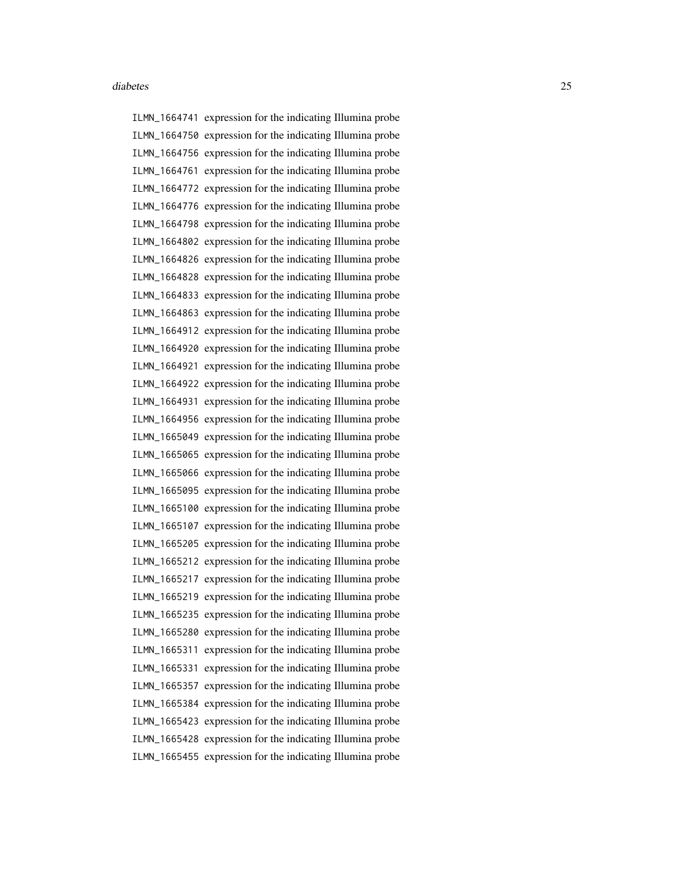ILMN_1664741 expression for the indicating Illumina probe
ILMN_1664750 expression for the indicating Illumina probe
ILMN_1664756 expression for the indicating Illumina probe
ILMN_1664761 expression for the indicating Illumina probe
ILMN_1664772 expression for the indicating Illumina probe
ILMN_1664776 expression for the indicating Illumina probe
ILMN_1664798 expression for the indicating Illumina probe
ILMN_1664802 expression for the indicating Illumina probe
ILMN_1664826 expression for the indicating Illumina probe
ILMN_1664828 expression for the indicating Illumina probe
ILMN_1664833 expression for the indicating Illumina probe
ILMN_1664863 expression for the indicating Illumina probe
ILMN_1664912 expression for the indicating Illumina probe
ILMN_1664920 expression for the indicating Illumina probe
ILMN_1664921 expression for the indicating Illumina probe
ILMN_1664922 expression for the indicating Illumina probe
ILMN_1664931 expression for the indicating Illumina probe
ILMN_1664956 expression for the indicating Illumina probe
ILMN_1665049 expression for the indicating Illumina probe
ILMN_1665065 expression for the indicating Illumina probe
ILMN_1665066 expression for the indicating Illumina probe
ILMN_1665095 expression for the indicating Illumina probe
ILMN_1665100 expression for the indicating Illumina probe
ILMN_1665107 expression for the indicating Illumina probe
ILMN_1665205 expression for the indicating Illumina probe
ILMN_1665212 expression for the indicating Illumina probe
ILMN_1665217 expression for the indicating Illumina probe
ILMN_1665219 expression for the indicating Illumina probe
ILMN_1665235 expression for the indicating Illumina probe
ILMN_1665280 expression for the indicating Illumina probe
ILMN_1665311 expression for the indicating Illumina probe
ILMN_1665331 expression for the indicating Illumina probe
ILMN_1665357 expression for the indicating Illumina probe
ILMN_1665384 expression for the indicating Illumina probe
ILMN_1665423 expression for the indicating Illumina probe
ILMN_1665428 expression for the indicating Illumina probe
ILMN_1665455 expression for the indicating Illumina probe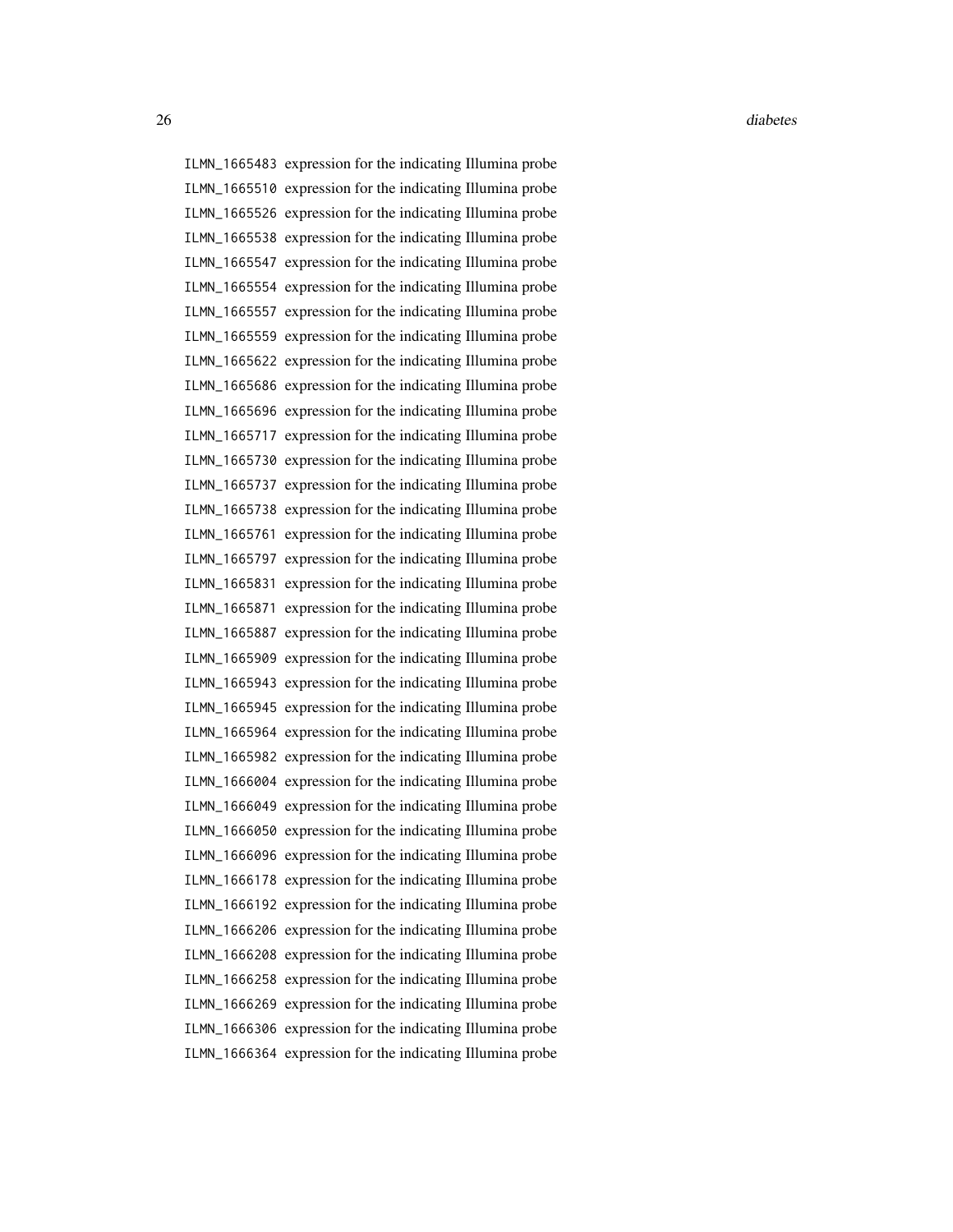| | |
|---|---|
| ILMN_1665483 | expression for the indicating Illumina probe |
| ILMN_1665510 | expression for the indicating Illumina probe |
| ILMN_1665526 | expression for the indicating Illumina probe |
| ILMN_1665538 | expression for the indicating Illumina probe |
| ILMN_1665547 | expression for the indicating Illumina probe |
| ILMN_1665554 | expression for the indicating Illumina probe |
| ILMN_1665557 | expression for the indicating Illumina probe |
| ILMN_1665559 | expression for the indicating Illumina probe |
| ILMN_1665622 | expression for the indicating Illumina probe |
| ILMN_1665686 | expression for the indicating Illumina probe |
| ILMN_1665696 | expression for the indicating Illumina probe |
| ILMN_1665717 | expression for the indicating Illumina probe |
| ILMN_1665730 | expression for the indicating Illumina probe |
| ILMN_1665737 | expression for the indicating Illumina probe |
| ILMN_1665738 | expression for the indicating Illumina probe |
| ILMN_1665761 | expression for the indicating Illumina probe |
| ILMN_1665797 | expression for the indicating Illumina probe |
| ILMN_1665831 | expression for the indicating Illumina probe |
| ILMN_1665871 | expression for the indicating Illumina probe |
| ILMN_1665887 | expression for the indicating Illumina probe |
| ILMN_1665909 | expression for the indicating Illumina probe |
| ILMN_1665943 | expression for the indicating Illumina probe |
| ILMN_1665945 | expression for the indicating Illumina probe |
| ILMN_1665964 | expression for the indicating Illumina probe |
| ILMN_1665982 | expression for the indicating Illumina probe |
| ILMN_1666004 | expression for the indicating Illumina probe |
| ILMN_1666049 | expression for the indicating Illumina probe |
| ILMN_1666050 | expression for the indicating Illumina probe |
| ILMN_1666096 | expression for the indicating Illumina probe |
| ILMN_1666178 | expression for the indicating Illumina probe |
| ILMN_1666192 | expression for the indicating Illumina probe |
| ILMN_1666206 | expression for the indicating Illumina probe |
| ILMN_1666208 | expression for the indicating Illumina probe |
| ILMN_1666258 | expression for the indicating Illumina probe |
| ILMN_1666269 | expression for the indicating Illumina probe |
| ILMN_1666306 | expression for the indicating Illumina probe |
| ILMN_1666364 | expression for the indicating Illumina probe |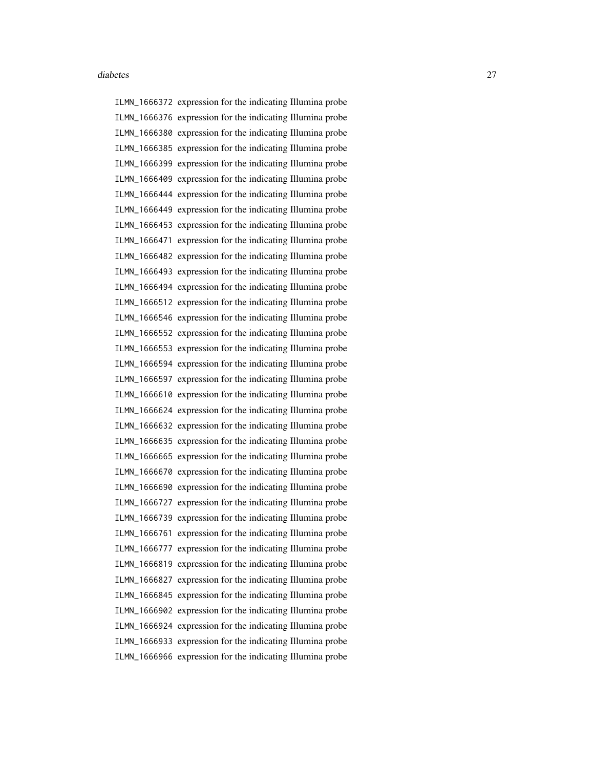ILMN_1666372 expression for the indicating Illumina probe
ILMN_1666376 expression for the indicating Illumina probe
ILMN_1666380 expression for the indicating Illumina probe
ILMN_1666385 expression for the indicating Illumina probe
ILMN_1666399 expression for the indicating Illumina probe
ILMN_1666409 expression for the indicating Illumina probe
ILMN_1666444 expression for the indicating Illumina probe
ILMN_1666449 expression for the indicating Illumina probe
ILMN_1666453 expression for the indicating Illumina probe
ILMN_1666471 expression for the indicating Illumina probe
ILMN_1666482 expression for the indicating Illumina probe
ILMN_1666493 expression for the indicating Illumina probe
ILMN_1666494 expression for the indicating Illumina probe
ILMN_1666512 expression for the indicating Illumina probe
ILMN_1666546 expression for the indicating Illumina probe
ILMN_1666552 expression for the indicating Illumina probe
ILMN_1666553 expression for the indicating Illumina probe
ILMN_1666594 expression for the indicating Illumina probe
ILMN_1666597 expression for the indicating Illumina probe
ILMN_1666610 expression for the indicating Illumina probe
ILMN_1666624 expression for the indicating Illumina probe
ILMN_1666632 expression for the indicating Illumina probe
ILMN_1666635 expression for the indicating Illumina probe
ILMN_1666665 expression for the indicating Illumina probe
ILMN_1666670 expression for the indicating Illumina probe
ILMN_1666690 expression for the indicating Illumina probe
ILMN_1666727 expression for the indicating Illumina probe
ILMN_1666739 expression for the indicating Illumina probe
ILMN_1666761 expression for the indicating Illumina probe
ILMN_1666777 expression for the indicating Illumina probe
ILMN_1666819 expression for the indicating Illumina probe
ILMN_1666827 expression for the indicating Illumina probe
ILMN_1666845 expression for the indicating Illumina probe
ILMN_1666902 expression for the indicating Illumina probe
ILMN_1666924 expression for the indicating Illumina probe
ILMN_1666933 expression for the indicating Illumina probe
ILMN_1666966 expression for the indicating Illumina probe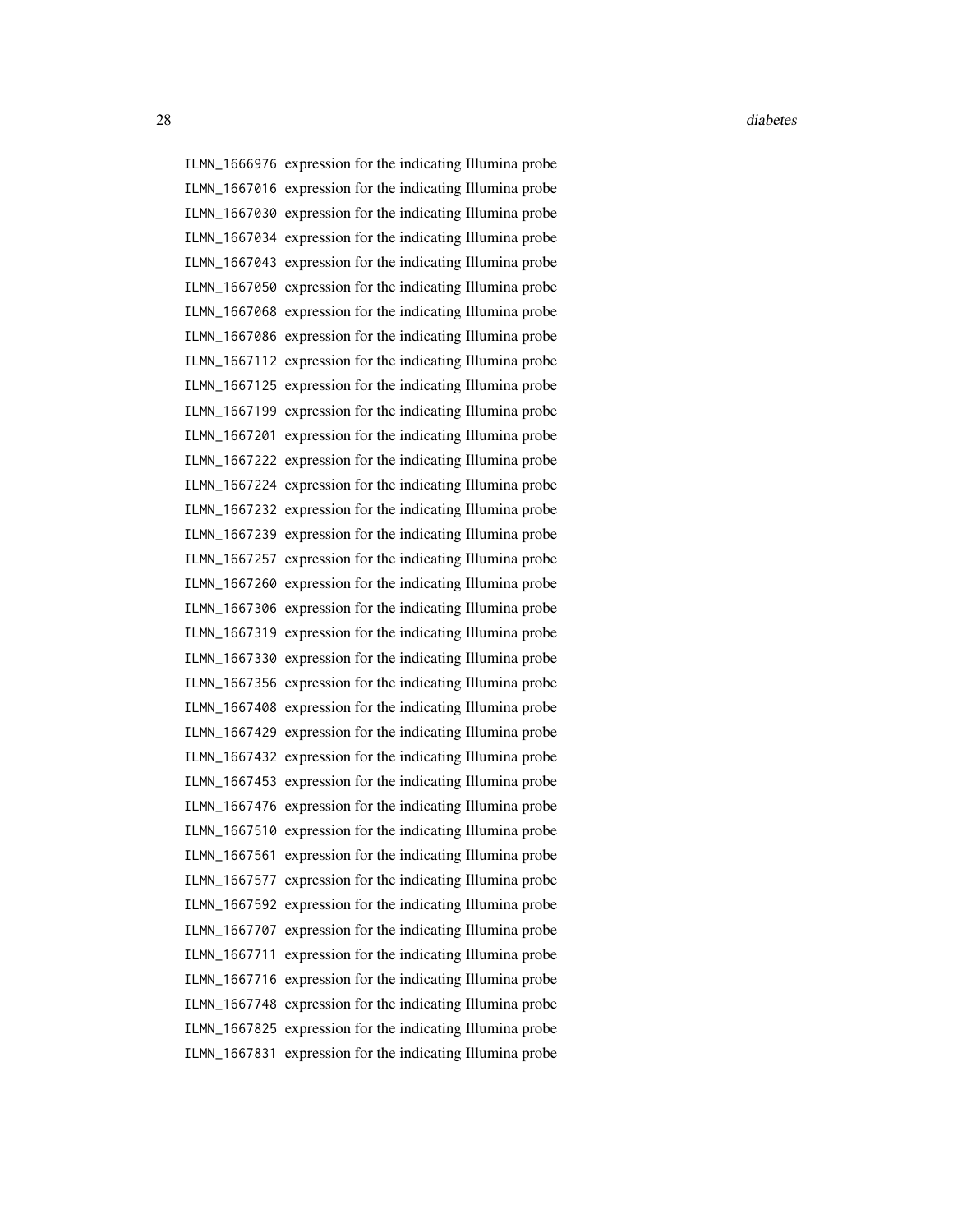ILMN_1666976 expression for the indicating Illumina probe
ILMN_1667016 expression for the indicating Illumina probe
ILMN_1667030 expression for the indicating Illumina probe
ILMN_1667034 expression for the indicating Illumina probe
ILMN_1667043 expression for the indicating Illumina probe
ILMN_1667050 expression for the indicating Illumina probe
ILMN_1667068 expression for the indicating Illumina probe
ILMN_1667086 expression for the indicating Illumina probe
ILMN_1667112 expression for the indicating Illumina probe
ILMN_1667125 expression for the indicating Illumina probe
ILMN_1667199 expression for the indicating Illumina probe
ILMN_1667201 expression for the indicating Illumina probe
ILMN_1667222 expression for the indicating Illumina probe
ILMN_1667224 expression for the indicating Illumina probe
ILMN_1667232 expression for the indicating Illumina probe
ILMN_1667239 expression for the indicating Illumina probe
ILMN_1667257 expression for the indicating Illumina probe
ILMN_1667260 expression for the indicating Illumina probe
ILMN_1667306 expression for the indicating Illumina probe
ILMN_1667319 expression for the indicating Illumina probe
ILMN_1667330 expression for the indicating Illumina probe
ILMN_1667356 expression for the indicating Illumina probe
ILMN_1667408 expression for the indicating Illumina probe
ILMN_1667429 expression for the indicating Illumina probe
ILMN_1667432 expression for the indicating Illumina probe
ILMN_1667453 expression for the indicating Illumina probe
ILMN_1667476 expression for the indicating Illumina probe
ILMN_1667510 expression for the indicating Illumina probe
ILMN_1667561 expression for the indicating Illumina probe
ILMN_1667577 expression for the indicating Illumina probe
ILMN_1667592 expression for the indicating Illumina probe
ILMN_1667707 expression for the indicating Illumina probe
ILMN_1667711 expression for the indicating Illumina probe
ILMN_1667716 expression for the indicating Illumina probe
ILMN_1667748 expression for the indicating Illumina probe
ILMN_1667825 expression for the indicating Illumina probe
ILMN_1667831 expression for the indicating Illumina probe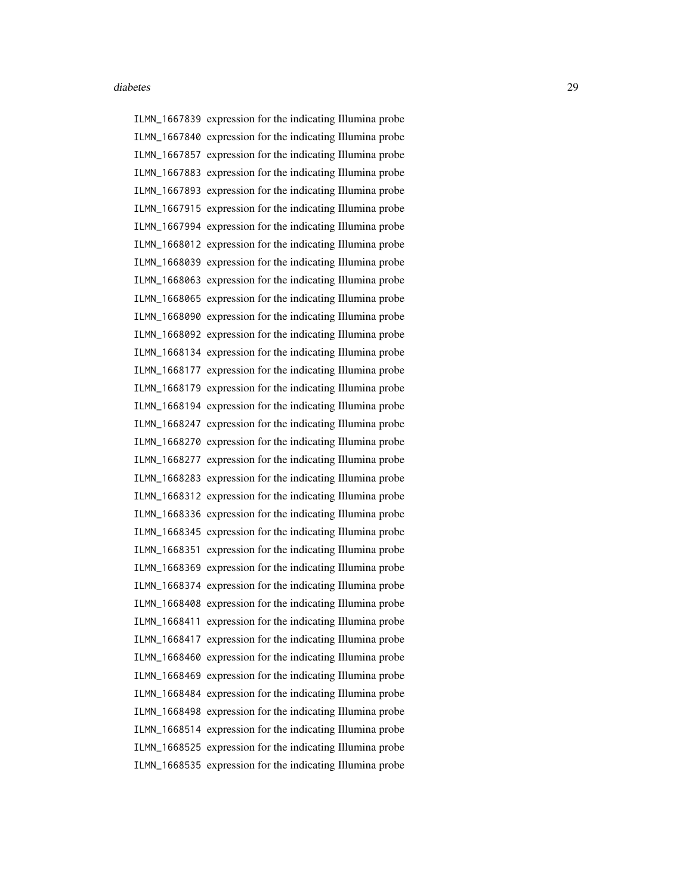ILMN_1667839 expression for the indicating Illumina probe
ILMN_1667840 expression for the indicating Illumina probe
ILMN_1667857 expression for the indicating Illumina probe
ILMN_1667883 expression for the indicating Illumina probe
ILMN_1667893 expression for the indicating Illumina probe
ILMN_1667915 expression for the indicating Illumina probe
ILMN_1667994 expression for the indicating Illumina probe
ILMN_1668012 expression for the indicating Illumina probe
ILMN_1668039 expression for the indicating Illumina probe
ILMN_1668063 expression for the indicating Illumina probe
ILMN_1668065 expression for the indicating Illumina probe
ILMN_1668090 expression for the indicating Illumina probe
ILMN_1668092 expression for the indicating Illumina probe
ILMN_1668134 expression for the indicating Illumina probe
ILMN_1668177 expression for the indicating Illumina probe
ILMN_1668179 expression for the indicating Illumina probe
ILMN_1668194 expression for the indicating Illumina probe
ILMN_1668247 expression for the indicating Illumina probe
ILMN_1668270 expression for the indicating Illumina probe
ILMN_1668277 expression for the indicating Illumina probe
ILMN_1668283 expression for the indicating Illumina probe
ILMN_1668312 expression for the indicating Illumina probe
ILMN_1668336 expression for the indicating Illumina probe
ILMN_1668345 expression for the indicating Illumina probe
ILMN_1668351 expression for the indicating Illumina probe
ILMN_1668369 expression for the indicating Illumina probe
ILMN_1668374 expression for the indicating Illumina probe
ILMN_1668408 expression for the indicating Illumina probe
ILMN_1668411 expression for the indicating Illumina probe
ILMN_1668417 expression for the indicating Illumina probe
ILMN_1668460 expression for the indicating Illumina probe
ILMN_1668469 expression for the indicating Illumina probe
ILMN_1668484 expression for the indicating Illumina probe
ILMN_1668498 expression for the indicating Illumina probe
ILMN_1668514 expression for the indicating Illumina probe
ILMN_1668525 expression for the indicating Illumina probe
ILMN_1668535 expression for the indicating Illumina probe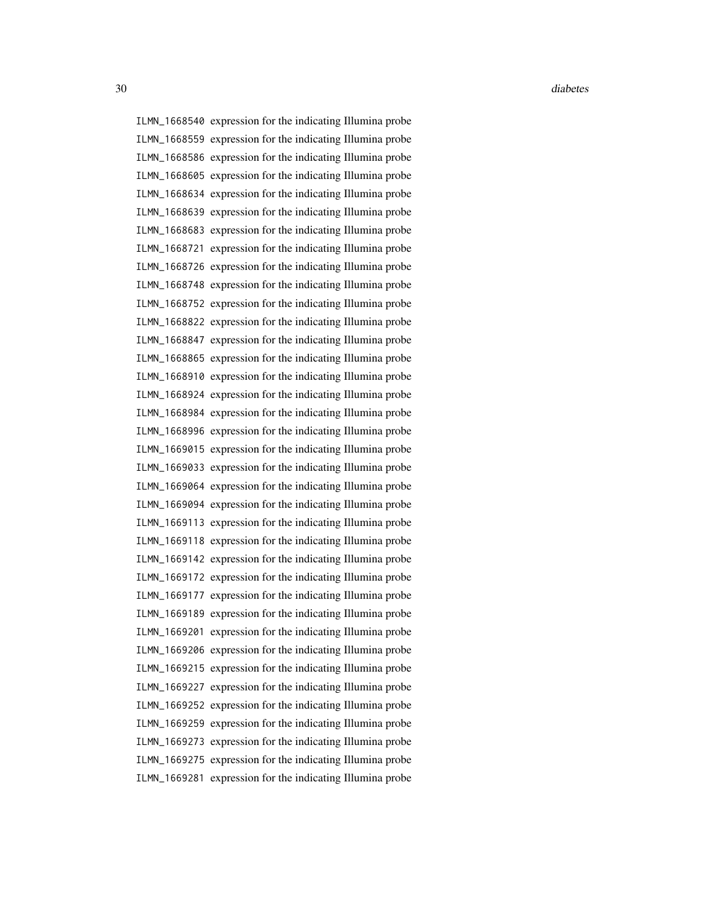ILMN_1668540 expression for the indicating Illumina probe
ILMN_1668559 expression for the indicating Illumina probe
ILMN_1668586 expression for the indicating Illumina probe
ILMN_1668605 expression for the indicating Illumina probe
ILMN_1668634 expression for the indicating Illumina probe
ILMN_1668639 expression for the indicating Illumina probe
ILMN_1668683 expression for the indicating Illumina probe
ILMN_1668721 expression for the indicating Illumina probe
ILMN_1668726 expression for the indicating Illumina probe
ILMN_1668748 expression for the indicating Illumina probe
ILMN_1668752 expression for the indicating Illumina probe
ILMN_1668822 expression for the indicating Illumina probe
ILMN_1668847 expression for the indicating Illumina probe
ILMN_1668865 expression for the indicating Illumina probe
ILMN_1668910 expression for the indicating Illumina probe
ILMN_1668924 expression for the indicating Illumina probe
ILMN_1668984 expression for the indicating Illumina probe
ILMN_1668996 expression for the indicating Illumina probe
ILMN_1669015 expression for the indicating Illumina probe
ILMN_1669033 expression for the indicating Illumina probe
ILMN_1669064 expression for the indicating Illumina probe
ILMN_1669094 expression for the indicating Illumina probe
ILMN_1669113 expression for the indicating Illumina probe
ILMN_1669118 expression for the indicating Illumina probe
ILMN_1669142 expression for the indicating Illumina probe
ILMN_1669172 expression for the indicating Illumina probe
ILMN_1669177 expression for the indicating Illumina probe
ILMN_1669189 expression for the indicating Illumina probe
ILMN_1669201 expression for the indicating Illumina probe
ILMN_1669206 expression for the indicating Illumina probe
ILMN_1669215 expression for the indicating Illumina probe
ILMN_1669227 expression for the indicating Illumina probe
ILMN_1669252 expression for the indicating Illumina probe
ILMN_1669259 expression for the indicating Illumina probe
ILMN_1669273 expression for the indicating Illumina probe
ILMN_1669275 expression for the indicating Illumina probe
ILMN_1669281 expression for the indicating Illumina probe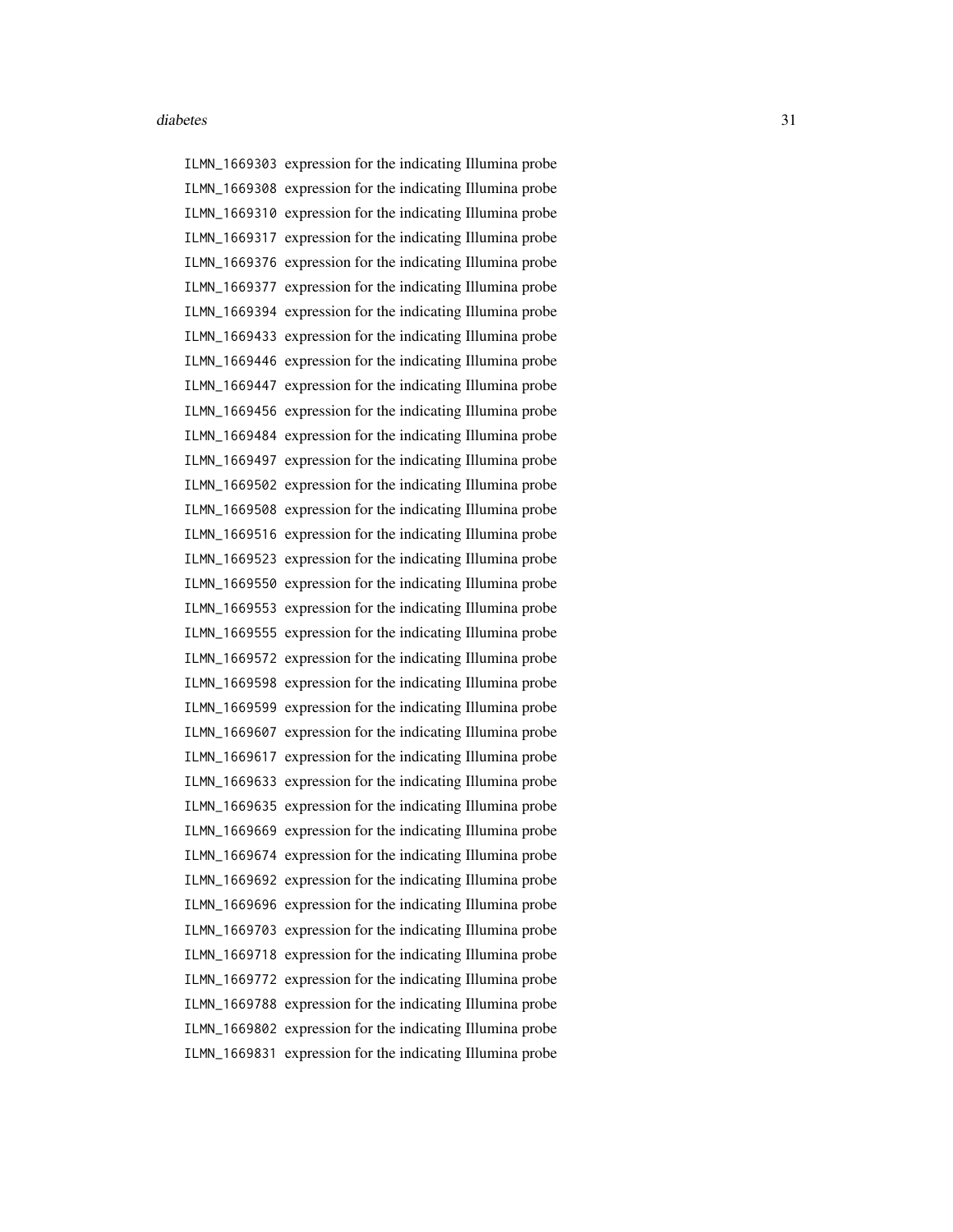ILMN_1669303 expression for the indicating Illumina probe
ILMN_1669308 expression for the indicating Illumina probe
ILMN_1669310 expression for the indicating Illumina probe
ILMN_1669317 expression for the indicating Illumina probe
ILMN_1669376 expression for the indicating Illumina probe
ILMN_1669377 expression for the indicating Illumina probe
ILMN_1669394 expression for the indicating Illumina probe
ILMN_1669433 expression for the indicating Illumina probe
ILMN_1669446 expression for the indicating Illumina probe
ILMN_1669447 expression for the indicating Illumina probe
ILMN_1669456 expression for the indicating Illumina probe
ILMN_1669484 expression for the indicating Illumina probe
ILMN_1669497 expression for the indicating Illumina probe
ILMN_1669502 expression for the indicating Illumina probe
ILMN_1669508 expression for the indicating Illumina probe
ILMN_1669516 expression for the indicating Illumina probe
ILMN_1669523 expression for the indicating Illumina probe
ILMN_1669550 expression for the indicating Illumina probe
ILMN_1669553 expression for the indicating Illumina probe
ILMN_1669555 expression for the indicating Illumina probe
ILMN_1669572 expression for the indicating Illumina probe
ILMN_1669598 expression for the indicating Illumina probe
ILMN_1669599 expression for the indicating Illumina probe
ILMN_1669607 expression for the indicating Illumina probe
ILMN_1669617 expression for the indicating Illumina probe
ILMN_1669633 expression for the indicating Illumina probe
ILMN_1669635 expression for the indicating Illumina probe
ILMN_1669669 expression for the indicating Illumina probe
ILMN_1669674 expression for the indicating Illumina probe
ILMN_1669692 expression for the indicating Illumina probe
ILMN_1669696 expression for the indicating Illumina probe
ILMN_1669703 expression for the indicating Illumina probe
ILMN_1669718 expression for the indicating Illumina probe
ILMN_1669772 expression for the indicating Illumina probe
ILMN_1669788 expression for the indicating Illumina probe
ILMN_1669802 expression for the indicating Illumina probe
ILMN_1669831 expression for the indicating Illumina probe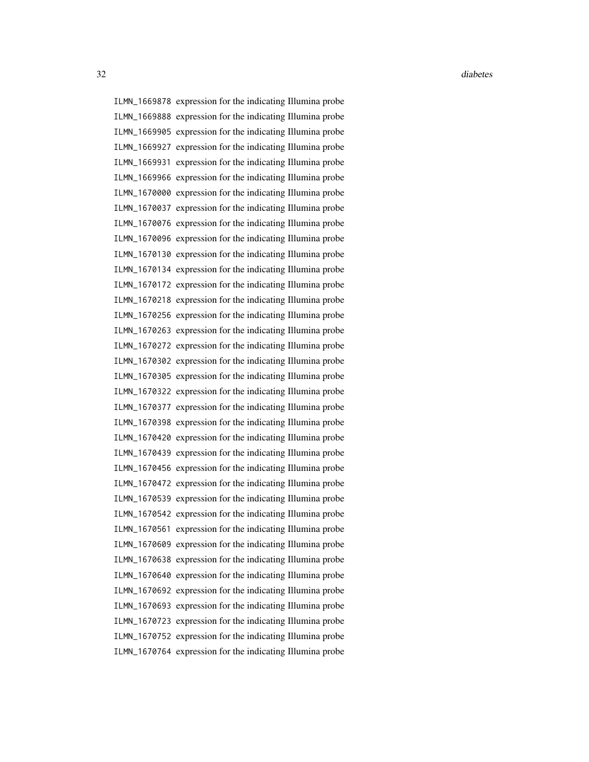ILMN_1669878 expression for the indicating Illumina probe
ILMN_1669888 expression for the indicating Illumina probe
ILMN_1669905 expression for the indicating Illumina probe
ILMN_1669927 expression for the indicating Illumina probe
ILMN_1669931 expression for the indicating Illumina probe
ILMN_1669966 expression for the indicating Illumina probe
ILMN_1670000 expression for the indicating Illumina probe
ILMN_1670037 expression for the indicating Illumina probe
ILMN_1670076 expression for the indicating Illumina probe
ILMN_1670096 expression for the indicating Illumina probe
ILMN_1670130 expression for the indicating Illumina probe
ILMN_1670134 expression for the indicating Illumina probe
ILMN_1670172 expression for the indicating Illumina probe
ILMN_1670218 expression for the indicating Illumina probe
ILMN_1670256 expression for the indicating Illumina probe
ILMN_1670263 expression for the indicating Illumina probe
ILMN_1670272 expression for the indicating Illumina probe
ILMN_1670302 expression for the indicating Illumina probe
ILMN_1670305 expression for the indicating Illumina probe
ILMN_1670322 expression for the indicating Illumina probe
ILMN_1670377 expression for the indicating Illumina probe
ILMN_1670398 expression for the indicating Illumina probe
ILMN_1670420 expression for the indicating Illumina probe
ILMN_1670439 expression for the indicating Illumina probe
ILMN_1670456 expression for the indicating Illumina probe
ILMN_1670472 expression for the indicating Illumina probe
ILMN_1670539 expression for the indicating Illumina probe
ILMN_1670542 expression for the indicating Illumina probe
ILMN_1670561 expression for the indicating Illumina probe
ILMN_1670609 expression for the indicating Illumina probe
ILMN_1670638 expression for the indicating Illumina probe
ILMN_1670640 expression for the indicating Illumina probe
ILMN_1670692 expression for the indicating Illumina probe
ILMN_1670693 expression for the indicating Illumina probe
ILMN_1670723 expression for the indicating Illumina probe
ILMN_1670752 expression for the indicating Illumina probe
ILMN_1670764 expression for the indicating Illumina probe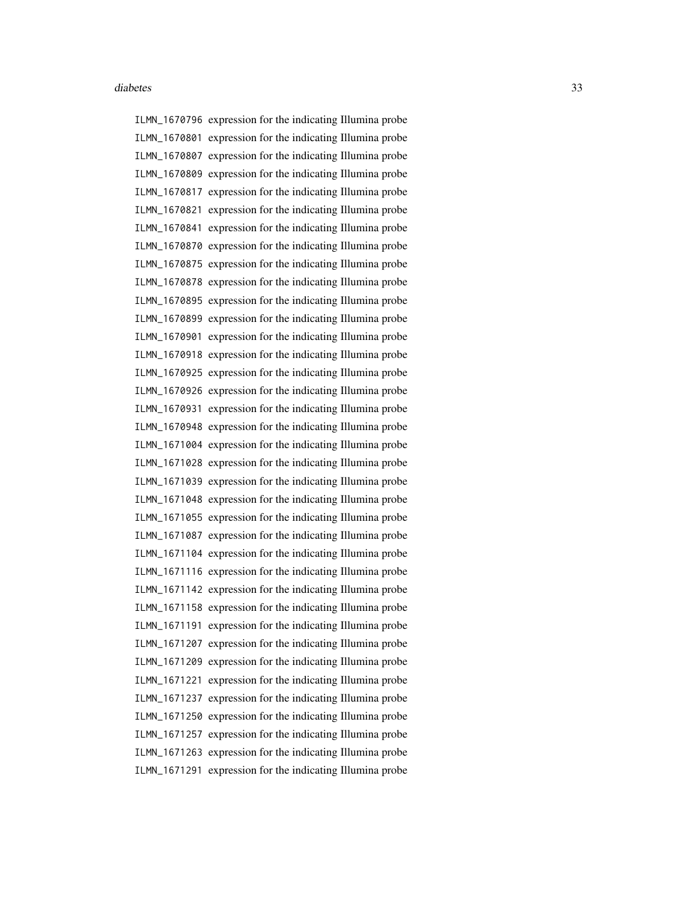ILMN_1670796 expression for the indicating Illumina probe
ILMN_1670801 expression for the indicating Illumina probe
ILMN_1670807 expression for the indicating Illumina probe
ILMN_1670809 expression for the indicating Illumina probe
ILMN_1670817 expression for the indicating Illumina probe
ILMN_1670821 expression for the indicating Illumina probe
ILMN_1670841 expression for the indicating Illumina probe
ILMN_1670870 expression for the indicating Illumina probe
ILMN_1670875 expression for the indicating Illumina probe
ILMN_1670878 expression for the indicating Illumina probe
ILMN_1670895 expression for the indicating Illumina probe
ILMN_1670899 expression for the indicating Illumina probe
ILMN_1670901 expression for the indicating Illumina probe
ILMN_1670918 expression for the indicating Illumina probe
ILMN_1670925 expression for the indicating Illumina probe
ILMN_1670926 expression for the indicating Illumina probe
ILMN_1670931 expression for the indicating Illumina probe
ILMN_1670948 expression for the indicating Illumina probe
ILMN_1671004 expression for the indicating Illumina probe
ILMN_1671028 expression for the indicating Illumina probe
ILMN_1671039 expression for the indicating Illumina probe
ILMN_1671048 expression for the indicating Illumina probe
ILMN_1671055 expression for the indicating Illumina probe
ILMN_1671087 expression for the indicating Illumina probe
ILMN_1671104 expression for the indicating Illumina probe
ILMN_1671116 expression for the indicating Illumina probe
ILMN_1671142 expression for the indicating Illumina probe
ILMN_1671158 expression for the indicating Illumina probe
ILMN_1671191 expression for the indicating Illumina probe
ILMN_1671207 expression for the indicating Illumina probe
ILMN_1671209 expression for the indicating Illumina probe
ILMN_1671221 expression for the indicating Illumina probe
ILMN_1671237 expression for the indicating Illumina probe
ILMN_1671250 expression for the indicating Illumina probe
ILMN_1671257 expression for the indicating Illumina probe
ILMN_1671263 expression for the indicating Illumina probe
ILMN_1671291 expression for the indicating Illumina probe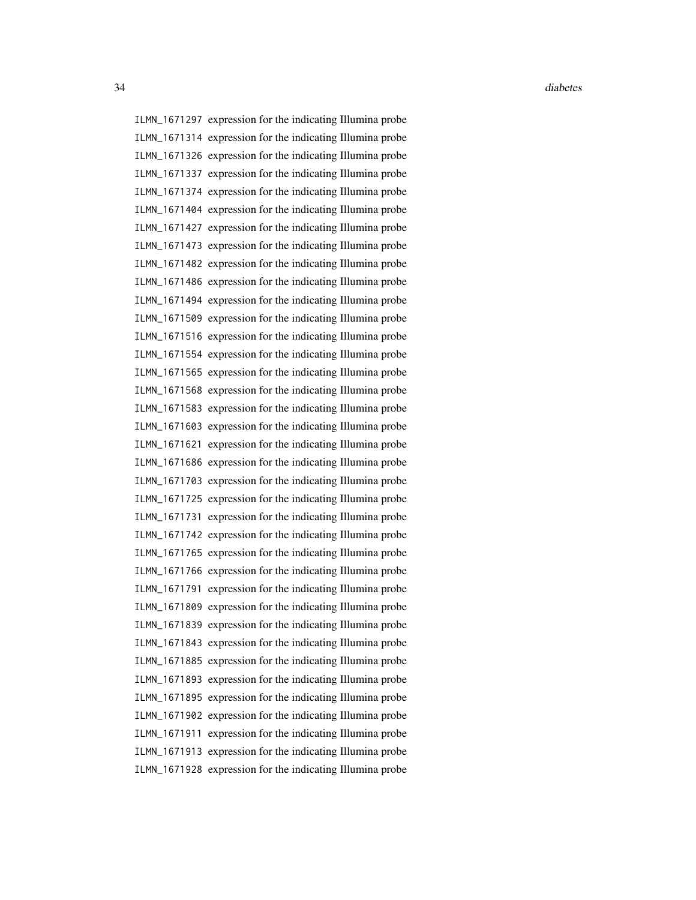ILMN_1671297 expression for the indicating Illumina probe
ILMN_1671314 expression for the indicating Illumina probe
ILMN_1671326 expression for the indicating Illumina probe
ILMN_1671337 expression for the indicating Illumina probe
ILMN_1671374 expression for the indicating Illumina probe
ILMN_1671404 expression for the indicating Illumina probe
ILMN_1671427 expression for the indicating Illumina probe
ILMN_1671473 expression for the indicating Illumina probe
ILMN_1671482 expression for the indicating Illumina probe
ILMN_1671486 expression for the indicating Illumina probe
ILMN_1671494 expression for the indicating Illumina probe
ILMN_1671509 expression for the indicating Illumina probe
ILMN_1671516 expression for the indicating Illumina probe
ILMN_1671554 expression for the indicating Illumina probe
ILMN_1671565 expression for the indicating Illumina probe
ILMN_1671568 expression for the indicating Illumina probe
ILMN_1671583 expression for the indicating Illumina probe
ILMN_1671603 expression for the indicating Illumina probe
ILMN_1671621 expression for the indicating Illumina probe
ILMN_1671686 expression for the indicating Illumina probe
ILMN_1671703 expression for the indicating Illumina probe
ILMN_1671725 expression for the indicating Illumina probe
ILMN_1671731 expression for the indicating Illumina probe
ILMN_1671742 expression for the indicating Illumina probe
ILMN_1671765 expression for the indicating Illumina probe
ILMN_1671766 expression for the indicating Illumina probe
ILMN_1671791 expression for the indicating Illumina probe
ILMN_1671809 expression for the indicating Illumina probe
ILMN_1671839 expression for the indicating Illumina probe
ILMN_1671843 expression for the indicating Illumina probe
ILMN_1671885 expression for the indicating Illumina probe
ILMN_1671893 expression for the indicating Illumina probe
ILMN_1671895 expression for the indicating Illumina probe
ILMN_1671902 expression for the indicating Illumina probe
ILMN_1671911 expression for the indicating Illumina probe
ILMN_1671913 expression for the indicating Illumina probe
ILMN_1671928 expression for the indicating Illumina probe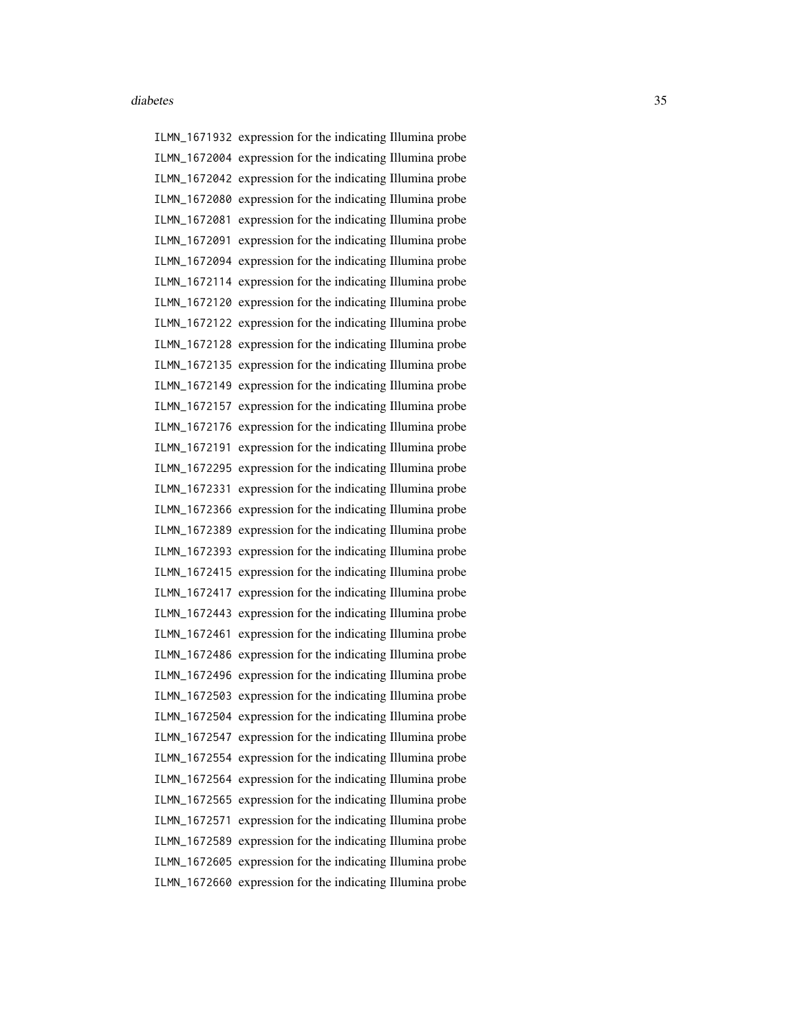ILMN_1671932 expression for the indicating Illumina probe
ILMN_1672004 expression for the indicating Illumina probe
ILMN_1672042 expression for the indicating Illumina probe
ILMN_1672080 expression for the indicating Illumina probe
ILMN_1672081 expression for the indicating Illumina probe
ILMN_1672091 expression for the indicating Illumina probe
ILMN_1672094 expression for the indicating Illumina probe
ILMN_1672114 expression for the indicating Illumina probe
ILMN_1672120 expression for the indicating Illumina probe
ILMN_1672122 expression for the indicating Illumina probe
ILMN_1672128 expression for the indicating Illumina probe
ILMN_1672135 expression for the indicating Illumina probe
ILMN_1672149 expression for the indicating Illumina probe
ILMN_1672157 expression for the indicating Illumina probe
ILMN_1672176 expression for the indicating Illumina probe
ILMN_1672191 expression for the indicating Illumina probe
ILMN_1672295 expression for the indicating Illumina probe
ILMN_1672331 expression for the indicating Illumina probe
ILMN_1672366 expression for the indicating Illumina probe
ILMN_1672389 expression for the indicating Illumina probe
ILMN_1672393 expression for the indicating Illumina probe
ILMN_1672415 expression for the indicating Illumina probe
ILMN_1672417 expression for the indicating Illumina probe
ILMN_1672443 expression for the indicating Illumina probe
ILMN_1672461 expression for the indicating Illumina probe
ILMN_1672486 expression for the indicating Illumina probe
ILMN_1672496 expression for the indicating Illumina probe
ILMN_1672503 expression for the indicating Illumina probe
ILMN_1672504 expression for the indicating Illumina probe
ILMN_1672547 expression for the indicating Illumina probe
ILMN_1672554 expression for the indicating Illumina probe
ILMN_1672564 expression for the indicating Illumina probe
ILMN_1672565 expression for the indicating Illumina probe
ILMN_1672571 expression for the indicating Illumina probe
ILMN_1672589 expression for the indicating Illumina probe
ILMN_1672605 expression for the indicating Illumina probe
ILMN_1672660 expression for the indicating Illumina probe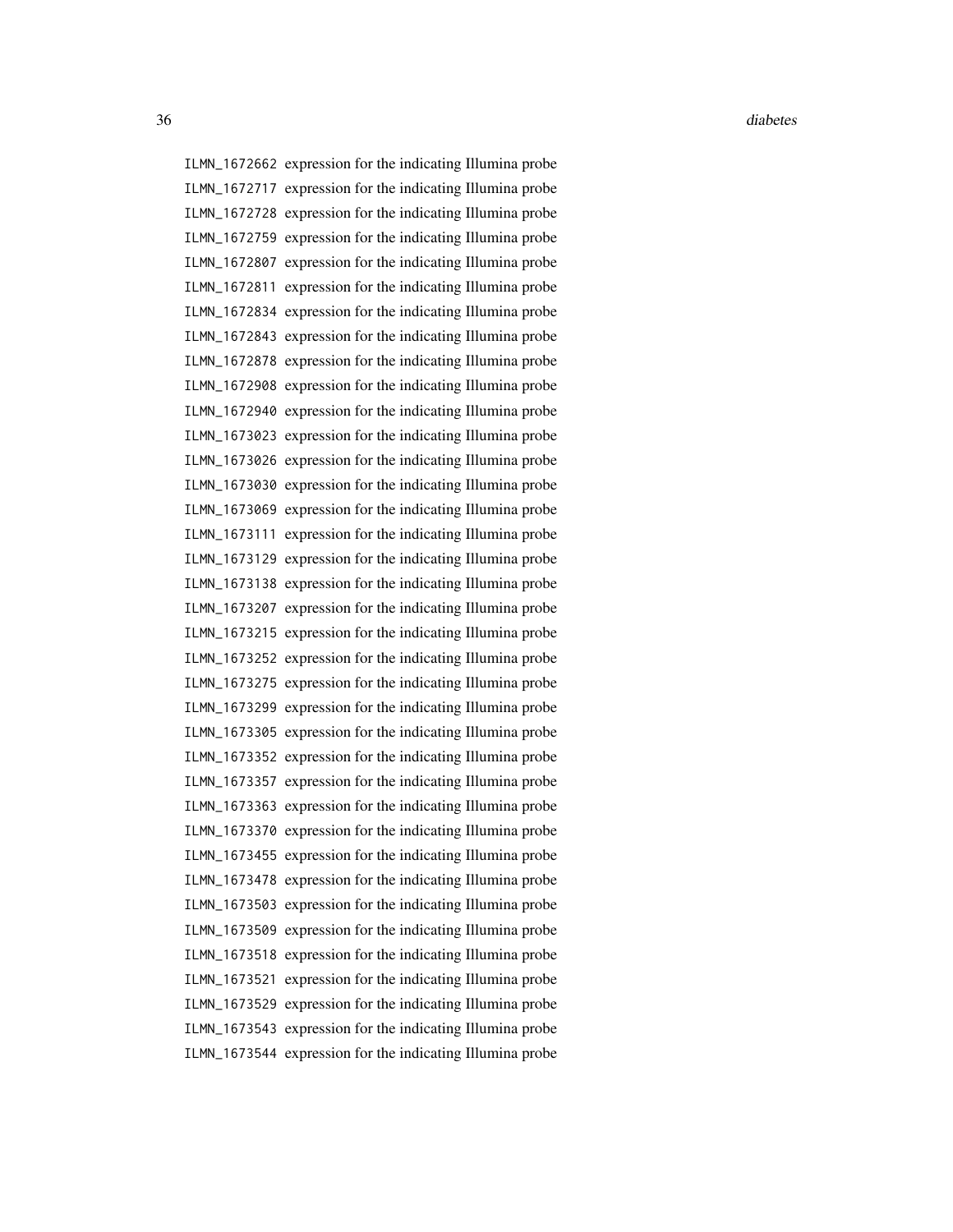| | |
|---|---|
| ILMN_1672662 | expression for the indicating Illumina probe |
| ILMN_1672717 | expression for the indicating Illumina probe |
| ILMN_1672728 | expression for the indicating Illumina probe |
| ILMN_1672759 | expression for the indicating Illumina probe |
| ILMN_1672807 | expression for the indicating Illumina probe |
| ILMN_1672811 | expression for the indicating Illumina probe |
| ILMN_1672834 | expression for the indicating Illumina probe |
| ILMN_1672843 | expression for the indicating Illumina probe |
| ILMN_1672878 | expression for the indicating Illumina probe |
| ILMN_1672908 | expression for the indicating Illumina probe |
| ILMN_1672940 | expression for the indicating Illumina probe |
| ILMN_1673023 | expression for the indicating Illumina probe |
| ILMN_1673026 | expression for the indicating Illumina probe |
| ILMN_1673030 | expression for the indicating Illumina probe |
| ILMN_1673069 | expression for the indicating Illumina probe |
| ILMN_1673111 | expression for the indicating Illumina probe |
| ILMN_1673129 | expression for the indicating Illumina probe |
| ILMN_1673138 | expression for the indicating Illumina probe |
| ILMN_1673207 | expression for the indicating Illumina probe |
| ILMN_1673215 | expression for the indicating Illumina probe |
| ILMN_1673252 | expression for the indicating Illumina probe |
| ILMN_1673275 | expression for the indicating Illumina probe |
| ILMN_1673299 | expression for the indicating Illumina probe |
| ILMN_1673305 | expression for the indicating Illumina probe |
| ILMN_1673352 | expression for the indicating Illumina probe |
| ILMN_1673357 | expression for the indicating Illumina probe |
| ILMN_1673363 | expression for the indicating Illumina probe |
| ILMN_1673370 | expression for the indicating Illumina probe |
| ILMN_1673455 | expression for the indicating Illumina probe |
| ILMN_1673478 | expression for the indicating Illumina probe |
| ILMN_1673503 | expression for the indicating Illumina probe |
| ILMN_1673509 | expression for the indicating Illumina probe |
| ILMN_1673518 | expression for the indicating Illumina probe |
| ILMN_1673521 | expression for the indicating Illumina probe |
| ILMN_1673529 | expression for the indicating Illumina probe |
| ILMN_1673543 | expression for the indicating Illumina probe |
| ILMN_1673544 | expression for the indicating Illumina probe |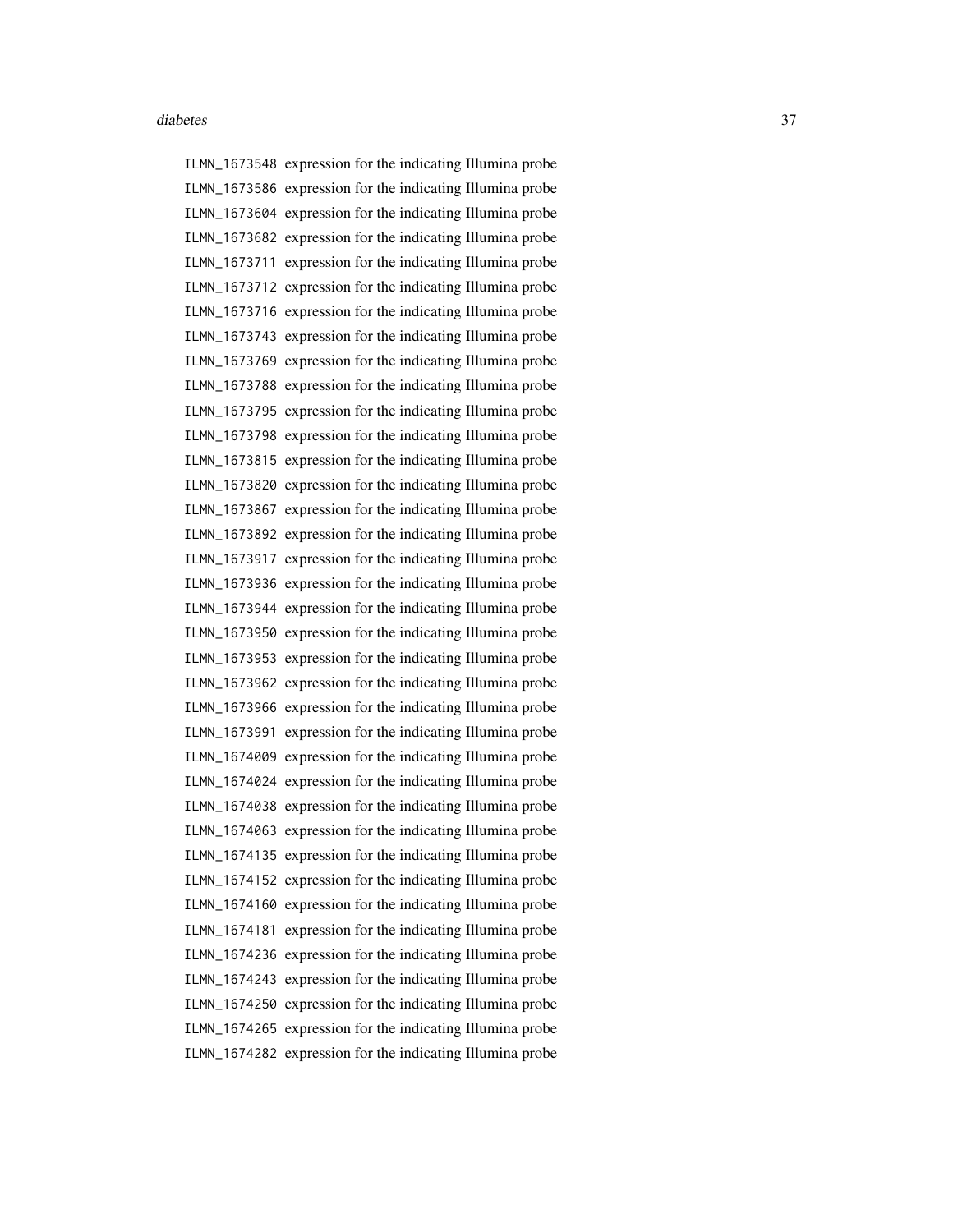ILMN_1673548 expression for the indicating Illumina probe
ILMN_1673586 expression for the indicating Illumina probe
ILMN_1673604 expression for the indicating Illumina probe
ILMN_1673682 expression for the indicating Illumina probe
ILMN_1673711 expression for the indicating Illumina probe
ILMN_1673712 expression for the indicating Illumina probe
ILMN_1673716 expression for the indicating Illumina probe
ILMN_1673743 expression for the indicating Illumina probe
ILMN_1673769 expression for the indicating Illumina probe
ILMN_1673788 expression for the indicating Illumina probe
ILMN_1673795 expression for the indicating Illumina probe
ILMN_1673798 expression for the indicating Illumina probe
ILMN_1673815 expression for the indicating Illumina probe
ILMN_1673820 expression for the indicating Illumina probe
ILMN_1673867 expression for the indicating Illumina probe
ILMN_1673892 expression for the indicating Illumina probe
ILMN_1673917 expression for the indicating Illumina probe
ILMN_1673936 expression for the indicating Illumina probe
ILMN_1673944 expression for the indicating Illumina probe
ILMN_1673950 expression for the indicating Illumina probe
ILMN_1673953 expression for the indicating Illumina probe
ILMN_1673962 expression for the indicating Illumina probe
ILMN_1673966 expression for the indicating Illumina probe
ILMN_1673991 expression for the indicating Illumina probe
ILMN_1674009 expression for the indicating Illumina probe
ILMN_1674024 expression for the indicating Illumina probe
ILMN_1674038 expression for the indicating Illumina probe
ILMN_1674063 expression for the indicating Illumina probe
ILMN_1674135 expression for the indicating Illumina probe
ILMN_1674152 expression for the indicating Illumina probe
ILMN_1674160 expression for the indicating Illumina probe
ILMN_1674181 expression for the indicating Illumina probe
ILMN_1674236 expression for the indicating Illumina probe
ILMN_1674243 expression for the indicating Illumina probe
ILMN_1674250 expression for the indicating Illumina probe
ILMN_1674265 expression for the indicating Illumina probe
ILMN_1674282 expression for the indicating Illumina probe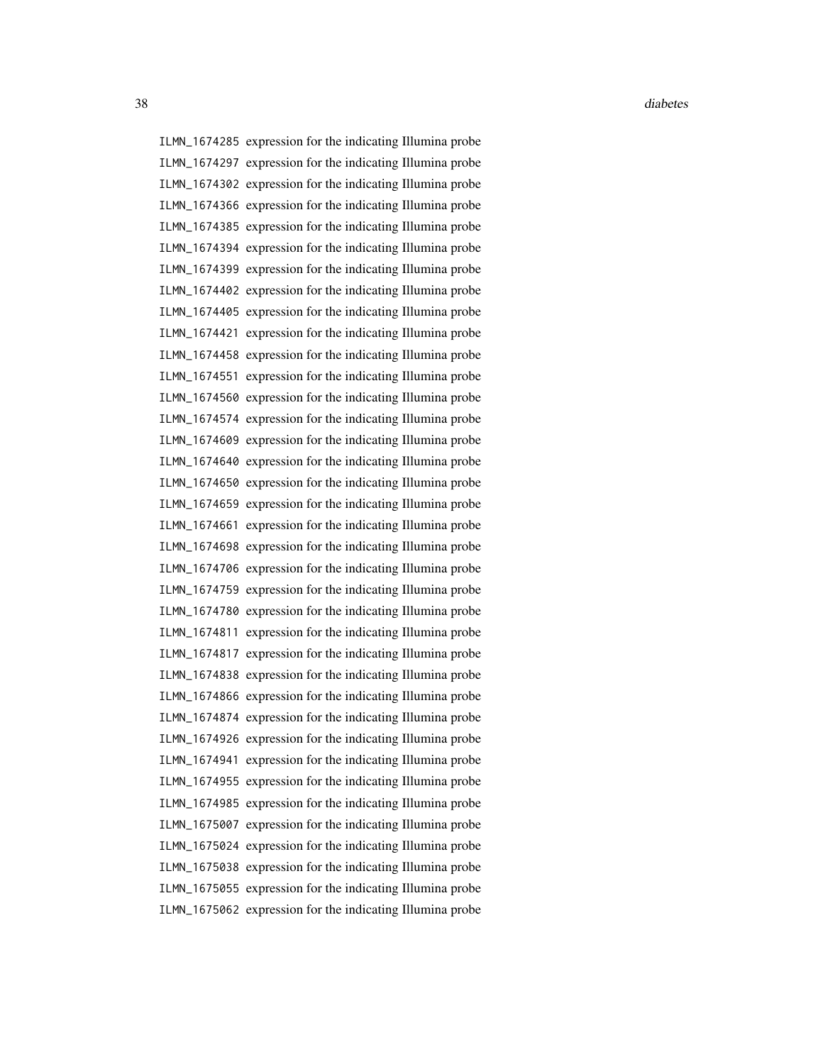ILMN_1674285 expression for the indicating Illumina probe
ILMN_1674297 expression for the indicating Illumina probe
ILMN_1674302 expression for the indicating Illumina probe
ILMN_1674366 expression for the indicating Illumina probe
ILMN_1674385 expression for the indicating Illumina probe
ILMN_1674394 expression for the indicating Illumina probe
ILMN_1674399 expression for the indicating Illumina probe
ILMN_1674402 expression for the indicating Illumina probe
ILMN_1674405 expression for the indicating Illumina probe
ILMN_1674421 expression for the indicating Illumina probe
ILMN_1674458 expression for the indicating Illumina probe
ILMN_1674551 expression for the indicating Illumina probe
ILMN_1674560 expression for the indicating Illumina probe
ILMN_1674574 expression for the indicating Illumina probe
ILMN_1674609 expression for the indicating Illumina probe
ILMN_1674640 expression for the indicating Illumina probe
ILMN_1674650 expression for the indicating Illumina probe
ILMN_1674659 expression for the indicating Illumina probe
ILMN_1674661 expression for the indicating Illumina probe
ILMN_1674698 expression for the indicating Illumina probe
ILMN_1674706 expression for the indicating Illumina probe
ILMN_1674759 expression for the indicating Illumina probe
ILMN_1674780 expression for the indicating Illumina probe
ILMN_1674811 expression for the indicating Illumina probe
ILMN_1674817 expression for the indicating Illumina probe
ILMN_1674838 expression for the indicating Illumina probe
ILMN_1674866 expression for the indicating Illumina probe
ILMN_1674874 expression for the indicating Illumina probe
ILMN_1674926 expression for the indicating Illumina probe
ILMN_1674941 expression for the indicating Illumina probe
ILMN_1674955 expression for the indicating Illumina probe
ILMN_1674985 expression for the indicating Illumina probe
ILMN_1675007 expression for the indicating Illumina probe
ILMN_1675024 expression for the indicating Illumina probe
ILMN_1675038 expression for the indicating Illumina probe
ILMN_1675055 expression for the indicating Illumina probe
ILMN_1675062 expression for the indicating Illumina probe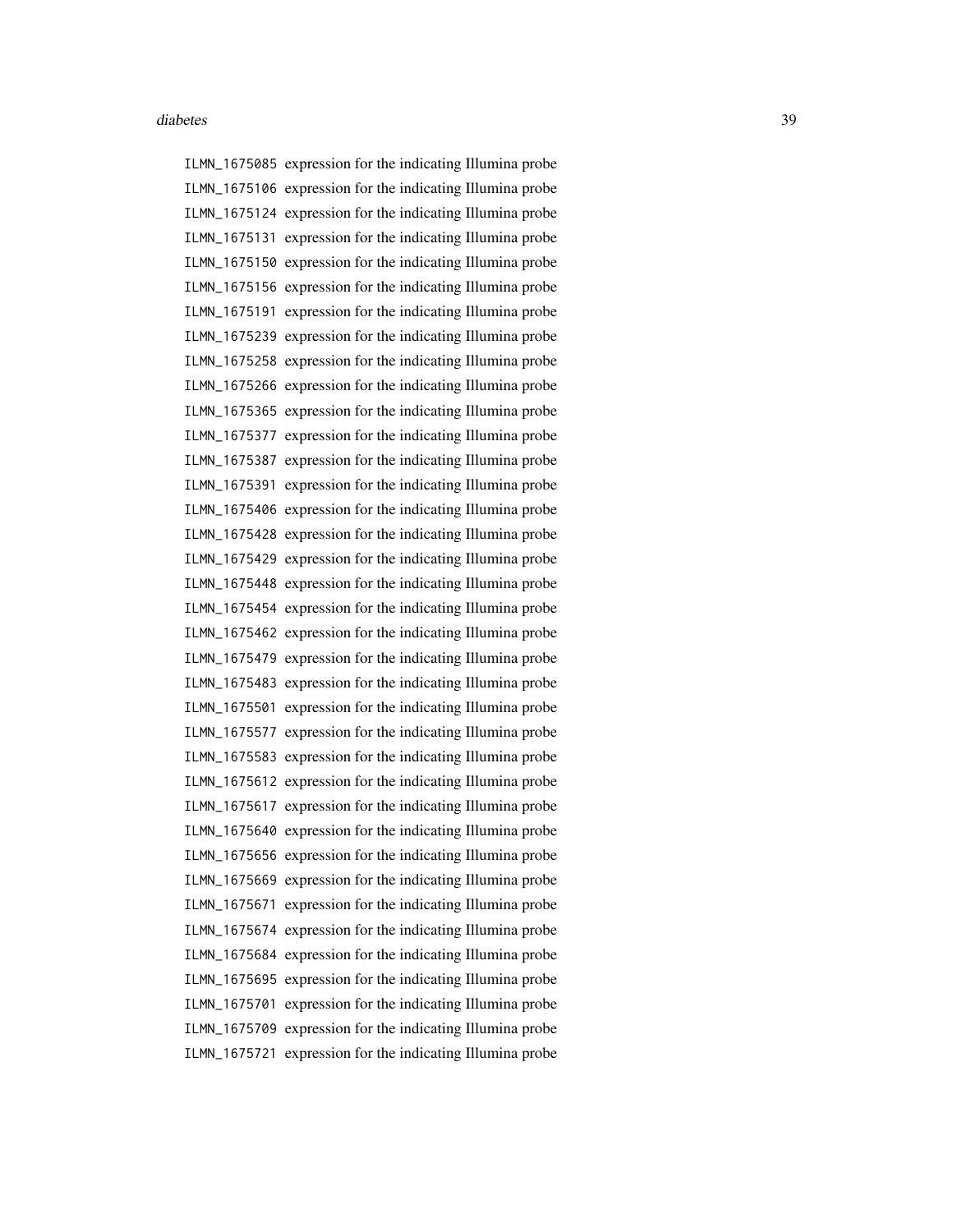| | |
|---|---|
| ILMN_1675085 | expression for the indicating Illumina probe |
| ILMN_1675106 | expression for the indicating Illumina probe |
| ILMN_1675124 | expression for the indicating Illumina probe |
| ILMN_1675131 | expression for the indicating Illumina probe |
| ILMN_1675150 | expression for the indicating Illumina probe |
| ILMN_1675156 | expression for the indicating Illumina probe |
| ILMN_1675191 | expression for the indicating Illumina probe |
| ILMN_1675239 | expression for the indicating Illumina probe |
| ILMN_1675258 | expression for the indicating Illumina probe |
| ILMN_1675266 | expression for the indicating Illumina probe |
| ILMN_1675365 | expression for the indicating Illumina probe |
| ILMN_1675377 | expression for the indicating Illumina probe |
| ILMN_1675387 | expression for the indicating Illumina probe |
| ILMN_1675391 | expression for the indicating Illumina probe |
| ILMN_1675406 | expression for the indicating Illumina probe |
| ILMN_1675428 | expression for the indicating Illumina probe |
| ILMN_1675429 | expression for the indicating Illumina probe |
| ILMN_1675448 | expression for the indicating Illumina probe |
| ILMN_1675454 | expression for the indicating Illumina probe |
| ILMN_1675462 | expression for the indicating Illumina probe |
| ILMN_1675479 | expression for the indicating Illumina probe |
| ILMN_1675483 | expression for the indicating Illumina probe |
| ILMN_1675501 | expression for the indicating Illumina probe |
| ILMN_1675577 | expression for the indicating Illumina probe |
| ILMN_1675583 | expression for the indicating Illumina probe |
| ILMN_1675612 | expression for the indicating Illumina probe |
| ILMN_1675617 | expression for the indicating Illumina probe |
| ILMN_1675640 | expression for the indicating Illumina probe |
| ILMN_1675656 | expression for the indicating Illumina probe |
| ILMN_1675669 | expression for the indicating Illumina probe |
| ILMN_1675671 | expression for the indicating Illumina probe |
| ILMN_1675674 | expression for the indicating Illumina probe |
| ILMN_1675684 | expression for the indicating Illumina probe |
| ILMN_1675695 | expression for the indicating Illumina probe |
| ILMN_1675701 | expression for the indicating Illumina probe |
| ILMN_1675709 | expression for the indicating Illumina probe |
| ILMN_1675721 | expression for the indicating Illumina probe |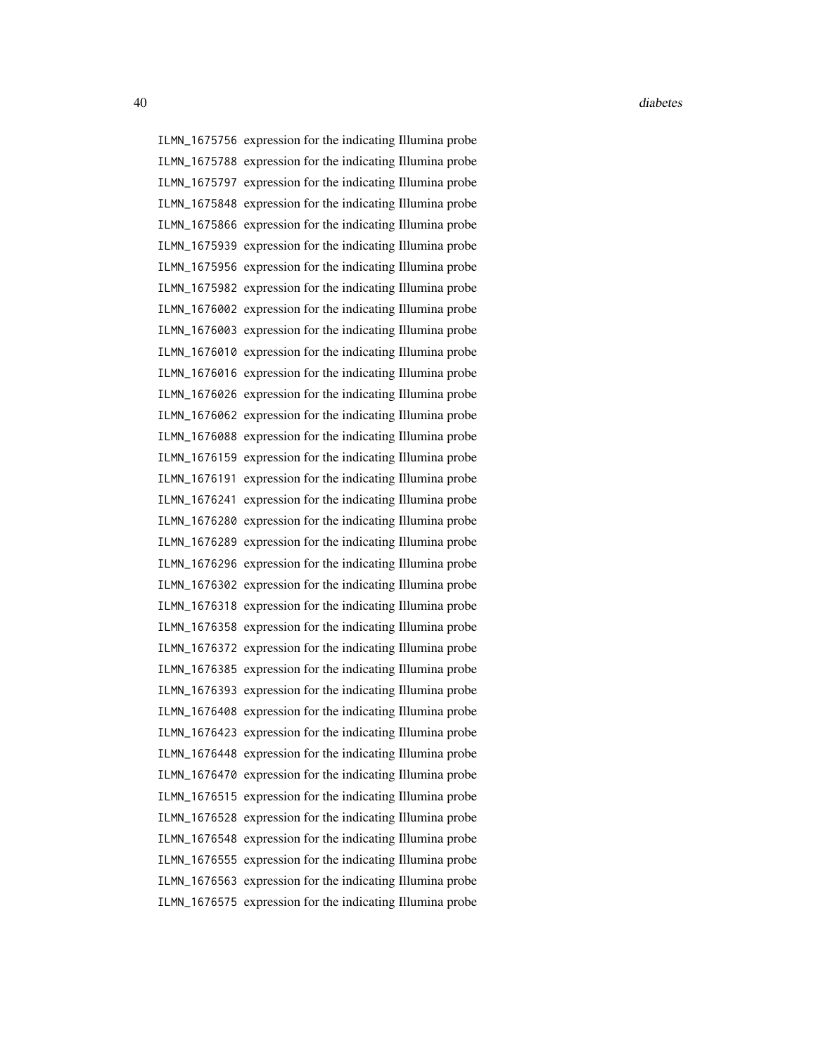ILMN_1675756 expression for the indicating Illumina probe
ILMN_1675788 expression for the indicating Illumina probe
ILMN_1675797 expression for the indicating Illumina probe
ILMN_1675848 expression for the indicating Illumina probe
ILMN_1675866 expression for the indicating Illumina probe
ILMN_1675939 expression for the indicating Illumina probe
ILMN_1675956 expression for the indicating Illumina probe
ILMN_1675982 expression for the indicating Illumina probe
ILMN_1676002 expression for the indicating Illumina probe
ILMN_1676003 expression for the indicating Illumina probe
ILMN_1676010 expression for the indicating Illumina probe
ILMN_1676016 expression for the indicating Illumina probe
ILMN_1676026 expression for the indicating Illumina probe
ILMN_1676062 expression for the indicating Illumina probe
ILMN_1676088 expression for the indicating Illumina probe
ILMN_1676159 expression for the indicating Illumina probe
ILMN_1676191 expression for the indicating Illumina probe
ILMN_1676241 expression for the indicating Illumina probe
ILMN_1676280 expression for the indicating Illumina probe
ILMN_1676289 expression for the indicating Illumina probe
ILMN_1676296 expression for the indicating Illumina probe
ILMN_1676302 expression for the indicating Illumina probe
ILMN_1676318 expression for the indicating Illumina probe
ILMN_1676358 expression for the indicating Illumina probe
ILMN_1676372 expression for the indicating Illumina probe
ILMN_1676385 expression for the indicating Illumina probe
ILMN_1676393 expression for the indicating Illumina probe
ILMN_1676408 expression for the indicating Illumina probe
ILMN_1676423 expression for the indicating Illumina probe
ILMN_1676448 expression for the indicating Illumina probe
ILMN_1676470 expression for the indicating Illumina probe
ILMN_1676515 expression for the indicating Illumina probe
ILMN_1676528 expression for the indicating Illumina probe
ILMN_1676548 expression for the indicating Illumina probe
ILMN_1676555 expression for the indicating Illumina probe
ILMN_1676563 expression for the indicating Illumina probe
ILMN_1676575 expression for the indicating Illumina probe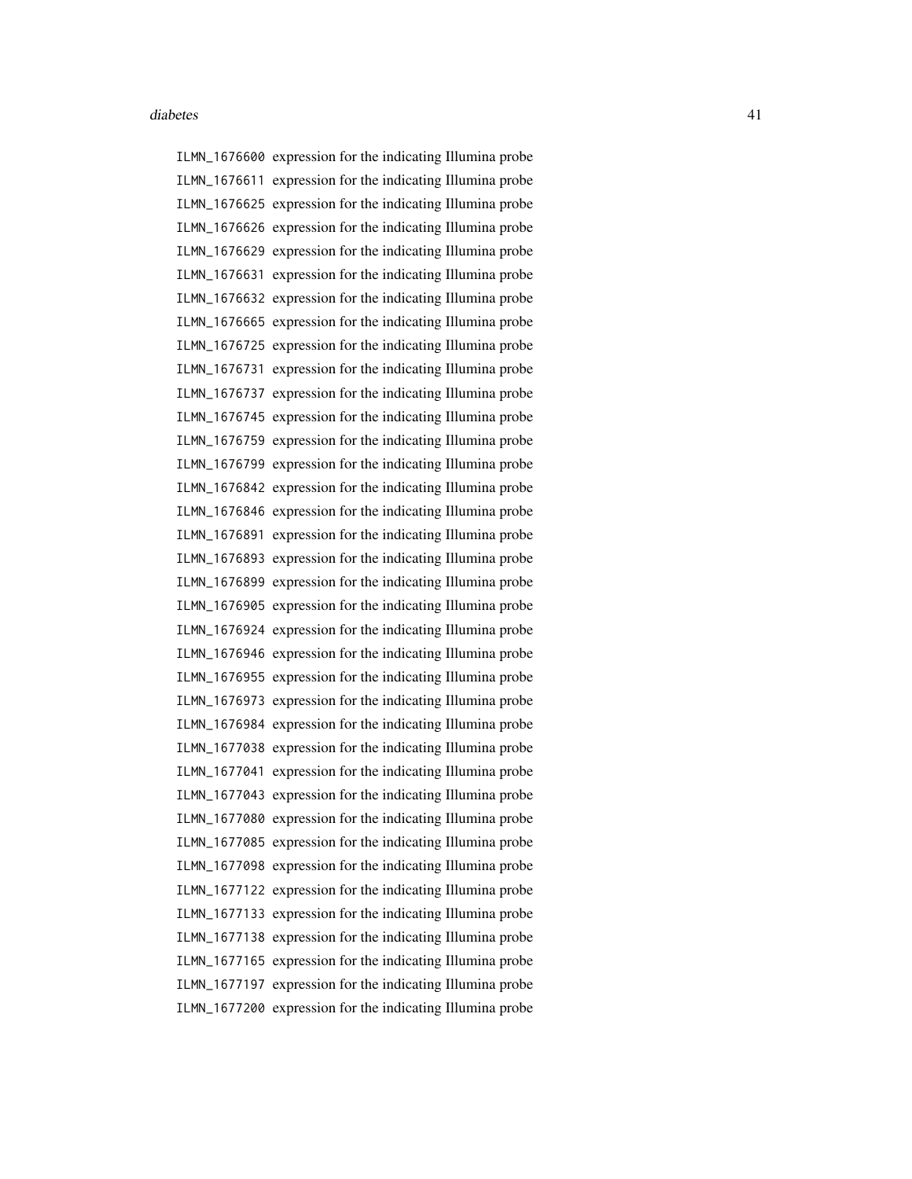ILMN_1676600 expression for the indicating Illumina probe
ILMN_1676611 expression for the indicating Illumina probe
ILMN_1676625 expression for the indicating Illumina probe
ILMN_1676626 expression for the indicating Illumina probe
ILMN_1676629 expression for the indicating Illumina probe
ILMN_1676631 expression for the indicating Illumina probe
ILMN_1676632 expression for the indicating Illumina probe
ILMN_1676665 expression for the indicating Illumina probe
ILMN_1676725 expression for the indicating Illumina probe
ILMN_1676731 expression for the indicating Illumina probe
ILMN_1676737 expression for the indicating Illumina probe
ILMN_1676745 expression for the indicating Illumina probe
ILMN_1676759 expression for the indicating Illumina probe
ILMN_1676799 expression for the indicating Illumina probe
ILMN_1676842 expression for the indicating Illumina probe
ILMN_1676846 expression for the indicating Illumina probe
ILMN_1676891 expression for the indicating Illumina probe
ILMN_1676893 expression for the indicating Illumina probe
ILMN_1676899 expression for the indicating Illumina probe
ILMN_1676905 expression for the indicating Illumina probe
ILMN_1676924 expression for the indicating Illumina probe
ILMN_1676946 expression for the indicating Illumina probe
ILMN_1676955 expression for the indicating Illumina probe
ILMN_1676973 expression for the indicating Illumina probe
ILMN_1676984 expression for the indicating Illumina probe
ILMN_1677038 expression for the indicating Illumina probe
ILMN_1677041 expression for the indicating Illumina probe
ILMN_1677043 expression for the indicating Illumina probe
ILMN_1677080 expression for the indicating Illumina probe
ILMN_1677085 expression for the indicating Illumina probe
ILMN_1677098 expression for the indicating Illumina probe
ILMN_1677122 expression for the indicating Illumina probe
ILMN_1677133 expression for the indicating Illumina probe
ILMN_1677138 expression for the indicating Illumina probe
ILMN_1677165 expression for the indicating Illumina probe
ILMN_1677197 expression for the indicating Illumina probe
ILMN_1677200 expression for the indicating Illumina probe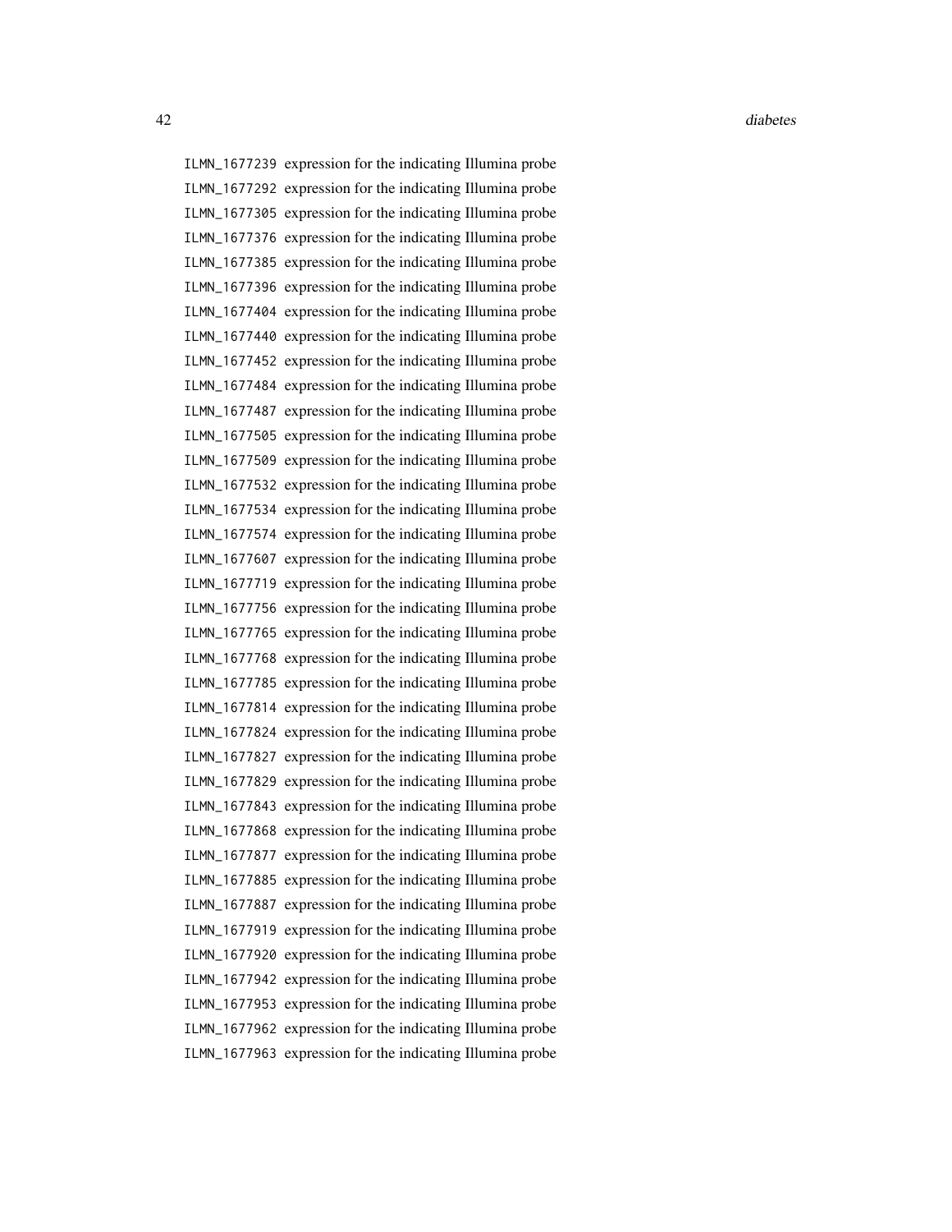ILMN_1677239 expression for the indicating Illumina probe
ILMN_1677292 expression for the indicating Illumina probe
ILMN_1677305 expression for the indicating Illumina probe
ILMN_1677376 expression for the indicating Illumina probe
ILMN_1677385 expression for the indicating Illumina probe
ILMN_1677396 expression for the indicating Illumina probe
ILMN_1677404 expression for the indicating Illumina probe
ILMN_1677440 expression for the indicating Illumina probe
ILMN_1677452 expression for the indicating Illumina probe
ILMN_1677484 expression for the indicating Illumina probe
ILMN_1677487 expression for the indicating Illumina probe
ILMN_1677505 expression for the indicating Illumina probe
ILMN_1677509 expression for the indicating Illumina probe
ILMN_1677532 expression for the indicating Illumina probe
ILMN_1677534 expression for the indicating Illumina probe
ILMN_1677574 expression for the indicating Illumina probe
ILMN_1677607 expression for the indicating Illumina probe
ILMN_1677719 expression for the indicating Illumina probe
ILMN_1677756 expression for the indicating Illumina probe
ILMN_1677765 expression for the indicating Illumina probe
ILMN_1677768 expression for the indicating Illumina probe
ILMN_1677785 expression for the indicating Illumina probe
ILMN_1677814 expression for the indicating Illumina probe
ILMN_1677824 expression for the indicating Illumina probe
ILMN_1677827 expression for the indicating Illumina probe
ILMN_1677829 expression for the indicating Illumina probe
ILMN_1677843 expression for the indicating Illumina probe
ILMN_1677868 expression for the indicating Illumina probe
ILMN_1677877 expression for the indicating Illumina probe
ILMN_1677885 expression for the indicating Illumina probe
ILMN_1677887 expression for the indicating Illumina probe
ILMN_1677919 expression for the indicating Illumina probe
ILMN_1677920 expression for the indicating Illumina probe
ILMN_1677942 expression for the indicating Illumina probe
ILMN_1677953 expression for the indicating Illumina probe
ILMN_1677962 expression for the indicating Illumina probe
ILMN_1677963 expression for the indicating Illumina probe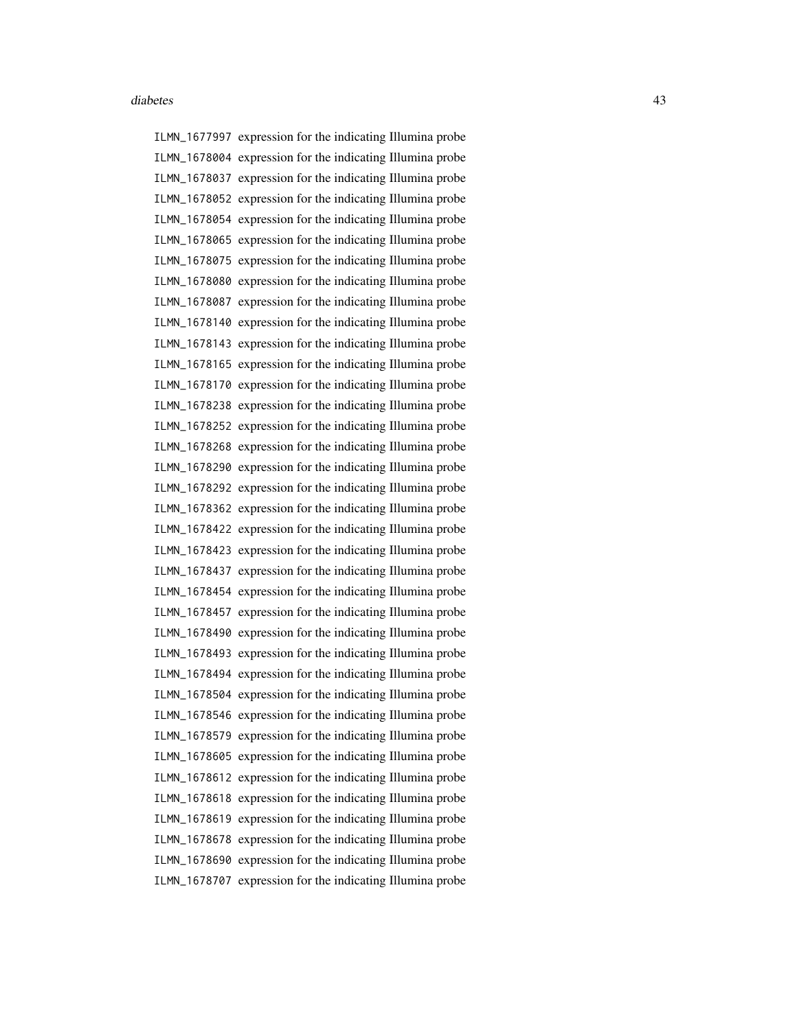ILMN_1677997 expression for the indicating Illumina probe
ILMN_1678004 expression for the indicating Illumina probe
ILMN_1678037 expression for the indicating Illumina probe
ILMN_1678052 expression for the indicating Illumina probe
ILMN_1678054 expression for the indicating Illumina probe
ILMN_1678065 expression for the indicating Illumina probe
ILMN_1678075 expression for the indicating Illumina probe
ILMN_1678080 expression for the indicating Illumina probe
ILMN_1678087 expression for the indicating Illumina probe
ILMN_1678140 expression for the indicating Illumina probe
ILMN_1678143 expression for the indicating Illumina probe
ILMN_1678165 expression for the indicating Illumina probe
ILMN_1678170 expression for the indicating Illumina probe
ILMN_1678238 expression for the indicating Illumina probe
ILMN_1678252 expression for the indicating Illumina probe
ILMN_1678268 expression for the indicating Illumina probe
ILMN_1678290 expression for the indicating Illumina probe
ILMN_1678292 expression for the indicating Illumina probe
ILMN_1678362 expression for the indicating Illumina probe
ILMN_1678422 expression for the indicating Illumina probe
ILMN_1678423 expression for the indicating Illumina probe
ILMN_1678437 expression for the indicating Illumina probe
ILMN_1678454 expression for the indicating Illumina probe
ILMN_1678457 expression for the indicating Illumina probe
ILMN_1678490 expression for the indicating Illumina probe
ILMN_1678493 expression for the indicating Illumina probe
ILMN_1678494 expression for the indicating Illumina probe
ILMN_1678504 expression for the indicating Illumina probe
ILMN_1678546 expression for the indicating Illumina probe
ILMN_1678579 expression for the indicating Illumina probe
ILMN_1678605 expression for the indicating Illumina probe
ILMN_1678612 expression for the indicating Illumina probe
ILMN_1678618 expression for the indicating Illumina probe
ILMN_1678619 expression for the indicating Illumina probe
ILMN_1678678 expression for the indicating Illumina probe
ILMN_1678690 expression for the indicating Illumina probe
ILMN_1678707 expression for the indicating Illumina probe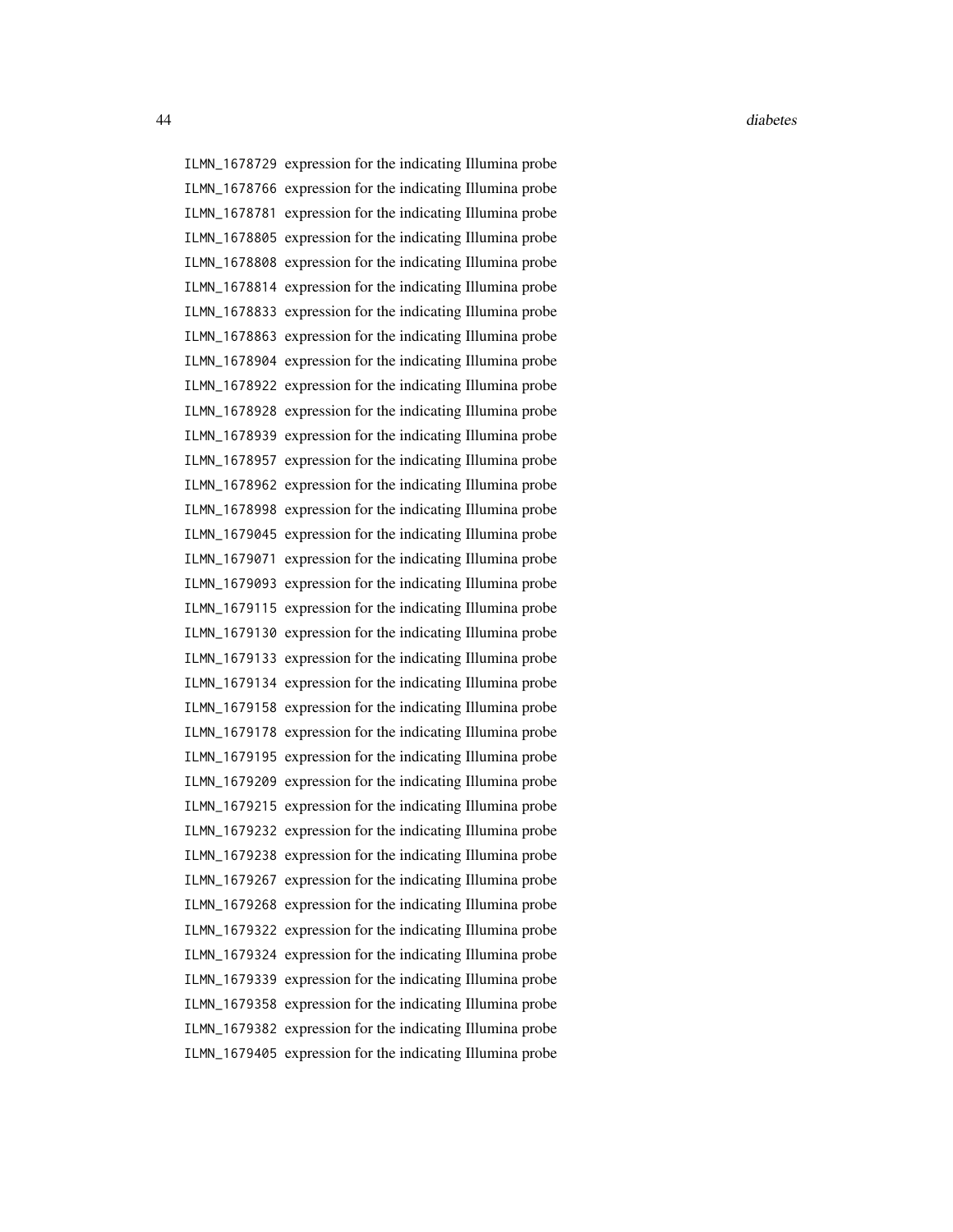| | |
|---|---|
| `ILMN_1678729` | expression for the indicating Illumina probe |
| `ILMN_1678766` | expression for the indicating Illumina probe |
| `ILMN_1678781` | expression for the indicating Illumina probe |
| `ILMN_1678805` | expression for the indicating Illumina probe |
| `ILMN_1678808` | expression for the indicating Illumina probe |
| `ILMN_1678814` | expression for the indicating Illumina probe |
| `ILMN_1678833` | expression for the indicating Illumina probe |
| `ILMN_1678863` | expression for the indicating Illumina probe |
| `ILMN_1678904` | expression for the indicating Illumina probe |
| `ILMN_1678922` | expression for the indicating Illumina probe |
| `ILMN_1678928` | expression for the indicating Illumina probe |
| `ILMN_1678939` | expression for the indicating Illumina probe |
| `ILMN_1678957` | expression for the indicating Illumina probe |
| `ILMN_1678962` | expression for the indicating Illumina probe |
| `ILMN_1678998` | expression for the indicating Illumina probe |
| `ILMN_1679045` | expression for the indicating Illumina probe |
| `ILMN_1679071` | expression for the indicating Illumina probe |
| `ILMN_1679093` | expression for the indicating Illumina probe |
| `ILMN_1679115` | expression for the indicating Illumina probe |
| `ILMN_1679130` | expression for the indicating Illumina probe |
| `ILMN_1679133` | expression for the indicating Illumina probe |
| `ILMN_1679134` | expression for the indicating Illumina probe |
| `ILMN_1679158` | expression for the indicating Illumina probe |
| `ILMN_1679178` | expression for the indicating Illumina probe |
| `ILMN_1679195` | expression for the indicating Illumina probe |
| `ILMN_1679209` | expression for the indicating Illumina probe |
| `ILMN_1679215` | expression for the indicating Illumina probe |
| `ILMN_1679232` | expression for the indicating Illumina probe |
| `ILMN_1679238` | expression for the indicating Illumina probe |
| `ILMN_1679267` | expression for the indicating Illumina probe |
| `ILMN_1679268` | expression for the indicating Illumina probe |
| `ILMN_1679322` | expression for the indicating Illumina probe |
| `ILMN_1679324` | expression for the indicating Illumina probe |
| `ILMN_1679339` | expression for the indicating Illumina probe |
| `ILMN_1679358` | expression for the indicating Illumina probe |
| `ILMN_1679382` | expression for the indicating Illumina probe |
| `ILMN_1679405` | expression for the indicating Illumina probe |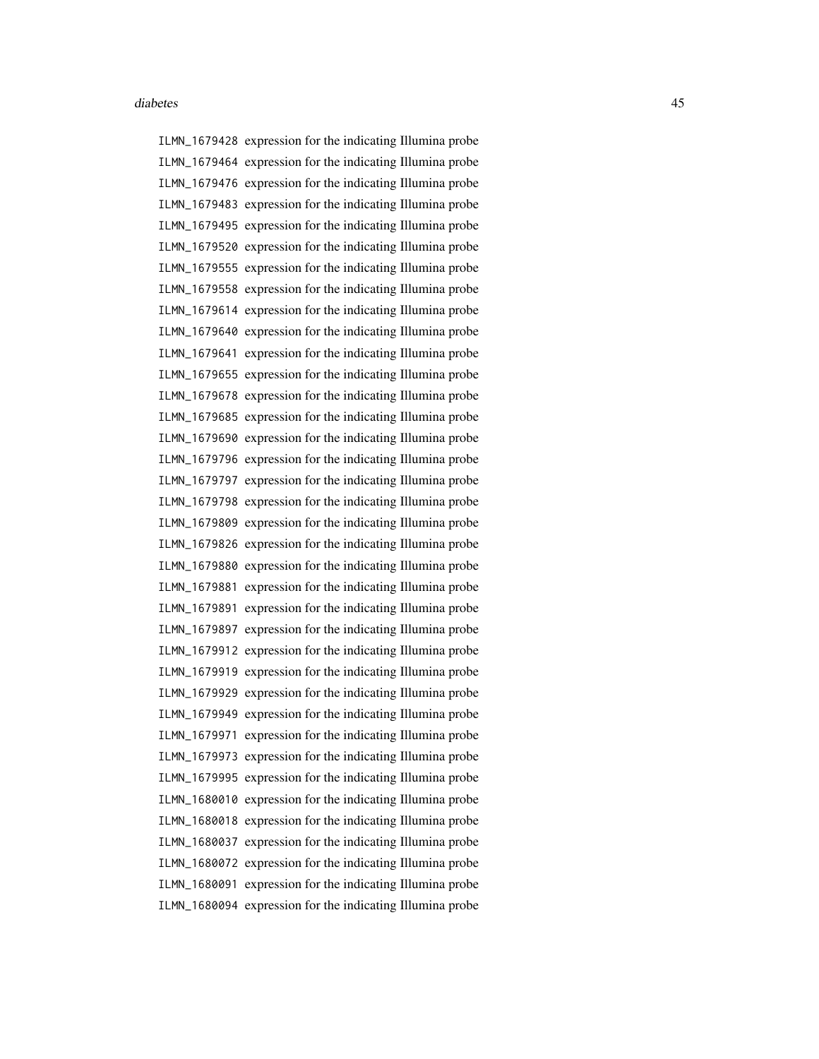ILMN_1679428 expression for the indicating Illumina probe
ILMN_1679464 expression for the indicating Illumina probe
ILMN_1679476 expression for the indicating Illumina probe
ILMN_1679483 expression for the indicating Illumina probe
ILMN_1679495 expression for the indicating Illumina probe
ILMN_1679520 expression for the indicating Illumina probe
ILMN_1679555 expression for the indicating Illumina probe
ILMN_1679558 expression for the indicating Illumina probe
ILMN_1679614 expression for the indicating Illumina probe
ILMN_1679640 expression for the indicating Illumina probe
ILMN_1679641 expression for the indicating Illumina probe
ILMN_1679655 expression for the indicating Illumina probe
ILMN_1679678 expression for the indicating Illumina probe
ILMN_1679685 expression for the indicating Illumina probe
ILMN_1679690 expression for the indicating Illumina probe
ILMN_1679796 expression for the indicating Illumina probe
ILMN_1679797 expression for the indicating Illumina probe
ILMN_1679798 expression for the indicating Illumina probe
ILMN_1679809 expression for the indicating Illumina probe
ILMN_1679826 expression for the indicating Illumina probe
ILMN_1679880 expression for the indicating Illumina probe
ILMN_1679881 expression for the indicating Illumina probe
ILMN_1679891 expression for the indicating Illumina probe
ILMN_1679897 expression for the indicating Illumina probe
ILMN_1679912 expression for the indicating Illumina probe
ILMN_1679919 expression for the indicating Illumina probe
ILMN_1679929 expression for the indicating Illumina probe
ILMN_1679949 expression for the indicating Illumina probe
ILMN_1679971 expression for the indicating Illumina probe
ILMN_1679973 expression for the indicating Illumina probe
ILMN_1679995 expression for the indicating Illumina probe
ILMN_1680010 expression for the indicating Illumina probe
ILMN_1680018 expression for the indicating Illumina probe
ILMN_1680037 expression for the indicating Illumina probe
ILMN_1680072 expression for the indicating Illumina probe
ILMN_1680091 expression for the indicating Illumina probe
ILMN_1680094 expression for the indicating Illumina probe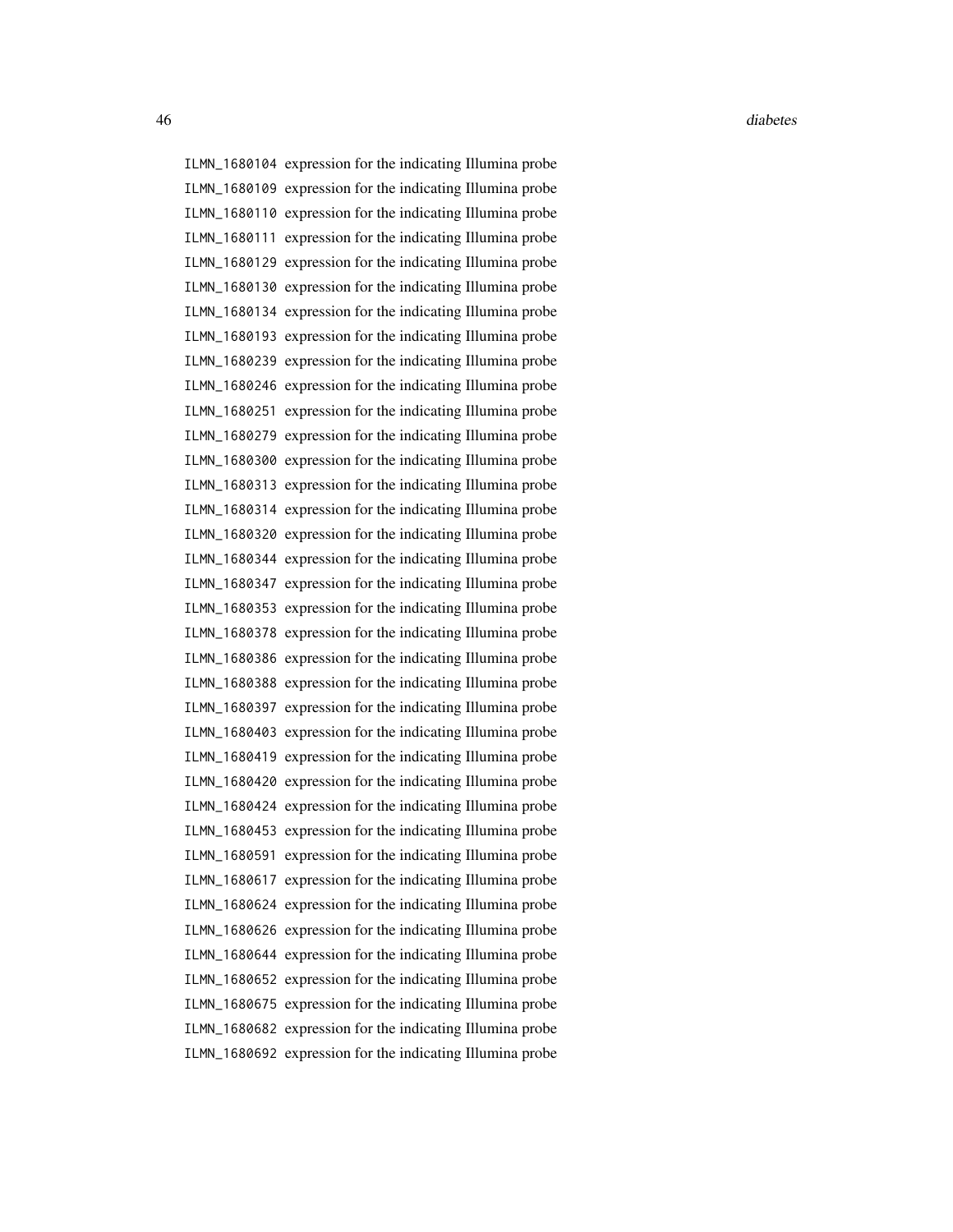| | |
|---|---|
| ILMN_1680104 | expression for the indicating Illumina probe |
| ILMN_1680109 | expression for the indicating Illumina probe |
| ILMN_1680110 | expression for the indicating Illumina probe |
| ILMN_1680111 | expression for the indicating Illumina probe |
| ILMN_1680129 | expression for the indicating Illumina probe |
| ILMN_1680130 | expression for the indicating Illumina probe |
| ILMN_1680134 | expression for the indicating Illumina probe |
| ILMN_1680193 | expression for the indicating Illumina probe |
| ILMN_1680239 | expression for the indicating Illumina probe |
| ILMN_1680246 | expression for the indicating Illumina probe |
| ILMN_1680251 | expression for the indicating Illumina probe |
| ILMN_1680279 | expression for the indicating Illumina probe |
| ILMN_1680300 | expression for the indicating Illumina probe |
| ILMN_1680313 | expression for the indicating Illumina probe |
| ILMN_1680314 | expression for the indicating Illumina probe |
| ILMN_1680320 | expression for the indicating Illumina probe |
| ILMN_1680344 | expression for the indicating Illumina probe |
| ILMN_1680347 | expression for the indicating Illumina probe |
| ILMN_1680353 | expression for the indicating Illumina probe |
| ILMN_1680378 | expression for the indicating Illumina probe |
| ILMN_1680386 | expression for the indicating Illumina probe |
| ILMN_1680388 | expression for the indicating Illumina probe |
| ILMN_1680397 | expression for the indicating Illumina probe |
| ILMN_1680403 | expression for the indicating Illumina probe |
| ILMN_1680419 | expression for the indicating Illumina probe |
| ILMN_1680420 | expression for the indicating Illumina probe |
| ILMN_1680424 | expression for the indicating Illumina probe |
| ILMN_1680453 | expression for the indicating Illumina probe |
| ILMN_1680591 | expression for the indicating Illumina probe |
| ILMN_1680617 | expression for the indicating Illumina probe |
| ILMN_1680624 | expression for the indicating Illumina probe |
| ILMN_1680626 | expression for the indicating Illumina probe |
| ILMN_1680644 | expression for the indicating Illumina probe |
| ILMN_1680652 | expression for the indicating Illumina probe |
| ILMN_1680675 | expression for the indicating Illumina probe |
| ILMN_1680682 | expression for the indicating Illumina probe |
| ILMN_1680692 | expression for the indicating Illumina probe |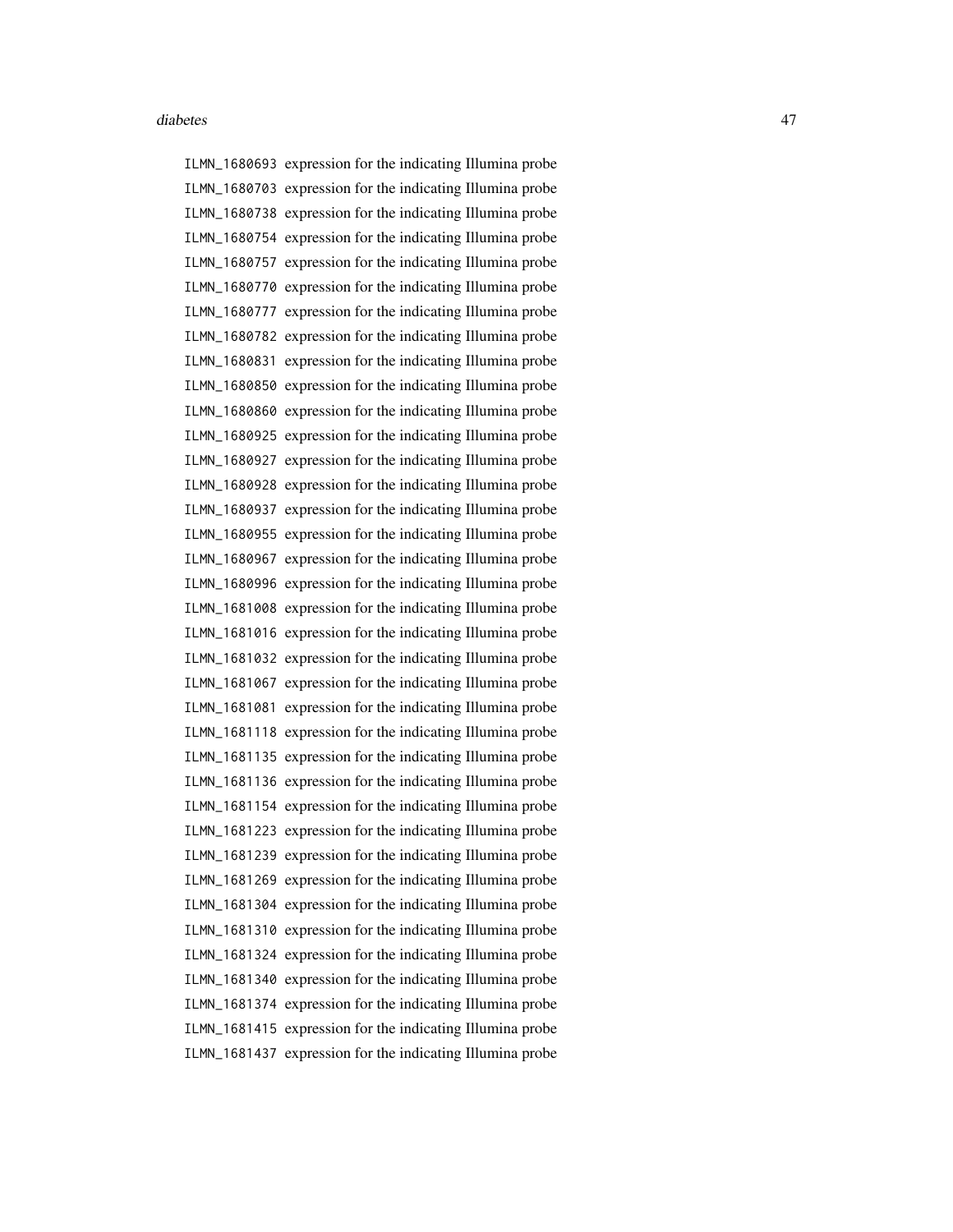| | |
|---|---|
| `ILMN_1680693` | expression for the indicating Illumina probe |
| `ILMN_1680703` | expression for the indicating Illumina probe |
| `ILMN_1680738` | expression for the indicating Illumina probe |
| `ILMN_1680754` | expression for the indicating Illumina probe |
| `ILMN_1680757` | expression for the indicating Illumina probe |
| `ILMN_1680770` | expression for the indicating Illumina probe |
| `ILMN_1680777` | expression for the indicating Illumina probe |
| `ILMN_1680782` | expression for the indicating Illumina probe |
| `ILMN_1680831` | expression for the indicating Illumina probe |
| `ILMN_1680850` | expression for the indicating Illumina probe |
| `ILMN_1680860` | expression for the indicating Illumina probe |
| `ILMN_1680925` | expression for the indicating Illumina probe |
| `ILMN_1680927` | expression for the indicating Illumina probe |
| `ILMN_1680928` | expression for the indicating Illumina probe |
| `ILMN_1680937` | expression for the indicating Illumina probe |
| `ILMN_1680955` | expression for the indicating Illumina probe |
| `ILMN_1680967` | expression for the indicating Illumina probe |
| `ILMN_1680996` | expression for the indicating Illumina probe |
| `ILMN_1681008` | expression for the indicating Illumina probe |
| `ILMN_1681016` | expression for the indicating Illumina probe |
| `ILMN_1681032` | expression for the indicating Illumina probe |
| `ILMN_1681067` | expression for the indicating Illumina probe |
| `ILMN_1681081` | expression for the indicating Illumina probe |
| `ILMN_1681118` | expression for the indicating Illumina probe |
| `ILMN_1681135` | expression for the indicating Illumina probe |
| `ILMN_1681136` | expression for the indicating Illumina probe |
| `ILMN_1681154` | expression for the indicating Illumina probe |
| `ILMN_1681223` | expression for the indicating Illumina probe |
| `ILMN_1681239` | expression for the indicating Illumina probe |
| `ILMN_1681269` | expression for the indicating Illumina probe |
| `ILMN_1681304` | expression for the indicating Illumina probe |
| `ILMN_1681310` | expression for the indicating Illumina probe |
| `ILMN_1681324` | expression for the indicating Illumina probe |
| `ILMN_1681340` | expression for the indicating Illumina probe |
| `ILMN_1681374` | expression for the indicating Illumina probe |
| `ILMN_1681415` | expression for the indicating Illumina probe |
| `ILMN_1681437` | expression for the indicating Illumina probe |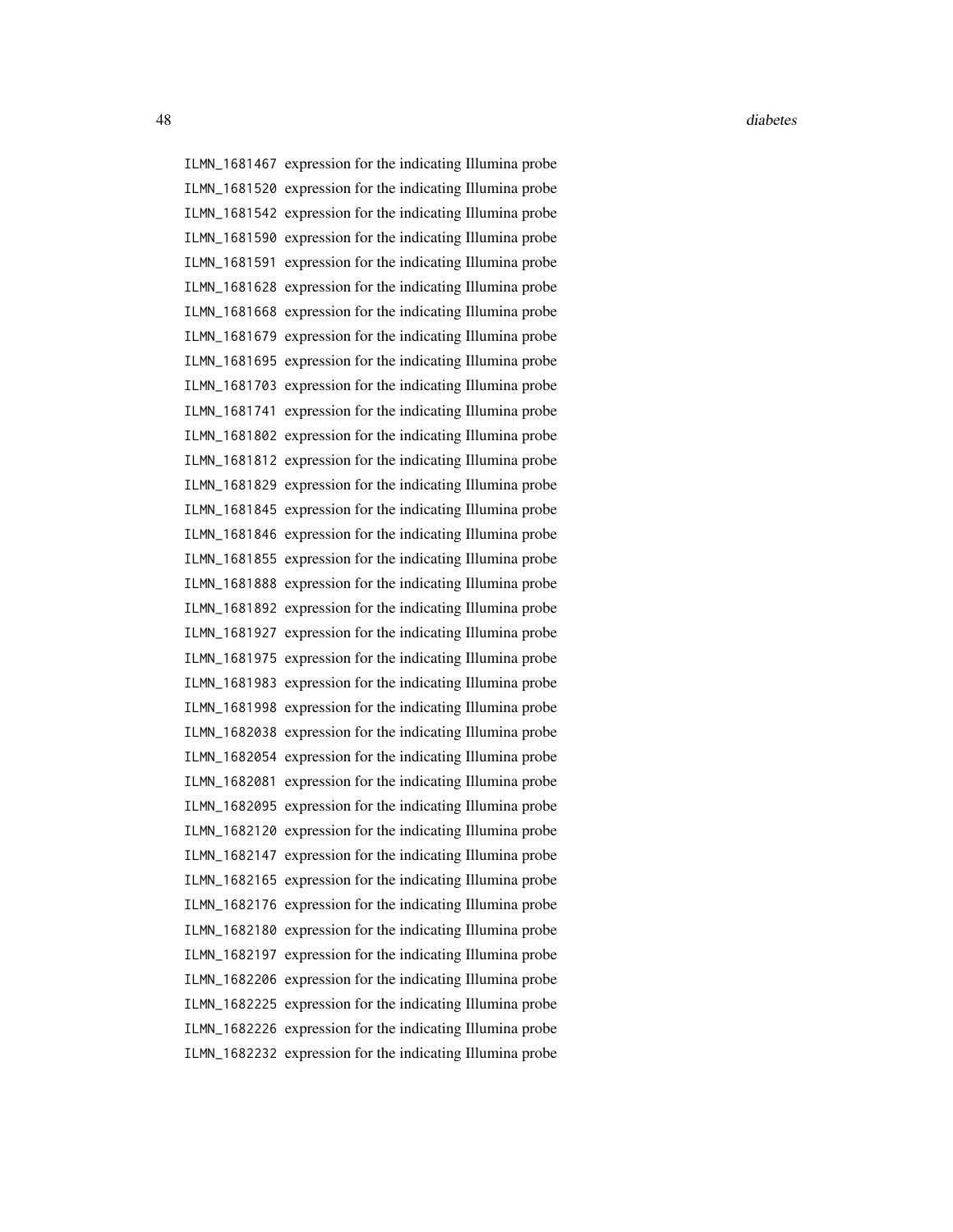ILMN_1681467 expression for the indicating Illumina probe
ILMN_1681520 expression for the indicating Illumina probe
ILMN_1681542 expression for the indicating Illumina probe
ILMN_1681590 expression for the indicating Illumina probe
ILMN_1681591 expression for the indicating Illumina probe
ILMN_1681628 expression for the indicating Illumina probe
ILMN_1681668 expression for the indicating Illumina probe
ILMN_1681679 expression for the indicating Illumina probe
ILMN_1681695 expression for the indicating Illumina probe
ILMN_1681703 expression for the indicating Illumina probe
ILMN_1681741 expression for the indicating Illumina probe
ILMN_1681802 expression for the indicating Illumina probe
ILMN_1681812 expression for the indicating Illumina probe
ILMN_1681829 expression for the indicating Illumina probe
ILMN_1681845 expression for the indicating Illumina probe
ILMN_1681846 expression for the indicating Illumina probe
ILMN_1681855 expression for the indicating Illumina probe
ILMN_1681888 expression for the indicating Illumina probe
ILMN_1681892 expression for the indicating Illumina probe
ILMN_1681927 expression for the indicating Illumina probe
ILMN_1681975 expression for the indicating Illumina probe
ILMN_1681983 expression for the indicating Illumina probe
ILMN_1681998 expression for the indicating Illumina probe
ILMN_1682038 expression for the indicating Illumina probe
ILMN_1682054 expression for the indicating Illumina probe
ILMN_1682081 expression for the indicating Illumina probe
ILMN_1682095 expression for the indicating Illumina probe
ILMN_1682120 expression for the indicating Illumina probe
ILMN_1682147 expression for the indicating Illumina probe
ILMN_1682165 expression for the indicating Illumina probe
ILMN_1682176 expression for the indicating Illumina probe
ILMN_1682180 expression for the indicating Illumina probe
ILMN_1682197 expression for the indicating Illumina probe
ILMN_1682206 expression for the indicating Illumina probe
ILMN_1682225 expression for the indicating Illumina probe
ILMN_1682226 expression for the indicating Illumina probe
ILMN_1682232 expression for the indicating Illumina probe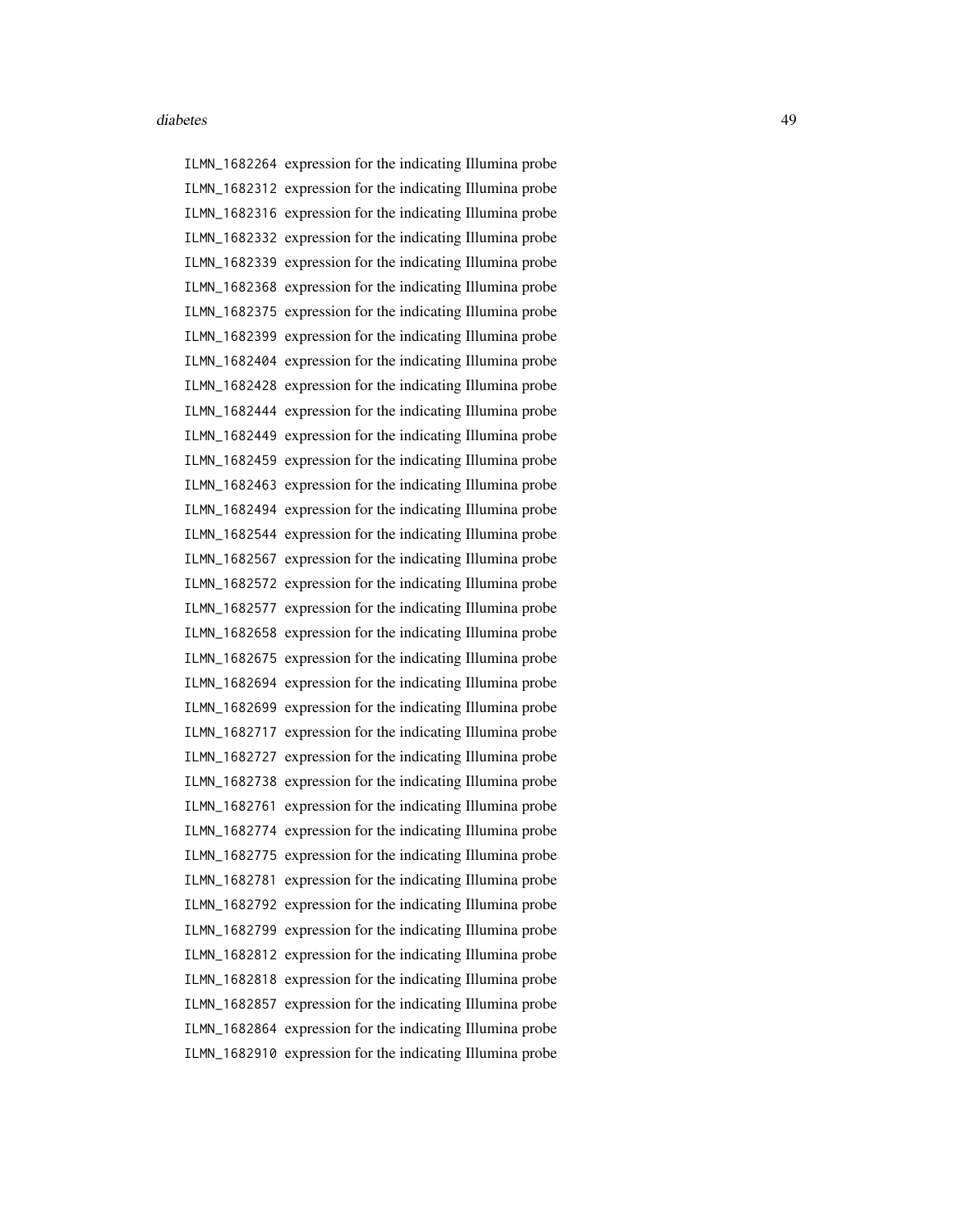ILMN_1682264 expression for the indicating Illumina probe
ILMN_1682312 expression for the indicating Illumina probe
ILMN_1682316 expression for the indicating Illumina probe
ILMN_1682332 expression for the indicating Illumina probe
ILMN_1682339 expression for the indicating Illumina probe
ILMN_1682368 expression for the indicating Illumina probe
ILMN_1682375 expression for the indicating Illumina probe
ILMN_1682399 expression for the indicating Illumina probe
ILMN_1682404 expression for the indicating Illumina probe
ILMN_1682428 expression for the indicating Illumina probe
ILMN_1682444 expression for the indicating Illumina probe
ILMN_1682449 expression for the indicating Illumina probe
ILMN_1682459 expression for the indicating Illumina probe
ILMN_1682463 expression for the indicating Illumina probe
ILMN_1682494 expression for the indicating Illumina probe
ILMN_1682544 expression for the indicating Illumina probe
ILMN_1682567 expression for the indicating Illumina probe
ILMN_1682572 expression for the indicating Illumina probe
ILMN_1682577 expression for the indicating Illumina probe
ILMN_1682658 expression for the indicating Illumina probe
ILMN_1682675 expression for the indicating Illumina probe
ILMN_1682694 expression for the indicating Illumina probe
ILMN_1682699 expression for the indicating Illumina probe
ILMN_1682717 expression for the indicating Illumina probe
ILMN_1682727 expression for the indicating Illumina probe
ILMN_1682738 expression for the indicating Illumina probe
ILMN_1682761 expression for the indicating Illumina probe
ILMN_1682774 expression for the indicating Illumina probe
ILMN_1682775 expression for the indicating Illumina probe
ILMN_1682781 expression for the indicating Illumina probe
ILMN_1682792 expression for the indicating Illumina probe
ILMN_1682799 expression for the indicating Illumina probe
ILMN_1682812 expression for the indicating Illumina probe
ILMN_1682818 expression for the indicating Illumina probe
ILMN_1682857 expression for the indicating Illumina probe
ILMN_1682864 expression for the indicating Illumina probe
ILMN_1682910 expression for the indicating Illumina probe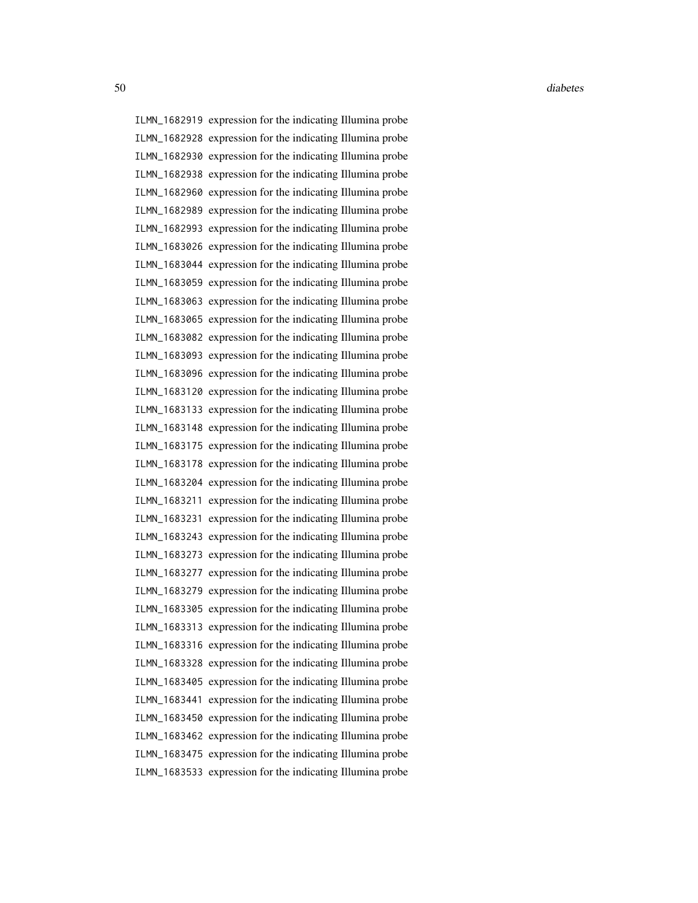ILMN_1682919 expression for the indicating Illumina probe
ILMN_1682928 expression for the indicating Illumina probe
ILMN_1682930 expression for the indicating Illumina probe
ILMN_1682938 expression for the indicating Illumina probe
ILMN_1682960 expression for the indicating Illumina probe
ILMN_1682989 expression for the indicating Illumina probe
ILMN_1682993 expression for the indicating Illumina probe
ILMN_1683026 expression for the indicating Illumina probe
ILMN_1683044 expression for the indicating Illumina probe
ILMN_1683059 expression for the indicating Illumina probe
ILMN_1683063 expression for the indicating Illumina probe
ILMN_1683065 expression for the indicating Illumina probe
ILMN_1683082 expression for the indicating Illumina probe
ILMN_1683093 expression for the indicating Illumina probe
ILMN_1683096 expression for the indicating Illumina probe
ILMN_1683120 expression for the indicating Illumina probe
ILMN_1683133 expression for the indicating Illumina probe
ILMN_1683148 expression for the indicating Illumina probe
ILMN_1683175 expression for the indicating Illumina probe
ILMN_1683178 expression for the indicating Illumina probe
ILMN_1683204 expression for the indicating Illumina probe
ILMN_1683211 expression for the indicating Illumina probe
ILMN_1683231 expression for the indicating Illumina probe
ILMN_1683243 expression for the indicating Illumina probe
ILMN_1683273 expression for the indicating Illumina probe
ILMN_1683277 expression for the indicating Illumina probe
ILMN_1683279 expression for the indicating Illumina probe
ILMN_1683305 expression for the indicating Illumina probe
ILMN_1683313 expression for the indicating Illumina probe
ILMN_1683316 expression for the indicating Illumina probe
ILMN_1683328 expression for the indicating Illumina probe
ILMN_1683405 expression for the indicating Illumina probe
ILMN_1683441 expression for the indicating Illumina probe
ILMN_1683450 expression for the indicating Illumina probe
ILMN_1683462 expression for the indicating Illumina probe
ILMN_1683475 expression for the indicating Illumina probe
ILMN_1683533 expression for the indicating Illumina probe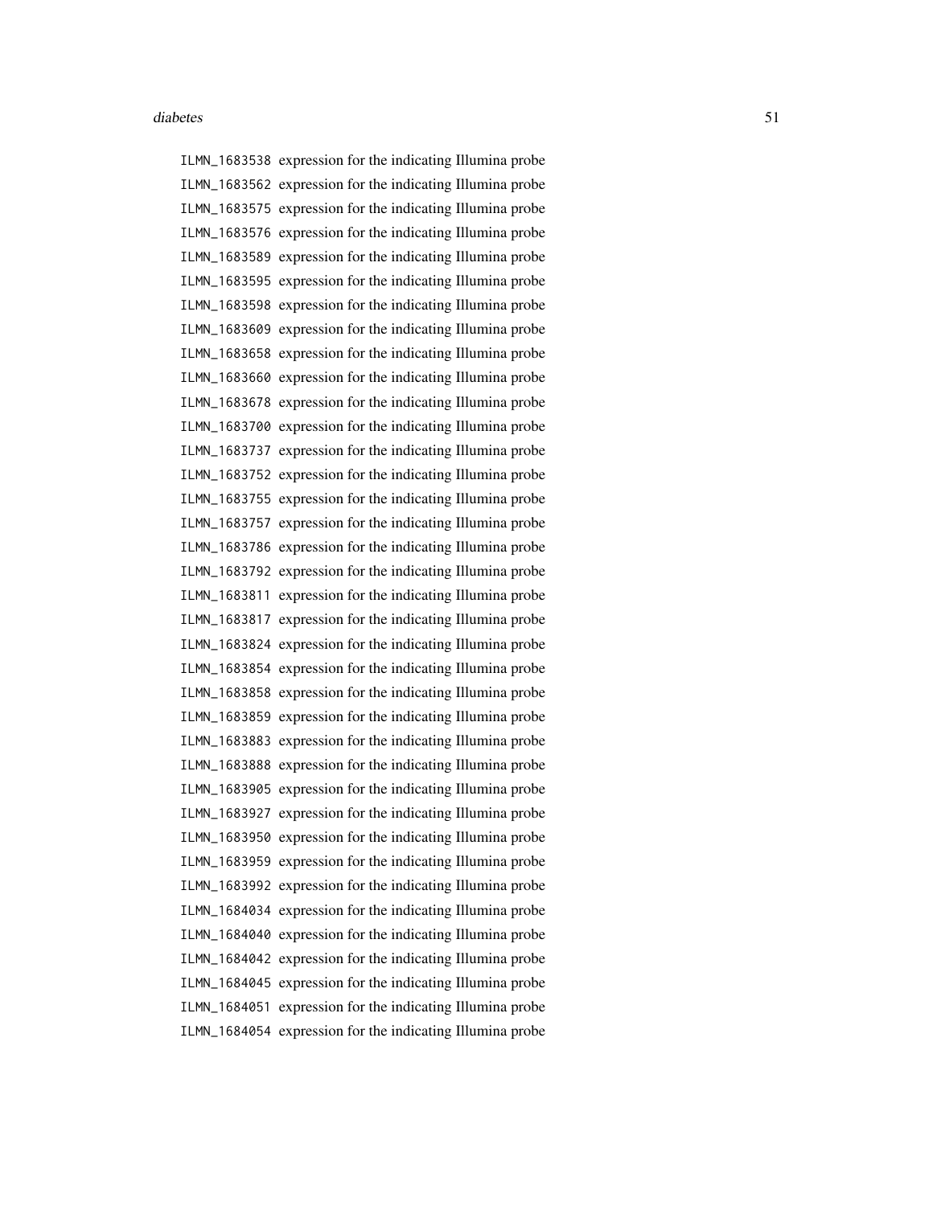ILMN_1683538 expression for the indicating Illumina probe
ILMN_1683562 expression for the indicating Illumina probe
ILMN_1683575 expression for the indicating Illumina probe
ILMN_1683576 expression for the indicating Illumina probe
ILMN_1683589 expression for the indicating Illumina probe
ILMN_1683595 expression for the indicating Illumina probe
ILMN_1683598 expression for the indicating Illumina probe
ILMN_1683609 expression for the indicating Illumina probe
ILMN_1683658 expression for the indicating Illumina probe
ILMN_1683660 expression for the indicating Illumina probe
ILMN_1683678 expression for the indicating Illumina probe
ILMN_1683700 expression for the indicating Illumina probe
ILMN_1683737 expression for the indicating Illumina probe
ILMN_1683752 expression for the indicating Illumina probe
ILMN_1683755 expression for the indicating Illumina probe
ILMN_1683757 expression for the indicating Illumina probe
ILMN_1683786 expression for the indicating Illumina probe
ILMN_1683792 expression for the indicating Illumina probe
ILMN_1683811 expression for the indicating Illumina probe
ILMN_1683817 expression for the indicating Illumina probe
ILMN_1683824 expression for the indicating Illumina probe
ILMN_1683854 expression for the indicating Illumina probe
ILMN_1683858 expression for the indicating Illumina probe
ILMN_1683859 expression for the indicating Illumina probe
ILMN_1683883 expression for the indicating Illumina probe
ILMN_1683888 expression for the indicating Illumina probe
ILMN_1683905 expression for the indicating Illumina probe
ILMN_1683927 expression for the indicating Illumina probe
ILMN_1683950 expression for the indicating Illumina probe
ILMN_1683959 expression for the indicating Illumina probe
ILMN_1683992 expression for the indicating Illumina probe
ILMN_1684034 expression for the indicating Illumina probe
ILMN_1684040 expression for the indicating Illumina probe
ILMN_1684042 expression for the indicating Illumina probe
ILMN_1684045 expression for the indicating Illumina probe
ILMN_1684051 expression for the indicating Illumina probe
ILMN_1684054 expression for the indicating Illumina probe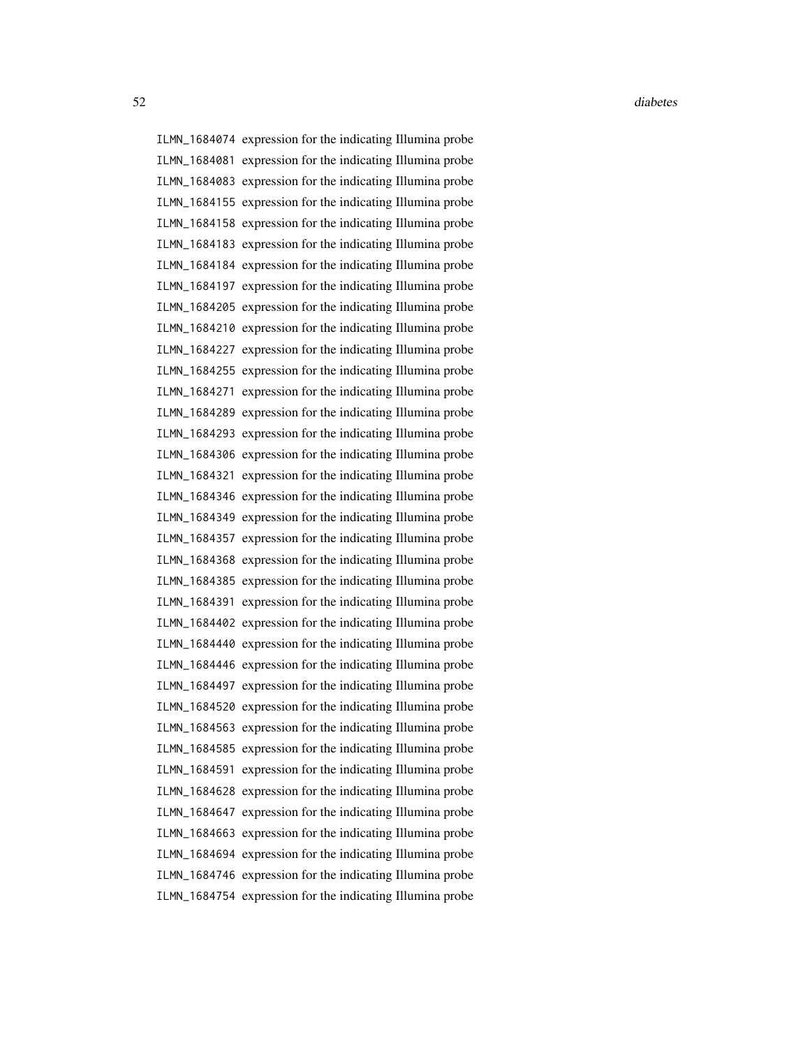ILMN_1684074 expression for the indicating Illumina probe
ILMN_1684081 expression for the indicating Illumina probe
ILMN_1684083 expression for the indicating Illumina probe
ILMN_1684155 expression for the indicating Illumina probe
ILMN_1684158 expression for the indicating Illumina probe
ILMN_1684183 expression for the indicating Illumina probe
ILMN_1684184 expression for the indicating Illumina probe
ILMN_1684197 expression for the indicating Illumina probe
ILMN_1684205 expression for the indicating Illumina probe
ILMN_1684210 expression for the indicating Illumina probe
ILMN_1684227 expression for the indicating Illumina probe
ILMN_1684255 expression for the indicating Illumina probe
ILMN_1684271 expression for the indicating Illumina probe
ILMN_1684289 expression for the indicating Illumina probe
ILMN_1684293 expression for the indicating Illumina probe
ILMN_1684306 expression for the indicating Illumina probe
ILMN_1684321 expression for the indicating Illumina probe
ILMN_1684346 expression for the indicating Illumina probe
ILMN_1684349 expression for the indicating Illumina probe
ILMN_1684357 expression for the indicating Illumina probe
ILMN_1684368 expression for the indicating Illumina probe
ILMN_1684385 expression for the indicating Illumina probe
ILMN_1684391 expression for the indicating Illumina probe
ILMN_1684402 expression for the indicating Illumina probe
ILMN_1684440 expression for the indicating Illumina probe
ILMN_1684446 expression for the indicating Illumina probe
ILMN_1684497 expression for the indicating Illumina probe
ILMN_1684520 expression for the indicating Illumina probe
ILMN_1684563 expression for the indicating Illumina probe
ILMN_1684585 expression for the indicating Illumina probe
ILMN_1684591 expression for the indicating Illumina probe
ILMN_1684628 expression for the indicating Illumina probe
ILMN_1684647 expression for the indicating Illumina probe
ILMN_1684663 expression for the indicating Illumina probe
ILMN_1684694 expression for the indicating Illumina probe
ILMN_1684746 expression for the indicating Illumina probe
ILMN_1684754 expression for the indicating Illumina probe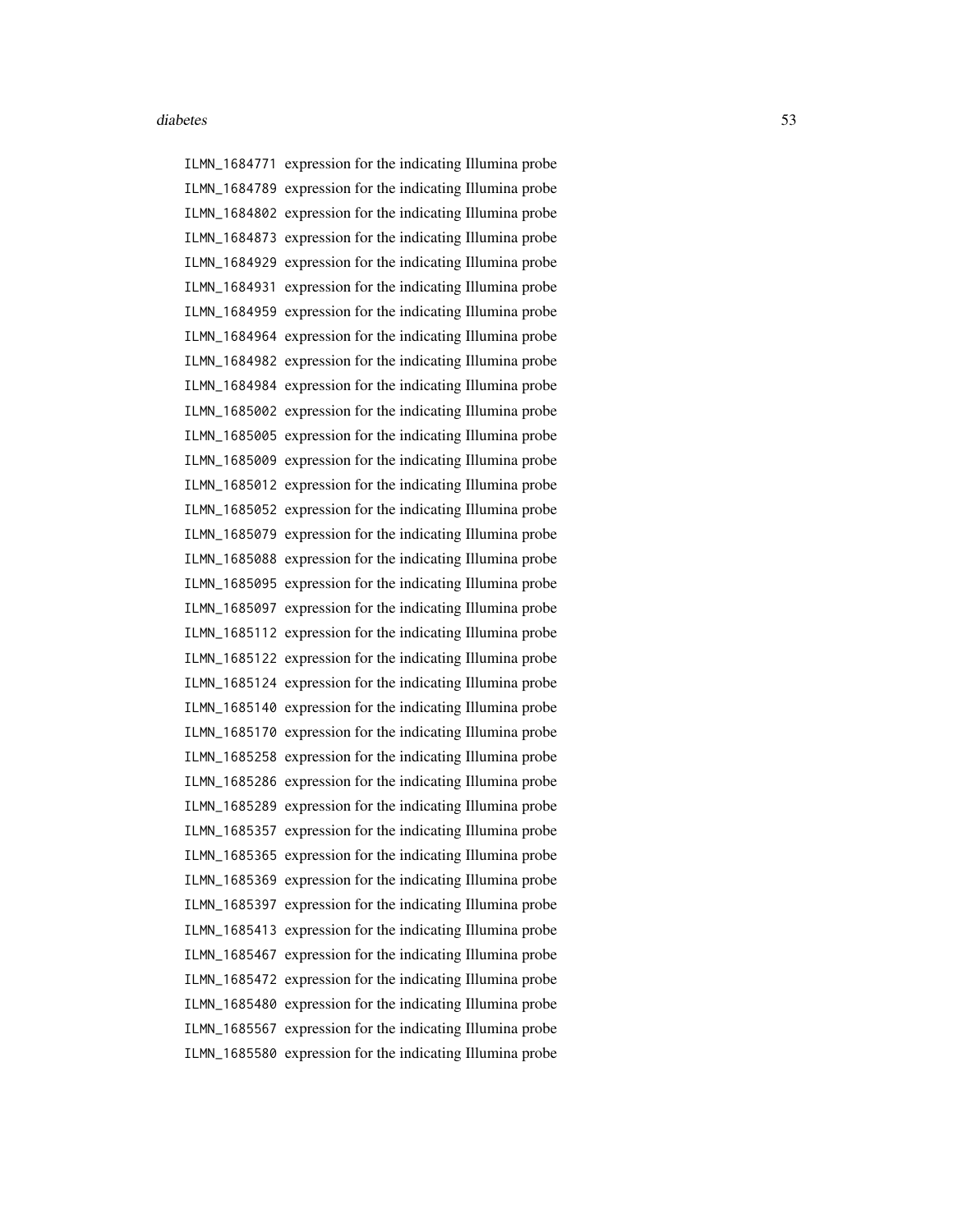ILMN_1684771 expression for the indicating Illumina probe
ILMN_1684789 expression for the indicating Illumina probe
ILMN_1684802 expression for the indicating Illumina probe
ILMN_1684873 expression for the indicating Illumina probe
ILMN_1684929 expression for the indicating Illumina probe
ILMN_1684931 expression for the indicating Illumina probe
ILMN_1684959 expression for the indicating Illumina probe
ILMN_1684964 expression for the indicating Illumina probe
ILMN_1684982 expression for the indicating Illumina probe
ILMN_1684984 expression for the indicating Illumina probe
ILMN_1685002 expression for the indicating Illumina probe
ILMN_1685005 expression for the indicating Illumina probe
ILMN_1685009 expression for the indicating Illumina probe
ILMN_1685012 expression for the indicating Illumina probe
ILMN_1685052 expression for the indicating Illumina probe
ILMN_1685079 expression for the indicating Illumina probe
ILMN_1685088 expression for the indicating Illumina probe
ILMN_1685095 expression for the indicating Illumina probe
ILMN_1685097 expression for the indicating Illumina probe
ILMN_1685112 expression for the indicating Illumina probe
ILMN_1685122 expression for the indicating Illumina probe
ILMN_1685124 expression for the indicating Illumina probe
ILMN_1685140 expression for the indicating Illumina probe
ILMN_1685170 expression for the indicating Illumina probe
ILMN_1685258 expression for the indicating Illumina probe
ILMN_1685286 expression for the indicating Illumina probe
ILMN_1685289 expression for the indicating Illumina probe
ILMN_1685357 expression for the indicating Illumina probe
ILMN_1685365 expression for the indicating Illumina probe
ILMN_1685369 expression for the indicating Illumina probe
ILMN_1685397 expression for the indicating Illumina probe
ILMN_1685413 expression for the indicating Illumina probe
ILMN_1685467 expression for the indicating Illumina probe
ILMN_1685472 expression for the indicating Illumina probe
ILMN_1685480 expression for the indicating Illumina probe
ILMN_1685567 expression for the indicating Illumina probe
ILMN_1685580 expression for the indicating Illumina probe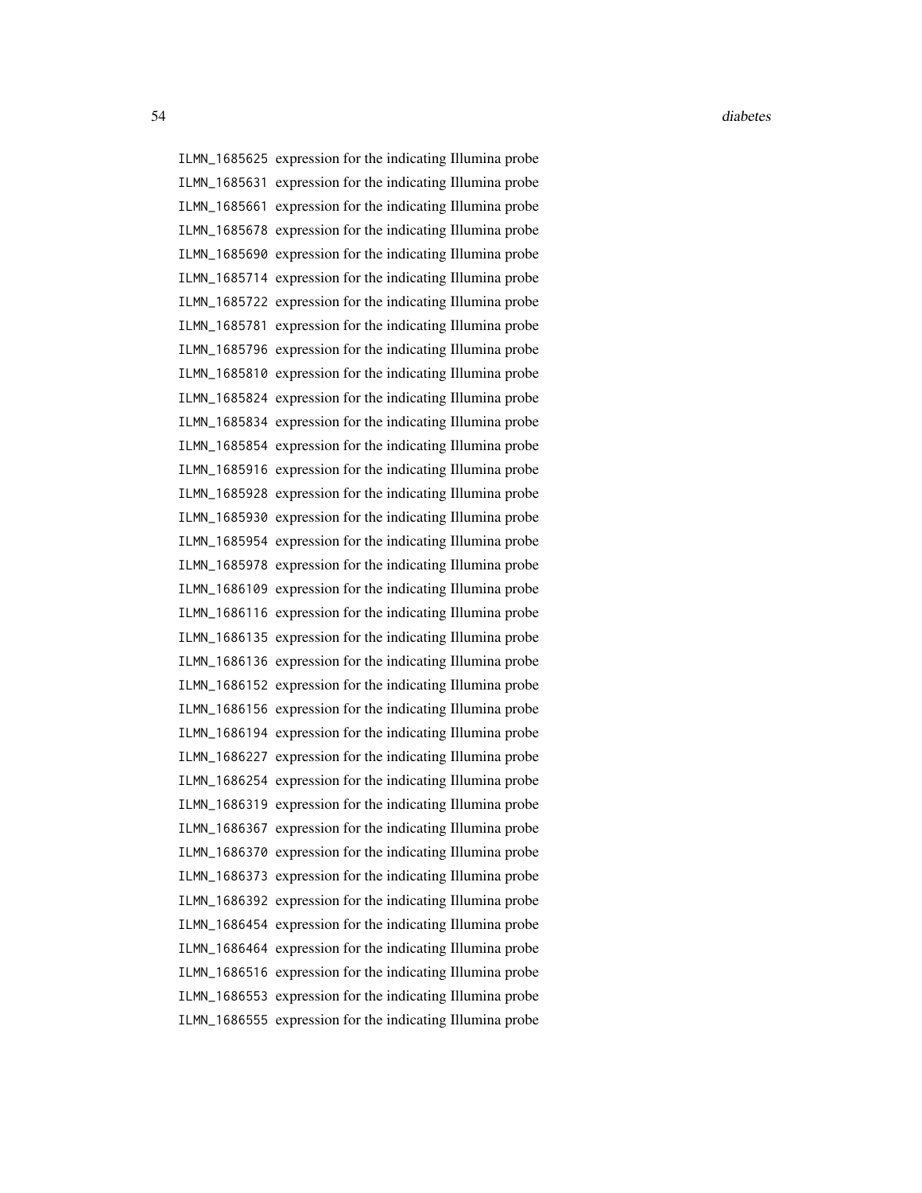ILMN_1685625 expression for the indicating Illumina probe
ILMN_1685631 expression for the indicating Illumina probe
ILMN_1685661 expression for the indicating Illumina probe
ILMN_1685678 expression for the indicating Illumina probe
ILMN_1685690 expression for the indicating Illumina probe
ILMN_1685714 expression for the indicating Illumina probe
ILMN_1685722 expression for the indicating Illumina probe
ILMN_1685781 expression for the indicating Illumina probe
ILMN_1685796 expression for the indicating Illumina probe
ILMN_1685810 expression for the indicating Illumina probe
ILMN_1685824 expression for the indicating Illumina probe
ILMN_1685834 expression for the indicating Illumina probe
ILMN_1685854 expression for the indicating Illumina probe
ILMN_1685916 expression for the indicating Illumina probe
ILMN_1685928 expression for the indicating Illumina probe
ILMN_1685930 expression for the indicating Illumina probe
ILMN_1685954 expression for the indicating Illumina probe
ILMN_1685978 expression for the indicating Illumina probe
ILMN_1686109 expression for the indicating Illumina probe
ILMN_1686116 expression for the indicating Illumina probe
ILMN_1686135 expression for the indicating Illumina probe
ILMN_1686136 expression for the indicating Illumina probe
ILMN_1686152 expression for the indicating Illumina probe
ILMN_1686156 expression for the indicating Illumina probe
ILMN_1686194 expression for the indicating Illumina probe
ILMN_1686227 expression for the indicating Illumina probe
ILMN_1686254 expression for the indicating Illumina probe
ILMN_1686319 expression for the indicating Illumina probe
ILMN_1686367 expression for the indicating Illumina probe
ILMN_1686370 expression for the indicating Illumina probe
ILMN_1686373 expression for the indicating Illumina probe
ILMN_1686392 expression for the indicating Illumina probe
ILMN_1686454 expression for the indicating Illumina probe
ILMN_1686464 expression for the indicating Illumina probe
ILMN_1686516 expression for the indicating Illumina probe
ILMN_1686553 expression for the indicating Illumina probe
ILMN_1686555 expression for the indicating Illumina probe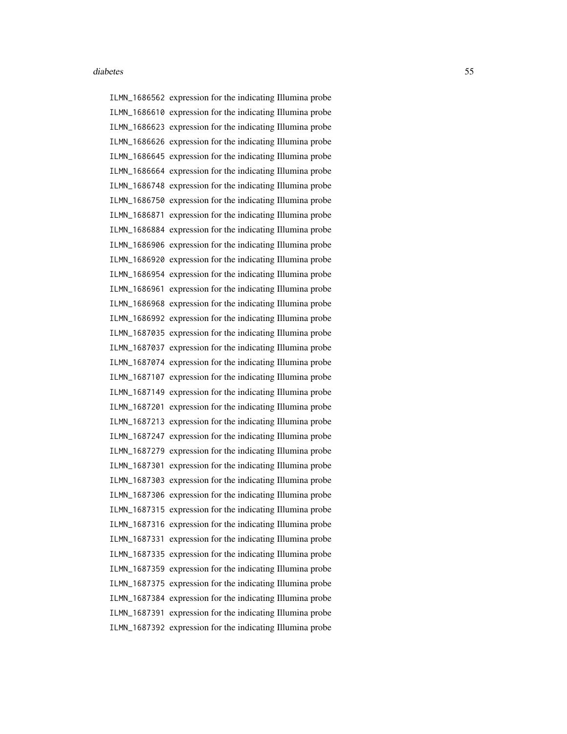ILMN_1686562 expression for the indicating Illumina probe
ILMN_1686610 expression for the indicating Illumina probe
ILMN_1686623 expression for the indicating Illumina probe
ILMN_1686626 expression for the indicating Illumina probe
ILMN_1686645 expression for the indicating Illumina probe
ILMN_1686664 expression for the indicating Illumina probe
ILMN_1686748 expression for the indicating Illumina probe
ILMN_1686750 expression for the indicating Illumina probe
ILMN_1686871 expression for the indicating Illumina probe
ILMN_1686884 expression for the indicating Illumina probe
ILMN_1686906 expression for the indicating Illumina probe
ILMN_1686920 expression for the indicating Illumina probe
ILMN_1686954 expression for the indicating Illumina probe
ILMN_1686961 expression for the indicating Illumina probe
ILMN_1686968 expression for the indicating Illumina probe
ILMN_1686992 expression for the indicating Illumina probe
ILMN_1687035 expression for the indicating Illumina probe
ILMN_1687037 expression for the indicating Illumina probe
ILMN_1687074 expression for the indicating Illumina probe
ILMN_1687107 expression for the indicating Illumina probe
ILMN_1687149 expression for the indicating Illumina probe
ILMN_1687201 expression for the indicating Illumina probe
ILMN_1687213 expression for the indicating Illumina probe
ILMN_1687247 expression for the indicating Illumina probe
ILMN_1687279 expression for the indicating Illumina probe
ILMN_1687301 expression for the indicating Illumina probe
ILMN_1687303 expression for the indicating Illumina probe
ILMN_1687306 expression for the indicating Illumina probe
ILMN_1687315 expression for the indicating Illumina probe
ILMN_1687316 expression for the indicating Illumina probe
ILMN_1687331 expression for the indicating Illumina probe
ILMN_1687335 expression for the indicating Illumina probe
ILMN_1687359 expression for the indicating Illumina probe
ILMN_1687375 expression for the indicating Illumina probe
ILMN_1687384 expression for the indicating Illumina probe
ILMN_1687391 expression for the indicating Illumina probe
ILMN_1687392 expression for the indicating Illumina probe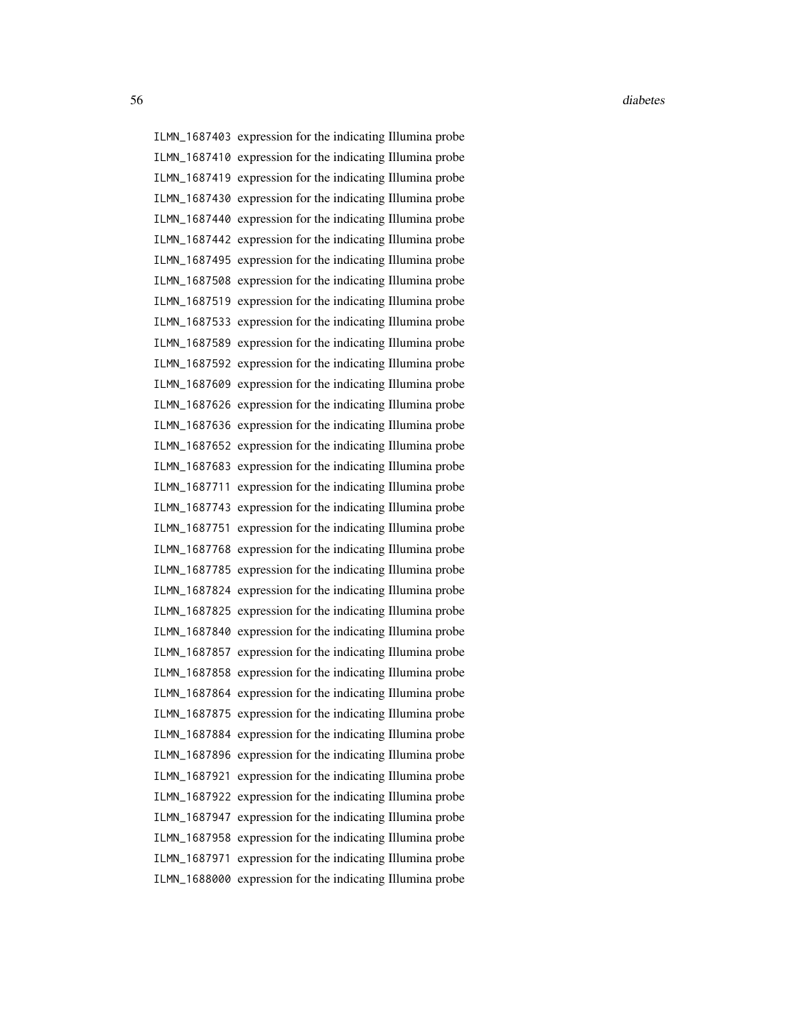| | |
|---|---|
| ILMN_1687403 | expression for the indicating Illumina probe |
| ILMN_1687410 | expression for the indicating Illumina probe |
| ILMN_1687419 | expression for the indicating Illumina probe |
| ILMN_1687430 | expression for the indicating Illumina probe |
| ILMN_1687440 | expression for the indicating Illumina probe |
| ILMN_1687442 | expression for the indicating Illumina probe |
| ILMN_1687495 | expression for the indicating Illumina probe |
| ILMN_1687508 | expression for the indicating Illumina probe |
| ILMN_1687519 | expression for the indicating Illumina probe |
| ILMN_1687533 | expression for the indicating Illumina probe |
| ILMN_1687589 | expression for the indicating Illumina probe |
| ILMN_1687592 | expression for the indicating Illumina probe |
| ILMN_1687609 | expression for the indicating Illumina probe |
| ILMN_1687626 | expression for the indicating Illumina probe |
| ILMN_1687636 | expression for the indicating Illumina probe |
| ILMN_1687652 | expression for the indicating Illumina probe |
| ILMN_1687683 | expression for the indicating Illumina probe |
| ILMN_1687711 | expression for the indicating Illumina probe |
| ILMN_1687743 | expression for the indicating Illumina probe |
| ILMN_1687751 | expression for the indicating Illumina probe |
| ILMN_1687768 | expression for the indicating Illumina probe |
| ILMN_1687785 | expression for the indicating Illumina probe |
| ILMN_1687824 | expression for the indicating Illumina probe |
| ILMN_1687825 | expression for the indicating Illumina probe |
| ILMN_1687840 | expression for the indicating Illumina probe |
| ILMN_1687857 | expression for the indicating Illumina probe |
| ILMN_1687858 | expression for the indicating Illumina probe |
| ILMN_1687864 | expression for the indicating Illumina probe |
| ILMN_1687875 | expression for the indicating Illumina probe |
| ILMN_1687884 | expression for the indicating Illumina probe |
| ILMN_1687896 | expression for the indicating Illumina probe |
| ILMN_1687921 | expression for the indicating Illumina probe |
| ILMN_1687922 | expression for the indicating Illumina probe |
| ILMN_1687947 | expression for the indicating Illumina probe |
| ILMN_1687958 | expression for the indicating Illumina probe |
| ILMN_1687971 | expression for the indicating Illumina probe |
| ILMN_1688000 | expression for the indicating Illumina probe |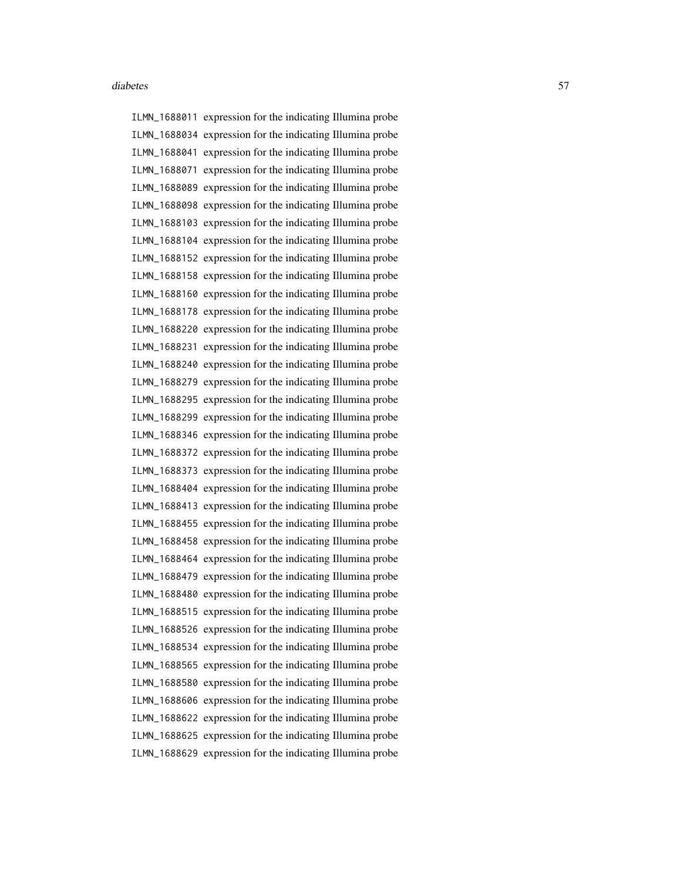ILMN_1688011 expression for the indicating Illumina probe
ILMN_1688034 expression for the indicating Illumina probe
ILMN_1688041 expression for the indicating Illumina probe
ILMN_1688071 expression for the indicating Illumina probe
ILMN_1688089 expression for the indicating Illumina probe
ILMN_1688098 expression for the indicating Illumina probe
ILMN_1688103 expression for the indicating Illumina probe
ILMN_1688104 expression for the indicating Illumina probe
ILMN_1688152 expression for the indicating Illumina probe
ILMN_1688158 expression for the indicating Illumina probe
ILMN_1688160 expression for the indicating Illumina probe
ILMN_1688178 expression for the indicating Illumina probe
ILMN_1688220 expression for the indicating Illumina probe
ILMN_1688231 expression for the indicating Illumina probe
ILMN_1688240 expression for the indicating Illumina probe
ILMN_1688279 expression for the indicating Illumina probe
ILMN_1688295 expression for the indicating Illumina probe
ILMN_1688299 expression for the indicating Illumina probe
ILMN_1688346 expression for the indicating Illumina probe
ILMN_1688372 expression for the indicating Illumina probe
ILMN_1688373 expression for the indicating Illumina probe
ILMN_1688404 expression for the indicating Illumina probe
ILMN_1688413 expression for the indicating Illumina probe
ILMN_1688455 expression for the indicating Illumina probe
ILMN_1688458 expression for the indicating Illumina probe
ILMN_1688464 expression for the indicating Illumina probe
ILMN_1688479 expression for the indicating Illumina probe
ILMN_1688480 expression for the indicating Illumina probe
ILMN_1688515 expression for the indicating Illumina probe
ILMN_1688526 expression for the indicating Illumina probe
ILMN_1688534 expression for the indicating Illumina probe
ILMN_1688565 expression for the indicating Illumina probe
ILMN_1688580 expression for the indicating Illumina probe
ILMN_1688606 expression for the indicating Illumina probe
ILMN_1688622 expression for the indicating Illumina probe
ILMN_1688625 expression for the indicating Illumina probe
ILMN_1688629 expression for the indicating Illumina probe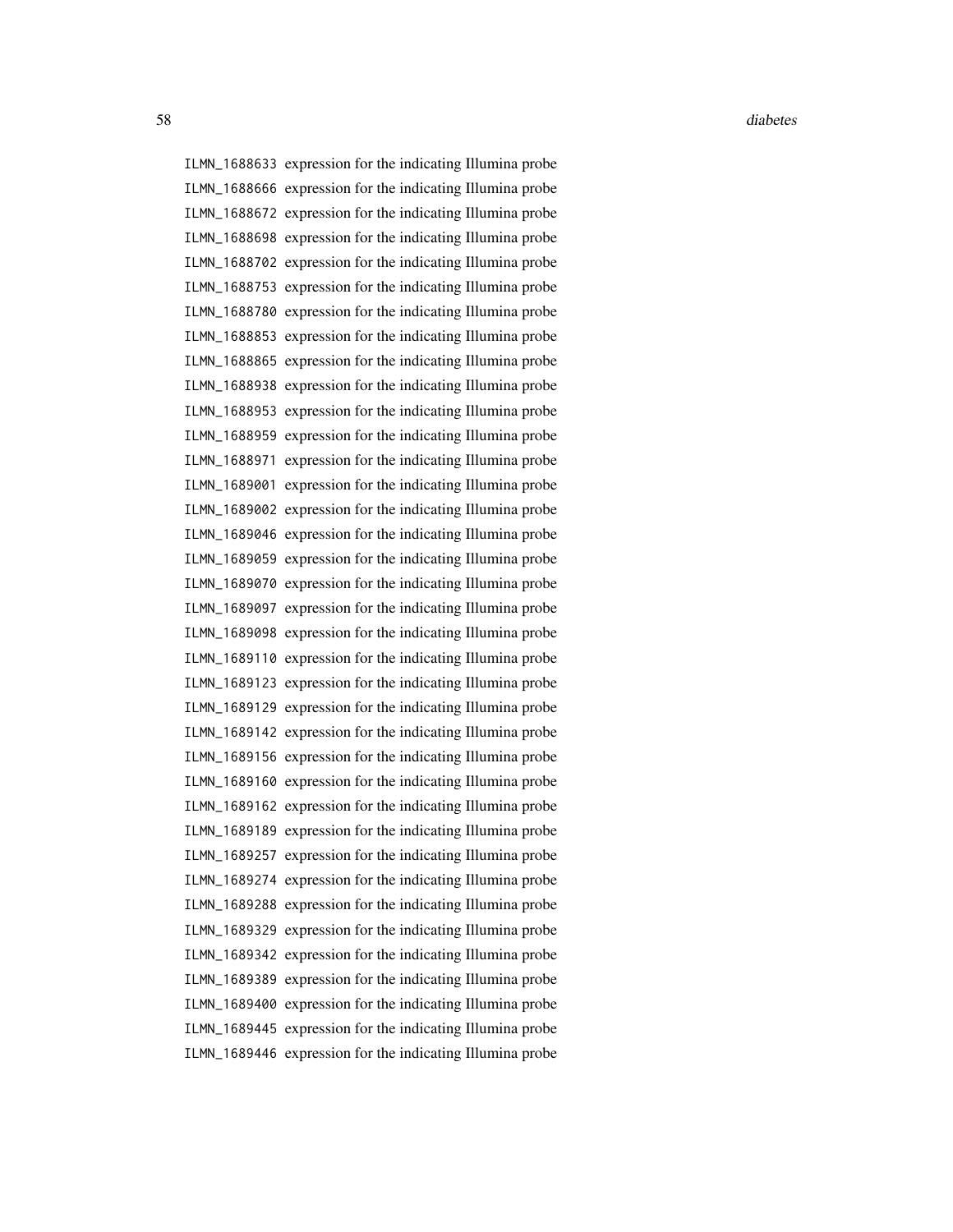ILMN_1688633 expression for the indicating Illumina probe
ILMN_1688666 expression for the indicating Illumina probe
ILMN_1688672 expression for the indicating Illumina probe
ILMN_1688698 expression for the indicating Illumina probe
ILMN_1688702 expression for the indicating Illumina probe
ILMN_1688753 expression for the indicating Illumina probe
ILMN_1688780 expression for the indicating Illumina probe
ILMN_1688853 expression for the indicating Illumina probe
ILMN_1688865 expression for the indicating Illumina probe
ILMN_1688938 expression for the indicating Illumina probe
ILMN_1688953 expression for the indicating Illumina probe
ILMN_1688959 expression for the indicating Illumina probe
ILMN_1688971 expression for the indicating Illumina probe
ILMN_1689001 expression for the indicating Illumina probe
ILMN_1689002 expression for the indicating Illumina probe
ILMN_1689046 expression for the indicating Illumina probe
ILMN_1689059 expression for the indicating Illumina probe
ILMN_1689070 expression for the indicating Illumina probe
ILMN_1689097 expression for the indicating Illumina probe
ILMN_1689098 expression for the indicating Illumina probe
ILMN_1689110 expression for the indicating Illumina probe
ILMN_1689123 expression for the indicating Illumina probe
ILMN_1689129 expression for the indicating Illumina probe
ILMN_1689142 expression for the indicating Illumina probe
ILMN_1689156 expression for the indicating Illumina probe
ILMN_1689160 expression for the indicating Illumina probe
ILMN_1689162 expression for the indicating Illumina probe
ILMN_1689189 expression for the indicating Illumina probe
ILMN_1689257 expression for the indicating Illumina probe
ILMN_1689274 expression for the indicating Illumina probe
ILMN_1689288 expression for the indicating Illumina probe
ILMN_1689329 expression for the indicating Illumina probe
ILMN_1689342 expression for the indicating Illumina probe
ILMN_1689389 expression for the indicating Illumina probe
ILMN_1689400 expression for the indicating Illumina probe
ILMN_1689445 expression for the indicating Illumina probe
ILMN_1689446 expression for the indicating Illumina probe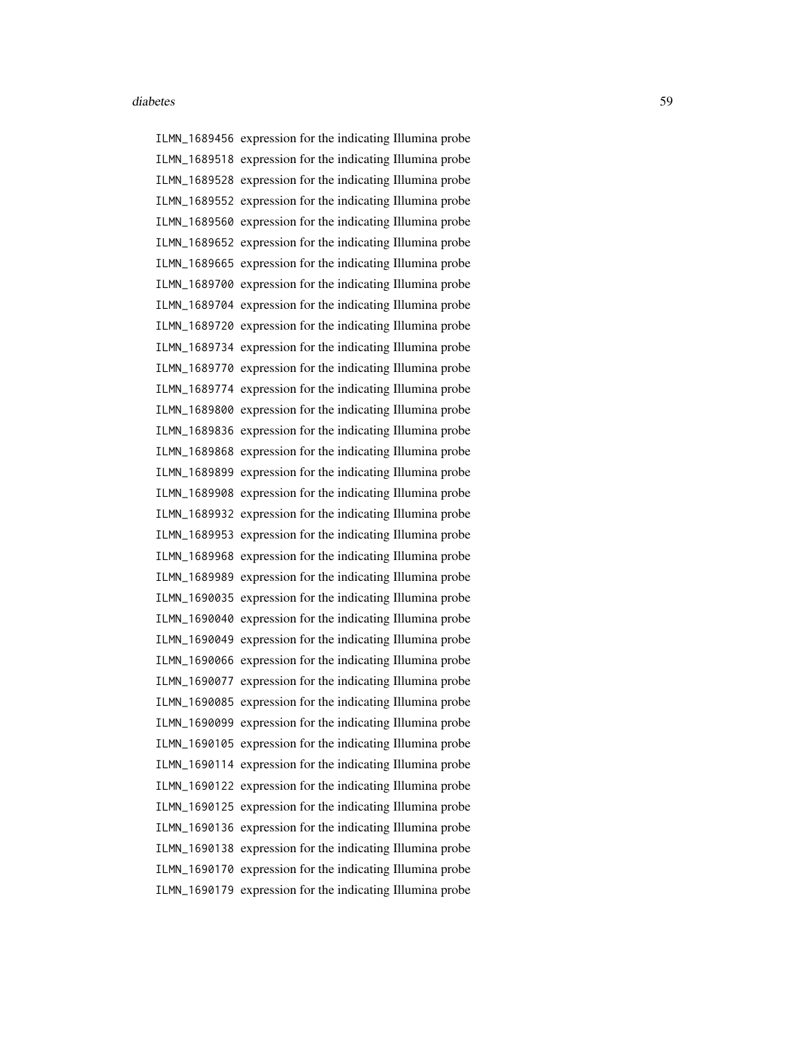ILMN_1689456 expression for the indicating Illumina probe
ILMN_1689518 expression for the indicating Illumina probe
ILMN_1689528 expression for the indicating Illumina probe
ILMN_1689552 expression for the indicating Illumina probe
ILMN_1689560 expression for the indicating Illumina probe
ILMN_1689652 expression for the indicating Illumina probe
ILMN_1689665 expression for the indicating Illumina probe
ILMN_1689700 expression for the indicating Illumina probe
ILMN_1689704 expression for the indicating Illumina probe
ILMN_1689720 expression for the indicating Illumina probe
ILMN_1689734 expression for the indicating Illumina probe
ILMN_1689770 expression for the indicating Illumina probe
ILMN_1689774 expression for the indicating Illumina probe
ILMN_1689800 expression for the indicating Illumina probe
ILMN_1689836 expression for the indicating Illumina probe
ILMN_1689868 expression for the indicating Illumina probe
ILMN_1689899 expression for the indicating Illumina probe
ILMN_1689908 expression for the indicating Illumina probe
ILMN_1689932 expression for the indicating Illumina probe
ILMN_1689953 expression for the indicating Illumina probe
ILMN_1689968 expression for the indicating Illumina probe
ILMN_1689989 expression for the indicating Illumina probe
ILMN_1690035 expression for the indicating Illumina probe
ILMN_1690040 expression for the indicating Illumina probe
ILMN_1690049 expression for the indicating Illumina probe
ILMN_1690066 expression for the indicating Illumina probe
ILMN_1690077 expression for the indicating Illumina probe
ILMN_1690085 expression for the indicating Illumina probe
ILMN_1690099 expression for the indicating Illumina probe
ILMN_1690105 expression for the indicating Illumina probe
ILMN_1690114 expression for the indicating Illumina probe
ILMN_1690122 expression for the indicating Illumina probe
ILMN_1690125 expression for the indicating Illumina probe
ILMN_1690136 expression for the indicating Illumina probe
ILMN_1690138 expression for the indicating Illumina probe
ILMN_1690170 expression for the indicating Illumina probe
ILMN_1690179 expression for the indicating Illumina probe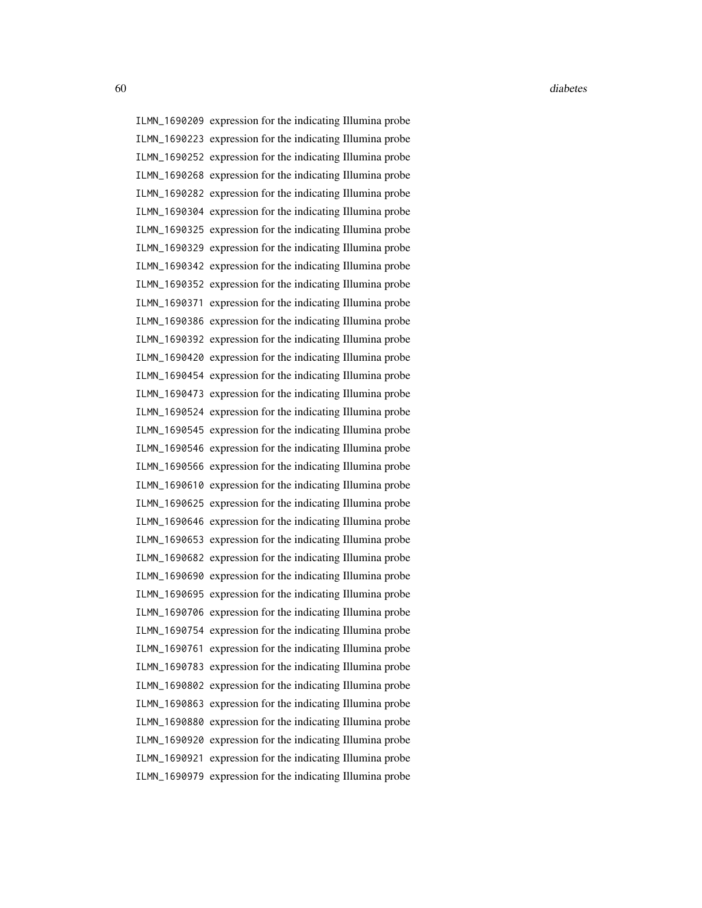| | |
|---|---|
| `ILMN_1690209` | expression for the indicating Illumina probe |
| `ILMN_1690223` | expression for the indicating Illumina probe |
| `ILMN_1690252` | expression for the indicating Illumina probe |
| `ILMN_1690268` | expression for the indicating Illumina probe |
| `ILMN_1690282` | expression for the indicating Illumina probe |
| `ILMN_1690304` | expression for the indicating Illumina probe |
| `ILMN_1690325` | expression for the indicating Illumina probe |
| `ILMN_1690329` | expression for the indicating Illumina probe |
| `ILMN_1690342` | expression for the indicating Illumina probe |
| `ILMN_1690352` | expression for the indicating Illumina probe |
| `ILMN_1690371` | expression for the indicating Illumina probe |
| `ILMN_1690386` | expression for the indicating Illumina probe |
| `ILMN_1690392` | expression for the indicating Illumina probe |
| `ILMN_1690420` | expression for the indicating Illumina probe |
| `ILMN_1690454` | expression for the indicating Illumina probe |
| `ILMN_1690473` | expression for the indicating Illumina probe |
| `ILMN_1690524` | expression for the indicating Illumina probe |
| `ILMN_1690545` | expression for the indicating Illumina probe |
| `ILMN_1690546` | expression for the indicating Illumina probe |
| `ILMN_1690566` | expression for the indicating Illumina probe |
| `ILMN_1690610` | expression for the indicating Illumina probe |
| `ILMN_1690625` | expression for the indicating Illumina probe |
| `ILMN_1690646` | expression for the indicating Illumina probe |
| `ILMN_1690653` | expression for the indicating Illumina probe |
| `ILMN_1690682` | expression for the indicating Illumina probe |
| `ILMN_1690690` | expression for the indicating Illumina probe |
| `ILMN_1690695` | expression for the indicating Illumina probe |
| `ILMN_1690706` | expression for the indicating Illumina probe |
| `ILMN_1690754` | expression for the indicating Illumina probe |
| `ILMN_1690761` | expression for the indicating Illumina probe |
| `ILMN_1690783` | expression for the indicating Illumina probe |
| `ILMN_1690802` | expression for the indicating Illumina probe |
| `ILMN_1690863` | expression for the indicating Illumina probe |
| `ILMN_1690880` | expression for the indicating Illumina probe |
| `ILMN_1690920` | expression for the indicating Illumina probe |
| `ILMN_1690921` | expression for the indicating Illumina probe |
| `ILMN_1690979` | expression for the indicating Illumina probe |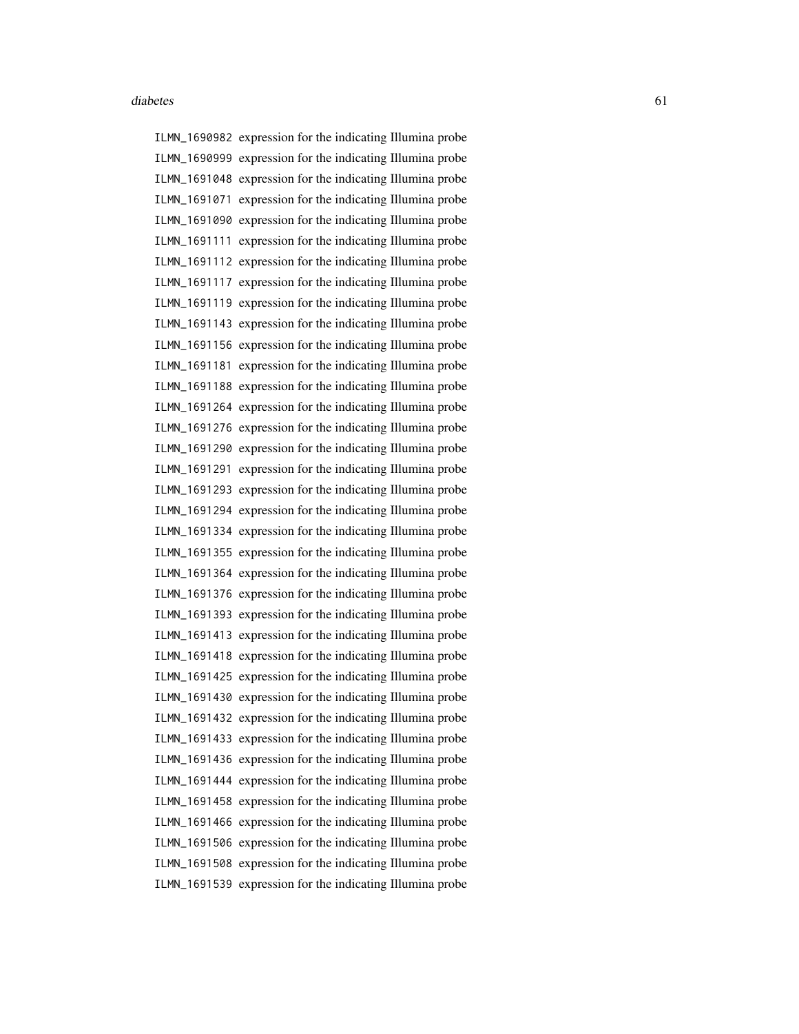ILMN_1690982 expression for the indicating Illumina probe
ILMN_1690999 expression for the indicating Illumina probe
ILMN_1691048 expression for the indicating Illumina probe
ILMN_1691071 expression for the indicating Illumina probe
ILMN_1691090 expression for the indicating Illumina probe
ILMN_1691111 expression for the indicating Illumina probe
ILMN_1691112 expression for the indicating Illumina probe
ILMN_1691117 expression for the indicating Illumina probe
ILMN_1691119 expression for the indicating Illumina probe
ILMN_1691143 expression for the indicating Illumina probe
ILMN_1691156 expression for the indicating Illumina probe
ILMN_1691181 expression for the indicating Illumina probe
ILMN_1691188 expression for the indicating Illumina probe
ILMN_1691264 expression for the indicating Illumina probe
ILMN_1691276 expression for the indicating Illumina probe
ILMN_1691290 expression for the indicating Illumina probe
ILMN_1691291 expression for the indicating Illumina probe
ILMN_1691293 expression for the indicating Illumina probe
ILMN_1691294 expression for the indicating Illumina probe
ILMN_1691334 expression for the indicating Illumina probe
ILMN_1691355 expression for the indicating Illumina probe
ILMN_1691364 expression for the indicating Illumina probe
ILMN_1691376 expression for the indicating Illumina probe
ILMN_1691393 expression for the indicating Illumina probe
ILMN_1691413 expression for the indicating Illumina probe
ILMN_1691418 expression for the indicating Illumina probe
ILMN_1691425 expression for the indicating Illumina probe
ILMN_1691430 expression for the indicating Illumina probe
ILMN_1691432 expression for the indicating Illumina probe
ILMN_1691433 expression for the indicating Illumina probe
ILMN_1691436 expression for the indicating Illumina probe
ILMN_1691444 expression for the indicating Illumina probe
ILMN_1691458 expression for the indicating Illumina probe
ILMN_1691466 expression for the indicating Illumina probe
ILMN_1691506 expression for the indicating Illumina probe
ILMN_1691508 expression for the indicating Illumina probe
ILMN_1691539 expression for the indicating Illumina probe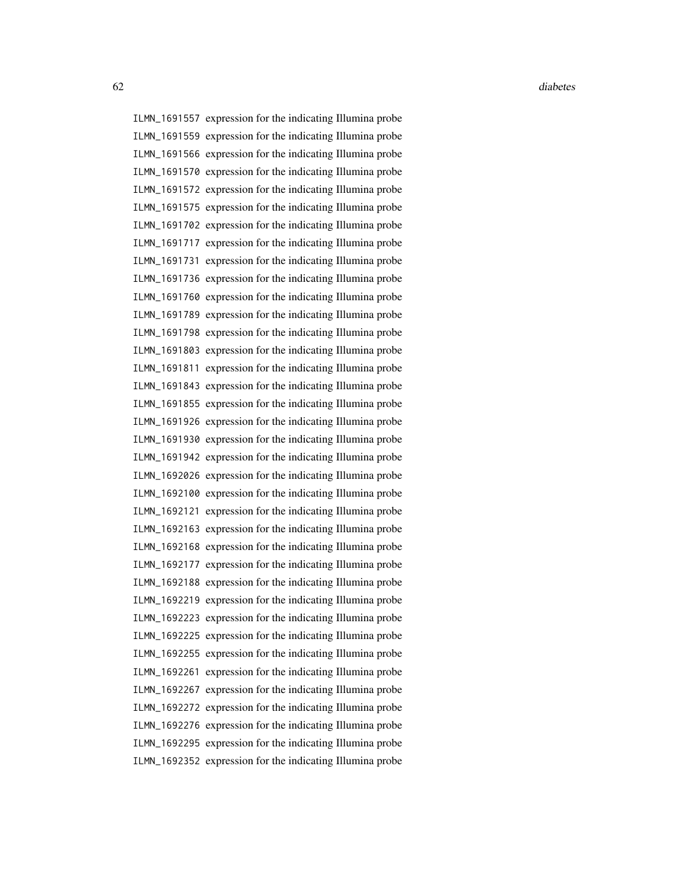ILMN_1691557 expression for the indicating Illumina probe
ILMN_1691559 expression for the indicating Illumina probe
ILMN_1691566 expression for the indicating Illumina probe
ILMN_1691570 expression for the indicating Illumina probe
ILMN_1691572 expression for the indicating Illumina probe
ILMN_1691575 expression for the indicating Illumina probe
ILMN_1691702 expression for the indicating Illumina probe
ILMN_1691717 expression for the indicating Illumina probe
ILMN_1691731 expression for the indicating Illumina probe
ILMN_1691736 expression for the indicating Illumina probe
ILMN_1691760 expression for the indicating Illumina probe
ILMN_1691789 expression for the indicating Illumina probe
ILMN_1691798 expression for the indicating Illumina probe
ILMN_1691803 expression for the indicating Illumina probe
ILMN_1691811 expression for the indicating Illumina probe
ILMN_1691843 expression for the indicating Illumina probe
ILMN_1691855 expression for the indicating Illumina probe
ILMN_1691926 expression for the indicating Illumina probe
ILMN_1691930 expression for the indicating Illumina probe
ILMN_1691942 expression for the indicating Illumina probe
ILMN_1692026 expression for the indicating Illumina probe
ILMN_1692100 expression for the indicating Illumina probe
ILMN_1692121 expression for the indicating Illumina probe
ILMN_1692163 expression for the indicating Illumina probe
ILMN_1692168 expression for the indicating Illumina probe
ILMN_1692177 expression for the indicating Illumina probe
ILMN_1692188 expression for the indicating Illumina probe
ILMN_1692219 expression for the indicating Illumina probe
ILMN_1692223 expression for the indicating Illumina probe
ILMN_1692225 expression for the indicating Illumina probe
ILMN_1692255 expression for the indicating Illumina probe
ILMN_1692261 expression for the indicating Illumina probe
ILMN_1692267 expression for the indicating Illumina probe
ILMN_1692272 expression for the indicating Illumina probe
ILMN_1692276 expression for the indicating Illumina probe
ILMN_1692295 expression for the indicating Illumina probe
ILMN_1692352 expression for the indicating Illumina probe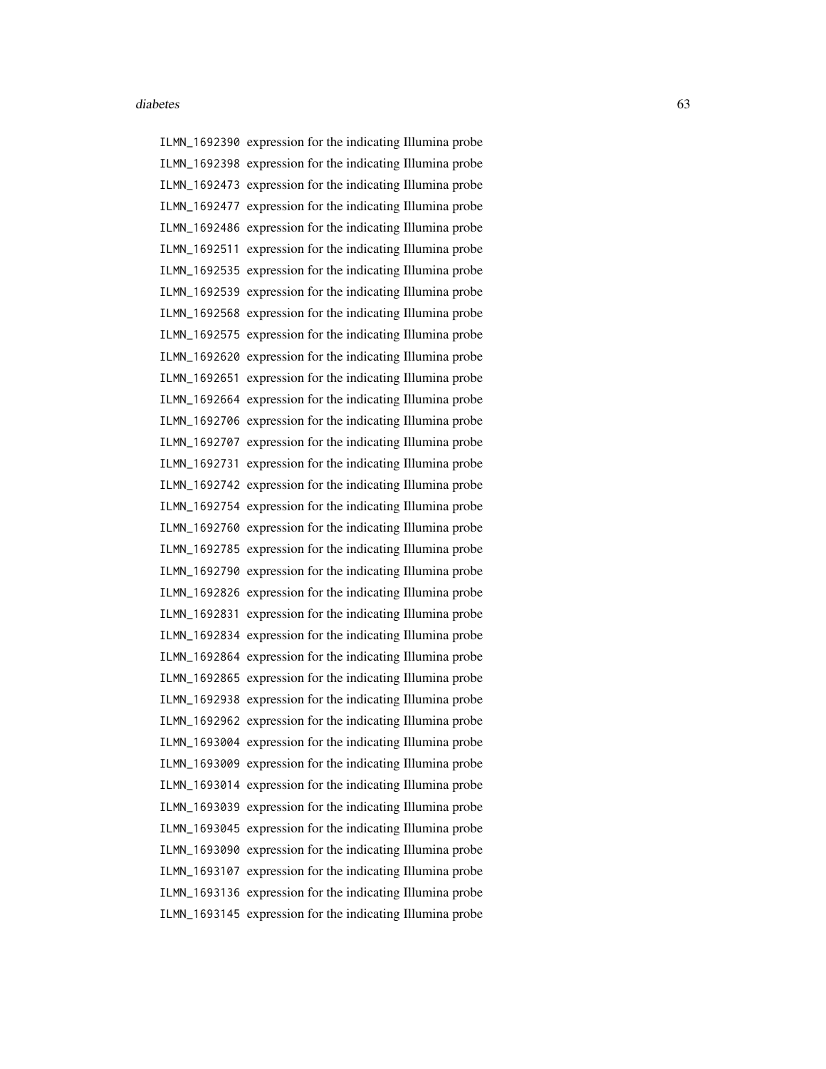ILMN_1692390 expression for the indicating Illumina probe
ILMN_1692398 expression for the indicating Illumina probe
ILMN_1692473 expression for the indicating Illumina probe
ILMN_1692477 expression for the indicating Illumina probe
ILMN_1692486 expression for the indicating Illumina probe
ILMN_1692511 expression for the indicating Illumina probe
ILMN_1692535 expression for the indicating Illumina probe
ILMN_1692539 expression for the indicating Illumina probe
ILMN_1692568 expression for the indicating Illumina probe
ILMN_1692575 expression for the indicating Illumina probe
ILMN_1692620 expression for the indicating Illumina probe
ILMN_1692651 expression for the indicating Illumina probe
ILMN_1692664 expression for the indicating Illumina probe
ILMN_1692706 expression for the indicating Illumina probe
ILMN_1692707 expression for the indicating Illumina probe
ILMN_1692731 expression for the indicating Illumina probe
ILMN_1692742 expression for the indicating Illumina probe
ILMN_1692754 expression for the indicating Illumina probe
ILMN_1692760 expression for the indicating Illumina probe
ILMN_1692785 expression for the indicating Illumina probe
ILMN_1692790 expression for the indicating Illumina probe
ILMN_1692826 expression for the indicating Illumina probe
ILMN_1692831 expression for the indicating Illumina probe
ILMN_1692834 expression for the indicating Illumina probe
ILMN_1692864 expression for the indicating Illumina probe
ILMN_1692865 expression for the indicating Illumina probe
ILMN_1692938 expression for the indicating Illumina probe
ILMN_1692962 expression for the indicating Illumina probe
ILMN_1693004 expression for the indicating Illumina probe
ILMN_1693009 expression for the indicating Illumina probe
ILMN_1693014 expression for the indicating Illumina probe
ILMN_1693039 expression for the indicating Illumina probe
ILMN_1693045 expression for the indicating Illumina probe
ILMN_1693090 expression for the indicating Illumina probe
ILMN_1693107 expression for the indicating Illumina probe
ILMN_1693136 expression for the indicating Illumina probe
ILMN_1693145 expression for the indicating Illumina probe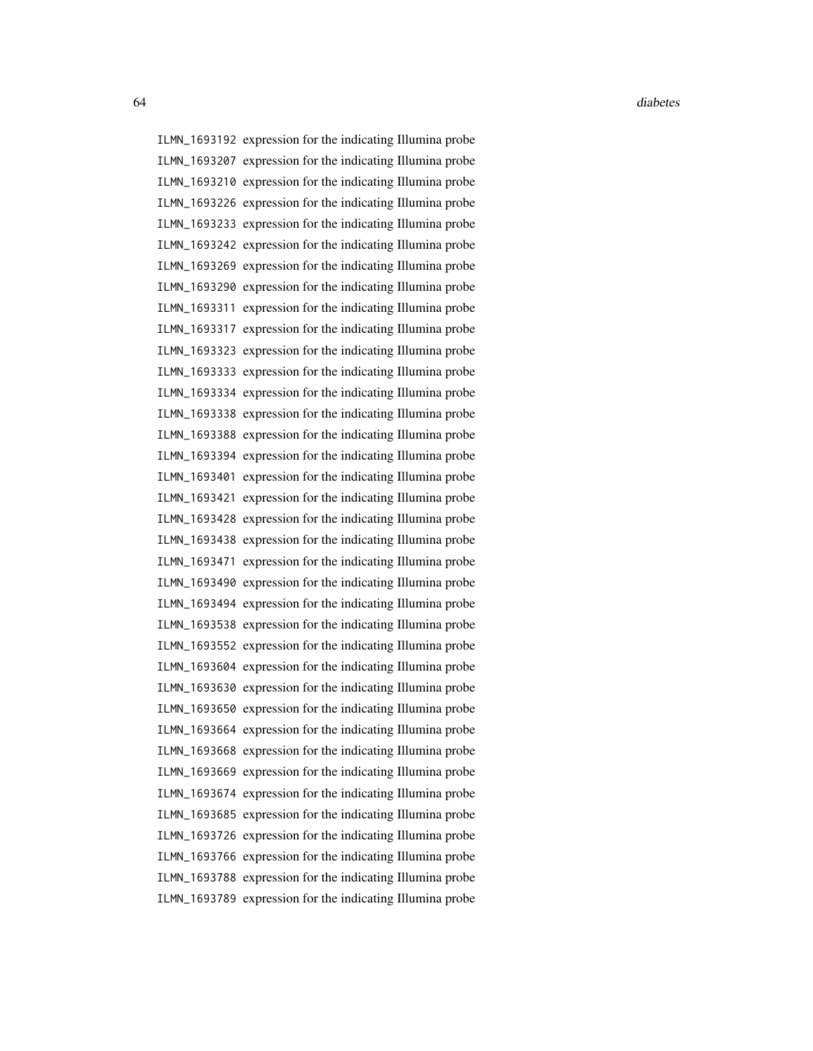ILMN_1693192 expression for the indicating Illumina probe
ILMN_1693207 expression for the indicating Illumina probe
ILMN_1693210 expression for the indicating Illumina probe
ILMN_1693226 expression for the indicating Illumina probe
ILMN_1693233 expression for the indicating Illumina probe
ILMN_1693242 expression for the indicating Illumina probe
ILMN_1693269 expression for the indicating Illumina probe
ILMN_1693290 expression for the indicating Illumina probe
ILMN_1693311 expression for the indicating Illumina probe
ILMN_1693317 expression for the indicating Illumina probe
ILMN_1693323 expression for the indicating Illumina probe
ILMN_1693333 expression for the indicating Illumina probe
ILMN_1693334 expression for the indicating Illumina probe
ILMN_1693338 expression for the indicating Illumina probe
ILMN_1693388 expression for the indicating Illumina probe
ILMN_1693394 expression for the indicating Illumina probe
ILMN_1693401 expression for the indicating Illumina probe
ILMN_1693421 expression for the indicating Illumina probe
ILMN_1693428 expression for the indicating Illumina probe
ILMN_1693438 expression for the indicating Illumina probe
ILMN_1693471 expression for the indicating Illumina probe
ILMN_1693490 expression for the indicating Illumina probe
ILMN_1693494 expression for the indicating Illumina probe
ILMN_1693538 expression for the indicating Illumina probe
ILMN_1693552 expression for the indicating Illumina probe
ILMN_1693604 expression for the indicating Illumina probe
ILMN_1693630 expression for the indicating Illumina probe
ILMN_1693650 expression for the indicating Illumina probe
ILMN_1693664 expression for the indicating Illumina probe
ILMN_1693668 expression for the indicating Illumina probe
ILMN_1693669 expression for the indicating Illumina probe
ILMN_1693674 expression for the indicating Illumina probe
ILMN_1693685 expression for the indicating Illumina probe
ILMN_1693726 expression for the indicating Illumina probe
ILMN_1693766 expression for the indicating Illumina probe
ILMN_1693788 expression for the indicating Illumina probe
ILMN_1693789 expression for the indicating Illumina probe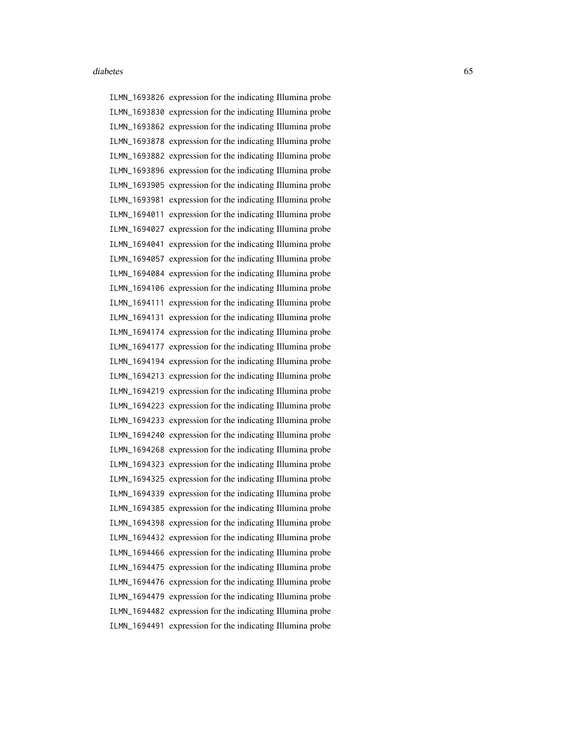| | |
|---|---|
| `ILMN_1693826` | expression for the indicating Illumina probe |
| `ILMN_1693830` | expression for the indicating Illumina probe |
| `ILMN_1693862` | expression for the indicating Illumina probe |
| `ILMN_1693878` | expression for the indicating Illumina probe |
| `ILMN_1693882` | expression for the indicating Illumina probe |
| `ILMN_1693896` | expression for the indicating Illumina probe |
| `ILMN_1693905` | expression for the indicating Illumina probe |
| `ILMN_1693981` | expression for the indicating Illumina probe |
| `ILMN_1694011` | expression for the indicating Illumina probe |
| `ILMN_1694027` | expression for the indicating Illumina probe |
| `ILMN_1694041` | expression for the indicating Illumina probe |
| `ILMN_1694057` | expression for the indicating Illumina probe |
| `ILMN_1694084` | expression for the indicating Illumina probe |
| `ILMN_1694106` | expression for the indicating Illumina probe |
| `ILMN_1694111` | expression for the indicating Illumina probe |
| `ILMN_1694131` | expression for the indicating Illumina probe |
| `ILMN_1694174` | expression for the indicating Illumina probe |
| `ILMN_1694177` | expression for the indicating Illumina probe |
| `ILMN_1694194` | expression for the indicating Illumina probe |
| `ILMN_1694213` | expression for the indicating Illumina probe |
| `ILMN_1694219` | expression for the indicating Illumina probe |
| `ILMN_1694223` | expression for the indicating Illumina probe |
| `ILMN_1694233` | expression for the indicating Illumina probe |
| `ILMN_1694240` | expression for the indicating Illumina probe |
| `ILMN_1694268` | expression for the indicating Illumina probe |
| `ILMN_1694323` | expression for the indicating Illumina probe |
| `ILMN_1694325` | expression for the indicating Illumina probe |
| `ILMN_1694339` | expression for the indicating Illumina probe |
| `ILMN_1694385` | expression for the indicating Illumina probe |
| `ILMN_1694398` | expression for the indicating Illumina probe |
| `ILMN_1694432` | expression for the indicating Illumina probe |
| `ILMN_1694466` | expression for the indicating Illumina probe |
| `ILMN_1694475` | expression for the indicating Illumina probe |
| `ILMN_1694476` | expression for the indicating Illumina probe |
| `ILMN_1694479` | expression for the indicating Illumina probe |
| `ILMN_1694482` | expression for the indicating Illumina probe |
| `ILMN_1694491` | expression for the indicating Illumina probe |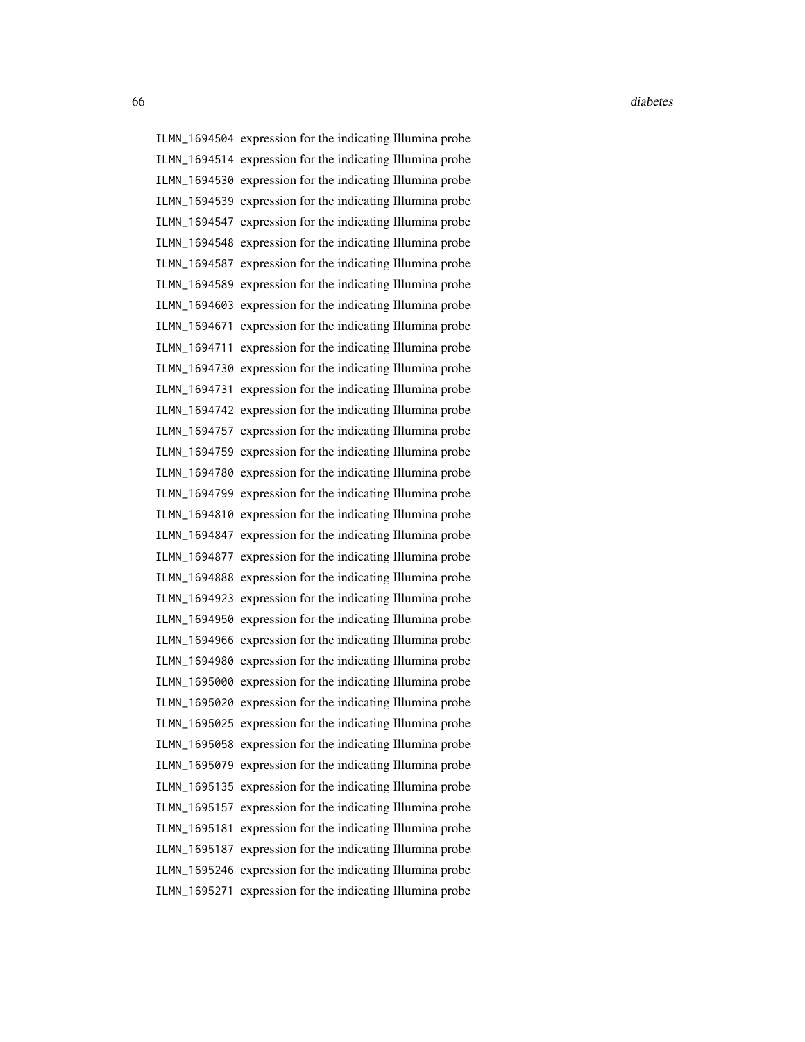ILMN_1694504 expression for the indicating Illumina probe
ILMN_1694514 expression for the indicating Illumina probe
ILMN_1694530 expression for the indicating Illumina probe
ILMN_1694539 expression for the indicating Illumina probe
ILMN_1694547 expression for the indicating Illumina probe
ILMN_1694548 expression for the indicating Illumina probe
ILMN_1694587 expression for the indicating Illumina probe
ILMN_1694589 expression for the indicating Illumina probe
ILMN_1694603 expression for the indicating Illumina probe
ILMN_1694671 expression for the indicating Illumina probe
ILMN_1694711 expression for the indicating Illumina probe
ILMN_1694730 expression for the indicating Illumina probe
ILMN_1694731 expression for the indicating Illumina probe
ILMN_1694742 expression for the indicating Illumina probe
ILMN_1694757 expression for the indicating Illumina probe
ILMN_1694759 expression for the indicating Illumina probe
ILMN_1694780 expression for the indicating Illumina probe
ILMN_1694799 expression for the indicating Illumina probe
ILMN_1694810 expression for the indicating Illumina probe
ILMN_1694847 expression for the indicating Illumina probe
ILMN_1694877 expression for the indicating Illumina probe
ILMN_1694888 expression for the indicating Illumina probe
ILMN_1694923 expression for the indicating Illumina probe
ILMN_1694950 expression for the indicating Illumina probe
ILMN_1694966 expression for the indicating Illumina probe
ILMN_1694980 expression for the indicating Illumina probe
ILMN_1695000 expression for the indicating Illumina probe
ILMN_1695020 expression for the indicating Illumina probe
ILMN_1695025 expression for the indicating Illumina probe
ILMN_1695058 expression for the indicating Illumina probe
ILMN_1695079 expression for the indicating Illumina probe
ILMN_1695135 expression for the indicating Illumina probe
ILMN_1695157 expression for the indicating Illumina probe
ILMN_1695181 expression for the indicating Illumina probe
ILMN_1695187 expression for the indicating Illumina probe
ILMN_1695246 expression for the indicating Illumina probe
ILMN_1695271 expression for the indicating Illumina probe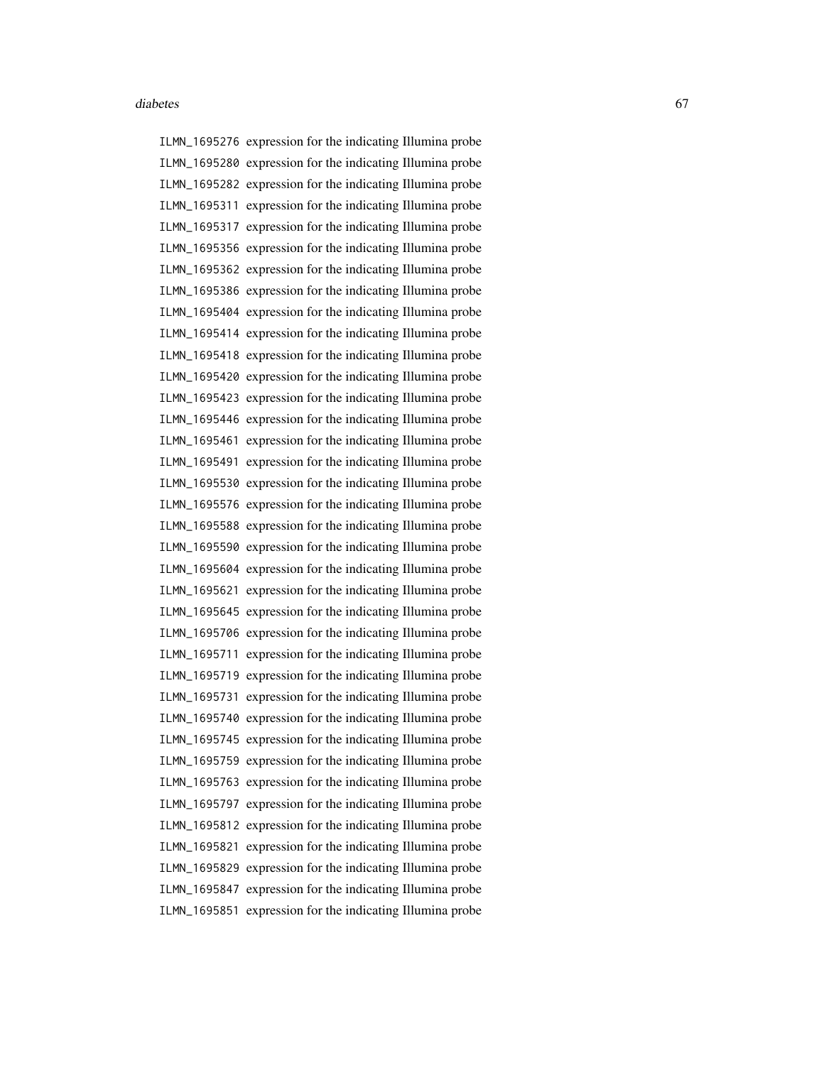| | |
|---|---|
| `ILMN_1695276` | expression for the indicating Illumina probe |
| `ILMN_1695280` | expression for the indicating Illumina probe |
| `ILMN_1695282` | expression for the indicating Illumina probe |
| `ILMN_1695311` | expression for the indicating Illumina probe |
| `ILMN_1695317` | expression for the indicating Illumina probe |
| `ILMN_1695356` | expression for the indicating Illumina probe |
| `ILMN_1695362` | expression for the indicating Illumina probe |
| `ILMN_1695386` | expression for the indicating Illumina probe |
| `ILMN_1695404` | expression for the indicating Illumina probe |
| `ILMN_1695414` | expression for the indicating Illumina probe |
| `ILMN_1695418` | expression for the indicating Illumina probe |
| `ILMN_1695420` | expression for the indicating Illumina probe |
| `ILMN_1695423` | expression for the indicating Illumina probe |
| `ILMN_1695446` | expression for the indicating Illumina probe |
| `ILMN_1695461` | expression for the indicating Illumina probe |
| `ILMN_1695491` | expression for the indicating Illumina probe |
| `ILMN_1695530` | expression for the indicating Illumina probe |
| `ILMN_1695576` | expression for the indicating Illumina probe |
| `ILMN_1695588` | expression for the indicating Illumina probe |
| `ILMN_1695590` | expression for the indicating Illumina probe |
| `ILMN_1695604` | expression for the indicating Illumina probe |
| `ILMN_1695621` | expression for the indicating Illumina probe |
| `ILMN_1695645` | expression for the indicating Illumina probe |
| `ILMN_1695706` | expression for the indicating Illumina probe |
| `ILMN_1695711` | expression for the indicating Illumina probe |
| `ILMN_1695719` | expression for the indicating Illumina probe |
| `ILMN_1695731` | expression for the indicating Illumina probe |
| `ILMN_1695740` | expression for the indicating Illumina probe |
| `ILMN_1695745` | expression for the indicating Illumina probe |
| `ILMN_1695759` | expression for the indicating Illumina probe |
| `ILMN_1695763` | expression for the indicating Illumina probe |
| `ILMN_1695797` | expression for the indicating Illumina probe |
| `ILMN_1695812` | expression for the indicating Illumina probe |
| `ILMN_1695821` | expression for the indicating Illumina probe |
| `ILMN_1695829` | expression for the indicating Illumina probe |
| `ILMN_1695847` | expression for the indicating Illumina probe |
| `ILMN_1695851` | expression for the indicating Illumina probe |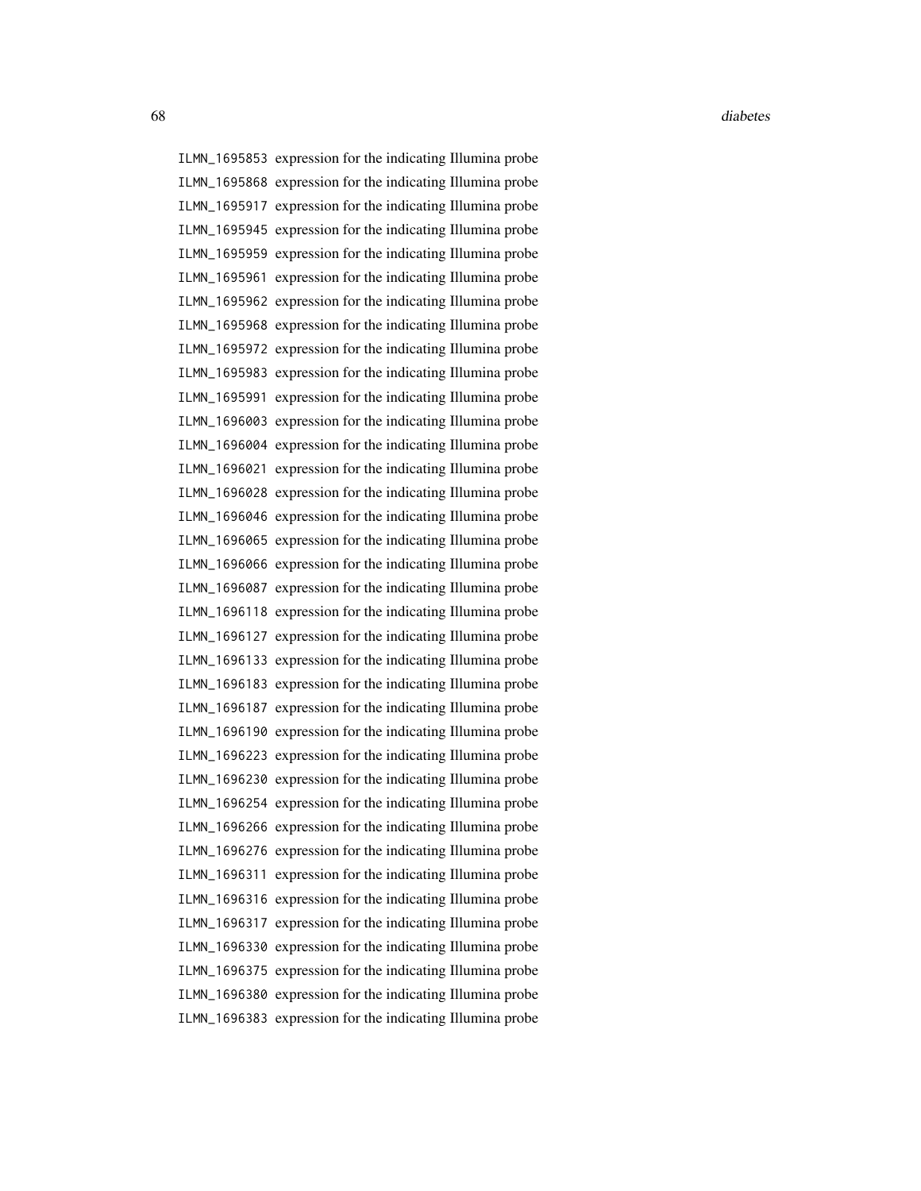ILMN_1695853 expression for the indicating Illumina probe
ILMN_1695868 expression for the indicating Illumina probe
ILMN_1695917 expression for the indicating Illumina probe
ILMN_1695945 expression for the indicating Illumina probe
ILMN_1695959 expression for the indicating Illumina probe
ILMN_1695961 expression for the indicating Illumina probe
ILMN_1695962 expression for the indicating Illumina probe
ILMN_1695968 expression for the indicating Illumina probe
ILMN_1695972 expression for the indicating Illumina probe
ILMN_1695983 expression for the indicating Illumina probe
ILMN_1695991 expression for the indicating Illumina probe
ILMN_1696003 expression for the indicating Illumina probe
ILMN_1696004 expression for the indicating Illumina probe
ILMN_1696021 expression for the indicating Illumina probe
ILMN_1696028 expression for the indicating Illumina probe
ILMN_1696046 expression for the indicating Illumina probe
ILMN_1696065 expression for the indicating Illumina probe
ILMN_1696066 expression for the indicating Illumina probe
ILMN_1696087 expression for the indicating Illumina probe
ILMN_1696118 expression for the indicating Illumina probe
ILMN_1696127 expression for the indicating Illumina probe
ILMN_1696133 expression for the indicating Illumina probe
ILMN_1696183 expression for the indicating Illumina probe
ILMN_1696187 expression for the indicating Illumina probe
ILMN_1696190 expression for the indicating Illumina probe
ILMN_1696223 expression for the indicating Illumina probe
ILMN_1696230 expression for the indicating Illumina probe
ILMN_1696254 expression for the indicating Illumina probe
ILMN_1696266 expression for the indicating Illumina probe
ILMN_1696276 expression for the indicating Illumina probe
ILMN_1696311 expression for the indicating Illumina probe
ILMN_1696316 expression for the indicating Illumina probe
ILMN_1696317 expression for the indicating Illumina probe
ILMN_1696330 expression for the indicating Illumina probe
ILMN_1696375 expression for the indicating Illumina probe
ILMN_1696380 expression for the indicating Illumina probe
ILMN_1696383 expression for the indicating Illumina probe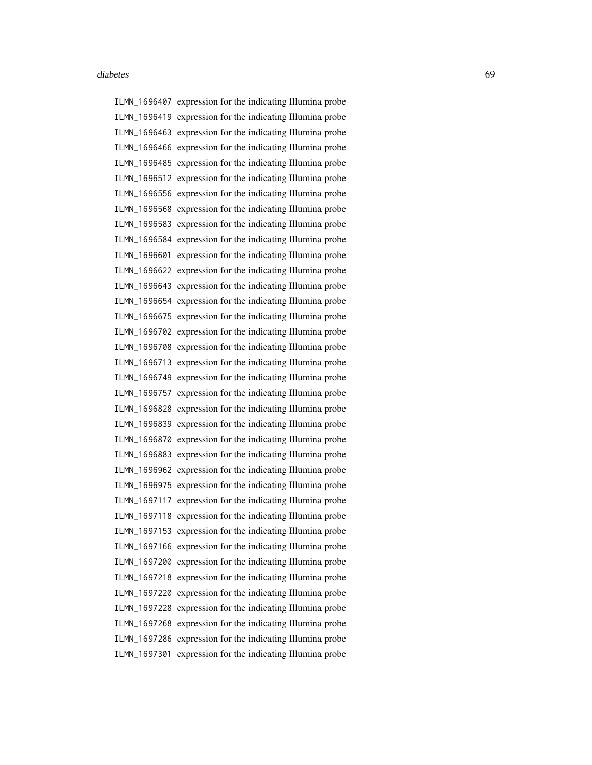ILMN_1696407 expression for the indicating Illumina probe
ILMN_1696419 expression for the indicating Illumina probe
ILMN_1696463 expression for the indicating Illumina probe
ILMN_1696466 expression for the indicating Illumina probe
ILMN_1696485 expression for the indicating Illumina probe
ILMN_1696512 expression for the indicating Illumina probe
ILMN_1696556 expression for the indicating Illumina probe
ILMN_1696568 expression for the indicating Illumina probe
ILMN_1696583 expression for the indicating Illumina probe
ILMN_1696584 expression for the indicating Illumina probe
ILMN_1696601 expression for the indicating Illumina probe
ILMN_1696622 expression for the indicating Illumina probe
ILMN_1696643 expression for the indicating Illumina probe
ILMN_1696654 expression for the indicating Illumina probe
ILMN_1696675 expression for the indicating Illumina probe
ILMN_1696702 expression for the indicating Illumina probe
ILMN_1696708 expression for the indicating Illumina probe
ILMN_1696713 expression for the indicating Illumina probe
ILMN_1696749 expression for the indicating Illumina probe
ILMN_1696757 expression for the indicating Illumina probe
ILMN_1696828 expression for the indicating Illumina probe
ILMN_1696839 expression for the indicating Illumina probe
ILMN_1696870 expression for the indicating Illumina probe
ILMN_1696883 expression for the indicating Illumina probe
ILMN_1696962 expression for the indicating Illumina probe
ILMN_1696975 expression for the indicating Illumina probe
ILMN_1697117 expression for the indicating Illumina probe
ILMN_1697118 expression for the indicating Illumina probe
ILMN_1697153 expression for the indicating Illumina probe
ILMN_1697166 expression for the indicating Illumina probe
ILMN_1697200 expression for the indicating Illumina probe
ILMN_1697218 expression for the indicating Illumina probe
ILMN_1697220 expression for the indicating Illumina probe
ILMN_1697228 expression for the indicating Illumina probe
ILMN_1697268 expression for the indicating Illumina probe
ILMN_1697286 expression for the indicating Illumina probe
ILMN_1697301 expression for the indicating Illumina probe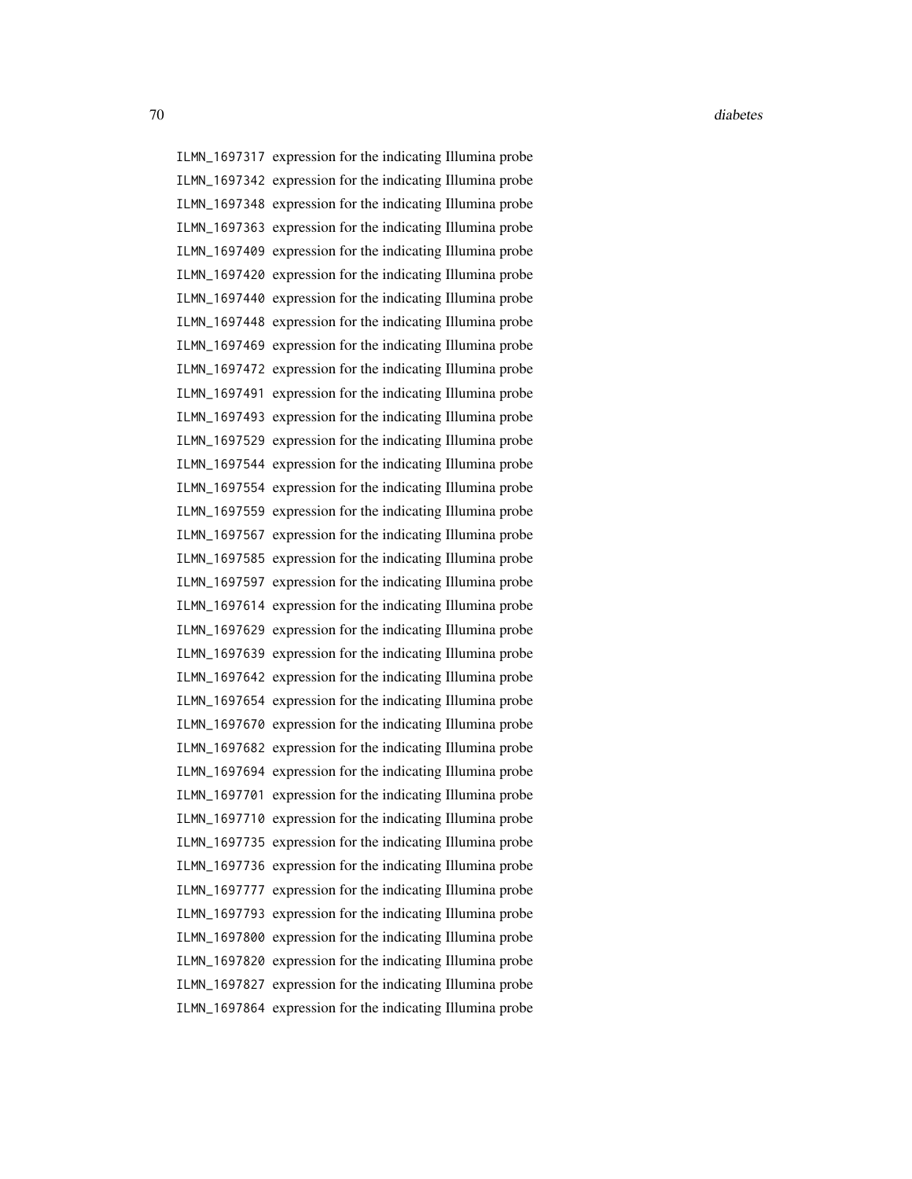| | |
|---|---|
| `ILMN_1697317` | expression for the indicating Illumina probe |
| `ILMN_1697342` | expression for the indicating Illumina probe |
| `ILMN_1697348` | expression for the indicating Illumina probe |
| `ILMN_1697363` | expression for the indicating Illumina probe |
| `ILMN_1697409` | expression for the indicating Illumina probe |
| `ILMN_1697420` | expression for the indicating Illumina probe |
| `ILMN_1697440` | expression for the indicating Illumina probe |
| `ILMN_1697448` | expression for the indicating Illumina probe |
| `ILMN_1697469` | expression for the indicating Illumina probe |
| `ILMN_1697472` | expression for the indicating Illumina probe |
| `ILMN_1697491` | expression for the indicating Illumina probe |
| `ILMN_1697493` | expression for the indicating Illumina probe |
| `ILMN_1697529` | expression for the indicating Illumina probe |
| `ILMN_1697544` | expression for the indicating Illumina probe |
| `ILMN_1697554` | expression for the indicating Illumina probe |
| `ILMN_1697559` | expression for the indicating Illumina probe |
| `ILMN_1697567` | expression for the indicating Illumina probe |
| `ILMN_1697585` | expression for the indicating Illumina probe |
| `ILMN_1697597` | expression for the indicating Illumina probe |
| `ILMN_1697614` | expression for the indicating Illumina probe |
| `ILMN_1697629` | expression for the indicating Illumina probe |
| `ILMN_1697639` | expression for the indicating Illumina probe |
| `ILMN_1697642` | expression for the indicating Illumina probe |
| `ILMN_1697654` | expression for the indicating Illumina probe |
| `ILMN_1697670` | expression for the indicating Illumina probe |
| `ILMN_1697682` | expression for the indicating Illumina probe |
| `ILMN_1697694` | expression for the indicating Illumina probe |
| `ILMN_1697701` | expression for the indicating Illumina probe |
| `ILMN_1697710` | expression for the indicating Illumina probe |
| `ILMN_1697735` | expression for the indicating Illumina probe |
| `ILMN_1697736` | expression for the indicating Illumina probe |
| `ILMN_1697777` | expression for the indicating Illumina probe |
| `ILMN_1697793` | expression for the indicating Illumina probe |
| `ILMN_1697800` | expression for the indicating Illumina probe |
| `ILMN_1697820` | expression for the indicating Illumina probe |
| `ILMN_1697827` | expression for the indicating Illumina probe |
| `ILMN_1697864` | expression for the indicating Illumina probe |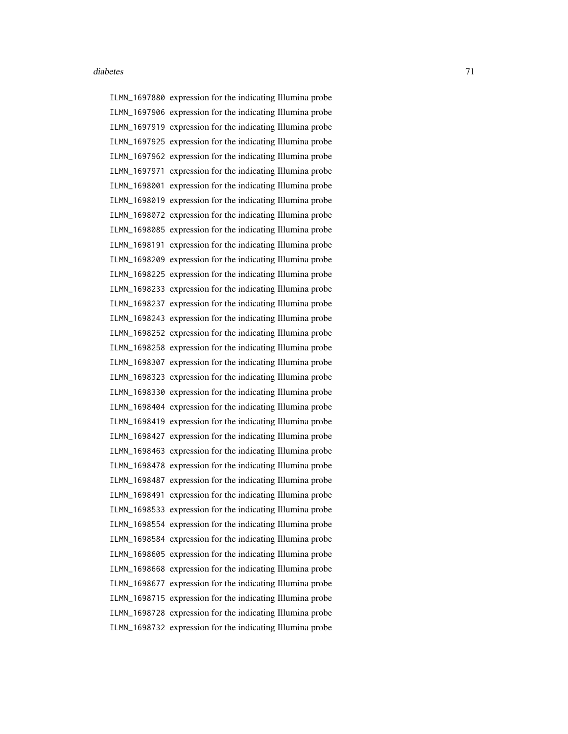ILMN_1697880 expression for the indicating Illumina probe
ILMN_1697906 expression for the indicating Illumina probe
ILMN_1697919 expression for the indicating Illumina probe
ILMN_1697925 expression for the indicating Illumina probe
ILMN_1697962 expression for the indicating Illumina probe
ILMN_1697971 expression for the indicating Illumina probe
ILMN_1698001 expression for the indicating Illumina probe
ILMN_1698019 expression for the indicating Illumina probe
ILMN_1698072 expression for the indicating Illumina probe
ILMN_1698085 expression for the indicating Illumina probe
ILMN_1698191 expression for the indicating Illumina probe
ILMN_1698209 expression for the indicating Illumina probe
ILMN_1698225 expression for the indicating Illumina probe
ILMN_1698233 expression for the indicating Illumina probe
ILMN_1698237 expression for the indicating Illumina probe
ILMN_1698243 expression for the indicating Illumina probe
ILMN_1698252 expression for the indicating Illumina probe
ILMN_1698258 expression for the indicating Illumina probe
ILMN_1698307 expression for the indicating Illumina probe
ILMN_1698323 expression for the indicating Illumina probe
ILMN_1698330 expression for the indicating Illumina probe
ILMN_1698404 expression for the indicating Illumina probe
ILMN_1698419 expression for the indicating Illumina probe
ILMN_1698427 expression for the indicating Illumina probe
ILMN_1698463 expression for the indicating Illumina probe
ILMN_1698478 expression for the indicating Illumina probe
ILMN_1698487 expression for the indicating Illumina probe
ILMN_1698491 expression for the indicating Illumina probe
ILMN_1698533 expression for the indicating Illumina probe
ILMN_1698554 expression for the indicating Illumina probe
ILMN_1698584 expression for the indicating Illumina probe
ILMN_1698605 expression for the indicating Illumina probe
ILMN_1698668 expression for the indicating Illumina probe
ILMN_1698677 expression for the indicating Illumina probe
ILMN_1698715 expression for the indicating Illumina probe
ILMN_1698728 expression for the indicating Illumina probe
ILMN_1698732 expression for the indicating Illumina probe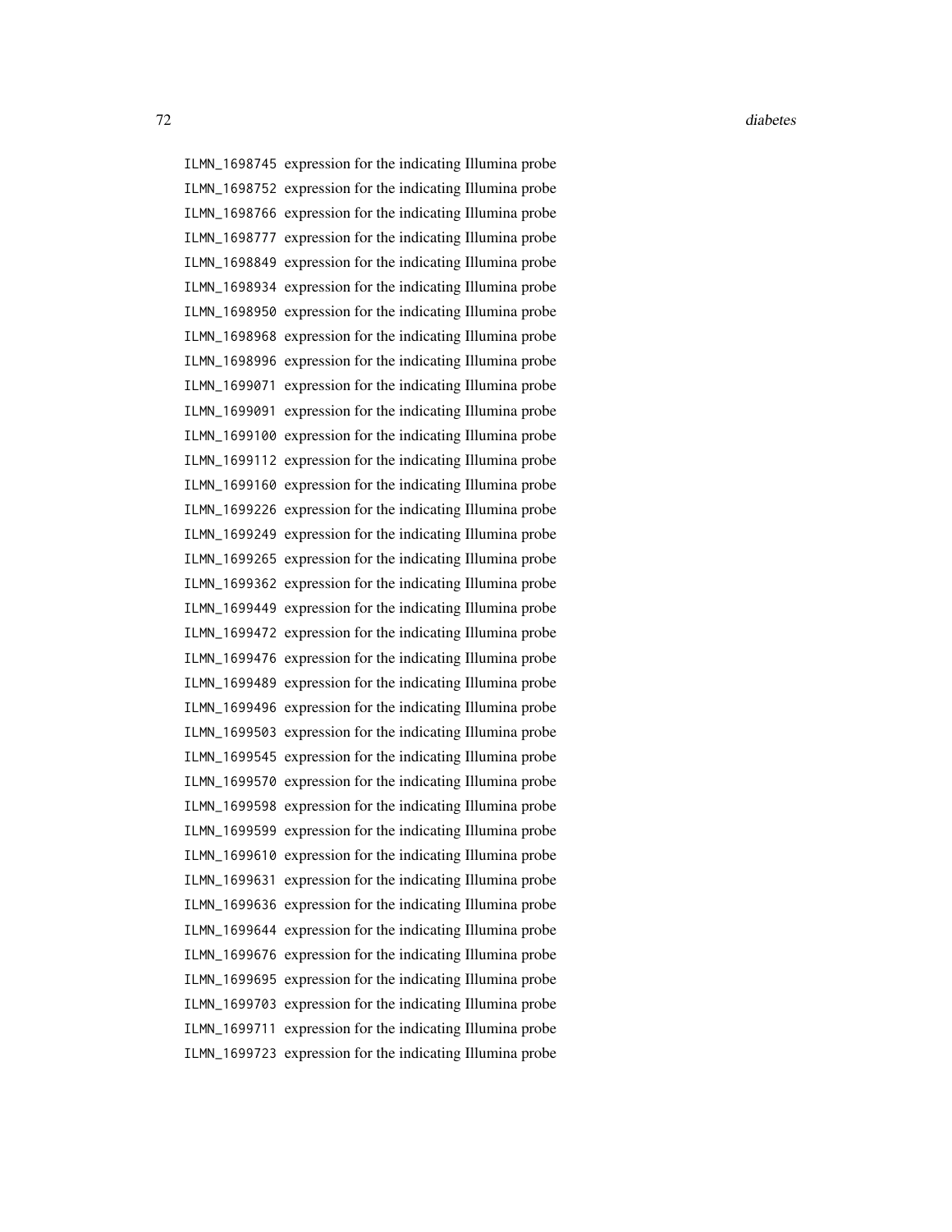ILMN_1698745 expression for the indicating Illumina probe
ILMN_1698752 expression for the indicating Illumina probe
ILMN_1698766 expression for the indicating Illumina probe
ILMN_1698777 expression for the indicating Illumina probe
ILMN_1698849 expression for the indicating Illumina probe
ILMN_1698934 expression for the indicating Illumina probe
ILMN_1698950 expression for the indicating Illumina probe
ILMN_1698968 expression for the indicating Illumina probe
ILMN_1698996 expression for the indicating Illumina probe
ILMN_1699071 expression for the indicating Illumina probe
ILMN_1699091 expression for the indicating Illumina probe
ILMN_1699100 expression for the indicating Illumina probe
ILMN_1699112 expression for the indicating Illumina probe
ILMN_1699160 expression for the indicating Illumina probe
ILMN_1699226 expression for the indicating Illumina probe
ILMN_1699249 expression for the indicating Illumina probe
ILMN_1699265 expression for the indicating Illumina probe
ILMN_1699362 expression for the indicating Illumina probe
ILMN_1699449 expression for the indicating Illumina probe
ILMN_1699472 expression for the indicating Illumina probe
ILMN_1699476 expression for the indicating Illumina probe
ILMN_1699489 expression for the indicating Illumina probe
ILMN_1699496 expression for the indicating Illumina probe
ILMN_1699503 expression for the indicating Illumina probe
ILMN_1699545 expression for the indicating Illumina probe
ILMN_1699570 expression for the indicating Illumina probe
ILMN_1699598 expression for the indicating Illumina probe
ILMN_1699599 expression for the indicating Illumina probe
ILMN_1699610 expression for the indicating Illumina probe
ILMN_1699631 expression for the indicating Illumina probe
ILMN_1699636 expression for the indicating Illumina probe
ILMN_1699644 expression for the indicating Illumina probe
ILMN_1699676 expression for the indicating Illumina probe
ILMN_1699695 expression for the indicating Illumina probe
ILMN_1699703 expression for the indicating Illumina probe
ILMN_1699711 expression for the indicating Illumina probe
ILMN_1699723 expression for the indicating Illumina probe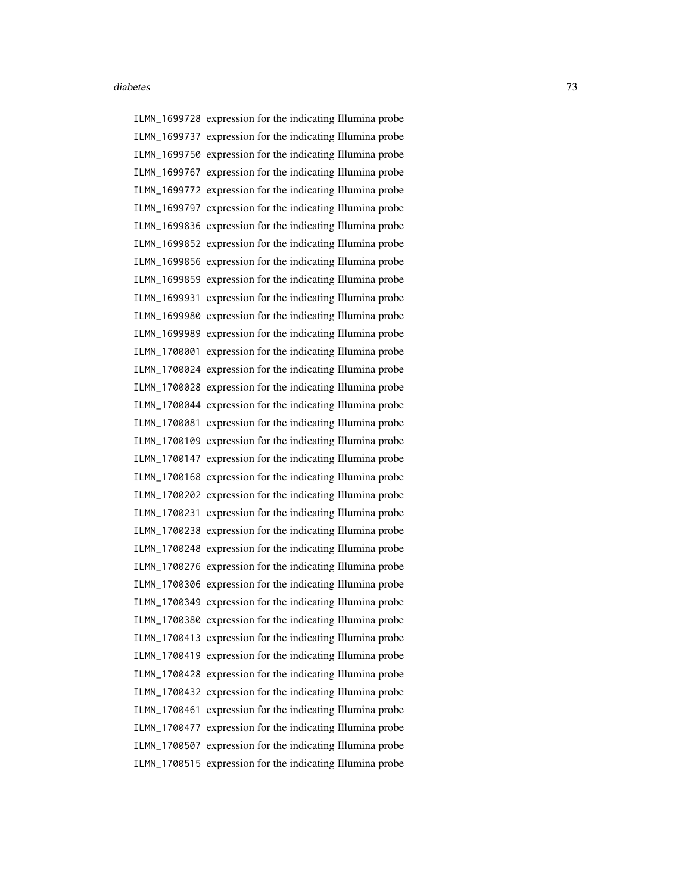ILMN_1699728 expression for the indicating Illumina probe
ILMN_1699737 expression for the indicating Illumina probe
ILMN_1699750 expression for the indicating Illumina probe
ILMN_1699767 expression for the indicating Illumina probe
ILMN_1699772 expression for the indicating Illumina probe
ILMN_1699797 expression for the indicating Illumina probe
ILMN_1699836 expression for the indicating Illumina probe
ILMN_1699852 expression for the indicating Illumina probe
ILMN_1699856 expression for the indicating Illumina probe
ILMN_1699859 expression for the indicating Illumina probe
ILMN_1699931 expression for the indicating Illumina probe
ILMN_1699980 expression for the indicating Illumina probe
ILMN_1699989 expression for the indicating Illumina probe
ILMN_1700001 expression for the indicating Illumina probe
ILMN_1700024 expression for the indicating Illumina probe
ILMN_1700028 expression for the indicating Illumina probe
ILMN_1700044 expression for the indicating Illumina probe
ILMN_1700081 expression for the indicating Illumina probe
ILMN_1700109 expression for the indicating Illumina probe
ILMN_1700147 expression for the indicating Illumina probe
ILMN_1700168 expression for the indicating Illumina probe
ILMN_1700202 expression for the indicating Illumina probe
ILMN_1700231 expression for the indicating Illumina probe
ILMN_1700238 expression for the indicating Illumina probe
ILMN_1700248 expression for the indicating Illumina probe
ILMN_1700276 expression for the indicating Illumina probe
ILMN_1700306 expression for the indicating Illumina probe
ILMN_1700349 expression for the indicating Illumina probe
ILMN_1700380 expression for the indicating Illumina probe
ILMN_1700413 expression for the indicating Illumina probe
ILMN_1700419 expression for the indicating Illumina probe
ILMN_1700428 expression for the indicating Illumina probe
ILMN_1700432 expression for the indicating Illumina probe
ILMN_1700461 expression for the indicating Illumina probe
ILMN_1700477 expression for the indicating Illumina probe
ILMN_1700507 expression for the indicating Illumina probe
ILMN_1700515 expression for the indicating Illumina probe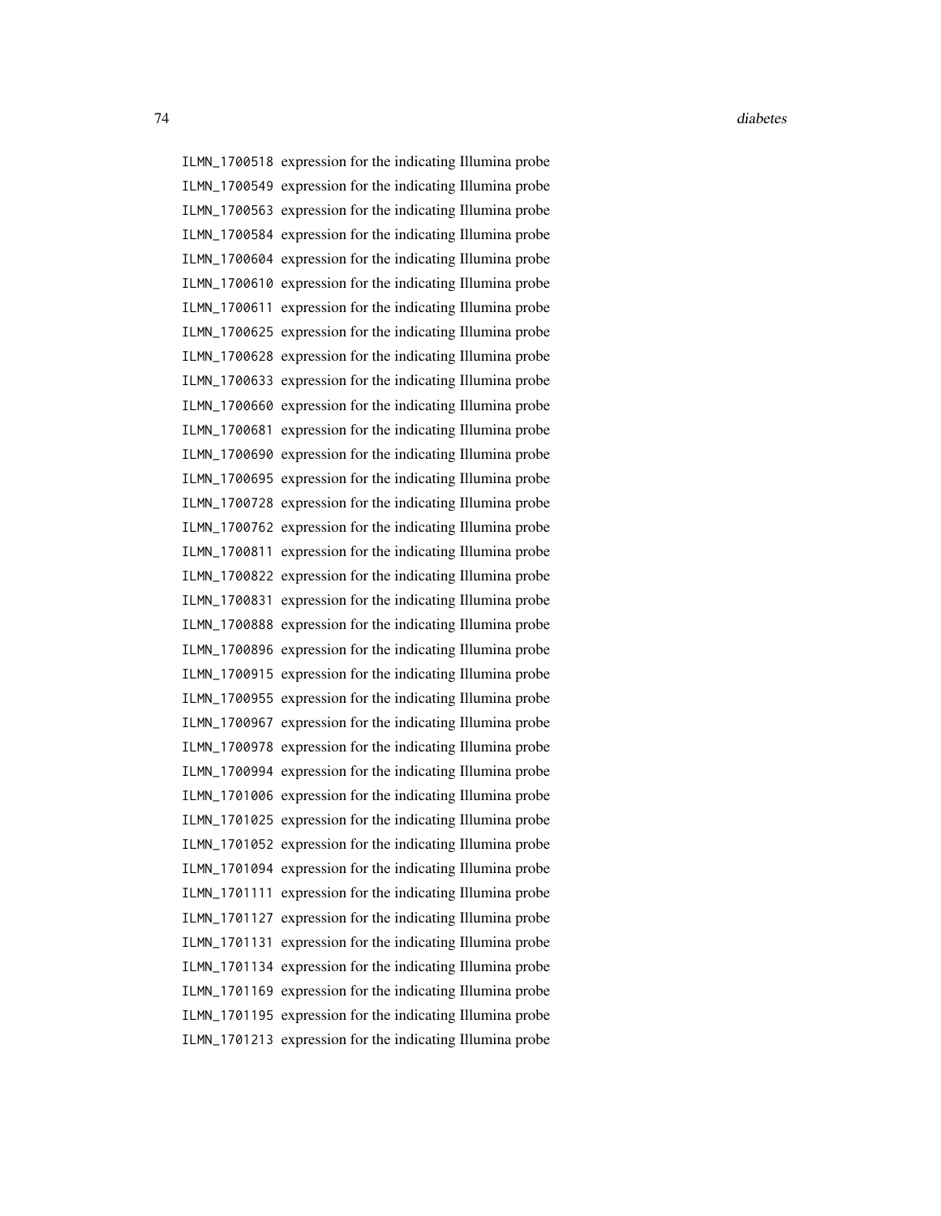ILMN_1700518 expression for the indicating Illumina probe
ILMN_1700549 expression for the indicating Illumina probe
ILMN_1700563 expression for the indicating Illumina probe
ILMN_1700584 expression for the indicating Illumina probe
ILMN_1700604 expression for the indicating Illumina probe
ILMN_1700610 expression for the indicating Illumina probe
ILMN_1700611 expression for the indicating Illumina probe
ILMN_1700625 expression for the indicating Illumina probe
ILMN_1700628 expression for the indicating Illumina probe
ILMN_1700633 expression for the indicating Illumina probe
ILMN_1700660 expression for the indicating Illumina probe
ILMN_1700681 expression for the indicating Illumina probe
ILMN_1700690 expression for the indicating Illumina probe
ILMN_1700695 expression for the indicating Illumina probe
ILMN_1700728 expression for the indicating Illumina probe
ILMN_1700762 expression for the indicating Illumina probe
ILMN_1700811 expression for the indicating Illumina probe
ILMN_1700822 expression for the indicating Illumina probe
ILMN_1700831 expression for the indicating Illumina probe
ILMN_1700888 expression for the indicating Illumina probe
ILMN_1700896 expression for the indicating Illumina probe
ILMN_1700915 expression for the indicating Illumina probe
ILMN_1700955 expression for the indicating Illumina probe
ILMN_1700967 expression for the indicating Illumina probe
ILMN_1700978 expression for the indicating Illumina probe
ILMN_1700994 expression for the indicating Illumina probe
ILMN_1701006 expression for the indicating Illumina probe
ILMN_1701025 expression for the indicating Illumina probe
ILMN_1701052 expression for the indicating Illumina probe
ILMN_1701094 expression for the indicating Illumina probe
ILMN_1701111 expression for the indicating Illumina probe
ILMN_1701127 expression for the indicating Illumina probe
ILMN_1701131 expression for the indicating Illumina probe
ILMN_1701134 expression for the indicating Illumina probe
ILMN_1701169 expression for the indicating Illumina probe
ILMN_1701195 expression for the indicating Illumina probe
ILMN_1701213 expression for the indicating Illumina probe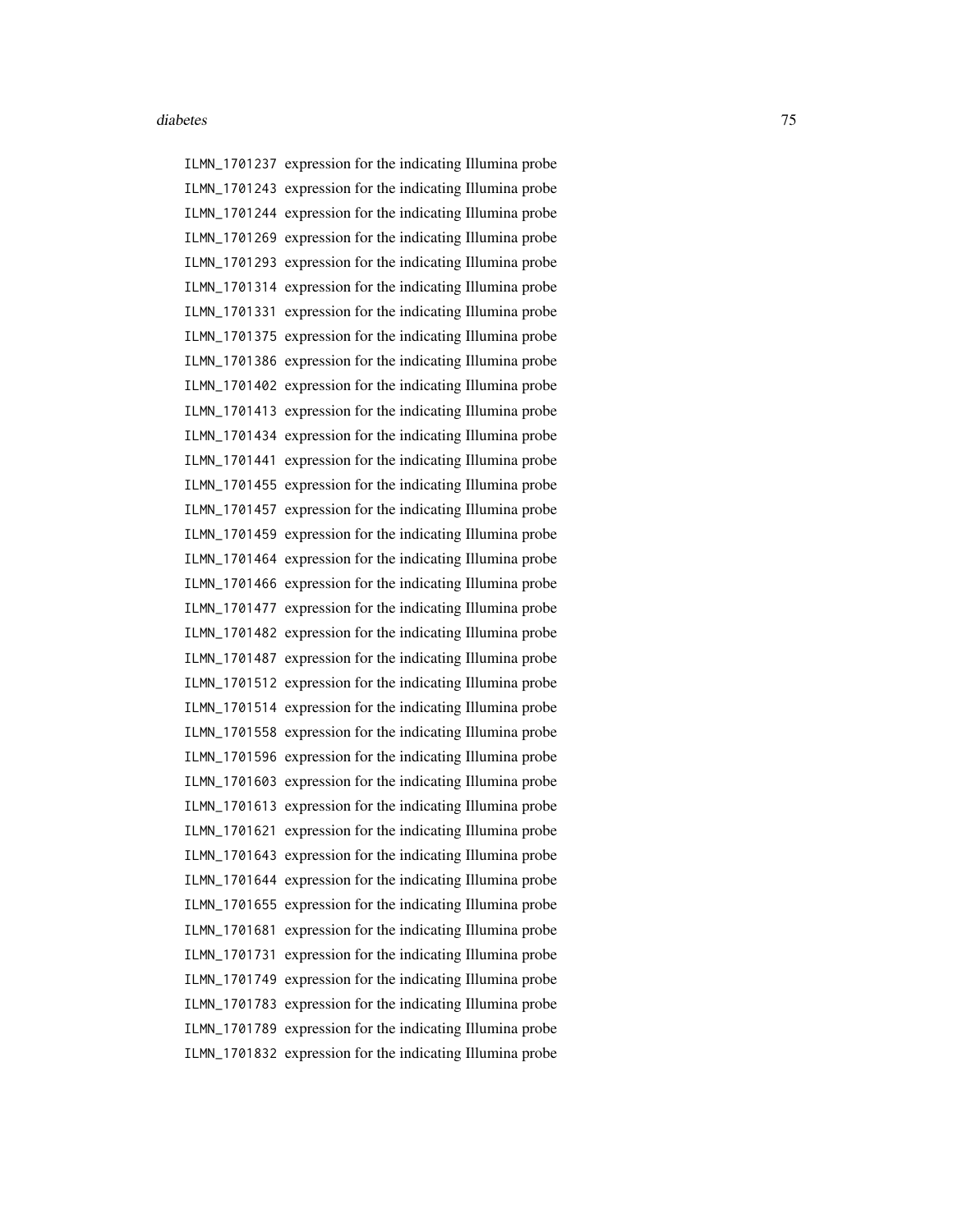ILMN_1701237 expression for the indicating Illumina probe
ILMN_1701243 expression for the indicating Illumina probe
ILMN_1701244 expression for the indicating Illumina probe
ILMN_1701269 expression for the indicating Illumina probe
ILMN_1701293 expression for the indicating Illumina probe
ILMN_1701314 expression for the indicating Illumina probe
ILMN_1701331 expression for the indicating Illumina probe
ILMN_1701375 expression for the indicating Illumina probe
ILMN_1701386 expression for the indicating Illumina probe
ILMN_1701402 expression for the indicating Illumina probe
ILMN_1701413 expression for the indicating Illumina probe
ILMN_1701434 expression for the indicating Illumina probe
ILMN_1701441 expression for the indicating Illumina probe
ILMN_1701455 expression for the indicating Illumina probe
ILMN_1701457 expression for the indicating Illumina probe
ILMN_1701459 expression for the indicating Illumina probe
ILMN_1701464 expression for the indicating Illumina probe
ILMN_1701466 expression for the indicating Illumina probe
ILMN_1701477 expression for the indicating Illumina probe
ILMN_1701482 expression for the indicating Illumina probe
ILMN_1701487 expression for the indicating Illumina probe
ILMN_1701512 expression for the indicating Illumina probe
ILMN_1701514 expression for the indicating Illumina probe
ILMN_1701558 expression for the indicating Illumina probe
ILMN_1701596 expression for the indicating Illumina probe
ILMN_1701603 expression for the indicating Illumina probe
ILMN_1701613 expression for the indicating Illumina probe
ILMN_1701621 expression for the indicating Illumina probe
ILMN_1701643 expression for the indicating Illumina probe
ILMN_1701644 expression for the indicating Illumina probe
ILMN_1701655 expression for the indicating Illumina probe
ILMN_1701681 expression for the indicating Illumina probe
ILMN_1701731 expression for the indicating Illumina probe
ILMN_1701749 expression for the indicating Illumina probe
ILMN_1701783 expression for the indicating Illumina probe
ILMN_1701789 expression for the indicating Illumina probe
ILMN_1701832 expression for the indicating Illumina probe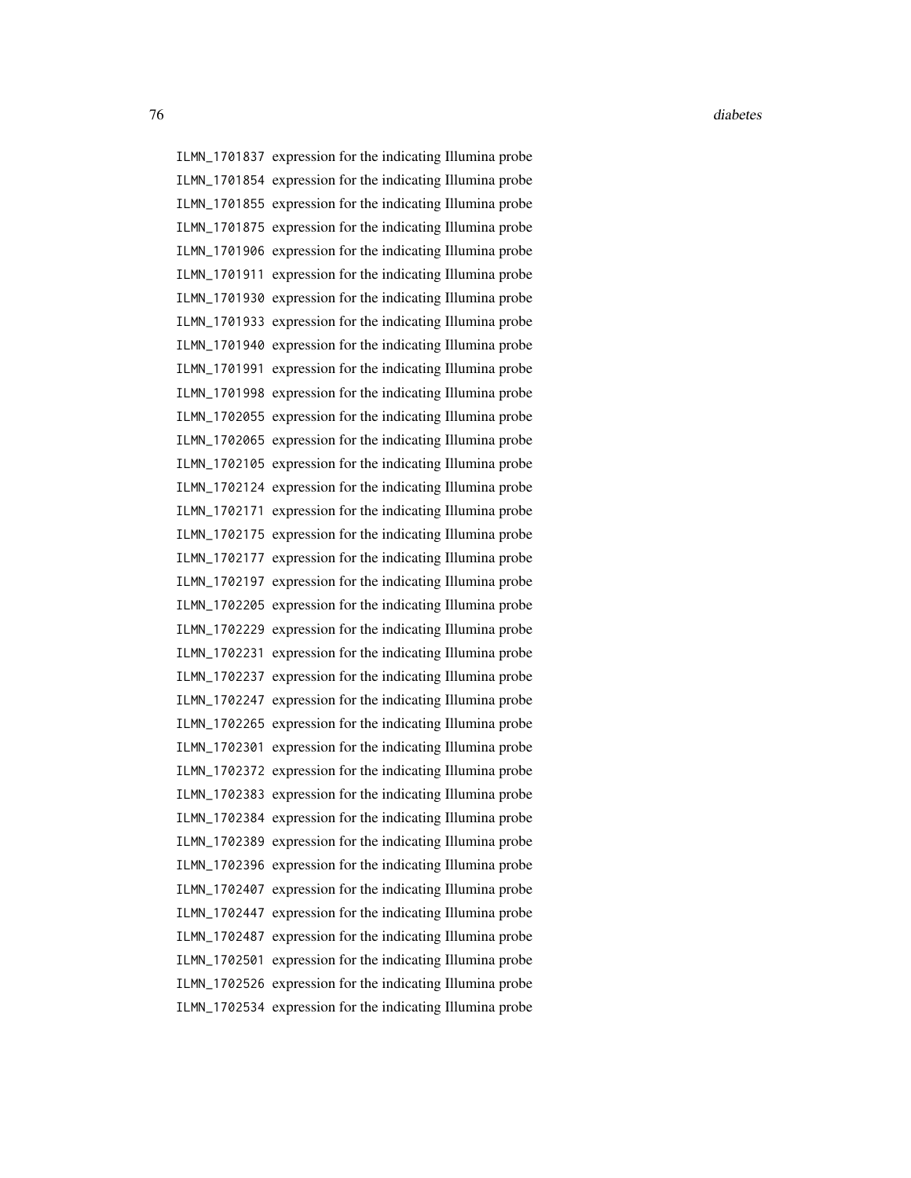ILMN_1701837 expression for the indicating Illumina probe
ILMN_1701854 expression for the indicating Illumina probe
ILMN_1701855 expression for the indicating Illumina probe
ILMN_1701875 expression for the indicating Illumina probe
ILMN_1701906 expression for the indicating Illumina probe
ILMN_1701911 expression for the indicating Illumina probe
ILMN_1701930 expression for the indicating Illumina probe
ILMN_1701933 expression for the indicating Illumina probe
ILMN_1701940 expression for the indicating Illumina probe
ILMN_1701991 expression for the indicating Illumina probe
ILMN_1701998 expression for the indicating Illumina probe
ILMN_1702055 expression for the indicating Illumina probe
ILMN_1702065 expression for the indicating Illumina probe
ILMN_1702105 expression for the indicating Illumina probe
ILMN_1702124 expression for the indicating Illumina probe
ILMN_1702171 expression for the indicating Illumina probe
ILMN_1702175 expression for the indicating Illumina probe
ILMN_1702177 expression for the indicating Illumina probe
ILMN_1702197 expression for the indicating Illumina probe
ILMN_1702205 expression for the indicating Illumina probe
ILMN_1702229 expression for the indicating Illumina probe
ILMN_1702231 expression for the indicating Illumina probe
ILMN_1702237 expression for the indicating Illumina probe
ILMN_1702247 expression for the indicating Illumina probe
ILMN_1702265 expression for the indicating Illumina probe
ILMN_1702301 expression for the indicating Illumina probe
ILMN_1702372 expression for the indicating Illumina probe
ILMN_1702383 expression for the indicating Illumina probe
ILMN_1702384 expression for the indicating Illumina probe
ILMN_1702389 expression for the indicating Illumina probe
ILMN_1702396 expression for the indicating Illumina probe
ILMN_1702407 expression for the indicating Illumina probe
ILMN_1702447 expression for the indicating Illumina probe
ILMN_1702487 expression for the indicating Illumina probe
ILMN_1702501 expression for the indicating Illumina probe
ILMN_1702526 expression for the indicating Illumina probe
ILMN_1702534 expression for the indicating Illumina probe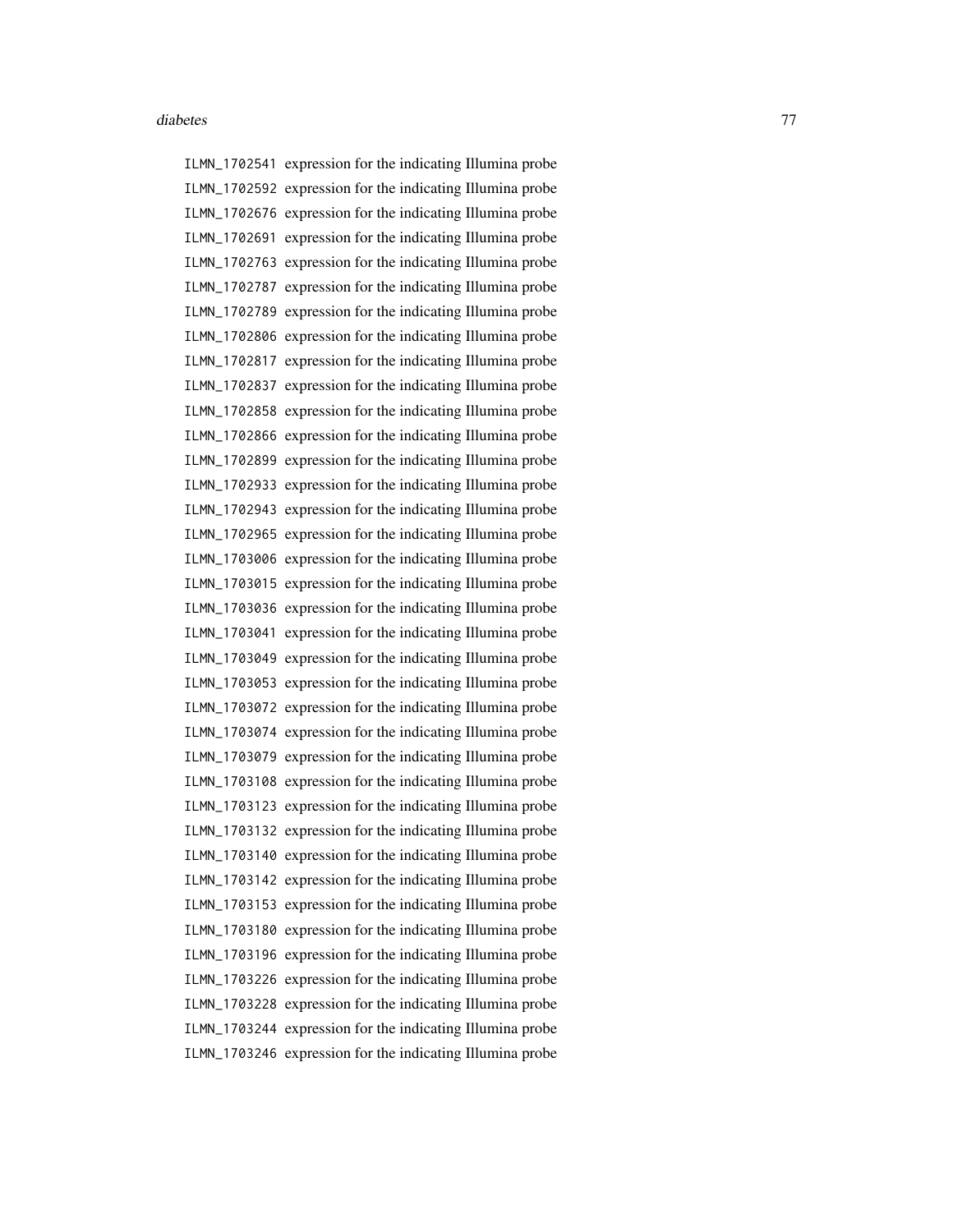ILMN_1702541 expression for the indicating Illumina probe
ILMN_1702592 expression for the indicating Illumina probe
ILMN_1702676 expression for the indicating Illumina probe
ILMN_1702691 expression for the indicating Illumina probe
ILMN_1702763 expression for the indicating Illumina probe
ILMN_1702787 expression for the indicating Illumina probe
ILMN_1702789 expression for the indicating Illumina probe
ILMN_1702806 expression for the indicating Illumina probe
ILMN_1702817 expression for the indicating Illumina probe
ILMN_1702837 expression for the indicating Illumina probe
ILMN_1702858 expression for the indicating Illumina probe
ILMN_1702866 expression for the indicating Illumina probe
ILMN_1702899 expression for the indicating Illumina probe
ILMN_1702933 expression for the indicating Illumina probe
ILMN_1702943 expression for the indicating Illumina probe
ILMN_1702965 expression for the indicating Illumina probe
ILMN_1703006 expression for the indicating Illumina probe
ILMN_1703015 expression for the indicating Illumina probe
ILMN_1703036 expression for the indicating Illumina probe
ILMN_1703041 expression for the indicating Illumina probe
ILMN_1703049 expression for the indicating Illumina probe
ILMN_1703053 expression for the indicating Illumina probe
ILMN_1703072 expression for the indicating Illumina probe
ILMN_1703074 expression for the indicating Illumina probe
ILMN_1703079 expression for the indicating Illumina probe
ILMN_1703108 expression for the indicating Illumina probe
ILMN_1703123 expression for the indicating Illumina probe
ILMN_1703132 expression for the indicating Illumina probe
ILMN_1703140 expression for the indicating Illumina probe
ILMN_1703142 expression for the indicating Illumina probe
ILMN_1703153 expression for the indicating Illumina probe
ILMN_1703180 expression for the indicating Illumina probe
ILMN_1703196 expression for the indicating Illumina probe
ILMN_1703226 expression for the indicating Illumina probe
ILMN_1703228 expression for the indicating Illumina probe
ILMN_1703244 expression for the indicating Illumina probe
ILMN_1703246 expression for the indicating Illumina probe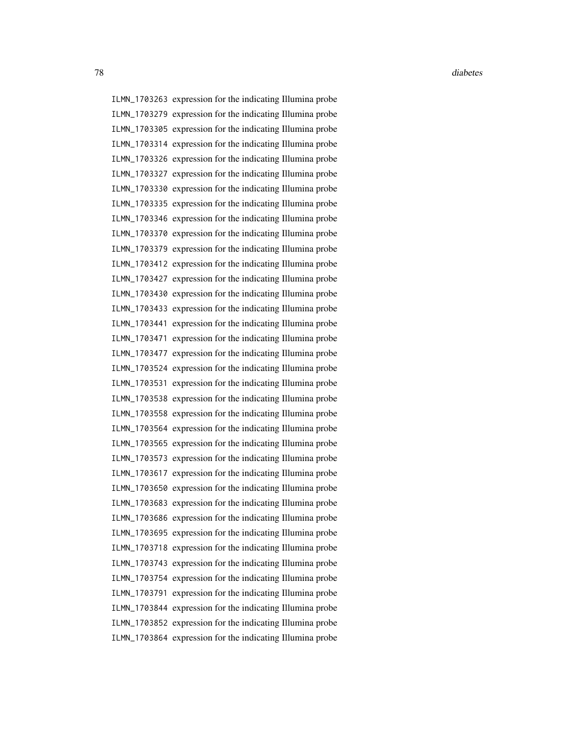ILMN_1703263 expression for the indicating Illumina probe
ILMN_1703279 expression for the indicating Illumina probe
ILMN_1703305 expression for the indicating Illumina probe
ILMN_1703314 expression for the indicating Illumina probe
ILMN_1703326 expression for the indicating Illumina probe
ILMN_1703327 expression for the indicating Illumina probe
ILMN_1703330 expression for the indicating Illumina probe
ILMN_1703335 expression for the indicating Illumina probe
ILMN_1703346 expression for the indicating Illumina probe
ILMN_1703370 expression for the indicating Illumina probe
ILMN_1703379 expression for the indicating Illumina probe
ILMN_1703412 expression for the indicating Illumina probe
ILMN_1703427 expression for the indicating Illumina probe
ILMN_1703430 expression for the indicating Illumina probe
ILMN_1703433 expression for the indicating Illumina probe
ILMN_1703441 expression for the indicating Illumina probe
ILMN_1703471 expression for the indicating Illumina probe
ILMN_1703477 expression for the indicating Illumina probe
ILMN_1703524 expression for the indicating Illumina probe
ILMN_1703531 expression for the indicating Illumina probe
ILMN_1703538 expression for the indicating Illumina probe
ILMN_1703558 expression for the indicating Illumina probe
ILMN_1703564 expression for the indicating Illumina probe
ILMN_1703565 expression for the indicating Illumina probe
ILMN_1703573 expression for the indicating Illumina probe
ILMN_1703617 expression for the indicating Illumina probe
ILMN_1703650 expression for the indicating Illumina probe
ILMN_1703683 expression for the indicating Illumina probe
ILMN_1703686 expression for the indicating Illumina probe
ILMN_1703695 expression for the indicating Illumina probe
ILMN_1703718 expression for the indicating Illumina probe
ILMN_1703743 expression for the indicating Illumina probe
ILMN_1703754 expression for the indicating Illumina probe
ILMN_1703791 expression for the indicating Illumina probe
ILMN_1703844 expression for the indicating Illumina probe
ILMN_1703852 expression for the indicating Illumina probe
ILMN_1703864 expression for the indicating Illumina probe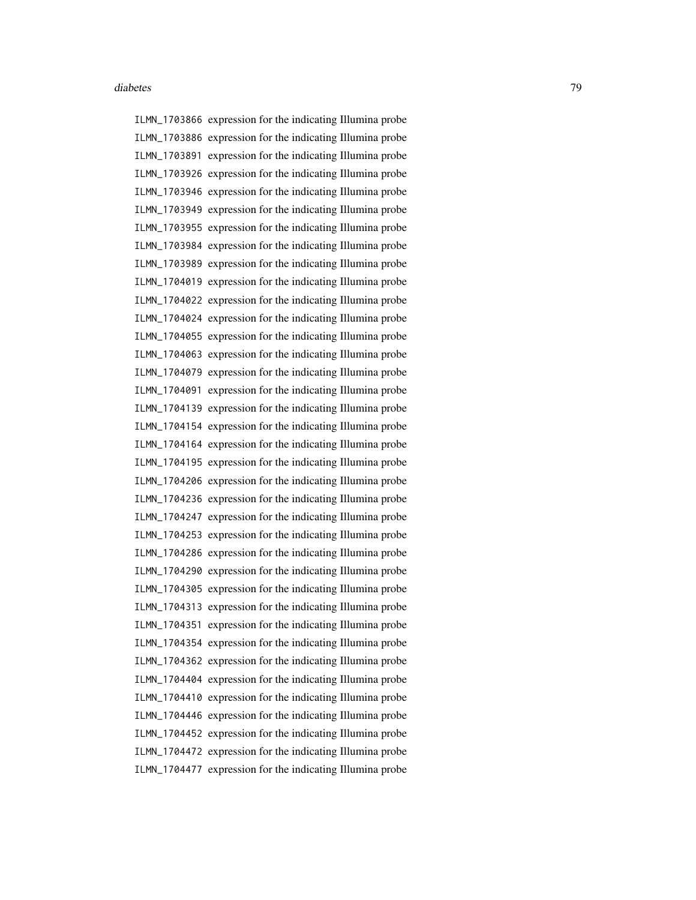ILMN_1703866 expression for the indicating Illumina probe
ILMN_1703886 expression for the indicating Illumina probe
ILMN_1703891 expression for the indicating Illumina probe
ILMN_1703926 expression for the indicating Illumina probe
ILMN_1703946 expression for the indicating Illumina probe
ILMN_1703949 expression for the indicating Illumina probe
ILMN_1703955 expression for the indicating Illumina probe
ILMN_1703984 expression for the indicating Illumina probe
ILMN_1703989 expression for the indicating Illumina probe
ILMN_1704019 expression for the indicating Illumina probe
ILMN_1704022 expression for the indicating Illumina probe
ILMN_1704024 expression for the indicating Illumina probe
ILMN_1704055 expression for the indicating Illumina probe
ILMN_1704063 expression for the indicating Illumina probe
ILMN_1704079 expression for the indicating Illumina probe
ILMN_1704091 expression for the indicating Illumina probe
ILMN_1704139 expression for the indicating Illumina probe
ILMN_1704154 expression for the indicating Illumina probe
ILMN_1704164 expression for the indicating Illumina probe
ILMN_1704195 expression for the indicating Illumina probe
ILMN_1704206 expression for the indicating Illumina probe
ILMN_1704236 expression for the indicating Illumina probe
ILMN_1704247 expression for the indicating Illumina probe
ILMN_1704253 expression for the indicating Illumina probe
ILMN_1704286 expression for the indicating Illumina probe
ILMN_1704290 expression for the indicating Illumina probe
ILMN_1704305 expression for the indicating Illumina probe
ILMN_1704313 expression for the indicating Illumina probe
ILMN_1704351 expression for the indicating Illumina probe
ILMN_1704354 expression for the indicating Illumina probe
ILMN_1704362 expression for the indicating Illumina probe
ILMN_1704404 expression for the indicating Illumina probe
ILMN_1704410 expression for the indicating Illumina probe
ILMN_1704446 expression for the indicating Illumina probe
ILMN_1704452 expression for the indicating Illumina probe
ILMN_1704472 expression for the indicating Illumina probe
ILMN_1704477 expression for the indicating Illumina probe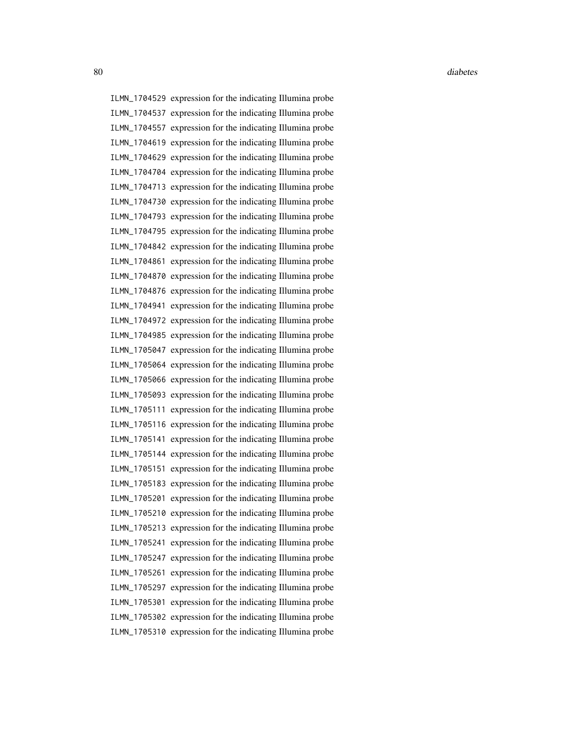ILMN_1704529 expression for the indicating Illumina probe
ILMN_1704537 expression for the indicating Illumina probe
ILMN_1704557 expression for the indicating Illumina probe
ILMN_1704619 expression for the indicating Illumina probe
ILMN_1704629 expression for the indicating Illumina probe
ILMN_1704704 expression for the indicating Illumina probe
ILMN_1704713 expression for the indicating Illumina probe
ILMN_1704730 expression for the indicating Illumina probe
ILMN_1704793 expression for the indicating Illumina probe
ILMN_1704795 expression for the indicating Illumina probe
ILMN_1704842 expression for the indicating Illumina probe
ILMN_1704861 expression for the indicating Illumina probe
ILMN_1704870 expression for the indicating Illumina probe
ILMN_1704876 expression for the indicating Illumina probe
ILMN_1704941 expression for the indicating Illumina probe
ILMN_1704972 expression for the indicating Illumina probe
ILMN_1704985 expression for the indicating Illumina probe
ILMN_1705047 expression for the indicating Illumina probe
ILMN_1705064 expression for the indicating Illumina probe
ILMN_1705066 expression for the indicating Illumina probe
ILMN_1705093 expression for the indicating Illumina probe
ILMN_1705111 expression for the indicating Illumina probe
ILMN_1705116 expression for the indicating Illumina probe
ILMN_1705141 expression for the indicating Illumina probe
ILMN_1705144 expression for the indicating Illumina probe
ILMN_1705151 expression for the indicating Illumina probe
ILMN_1705183 expression for the indicating Illumina probe
ILMN_1705201 expression for the indicating Illumina probe
ILMN_1705210 expression for the indicating Illumina probe
ILMN_1705213 expression for the indicating Illumina probe
ILMN_1705241 expression for the indicating Illumina probe
ILMN_1705247 expression for the indicating Illumina probe
ILMN_1705261 expression for the indicating Illumina probe
ILMN_1705297 expression for the indicating Illumina probe
ILMN_1705301 expression for the indicating Illumina probe
ILMN_1705302 expression for the indicating Illumina probe
ILMN_1705310 expression for the indicating Illumina probe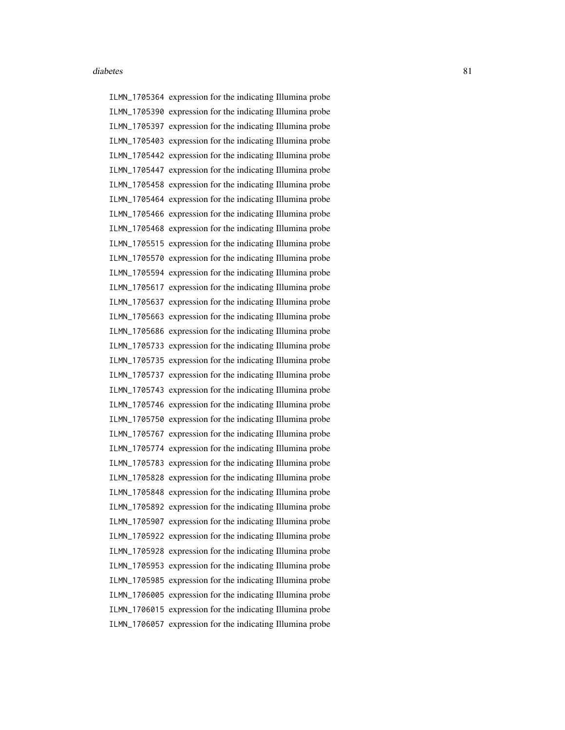ILMN_1705364 expression for the indicating Illumina probe
ILMN_1705390 expression for the indicating Illumina probe
ILMN_1705397 expression for the indicating Illumina probe
ILMN_1705403 expression for the indicating Illumina probe
ILMN_1705442 expression for the indicating Illumina probe
ILMN_1705447 expression for the indicating Illumina probe
ILMN_1705458 expression for the indicating Illumina probe
ILMN_1705464 expression for the indicating Illumina probe
ILMN_1705466 expression for the indicating Illumina probe
ILMN_1705468 expression for the indicating Illumina probe
ILMN_1705515 expression for the indicating Illumina probe
ILMN_1705570 expression for the indicating Illumina probe
ILMN_1705594 expression for the indicating Illumina probe
ILMN_1705617 expression for the indicating Illumina probe
ILMN_1705637 expression for the indicating Illumina probe
ILMN_1705663 expression for the indicating Illumina probe
ILMN_1705686 expression for the indicating Illumina probe
ILMN_1705733 expression for the indicating Illumina probe
ILMN_1705735 expression for the indicating Illumina probe
ILMN_1705737 expression for the indicating Illumina probe
ILMN_1705743 expression for the indicating Illumina probe
ILMN_1705746 expression for the indicating Illumina probe
ILMN_1705750 expression for the indicating Illumina probe
ILMN_1705767 expression for the indicating Illumina probe
ILMN_1705774 expression for the indicating Illumina probe
ILMN_1705783 expression for the indicating Illumina probe
ILMN_1705828 expression for the indicating Illumina probe
ILMN_1705848 expression for the indicating Illumina probe
ILMN_1705892 expression for the indicating Illumina probe
ILMN_1705907 expression for the indicating Illumina probe
ILMN_1705922 expression for the indicating Illumina probe
ILMN_1705928 expression for the indicating Illumina probe
ILMN_1705953 expression for the indicating Illumina probe
ILMN_1705985 expression for the indicating Illumina probe
ILMN_1706005 expression for the indicating Illumina probe
ILMN_1706015 expression for the indicating Illumina probe
ILMN_1706057 expression for the indicating Illumina probe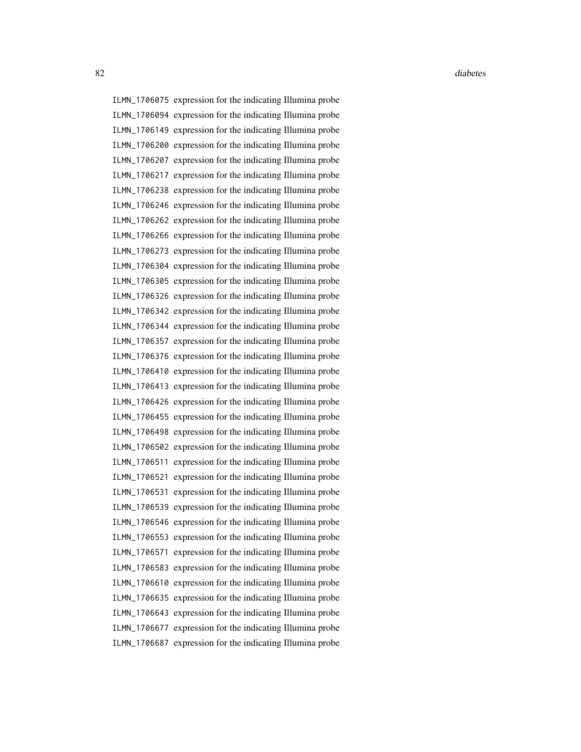ILMN_1706075 expression for the indicating Illumina probe
ILMN_1706094 expression for the indicating Illumina probe
ILMN_1706149 expression for the indicating Illumina probe
ILMN_1706200 expression for the indicating Illumina probe
ILMN_1706207 expression for the indicating Illumina probe
ILMN_1706217 expression for the indicating Illumina probe
ILMN_1706238 expression for the indicating Illumina probe
ILMN_1706246 expression for the indicating Illumina probe
ILMN_1706262 expression for the indicating Illumina probe
ILMN_1706266 expression for the indicating Illumina probe
ILMN_1706273 expression for the indicating Illumina probe
ILMN_1706304 expression for the indicating Illumina probe
ILMN_1706305 expression for the indicating Illumina probe
ILMN_1706326 expression for the indicating Illumina probe
ILMN_1706342 expression for the indicating Illumina probe
ILMN_1706344 expression for the indicating Illumina probe
ILMN_1706357 expression for the indicating Illumina probe
ILMN_1706376 expression for the indicating Illumina probe
ILMN_1706410 expression for the indicating Illumina probe
ILMN_1706413 expression for the indicating Illumina probe
ILMN_1706426 expression for the indicating Illumina probe
ILMN_1706455 expression for the indicating Illumina probe
ILMN_1706498 expression for the indicating Illumina probe
ILMN_1706502 expression for the indicating Illumina probe
ILMN_1706511 expression for the indicating Illumina probe
ILMN_1706521 expression for the indicating Illumina probe
ILMN_1706531 expression for the indicating Illumina probe
ILMN_1706539 expression for the indicating Illumina probe
ILMN_1706546 expression for the indicating Illumina probe
ILMN_1706553 expression for the indicating Illumina probe
ILMN_1706571 expression for the indicating Illumina probe
ILMN_1706583 expression for the indicating Illumina probe
ILMN_1706610 expression for the indicating Illumina probe
ILMN_1706635 expression for the indicating Illumina probe
ILMN_1706643 expression for the indicating Illumina probe
ILMN_1706677 expression for the indicating Illumina probe
ILMN_1706687 expression for the indicating Illumina probe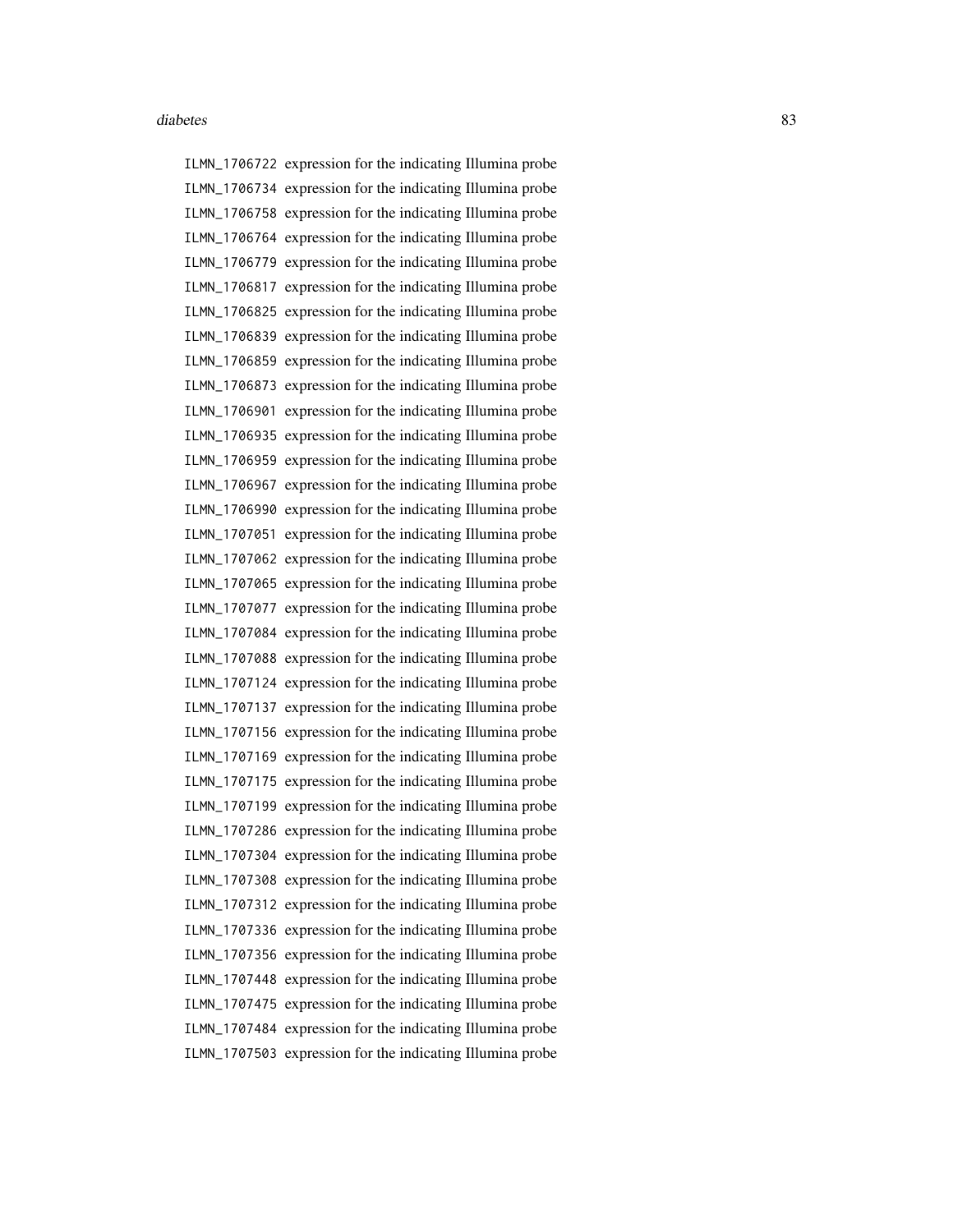ILMN_1706722 expression for the indicating Illumina probe
ILMN_1706734 expression for the indicating Illumina probe
ILMN_1706758 expression for the indicating Illumina probe
ILMN_1706764 expression for the indicating Illumina probe
ILMN_1706779 expression for the indicating Illumina probe
ILMN_1706817 expression for the indicating Illumina probe
ILMN_1706825 expression for the indicating Illumina probe
ILMN_1706839 expression for the indicating Illumina probe
ILMN_1706859 expression for the indicating Illumina probe
ILMN_1706873 expression for the indicating Illumina probe
ILMN_1706901 expression for the indicating Illumina probe
ILMN_1706935 expression for the indicating Illumina probe
ILMN_1706959 expression for the indicating Illumina probe
ILMN_1706967 expression for the indicating Illumina probe
ILMN_1706990 expression for the indicating Illumina probe
ILMN_1707051 expression for the indicating Illumina probe
ILMN_1707062 expression for the indicating Illumina probe
ILMN_1707065 expression for the indicating Illumina probe
ILMN_1707077 expression for the indicating Illumina probe
ILMN_1707084 expression for the indicating Illumina probe
ILMN_1707088 expression for the indicating Illumina probe
ILMN_1707124 expression for the indicating Illumina probe
ILMN_1707137 expression for the indicating Illumina probe
ILMN_1707156 expression for the indicating Illumina probe
ILMN_1707169 expression for the indicating Illumina probe
ILMN_1707175 expression for the indicating Illumina probe
ILMN_1707199 expression for the indicating Illumina probe
ILMN_1707286 expression for the indicating Illumina probe
ILMN_1707304 expression for the indicating Illumina probe
ILMN_1707308 expression for the indicating Illumina probe
ILMN_1707312 expression for the indicating Illumina probe
ILMN_1707336 expression for the indicating Illumina probe
ILMN_1707356 expression for the indicating Illumina probe
ILMN_1707448 expression for the indicating Illumina probe
ILMN_1707475 expression for the indicating Illumina probe
ILMN_1707484 expression for the indicating Illumina probe
ILMN_1707503 expression for the indicating Illumina probe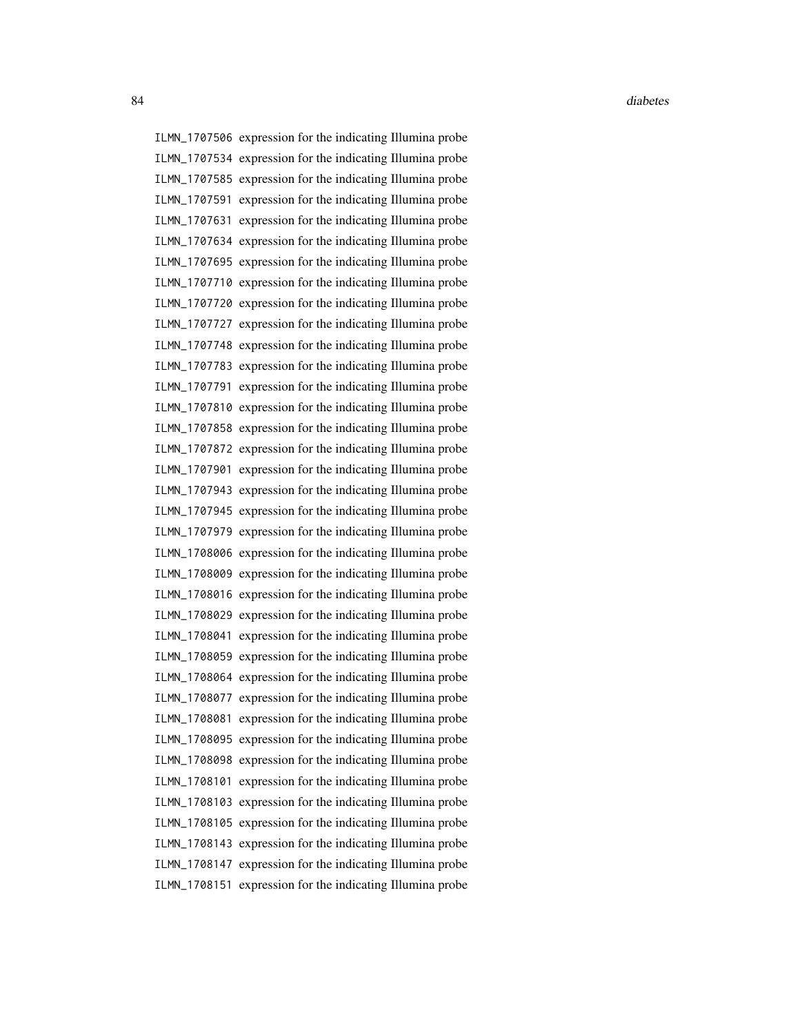ILMN_1707506 expression for the indicating Illumina probe
ILMN_1707534 expression for the indicating Illumina probe
ILMN_1707585 expression for the indicating Illumina probe
ILMN_1707591 expression for the indicating Illumina probe
ILMN_1707631 expression for the indicating Illumina probe
ILMN_1707634 expression for the indicating Illumina probe
ILMN_1707695 expression for the indicating Illumina probe
ILMN_1707710 expression for the indicating Illumina probe
ILMN_1707720 expression for the indicating Illumina probe
ILMN_1707727 expression for the indicating Illumina probe
ILMN_1707748 expression for the indicating Illumina probe
ILMN_1707783 expression for the indicating Illumina probe
ILMN_1707791 expression for the indicating Illumina probe
ILMN_1707810 expression for the indicating Illumina probe
ILMN_1707858 expression for the indicating Illumina probe
ILMN_1707872 expression for the indicating Illumina probe
ILMN_1707901 expression for the indicating Illumina probe
ILMN_1707943 expression for the indicating Illumina probe
ILMN_1707945 expression for the indicating Illumina probe
ILMN_1707979 expression for the indicating Illumina probe
ILMN_1708006 expression for the indicating Illumina probe
ILMN_1708009 expression for the indicating Illumina probe
ILMN_1708016 expression for the indicating Illumina probe
ILMN_1708029 expression for the indicating Illumina probe
ILMN_1708041 expression for the indicating Illumina probe
ILMN_1708059 expression for the indicating Illumina probe
ILMN_1708064 expression for the indicating Illumina probe
ILMN_1708077 expression for the indicating Illumina probe
ILMN_1708081 expression for the indicating Illumina probe
ILMN_1708095 expression for the indicating Illumina probe
ILMN_1708098 expression for the indicating Illumina probe
ILMN_1708101 expression for the indicating Illumina probe
ILMN_1708103 expression for the indicating Illumina probe
ILMN_1708105 expression for the indicating Illumina probe
ILMN_1708143 expression for the indicating Illumina probe
ILMN_1708147 expression for the indicating Illumina probe
ILMN_1708151 expression for the indicating Illumina probe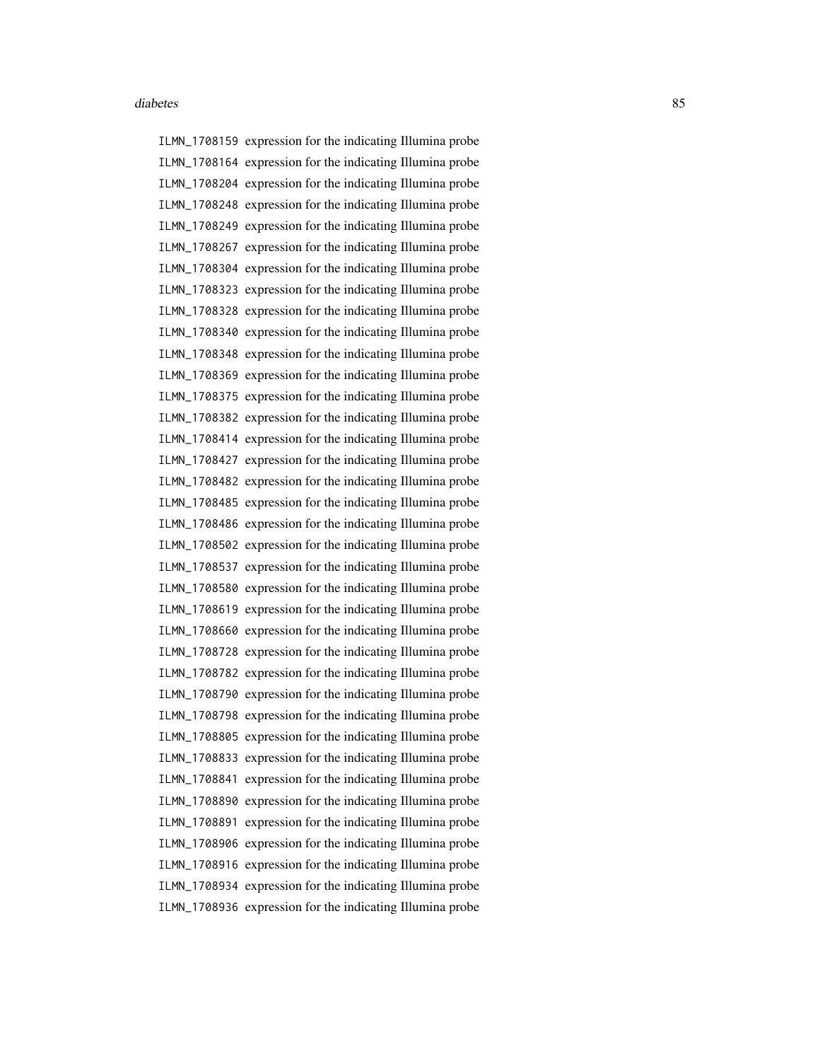| | |
|---|---|
| ILMN_1708159 | expression for the indicating Illumina probe |
| ILMN_1708164 | expression for the indicating Illumina probe |
| ILMN_1708204 | expression for the indicating Illumina probe |
| ILMN_1708248 | expression for the indicating Illumina probe |
| ILMN_1708249 | expression for the indicating Illumina probe |
| ILMN_1708267 | expression for the indicating Illumina probe |
| ILMN_1708304 | expression for the indicating Illumina probe |
| ILMN_1708323 | expression for the indicating Illumina probe |
| ILMN_1708328 | expression for the indicating Illumina probe |
| ILMN_1708340 | expression for the indicating Illumina probe |
| ILMN_1708348 | expression for the indicating Illumina probe |
| ILMN_1708369 | expression for the indicating Illumina probe |
| ILMN_1708375 | expression for the indicating Illumina probe |
| ILMN_1708382 | expression for the indicating Illumina probe |
| ILMN_1708414 | expression for the indicating Illumina probe |
| ILMN_1708427 | expression for the indicating Illumina probe |
| ILMN_1708482 | expression for the indicating Illumina probe |
| ILMN_1708485 | expression for the indicating Illumina probe |
| ILMN_1708486 | expression for the indicating Illumina probe |
| ILMN_1708502 | expression for the indicating Illumina probe |
| ILMN_1708537 | expression for the indicating Illumina probe |
| ILMN_1708580 | expression for the indicating Illumina probe |
| ILMN_1708619 | expression for the indicating Illumina probe |
| ILMN_1708660 | expression for the indicating Illumina probe |
| ILMN_1708728 | expression for the indicating Illumina probe |
| ILMN_1708782 | expression for the indicating Illumina probe |
| ILMN_1708790 | expression for the indicating Illumina probe |
| ILMN_1708798 | expression for the indicating Illumina probe |
| ILMN_1708805 | expression for the indicating Illumina probe |
| ILMN_1708833 | expression for the indicating Illumina probe |
| ILMN_1708841 | expression for the indicating Illumina probe |
| ILMN_1708890 | expression for the indicating Illumina probe |
| ILMN_1708891 | expression for the indicating Illumina probe |
| ILMN_1708906 | expression for the indicating Illumina probe |
| ILMN_1708916 | expression for the indicating Illumina probe |
| ILMN_1708934 | expression for the indicating Illumina probe |
| ILMN_1708936 | expression for the indicating Illumina probe |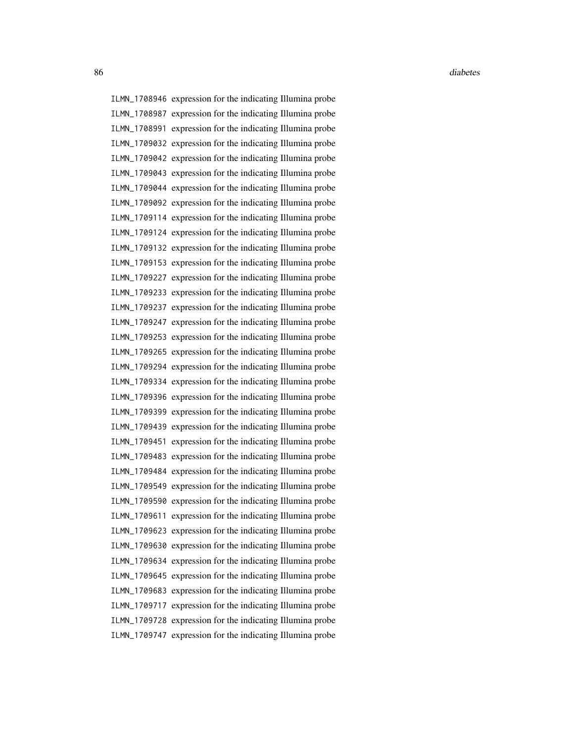ILMN_1708946 expression for the indicating Illumina probe
ILMN_1708987 expression for the indicating Illumina probe
ILMN_1708991 expression for the indicating Illumina probe
ILMN_1709032 expression for the indicating Illumina probe
ILMN_1709042 expression for the indicating Illumina probe
ILMN_1709043 expression for the indicating Illumina probe
ILMN_1709044 expression for the indicating Illumina probe
ILMN_1709092 expression for the indicating Illumina probe
ILMN_1709114 expression for the indicating Illumina probe
ILMN_1709124 expression for the indicating Illumina probe
ILMN_1709132 expression for the indicating Illumina probe
ILMN_1709153 expression for the indicating Illumina probe
ILMN_1709227 expression for the indicating Illumina probe
ILMN_1709233 expression for the indicating Illumina probe
ILMN_1709237 expression for the indicating Illumina probe
ILMN_1709247 expression for the indicating Illumina probe
ILMN_1709253 expression for the indicating Illumina probe
ILMN_1709265 expression for the indicating Illumina probe
ILMN_1709294 expression for the indicating Illumina probe
ILMN_1709334 expression for the indicating Illumina probe
ILMN_1709396 expression for the indicating Illumina probe
ILMN_1709399 expression for the indicating Illumina probe
ILMN_1709439 expression for the indicating Illumina probe
ILMN_1709451 expression for the indicating Illumina probe
ILMN_1709483 expression for the indicating Illumina probe
ILMN_1709484 expression for the indicating Illumina probe
ILMN_1709549 expression for the indicating Illumina probe
ILMN_1709590 expression for the indicating Illumina probe
ILMN_1709611 expression for the indicating Illumina probe
ILMN_1709623 expression for the indicating Illumina probe
ILMN_1709630 expression for the indicating Illumina probe
ILMN_1709634 expression for the indicating Illumina probe
ILMN_1709645 expression for the indicating Illumina probe
ILMN_1709683 expression for the indicating Illumina probe
ILMN_1709717 expression for the indicating Illumina probe
ILMN_1709728 expression for the indicating Illumina probe
ILMN_1709747 expression for the indicating Illumina probe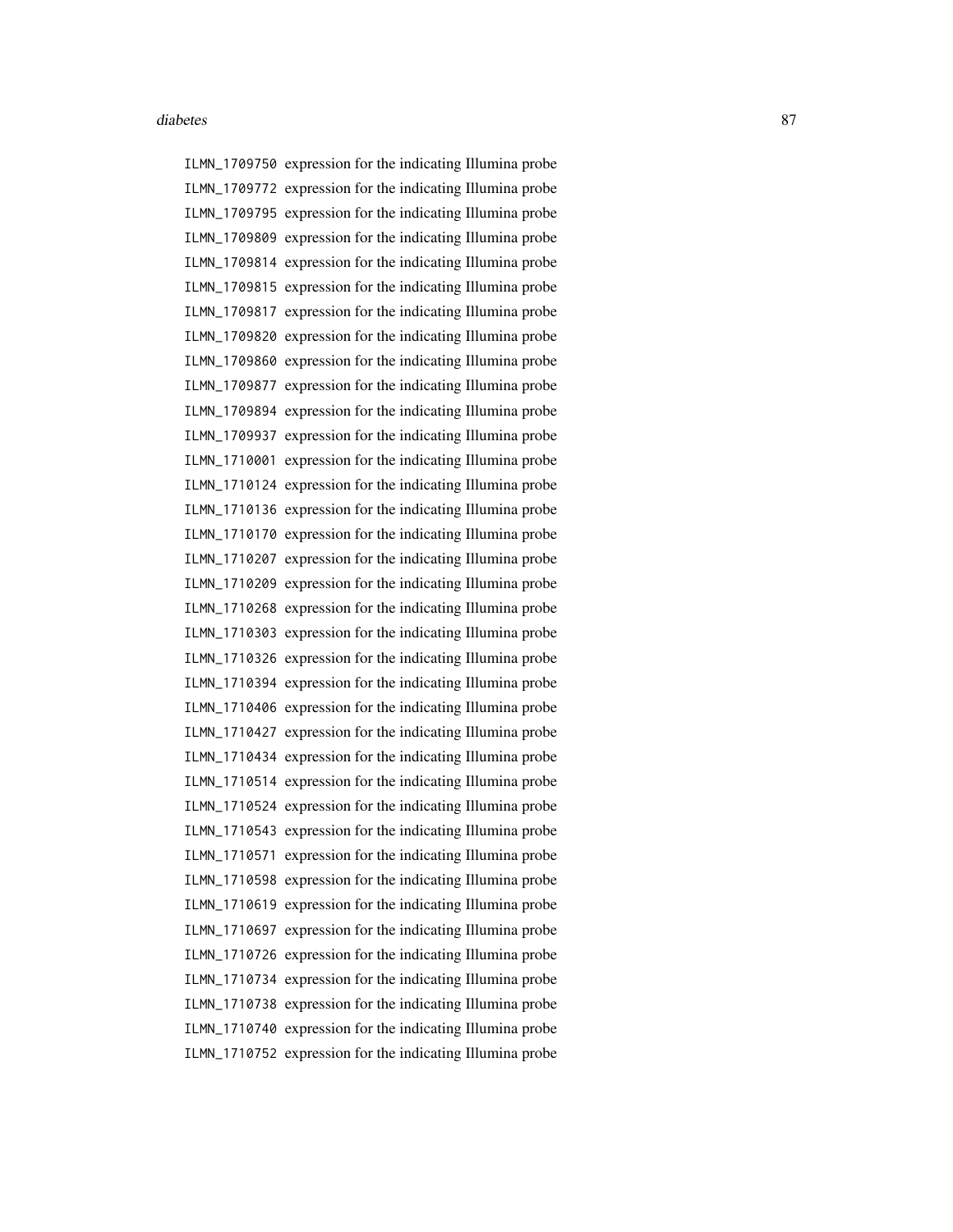| | |
|---|---|
| `ILMN_1709750` | expression for the indicating Illumina probe |
| `ILMN_1709772` | expression for the indicating Illumina probe |
| `ILMN_1709795` | expression for the indicating Illumina probe |
| `ILMN_1709809` | expression for the indicating Illumina probe |
| `ILMN_1709814` | expression for the indicating Illumina probe |
| `ILMN_1709815` | expression for the indicating Illumina probe |
| `ILMN_1709817` | expression for the indicating Illumina probe |
| `ILMN_1709820` | expression for the indicating Illumina probe |
| `ILMN_1709860` | expression for the indicating Illumina probe |
| `ILMN_1709877` | expression for the indicating Illumina probe |
| `ILMN_1709894` | expression for the indicating Illumina probe |
| `ILMN_1709937` | expression for the indicating Illumina probe |
| `ILMN_1710001` | expression for the indicating Illumina probe |
| `ILMN_1710124` | expression for the indicating Illumina probe |
| `ILMN_1710136` | expression for the indicating Illumina probe |
| `ILMN_1710170` | expression for the indicating Illumina probe |
| `ILMN_1710207` | expression for the indicating Illumina probe |
| `ILMN_1710209` | expression for the indicating Illumina probe |
| `ILMN_1710268` | expression for the indicating Illumina probe |
| `ILMN_1710303` | expression for the indicating Illumina probe |
| `ILMN_1710326` | expression for the indicating Illumina probe |
| `ILMN_1710394` | expression for the indicating Illumina probe |
| `ILMN_1710406` | expression for the indicating Illumina probe |
| `ILMN_1710427` | expression for the indicating Illumina probe |
| `ILMN_1710434` | expression for the indicating Illumina probe |
| `ILMN_1710514` | expression for the indicating Illumina probe |
| `ILMN_1710524` | expression for the indicating Illumina probe |
| `ILMN_1710543` | expression for the indicating Illumina probe |
| `ILMN_1710571` | expression for the indicating Illumina probe |
| `ILMN_1710598` | expression for the indicating Illumina probe |
| `ILMN_1710619` | expression for the indicating Illumina probe |
| `ILMN_1710697` | expression for the indicating Illumina probe |
| `ILMN_1710726` | expression for the indicating Illumina probe |
| `ILMN_1710734` | expression for the indicating Illumina probe |
| `ILMN_1710738` | expression for the indicating Illumina probe |
| `ILMN_1710740` | expression for the indicating Illumina probe |
| `ILMN_1710752` | expression for the indicating Illumina probe |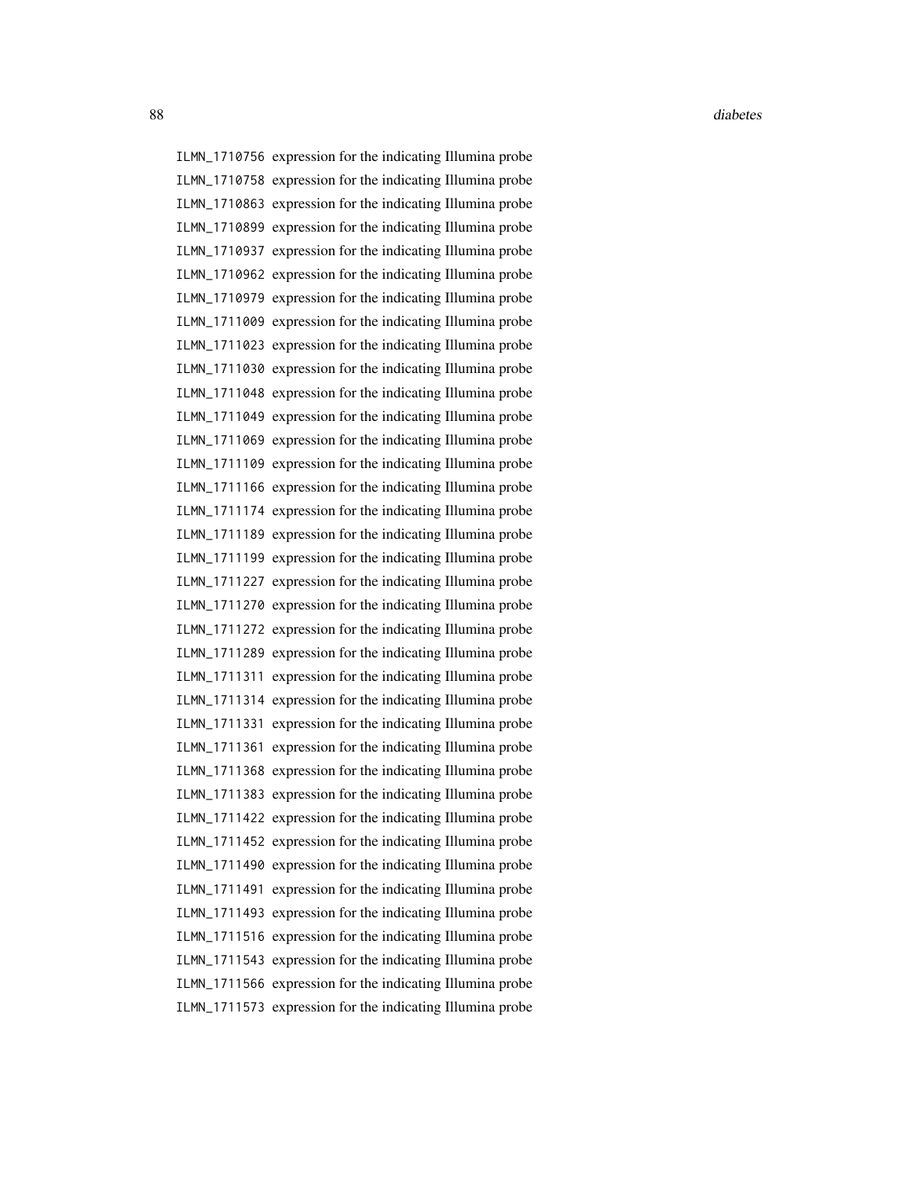ILMN_1710756 expression for the indicating Illumina probe
ILMN_1710758 expression for the indicating Illumina probe
ILMN_1710863 expression for the indicating Illumina probe
ILMN_1710899 expression for the indicating Illumina probe
ILMN_1710937 expression for the indicating Illumina probe
ILMN_1710962 expression for the indicating Illumina probe
ILMN_1710979 expression for the indicating Illumina probe
ILMN_1711009 expression for the indicating Illumina probe
ILMN_1711023 expression for the indicating Illumina probe
ILMN_1711030 expression for the indicating Illumina probe
ILMN_1711048 expression for the indicating Illumina probe
ILMN_1711049 expression for the indicating Illumina probe
ILMN_1711069 expression for the indicating Illumina probe
ILMN_1711109 expression for the indicating Illumina probe
ILMN_1711166 expression for the indicating Illumina probe
ILMN_1711174 expression for the indicating Illumina probe
ILMN_1711189 expression for the indicating Illumina probe
ILMN_1711199 expression for the indicating Illumina probe
ILMN_1711227 expression for the indicating Illumina probe
ILMN_1711270 expression for the indicating Illumina probe
ILMN_1711272 expression for the indicating Illumina probe
ILMN_1711289 expression for the indicating Illumina probe
ILMN_1711311 expression for the indicating Illumina probe
ILMN_1711314 expression for the indicating Illumina probe
ILMN_1711331 expression for the indicating Illumina probe
ILMN_1711361 expression for the indicating Illumina probe
ILMN_1711368 expression for the indicating Illumina probe
ILMN_1711383 expression for the indicating Illumina probe
ILMN_1711422 expression for the indicating Illumina probe
ILMN_1711452 expression for the indicating Illumina probe
ILMN_1711490 expression for the indicating Illumina probe
ILMN_1711491 expression for the indicating Illumina probe
ILMN_1711493 expression for the indicating Illumina probe
ILMN_1711516 expression for the indicating Illumina probe
ILMN_1711543 expression for the indicating Illumina probe
ILMN_1711566 expression for the indicating Illumina probe
ILMN_1711573 expression for the indicating Illumina probe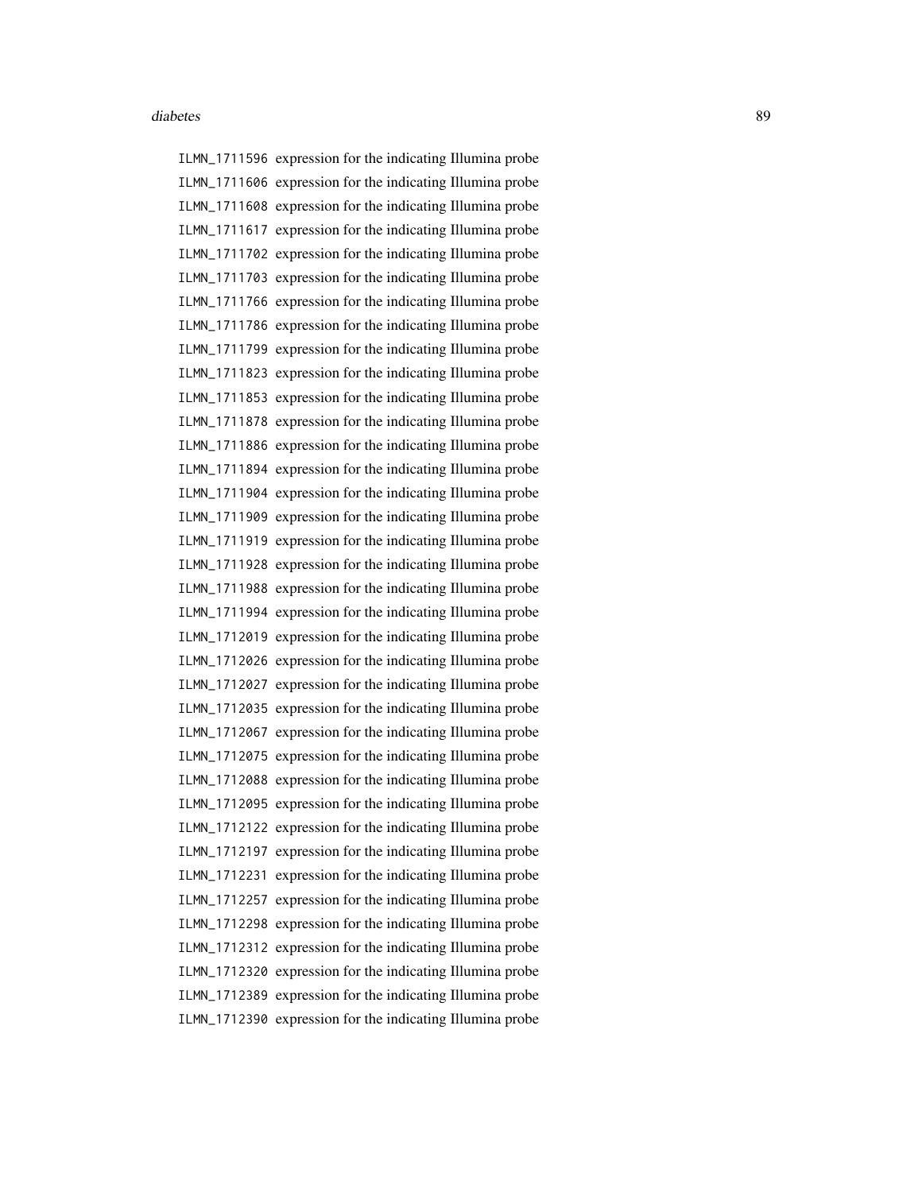ILMN_1711596 expression for the indicating Illumina probe
ILMN_1711606 expression for the indicating Illumina probe
ILMN_1711608 expression for the indicating Illumina probe
ILMN_1711617 expression for the indicating Illumina probe
ILMN_1711702 expression for the indicating Illumina probe
ILMN_1711703 expression for the indicating Illumina probe
ILMN_1711766 expression for the indicating Illumina probe
ILMN_1711786 expression for the indicating Illumina probe
ILMN_1711799 expression for the indicating Illumina probe
ILMN_1711823 expression for the indicating Illumina probe
ILMN_1711853 expression for the indicating Illumina probe
ILMN_1711878 expression for the indicating Illumina probe
ILMN_1711886 expression for the indicating Illumina probe
ILMN_1711894 expression for the indicating Illumina probe
ILMN_1711904 expression for the indicating Illumina probe
ILMN_1711909 expression for the indicating Illumina probe
ILMN_1711919 expression for the indicating Illumina probe
ILMN_1711928 expression for the indicating Illumina probe
ILMN_1711988 expression for the indicating Illumina probe
ILMN_1711994 expression for the indicating Illumina probe
ILMN_1712019 expression for the indicating Illumina probe
ILMN_1712026 expression for the indicating Illumina probe
ILMN_1712027 expression for the indicating Illumina probe
ILMN_1712035 expression for the indicating Illumina probe
ILMN_1712067 expression for the indicating Illumina probe
ILMN_1712075 expression for the indicating Illumina probe
ILMN_1712088 expression for the indicating Illumina probe
ILMN_1712095 expression for the indicating Illumina probe
ILMN_1712122 expression for the indicating Illumina probe
ILMN_1712197 expression for the indicating Illumina probe
ILMN_1712231 expression for the indicating Illumina probe
ILMN_1712257 expression for the indicating Illumina probe
ILMN_1712298 expression for the indicating Illumina probe
ILMN_1712312 expression for the indicating Illumina probe
ILMN_1712320 expression for the indicating Illumina probe
ILMN_1712389 expression for the indicating Illumina probe
ILMN_1712390 expression for the indicating Illumina probe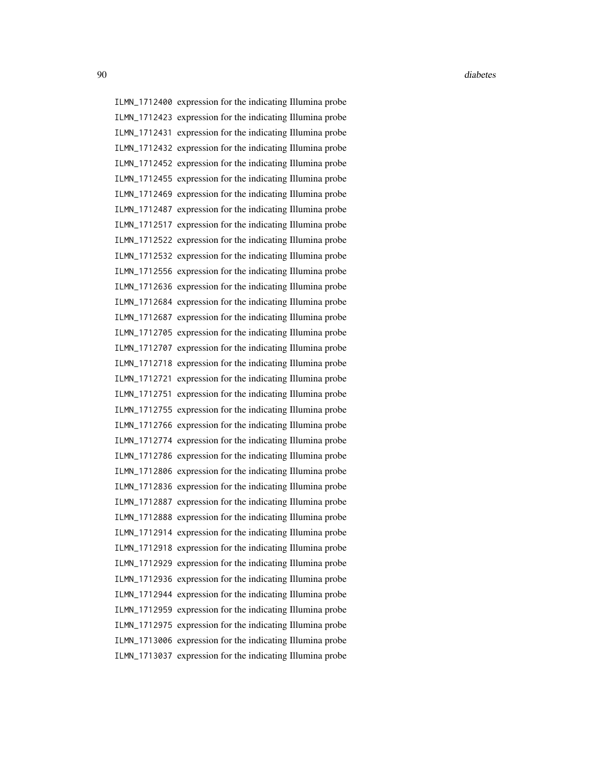ILMN_1712400 expression for the indicating Illumina probe
ILMN_1712423 expression for the indicating Illumina probe
ILMN_1712431 expression for the indicating Illumina probe
ILMN_1712432 expression for the indicating Illumina probe
ILMN_1712452 expression for the indicating Illumina probe
ILMN_1712455 expression for the indicating Illumina probe
ILMN_1712469 expression for the indicating Illumina probe
ILMN_1712487 expression for the indicating Illumina probe
ILMN_1712517 expression for the indicating Illumina probe
ILMN_1712522 expression for the indicating Illumina probe
ILMN_1712532 expression for the indicating Illumina probe
ILMN_1712556 expression for the indicating Illumina probe
ILMN_1712636 expression for the indicating Illumina probe
ILMN_1712684 expression for the indicating Illumina probe
ILMN_1712687 expression for the indicating Illumina probe
ILMN_1712705 expression for the indicating Illumina probe
ILMN_1712707 expression for the indicating Illumina probe
ILMN_1712718 expression for the indicating Illumina probe
ILMN_1712721 expression for the indicating Illumina probe
ILMN_1712751 expression for the indicating Illumina probe
ILMN_1712755 expression for the indicating Illumina probe
ILMN_1712766 expression for the indicating Illumina probe
ILMN_1712774 expression for the indicating Illumina probe
ILMN_1712786 expression for the indicating Illumina probe
ILMN_1712806 expression for the indicating Illumina probe
ILMN_1712836 expression for the indicating Illumina probe
ILMN_1712887 expression for the indicating Illumina probe
ILMN_1712888 expression for the indicating Illumina probe
ILMN_1712914 expression for the indicating Illumina probe
ILMN_1712918 expression for the indicating Illumina probe
ILMN_1712929 expression for the indicating Illumina probe
ILMN_1712936 expression for the indicating Illumina probe
ILMN_1712944 expression for the indicating Illumina probe
ILMN_1712959 expression for the indicating Illumina probe
ILMN_1712975 expression for the indicating Illumina probe
ILMN_1713006 expression for the indicating Illumina probe
ILMN_1713037 expression for the indicating Illumina probe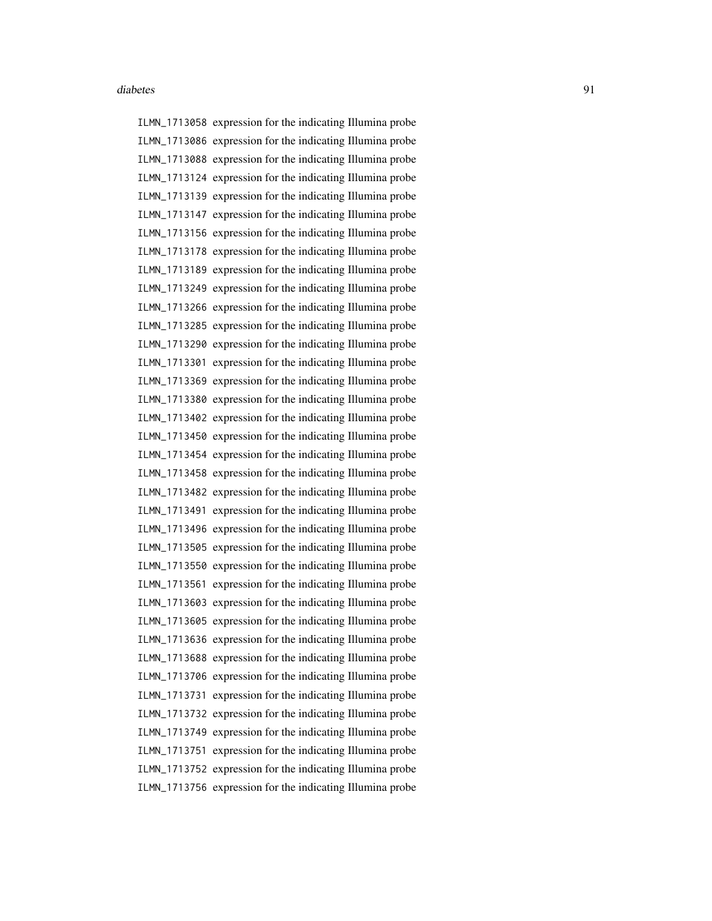ILMN_1713058 expression for the indicating Illumina probe
ILMN_1713086 expression for the indicating Illumina probe
ILMN_1713088 expression for the indicating Illumina probe
ILMN_1713124 expression for the indicating Illumina probe
ILMN_1713139 expression for the indicating Illumina probe
ILMN_1713147 expression for the indicating Illumina probe
ILMN_1713156 expression for the indicating Illumina probe
ILMN_1713178 expression for the indicating Illumina probe
ILMN_1713189 expression for the indicating Illumina probe
ILMN_1713249 expression for the indicating Illumina probe
ILMN_1713266 expression for the indicating Illumina probe
ILMN_1713285 expression for the indicating Illumina probe
ILMN_1713290 expression for the indicating Illumina probe
ILMN_1713301 expression for the indicating Illumina probe
ILMN_1713369 expression for the indicating Illumina probe
ILMN_1713380 expression for the indicating Illumina probe
ILMN_1713402 expression for the indicating Illumina probe
ILMN_1713450 expression for the indicating Illumina probe
ILMN_1713454 expression for the indicating Illumina probe
ILMN_1713458 expression for the indicating Illumina probe
ILMN_1713482 expression for the indicating Illumina probe
ILMN_1713491 expression for the indicating Illumina probe
ILMN_1713496 expression for the indicating Illumina probe
ILMN_1713505 expression for the indicating Illumina probe
ILMN_1713550 expression for the indicating Illumina probe
ILMN_1713561 expression for the indicating Illumina probe
ILMN_1713603 expression for the indicating Illumina probe
ILMN_1713605 expression for the indicating Illumina probe
ILMN_1713636 expression for the indicating Illumina probe
ILMN_1713688 expression for the indicating Illumina probe
ILMN_1713706 expression for the indicating Illumina probe
ILMN_1713731 expression for the indicating Illumina probe
ILMN_1713732 expression for the indicating Illumina probe
ILMN_1713749 expression for the indicating Illumina probe
ILMN_1713751 expression for the indicating Illumina probe
ILMN_1713752 expression for the indicating Illumina probe
ILMN_1713756 expression for the indicating Illumina probe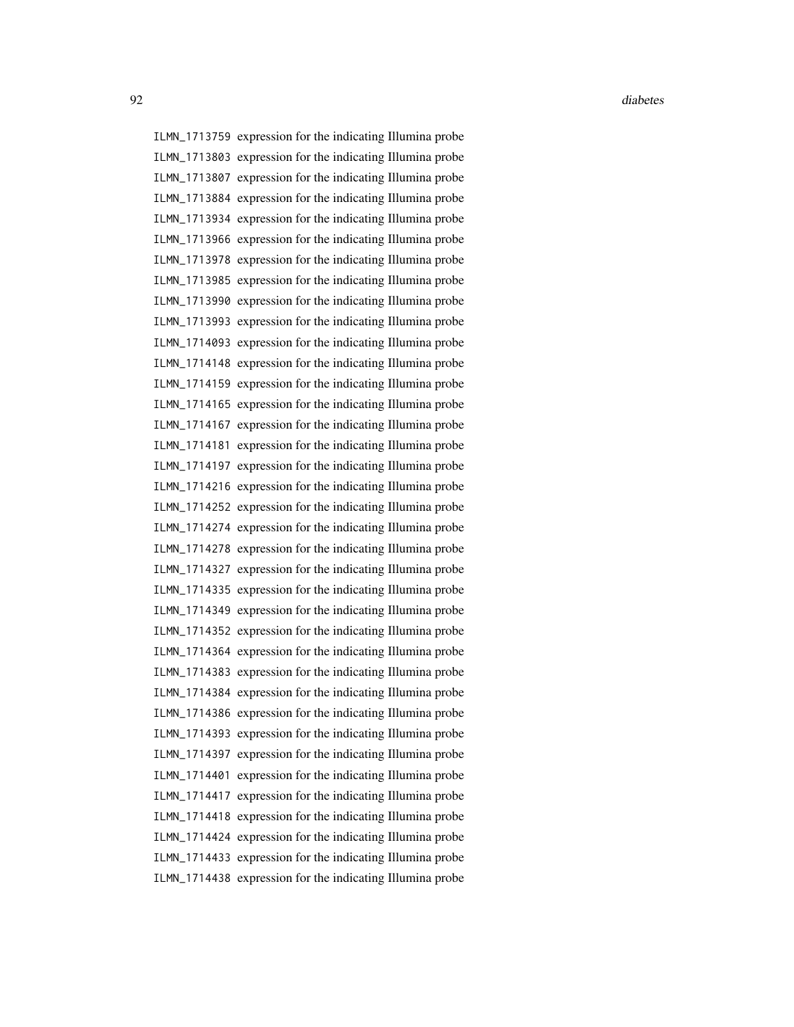| | |
|---|---|
| ILMN_1713759 | expression for the indicating Illumina probe |
| ILMN_1713803 | expression for the indicating Illumina probe |
| ILMN_1713807 | expression for the indicating Illumina probe |
| ILMN_1713884 | expression for the indicating Illumina probe |
| ILMN_1713934 | expression for the indicating Illumina probe |
| ILMN_1713966 | expression for the indicating Illumina probe |
| ILMN_1713978 | expression for the indicating Illumina probe |
| ILMN_1713985 | expression for the indicating Illumina probe |
| ILMN_1713990 | expression for the indicating Illumina probe |
| ILMN_1713993 | expression for the indicating Illumina probe |
| ILMN_1714093 | expression for the indicating Illumina probe |
| ILMN_1714148 | expression for the indicating Illumina probe |
| ILMN_1714159 | expression for the indicating Illumina probe |
| ILMN_1714165 | expression for the indicating Illumina probe |
| ILMN_1714167 | expression for the indicating Illumina probe |
| ILMN_1714181 | expression for the indicating Illumina probe |
| ILMN_1714197 | expression for the indicating Illumina probe |
| ILMN_1714216 | expression for the indicating Illumina probe |
| ILMN_1714252 | expression for the indicating Illumina probe |
| ILMN_1714274 | expression for the indicating Illumina probe |
| ILMN_1714278 | expression for the indicating Illumina probe |
| ILMN_1714327 | expression for the indicating Illumina probe |
| ILMN_1714335 | expression for the indicating Illumina probe |
| ILMN_1714349 | expression for the indicating Illumina probe |
| ILMN_1714352 | expression for the indicating Illumina probe |
| ILMN_1714364 | expression for the indicating Illumina probe |
| ILMN_1714383 | expression for the indicating Illumina probe |
| ILMN_1714384 | expression for the indicating Illumina probe |
| ILMN_1714386 | expression for the indicating Illumina probe |
| ILMN_1714393 | expression for the indicating Illumina probe |
| ILMN_1714397 | expression for the indicating Illumina probe |
| ILMN_1714401 | expression for the indicating Illumina probe |
| ILMN_1714417 | expression for the indicating Illumina probe |
| ILMN_1714418 | expression for the indicating Illumina probe |
| ILMN_1714424 | expression for the indicating Illumina probe |
| ILMN_1714433 | expression for the indicating Illumina probe |
| ILMN_1714438 | expression for the indicating Illumina probe |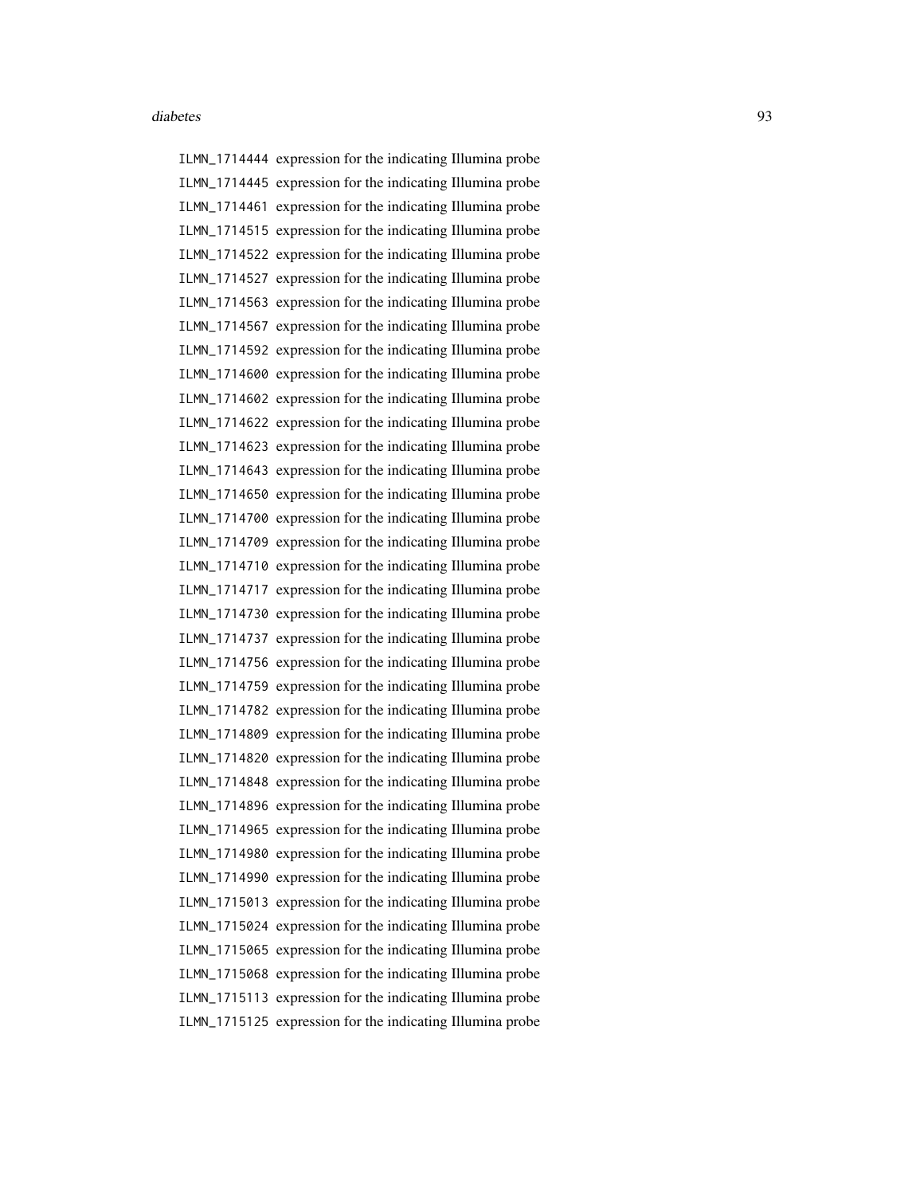ILMN_1714444 expression for the indicating Illumina probe
ILMN_1714445 expression for the indicating Illumina probe
ILMN_1714461 expression for the indicating Illumina probe
ILMN_1714515 expression for the indicating Illumina probe
ILMN_1714522 expression for the indicating Illumina probe
ILMN_1714527 expression for the indicating Illumina probe
ILMN_1714563 expression for the indicating Illumina probe
ILMN_1714567 expression for the indicating Illumina probe
ILMN_1714592 expression for the indicating Illumina probe
ILMN_1714600 expression for the indicating Illumina probe
ILMN_1714602 expression for the indicating Illumina probe
ILMN_1714622 expression for the indicating Illumina probe
ILMN_1714623 expression for the indicating Illumina probe
ILMN_1714643 expression for the indicating Illumina probe
ILMN_1714650 expression for the indicating Illumina probe
ILMN_1714700 expression for the indicating Illumina probe
ILMN_1714709 expression for the indicating Illumina probe
ILMN_1714710 expression for the indicating Illumina probe
ILMN_1714717 expression for the indicating Illumina probe
ILMN_1714730 expression for the indicating Illumina probe
ILMN_1714737 expression for the indicating Illumina probe
ILMN_1714756 expression for the indicating Illumina probe
ILMN_1714759 expression for the indicating Illumina probe
ILMN_1714782 expression for the indicating Illumina probe
ILMN_1714809 expression for the indicating Illumina probe
ILMN_1714820 expression for the indicating Illumina probe
ILMN_1714848 expression for the indicating Illumina probe
ILMN_1714896 expression for the indicating Illumina probe
ILMN_1714965 expression for the indicating Illumina probe
ILMN_1714980 expression for the indicating Illumina probe
ILMN_1714990 expression for the indicating Illumina probe
ILMN_1715013 expression for the indicating Illumina probe
ILMN_1715024 expression for the indicating Illumina probe
ILMN_1715065 expression for the indicating Illumina probe
ILMN_1715068 expression for the indicating Illumina probe
ILMN_1715113 expression for the indicating Illumina probe
ILMN_1715125 expression for the indicating Illumina probe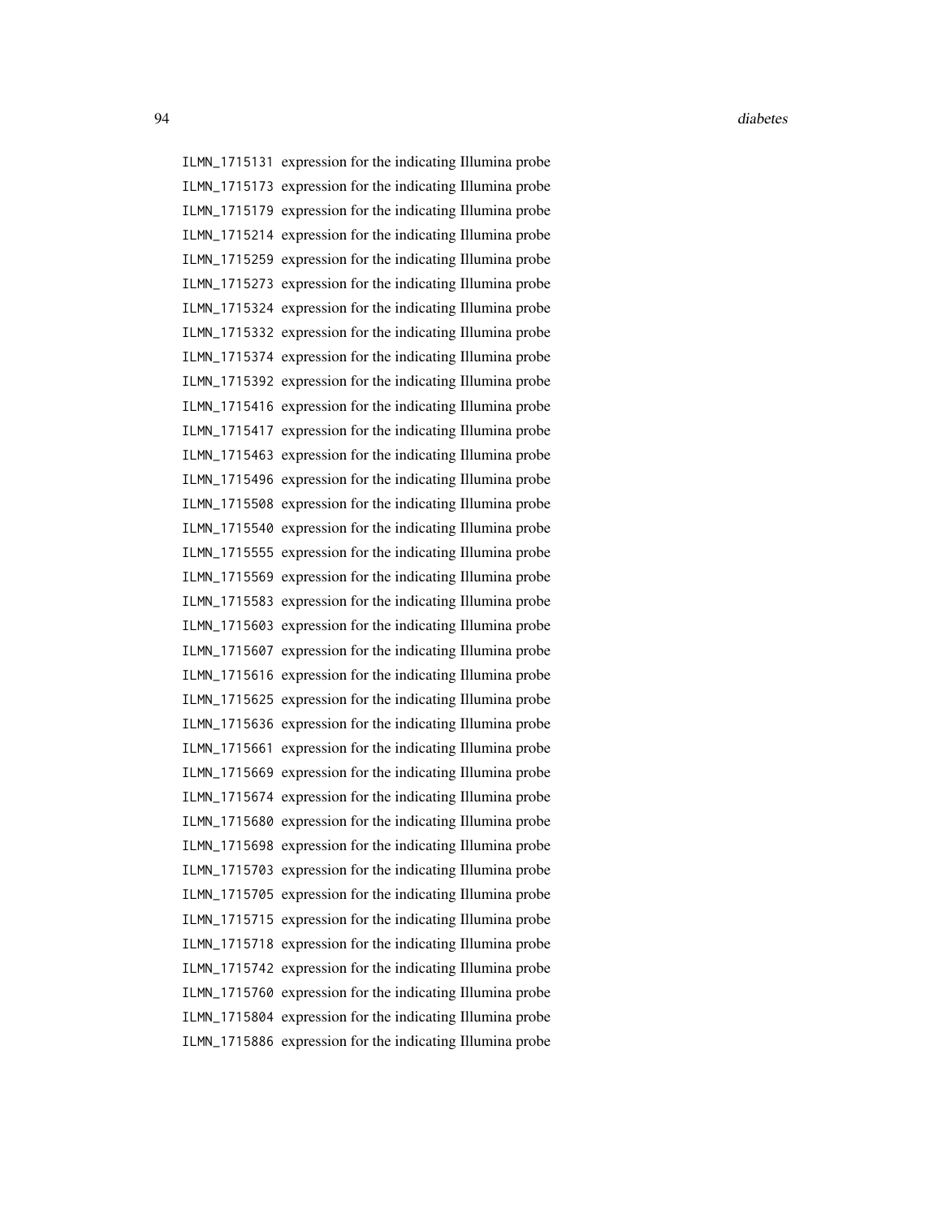ILMN_1715131 expression for the indicating Illumina probe
ILMN_1715173 expression for the indicating Illumina probe
ILMN_1715179 expression for the indicating Illumina probe
ILMN_1715214 expression for the indicating Illumina probe
ILMN_1715259 expression for the indicating Illumina probe
ILMN_1715273 expression for the indicating Illumina probe
ILMN_1715324 expression for the indicating Illumina probe
ILMN_1715332 expression for the indicating Illumina probe
ILMN_1715374 expression for the indicating Illumina probe
ILMN_1715392 expression for the indicating Illumina probe
ILMN_1715416 expression for the indicating Illumina probe
ILMN_1715417 expression for the indicating Illumina probe
ILMN_1715463 expression for the indicating Illumina probe
ILMN_1715496 expression for the indicating Illumina probe
ILMN_1715508 expression for the indicating Illumina probe
ILMN_1715540 expression for the indicating Illumina probe
ILMN_1715555 expression for the indicating Illumina probe
ILMN_1715569 expression for the indicating Illumina probe
ILMN_1715583 expression for the indicating Illumina probe
ILMN_1715603 expression for the indicating Illumina probe
ILMN_1715607 expression for the indicating Illumina probe
ILMN_1715616 expression for the indicating Illumina probe
ILMN_1715625 expression for the indicating Illumina probe
ILMN_1715636 expression for the indicating Illumina probe
ILMN_1715661 expression for the indicating Illumina probe
ILMN_1715669 expression for the indicating Illumina probe
ILMN_1715674 expression for the indicating Illumina probe
ILMN_1715680 expression for the indicating Illumina probe
ILMN_1715698 expression for the indicating Illumina probe
ILMN_1715703 expression for the indicating Illumina probe
ILMN_1715705 expression for the indicating Illumina probe
ILMN_1715715 expression for the indicating Illumina probe
ILMN_1715718 expression for the indicating Illumina probe
ILMN_1715742 expression for the indicating Illumina probe
ILMN_1715760 expression for the indicating Illumina probe
ILMN_1715804 expression for the indicating Illumina probe
ILMN_1715886 expression for the indicating Illumina probe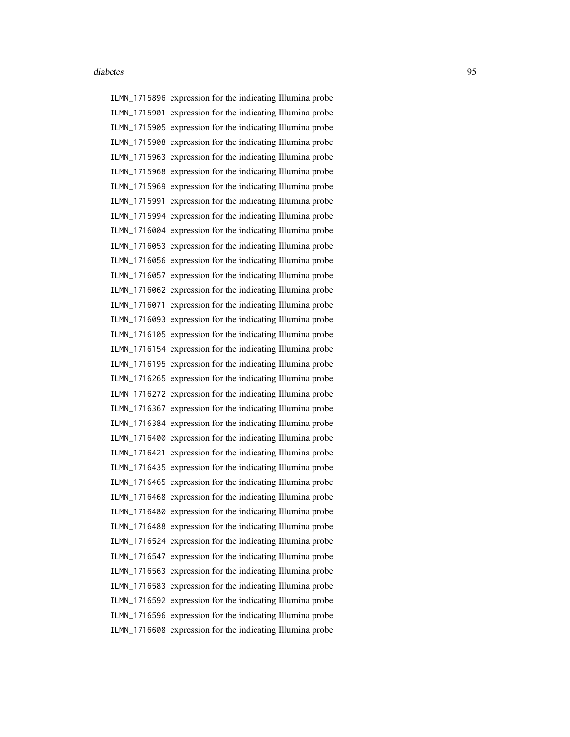ILMN_1715896 expression for the indicating Illumina probe
ILMN_1715901 expression for the indicating Illumina probe
ILMN_1715905 expression for the indicating Illumina probe
ILMN_1715908 expression for the indicating Illumina probe
ILMN_1715963 expression for the indicating Illumina probe
ILMN_1715968 expression for the indicating Illumina probe
ILMN_1715969 expression for the indicating Illumina probe
ILMN_1715991 expression for the indicating Illumina probe
ILMN_1715994 expression for the indicating Illumina probe
ILMN_1716004 expression for the indicating Illumina probe
ILMN_1716053 expression for the indicating Illumina probe
ILMN_1716056 expression for the indicating Illumina probe
ILMN_1716057 expression for the indicating Illumina probe
ILMN_1716062 expression for the indicating Illumina probe
ILMN_1716071 expression for the indicating Illumina probe
ILMN_1716093 expression for the indicating Illumina probe
ILMN_1716105 expression for the indicating Illumina probe
ILMN_1716154 expression for the indicating Illumina probe
ILMN_1716195 expression for the indicating Illumina probe
ILMN_1716265 expression for the indicating Illumina probe
ILMN_1716272 expression for the indicating Illumina probe
ILMN_1716367 expression for the indicating Illumina probe
ILMN_1716384 expression for the indicating Illumina probe
ILMN_1716400 expression for the indicating Illumina probe
ILMN_1716421 expression for the indicating Illumina probe
ILMN_1716435 expression for the indicating Illumina probe
ILMN_1716465 expression for the indicating Illumina probe
ILMN_1716468 expression for the indicating Illumina probe
ILMN_1716480 expression for the indicating Illumina probe
ILMN_1716488 expression for the indicating Illumina probe
ILMN_1716524 expression for the indicating Illumina probe
ILMN_1716547 expression for the indicating Illumina probe
ILMN_1716563 expression for the indicating Illumina probe
ILMN_1716583 expression for the indicating Illumina probe
ILMN_1716592 expression for the indicating Illumina probe
ILMN_1716596 expression for the indicating Illumina probe
ILMN_1716608 expression for the indicating Illumina probe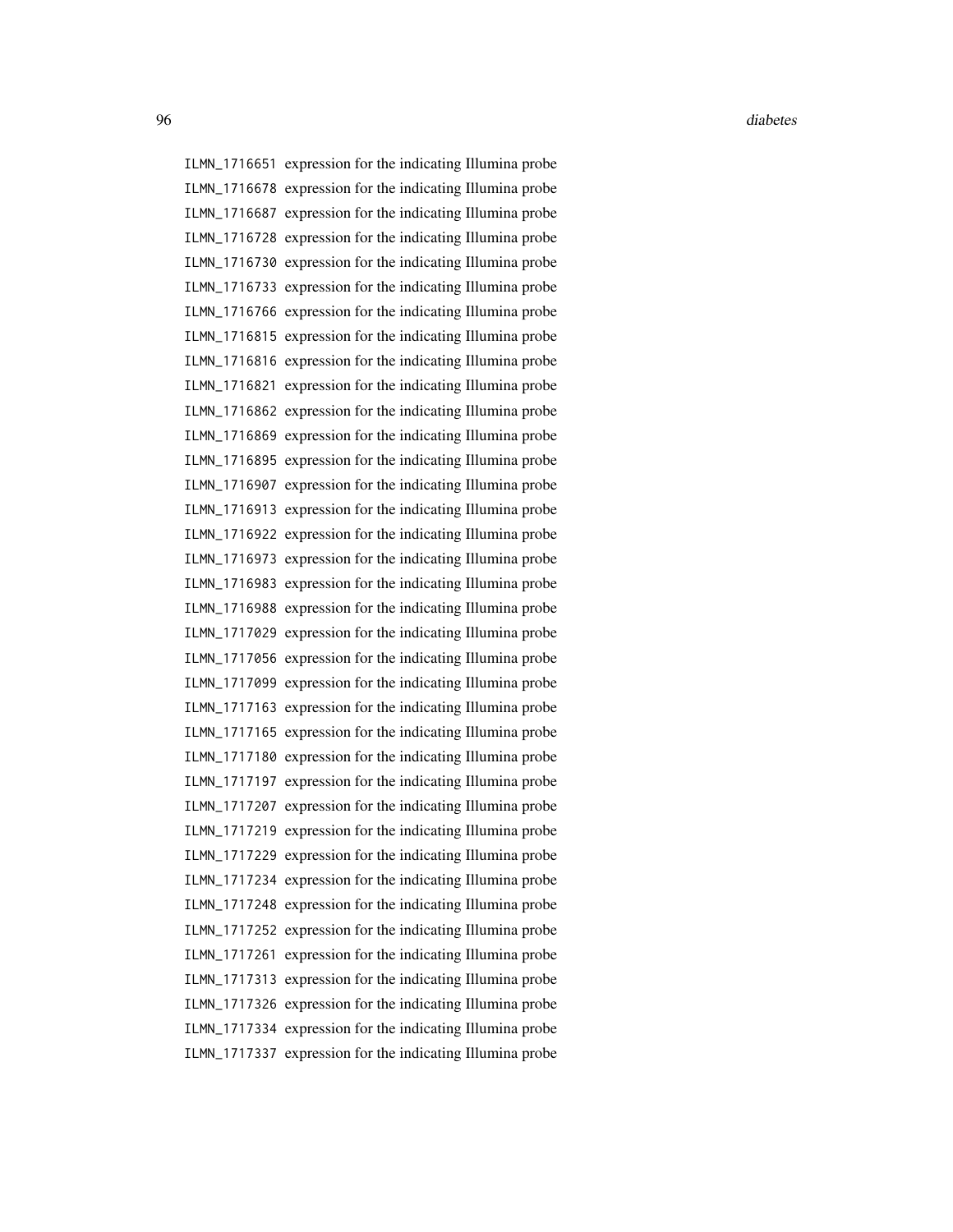ILMN_1716651 expression for the indicating Illumina probe
ILMN_1716678 expression for the indicating Illumina probe
ILMN_1716687 expression for the indicating Illumina probe
ILMN_1716728 expression for the indicating Illumina probe
ILMN_1716730 expression for the indicating Illumina probe
ILMN_1716733 expression for the indicating Illumina probe
ILMN_1716766 expression for the indicating Illumina probe
ILMN_1716815 expression for the indicating Illumina probe
ILMN_1716816 expression for the indicating Illumina probe
ILMN_1716821 expression for the indicating Illumina probe
ILMN_1716862 expression for the indicating Illumina probe
ILMN_1716869 expression for the indicating Illumina probe
ILMN_1716895 expression for the indicating Illumina probe
ILMN_1716907 expression for the indicating Illumina probe
ILMN_1716913 expression for the indicating Illumina probe
ILMN_1716922 expression for the indicating Illumina probe
ILMN_1716973 expression for the indicating Illumina probe
ILMN_1716983 expression for the indicating Illumina probe
ILMN_1716988 expression for the indicating Illumina probe
ILMN_1717029 expression for the indicating Illumina probe
ILMN_1717056 expression for the indicating Illumina probe
ILMN_1717099 expression for the indicating Illumina probe
ILMN_1717163 expression for the indicating Illumina probe
ILMN_1717165 expression for the indicating Illumina probe
ILMN_1717180 expression for the indicating Illumina probe
ILMN_1717197 expression for the indicating Illumina probe
ILMN_1717207 expression for the indicating Illumina probe
ILMN_1717219 expression for the indicating Illumina probe
ILMN_1717229 expression for the indicating Illumina probe
ILMN_1717234 expression for the indicating Illumina probe
ILMN_1717248 expression for the indicating Illumina probe
ILMN_1717252 expression for the indicating Illumina probe
ILMN_1717261 expression for the indicating Illumina probe
ILMN_1717313 expression for the indicating Illumina probe
ILMN_1717326 expression for the indicating Illumina probe
ILMN_1717334 expression for the indicating Illumina probe
ILMN_1717337 expression for the indicating Illumina probe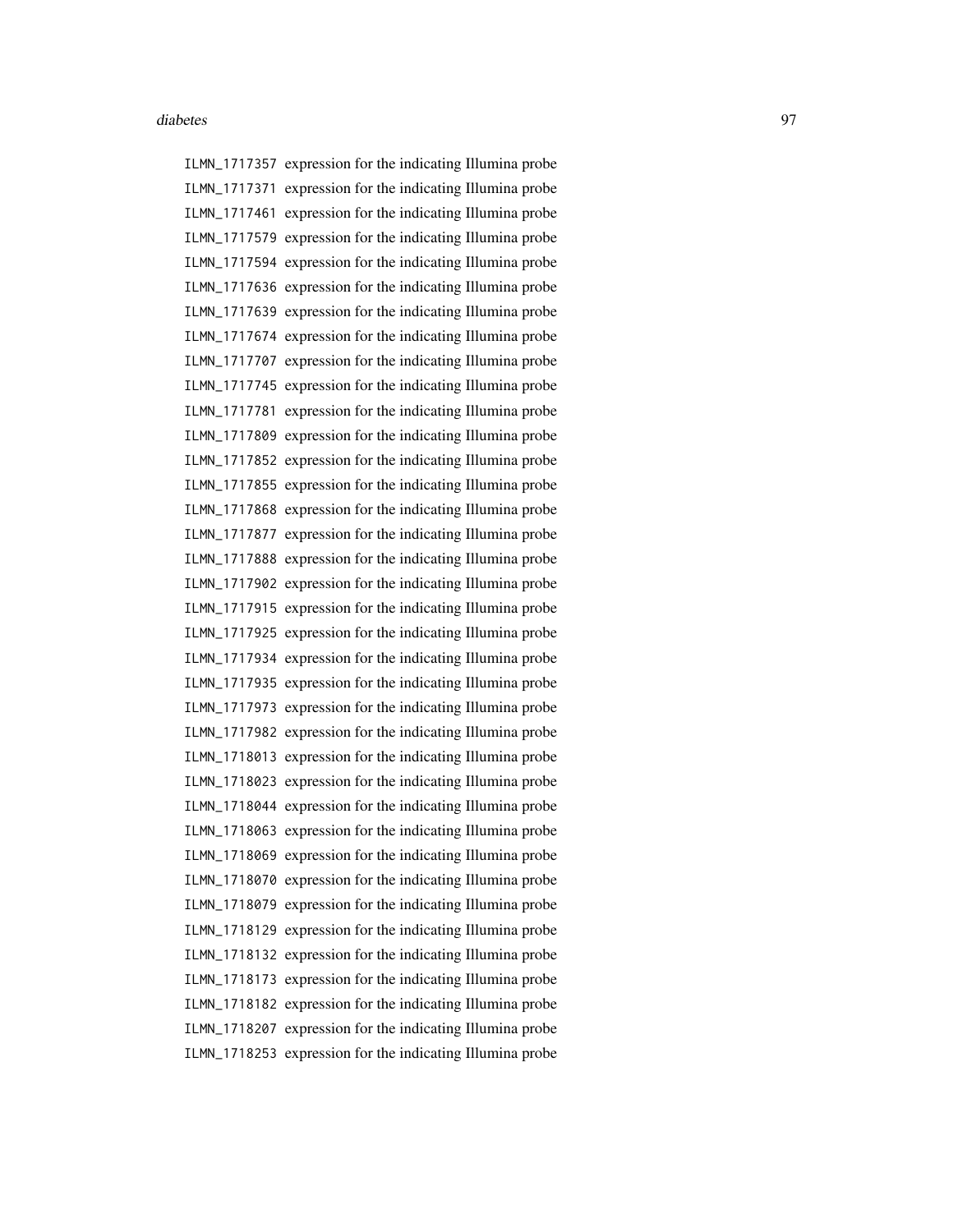ILMN_1717357 expression for the indicating Illumina probe
ILMN_1717371 expression for the indicating Illumina probe
ILMN_1717461 expression for the indicating Illumina probe
ILMN_1717579 expression for the indicating Illumina probe
ILMN_1717594 expression for the indicating Illumina probe
ILMN_1717636 expression for the indicating Illumina probe
ILMN_1717639 expression for the indicating Illumina probe
ILMN_1717674 expression for the indicating Illumina probe
ILMN_1717707 expression for the indicating Illumina probe
ILMN_1717745 expression for the indicating Illumina probe
ILMN_1717781 expression for the indicating Illumina probe
ILMN_1717809 expression for the indicating Illumina probe
ILMN_1717852 expression for the indicating Illumina probe
ILMN_1717855 expression for the indicating Illumina probe
ILMN_1717868 expression for the indicating Illumina probe
ILMN_1717877 expression for the indicating Illumina probe
ILMN_1717888 expression for the indicating Illumina probe
ILMN_1717902 expression for the indicating Illumina probe
ILMN_1717915 expression for the indicating Illumina probe
ILMN_1717925 expression for the indicating Illumina probe
ILMN_1717934 expression for the indicating Illumina probe
ILMN_1717935 expression for the indicating Illumina probe
ILMN_1717973 expression for the indicating Illumina probe
ILMN_1717982 expression for the indicating Illumina probe
ILMN_1718013 expression for the indicating Illumina probe
ILMN_1718023 expression for the indicating Illumina probe
ILMN_1718044 expression for the indicating Illumina probe
ILMN_1718063 expression for the indicating Illumina probe
ILMN_1718069 expression for the indicating Illumina probe
ILMN_1718070 expression for the indicating Illumina probe
ILMN_1718079 expression for the indicating Illumina probe
ILMN_1718129 expression for the indicating Illumina probe
ILMN_1718132 expression for the indicating Illumina probe
ILMN_1718173 expression for the indicating Illumina probe
ILMN_1718182 expression for the indicating Illumina probe
ILMN_1718207 expression for the indicating Illumina probe
ILMN_1718253 expression for the indicating Illumina probe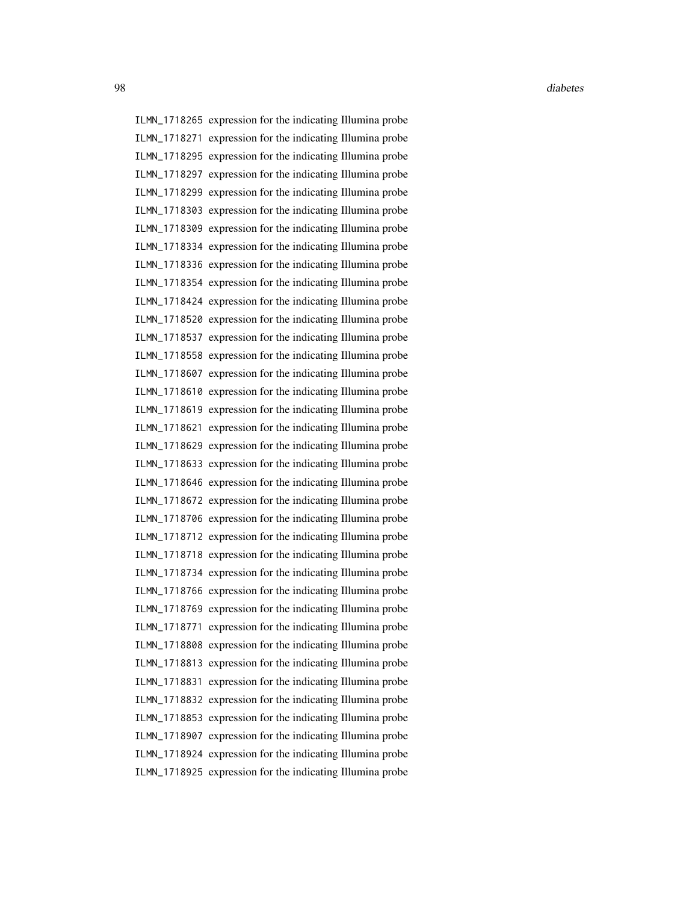| | |
|---|---|
| ILMN_1718265 | expression for the indicating Illumina probe |
| ILMN_1718271 | expression for the indicating Illumina probe |
| ILMN_1718295 | expression for the indicating Illumina probe |
| ILMN_1718297 | expression for the indicating Illumina probe |
| ILMN_1718299 | expression for the indicating Illumina probe |
| ILMN_1718303 | expression for the indicating Illumina probe |
| ILMN_1718309 | expression for the indicating Illumina probe |
| ILMN_1718334 | expression for the indicating Illumina probe |
| ILMN_1718336 | expression for the indicating Illumina probe |
| ILMN_1718354 | expression for the indicating Illumina probe |
| ILMN_1718424 | expression for the indicating Illumina probe |
| ILMN_1718520 | expression for the indicating Illumina probe |
| ILMN_1718537 | expression for the indicating Illumina probe |
| ILMN_1718558 | expression for the indicating Illumina probe |
| ILMN_1718607 | expression for the indicating Illumina probe |
| ILMN_1718610 | expression for the indicating Illumina probe |
| ILMN_1718619 | expression for the indicating Illumina probe |
| ILMN_1718621 | expression for the indicating Illumina probe |
| ILMN_1718629 | expression for the indicating Illumina probe |
| ILMN_1718633 | expression for the indicating Illumina probe |
| ILMN_1718646 | expression for the indicating Illumina probe |
| ILMN_1718672 | expression for the indicating Illumina probe |
| ILMN_1718706 | expression for the indicating Illumina probe |
| ILMN_1718712 | expression for the indicating Illumina probe |
| ILMN_1718718 | expression for the indicating Illumina probe |
| ILMN_1718734 | expression for the indicating Illumina probe |
| ILMN_1718766 | expression for the indicating Illumina probe |
| ILMN_1718769 | expression for the indicating Illumina probe |
| ILMN_1718771 | expression for the indicating Illumina probe |
| ILMN_1718808 | expression for the indicating Illumina probe |
| ILMN_1718813 | expression for the indicating Illumina probe |
| ILMN_1718831 | expression for the indicating Illumina probe |
| ILMN_1718832 | expression for the indicating Illumina probe |
| ILMN_1718853 | expression for the indicating Illumina probe |
| ILMN_1718907 | expression for the indicating Illumina probe |
| ILMN_1718924 | expression for the indicating Illumina probe |
| ILMN_1718925 | expression for the indicating Illumina probe |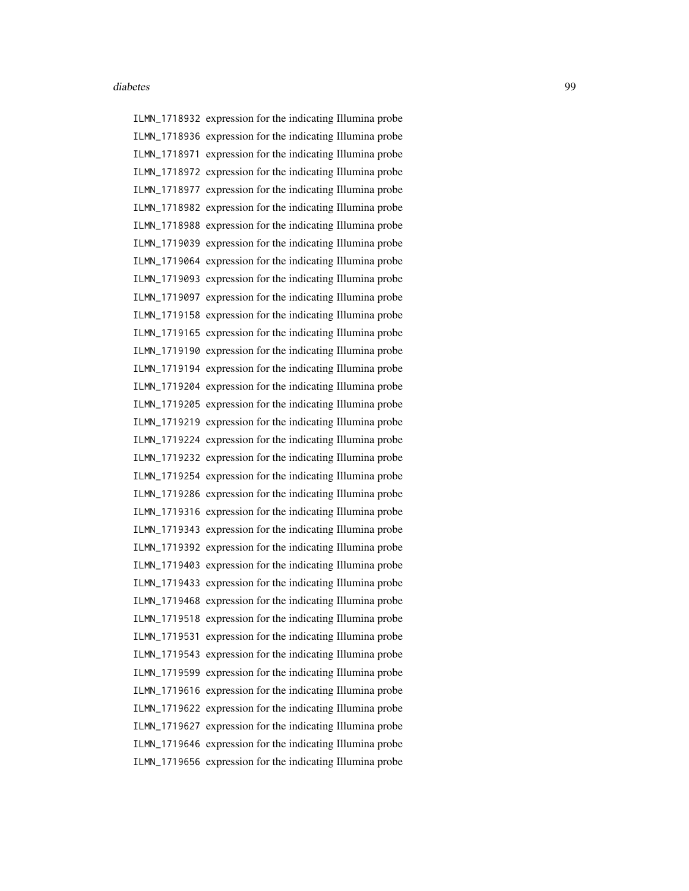ILMN_1718932 expression for the indicating Illumina probe
ILMN_1718936 expression for the indicating Illumina probe
ILMN_1718971 expression for the indicating Illumina probe
ILMN_1718972 expression for the indicating Illumina probe
ILMN_1718977 expression for the indicating Illumina probe
ILMN_1718982 expression for the indicating Illumina probe
ILMN_1718988 expression for the indicating Illumina probe
ILMN_1719039 expression for the indicating Illumina probe
ILMN_1719064 expression for the indicating Illumina probe
ILMN_1719093 expression for the indicating Illumina probe
ILMN_1719097 expression for the indicating Illumina probe
ILMN_1719158 expression for the indicating Illumina probe
ILMN_1719165 expression for the indicating Illumina probe
ILMN_1719190 expression for the indicating Illumina probe
ILMN_1719194 expression for the indicating Illumina probe
ILMN_1719204 expression for the indicating Illumina probe
ILMN_1719205 expression for the indicating Illumina probe
ILMN_1719219 expression for the indicating Illumina probe
ILMN_1719224 expression for the indicating Illumina probe
ILMN_1719232 expression for the indicating Illumina probe
ILMN_1719254 expression for the indicating Illumina probe
ILMN_1719286 expression for the indicating Illumina probe
ILMN_1719316 expression for the indicating Illumina probe
ILMN_1719343 expression for the indicating Illumina probe
ILMN_1719392 expression for the indicating Illumina probe
ILMN_1719403 expression for the indicating Illumina probe
ILMN_1719433 expression for the indicating Illumina probe
ILMN_1719468 expression for the indicating Illumina probe
ILMN_1719518 expression for the indicating Illumina probe
ILMN_1719531 expression for the indicating Illumina probe
ILMN_1719543 expression for the indicating Illumina probe
ILMN_1719599 expression for the indicating Illumina probe
ILMN_1719616 expression for the indicating Illumina probe
ILMN_1719622 expression for the indicating Illumina probe
ILMN_1719627 expression for the indicating Illumina probe
ILMN_1719646 expression for the indicating Illumina probe
ILMN_1719656 expression for the indicating Illumina probe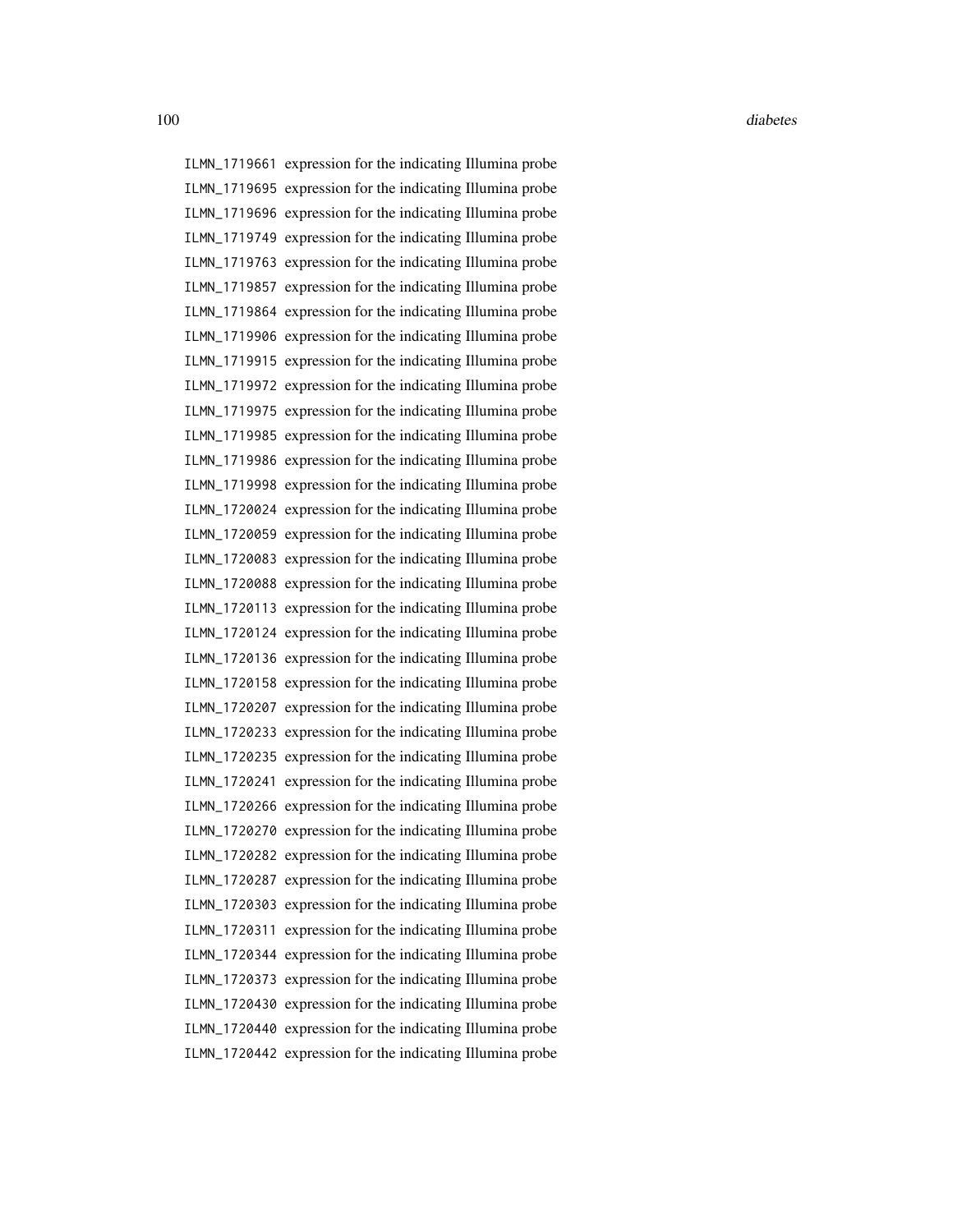| | |
|---|---|
| ILMN_1719661 | expression for the indicating Illumina probe |
| ILMN_1719695 | expression for the indicating Illumina probe |
| ILMN_1719696 | expression for the indicating Illumina probe |
| ILMN_1719749 | expression for the indicating Illumina probe |
| ILMN_1719763 | expression for the indicating Illumina probe |
| ILMN_1719857 | expression for the indicating Illumina probe |
| ILMN_1719864 | expression for the indicating Illumina probe |
| ILMN_1719906 | expression for the indicating Illumina probe |
| ILMN_1719915 | expression for the indicating Illumina probe |
| ILMN_1719972 | expression for the indicating Illumina probe |
| ILMN_1719975 | expression for the indicating Illumina probe |
| ILMN_1719985 | expression for the indicating Illumina probe |
| ILMN_1719986 | expression for the indicating Illumina probe |
| ILMN_1719998 | expression for the indicating Illumina probe |
| ILMN_1720024 | expression for the indicating Illumina probe |
| ILMN_1720059 | expression for the indicating Illumina probe |
| ILMN_1720083 | expression for the indicating Illumina probe |
| ILMN_1720088 | expression for the indicating Illumina probe |
| ILMN_1720113 | expression for the indicating Illumina probe |
| ILMN_1720124 | expression for the indicating Illumina probe |
| ILMN_1720136 | expression for the indicating Illumina probe |
| ILMN_1720158 | expression for the indicating Illumina probe |
| ILMN_1720207 | expression for the indicating Illumina probe |
| ILMN_1720233 | expression for the indicating Illumina probe |
| ILMN_1720235 | expression for the indicating Illumina probe |
| ILMN_1720241 | expression for the indicating Illumina probe |
| ILMN_1720266 | expression for the indicating Illumina probe |
| ILMN_1720270 | expression for the indicating Illumina probe |
| ILMN_1720282 | expression for the indicating Illumina probe |
| ILMN_1720287 | expression for the indicating Illumina probe |
| ILMN_1720303 | expression for the indicating Illumina probe |
| ILMN_1720311 | expression for the indicating Illumina probe |
| ILMN_1720344 | expression for the indicating Illumina probe |
| ILMN_1720373 | expression for the indicating Illumina probe |
| ILMN_1720430 | expression for the indicating Illumina probe |
| ILMN_1720440 | expression for the indicating Illumina probe |
| ILMN_1720442 | expression for the indicating Illumina probe |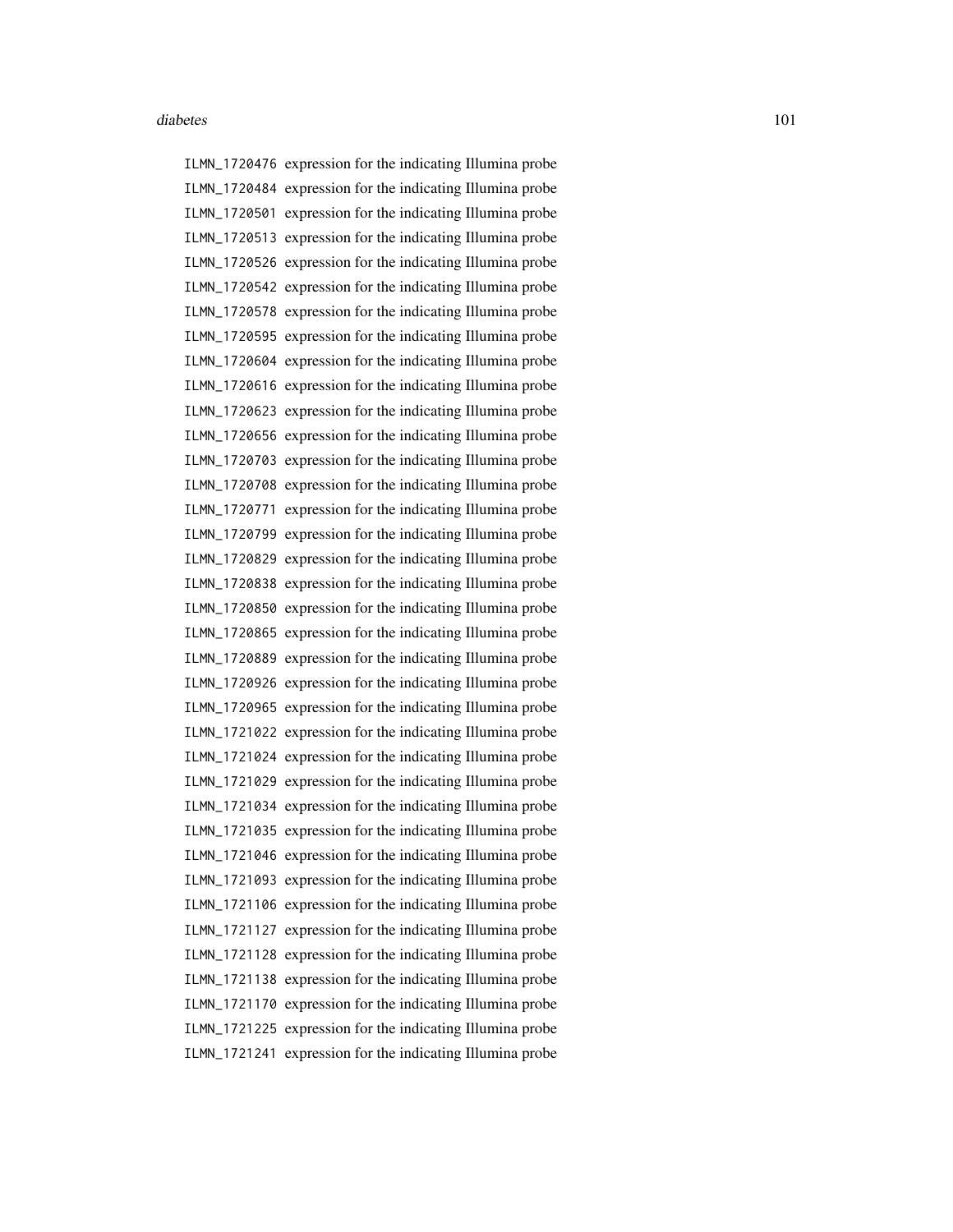ILMN_1720476 expression for the indicating Illumina probe
ILMN_1720484 expression for the indicating Illumina probe
ILMN_1720501 expression for the indicating Illumina probe
ILMN_1720513 expression for the indicating Illumina probe
ILMN_1720526 expression for the indicating Illumina probe
ILMN_1720542 expression for the indicating Illumina probe
ILMN_1720578 expression for the indicating Illumina probe
ILMN_1720595 expression for the indicating Illumina probe
ILMN_1720604 expression for the indicating Illumina probe
ILMN_1720616 expression for the indicating Illumina probe
ILMN_1720623 expression for the indicating Illumina probe
ILMN_1720656 expression for the indicating Illumina probe
ILMN_1720703 expression for the indicating Illumina probe
ILMN_1720708 expression for the indicating Illumina probe
ILMN_1720771 expression for the indicating Illumina probe
ILMN_1720799 expression for the indicating Illumina probe
ILMN_1720829 expression for the indicating Illumina probe
ILMN_1720838 expression for the indicating Illumina probe
ILMN_1720850 expression for the indicating Illumina probe
ILMN_1720865 expression for the indicating Illumina probe
ILMN_1720889 expression for the indicating Illumina probe
ILMN_1720926 expression for the indicating Illumina probe
ILMN_1720965 expression for the indicating Illumina probe
ILMN_1721022 expression for the indicating Illumina probe
ILMN_1721024 expression for the indicating Illumina probe
ILMN_1721029 expression for the indicating Illumina probe
ILMN_1721034 expression for the indicating Illumina probe
ILMN_1721035 expression for the indicating Illumina probe
ILMN_1721046 expression for the indicating Illumina probe
ILMN_1721093 expression for the indicating Illumina probe
ILMN_1721106 expression for the indicating Illumina probe
ILMN_1721127 expression for the indicating Illumina probe
ILMN_1721128 expression for the indicating Illumina probe
ILMN_1721138 expression for the indicating Illumina probe
ILMN_1721170 expression for the indicating Illumina probe
ILMN_1721225 expression for the indicating Illumina probe
ILMN_1721241 expression for the indicating Illumina probe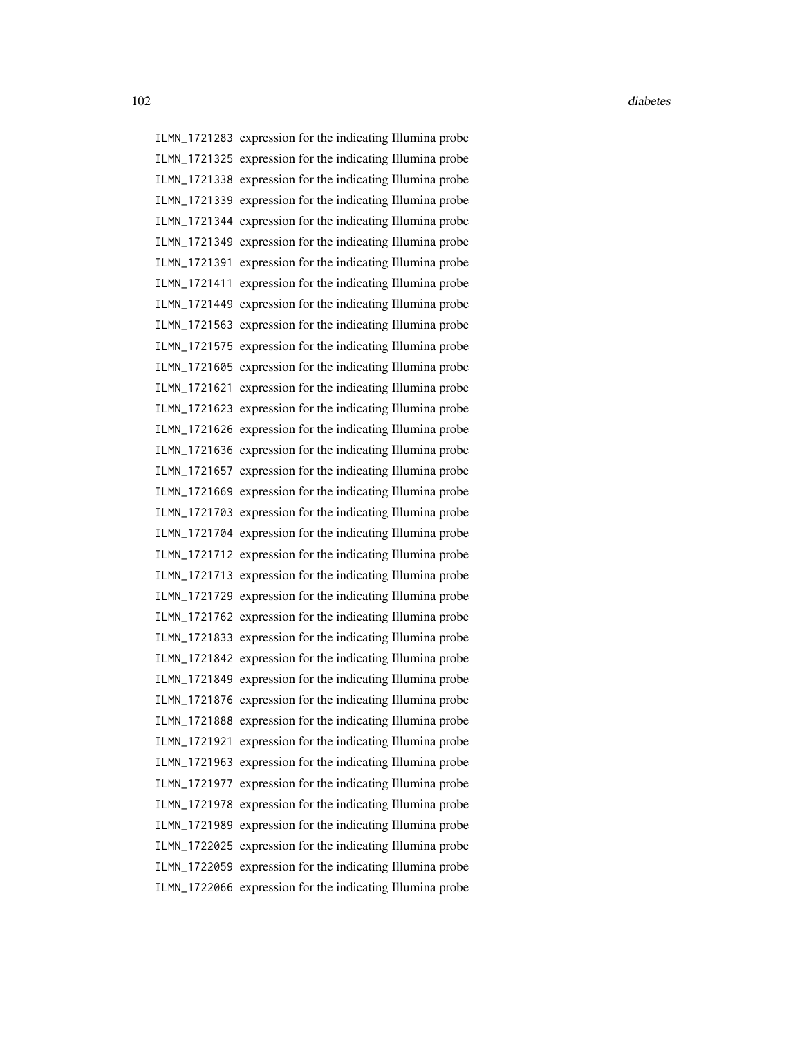ILMN_1721283 expression for the indicating Illumina probe
ILMN_1721325 expression for the indicating Illumina probe
ILMN_1721338 expression for the indicating Illumina probe
ILMN_1721339 expression for the indicating Illumina probe
ILMN_1721344 expression for the indicating Illumina probe
ILMN_1721349 expression for the indicating Illumina probe
ILMN_1721391 expression for the indicating Illumina probe
ILMN_1721411 expression for the indicating Illumina probe
ILMN_1721449 expression for the indicating Illumina probe
ILMN_1721563 expression for the indicating Illumina probe
ILMN_1721575 expression for the indicating Illumina probe
ILMN_1721605 expression for the indicating Illumina probe
ILMN_1721621 expression for the indicating Illumina probe
ILMN_1721623 expression for the indicating Illumina probe
ILMN_1721626 expression for the indicating Illumina probe
ILMN_1721636 expression for the indicating Illumina probe
ILMN_1721657 expression for the indicating Illumina probe
ILMN_1721669 expression for the indicating Illumina probe
ILMN_1721703 expression for the indicating Illumina probe
ILMN_1721704 expression for the indicating Illumina probe
ILMN_1721712 expression for the indicating Illumina probe
ILMN_1721713 expression for the indicating Illumina probe
ILMN_1721729 expression for the indicating Illumina probe
ILMN_1721762 expression for the indicating Illumina probe
ILMN_1721833 expression for the indicating Illumina probe
ILMN_1721842 expression for the indicating Illumina probe
ILMN_1721849 expression for the indicating Illumina probe
ILMN_1721876 expression for the indicating Illumina probe
ILMN_1721888 expression for the indicating Illumina probe
ILMN_1721921 expression for the indicating Illumina probe
ILMN_1721963 expression for the indicating Illumina probe
ILMN_1721977 expression for the indicating Illumina probe
ILMN_1721978 expression for the indicating Illumina probe
ILMN_1721989 expression for the indicating Illumina probe
ILMN_1722025 expression for the indicating Illumina probe
ILMN_1722059 expression for the indicating Illumina probe
ILMN_1722066 expression for the indicating Illumina probe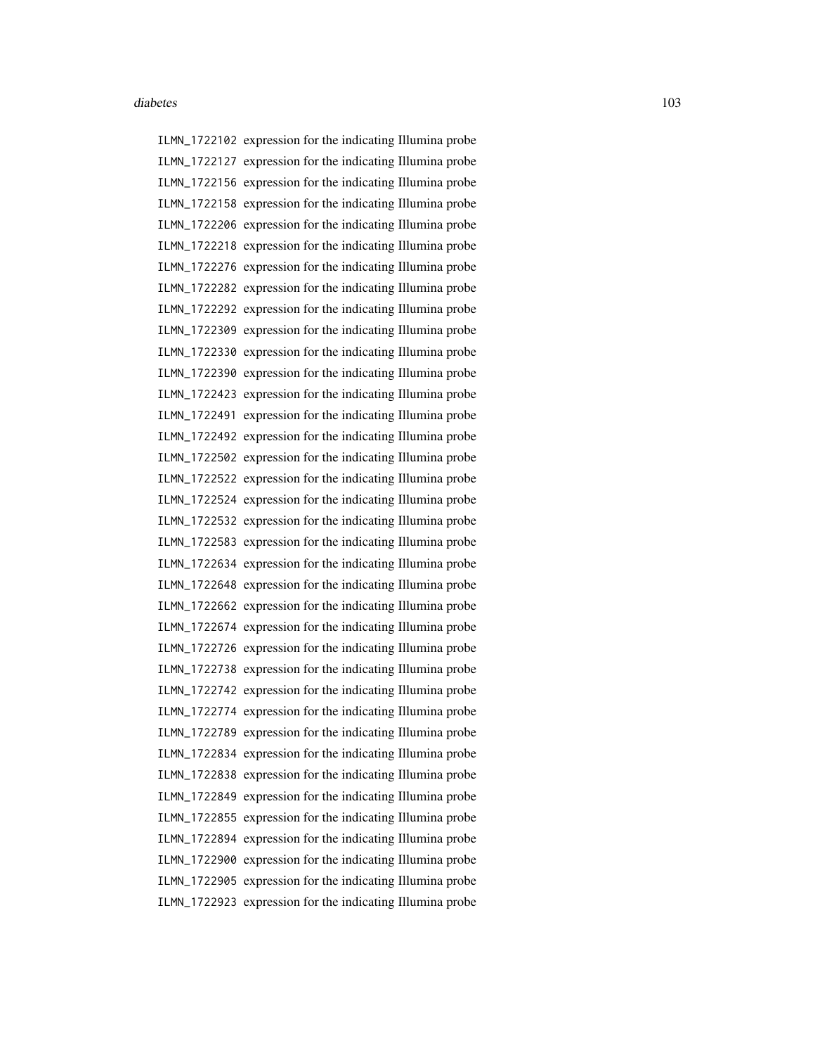ILMN_1722102 expression for the indicating Illumina probe
ILMN_1722127 expression for the indicating Illumina probe
ILMN_1722156 expression for the indicating Illumina probe
ILMN_1722158 expression for the indicating Illumina probe
ILMN_1722206 expression for the indicating Illumina probe
ILMN_1722218 expression for the indicating Illumina probe
ILMN_1722276 expression for the indicating Illumina probe
ILMN_1722282 expression for the indicating Illumina probe
ILMN_1722292 expression for the indicating Illumina probe
ILMN_1722309 expression for the indicating Illumina probe
ILMN_1722330 expression for the indicating Illumina probe
ILMN_1722390 expression for the indicating Illumina probe
ILMN_1722423 expression for the indicating Illumina probe
ILMN_1722491 expression for the indicating Illumina probe
ILMN_1722492 expression for the indicating Illumina probe
ILMN_1722502 expression for the indicating Illumina probe
ILMN_1722522 expression for the indicating Illumina probe
ILMN_1722524 expression for the indicating Illumina probe
ILMN_1722532 expression for the indicating Illumina probe
ILMN_1722583 expression for the indicating Illumina probe
ILMN_1722634 expression for the indicating Illumina probe
ILMN_1722648 expression for the indicating Illumina probe
ILMN_1722662 expression for the indicating Illumina probe
ILMN_1722674 expression for the indicating Illumina probe
ILMN_1722726 expression for the indicating Illumina probe
ILMN_1722738 expression for the indicating Illumina probe
ILMN_1722742 expression for the indicating Illumina probe
ILMN_1722774 expression for the indicating Illumina probe
ILMN_1722789 expression for the indicating Illumina probe
ILMN_1722834 expression for the indicating Illumina probe
ILMN_1722838 expression for the indicating Illumina probe
ILMN_1722849 expression for the indicating Illumina probe
ILMN_1722855 expression for the indicating Illumina probe
ILMN_1722894 expression for the indicating Illumina probe
ILMN_1722900 expression for the indicating Illumina probe
ILMN_1722905 expression for the indicating Illumina probe
ILMN_1722923 expression for the indicating Illumina probe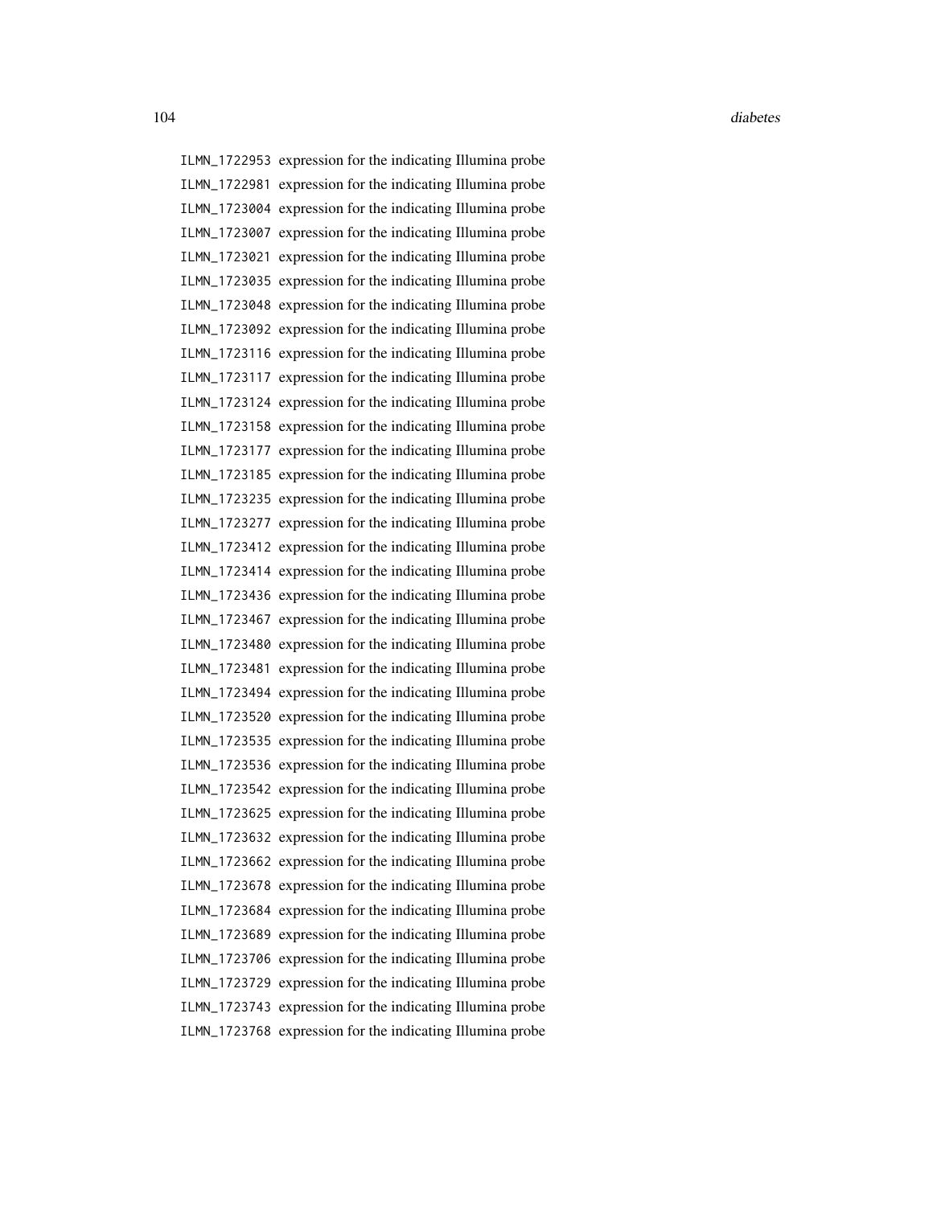ILMN_1722953 expression for the indicating Illumina probe
ILMN_1722981 expression for the indicating Illumina probe
ILMN_1723004 expression for the indicating Illumina probe
ILMN_1723007 expression for the indicating Illumina probe
ILMN_1723021 expression for the indicating Illumina probe
ILMN_1723035 expression for the indicating Illumina probe
ILMN_1723048 expression for the indicating Illumina probe
ILMN_1723092 expression for the indicating Illumina probe
ILMN_1723116 expression for the indicating Illumina probe
ILMN_1723117 expression for the indicating Illumina probe
ILMN_1723124 expression for the indicating Illumina probe
ILMN_1723158 expression for the indicating Illumina probe
ILMN_1723177 expression for the indicating Illumina probe
ILMN_1723185 expression for the indicating Illumina probe
ILMN_1723235 expression for the indicating Illumina probe
ILMN_1723277 expression for the indicating Illumina probe
ILMN_1723412 expression for the indicating Illumina probe
ILMN_1723414 expression for the indicating Illumina probe
ILMN_1723436 expression for the indicating Illumina probe
ILMN_1723467 expression for the indicating Illumina probe
ILMN_1723480 expression for the indicating Illumina probe
ILMN_1723481 expression for the indicating Illumina probe
ILMN_1723494 expression for the indicating Illumina probe
ILMN_1723520 expression for the indicating Illumina probe
ILMN_1723535 expression for the indicating Illumina probe
ILMN_1723536 expression for the indicating Illumina probe
ILMN_1723542 expression for the indicating Illumina probe
ILMN_1723625 expression for the indicating Illumina probe
ILMN_1723632 expression for the indicating Illumina probe
ILMN_1723662 expression for the indicating Illumina probe
ILMN_1723678 expression for the indicating Illumina probe
ILMN_1723684 expression for the indicating Illumina probe
ILMN_1723689 expression for the indicating Illumina probe
ILMN_1723706 expression for the indicating Illumina probe
ILMN_1723729 expression for the indicating Illumina probe
ILMN_1723743 expression for the indicating Illumina probe
ILMN_1723768 expression for the indicating Illumina probe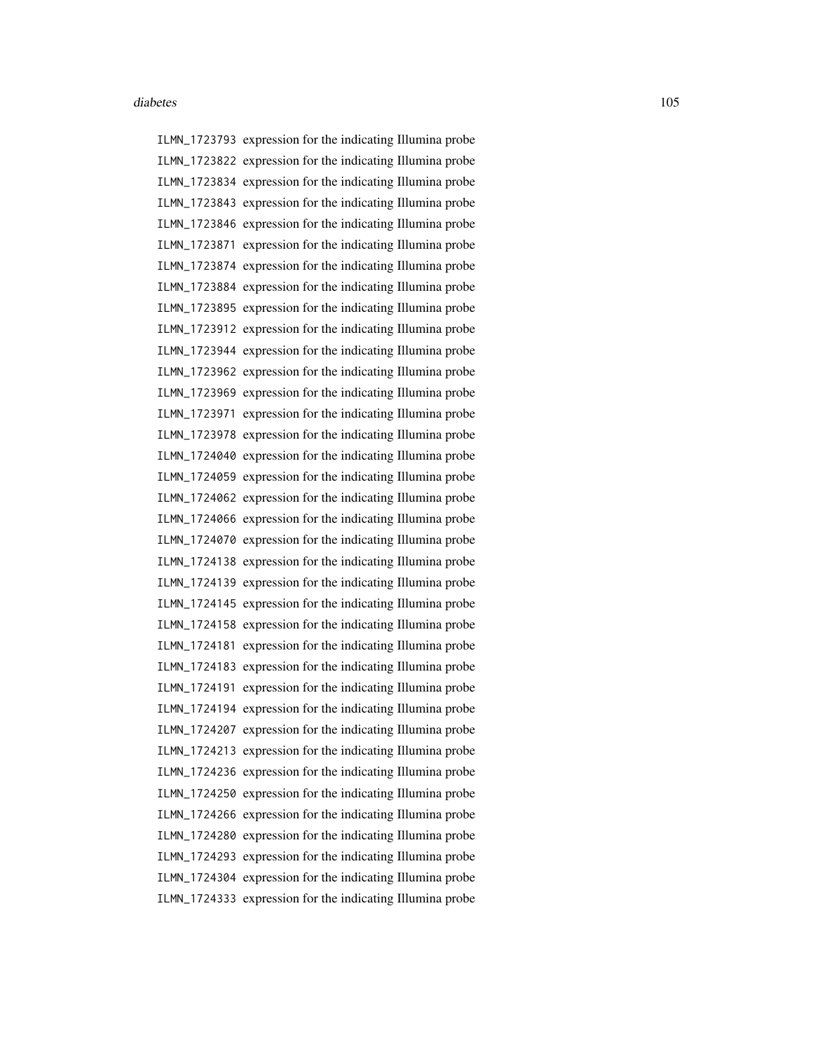ILMN_1723793 expression for the indicating Illumina probe
ILMN_1723822 expression for the indicating Illumina probe
ILMN_1723834 expression for the indicating Illumina probe
ILMN_1723843 expression for the indicating Illumina probe
ILMN_1723846 expression for the indicating Illumina probe
ILMN_1723871 expression for the indicating Illumina probe
ILMN_1723874 expression for the indicating Illumina probe
ILMN_1723884 expression for the indicating Illumina probe
ILMN_1723895 expression for the indicating Illumina probe
ILMN_1723912 expression for the indicating Illumina probe
ILMN_1723944 expression for the indicating Illumina probe
ILMN_1723962 expression for the indicating Illumina probe
ILMN_1723969 expression for the indicating Illumina probe
ILMN_1723971 expression for the indicating Illumina probe
ILMN_1723978 expression for the indicating Illumina probe
ILMN_1724040 expression for the indicating Illumina probe
ILMN_1724059 expression for the indicating Illumina probe
ILMN_1724062 expression for the indicating Illumina probe
ILMN_1724066 expression for the indicating Illumina probe
ILMN_1724070 expression for the indicating Illumina probe
ILMN_1724138 expression for the indicating Illumina probe
ILMN_1724139 expression for the indicating Illumina probe
ILMN_1724145 expression for the indicating Illumina probe
ILMN_1724158 expression for the indicating Illumina probe
ILMN_1724181 expression for the indicating Illumina probe
ILMN_1724183 expression for the indicating Illumina probe
ILMN_1724191 expression for the indicating Illumina probe
ILMN_1724194 expression for the indicating Illumina probe
ILMN_1724207 expression for the indicating Illumina probe
ILMN_1724213 expression for the indicating Illumina probe
ILMN_1724236 expression for the indicating Illumina probe
ILMN_1724250 expression for the indicating Illumina probe
ILMN_1724266 expression for the indicating Illumina probe
ILMN_1724280 expression for the indicating Illumina probe
ILMN_1724293 expression for the indicating Illumina probe
ILMN_1724304 expression for the indicating Illumina probe
ILMN_1724333 expression for the indicating Illumina probe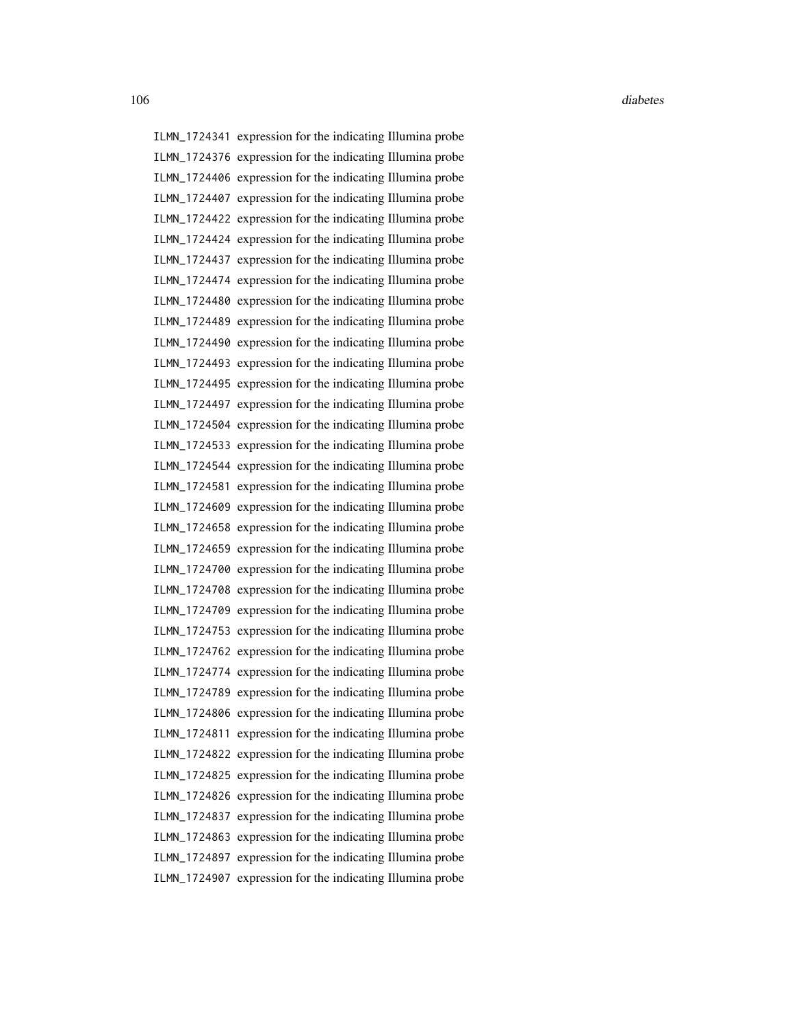ILMN_1724341 expression for the indicating Illumina probe
ILMN_1724376 expression for the indicating Illumina probe
ILMN_1724406 expression for the indicating Illumina probe
ILMN_1724407 expression for the indicating Illumina probe
ILMN_1724422 expression for the indicating Illumina probe
ILMN_1724424 expression for the indicating Illumina probe
ILMN_1724437 expression for the indicating Illumina probe
ILMN_1724474 expression for the indicating Illumina probe
ILMN_1724480 expression for the indicating Illumina probe
ILMN_1724489 expression for the indicating Illumina probe
ILMN_1724490 expression for the indicating Illumina probe
ILMN_1724493 expression for the indicating Illumina probe
ILMN_1724495 expression for the indicating Illumina probe
ILMN_1724497 expression for the indicating Illumina probe
ILMN_1724504 expression for the indicating Illumina probe
ILMN_1724533 expression for the indicating Illumina probe
ILMN_1724544 expression for the indicating Illumina probe
ILMN_1724581 expression for the indicating Illumina probe
ILMN_1724609 expression for the indicating Illumina probe
ILMN_1724658 expression for the indicating Illumina probe
ILMN_1724659 expression for the indicating Illumina probe
ILMN_1724700 expression for the indicating Illumina probe
ILMN_1724708 expression for the indicating Illumina probe
ILMN_1724709 expression for the indicating Illumina probe
ILMN_1724753 expression for the indicating Illumina probe
ILMN_1724762 expression for the indicating Illumina probe
ILMN_1724774 expression for the indicating Illumina probe
ILMN_1724789 expression for the indicating Illumina probe
ILMN_1724806 expression for the indicating Illumina probe
ILMN_1724811 expression for the indicating Illumina probe
ILMN_1724822 expression for the indicating Illumina probe
ILMN_1724825 expression for the indicating Illumina probe
ILMN_1724826 expression for the indicating Illumina probe
ILMN_1724837 expression for the indicating Illumina probe
ILMN_1724863 expression for the indicating Illumina probe
ILMN_1724897 expression for the indicating Illumina probe
ILMN_1724907 expression for the indicating Illumina probe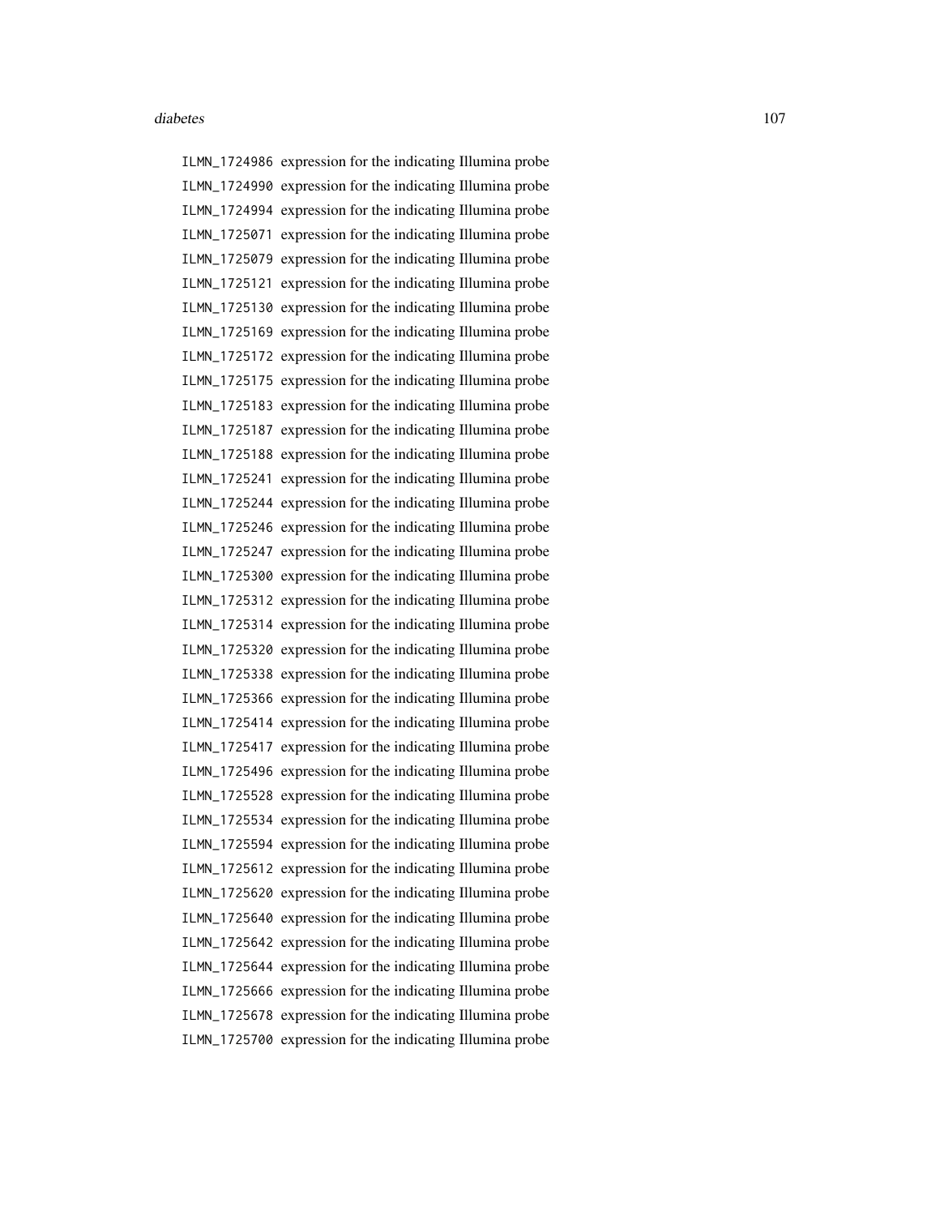ILMN_1724986 expression for the indicating Illumina probe
ILMN_1724990 expression for the indicating Illumina probe
ILMN_1724994 expression for the indicating Illumina probe
ILMN_1725071 expression for the indicating Illumina probe
ILMN_1725079 expression for the indicating Illumina probe
ILMN_1725121 expression for the indicating Illumina probe
ILMN_1725130 expression for the indicating Illumina probe
ILMN_1725169 expression for the indicating Illumina probe
ILMN_1725172 expression for the indicating Illumina probe
ILMN_1725175 expression for the indicating Illumina probe
ILMN_1725183 expression for the indicating Illumina probe
ILMN_1725187 expression for the indicating Illumina probe
ILMN_1725188 expression for the indicating Illumina probe
ILMN_1725241 expression for the indicating Illumina probe
ILMN_1725244 expression for the indicating Illumina probe
ILMN_1725246 expression for the indicating Illumina probe
ILMN_1725247 expression for the indicating Illumina probe
ILMN_1725300 expression for the indicating Illumina probe
ILMN_1725312 expression for the indicating Illumina probe
ILMN_1725314 expression for the indicating Illumina probe
ILMN_1725320 expression for the indicating Illumina probe
ILMN_1725338 expression for the indicating Illumina probe
ILMN_1725366 expression for the indicating Illumina probe
ILMN_1725414 expression for the indicating Illumina probe
ILMN_1725417 expression for the indicating Illumina probe
ILMN_1725496 expression for the indicating Illumina probe
ILMN_1725528 expression for the indicating Illumina probe
ILMN_1725534 expression for the indicating Illumina probe
ILMN_1725594 expression for the indicating Illumina probe
ILMN_1725612 expression for the indicating Illumina probe
ILMN_1725620 expression for the indicating Illumina probe
ILMN_1725640 expression for the indicating Illumina probe
ILMN_1725642 expression for the indicating Illumina probe
ILMN_1725644 expression for the indicating Illumina probe
ILMN_1725666 expression for the indicating Illumina probe
ILMN_1725678 expression for the indicating Illumina probe
ILMN_1725700 expression for the indicating Illumina probe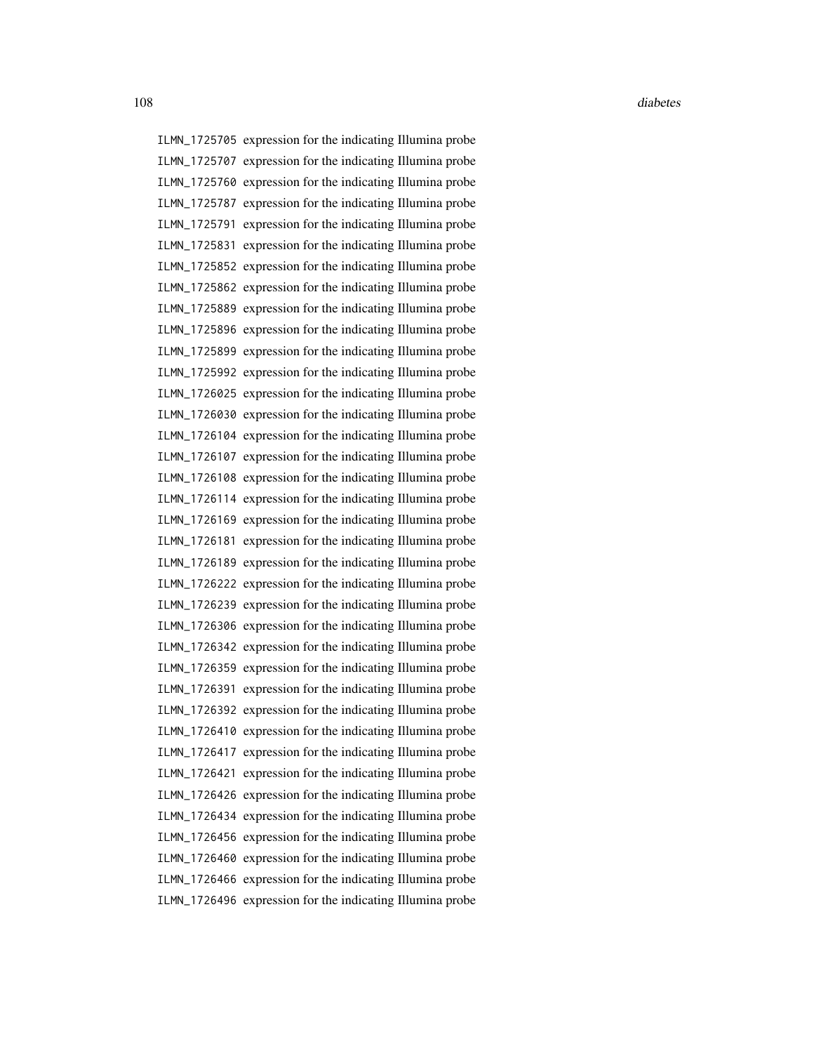ILMN_1725705 expression for the indicating Illumina probe
ILMN_1725707 expression for the indicating Illumina probe
ILMN_1725760 expression for the indicating Illumina probe
ILMN_1725787 expression for the indicating Illumina probe
ILMN_1725791 expression for the indicating Illumina probe
ILMN_1725831 expression for the indicating Illumina probe
ILMN_1725852 expression for the indicating Illumina probe
ILMN_1725862 expression for the indicating Illumina probe
ILMN_1725889 expression for the indicating Illumina probe
ILMN_1725896 expression for the indicating Illumina probe
ILMN_1725899 expression for the indicating Illumina probe
ILMN_1725992 expression for the indicating Illumina probe
ILMN_1726025 expression for the indicating Illumina probe
ILMN_1726030 expression for the indicating Illumina probe
ILMN_1726104 expression for the indicating Illumina probe
ILMN_1726107 expression for the indicating Illumina probe
ILMN_1726108 expression for the indicating Illumina probe
ILMN_1726114 expression for the indicating Illumina probe
ILMN_1726169 expression for the indicating Illumina probe
ILMN_1726181 expression for the indicating Illumina probe
ILMN_1726189 expression for the indicating Illumina probe
ILMN_1726222 expression for the indicating Illumina probe
ILMN_1726239 expression for the indicating Illumina probe
ILMN_1726306 expression for the indicating Illumina probe
ILMN_1726342 expression for the indicating Illumina probe
ILMN_1726359 expression for the indicating Illumina probe
ILMN_1726391 expression for the indicating Illumina probe
ILMN_1726392 expression for the indicating Illumina probe
ILMN_1726410 expression for the indicating Illumina probe
ILMN_1726417 expression for the indicating Illumina probe
ILMN_1726421 expression for the indicating Illumina probe
ILMN_1726426 expression for the indicating Illumina probe
ILMN_1726434 expression for the indicating Illumina probe
ILMN_1726456 expression for the indicating Illumina probe
ILMN_1726460 expression for the indicating Illumina probe
ILMN_1726466 expression for the indicating Illumina probe
ILMN_1726496 expression for the indicating Illumina probe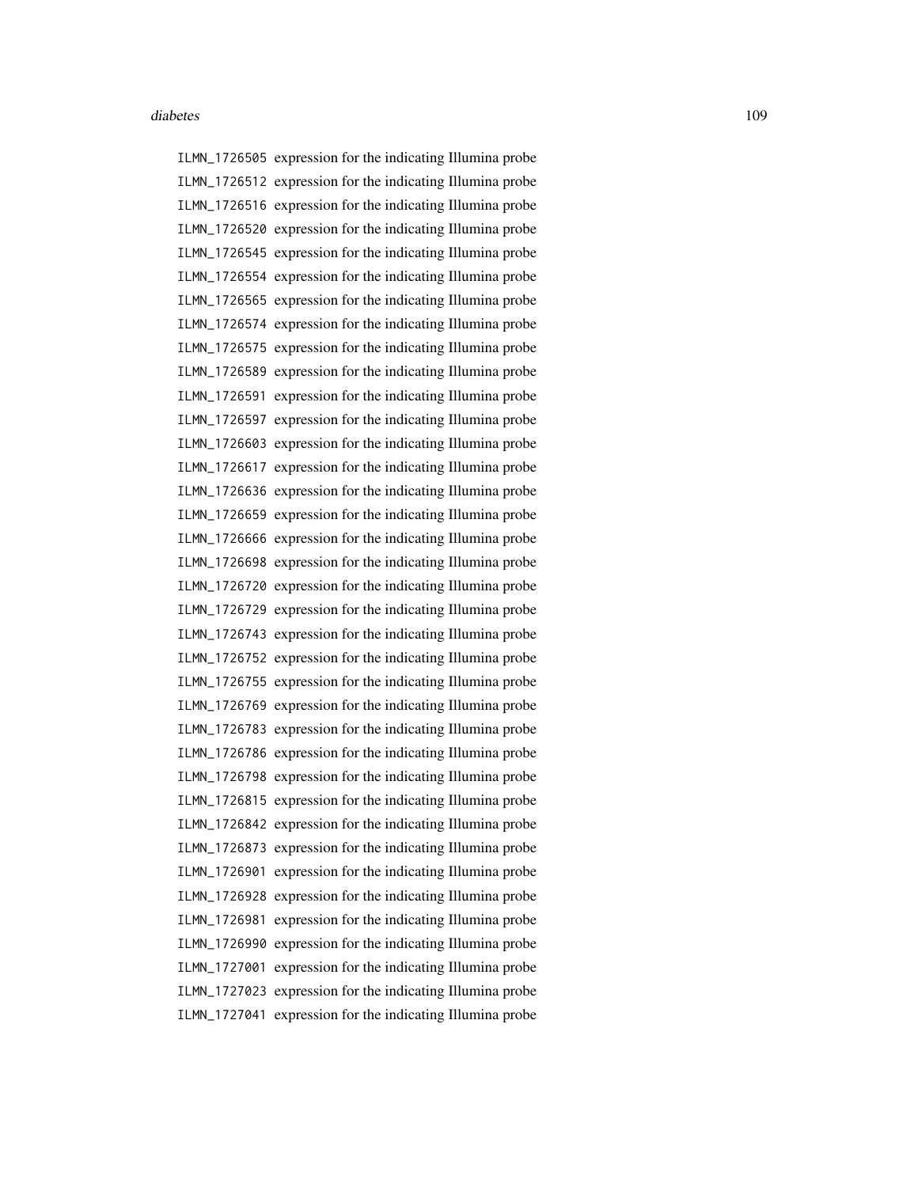ILMN_1726505 expression for the indicating Illumina probe
ILMN_1726512 expression for the indicating Illumina probe
ILMN_1726516 expression for the indicating Illumina probe
ILMN_1726520 expression for the indicating Illumina probe
ILMN_1726545 expression for the indicating Illumina probe
ILMN_1726554 expression for the indicating Illumina probe
ILMN_1726565 expression for the indicating Illumina probe
ILMN_1726574 expression for the indicating Illumina probe
ILMN_1726575 expression for the indicating Illumina probe
ILMN_1726589 expression for the indicating Illumina probe
ILMN_1726591 expression for the indicating Illumina probe
ILMN_1726597 expression for the indicating Illumina probe
ILMN_1726603 expression for the indicating Illumina probe
ILMN_1726617 expression for the indicating Illumina probe
ILMN_1726636 expression for the indicating Illumina probe
ILMN_1726659 expression for the indicating Illumina probe
ILMN_1726666 expression for the indicating Illumina probe
ILMN_1726698 expression for the indicating Illumina probe
ILMN_1726720 expression for the indicating Illumina probe
ILMN_1726729 expression for the indicating Illumina probe
ILMN_1726743 expression for the indicating Illumina probe
ILMN_1726752 expression for the indicating Illumina probe
ILMN_1726755 expression for the indicating Illumina probe
ILMN_1726769 expression for the indicating Illumina probe
ILMN_1726783 expression for the indicating Illumina probe
ILMN_1726786 expression for the indicating Illumina probe
ILMN_1726798 expression for the indicating Illumina probe
ILMN_1726815 expression for the indicating Illumina probe
ILMN_1726842 expression for the indicating Illumina probe
ILMN_1726873 expression for the indicating Illumina probe
ILMN_1726901 expression for the indicating Illumina probe
ILMN_1726928 expression for the indicating Illumina probe
ILMN_1726981 expression for the indicating Illumina probe
ILMN_1726990 expression for the indicating Illumina probe
ILMN_1727001 expression for the indicating Illumina probe
ILMN_1727023 expression for the indicating Illumina probe
ILMN_1727041 expression for the indicating Illumina probe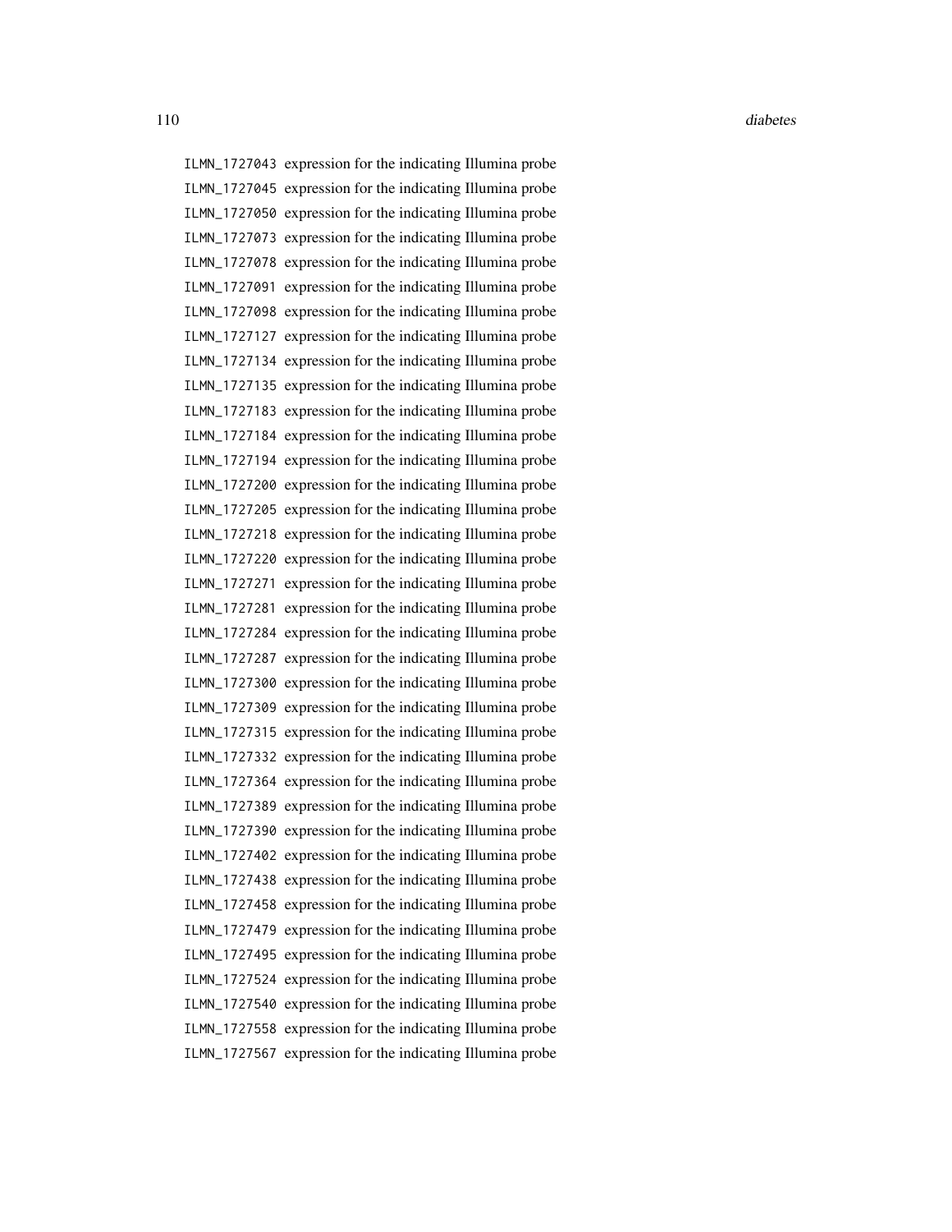ILMN_1727043 expression for the indicating Illumina probe
ILMN_1727045 expression for the indicating Illumina probe
ILMN_1727050 expression for the indicating Illumina probe
ILMN_1727073 expression for the indicating Illumina probe
ILMN_1727078 expression for the indicating Illumina probe
ILMN_1727091 expression for the indicating Illumina probe
ILMN_1727098 expression for the indicating Illumina probe
ILMN_1727127 expression for the indicating Illumina probe
ILMN_1727134 expression for the indicating Illumina probe
ILMN_1727135 expression for the indicating Illumina probe
ILMN_1727183 expression for the indicating Illumina probe
ILMN_1727184 expression for the indicating Illumina probe
ILMN_1727194 expression for the indicating Illumina probe
ILMN_1727200 expression for the indicating Illumina probe
ILMN_1727205 expression for the indicating Illumina probe
ILMN_1727218 expression for the indicating Illumina probe
ILMN_1727220 expression for the indicating Illumina probe
ILMN_1727271 expression for the indicating Illumina probe
ILMN_1727281 expression for the indicating Illumina probe
ILMN_1727284 expression for the indicating Illumina probe
ILMN_1727287 expression for the indicating Illumina probe
ILMN_1727300 expression for the indicating Illumina probe
ILMN_1727309 expression for the indicating Illumina probe
ILMN_1727315 expression for the indicating Illumina probe
ILMN_1727332 expression for the indicating Illumina probe
ILMN_1727364 expression for the indicating Illumina probe
ILMN_1727389 expression for the indicating Illumina probe
ILMN_1727390 expression for the indicating Illumina probe
ILMN_1727402 expression for the indicating Illumina probe
ILMN_1727438 expression for the indicating Illumina probe
ILMN_1727458 expression for the indicating Illumina probe
ILMN_1727479 expression for the indicating Illumina probe
ILMN_1727495 expression for the indicating Illumina probe
ILMN_1727524 expression for the indicating Illumina probe
ILMN_1727540 expression for the indicating Illumina probe
ILMN_1727558 expression for the indicating Illumina probe
ILMN_1727567 expression for the indicating Illumina probe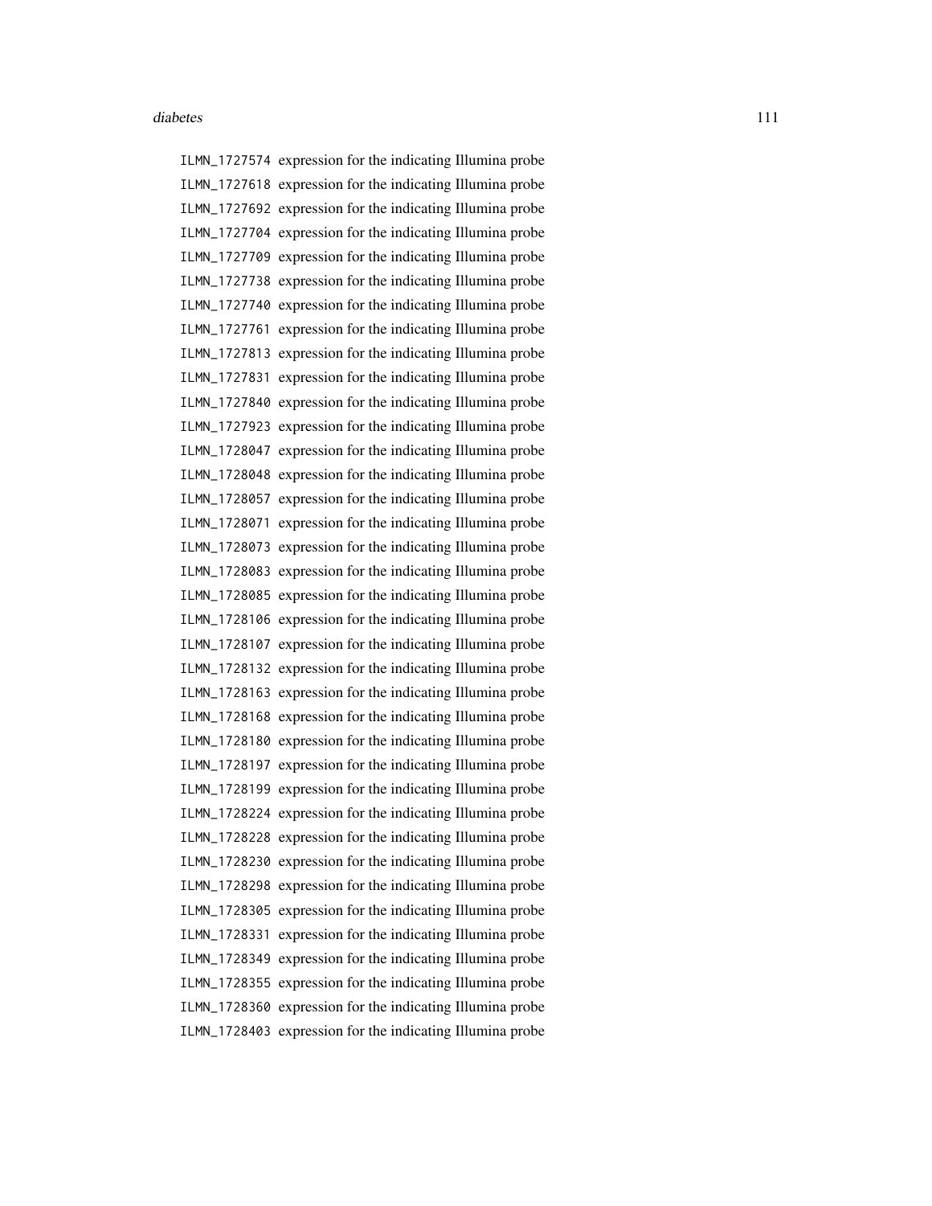ILMN_1727574 expression for the indicating Illumina probe
ILMN_1727618 expression for the indicating Illumina probe
ILMN_1727692 expression for the indicating Illumina probe
ILMN_1727704 expression for the indicating Illumina probe
ILMN_1727709 expression for the indicating Illumina probe
ILMN_1727738 expression for the indicating Illumina probe
ILMN_1727740 expression for the indicating Illumina probe
ILMN_1727761 expression for the indicating Illumina probe
ILMN_1727813 expression for the indicating Illumina probe
ILMN_1727831 expression for the indicating Illumina probe
ILMN_1727840 expression for the indicating Illumina probe
ILMN_1727923 expression for the indicating Illumina probe
ILMN_1728047 expression for the indicating Illumina probe
ILMN_1728048 expression for the indicating Illumina probe
ILMN_1728057 expression for the indicating Illumina probe
ILMN_1728071 expression for the indicating Illumina probe
ILMN_1728073 expression for the indicating Illumina probe
ILMN_1728083 expression for the indicating Illumina probe
ILMN_1728085 expression for the indicating Illumina probe
ILMN_1728106 expression for the indicating Illumina probe
ILMN_1728107 expression for the indicating Illumina probe
ILMN_1728132 expression for the indicating Illumina probe
ILMN_1728163 expression for the indicating Illumina probe
ILMN_1728168 expression for the indicating Illumina probe
ILMN_1728180 expression for the indicating Illumina probe
ILMN_1728197 expression for the indicating Illumina probe
ILMN_1728199 expression for the indicating Illumina probe
ILMN_1728224 expression for the indicating Illumina probe
ILMN_1728228 expression for the indicating Illumina probe
ILMN_1728230 expression for the indicating Illumina probe
ILMN_1728298 expression for the indicating Illumina probe
ILMN_1728305 expression for the indicating Illumina probe
ILMN_1728331 expression for the indicating Illumina probe
ILMN_1728349 expression for the indicating Illumina probe
ILMN_1728355 expression for the indicating Illumina probe
ILMN_1728360 expression for the indicating Illumina probe
ILMN_1728403 expression for the indicating Illumina probe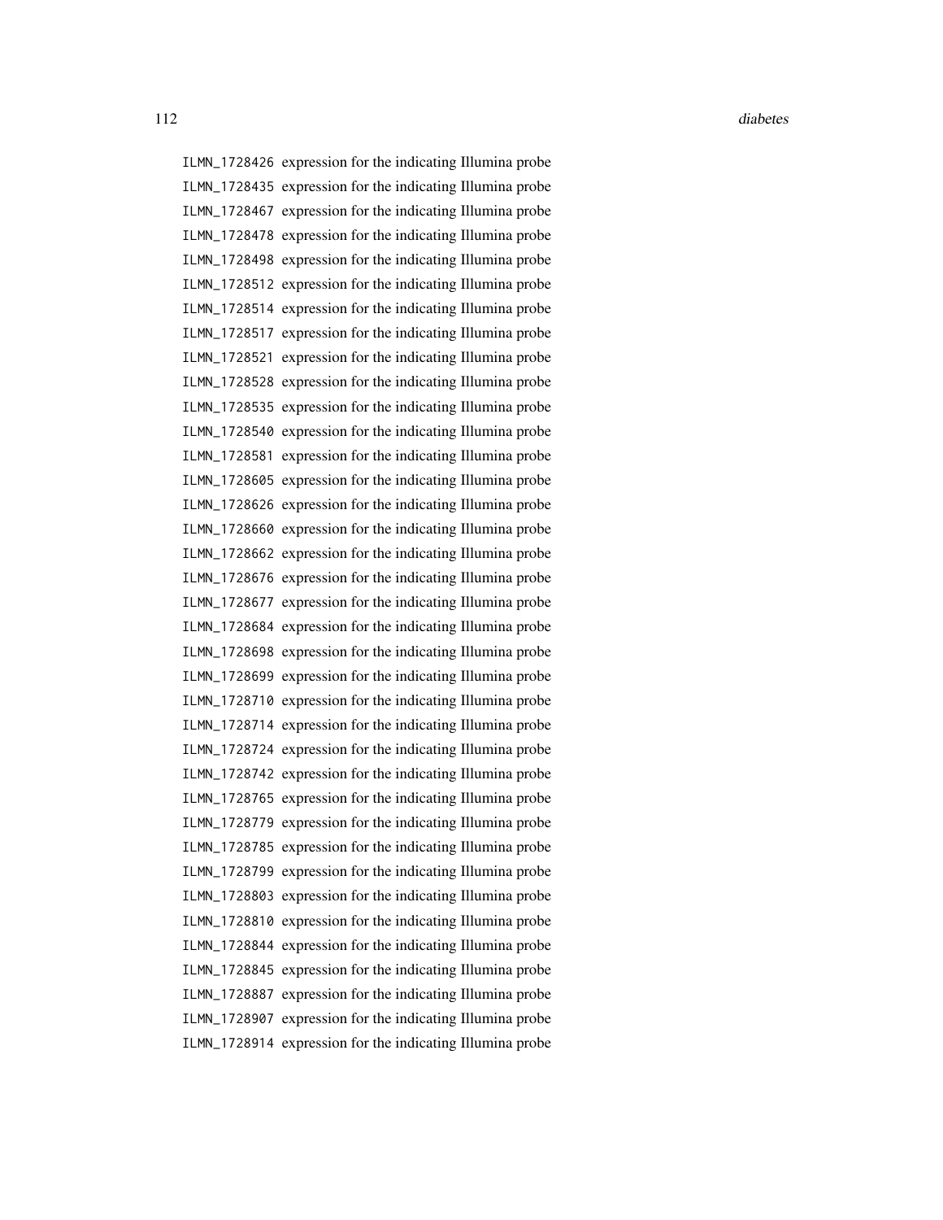ILMN_1728426 expression for the indicating Illumina probe
ILMN_1728435 expression for the indicating Illumina probe
ILMN_1728467 expression for the indicating Illumina probe
ILMN_1728478 expression for the indicating Illumina probe
ILMN_1728498 expression for the indicating Illumina probe
ILMN_1728512 expression for the indicating Illumina probe
ILMN_1728514 expression for the indicating Illumina probe
ILMN_1728517 expression for the indicating Illumina probe
ILMN_1728521 expression for the indicating Illumina probe
ILMN_1728528 expression for the indicating Illumina probe
ILMN_1728535 expression for the indicating Illumina probe
ILMN_1728540 expression for the indicating Illumina probe
ILMN_1728581 expression for the indicating Illumina probe
ILMN_1728605 expression for the indicating Illumina probe
ILMN_1728626 expression for the indicating Illumina probe
ILMN_1728660 expression for the indicating Illumina probe
ILMN_1728662 expression for the indicating Illumina probe
ILMN_1728676 expression for the indicating Illumina probe
ILMN_1728677 expression for the indicating Illumina probe
ILMN_1728684 expression for the indicating Illumina probe
ILMN_1728698 expression for the indicating Illumina probe
ILMN_1728699 expression for the indicating Illumina probe
ILMN_1728710 expression for the indicating Illumina probe
ILMN_1728714 expression for the indicating Illumina probe
ILMN_1728724 expression for the indicating Illumina probe
ILMN_1728742 expression for the indicating Illumina probe
ILMN_1728765 expression for the indicating Illumina probe
ILMN_1728779 expression for the indicating Illumina probe
ILMN_1728785 expression for the indicating Illumina probe
ILMN_1728799 expression for the indicating Illumina probe
ILMN_1728803 expression for the indicating Illumina probe
ILMN_1728810 expression for the indicating Illumina probe
ILMN_1728844 expression for the indicating Illumina probe
ILMN_1728845 expression for the indicating Illumina probe
ILMN_1728887 expression for the indicating Illumina probe
ILMN_1728907 expression for the indicating Illumina probe
ILMN_1728914 expression for the indicating Illumina probe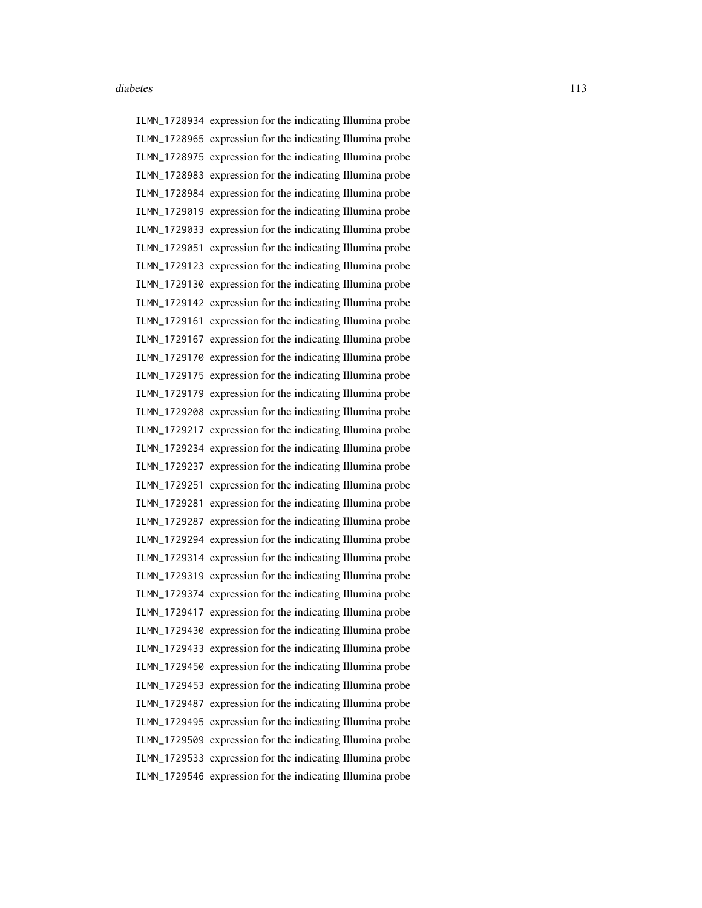ILMN_1728934 expression for the indicating Illumina probe
ILMN_1728965 expression for the indicating Illumina probe
ILMN_1728975 expression for the indicating Illumina probe
ILMN_1728983 expression for the indicating Illumina probe
ILMN_1728984 expression for the indicating Illumina probe
ILMN_1729019 expression for the indicating Illumina probe
ILMN_1729033 expression for the indicating Illumina probe
ILMN_1729051 expression for the indicating Illumina probe
ILMN_1729123 expression for the indicating Illumina probe
ILMN_1729130 expression for the indicating Illumina probe
ILMN_1729142 expression for the indicating Illumina probe
ILMN_1729161 expression for the indicating Illumina probe
ILMN_1729167 expression for the indicating Illumina probe
ILMN_1729170 expression for the indicating Illumina probe
ILMN_1729175 expression for the indicating Illumina probe
ILMN_1729179 expression for the indicating Illumina probe
ILMN_1729208 expression for the indicating Illumina probe
ILMN_1729217 expression for the indicating Illumina probe
ILMN_1729234 expression for the indicating Illumina probe
ILMN_1729237 expression for the indicating Illumina probe
ILMN_1729251 expression for the indicating Illumina probe
ILMN_1729281 expression for the indicating Illumina probe
ILMN_1729287 expression for the indicating Illumina probe
ILMN_1729294 expression for the indicating Illumina probe
ILMN_1729314 expression for the indicating Illumina probe
ILMN_1729319 expression for the indicating Illumina probe
ILMN_1729374 expression for the indicating Illumina probe
ILMN_1729417 expression for the indicating Illumina probe
ILMN_1729430 expression for the indicating Illumina probe
ILMN_1729433 expression for the indicating Illumina probe
ILMN_1729450 expression for the indicating Illumina probe
ILMN_1729453 expression for the indicating Illumina probe
ILMN_1729487 expression for the indicating Illumina probe
ILMN_1729495 expression for the indicating Illumina probe
ILMN_1729509 expression for the indicating Illumina probe
ILMN_1729533 expression for the indicating Illumina probe
ILMN_1729546 expression for the indicating Illumina probe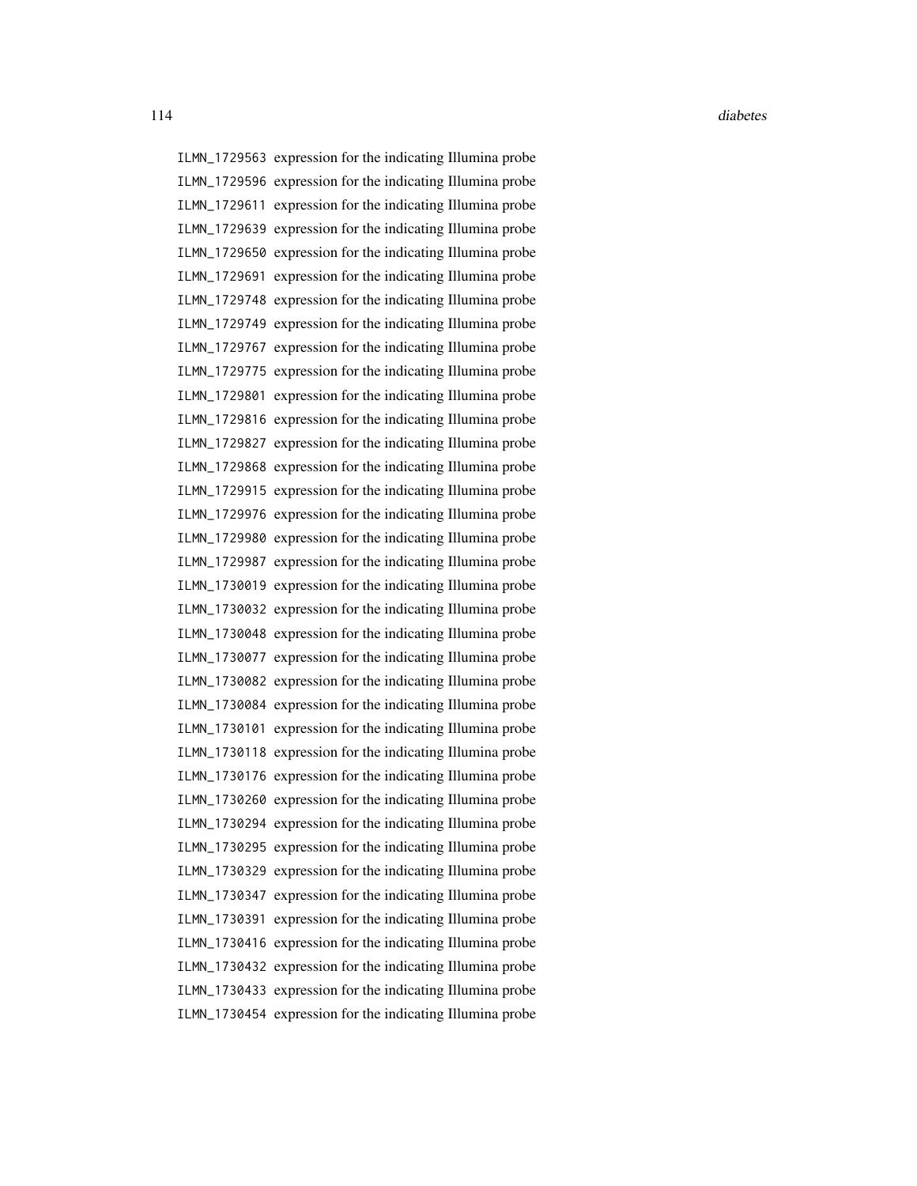ILMN_1729563 expression for the indicating Illumina probe
ILMN_1729596 expression for the indicating Illumina probe
ILMN_1729611 expression for the indicating Illumina probe
ILMN_1729639 expression for the indicating Illumina probe
ILMN_1729650 expression for the indicating Illumina probe
ILMN_1729691 expression for the indicating Illumina probe
ILMN_1729748 expression for the indicating Illumina probe
ILMN_1729749 expression for the indicating Illumina probe
ILMN_1729767 expression for the indicating Illumina probe
ILMN_1729775 expression for the indicating Illumina probe
ILMN_1729801 expression for the indicating Illumina probe
ILMN_1729816 expression for the indicating Illumina probe
ILMN_1729827 expression for the indicating Illumina probe
ILMN_1729868 expression for the indicating Illumina probe
ILMN_1729915 expression for the indicating Illumina probe
ILMN_1729976 expression for the indicating Illumina probe
ILMN_1729980 expression for the indicating Illumina probe
ILMN_1729987 expression for the indicating Illumina probe
ILMN_1730019 expression for the indicating Illumina probe
ILMN_1730032 expression for the indicating Illumina probe
ILMN_1730048 expression for the indicating Illumina probe
ILMN_1730077 expression for the indicating Illumina probe
ILMN_1730082 expression for the indicating Illumina probe
ILMN_1730084 expression for the indicating Illumina probe
ILMN_1730101 expression for the indicating Illumina probe
ILMN_1730118 expression for the indicating Illumina probe
ILMN_1730176 expression for the indicating Illumina probe
ILMN_1730260 expression for the indicating Illumina probe
ILMN_1730294 expression for the indicating Illumina probe
ILMN_1730295 expression for the indicating Illumina probe
ILMN_1730329 expression for the indicating Illumina probe
ILMN_1730347 expression for the indicating Illumina probe
ILMN_1730391 expression for the indicating Illumina probe
ILMN_1730416 expression for the indicating Illumina probe
ILMN_1730432 expression for the indicating Illumina probe
ILMN_1730433 expression for the indicating Illumina probe
ILMN_1730454 expression for the indicating Illumina probe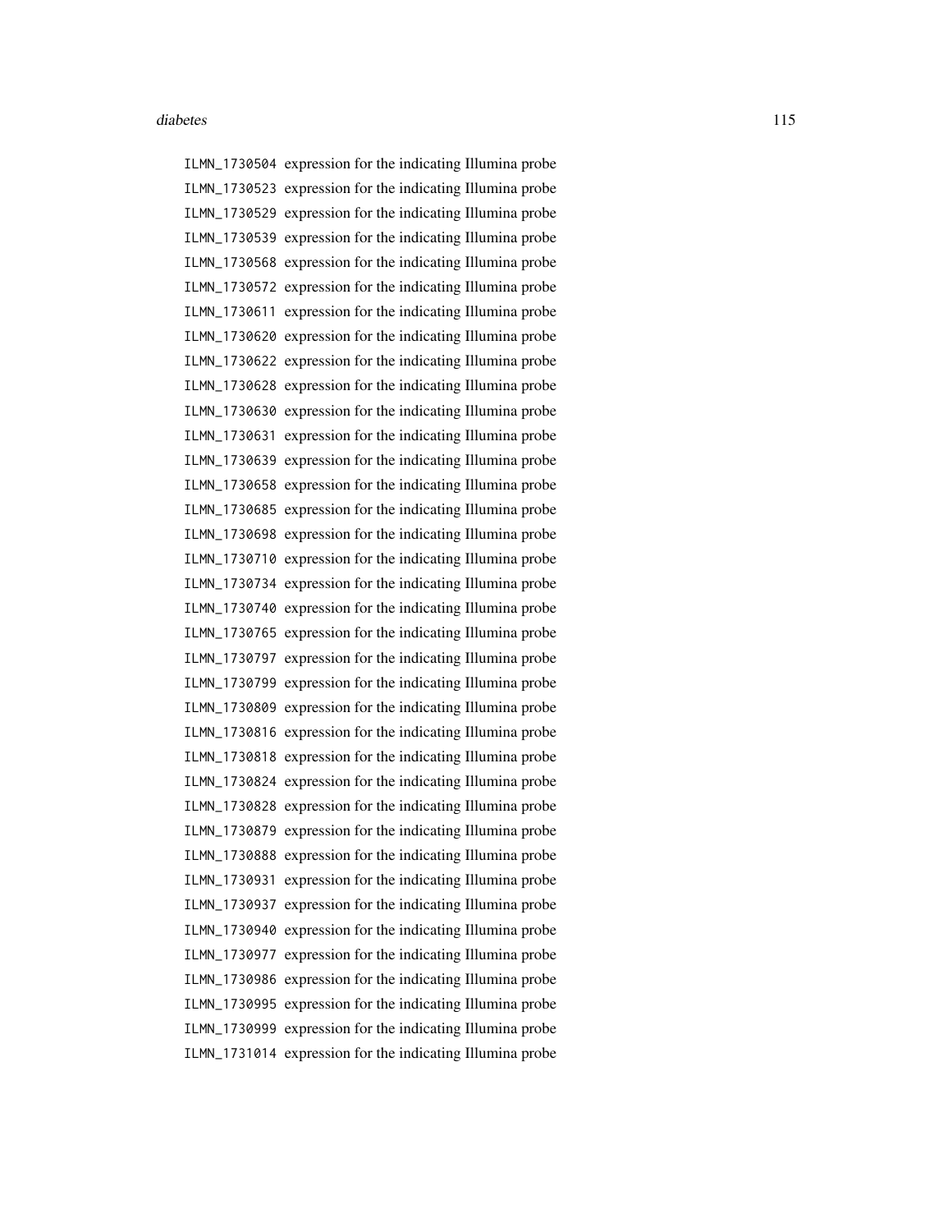ILMN_1730504 expression for the indicating Illumina probe
ILMN_1730523 expression for the indicating Illumina probe
ILMN_1730529 expression for the indicating Illumina probe
ILMN_1730539 expression for the indicating Illumina probe
ILMN_1730568 expression for the indicating Illumina probe
ILMN_1730572 expression for the indicating Illumina probe
ILMN_1730611 expression for the indicating Illumina probe
ILMN_1730620 expression for the indicating Illumina probe
ILMN_1730622 expression for the indicating Illumina probe
ILMN_1730628 expression for the indicating Illumina probe
ILMN_1730630 expression for the indicating Illumina probe
ILMN_1730631 expression for the indicating Illumina probe
ILMN_1730639 expression for the indicating Illumina probe
ILMN_1730658 expression for the indicating Illumina probe
ILMN_1730685 expression for the indicating Illumina probe
ILMN_1730698 expression for the indicating Illumina probe
ILMN_1730710 expression for the indicating Illumina probe
ILMN_1730734 expression for the indicating Illumina probe
ILMN_1730740 expression for the indicating Illumina probe
ILMN_1730765 expression for the indicating Illumina probe
ILMN_1730797 expression for the indicating Illumina probe
ILMN_1730799 expression for the indicating Illumina probe
ILMN_1730809 expression for the indicating Illumina probe
ILMN_1730816 expression for the indicating Illumina probe
ILMN_1730818 expression for the indicating Illumina probe
ILMN_1730824 expression for the indicating Illumina probe
ILMN_1730828 expression for the indicating Illumina probe
ILMN_1730879 expression for the indicating Illumina probe
ILMN_1730888 expression for the indicating Illumina probe
ILMN_1730931 expression for the indicating Illumina probe
ILMN_1730937 expression for the indicating Illumina probe
ILMN_1730940 expression for the indicating Illumina probe
ILMN_1730977 expression for the indicating Illumina probe
ILMN_1730986 expression for the indicating Illumina probe
ILMN_1730995 expression for the indicating Illumina probe
ILMN_1730999 expression for the indicating Illumina probe
ILMN_1731014 expression for the indicating Illumina probe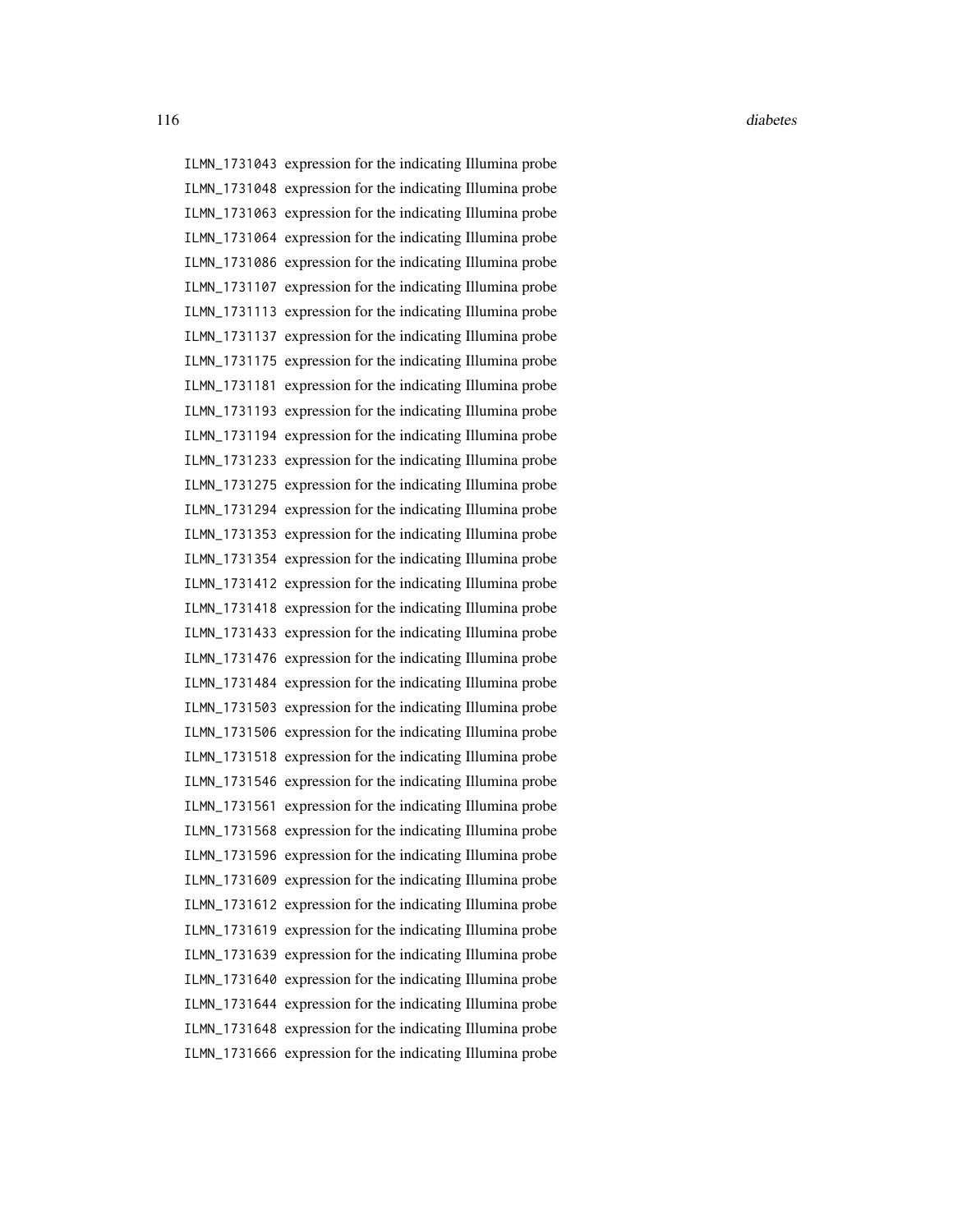ILMN_1731043 expression for the indicating Illumina probe
ILMN_1731048 expression for the indicating Illumina probe
ILMN_1731063 expression for the indicating Illumina probe
ILMN_1731064 expression for the indicating Illumina probe
ILMN_1731086 expression for the indicating Illumina probe
ILMN_1731107 expression for the indicating Illumina probe
ILMN_1731113 expression for the indicating Illumina probe
ILMN_1731137 expression for the indicating Illumina probe
ILMN_1731175 expression for the indicating Illumina probe
ILMN_1731181 expression for the indicating Illumina probe
ILMN_1731193 expression for the indicating Illumina probe
ILMN_1731194 expression for the indicating Illumina probe
ILMN_1731233 expression for the indicating Illumina probe
ILMN_1731275 expression for the indicating Illumina probe
ILMN_1731294 expression for the indicating Illumina probe
ILMN_1731353 expression for the indicating Illumina probe
ILMN_1731354 expression for the indicating Illumina probe
ILMN_1731412 expression for the indicating Illumina probe
ILMN_1731418 expression for the indicating Illumina probe
ILMN_1731433 expression for the indicating Illumina probe
ILMN_1731476 expression for the indicating Illumina probe
ILMN_1731484 expression for the indicating Illumina probe
ILMN_1731503 expression for the indicating Illumina probe
ILMN_1731506 expression for the indicating Illumina probe
ILMN_1731518 expression for the indicating Illumina probe
ILMN_1731546 expression for the indicating Illumina probe
ILMN_1731561 expression for the indicating Illumina probe
ILMN_1731568 expression for the indicating Illumina probe
ILMN_1731596 expression for the indicating Illumina probe
ILMN_1731609 expression for the indicating Illumina probe
ILMN_1731612 expression for the indicating Illumina probe
ILMN_1731619 expression for the indicating Illumina probe
ILMN_1731639 expression for the indicating Illumina probe
ILMN_1731640 expression for the indicating Illumina probe
ILMN_1731644 expression for the indicating Illumina probe
ILMN_1731648 expression for the indicating Illumina probe
ILMN_1731666 expression for the indicating Illumina probe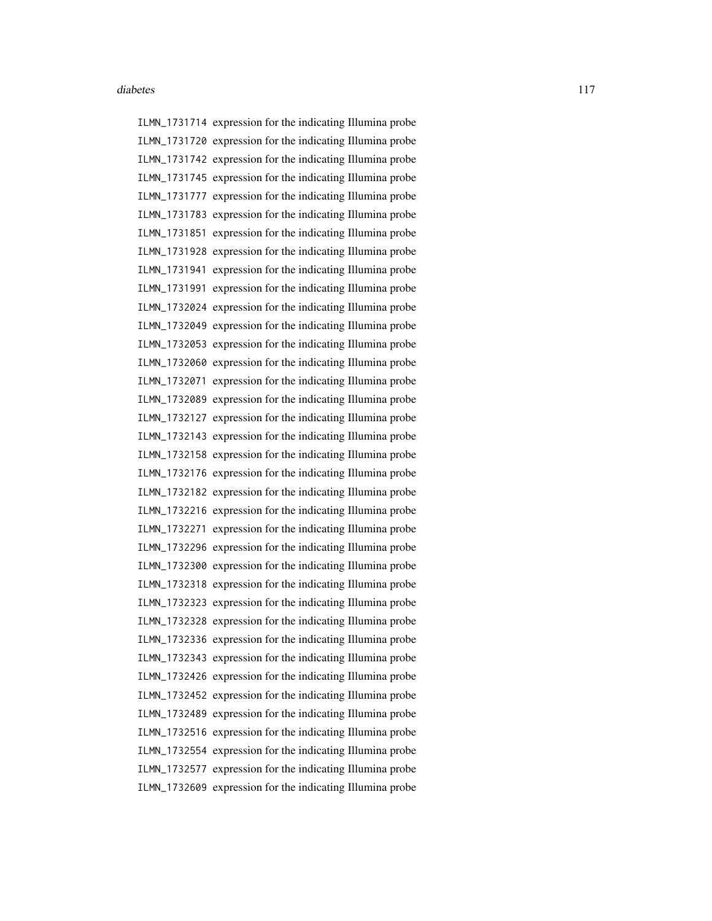ILMN_1731714 expression for the indicating Illumina probe
ILMN_1731720 expression for the indicating Illumina probe
ILMN_1731742 expression for the indicating Illumina probe
ILMN_1731745 expression for the indicating Illumina probe
ILMN_1731777 expression for the indicating Illumina probe
ILMN_1731783 expression for the indicating Illumina probe
ILMN_1731851 expression for the indicating Illumina probe
ILMN_1731928 expression for the indicating Illumina probe
ILMN_1731941 expression for the indicating Illumina probe
ILMN_1731991 expression for the indicating Illumina probe
ILMN_1732024 expression for the indicating Illumina probe
ILMN_1732049 expression for the indicating Illumina probe
ILMN_1732053 expression for the indicating Illumina probe
ILMN_1732060 expression for the indicating Illumina probe
ILMN_1732071 expression for the indicating Illumina probe
ILMN_1732089 expression for the indicating Illumina probe
ILMN_1732127 expression for the indicating Illumina probe
ILMN_1732143 expression for the indicating Illumina probe
ILMN_1732158 expression for the indicating Illumina probe
ILMN_1732176 expression for the indicating Illumina probe
ILMN_1732182 expression for the indicating Illumina probe
ILMN_1732216 expression for the indicating Illumina probe
ILMN_1732271 expression for the indicating Illumina probe
ILMN_1732296 expression for the indicating Illumina probe
ILMN_1732300 expression for the indicating Illumina probe
ILMN_1732318 expression for the indicating Illumina probe
ILMN_1732323 expression for the indicating Illumina probe
ILMN_1732328 expression for the indicating Illumina probe
ILMN_1732336 expression for the indicating Illumina probe
ILMN_1732343 expression for the indicating Illumina probe
ILMN_1732426 expression for the indicating Illumina probe
ILMN_1732452 expression for the indicating Illumina probe
ILMN_1732489 expression for the indicating Illumina probe
ILMN_1732516 expression for the indicating Illumina probe
ILMN_1732554 expression for the indicating Illumina probe
ILMN_1732577 expression for the indicating Illumina probe
ILMN_1732609 expression for the indicating Illumina probe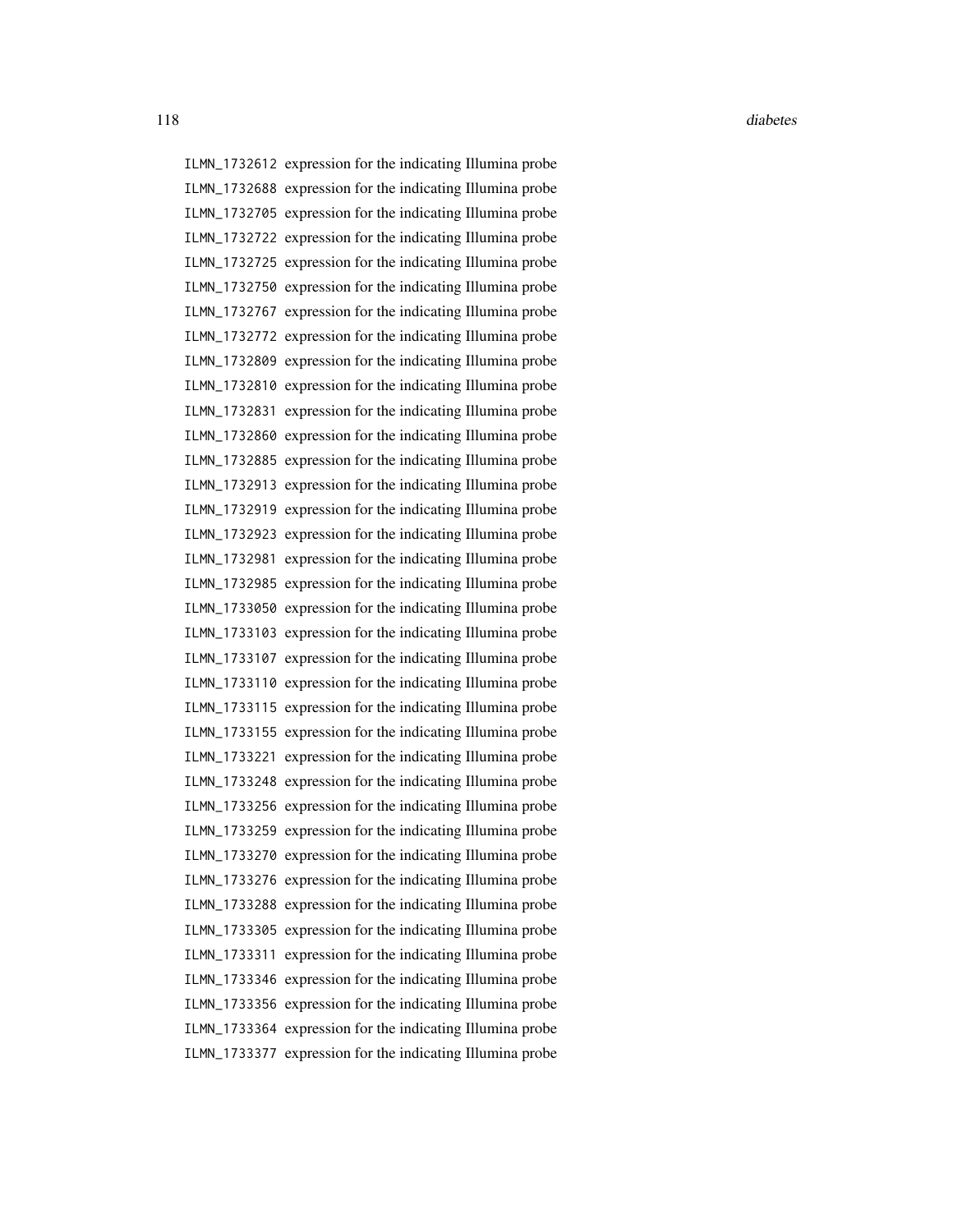ILMN_1732612 expression for the indicating Illumina probe
ILMN_1732688 expression for the indicating Illumina probe
ILMN_1732705 expression for the indicating Illumina probe
ILMN_1732722 expression for the indicating Illumina probe
ILMN_1732725 expression for the indicating Illumina probe
ILMN_1732750 expression for the indicating Illumina probe
ILMN_1732767 expression for the indicating Illumina probe
ILMN_1732772 expression for the indicating Illumina probe
ILMN_1732809 expression for the indicating Illumina probe
ILMN_1732810 expression for the indicating Illumina probe
ILMN_1732831 expression for the indicating Illumina probe
ILMN_1732860 expression for the indicating Illumina probe
ILMN_1732885 expression for the indicating Illumina probe
ILMN_1732913 expression for the indicating Illumina probe
ILMN_1732919 expression for the indicating Illumina probe
ILMN_1732923 expression for the indicating Illumina probe
ILMN_1732981 expression for the indicating Illumina probe
ILMN_1732985 expression for the indicating Illumina probe
ILMN_1733050 expression for the indicating Illumina probe
ILMN_1733103 expression for the indicating Illumina probe
ILMN_1733107 expression for the indicating Illumina probe
ILMN_1733110 expression for the indicating Illumina probe
ILMN_1733115 expression for the indicating Illumina probe
ILMN_1733155 expression for the indicating Illumina probe
ILMN_1733221 expression for the indicating Illumina probe
ILMN_1733248 expression for the indicating Illumina probe
ILMN_1733256 expression for the indicating Illumina probe
ILMN_1733259 expression for the indicating Illumina probe
ILMN_1733270 expression for the indicating Illumina probe
ILMN_1733276 expression for the indicating Illumina probe
ILMN_1733288 expression for the indicating Illumina probe
ILMN_1733305 expression for the indicating Illumina probe
ILMN_1733311 expression for the indicating Illumina probe
ILMN_1733346 expression for the indicating Illumina probe
ILMN_1733356 expression for the indicating Illumina probe
ILMN_1733364 expression for the indicating Illumina probe
ILMN_1733377 expression for the indicating Illumina probe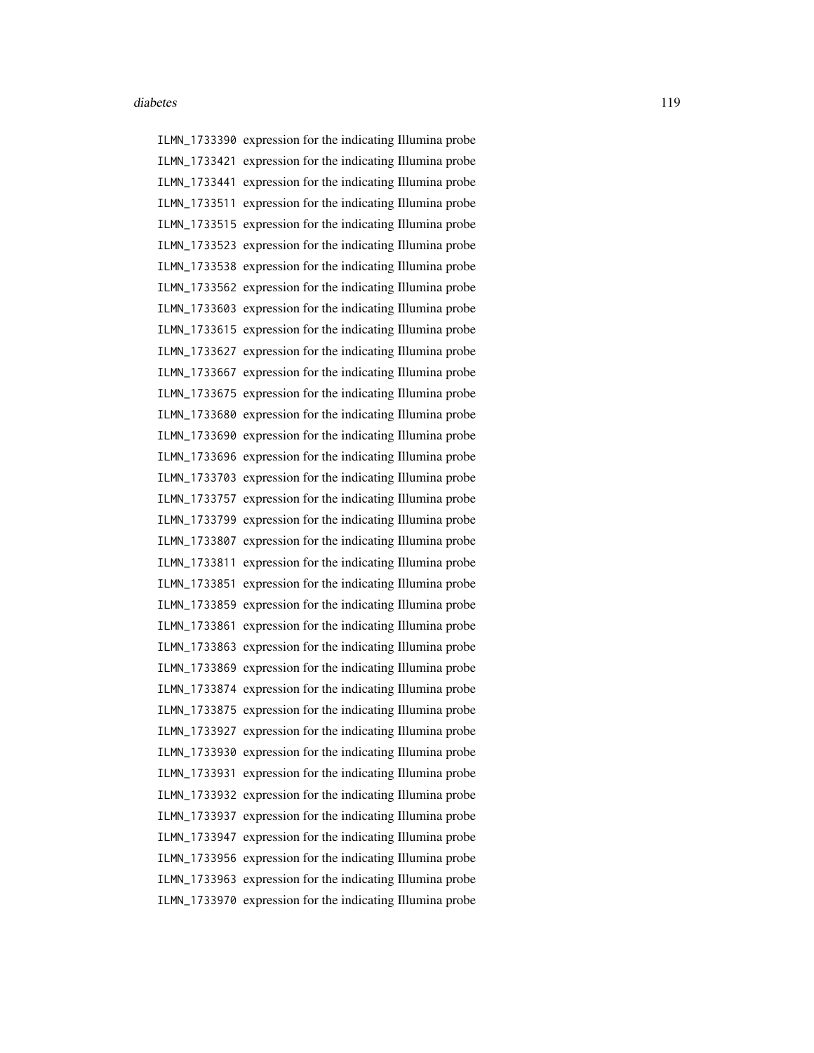ILMN_1733390 expression for the indicating Illumina probe
ILMN_1733421 expression for the indicating Illumina probe
ILMN_1733441 expression for the indicating Illumina probe
ILMN_1733511 expression for the indicating Illumina probe
ILMN_1733515 expression for the indicating Illumina probe
ILMN_1733523 expression for the indicating Illumina probe
ILMN_1733538 expression for the indicating Illumina probe
ILMN_1733562 expression for the indicating Illumina probe
ILMN_1733603 expression for the indicating Illumina probe
ILMN_1733615 expression for the indicating Illumina probe
ILMN_1733627 expression for the indicating Illumina probe
ILMN_1733667 expression for the indicating Illumina probe
ILMN_1733675 expression for the indicating Illumina probe
ILMN_1733680 expression for the indicating Illumina probe
ILMN_1733690 expression for the indicating Illumina probe
ILMN_1733696 expression for the indicating Illumina probe
ILMN_1733703 expression for the indicating Illumina probe
ILMN_1733757 expression for the indicating Illumina probe
ILMN_1733799 expression for the indicating Illumina probe
ILMN_1733807 expression for the indicating Illumina probe
ILMN_1733811 expression for the indicating Illumina probe
ILMN_1733851 expression for the indicating Illumina probe
ILMN_1733859 expression for the indicating Illumina probe
ILMN_1733861 expression for the indicating Illumina probe
ILMN_1733863 expression for the indicating Illumina probe
ILMN_1733869 expression for the indicating Illumina probe
ILMN_1733874 expression for the indicating Illumina probe
ILMN_1733875 expression for the indicating Illumina probe
ILMN_1733927 expression for the indicating Illumina probe
ILMN_1733930 expression for the indicating Illumina probe
ILMN_1733931 expression for the indicating Illumina probe
ILMN_1733932 expression for the indicating Illumina probe
ILMN_1733937 expression for the indicating Illumina probe
ILMN_1733947 expression for the indicating Illumina probe
ILMN_1733956 expression for the indicating Illumina probe
ILMN_1733963 expression for the indicating Illumina probe
ILMN_1733970 expression for the indicating Illumina probe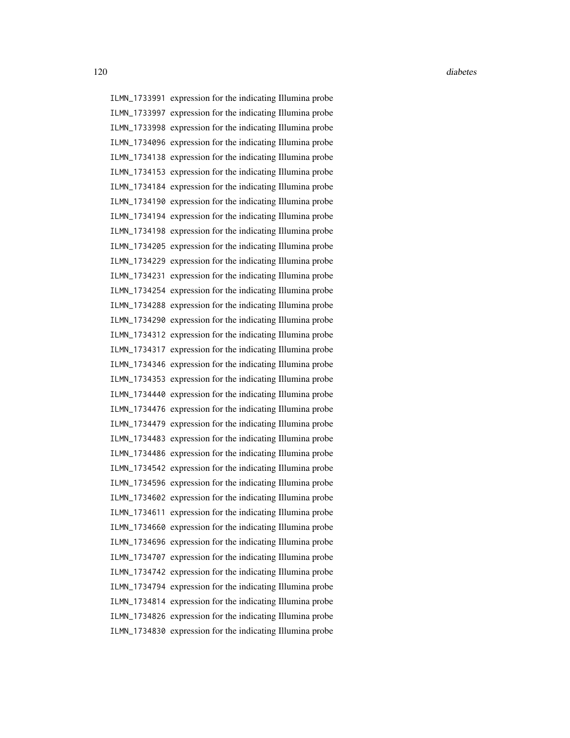ILMN_1733991 expression for the indicating Illumina probe
ILMN_1733997 expression for the indicating Illumina probe
ILMN_1733998 expression for the indicating Illumina probe
ILMN_1734096 expression for the indicating Illumina probe
ILMN_1734138 expression for the indicating Illumina probe
ILMN_1734153 expression for the indicating Illumina probe
ILMN_1734184 expression for the indicating Illumina probe
ILMN_1734190 expression for the indicating Illumina probe
ILMN_1734194 expression for the indicating Illumina probe
ILMN_1734198 expression for the indicating Illumina probe
ILMN_1734205 expression for the indicating Illumina probe
ILMN_1734229 expression for the indicating Illumina probe
ILMN_1734231 expression for the indicating Illumina probe
ILMN_1734254 expression for the indicating Illumina probe
ILMN_1734288 expression for the indicating Illumina probe
ILMN_1734290 expression for the indicating Illumina probe
ILMN_1734312 expression for the indicating Illumina probe
ILMN_1734317 expression for the indicating Illumina probe
ILMN_1734346 expression for the indicating Illumina probe
ILMN_1734353 expression for the indicating Illumina probe
ILMN_1734440 expression for the indicating Illumina probe
ILMN_1734476 expression for the indicating Illumina probe
ILMN_1734479 expression for the indicating Illumina probe
ILMN_1734483 expression for the indicating Illumina probe
ILMN_1734486 expression for the indicating Illumina probe
ILMN_1734542 expression for the indicating Illumina probe
ILMN_1734596 expression for the indicating Illumina probe
ILMN_1734602 expression for the indicating Illumina probe
ILMN_1734611 expression for the indicating Illumina probe
ILMN_1734660 expression for the indicating Illumina probe
ILMN_1734696 expression for the indicating Illumina probe
ILMN_1734707 expression for the indicating Illumina probe
ILMN_1734742 expression for the indicating Illumina probe
ILMN_1734794 expression for the indicating Illumina probe
ILMN_1734814 expression for the indicating Illumina probe
ILMN_1734826 expression for the indicating Illumina probe
ILMN_1734830 expression for the indicating Illumina probe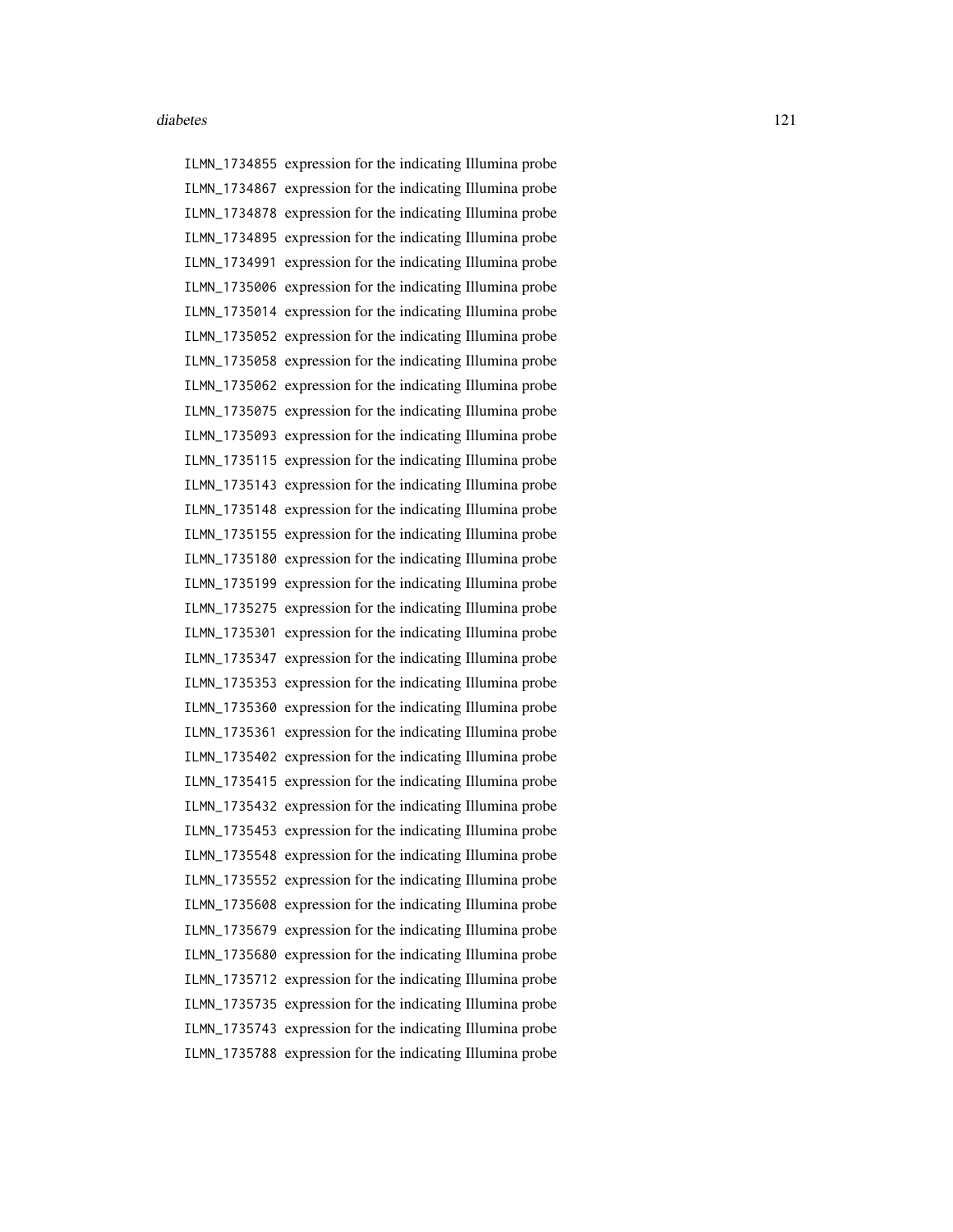ILMN_1734855 expression for the indicating Illumina probe
ILMN_1734867 expression for the indicating Illumina probe
ILMN_1734878 expression for the indicating Illumina probe
ILMN_1734895 expression for the indicating Illumina probe
ILMN_1734991 expression for the indicating Illumina probe
ILMN_1735006 expression for the indicating Illumina probe
ILMN_1735014 expression for the indicating Illumina probe
ILMN_1735052 expression for the indicating Illumina probe
ILMN_1735058 expression for the indicating Illumina probe
ILMN_1735062 expression for the indicating Illumina probe
ILMN_1735075 expression for the indicating Illumina probe
ILMN_1735093 expression for the indicating Illumina probe
ILMN_1735115 expression for the indicating Illumina probe
ILMN_1735143 expression for the indicating Illumina probe
ILMN_1735148 expression for the indicating Illumina probe
ILMN_1735155 expression for the indicating Illumina probe
ILMN_1735180 expression for the indicating Illumina probe
ILMN_1735199 expression for the indicating Illumina probe
ILMN_1735275 expression for the indicating Illumina probe
ILMN_1735301 expression for the indicating Illumina probe
ILMN_1735347 expression for the indicating Illumina probe
ILMN_1735353 expression for the indicating Illumina probe
ILMN_1735360 expression for the indicating Illumina probe
ILMN_1735361 expression for the indicating Illumina probe
ILMN_1735402 expression for the indicating Illumina probe
ILMN_1735415 expression for the indicating Illumina probe
ILMN_1735432 expression for the indicating Illumina probe
ILMN_1735453 expression for the indicating Illumina probe
ILMN_1735548 expression for the indicating Illumina probe
ILMN_1735552 expression for the indicating Illumina probe
ILMN_1735608 expression for the indicating Illumina probe
ILMN_1735679 expression for the indicating Illumina probe
ILMN_1735680 expression for the indicating Illumina probe
ILMN_1735712 expression for the indicating Illumina probe
ILMN_1735735 expression for the indicating Illumina probe
ILMN_1735743 expression for the indicating Illumina probe
ILMN_1735788 expression for the indicating Illumina probe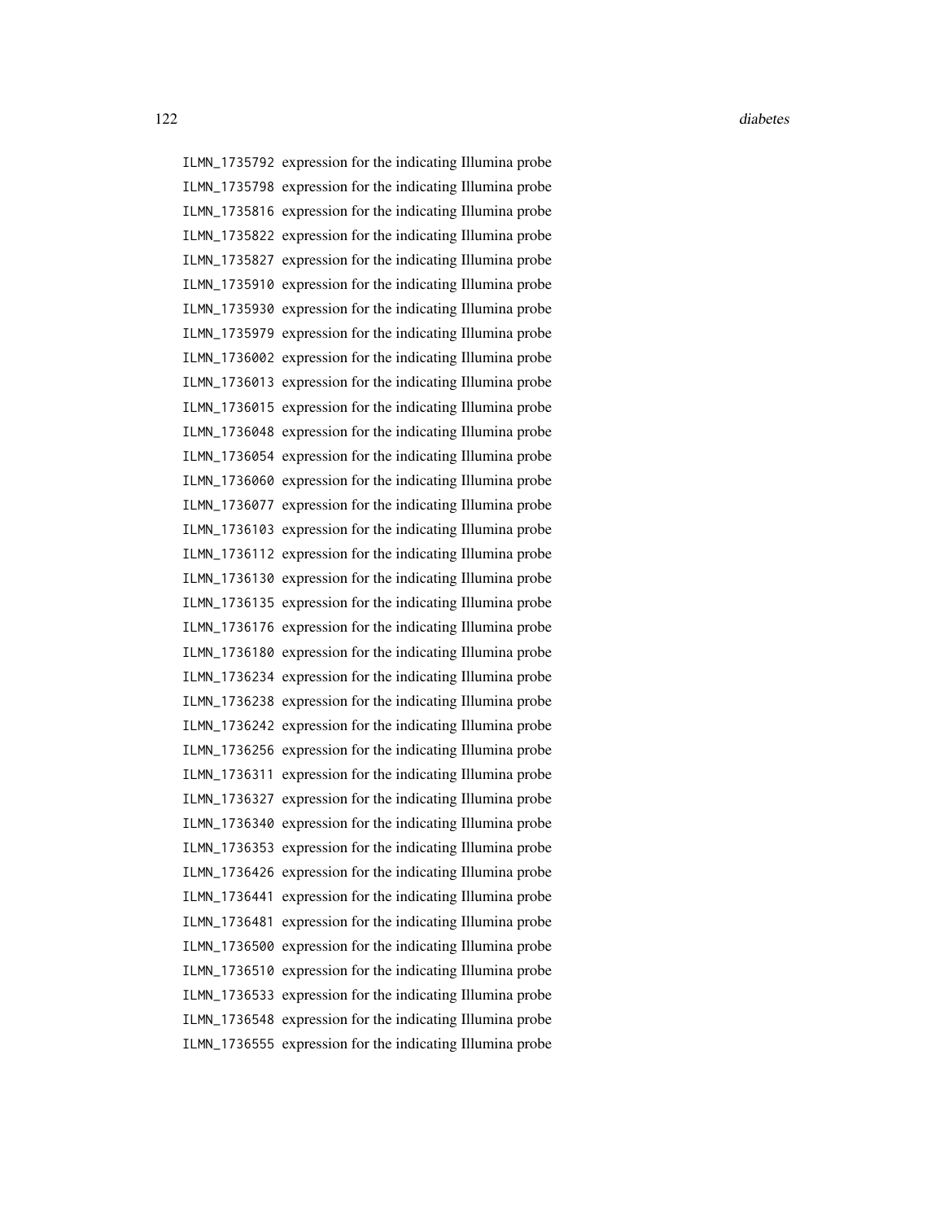ILMN_1735792 expression for the indicating Illumina probe
ILMN_1735798 expression for the indicating Illumina probe
ILMN_1735816 expression for the indicating Illumina probe
ILMN_1735822 expression for the indicating Illumina probe
ILMN_1735827 expression for the indicating Illumina probe
ILMN_1735910 expression for the indicating Illumina probe
ILMN_1735930 expression for the indicating Illumina probe
ILMN_1735979 expression for the indicating Illumina probe
ILMN_1736002 expression for the indicating Illumina probe
ILMN_1736013 expression for the indicating Illumina probe
ILMN_1736015 expression for the indicating Illumina probe
ILMN_1736048 expression for the indicating Illumina probe
ILMN_1736054 expression for the indicating Illumina probe
ILMN_1736060 expression for the indicating Illumina probe
ILMN_1736077 expression for the indicating Illumina probe
ILMN_1736103 expression for the indicating Illumina probe
ILMN_1736112 expression for the indicating Illumina probe
ILMN_1736130 expression for the indicating Illumina probe
ILMN_1736135 expression for the indicating Illumina probe
ILMN_1736176 expression for the indicating Illumina probe
ILMN_1736180 expression for the indicating Illumina probe
ILMN_1736234 expression for the indicating Illumina probe
ILMN_1736238 expression for the indicating Illumina probe
ILMN_1736242 expression for the indicating Illumina probe
ILMN_1736256 expression for the indicating Illumina probe
ILMN_1736311 expression for the indicating Illumina probe
ILMN_1736327 expression for the indicating Illumina probe
ILMN_1736340 expression for the indicating Illumina probe
ILMN_1736353 expression for the indicating Illumina probe
ILMN_1736426 expression for the indicating Illumina probe
ILMN_1736441 expression for the indicating Illumina probe
ILMN_1736481 expression for the indicating Illumina probe
ILMN_1736500 expression for the indicating Illumina probe
ILMN_1736510 expression for the indicating Illumina probe
ILMN_1736533 expression for the indicating Illumina probe
ILMN_1736548 expression for the indicating Illumina probe
ILMN_1736555 expression for the indicating Illumina probe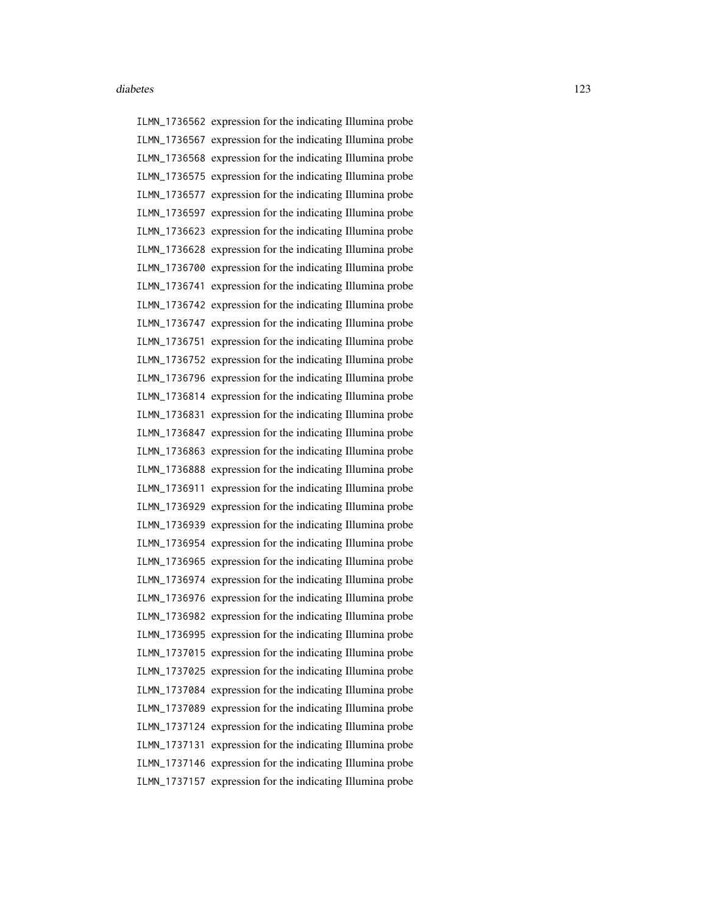ILMN_1736562 expression for the indicating Illumina probe
ILMN_1736567 expression for the indicating Illumina probe
ILMN_1736568 expression for the indicating Illumina probe
ILMN_1736575 expression for the indicating Illumina probe
ILMN_1736577 expression for the indicating Illumina probe
ILMN_1736597 expression for the indicating Illumina probe
ILMN_1736623 expression for the indicating Illumina probe
ILMN_1736628 expression for the indicating Illumina probe
ILMN_1736700 expression for the indicating Illumina probe
ILMN_1736741 expression for the indicating Illumina probe
ILMN_1736742 expression for the indicating Illumina probe
ILMN_1736747 expression for the indicating Illumina probe
ILMN_1736751 expression for the indicating Illumina probe
ILMN_1736752 expression for the indicating Illumina probe
ILMN_1736796 expression for the indicating Illumina probe
ILMN_1736814 expression for the indicating Illumina probe
ILMN_1736831 expression for the indicating Illumina probe
ILMN_1736847 expression for the indicating Illumina probe
ILMN_1736863 expression for the indicating Illumina probe
ILMN_1736888 expression for the indicating Illumina probe
ILMN_1736911 expression for the indicating Illumina probe
ILMN_1736929 expression for the indicating Illumina probe
ILMN_1736939 expression for the indicating Illumina probe
ILMN_1736954 expression for the indicating Illumina probe
ILMN_1736965 expression for the indicating Illumina probe
ILMN_1736974 expression for the indicating Illumina probe
ILMN_1736976 expression for the indicating Illumina probe
ILMN_1736982 expression for the indicating Illumina probe
ILMN_1736995 expression for the indicating Illumina probe
ILMN_1737015 expression for the indicating Illumina probe
ILMN_1737025 expression for the indicating Illumina probe
ILMN_1737084 expression for the indicating Illumina probe
ILMN_1737089 expression for the indicating Illumina probe
ILMN_1737124 expression for the indicating Illumina probe
ILMN_1737131 expression for the indicating Illumina probe
ILMN_1737146 expression for the indicating Illumina probe
ILMN_1737157 expression for the indicating Illumina probe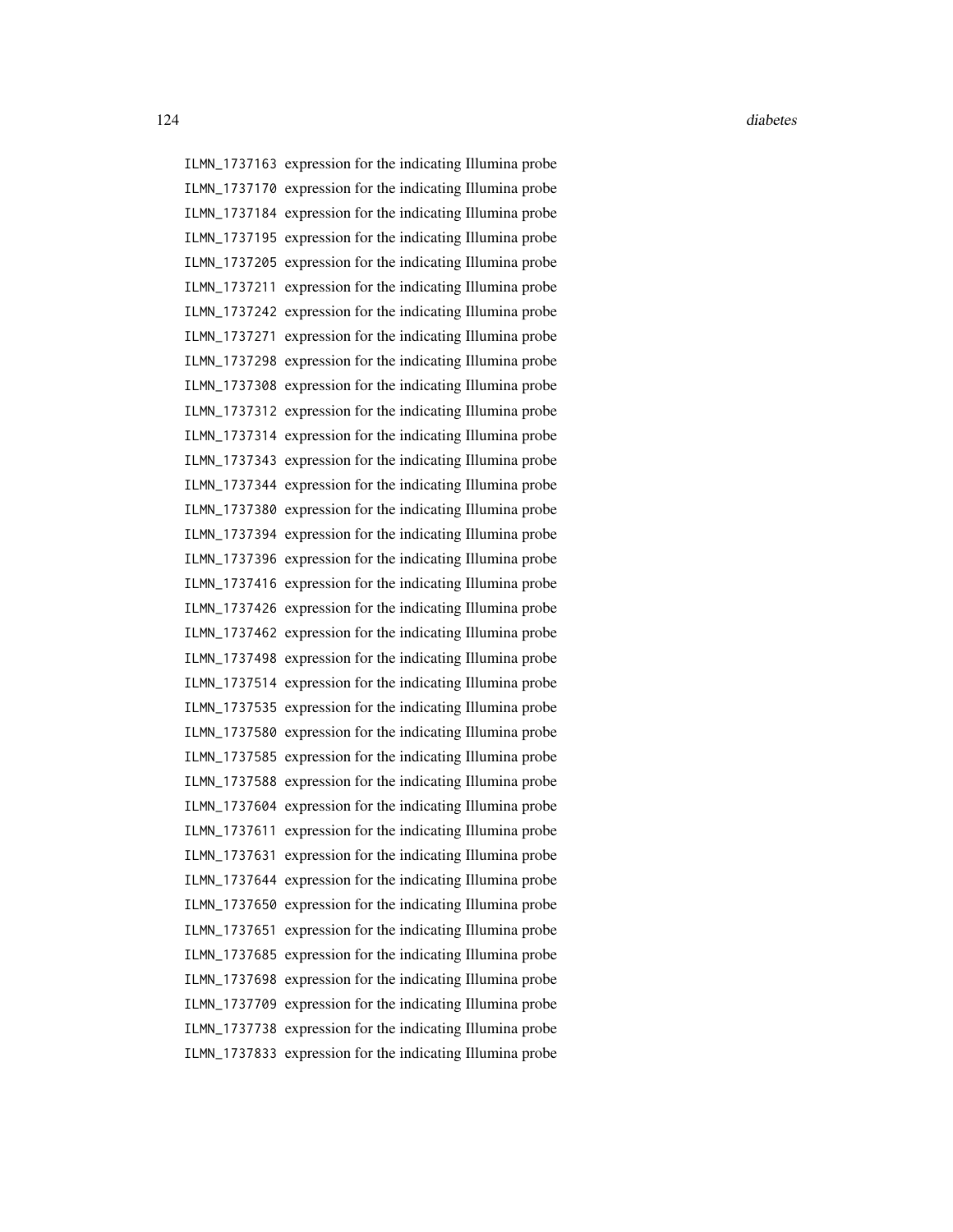ILMN_1737163 expression for the indicating Illumina probe
ILMN_1737170 expression for the indicating Illumina probe
ILMN_1737184 expression for the indicating Illumina probe
ILMN_1737195 expression for the indicating Illumina probe
ILMN_1737205 expression for the indicating Illumina probe
ILMN_1737211 expression for the indicating Illumina probe
ILMN_1737242 expression for the indicating Illumina probe
ILMN_1737271 expression for the indicating Illumina probe
ILMN_1737298 expression for the indicating Illumina probe
ILMN_1737308 expression for the indicating Illumina probe
ILMN_1737312 expression for the indicating Illumina probe
ILMN_1737314 expression for the indicating Illumina probe
ILMN_1737343 expression for the indicating Illumina probe
ILMN_1737344 expression for the indicating Illumina probe
ILMN_1737380 expression for the indicating Illumina probe
ILMN_1737394 expression for the indicating Illumina probe
ILMN_1737396 expression for the indicating Illumina probe
ILMN_1737416 expression for the indicating Illumina probe
ILMN_1737426 expression for the indicating Illumina probe
ILMN_1737462 expression for the indicating Illumina probe
ILMN_1737498 expression for the indicating Illumina probe
ILMN_1737514 expression for the indicating Illumina probe
ILMN_1737535 expression for the indicating Illumina probe
ILMN_1737580 expression for the indicating Illumina probe
ILMN_1737585 expression for the indicating Illumina probe
ILMN_1737588 expression for the indicating Illumina probe
ILMN_1737604 expression for the indicating Illumina probe
ILMN_1737611 expression for the indicating Illumina probe
ILMN_1737631 expression for the indicating Illumina probe
ILMN_1737644 expression for the indicating Illumina probe
ILMN_1737650 expression for the indicating Illumina probe
ILMN_1737651 expression for the indicating Illumina probe
ILMN_1737685 expression for the indicating Illumina probe
ILMN_1737698 expression for the indicating Illumina probe
ILMN_1737709 expression for the indicating Illumina probe
ILMN_1737738 expression for the indicating Illumina probe
ILMN_1737833 expression for the indicating Illumina probe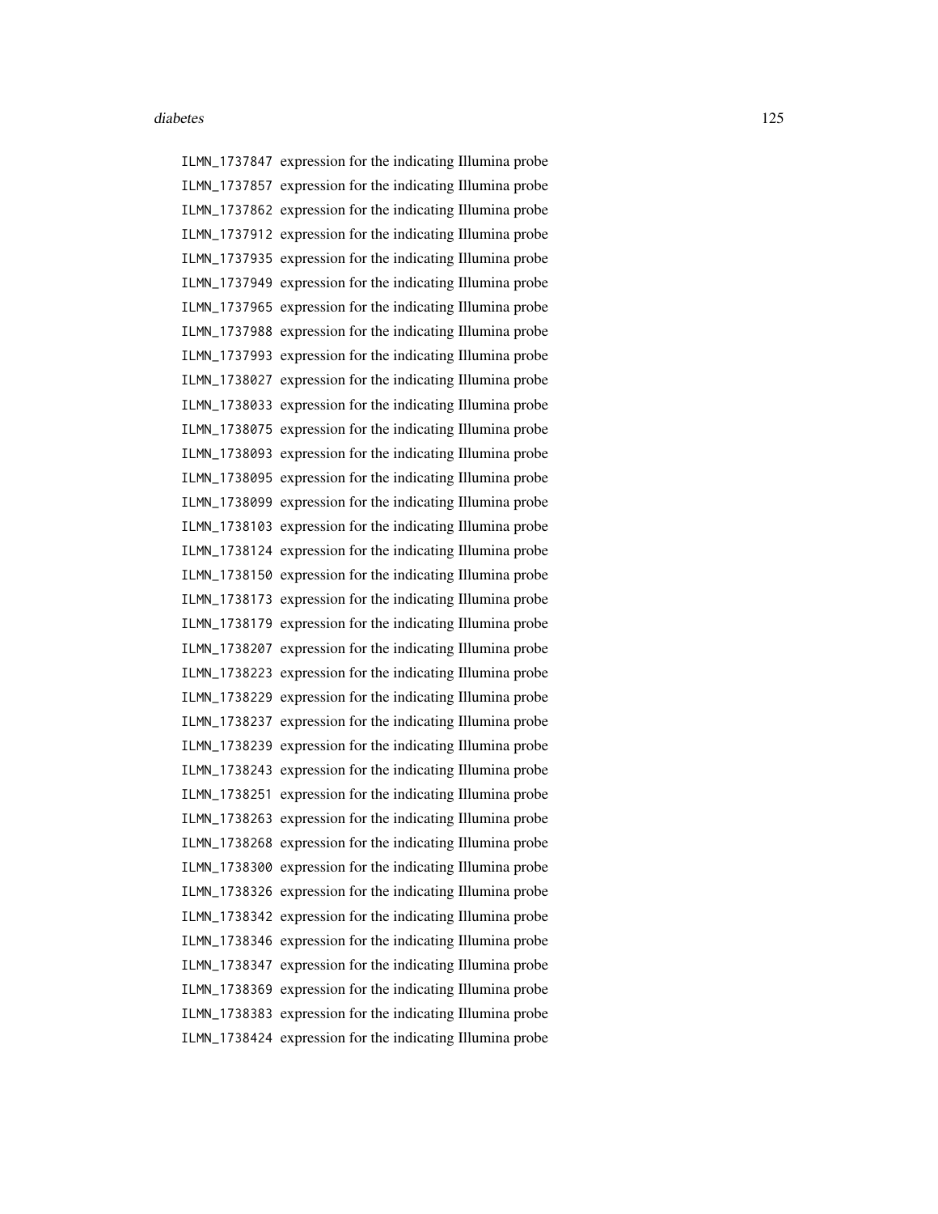ILMN_1737847 expression for the indicating Illumina probe
ILMN_1737857 expression for the indicating Illumina probe
ILMN_1737862 expression for the indicating Illumina probe
ILMN_1737912 expression for the indicating Illumina probe
ILMN_1737935 expression for the indicating Illumina probe
ILMN_1737949 expression for the indicating Illumina probe
ILMN_1737965 expression for the indicating Illumina probe
ILMN_1737988 expression for the indicating Illumina probe
ILMN_1737993 expression for the indicating Illumina probe
ILMN_1738027 expression for the indicating Illumina probe
ILMN_1738033 expression for the indicating Illumina probe
ILMN_1738075 expression for the indicating Illumina probe
ILMN_1738093 expression for the indicating Illumina probe
ILMN_1738095 expression for the indicating Illumina probe
ILMN_1738099 expression for the indicating Illumina probe
ILMN_1738103 expression for the indicating Illumina probe
ILMN_1738124 expression for the indicating Illumina probe
ILMN_1738150 expression for the indicating Illumina probe
ILMN_1738173 expression for the indicating Illumina probe
ILMN_1738179 expression for the indicating Illumina probe
ILMN_1738207 expression for the indicating Illumina probe
ILMN_1738223 expression for the indicating Illumina probe
ILMN_1738229 expression for the indicating Illumina probe
ILMN_1738237 expression for the indicating Illumina probe
ILMN_1738239 expression for the indicating Illumina probe
ILMN_1738243 expression for the indicating Illumina probe
ILMN_1738251 expression for the indicating Illumina probe
ILMN_1738263 expression for the indicating Illumina probe
ILMN_1738268 expression for the indicating Illumina probe
ILMN_1738300 expression for the indicating Illumina probe
ILMN_1738326 expression for the indicating Illumina probe
ILMN_1738342 expression for the indicating Illumina probe
ILMN_1738346 expression for the indicating Illumina probe
ILMN_1738347 expression for the indicating Illumina probe
ILMN_1738369 expression for the indicating Illumina probe
ILMN_1738383 expression for the indicating Illumina probe
ILMN_1738424 expression for the indicating Illumina probe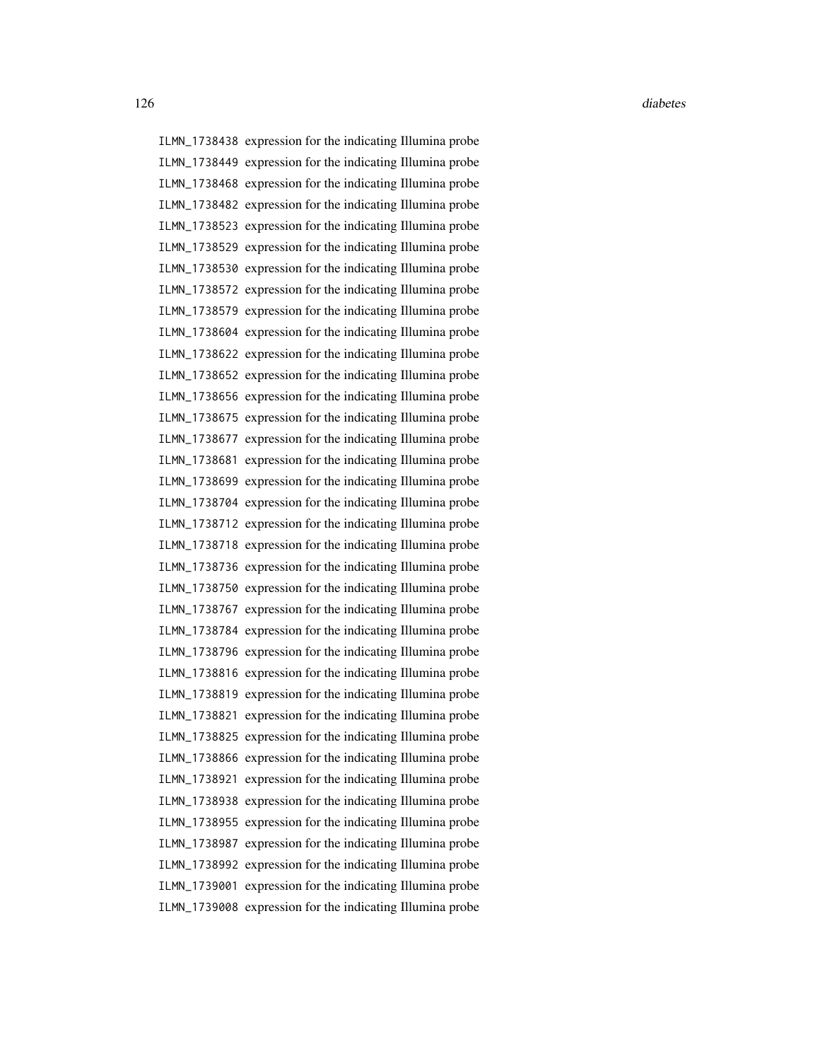ILMN_1738438 expression for the indicating Illumina probe
ILMN_1738449 expression for the indicating Illumina probe
ILMN_1738468 expression for the indicating Illumina probe
ILMN_1738482 expression for the indicating Illumina probe
ILMN_1738523 expression for the indicating Illumina probe
ILMN_1738529 expression for the indicating Illumina probe
ILMN_1738530 expression for the indicating Illumina probe
ILMN_1738572 expression for the indicating Illumina probe
ILMN_1738579 expression for the indicating Illumina probe
ILMN_1738604 expression for the indicating Illumina probe
ILMN_1738622 expression for the indicating Illumina probe
ILMN_1738652 expression for the indicating Illumina probe
ILMN_1738656 expression for the indicating Illumina probe
ILMN_1738675 expression for the indicating Illumina probe
ILMN_1738677 expression for the indicating Illumina probe
ILMN_1738681 expression for the indicating Illumina probe
ILMN_1738699 expression for the indicating Illumina probe
ILMN_1738704 expression for the indicating Illumina probe
ILMN_1738712 expression for the indicating Illumina probe
ILMN_1738718 expression for the indicating Illumina probe
ILMN_1738736 expression for the indicating Illumina probe
ILMN_1738750 expression for the indicating Illumina probe
ILMN_1738767 expression for the indicating Illumina probe
ILMN_1738784 expression for the indicating Illumina probe
ILMN_1738796 expression for the indicating Illumina probe
ILMN_1738816 expression for the indicating Illumina probe
ILMN_1738819 expression for the indicating Illumina probe
ILMN_1738821 expression for the indicating Illumina probe
ILMN_1738825 expression for the indicating Illumina probe
ILMN_1738866 expression for the indicating Illumina probe
ILMN_1738921 expression for the indicating Illumina probe
ILMN_1738938 expression for the indicating Illumina probe
ILMN_1738955 expression for the indicating Illumina probe
ILMN_1738987 expression for the indicating Illumina probe
ILMN_1738992 expression for the indicating Illumina probe
ILMN_1739001 expression for the indicating Illumina probe
ILMN_1739008 expression for the indicating Illumina probe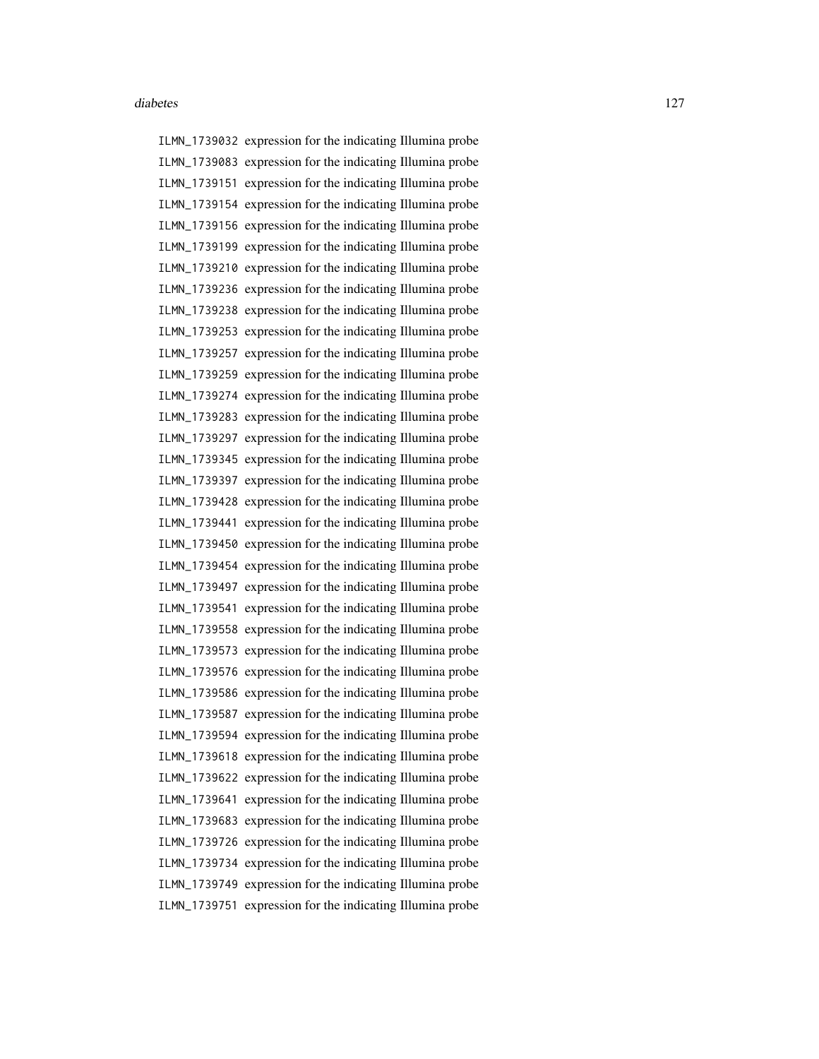ILMN_1739032 expression for the indicating Illumina probe
ILMN_1739083 expression for the indicating Illumina probe
ILMN_1739151 expression for the indicating Illumina probe
ILMN_1739154 expression for the indicating Illumina probe
ILMN_1739156 expression for the indicating Illumina probe
ILMN_1739199 expression for the indicating Illumina probe
ILMN_1739210 expression for the indicating Illumina probe
ILMN_1739236 expression for the indicating Illumina probe
ILMN_1739238 expression for the indicating Illumina probe
ILMN_1739253 expression for the indicating Illumina probe
ILMN_1739257 expression for the indicating Illumina probe
ILMN_1739259 expression for the indicating Illumina probe
ILMN_1739274 expression for the indicating Illumina probe
ILMN_1739283 expression for the indicating Illumina probe
ILMN_1739297 expression for the indicating Illumina probe
ILMN_1739345 expression for the indicating Illumina probe
ILMN_1739397 expression for the indicating Illumina probe
ILMN_1739428 expression for the indicating Illumina probe
ILMN_1739441 expression for the indicating Illumina probe
ILMN_1739450 expression for the indicating Illumina probe
ILMN_1739454 expression for the indicating Illumina probe
ILMN_1739497 expression for the indicating Illumina probe
ILMN_1739541 expression for the indicating Illumina probe
ILMN_1739558 expression for the indicating Illumina probe
ILMN_1739573 expression for the indicating Illumina probe
ILMN_1739576 expression for the indicating Illumina probe
ILMN_1739586 expression for the indicating Illumina probe
ILMN_1739587 expression for the indicating Illumina probe
ILMN_1739594 expression for the indicating Illumina probe
ILMN_1739618 expression for the indicating Illumina probe
ILMN_1739622 expression for the indicating Illumina probe
ILMN_1739641 expression for the indicating Illumina probe
ILMN_1739683 expression for the indicating Illumina probe
ILMN_1739726 expression for the indicating Illumina probe
ILMN_1739734 expression for the indicating Illumina probe
ILMN_1739749 expression for the indicating Illumina probe
ILMN_1739751 expression for the indicating Illumina probe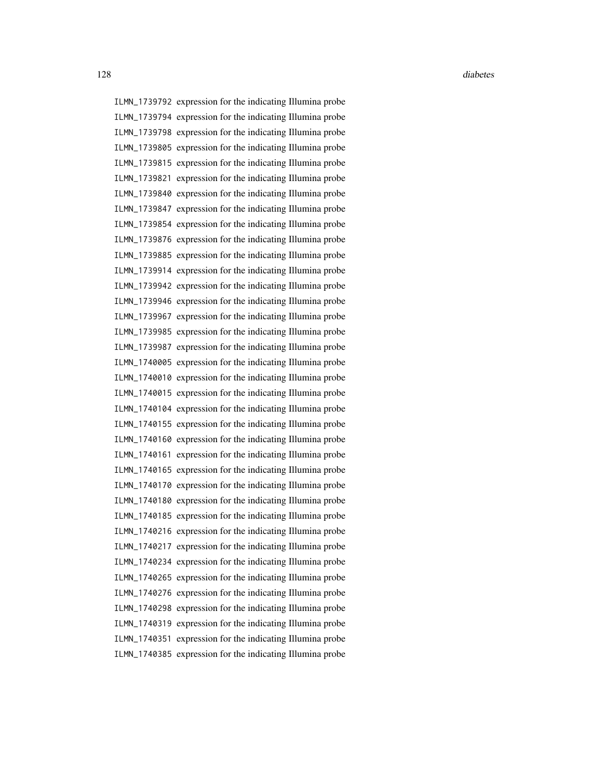ILMN_1739792 expression for the indicating Illumina probe
ILMN_1739794 expression for the indicating Illumina probe
ILMN_1739798 expression for the indicating Illumina probe
ILMN_1739805 expression for the indicating Illumina probe
ILMN_1739815 expression for the indicating Illumina probe
ILMN_1739821 expression for the indicating Illumina probe
ILMN_1739840 expression for the indicating Illumina probe
ILMN_1739847 expression for the indicating Illumina probe
ILMN_1739854 expression for the indicating Illumina probe
ILMN_1739876 expression for the indicating Illumina probe
ILMN_1739885 expression for the indicating Illumina probe
ILMN_1739914 expression for the indicating Illumina probe
ILMN_1739942 expression for the indicating Illumina probe
ILMN_1739946 expression for the indicating Illumina probe
ILMN_1739967 expression for the indicating Illumina probe
ILMN_1739985 expression for the indicating Illumina probe
ILMN_1739987 expression for the indicating Illumina probe
ILMN_1740005 expression for the indicating Illumina probe
ILMN_1740010 expression for the indicating Illumina probe
ILMN_1740015 expression for the indicating Illumina probe
ILMN_1740104 expression for the indicating Illumina probe
ILMN_1740155 expression for the indicating Illumina probe
ILMN_1740160 expression for the indicating Illumina probe
ILMN_1740161 expression for the indicating Illumina probe
ILMN_1740165 expression for the indicating Illumina probe
ILMN_1740170 expression for the indicating Illumina probe
ILMN_1740180 expression for the indicating Illumina probe
ILMN_1740185 expression for the indicating Illumina probe
ILMN_1740216 expression for the indicating Illumina probe
ILMN_1740217 expression for the indicating Illumina probe
ILMN_1740234 expression for the indicating Illumina probe
ILMN_1740265 expression for the indicating Illumina probe
ILMN_1740276 expression for the indicating Illumina probe
ILMN_1740298 expression for the indicating Illumina probe
ILMN_1740319 expression for the indicating Illumina probe
ILMN_1740351 expression for the indicating Illumina probe
ILMN_1740385 expression for the indicating Illumina probe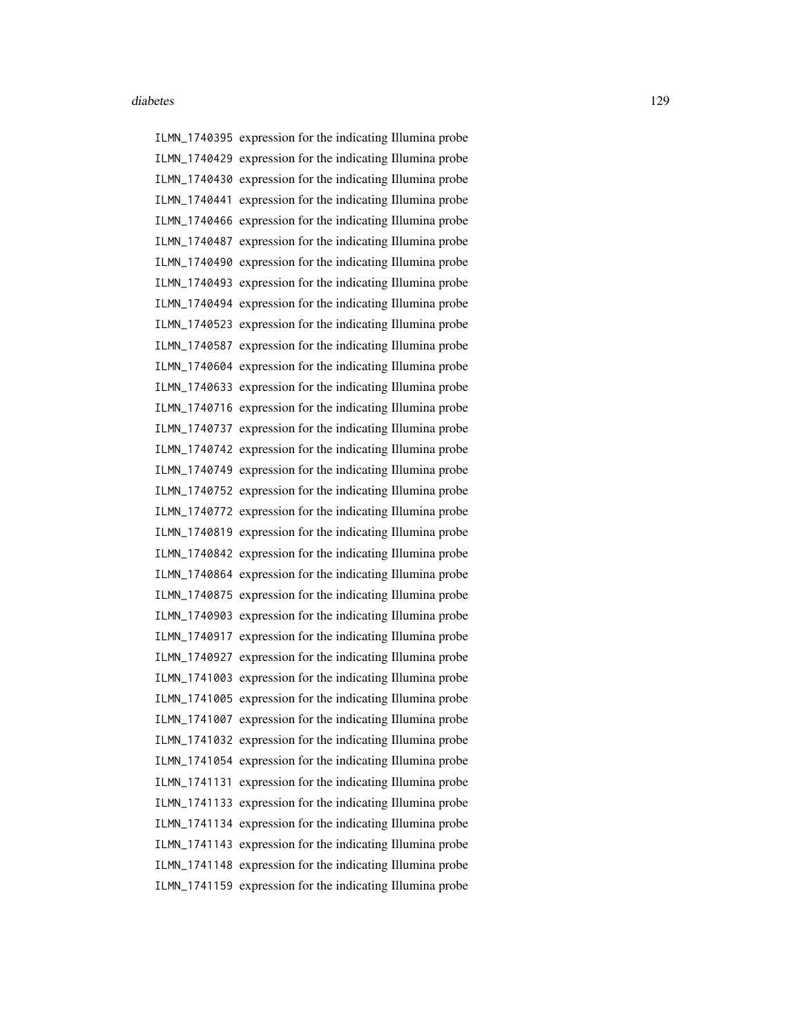ILMN_1740395 expression for the indicating Illumina probe
ILMN_1740429 expression for the indicating Illumina probe
ILMN_1740430 expression for the indicating Illumina probe
ILMN_1740441 expression for the indicating Illumina probe
ILMN_1740466 expression for the indicating Illumina probe
ILMN_1740487 expression for the indicating Illumina probe
ILMN_1740490 expression for the indicating Illumina probe
ILMN_1740493 expression for the indicating Illumina probe
ILMN_1740494 expression for the indicating Illumina probe
ILMN_1740523 expression for the indicating Illumina probe
ILMN_1740587 expression for the indicating Illumina probe
ILMN_1740604 expression for the indicating Illumina probe
ILMN_1740633 expression for the indicating Illumina probe
ILMN_1740716 expression for the indicating Illumina probe
ILMN_1740737 expression for the indicating Illumina probe
ILMN_1740742 expression for the indicating Illumina probe
ILMN_1740749 expression for the indicating Illumina probe
ILMN_1740752 expression for the indicating Illumina probe
ILMN_1740772 expression for the indicating Illumina probe
ILMN_1740819 expression for the indicating Illumina probe
ILMN_1740842 expression for the indicating Illumina probe
ILMN_1740864 expression for the indicating Illumina probe
ILMN_1740875 expression for the indicating Illumina probe
ILMN_1740903 expression for the indicating Illumina probe
ILMN_1740917 expression for the indicating Illumina probe
ILMN_1740927 expression for the indicating Illumina probe
ILMN_1741003 expression for the indicating Illumina probe
ILMN_1741005 expression for the indicating Illumina probe
ILMN_1741007 expression for the indicating Illumina probe
ILMN_1741032 expression for the indicating Illumina probe
ILMN_1741054 expression for the indicating Illumina probe
ILMN_1741131 expression for the indicating Illumina probe
ILMN_1741133 expression for the indicating Illumina probe
ILMN_1741134 expression for the indicating Illumina probe
ILMN_1741143 expression for the indicating Illumina probe
ILMN_1741148 expression for the indicating Illumina probe
ILMN_1741159 expression for the indicating Illumina probe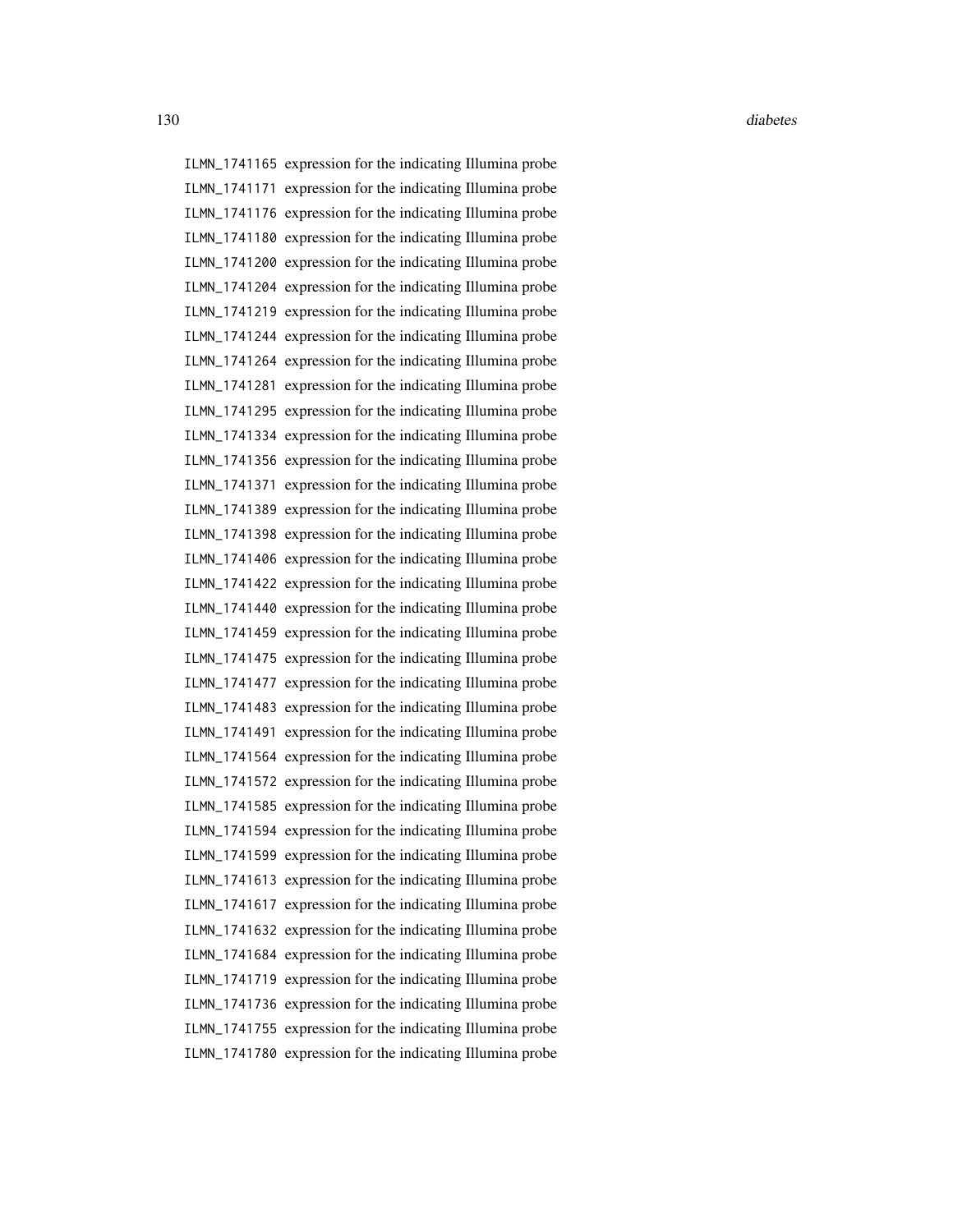ILMN_1741165 expression for the indicating Illumina probe
ILMN_1741171 expression for the indicating Illumina probe
ILMN_1741176 expression for the indicating Illumina probe
ILMN_1741180 expression for the indicating Illumina probe
ILMN_1741200 expression for the indicating Illumina probe
ILMN_1741204 expression for the indicating Illumina probe
ILMN_1741219 expression for the indicating Illumina probe
ILMN_1741244 expression for the indicating Illumina probe
ILMN_1741264 expression for the indicating Illumina probe
ILMN_1741281 expression for the indicating Illumina probe
ILMN_1741295 expression for the indicating Illumina probe
ILMN_1741334 expression for the indicating Illumina probe
ILMN_1741356 expression for the indicating Illumina probe
ILMN_1741371 expression for the indicating Illumina probe
ILMN_1741389 expression for the indicating Illumina probe
ILMN_1741398 expression for the indicating Illumina probe
ILMN_1741406 expression for the indicating Illumina probe
ILMN_1741422 expression for the indicating Illumina probe
ILMN_1741440 expression for the indicating Illumina probe
ILMN_1741459 expression for the indicating Illumina probe
ILMN_1741475 expression for the indicating Illumina probe
ILMN_1741477 expression for the indicating Illumina probe
ILMN_1741483 expression for the indicating Illumina probe
ILMN_1741491 expression for the indicating Illumina probe
ILMN_1741564 expression for the indicating Illumina probe
ILMN_1741572 expression for the indicating Illumina probe
ILMN_1741585 expression for the indicating Illumina probe
ILMN_1741594 expression for the indicating Illumina probe
ILMN_1741599 expression for the indicating Illumina probe
ILMN_1741613 expression for the indicating Illumina probe
ILMN_1741617 expression for the indicating Illumina probe
ILMN_1741632 expression for the indicating Illumina probe
ILMN_1741684 expression for the indicating Illumina probe
ILMN_1741719 expression for the indicating Illumina probe
ILMN_1741736 expression for the indicating Illumina probe
ILMN_1741755 expression for the indicating Illumina probe
ILMN_1741780 expression for the indicating Illumina probe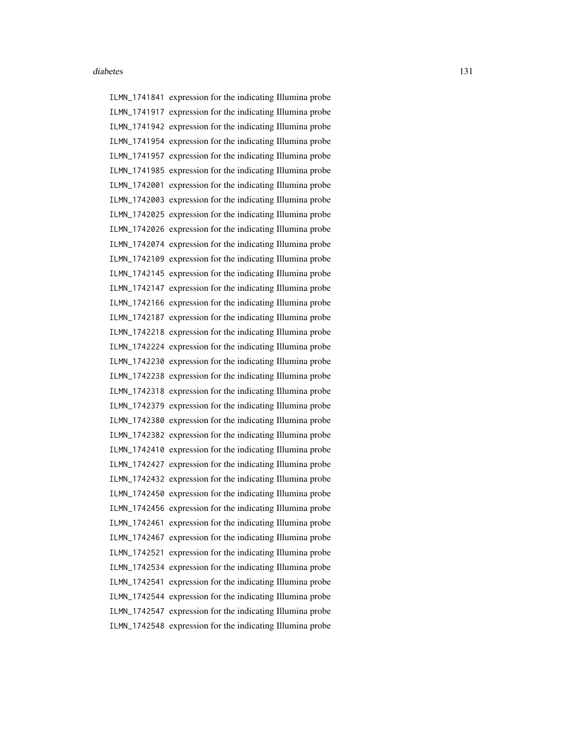ILMN_1741841 expression for the indicating Illumina probe
ILMN_1741917 expression for the indicating Illumina probe
ILMN_1741942 expression for the indicating Illumina probe
ILMN_1741954 expression for the indicating Illumina probe
ILMN_1741957 expression for the indicating Illumina probe
ILMN_1741985 expression for the indicating Illumina probe
ILMN_1742001 expression for the indicating Illumina probe
ILMN_1742003 expression for the indicating Illumina probe
ILMN_1742025 expression for the indicating Illumina probe
ILMN_1742026 expression for the indicating Illumina probe
ILMN_1742074 expression for the indicating Illumina probe
ILMN_1742109 expression for the indicating Illumina probe
ILMN_1742145 expression for the indicating Illumina probe
ILMN_1742147 expression for the indicating Illumina probe
ILMN_1742166 expression for the indicating Illumina probe
ILMN_1742187 expression for the indicating Illumina probe
ILMN_1742218 expression for the indicating Illumina probe
ILMN_1742224 expression for the indicating Illumina probe
ILMN_1742230 expression for the indicating Illumina probe
ILMN_1742238 expression for the indicating Illumina probe
ILMN_1742318 expression for the indicating Illumina probe
ILMN_1742379 expression for the indicating Illumina probe
ILMN_1742380 expression for the indicating Illumina probe
ILMN_1742382 expression for the indicating Illumina probe
ILMN_1742410 expression for the indicating Illumina probe
ILMN_1742427 expression for the indicating Illumina probe
ILMN_1742432 expression for the indicating Illumina probe
ILMN_1742450 expression for the indicating Illumina probe
ILMN_1742456 expression for the indicating Illumina probe
ILMN_1742461 expression for the indicating Illumina probe
ILMN_1742467 expression for the indicating Illumina probe
ILMN_1742521 expression for the indicating Illumina probe
ILMN_1742534 expression for the indicating Illumina probe
ILMN_1742541 expression for the indicating Illumina probe
ILMN_1742544 expression for the indicating Illumina probe
ILMN_1742547 expression for the indicating Illumina probe
ILMN_1742548 expression for the indicating Illumina probe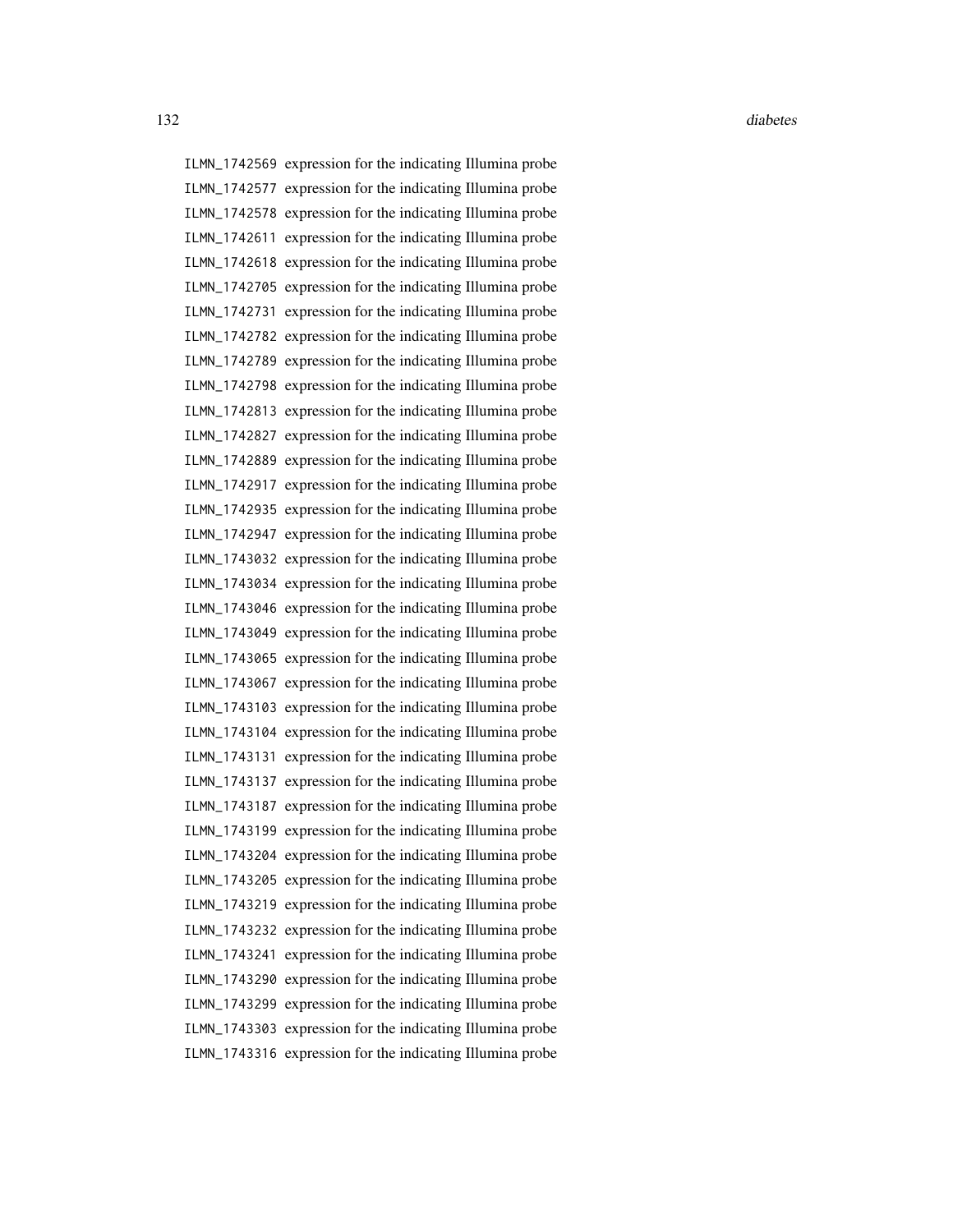ILMN_1742569 expression for the indicating Illumina probe
ILMN_1742577 expression for the indicating Illumina probe
ILMN_1742578 expression for the indicating Illumina probe
ILMN_1742611 expression for the indicating Illumina probe
ILMN_1742618 expression for the indicating Illumina probe
ILMN_1742705 expression for the indicating Illumina probe
ILMN_1742731 expression for the indicating Illumina probe
ILMN_1742782 expression for the indicating Illumina probe
ILMN_1742789 expression for the indicating Illumina probe
ILMN_1742798 expression for the indicating Illumina probe
ILMN_1742813 expression for the indicating Illumina probe
ILMN_1742827 expression for the indicating Illumina probe
ILMN_1742889 expression for the indicating Illumina probe
ILMN_1742917 expression for the indicating Illumina probe
ILMN_1742935 expression for the indicating Illumina probe
ILMN_1742947 expression for the indicating Illumina probe
ILMN_1743032 expression for the indicating Illumina probe
ILMN_1743034 expression for the indicating Illumina probe
ILMN_1743046 expression for the indicating Illumina probe
ILMN_1743049 expression for the indicating Illumina probe
ILMN_1743065 expression for the indicating Illumina probe
ILMN_1743067 expression for the indicating Illumina probe
ILMN_1743103 expression for the indicating Illumina probe
ILMN_1743104 expression for the indicating Illumina probe
ILMN_1743131 expression for the indicating Illumina probe
ILMN_1743137 expression for the indicating Illumina probe
ILMN_1743187 expression for the indicating Illumina probe
ILMN_1743199 expression for the indicating Illumina probe
ILMN_1743204 expression for the indicating Illumina probe
ILMN_1743205 expression for the indicating Illumina probe
ILMN_1743219 expression for the indicating Illumina probe
ILMN_1743232 expression for the indicating Illumina probe
ILMN_1743241 expression for the indicating Illumina probe
ILMN_1743290 expression for the indicating Illumina probe
ILMN_1743299 expression for the indicating Illumina probe
ILMN_1743303 expression for the indicating Illumina probe
ILMN_1743316 expression for the indicating Illumina probe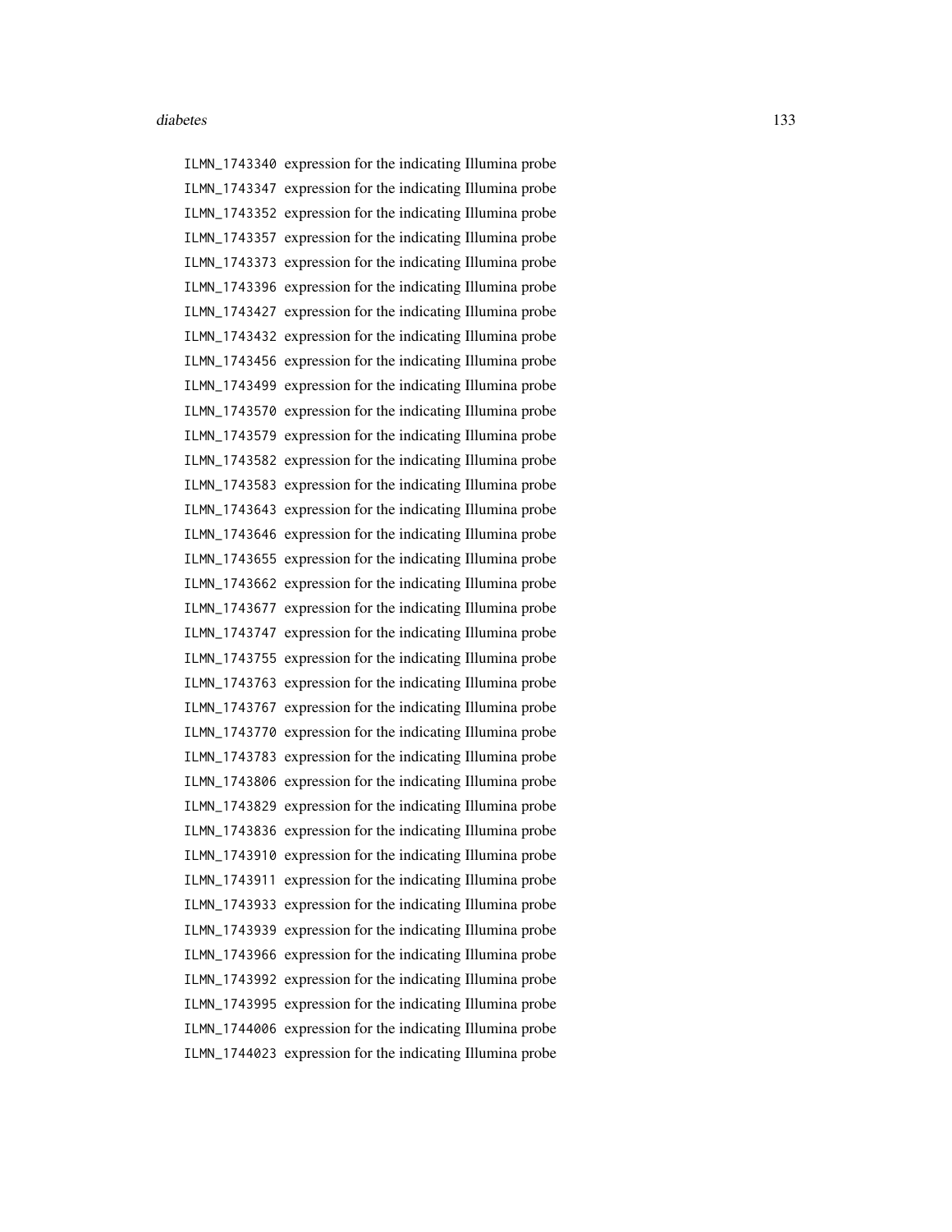ILMN_1743340 expression for the indicating Illumina probe
ILMN_1743347 expression for the indicating Illumina probe
ILMN_1743352 expression for the indicating Illumina probe
ILMN_1743357 expression for the indicating Illumina probe
ILMN_1743373 expression for the indicating Illumina probe
ILMN_1743396 expression for the indicating Illumina probe
ILMN_1743427 expression for the indicating Illumina probe
ILMN_1743432 expression for the indicating Illumina probe
ILMN_1743456 expression for the indicating Illumina probe
ILMN_1743499 expression for the indicating Illumina probe
ILMN_1743570 expression for the indicating Illumina probe
ILMN_1743579 expression for the indicating Illumina probe
ILMN_1743582 expression for the indicating Illumina probe
ILMN_1743583 expression for the indicating Illumina probe
ILMN_1743643 expression for the indicating Illumina probe
ILMN_1743646 expression for the indicating Illumina probe
ILMN_1743655 expression for the indicating Illumina probe
ILMN_1743662 expression for the indicating Illumina probe
ILMN_1743677 expression for the indicating Illumina probe
ILMN_1743747 expression for the indicating Illumina probe
ILMN_1743755 expression for the indicating Illumina probe
ILMN_1743763 expression for the indicating Illumina probe
ILMN_1743767 expression for the indicating Illumina probe
ILMN_1743770 expression for the indicating Illumina probe
ILMN_1743783 expression for the indicating Illumina probe
ILMN_1743806 expression for the indicating Illumina probe
ILMN_1743829 expression for the indicating Illumina probe
ILMN_1743836 expression for the indicating Illumina probe
ILMN_1743910 expression for the indicating Illumina probe
ILMN_1743911 expression for the indicating Illumina probe
ILMN_1743933 expression for the indicating Illumina probe
ILMN_1743939 expression for the indicating Illumina probe
ILMN_1743966 expression for the indicating Illumina probe
ILMN_1743992 expression for the indicating Illumina probe
ILMN_1743995 expression for the indicating Illumina probe
ILMN_1744006 expression for the indicating Illumina probe
ILMN_1744023 expression for the indicating Illumina probe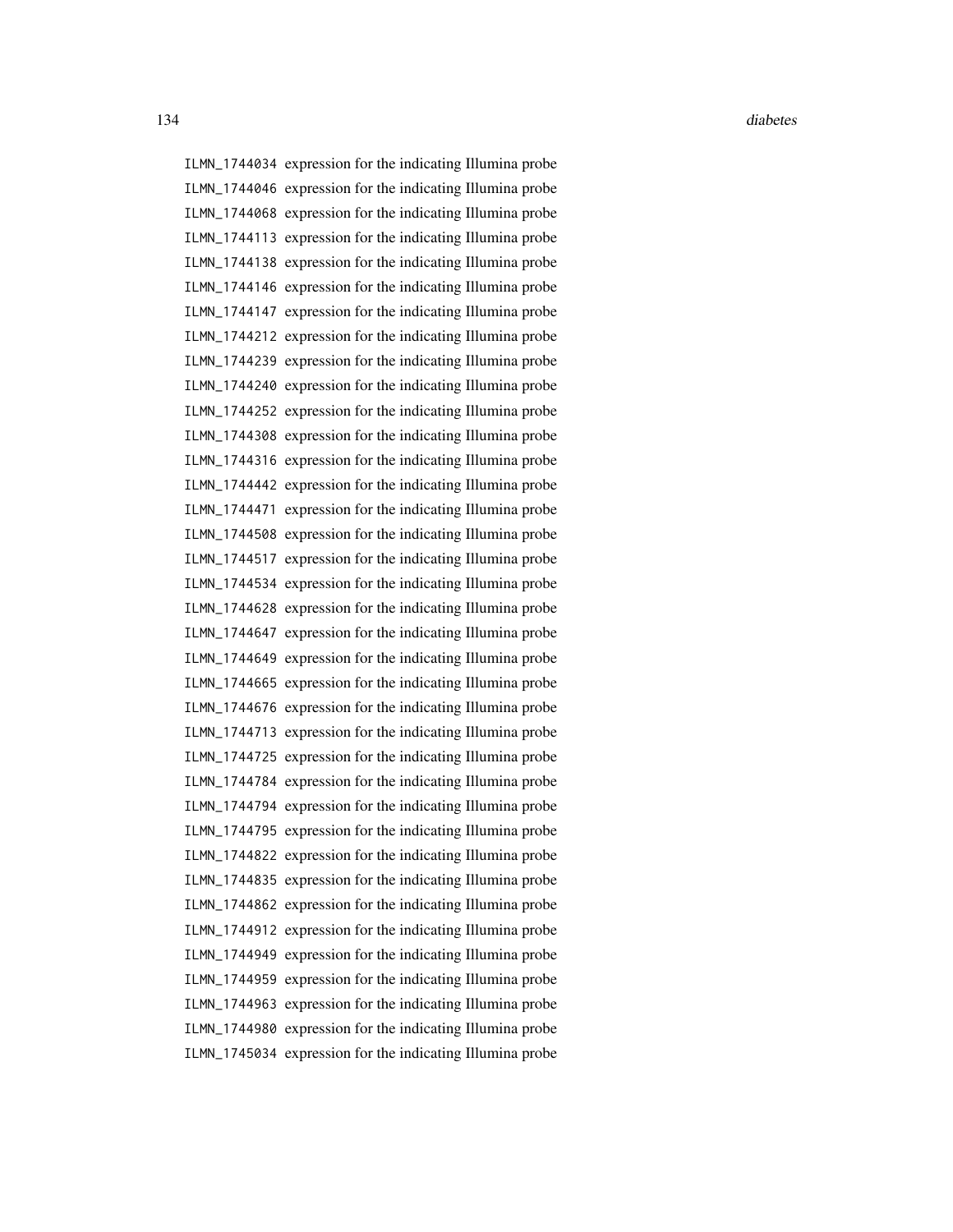ILMN_1744034 expression for the indicating Illumina probe
ILMN_1744046 expression for the indicating Illumina probe
ILMN_1744068 expression for the indicating Illumina probe
ILMN_1744113 expression for the indicating Illumina probe
ILMN_1744138 expression for the indicating Illumina probe
ILMN_1744146 expression for the indicating Illumina probe
ILMN_1744147 expression for the indicating Illumina probe
ILMN_1744212 expression for the indicating Illumina probe
ILMN_1744239 expression for the indicating Illumina probe
ILMN_1744240 expression for the indicating Illumina probe
ILMN_1744252 expression for the indicating Illumina probe
ILMN_1744308 expression for the indicating Illumina probe
ILMN_1744316 expression for the indicating Illumina probe
ILMN_1744442 expression for the indicating Illumina probe
ILMN_1744471 expression for the indicating Illumina probe
ILMN_1744508 expression for the indicating Illumina probe
ILMN_1744517 expression for the indicating Illumina probe
ILMN_1744534 expression for the indicating Illumina probe
ILMN_1744628 expression for the indicating Illumina probe
ILMN_1744647 expression for the indicating Illumina probe
ILMN_1744649 expression for the indicating Illumina probe
ILMN_1744665 expression for the indicating Illumina probe
ILMN_1744676 expression for the indicating Illumina probe
ILMN_1744713 expression for the indicating Illumina probe
ILMN_1744725 expression for the indicating Illumina probe
ILMN_1744784 expression for the indicating Illumina probe
ILMN_1744794 expression for the indicating Illumina probe
ILMN_1744795 expression for the indicating Illumina probe
ILMN_1744822 expression for the indicating Illumina probe
ILMN_1744835 expression for the indicating Illumina probe
ILMN_1744862 expression for the indicating Illumina probe
ILMN_1744912 expression for the indicating Illumina probe
ILMN_1744949 expression for the indicating Illumina probe
ILMN_1744959 expression for the indicating Illumina probe
ILMN_1744963 expression for the indicating Illumina probe
ILMN_1744980 expression for the indicating Illumina probe
ILMN_1745034 expression for the indicating Illumina probe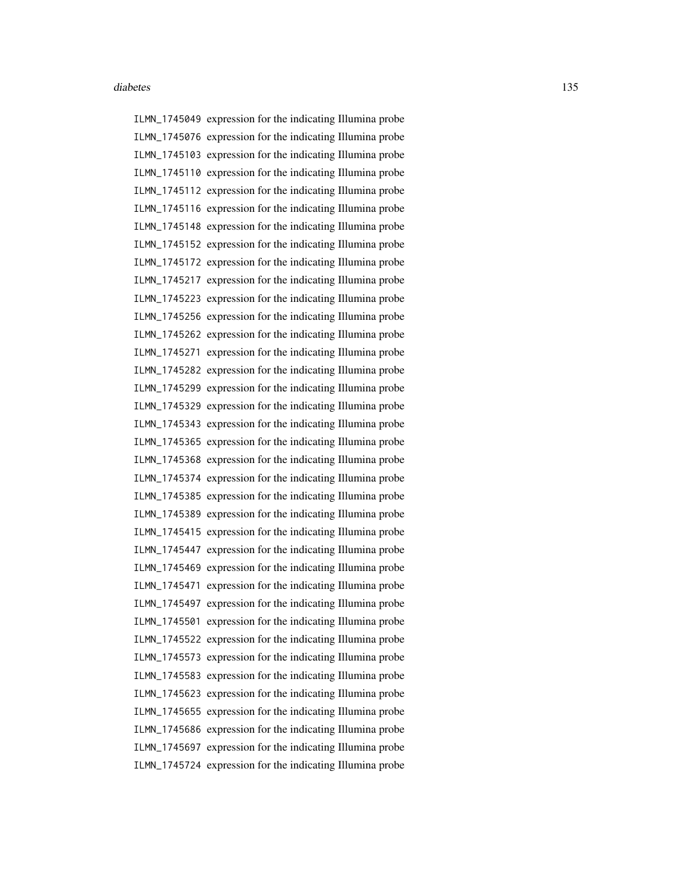ILMN_1745049 expression for the indicating Illumina probe
ILMN_1745076 expression for the indicating Illumina probe
ILMN_1745103 expression for the indicating Illumina probe
ILMN_1745110 expression for the indicating Illumina probe
ILMN_1745112 expression for the indicating Illumina probe
ILMN_1745116 expression for the indicating Illumina probe
ILMN_1745148 expression for the indicating Illumina probe
ILMN_1745152 expression for the indicating Illumina probe
ILMN_1745172 expression for the indicating Illumina probe
ILMN_1745217 expression for the indicating Illumina probe
ILMN_1745223 expression for the indicating Illumina probe
ILMN_1745256 expression for the indicating Illumina probe
ILMN_1745262 expression for the indicating Illumina probe
ILMN_1745271 expression for the indicating Illumina probe
ILMN_1745282 expression for the indicating Illumina probe
ILMN_1745299 expression for the indicating Illumina probe
ILMN_1745329 expression for the indicating Illumina probe
ILMN_1745343 expression for the indicating Illumina probe
ILMN_1745365 expression for the indicating Illumina probe
ILMN_1745368 expression for the indicating Illumina probe
ILMN_1745374 expression for the indicating Illumina probe
ILMN_1745385 expression for the indicating Illumina probe
ILMN_1745389 expression for the indicating Illumina probe
ILMN_1745415 expression for the indicating Illumina probe
ILMN_1745447 expression for the indicating Illumina probe
ILMN_1745469 expression for the indicating Illumina probe
ILMN_1745471 expression for the indicating Illumina probe
ILMN_1745497 expression for the indicating Illumina probe
ILMN_1745501 expression for the indicating Illumina probe
ILMN_1745522 expression for the indicating Illumina probe
ILMN_1745573 expression for the indicating Illumina probe
ILMN_1745583 expression for the indicating Illumina probe
ILMN_1745623 expression for the indicating Illumina probe
ILMN_1745655 expression for the indicating Illumina probe
ILMN_1745686 expression for the indicating Illumina probe
ILMN_1745697 expression for the indicating Illumina probe
ILMN_1745724 expression for the indicating Illumina probe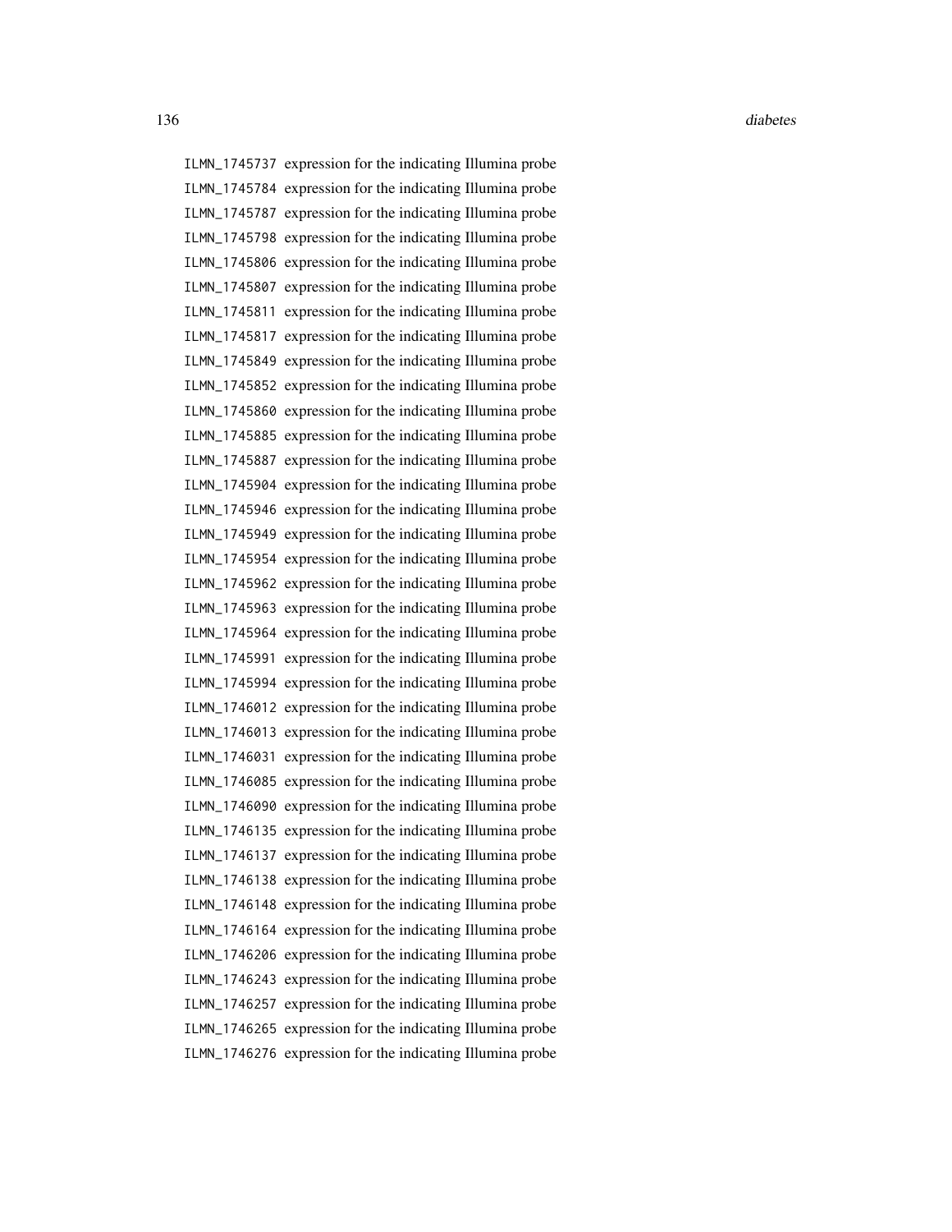ILMN_1745737 expression for the indicating Illumina probe
ILMN_1745784 expression for the indicating Illumina probe
ILMN_1745787 expression for the indicating Illumina probe
ILMN_1745798 expression for the indicating Illumina probe
ILMN_1745806 expression for the indicating Illumina probe
ILMN_1745807 expression for the indicating Illumina probe
ILMN_1745811 expression for the indicating Illumina probe
ILMN_1745817 expression for the indicating Illumina probe
ILMN_1745849 expression for the indicating Illumina probe
ILMN_1745852 expression for the indicating Illumina probe
ILMN_1745860 expression for the indicating Illumina probe
ILMN_1745885 expression for the indicating Illumina probe
ILMN_1745887 expression for the indicating Illumina probe
ILMN_1745904 expression for the indicating Illumina probe
ILMN_1745946 expression for the indicating Illumina probe
ILMN_1745949 expression for the indicating Illumina probe
ILMN_1745954 expression for the indicating Illumina probe
ILMN_1745962 expression for the indicating Illumina probe
ILMN_1745963 expression for the indicating Illumina probe
ILMN_1745964 expression for the indicating Illumina probe
ILMN_1745991 expression for the indicating Illumina probe
ILMN_1745994 expression for the indicating Illumina probe
ILMN_1746012 expression for the indicating Illumina probe
ILMN_1746013 expression for the indicating Illumina probe
ILMN_1746031 expression for the indicating Illumina probe
ILMN_1746085 expression for the indicating Illumina probe
ILMN_1746090 expression for the indicating Illumina probe
ILMN_1746135 expression for the indicating Illumina probe
ILMN_1746137 expression for the indicating Illumina probe
ILMN_1746138 expression for the indicating Illumina probe
ILMN_1746148 expression for the indicating Illumina probe
ILMN_1746164 expression for the indicating Illumina probe
ILMN_1746206 expression for the indicating Illumina probe
ILMN_1746243 expression for the indicating Illumina probe
ILMN_1746257 expression for the indicating Illumina probe
ILMN_1746265 expression for the indicating Illumina probe
ILMN_1746276 expression for the indicating Illumina probe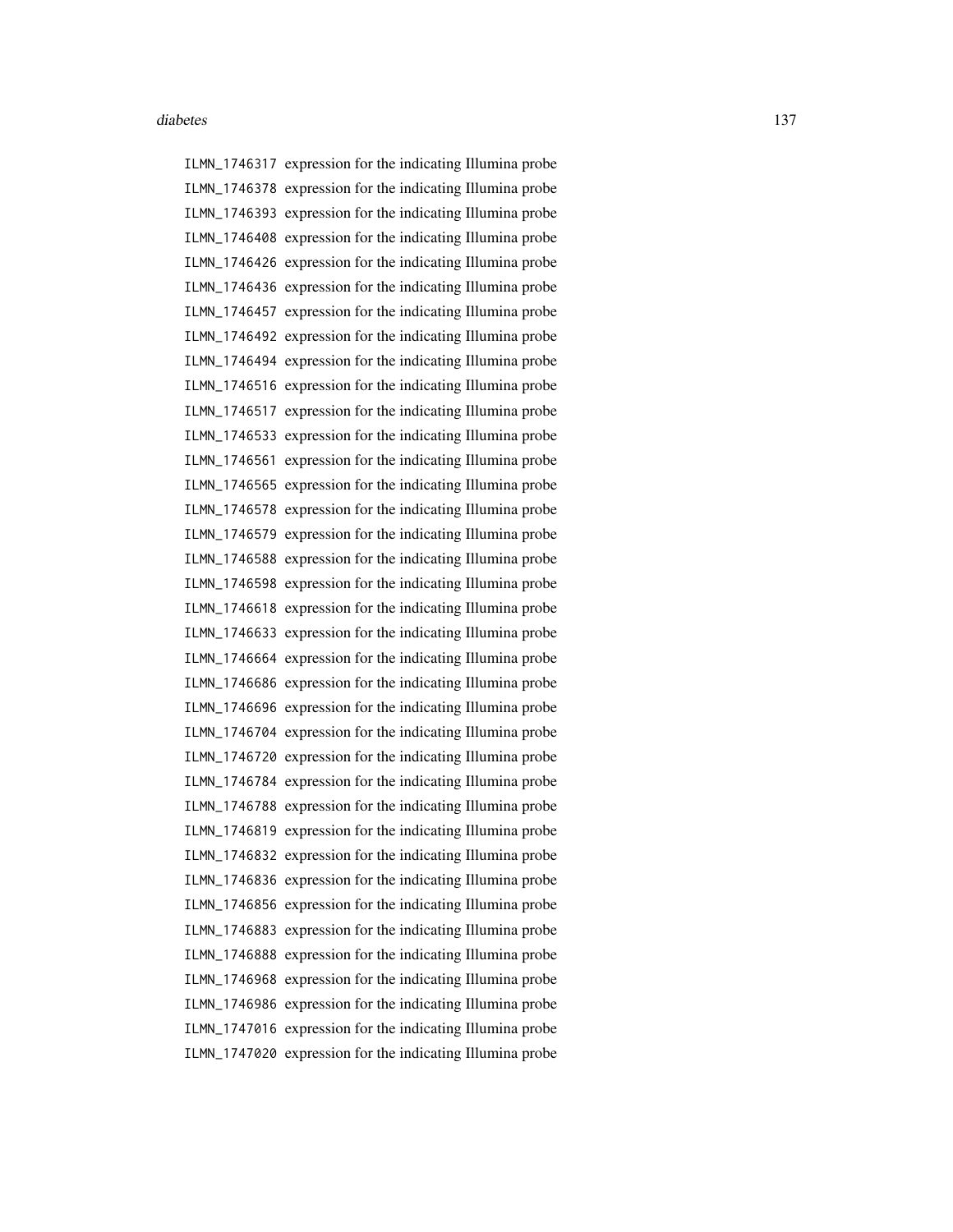ILMN_1746317 expression for the indicating Illumina probe
ILMN_1746378 expression for the indicating Illumina probe
ILMN_1746393 expression for the indicating Illumina probe
ILMN_1746408 expression for the indicating Illumina probe
ILMN_1746426 expression for the indicating Illumina probe
ILMN_1746436 expression for the indicating Illumina probe
ILMN_1746457 expression for the indicating Illumina probe
ILMN_1746492 expression for the indicating Illumina probe
ILMN_1746494 expression for the indicating Illumina probe
ILMN_1746516 expression for the indicating Illumina probe
ILMN_1746517 expression for the indicating Illumina probe
ILMN_1746533 expression for the indicating Illumina probe
ILMN_1746561 expression for the indicating Illumina probe
ILMN_1746565 expression for the indicating Illumina probe
ILMN_1746578 expression for the indicating Illumina probe
ILMN_1746579 expression for the indicating Illumina probe
ILMN_1746588 expression for the indicating Illumina probe
ILMN_1746598 expression for the indicating Illumina probe
ILMN_1746618 expression for the indicating Illumina probe
ILMN_1746633 expression for the indicating Illumina probe
ILMN_1746664 expression for the indicating Illumina probe
ILMN_1746686 expression for the indicating Illumina probe
ILMN_1746696 expression for the indicating Illumina probe
ILMN_1746704 expression for the indicating Illumina probe
ILMN_1746720 expression for the indicating Illumina probe
ILMN_1746784 expression for the indicating Illumina probe
ILMN_1746788 expression for the indicating Illumina probe
ILMN_1746819 expression for the indicating Illumina probe
ILMN_1746832 expression for the indicating Illumina probe
ILMN_1746836 expression for the indicating Illumina probe
ILMN_1746856 expression for the indicating Illumina probe
ILMN_1746883 expression for the indicating Illumina probe
ILMN_1746888 expression for the indicating Illumina probe
ILMN_1746968 expression for the indicating Illumina probe
ILMN_1746986 expression for the indicating Illumina probe
ILMN_1747016 expression for the indicating Illumina probe
ILMN_1747020 expression for the indicating Illumina probe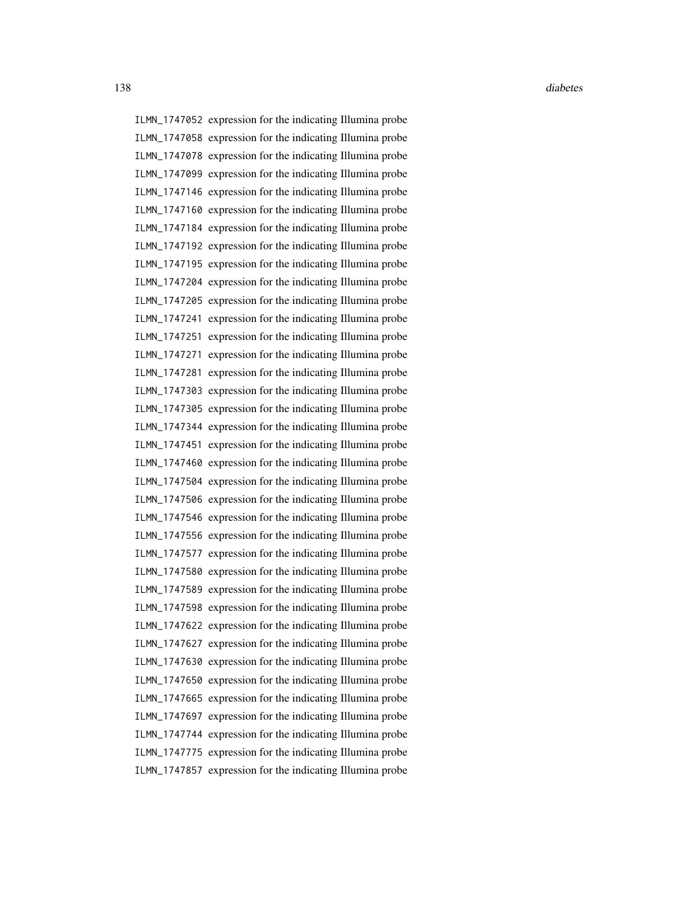| | |
|---|---|
| ILMN_1747052 | expression for the indicating Illumina probe |
| ILMN_1747058 | expression for the indicating Illumina probe |
| ILMN_1747078 | expression for the indicating Illumina probe |
| ILMN_1747099 | expression for the indicating Illumina probe |
| ILMN_1747146 | expression for the indicating Illumina probe |
| ILMN_1747160 | expression for the indicating Illumina probe |
| ILMN_1747184 | expression for the indicating Illumina probe |
| ILMN_1747192 | expression for the indicating Illumina probe |
| ILMN_1747195 | expression for the indicating Illumina probe |
| ILMN_1747204 | expression for the indicating Illumina probe |
| ILMN_1747205 | expression for the indicating Illumina probe |
| ILMN_1747241 | expression for the indicating Illumina probe |
| ILMN_1747251 | expression for the indicating Illumina probe |
| ILMN_1747271 | expression for the indicating Illumina probe |
| ILMN_1747281 | expression for the indicating Illumina probe |
| ILMN_1747303 | expression for the indicating Illumina probe |
| ILMN_1747305 | expression for the indicating Illumina probe |
| ILMN_1747344 | expression for the indicating Illumina probe |
| ILMN_1747451 | expression for the indicating Illumina probe |
| ILMN_1747460 | expression for the indicating Illumina probe |
| ILMN_1747504 | expression for the indicating Illumina probe |
| ILMN_1747506 | expression for the indicating Illumina probe |
| ILMN_1747546 | expression for the indicating Illumina probe |
| ILMN_1747556 | expression for the indicating Illumina probe |
| ILMN_1747577 | expression for the indicating Illumina probe |
| ILMN_1747580 | expression for the indicating Illumina probe |
| ILMN_1747589 | expression for the indicating Illumina probe |
| ILMN_1747598 | expression for the indicating Illumina probe |
| ILMN_1747622 | expression for the indicating Illumina probe |
| ILMN_1747627 | expression for the indicating Illumina probe |
| ILMN_1747630 | expression for the indicating Illumina probe |
| ILMN_1747650 | expression for the indicating Illumina probe |
| ILMN_1747665 | expression for the indicating Illumina probe |
| ILMN_1747697 | expression for the indicating Illumina probe |
| ILMN_1747744 | expression for the indicating Illumina probe |
| ILMN_1747775 | expression for the indicating Illumina probe |
| ILMN_1747857 | expression for the indicating Illumina probe |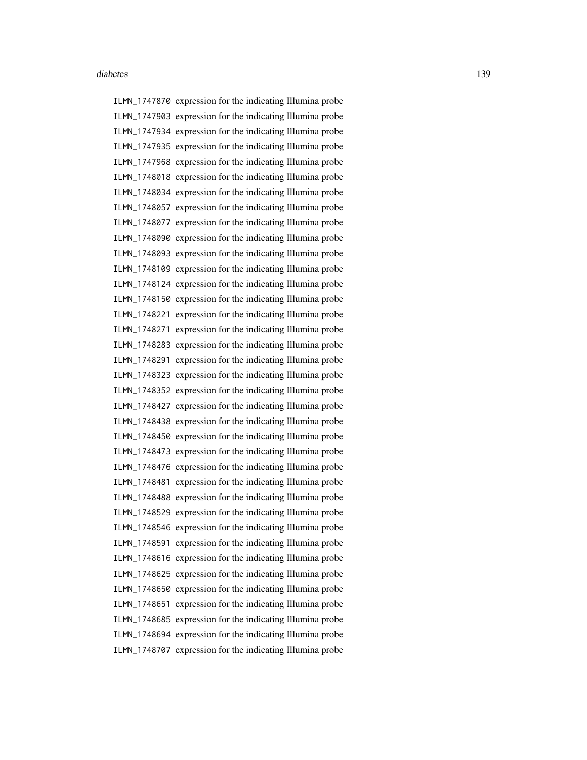| | |
|---|---|
| `ILMN_1747870` | expression for the indicating Illumina probe |
| `ILMN_1747903` | expression for the indicating Illumina probe |
| `ILMN_1747934` | expression for the indicating Illumina probe |
| `ILMN_1747935` | expression for the indicating Illumina probe |
| `ILMN_1747968` | expression for the indicating Illumina probe |
| `ILMN_1748018` | expression for the indicating Illumina probe |
| `ILMN_1748034` | expression for the indicating Illumina probe |
| `ILMN_1748057` | expression for the indicating Illumina probe |
| `ILMN_1748077` | expression for the indicating Illumina probe |
| `ILMN_1748090` | expression for the indicating Illumina probe |
| `ILMN_1748093` | expression for the indicating Illumina probe |
| `ILMN_1748109` | expression for the indicating Illumina probe |
| `ILMN_1748124` | expression for the indicating Illumina probe |
| `ILMN_1748150` | expression for the indicating Illumina probe |
| `ILMN_1748221` | expression for the indicating Illumina probe |
| `ILMN_1748271` | expression for the indicating Illumina probe |
| `ILMN_1748283` | expression for the indicating Illumina probe |
| `ILMN_1748291` | expression for the indicating Illumina probe |
| `ILMN_1748323` | expression for the indicating Illumina probe |
| `ILMN_1748352` | expression for the indicating Illumina probe |
| `ILMN_1748427` | expression for the indicating Illumina probe |
| `ILMN_1748438` | expression for the indicating Illumina probe |
| `ILMN_1748450` | expression for the indicating Illumina probe |
| `ILMN_1748473` | expression for the indicating Illumina probe |
| `ILMN_1748476` | expression for the indicating Illumina probe |
| `ILMN_1748481` | expression for the indicating Illumina probe |
| `ILMN_1748488` | expression for the indicating Illumina probe |
| `ILMN_1748529` | expression for the indicating Illumina probe |
| `ILMN_1748546` | expression for the indicating Illumina probe |
| `ILMN_1748591` | expression for the indicating Illumina probe |
| `ILMN_1748616` | expression for the indicating Illumina probe |
| `ILMN_1748625` | expression for the indicating Illumina probe |
| `ILMN_1748650` | expression for the indicating Illumina probe |
| `ILMN_1748651` | expression for the indicating Illumina probe |
| `ILMN_1748685` | expression for the indicating Illumina probe |
| `ILMN_1748694` | expression for the indicating Illumina probe |
| `ILMN_1748707` | expression for the indicating Illumina probe |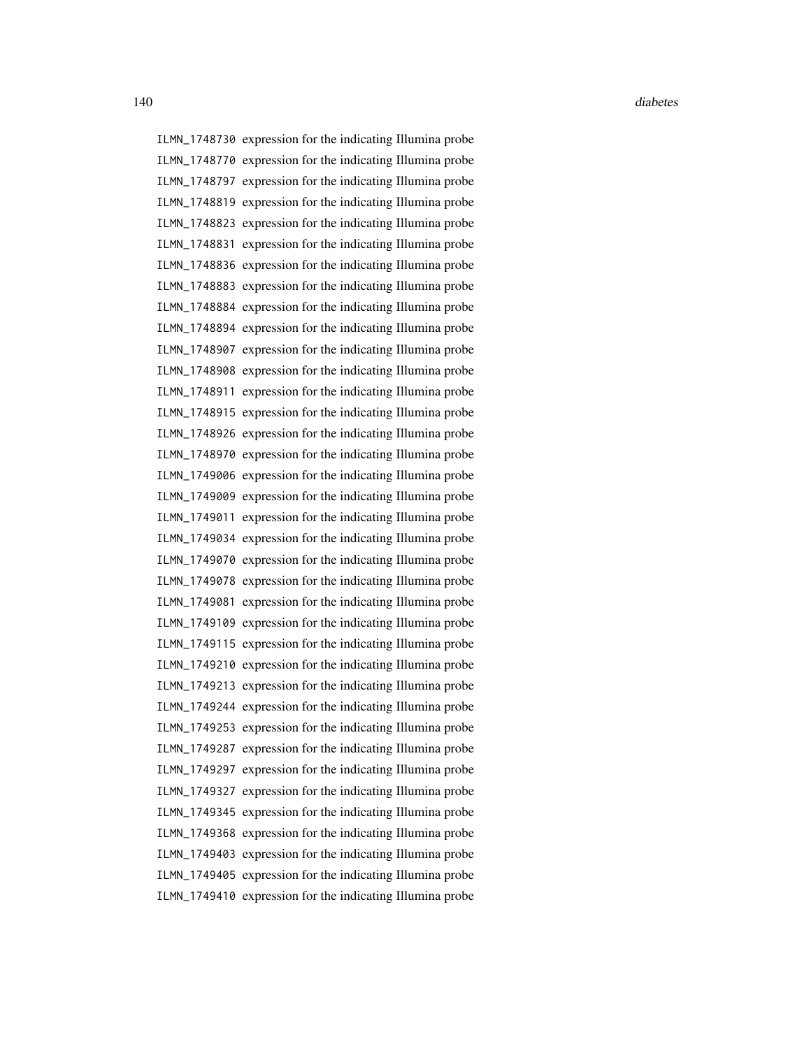ILMN_1748730 expression for the indicating Illumina probe
ILMN_1748770 expression for the indicating Illumina probe
ILMN_1748797 expression for the indicating Illumina probe
ILMN_1748819 expression for the indicating Illumina probe
ILMN_1748823 expression for the indicating Illumina probe
ILMN_1748831 expression for the indicating Illumina probe
ILMN_1748836 expression for the indicating Illumina probe
ILMN_1748883 expression for the indicating Illumina probe
ILMN_1748884 expression for the indicating Illumina probe
ILMN_1748894 expression for the indicating Illumina probe
ILMN_1748907 expression for the indicating Illumina probe
ILMN_1748908 expression for the indicating Illumina probe
ILMN_1748911 expression for the indicating Illumina probe
ILMN_1748915 expression for the indicating Illumina probe
ILMN_1748926 expression for the indicating Illumina probe
ILMN_1748970 expression for the indicating Illumina probe
ILMN_1749006 expression for the indicating Illumina probe
ILMN_1749009 expression for the indicating Illumina probe
ILMN_1749011 expression for the indicating Illumina probe
ILMN_1749034 expression for the indicating Illumina probe
ILMN_1749070 expression for the indicating Illumina probe
ILMN_1749078 expression for the indicating Illumina probe
ILMN_1749081 expression for the indicating Illumina probe
ILMN_1749109 expression for the indicating Illumina probe
ILMN_1749115 expression for the indicating Illumina probe
ILMN_1749210 expression for the indicating Illumina probe
ILMN_1749213 expression for the indicating Illumina probe
ILMN_1749244 expression for the indicating Illumina probe
ILMN_1749253 expression for the indicating Illumina probe
ILMN_1749287 expression for the indicating Illumina probe
ILMN_1749297 expression for the indicating Illumina probe
ILMN_1749327 expression for the indicating Illumina probe
ILMN_1749345 expression for the indicating Illumina probe
ILMN_1749368 expression for the indicating Illumina probe
ILMN_1749403 expression for the indicating Illumina probe
ILMN_1749405 expression for the indicating Illumina probe
ILMN_1749410 expression for the indicating Illumina probe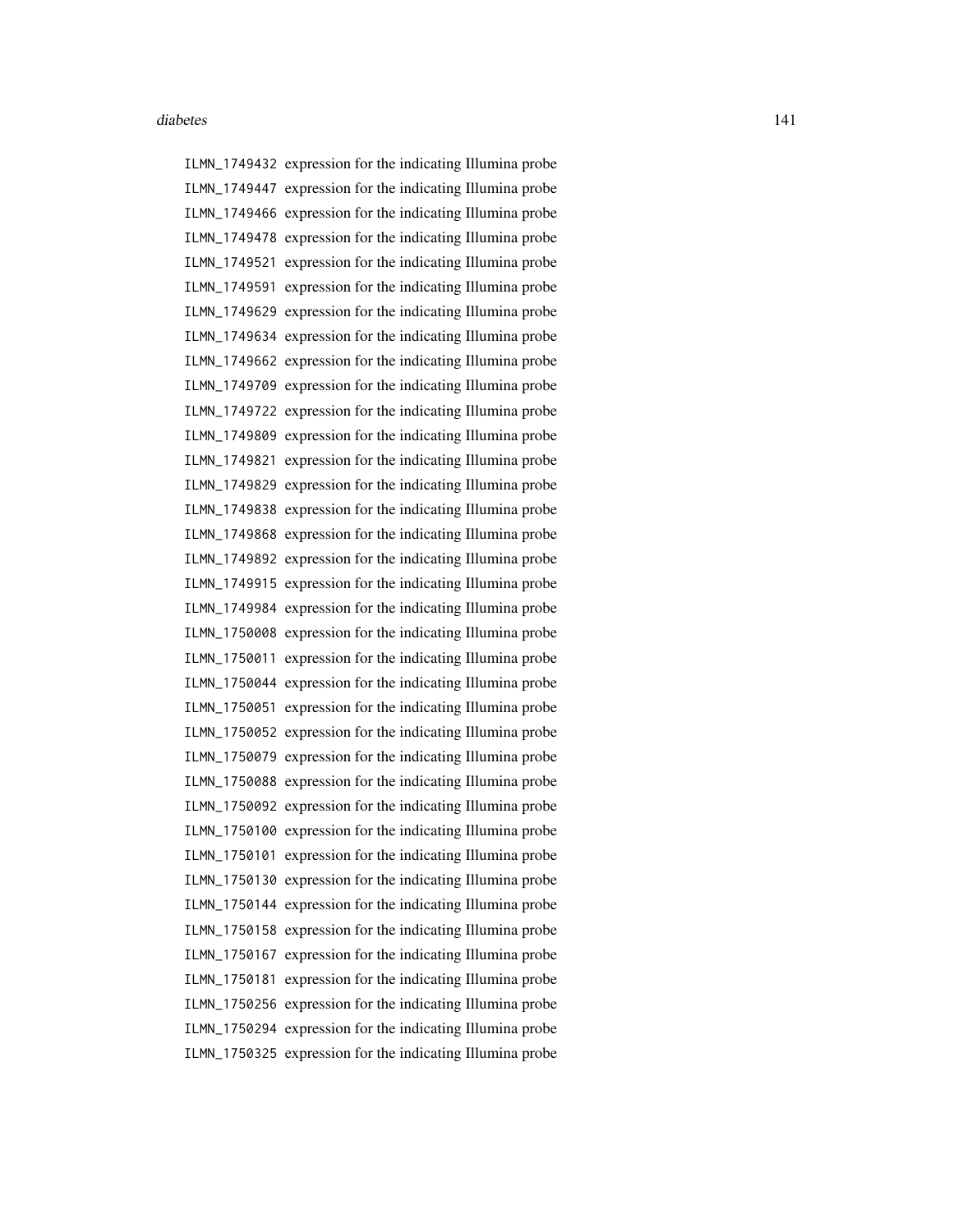| | |
|---|---|
| ILMN_1749432 | expression for the indicating Illumina probe |
| ILMN_1749447 | expression for the indicating Illumina probe |
| ILMN_1749466 | expression for the indicating Illumina probe |
| ILMN_1749478 | expression for the indicating Illumina probe |
| ILMN_1749521 | expression for the indicating Illumina probe |
| ILMN_1749591 | expression for the indicating Illumina probe |
| ILMN_1749629 | expression for the indicating Illumina probe |
| ILMN_1749634 | expression for the indicating Illumina probe |
| ILMN_1749662 | expression for the indicating Illumina probe |
| ILMN_1749709 | expression for the indicating Illumina probe |
| ILMN_1749722 | expression for the indicating Illumina probe |
| ILMN_1749809 | expression for the indicating Illumina probe |
| ILMN_1749821 | expression for the indicating Illumina probe |
| ILMN_1749829 | expression for the indicating Illumina probe |
| ILMN_1749838 | expression for the indicating Illumina probe |
| ILMN_1749868 | expression for the indicating Illumina probe |
| ILMN_1749892 | expression for the indicating Illumina probe |
| ILMN_1749915 | expression for the indicating Illumina probe |
| ILMN_1749984 | expression for the indicating Illumina probe |
| ILMN_1750008 | expression for the indicating Illumina probe |
| ILMN_1750011 | expression for the indicating Illumina probe |
| ILMN_1750044 | expression for the indicating Illumina probe |
| ILMN_1750051 | expression for the indicating Illumina probe |
| ILMN_1750052 | expression for the indicating Illumina probe |
| ILMN_1750079 | expression for the indicating Illumina probe |
| ILMN_1750088 | expression for the indicating Illumina probe |
| ILMN_1750092 | expression for the indicating Illumina probe |
| ILMN_1750100 | expression for the indicating Illumina probe |
| ILMN_1750101 | expression for the indicating Illumina probe |
| ILMN_1750130 | expression for the indicating Illumina probe |
| ILMN_1750144 | expression for the indicating Illumina probe |
| ILMN_1750158 | expression for the indicating Illumina probe |
| ILMN_1750167 | expression for the indicating Illumina probe |
| ILMN_1750181 | expression for the indicating Illumina probe |
| ILMN_1750256 | expression for the indicating Illumina probe |
| ILMN_1750294 | expression for the indicating Illumina probe |
| ILMN_1750325 | expression for the indicating Illumina probe |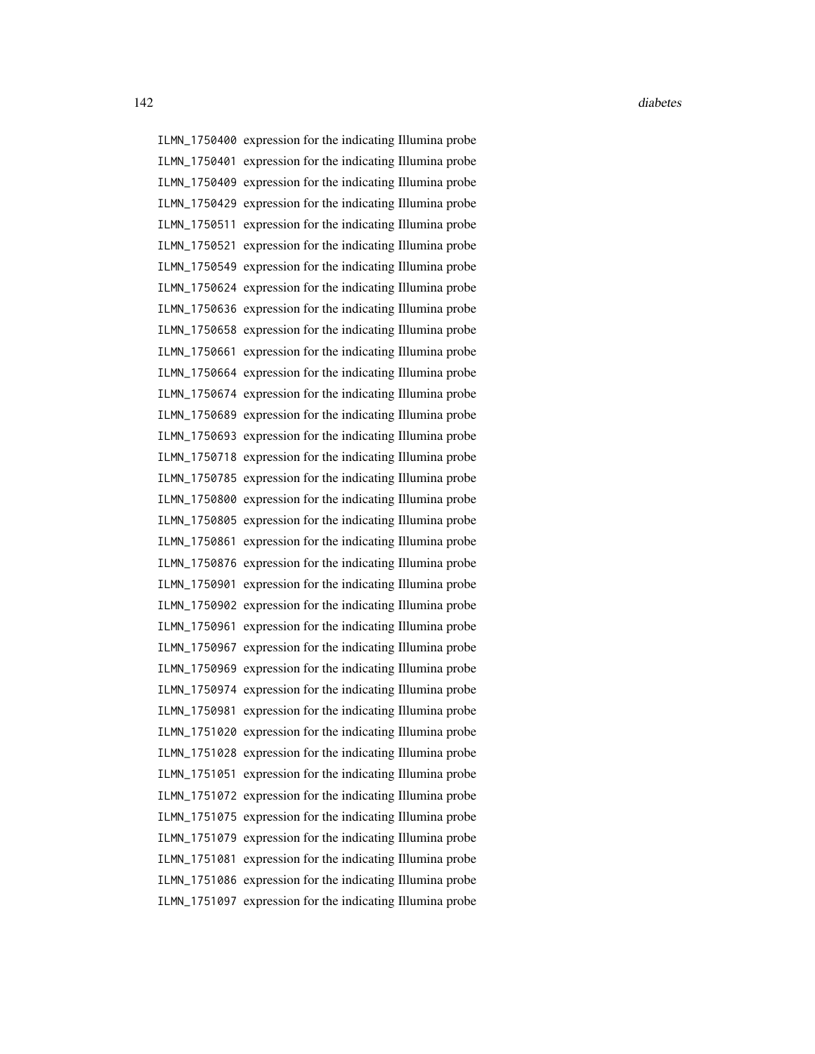ILMN_1750400 expression for the indicating Illumina probe
ILMN_1750401 expression for the indicating Illumina probe
ILMN_1750409 expression for the indicating Illumina probe
ILMN_1750429 expression for the indicating Illumina probe
ILMN_1750511 expression for the indicating Illumina probe
ILMN_1750521 expression for the indicating Illumina probe
ILMN_1750549 expression for the indicating Illumina probe
ILMN_1750624 expression for the indicating Illumina probe
ILMN_1750636 expression for the indicating Illumina probe
ILMN_1750658 expression for the indicating Illumina probe
ILMN_1750661 expression for the indicating Illumina probe
ILMN_1750664 expression for the indicating Illumina probe
ILMN_1750674 expression for the indicating Illumina probe
ILMN_1750689 expression for the indicating Illumina probe
ILMN_1750693 expression for the indicating Illumina probe
ILMN_1750718 expression for the indicating Illumina probe
ILMN_1750785 expression for the indicating Illumina probe
ILMN_1750800 expression for the indicating Illumina probe
ILMN_1750805 expression for the indicating Illumina probe
ILMN_1750861 expression for the indicating Illumina probe
ILMN_1750876 expression for the indicating Illumina probe
ILMN_1750901 expression for the indicating Illumina probe
ILMN_1750902 expression for the indicating Illumina probe
ILMN_1750961 expression for the indicating Illumina probe
ILMN_1750967 expression for the indicating Illumina probe
ILMN_1750969 expression for the indicating Illumina probe
ILMN_1750974 expression for the indicating Illumina probe
ILMN_1750981 expression for the indicating Illumina probe
ILMN_1751020 expression for the indicating Illumina probe
ILMN_1751028 expression for the indicating Illumina probe
ILMN_1751051 expression for the indicating Illumina probe
ILMN_1751072 expression for the indicating Illumina probe
ILMN_1751075 expression for the indicating Illumina probe
ILMN_1751079 expression for the indicating Illumina probe
ILMN_1751081 expression for the indicating Illumina probe
ILMN_1751086 expression for the indicating Illumina probe
ILMN_1751097 expression for the indicating Illumina probe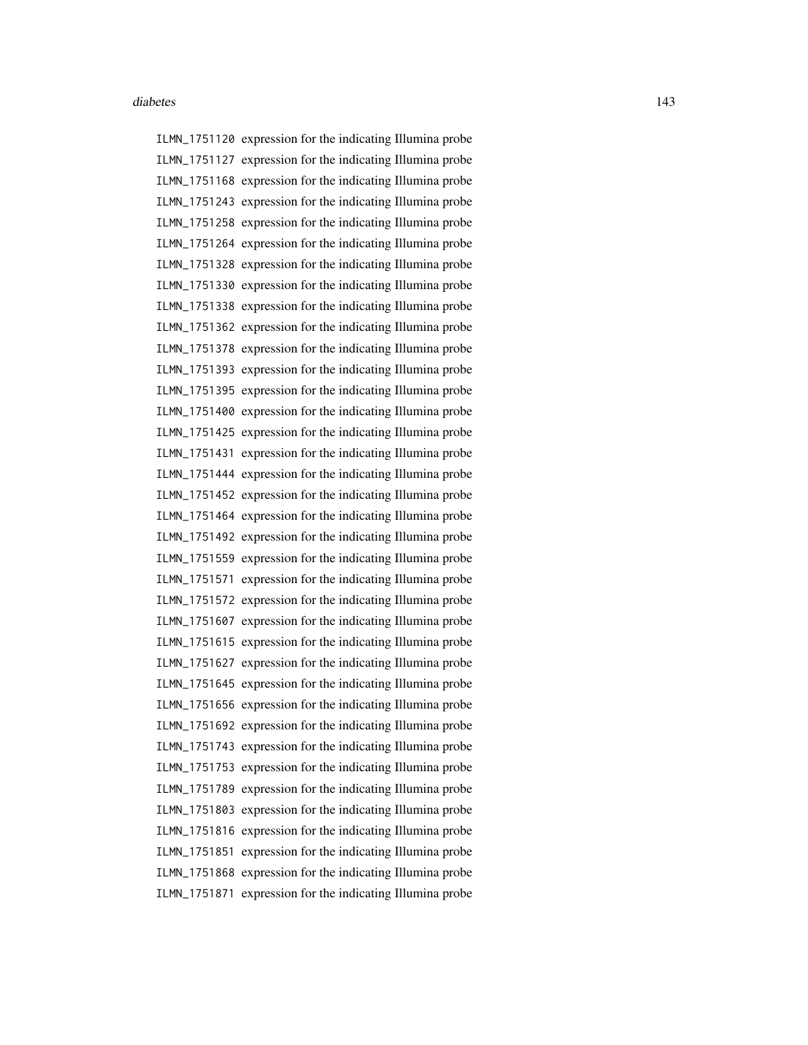| | |
|---|---|
| ILMN_1751120 | expression for the indicating Illumina probe |
| ILMN_1751127 | expression for the indicating Illumina probe |
| ILMN_1751168 | expression for the indicating Illumina probe |
| ILMN_1751243 | expression for the indicating Illumina probe |
| ILMN_1751258 | expression for the indicating Illumina probe |
| ILMN_1751264 | expression for the indicating Illumina probe |
| ILMN_1751328 | expression for the indicating Illumina probe |
| ILMN_1751330 | expression for the indicating Illumina probe |
| ILMN_1751338 | expression for the indicating Illumina probe |
| ILMN_1751362 | expression for the indicating Illumina probe |
| ILMN_1751378 | expression for the indicating Illumina probe |
| ILMN_1751393 | expression for the indicating Illumina probe |
| ILMN_1751395 | expression for the indicating Illumina probe |
| ILMN_1751400 | expression for the indicating Illumina probe |
| ILMN_1751425 | expression for the indicating Illumina probe |
| ILMN_1751431 | expression for the indicating Illumina probe |
| ILMN_1751444 | expression for the indicating Illumina probe |
| ILMN_1751452 | expression for the indicating Illumina probe |
| ILMN_1751464 | expression for the indicating Illumina probe |
| ILMN_1751492 | expression for the indicating Illumina probe |
| ILMN_1751559 | expression for the indicating Illumina probe |
| ILMN_1751571 | expression for the indicating Illumina probe |
| ILMN_1751572 | expression for the indicating Illumina probe |
| ILMN_1751607 | expression for the indicating Illumina probe |
| ILMN_1751615 | expression for the indicating Illumina probe |
| ILMN_1751627 | expression for the indicating Illumina probe |
| ILMN_1751645 | expression for the indicating Illumina probe |
| ILMN_1751656 | expression for the indicating Illumina probe |
| ILMN_1751692 | expression for the indicating Illumina probe |
| ILMN_1751743 | expression for the indicating Illumina probe |
| ILMN_1751753 | expression for the indicating Illumina probe |
| ILMN_1751789 | expression for the indicating Illumina probe |
| ILMN_1751803 | expression for the indicating Illumina probe |
| ILMN_1751816 | expression for the indicating Illumina probe |
| ILMN_1751851 | expression for the indicating Illumina probe |
| ILMN_1751868 | expression for the indicating Illumina probe |
| ILMN_1751871 | expression for the indicating Illumina probe |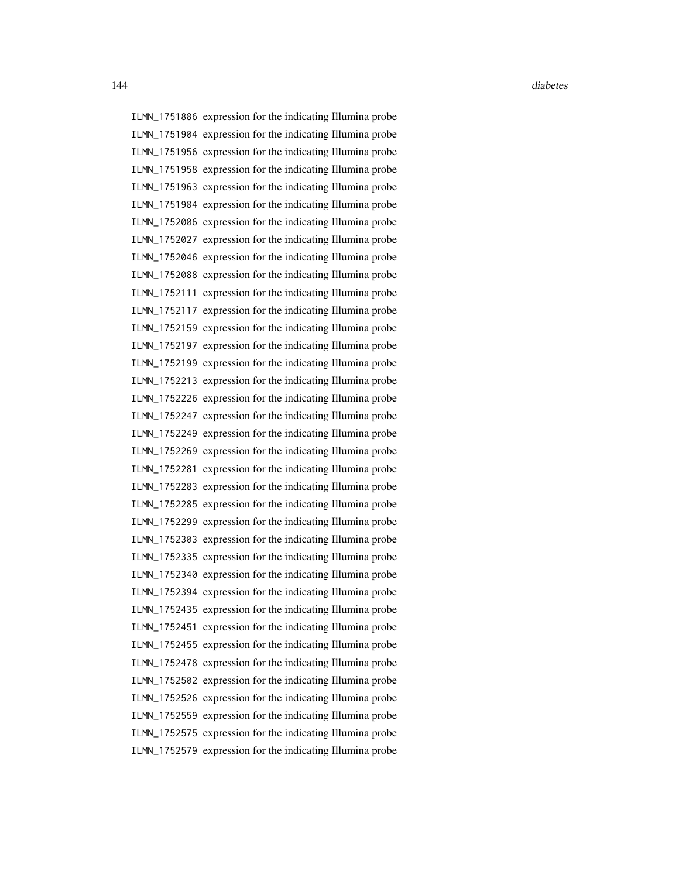ILMN_1751886 expression for the indicating Illumina probe
ILMN_1751904 expression for the indicating Illumina probe
ILMN_1751956 expression for the indicating Illumina probe
ILMN_1751958 expression for the indicating Illumina probe
ILMN_1751963 expression for the indicating Illumina probe
ILMN_1751984 expression for the indicating Illumina probe
ILMN_1752006 expression for the indicating Illumina probe
ILMN_1752027 expression for the indicating Illumina probe
ILMN_1752046 expression for the indicating Illumina probe
ILMN_1752088 expression for the indicating Illumina probe
ILMN_1752111 expression for the indicating Illumina probe
ILMN_1752117 expression for the indicating Illumina probe
ILMN_1752159 expression for the indicating Illumina probe
ILMN_1752197 expression for the indicating Illumina probe
ILMN_1752199 expression for the indicating Illumina probe
ILMN_1752213 expression for the indicating Illumina probe
ILMN_1752226 expression for the indicating Illumina probe
ILMN_1752247 expression for the indicating Illumina probe
ILMN_1752249 expression for the indicating Illumina probe
ILMN_1752269 expression for the indicating Illumina probe
ILMN_1752281 expression for the indicating Illumina probe
ILMN_1752283 expression for the indicating Illumina probe
ILMN_1752285 expression for the indicating Illumina probe
ILMN_1752299 expression for the indicating Illumina probe
ILMN_1752303 expression for the indicating Illumina probe
ILMN_1752335 expression for the indicating Illumina probe
ILMN_1752340 expression for the indicating Illumina probe
ILMN_1752394 expression for the indicating Illumina probe
ILMN_1752435 expression for the indicating Illumina probe
ILMN_1752451 expression for the indicating Illumina probe
ILMN_1752455 expression for the indicating Illumina probe
ILMN_1752478 expression for the indicating Illumina probe
ILMN_1752502 expression for the indicating Illumina probe
ILMN_1752526 expression for the indicating Illumina probe
ILMN_1752559 expression for the indicating Illumina probe
ILMN_1752575 expression for the indicating Illumina probe
ILMN_1752579 expression for the indicating Illumina probe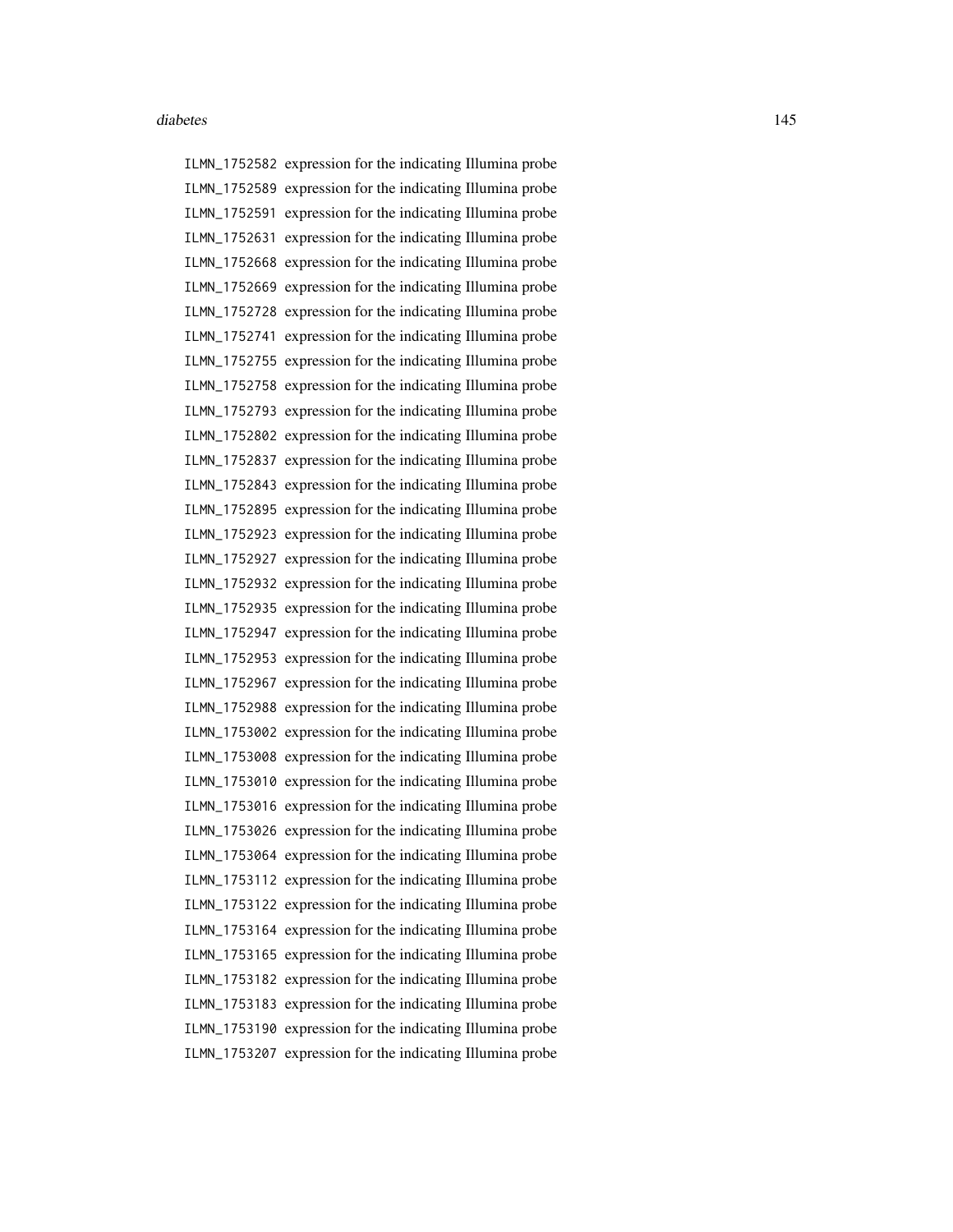ILMN_1752582 expression for the indicating Illumina probe
ILMN_1752589 expression for the indicating Illumina probe
ILMN_1752591 expression for the indicating Illumina probe
ILMN_1752631 expression for the indicating Illumina probe
ILMN_1752668 expression for the indicating Illumina probe
ILMN_1752669 expression for the indicating Illumina probe
ILMN_1752728 expression for the indicating Illumina probe
ILMN_1752741 expression for the indicating Illumina probe
ILMN_1752755 expression for the indicating Illumina probe
ILMN_1752758 expression for the indicating Illumina probe
ILMN_1752793 expression for the indicating Illumina probe
ILMN_1752802 expression for the indicating Illumina probe
ILMN_1752837 expression for the indicating Illumina probe
ILMN_1752843 expression for the indicating Illumina probe
ILMN_1752895 expression for the indicating Illumina probe
ILMN_1752923 expression for the indicating Illumina probe
ILMN_1752927 expression for the indicating Illumina probe
ILMN_1752932 expression for the indicating Illumina probe
ILMN_1752935 expression for the indicating Illumina probe
ILMN_1752947 expression for the indicating Illumina probe
ILMN_1752953 expression for the indicating Illumina probe
ILMN_1752967 expression for the indicating Illumina probe
ILMN_1752988 expression for the indicating Illumina probe
ILMN_1753002 expression for the indicating Illumina probe
ILMN_1753008 expression for the indicating Illumina probe
ILMN_1753010 expression for the indicating Illumina probe
ILMN_1753016 expression for the indicating Illumina probe
ILMN_1753026 expression for the indicating Illumina probe
ILMN_1753064 expression for the indicating Illumina probe
ILMN_1753112 expression for the indicating Illumina probe
ILMN_1753122 expression for the indicating Illumina probe
ILMN_1753164 expression for the indicating Illumina probe
ILMN_1753165 expression for the indicating Illumina probe
ILMN_1753182 expression for the indicating Illumina probe
ILMN_1753183 expression for the indicating Illumina probe
ILMN_1753190 expression for the indicating Illumina probe
ILMN_1753207 expression for the indicating Illumina probe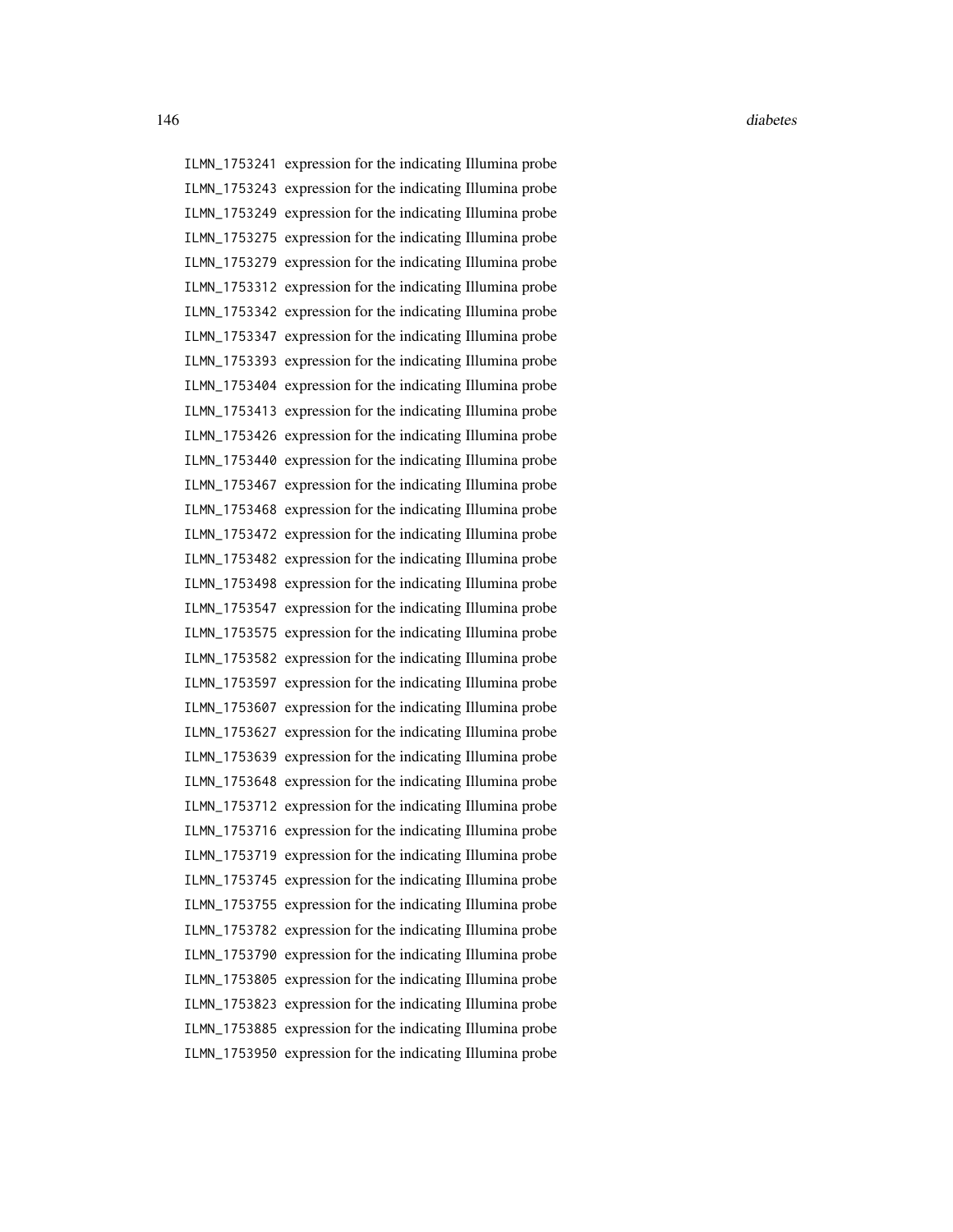| | |
|---|---|
| ILMN_1753241 | expression for the indicating Illumina probe |
| ILMN_1753243 | expression for the indicating Illumina probe |
| ILMN_1753249 | expression for the indicating Illumina probe |
| ILMN_1753275 | expression for the indicating Illumina probe |
| ILMN_1753279 | expression for the indicating Illumina probe |
| ILMN_1753312 | expression for the indicating Illumina probe |
| ILMN_1753342 | expression for the indicating Illumina probe |
| ILMN_1753347 | expression for the indicating Illumina probe |
| ILMN_1753393 | expression for the indicating Illumina probe |
| ILMN_1753404 | expression for the indicating Illumina probe |
| ILMN_1753413 | expression for the indicating Illumina probe |
| ILMN_1753426 | expression for the indicating Illumina probe |
| ILMN_1753440 | expression for the indicating Illumina probe |
| ILMN_1753467 | expression for the indicating Illumina probe |
| ILMN_1753468 | expression for the indicating Illumina probe |
| ILMN_1753472 | expression for the indicating Illumina probe |
| ILMN_1753482 | expression for the indicating Illumina probe |
| ILMN_1753498 | expression for the indicating Illumina probe |
| ILMN_1753547 | expression for the indicating Illumina probe |
| ILMN_1753575 | expression for the indicating Illumina probe |
| ILMN_1753582 | expression for the indicating Illumina probe |
| ILMN_1753597 | expression for the indicating Illumina probe |
| ILMN_1753607 | expression for the indicating Illumina probe |
| ILMN_1753627 | expression for the indicating Illumina probe |
| ILMN_1753639 | expression for the indicating Illumina probe |
| ILMN_1753648 | expression for the indicating Illumina probe |
| ILMN_1753712 | expression for the indicating Illumina probe |
| ILMN_1753716 | expression for the indicating Illumina probe |
| ILMN_1753719 | expression for the indicating Illumina probe |
| ILMN_1753745 | expression for the indicating Illumina probe |
| ILMN_1753755 | expression for the indicating Illumina probe |
| ILMN_1753782 | expression for the indicating Illumina probe |
| ILMN_1753790 | expression for the indicating Illumina probe |
| ILMN_1753805 | expression for the indicating Illumina probe |
| ILMN_1753823 | expression for the indicating Illumina probe |
| ILMN_1753885 | expression for the indicating Illumina probe |
| ILMN_1753950 | expression for the indicating Illumina probe |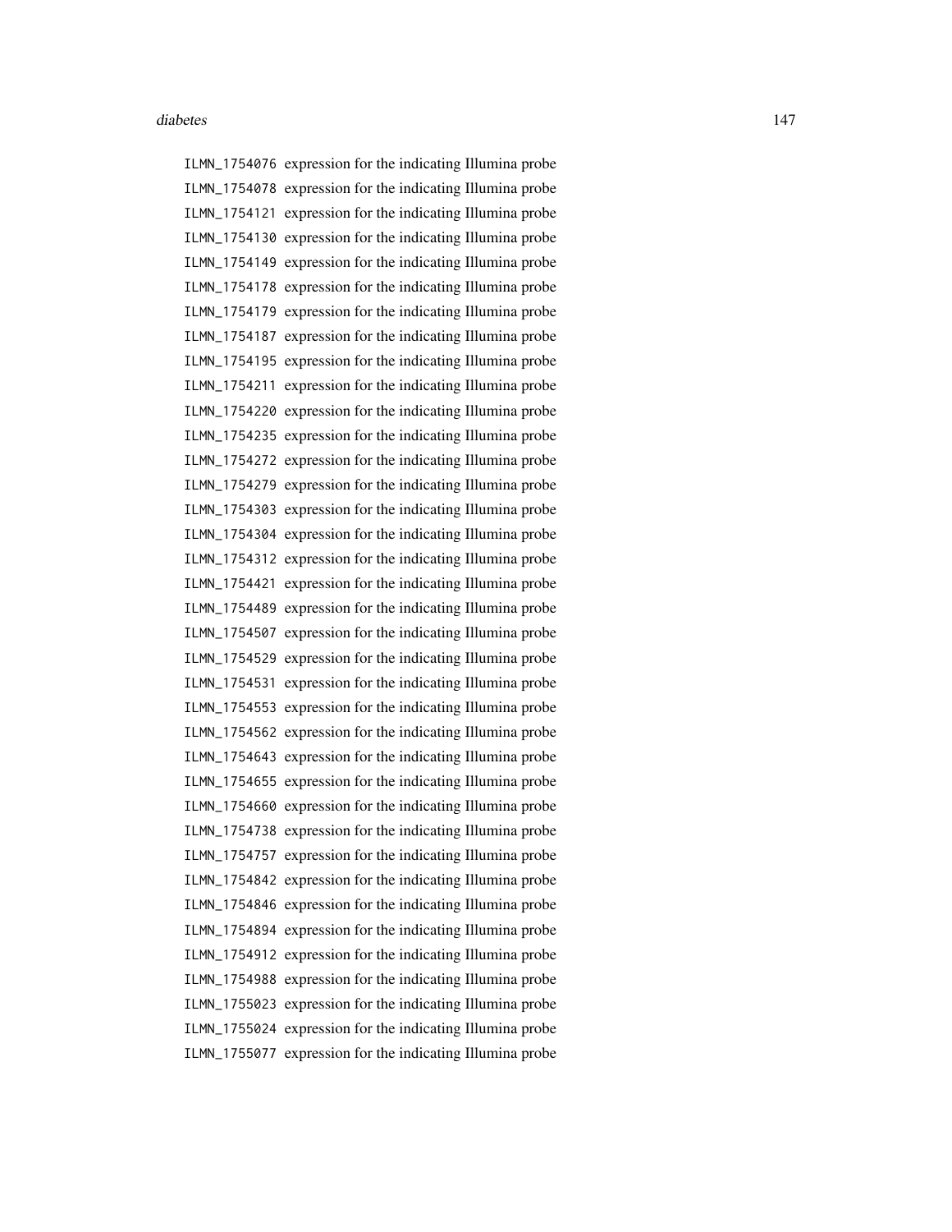ILMN_1754076 expression for the indicating Illumina probe
ILMN_1754078 expression for the indicating Illumina probe
ILMN_1754121 expression for the indicating Illumina probe
ILMN_1754130 expression for the indicating Illumina probe
ILMN_1754149 expression for the indicating Illumina probe
ILMN_1754178 expression for the indicating Illumina probe
ILMN_1754179 expression for the indicating Illumina probe
ILMN_1754187 expression for the indicating Illumina probe
ILMN_1754195 expression for the indicating Illumina probe
ILMN_1754211 expression for the indicating Illumina probe
ILMN_1754220 expression for the indicating Illumina probe
ILMN_1754235 expression for the indicating Illumina probe
ILMN_1754272 expression for the indicating Illumina probe
ILMN_1754279 expression for the indicating Illumina probe
ILMN_1754303 expression for the indicating Illumina probe
ILMN_1754304 expression for the indicating Illumina probe
ILMN_1754312 expression for the indicating Illumina probe
ILMN_1754421 expression for the indicating Illumina probe
ILMN_1754489 expression for the indicating Illumina probe
ILMN_1754507 expression for the indicating Illumina probe
ILMN_1754529 expression for the indicating Illumina probe
ILMN_1754531 expression for the indicating Illumina probe
ILMN_1754553 expression for the indicating Illumina probe
ILMN_1754562 expression for the indicating Illumina probe
ILMN_1754643 expression for the indicating Illumina probe
ILMN_1754655 expression for the indicating Illumina probe
ILMN_1754660 expression for the indicating Illumina probe
ILMN_1754738 expression for the indicating Illumina probe
ILMN_1754757 expression for the indicating Illumina probe
ILMN_1754842 expression for the indicating Illumina probe
ILMN_1754846 expression for the indicating Illumina probe
ILMN_1754894 expression for the indicating Illumina probe
ILMN_1754912 expression for the indicating Illumina probe
ILMN_1754988 expression for the indicating Illumina probe
ILMN_1755023 expression for the indicating Illumina probe
ILMN_1755024 expression for the indicating Illumina probe
ILMN_1755077 expression for the indicating Illumina probe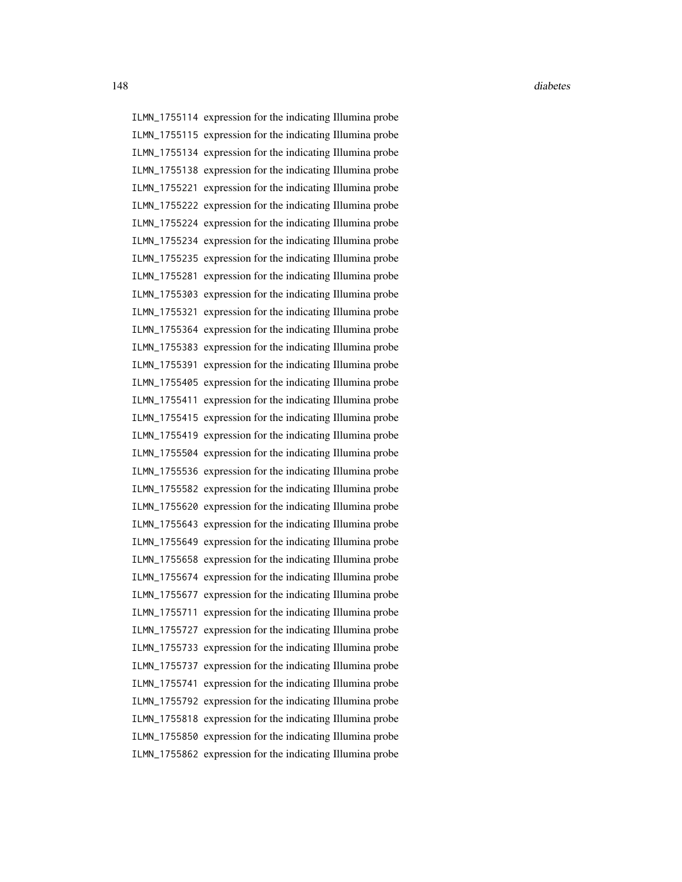ILMN_1755114 expression for the indicating Illumina probe
ILMN_1755115 expression for the indicating Illumina probe
ILMN_1755134 expression for the indicating Illumina probe
ILMN_1755138 expression for the indicating Illumina probe
ILMN_1755221 expression for the indicating Illumina probe
ILMN_1755222 expression for the indicating Illumina probe
ILMN_1755224 expression for the indicating Illumina probe
ILMN_1755234 expression for the indicating Illumina probe
ILMN_1755235 expression for the indicating Illumina probe
ILMN_1755281 expression for the indicating Illumina probe
ILMN_1755303 expression for the indicating Illumina probe
ILMN_1755321 expression for the indicating Illumina probe
ILMN_1755364 expression for the indicating Illumina probe
ILMN_1755383 expression for the indicating Illumina probe
ILMN_1755391 expression for the indicating Illumina probe
ILMN_1755405 expression for the indicating Illumina probe
ILMN_1755411 expression for the indicating Illumina probe
ILMN_1755415 expression for the indicating Illumina probe
ILMN_1755419 expression for the indicating Illumina probe
ILMN_1755504 expression for the indicating Illumina probe
ILMN_1755536 expression for the indicating Illumina probe
ILMN_1755582 expression for the indicating Illumina probe
ILMN_1755620 expression for the indicating Illumina probe
ILMN_1755643 expression for the indicating Illumina probe
ILMN_1755649 expression for the indicating Illumina probe
ILMN_1755658 expression for the indicating Illumina probe
ILMN_1755674 expression for the indicating Illumina probe
ILMN_1755677 expression for the indicating Illumina probe
ILMN_1755711 expression for the indicating Illumina probe
ILMN_1755727 expression for the indicating Illumina probe
ILMN_1755733 expression for the indicating Illumina probe
ILMN_1755737 expression for the indicating Illumina probe
ILMN_1755741 expression for the indicating Illumina probe
ILMN_1755792 expression for the indicating Illumina probe
ILMN_1755818 expression for the indicating Illumina probe
ILMN_1755850 expression for the indicating Illumina probe
ILMN_1755862 expression for the indicating Illumina probe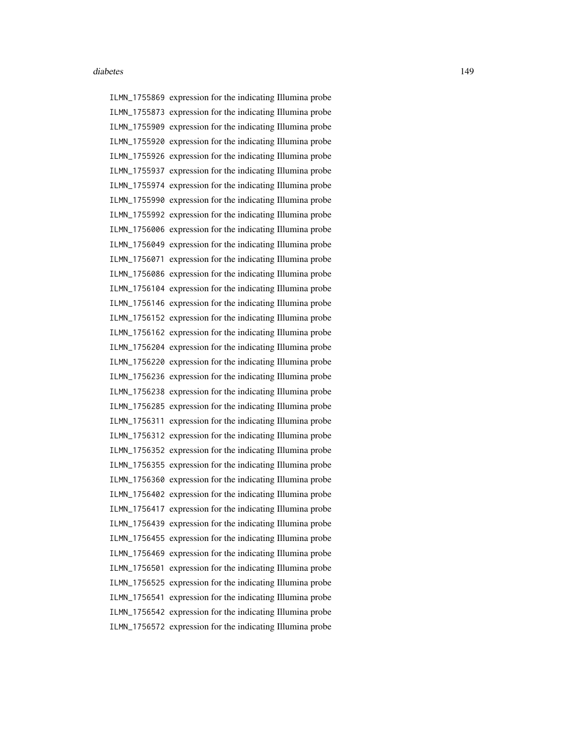ILMN_1755869 expression for the indicating Illumina probe
ILMN_1755873 expression for the indicating Illumina probe
ILMN_1755909 expression for the indicating Illumina probe
ILMN_1755920 expression for the indicating Illumina probe
ILMN_1755926 expression for the indicating Illumina probe
ILMN_1755937 expression for the indicating Illumina probe
ILMN_1755974 expression for the indicating Illumina probe
ILMN_1755990 expression for the indicating Illumina probe
ILMN_1755992 expression for the indicating Illumina probe
ILMN_1756006 expression for the indicating Illumina probe
ILMN_1756049 expression for the indicating Illumina probe
ILMN_1756071 expression for the indicating Illumina probe
ILMN_1756086 expression for the indicating Illumina probe
ILMN_1756104 expression for the indicating Illumina probe
ILMN_1756146 expression for the indicating Illumina probe
ILMN_1756152 expression for the indicating Illumina probe
ILMN_1756162 expression for the indicating Illumina probe
ILMN_1756204 expression for the indicating Illumina probe
ILMN_1756220 expression for the indicating Illumina probe
ILMN_1756236 expression for the indicating Illumina probe
ILMN_1756238 expression for the indicating Illumina probe
ILMN_1756285 expression for the indicating Illumina probe
ILMN_1756311 expression for the indicating Illumina probe
ILMN_1756312 expression for the indicating Illumina probe
ILMN_1756352 expression for the indicating Illumina probe
ILMN_1756355 expression for the indicating Illumina probe
ILMN_1756360 expression for the indicating Illumina probe
ILMN_1756402 expression for the indicating Illumina probe
ILMN_1756417 expression for the indicating Illumina probe
ILMN_1756439 expression for the indicating Illumina probe
ILMN_1756455 expression for the indicating Illumina probe
ILMN_1756469 expression for the indicating Illumina probe
ILMN_1756501 expression for the indicating Illumina probe
ILMN_1756525 expression for the indicating Illumina probe
ILMN_1756541 expression for the indicating Illumina probe
ILMN_1756542 expression for the indicating Illumina probe
ILMN_1756572 expression for the indicating Illumina probe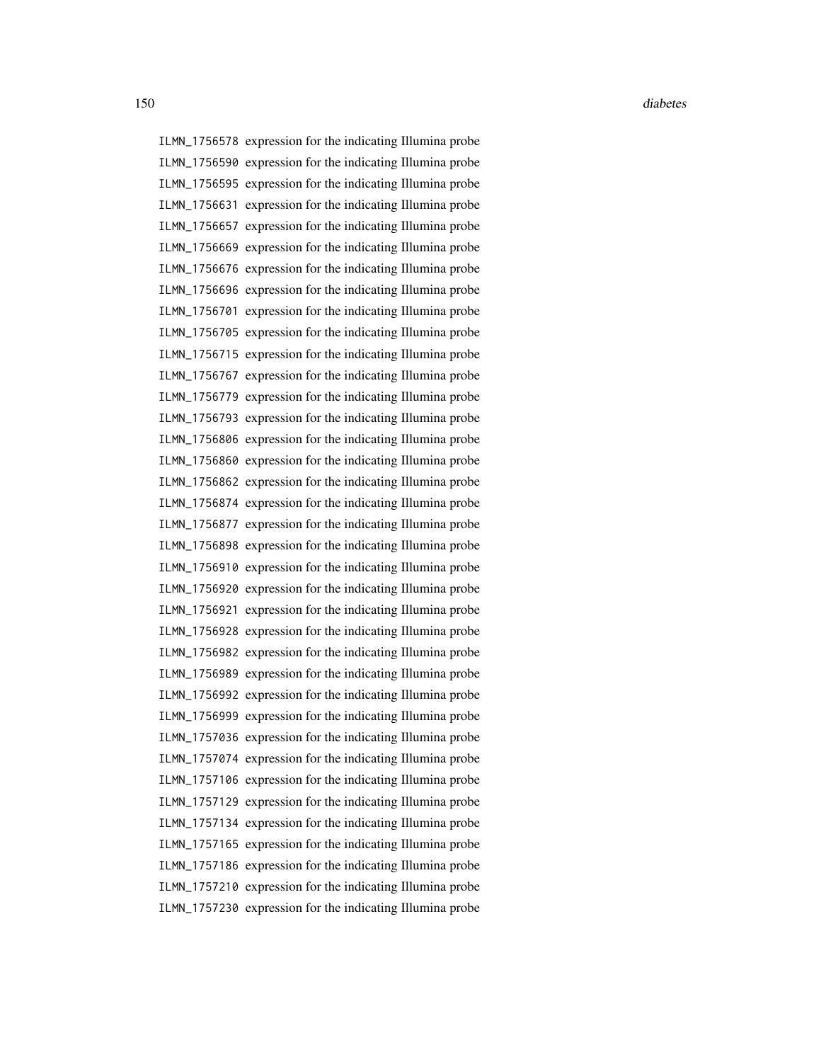ILMN_1756578 expression for the indicating Illumina probe
ILMN_1756590 expression for the indicating Illumina probe
ILMN_1756595 expression for the indicating Illumina probe
ILMN_1756631 expression for the indicating Illumina probe
ILMN_1756657 expression for the indicating Illumina probe
ILMN_1756669 expression for the indicating Illumina probe
ILMN_1756676 expression for the indicating Illumina probe
ILMN_1756696 expression for the indicating Illumina probe
ILMN_1756701 expression for the indicating Illumina probe
ILMN_1756705 expression for the indicating Illumina probe
ILMN_1756715 expression for the indicating Illumina probe
ILMN_1756767 expression for the indicating Illumina probe
ILMN_1756779 expression for the indicating Illumina probe
ILMN_1756793 expression for the indicating Illumina probe
ILMN_1756806 expression for the indicating Illumina probe
ILMN_1756860 expression for the indicating Illumina probe
ILMN_1756862 expression for the indicating Illumina probe
ILMN_1756874 expression for the indicating Illumina probe
ILMN_1756877 expression for the indicating Illumina probe
ILMN_1756898 expression for the indicating Illumina probe
ILMN_1756910 expression for the indicating Illumina probe
ILMN_1756920 expression for the indicating Illumina probe
ILMN_1756921 expression for the indicating Illumina probe
ILMN_1756928 expression for the indicating Illumina probe
ILMN_1756982 expression for the indicating Illumina probe
ILMN_1756989 expression for the indicating Illumina probe
ILMN_1756992 expression for the indicating Illumina probe
ILMN_1756999 expression for the indicating Illumina probe
ILMN_1757036 expression for the indicating Illumina probe
ILMN_1757074 expression for the indicating Illumina probe
ILMN_1757106 expression for the indicating Illumina probe
ILMN_1757129 expression for the indicating Illumina probe
ILMN_1757134 expression for the indicating Illumina probe
ILMN_1757165 expression for the indicating Illumina probe
ILMN_1757186 expression for the indicating Illumina probe
ILMN_1757210 expression for the indicating Illumina probe
ILMN_1757230 expression for the indicating Illumina probe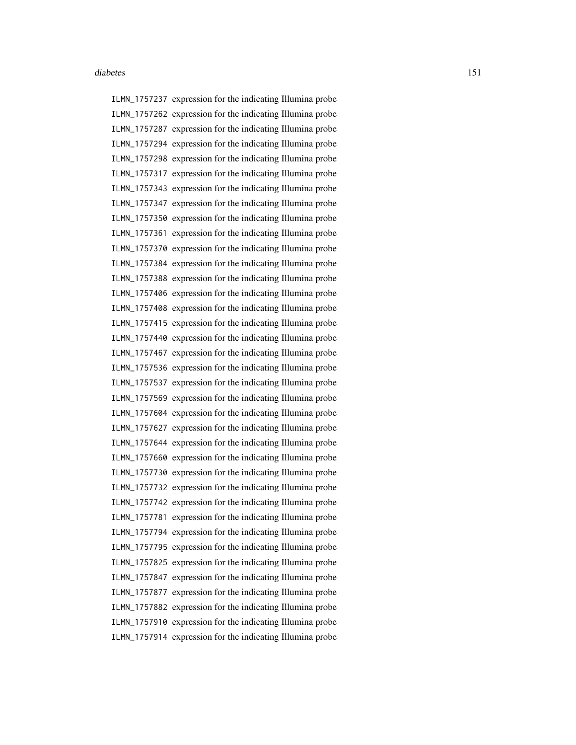ILMN_1757237 expression for the indicating Illumina probe
ILMN_1757262 expression for the indicating Illumina probe
ILMN_1757287 expression for the indicating Illumina probe
ILMN_1757294 expression for the indicating Illumina probe
ILMN_1757298 expression for the indicating Illumina probe
ILMN_1757317 expression for the indicating Illumina probe
ILMN_1757343 expression for the indicating Illumina probe
ILMN_1757347 expression for the indicating Illumina probe
ILMN_1757350 expression for the indicating Illumina probe
ILMN_1757361 expression for the indicating Illumina probe
ILMN_1757370 expression for the indicating Illumina probe
ILMN_1757384 expression for the indicating Illumina probe
ILMN_1757388 expression for the indicating Illumina probe
ILMN_1757406 expression for the indicating Illumina probe
ILMN_1757408 expression for the indicating Illumina probe
ILMN_1757415 expression for the indicating Illumina probe
ILMN_1757440 expression for the indicating Illumina probe
ILMN_1757467 expression for the indicating Illumina probe
ILMN_1757536 expression for the indicating Illumina probe
ILMN_1757537 expression for the indicating Illumina probe
ILMN_1757569 expression for the indicating Illumina probe
ILMN_1757604 expression for the indicating Illumina probe
ILMN_1757627 expression for the indicating Illumina probe
ILMN_1757644 expression for the indicating Illumina probe
ILMN_1757660 expression for the indicating Illumina probe
ILMN_1757730 expression for the indicating Illumina probe
ILMN_1757732 expression for the indicating Illumina probe
ILMN_1757742 expression for the indicating Illumina probe
ILMN_1757781 expression for the indicating Illumina probe
ILMN_1757794 expression for the indicating Illumina probe
ILMN_1757795 expression for the indicating Illumina probe
ILMN_1757825 expression for the indicating Illumina probe
ILMN_1757847 expression for the indicating Illumina probe
ILMN_1757877 expression for the indicating Illumina probe
ILMN_1757882 expression for the indicating Illumina probe
ILMN_1757910 expression for the indicating Illumina probe
ILMN_1757914 expression for the indicating Illumina probe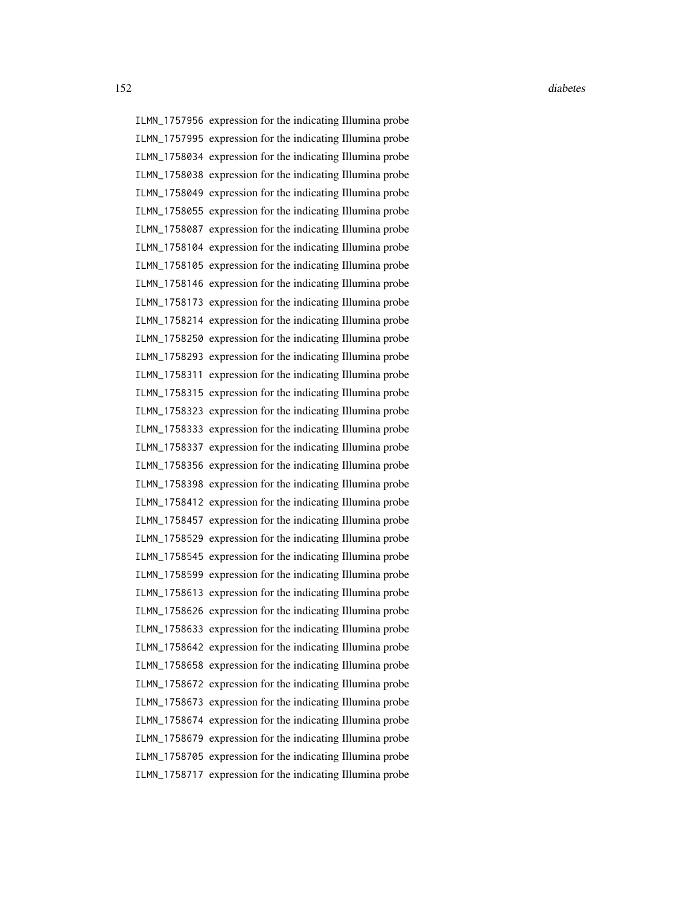ILMN_1757956 expression for the indicating Illumina probe
ILMN_1757995 expression for the indicating Illumina probe
ILMN_1758034 expression for the indicating Illumina probe
ILMN_1758038 expression for the indicating Illumina probe
ILMN_1758049 expression for the indicating Illumina probe
ILMN_1758055 expression for the indicating Illumina probe
ILMN_1758087 expression for the indicating Illumina probe
ILMN_1758104 expression for the indicating Illumina probe
ILMN_1758105 expression for the indicating Illumina probe
ILMN_1758146 expression for the indicating Illumina probe
ILMN_1758173 expression for the indicating Illumina probe
ILMN_1758214 expression for the indicating Illumina probe
ILMN_1758250 expression for the indicating Illumina probe
ILMN_1758293 expression for the indicating Illumina probe
ILMN_1758311 expression for the indicating Illumina probe
ILMN_1758315 expression for the indicating Illumina probe
ILMN_1758323 expression for the indicating Illumina probe
ILMN_1758333 expression for the indicating Illumina probe
ILMN_1758337 expression for the indicating Illumina probe
ILMN_1758356 expression for the indicating Illumina probe
ILMN_1758398 expression for the indicating Illumina probe
ILMN_1758412 expression for the indicating Illumina probe
ILMN_1758457 expression for the indicating Illumina probe
ILMN_1758529 expression for the indicating Illumina probe
ILMN_1758545 expression for the indicating Illumina probe
ILMN_1758599 expression for the indicating Illumina probe
ILMN_1758613 expression for the indicating Illumina probe
ILMN_1758626 expression for the indicating Illumina probe
ILMN_1758633 expression for the indicating Illumina probe
ILMN_1758642 expression for the indicating Illumina probe
ILMN_1758658 expression for the indicating Illumina probe
ILMN_1758672 expression for the indicating Illumina probe
ILMN_1758673 expression for the indicating Illumina probe
ILMN_1758674 expression for the indicating Illumina probe
ILMN_1758679 expression for the indicating Illumina probe
ILMN_1758705 expression for the indicating Illumina probe
ILMN_1758717 expression for the indicating Illumina probe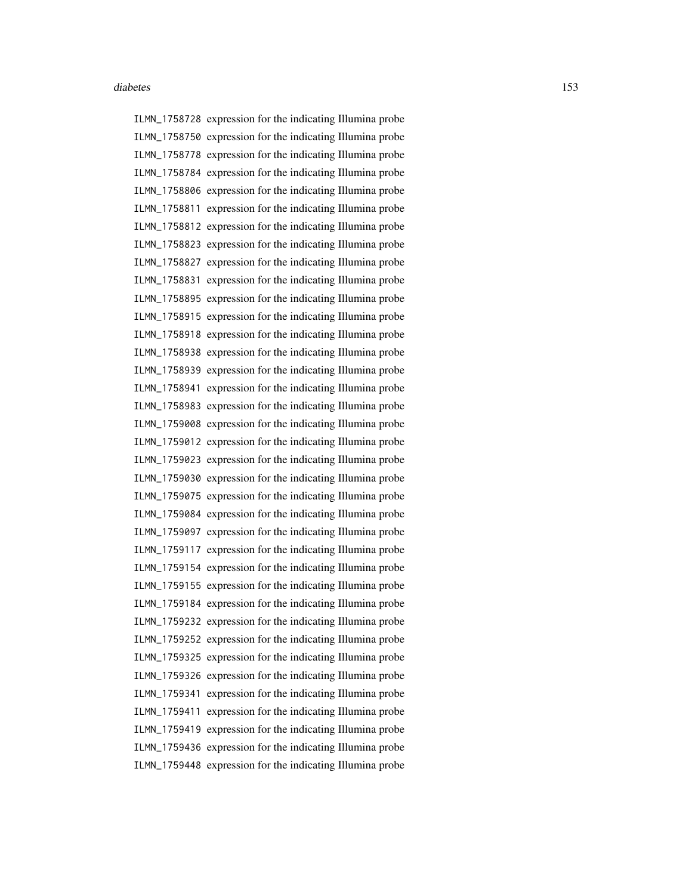ILMN_1758728 expression for the indicating Illumina probe
ILMN_1758750 expression for the indicating Illumina probe
ILMN_1758778 expression for the indicating Illumina probe
ILMN_1758784 expression for the indicating Illumina probe
ILMN_1758806 expression for the indicating Illumina probe
ILMN_1758811 expression for the indicating Illumina probe
ILMN_1758812 expression for the indicating Illumina probe
ILMN_1758823 expression for the indicating Illumina probe
ILMN_1758827 expression for the indicating Illumina probe
ILMN_1758831 expression for the indicating Illumina probe
ILMN_1758895 expression for the indicating Illumina probe
ILMN_1758915 expression for the indicating Illumina probe
ILMN_1758918 expression for the indicating Illumina probe
ILMN_1758938 expression for the indicating Illumina probe
ILMN_1758939 expression for the indicating Illumina probe
ILMN_1758941 expression for the indicating Illumina probe
ILMN_1758983 expression for the indicating Illumina probe
ILMN_1759008 expression for the indicating Illumina probe
ILMN_1759012 expression for the indicating Illumina probe
ILMN_1759023 expression for the indicating Illumina probe
ILMN_1759030 expression for the indicating Illumina probe
ILMN_1759075 expression for the indicating Illumina probe
ILMN_1759084 expression for the indicating Illumina probe
ILMN_1759097 expression for the indicating Illumina probe
ILMN_1759117 expression for the indicating Illumina probe
ILMN_1759154 expression for the indicating Illumina probe
ILMN_1759155 expression for the indicating Illumina probe
ILMN_1759184 expression for the indicating Illumina probe
ILMN_1759232 expression for the indicating Illumina probe
ILMN_1759252 expression for the indicating Illumina probe
ILMN_1759325 expression for the indicating Illumina probe
ILMN_1759326 expression for the indicating Illumina probe
ILMN_1759341 expression for the indicating Illumina probe
ILMN_1759411 expression for the indicating Illumina probe
ILMN_1759419 expression for the indicating Illumina probe
ILMN_1759436 expression for the indicating Illumina probe
ILMN_1759448 expression for the indicating Illumina probe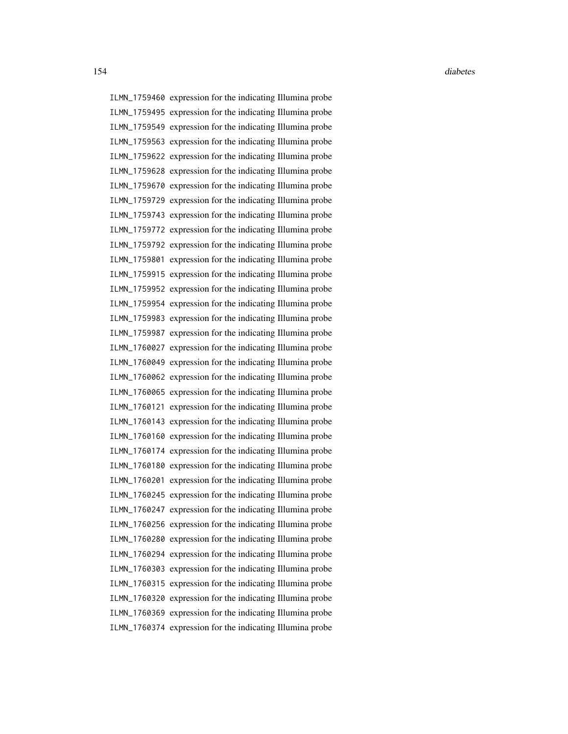| | |
|---|---|
| ILMN_1759460 | expression for the indicating Illumina probe |
| ILMN_1759495 | expression for the indicating Illumina probe |
| ILMN_1759549 | expression for the indicating Illumina probe |
| ILMN_1759563 | expression for the indicating Illumina probe |
| ILMN_1759622 | expression for the indicating Illumina probe |
| ILMN_1759628 | expression for the indicating Illumina probe |
| ILMN_1759670 | expression for the indicating Illumina probe |
| ILMN_1759729 | expression for the indicating Illumina probe |
| ILMN_1759743 | expression for the indicating Illumina probe |
| ILMN_1759772 | expression for the indicating Illumina probe |
| ILMN_1759792 | expression for the indicating Illumina probe |
| ILMN_1759801 | expression for the indicating Illumina probe |
| ILMN_1759915 | expression for the indicating Illumina probe |
| ILMN_1759952 | expression for the indicating Illumina probe |
| ILMN_1759954 | expression for the indicating Illumina probe |
| ILMN_1759983 | expression for the indicating Illumina probe |
| ILMN_1759987 | expression for the indicating Illumina probe |
| ILMN_1760027 | expression for the indicating Illumina probe |
| ILMN_1760049 | expression for the indicating Illumina probe |
| ILMN_1760062 | expression for the indicating Illumina probe |
| ILMN_1760065 | expression for the indicating Illumina probe |
| ILMN_1760121 | expression for the indicating Illumina probe |
| ILMN_1760143 | expression for the indicating Illumina probe |
| ILMN_1760160 | expression for the indicating Illumina probe |
| ILMN_1760174 | expression for the indicating Illumina probe |
| ILMN_1760180 | expression for the indicating Illumina probe |
| ILMN_1760201 | expression for the indicating Illumina probe |
| ILMN_1760245 | expression for the indicating Illumina probe |
| ILMN_1760247 | expression for the indicating Illumina probe |
| ILMN_1760256 | expression for the indicating Illumina probe |
| ILMN_1760280 | expression for the indicating Illumina probe |
| ILMN_1760294 | expression for the indicating Illumina probe |
| ILMN_1760303 | expression for the indicating Illumina probe |
| ILMN_1760315 | expression for the indicating Illumina probe |
| ILMN_1760320 | expression for the indicating Illumina probe |
| ILMN_1760369 | expression for the indicating Illumina probe |
| ILMN_1760374 | expression for the indicating Illumina probe |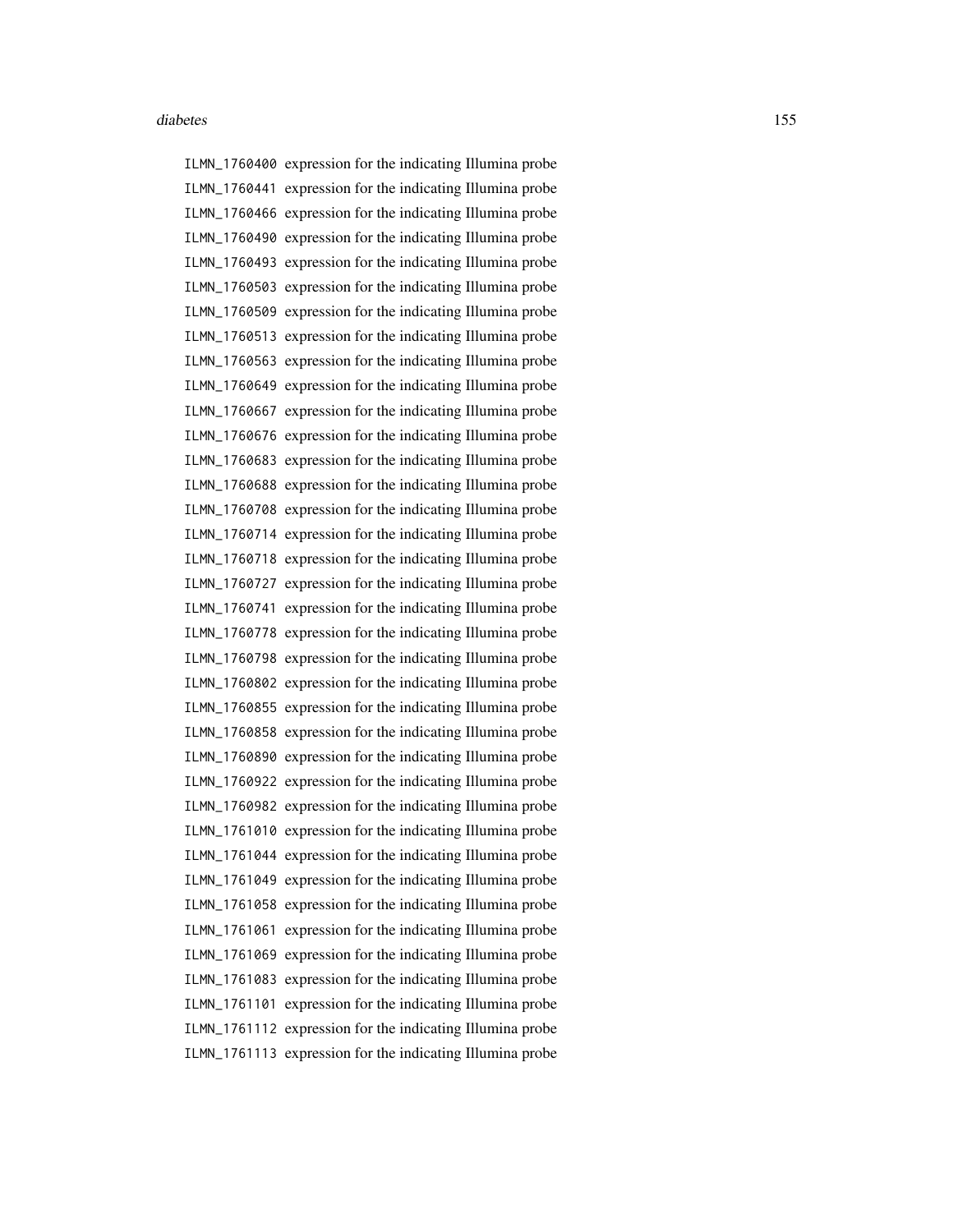ILMN_1760400 expression for the indicating Illumina probe
ILMN_1760441 expression for the indicating Illumina probe
ILMN_1760466 expression for the indicating Illumina probe
ILMN_1760490 expression for the indicating Illumina probe
ILMN_1760493 expression for the indicating Illumina probe
ILMN_1760503 expression for the indicating Illumina probe
ILMN_1760509 expression for the indicating Illumina probe
ILMN_1760513 expression for the indicating Illumina probe
ILMN_1760563 expression for the indicating Illumina probe
ILMN_1760649 expression for the indicating Illumina probe
ILMN_1760667 expression for the indicating Illumina probe
ILMN_1760676 expression for the indicating Illumina probe
ILMN_1760683 expression for the indicating Illumina probe
ILMN_1760688 expression for the indicating Illumina probe
ILMN_1760708 expression for the indicating Illumina probe
ILMN_1760714 expression for the indicating Illumina probe
ILMN_1760718 expression for the indicating Illumina probe
ILMN_1760727 expression for the indicating Illumina probe
ILMN_1760741 expression for the indicating Illumina probe
ILMN_1760778 expression for the indicating Illumina probe
ILMN_1760798 expression for the indicating Illumina probe
ILMN_1760802 expression for the indicating Illumina probe
ILMN_1760855 expression for the indicating Illumina probe
ILMN_1760858 expression for the indicating Illumina probe
ILMN_1760890 expression for the indicating Illumina probe
ILMN_1760922 expression for the indicating Illumina probe
ILMN_1760982 expression for the indicating Illumina probe
ILMN_1761010 expression for the indicating Illumina probe
ILMN_1761044 expression for the indicating Illumina probe
ILMN_1761049 expression for the indicating Illumina probe
ILMN_1761058 expression for the indicating Illumina probe
ILMN_1761061 expression for the indicating Illumina probe
ILMN_1761069 expression for the indicating Illumina probe
ILMN_1761083 expression for the indicating Illumina probe
ILMN_1761101 expression for the indicating Illumina probe
ILMN_1761112 expression for the indicating Illumina probe
ILMN_1761113 expression for the indicating Illumina probe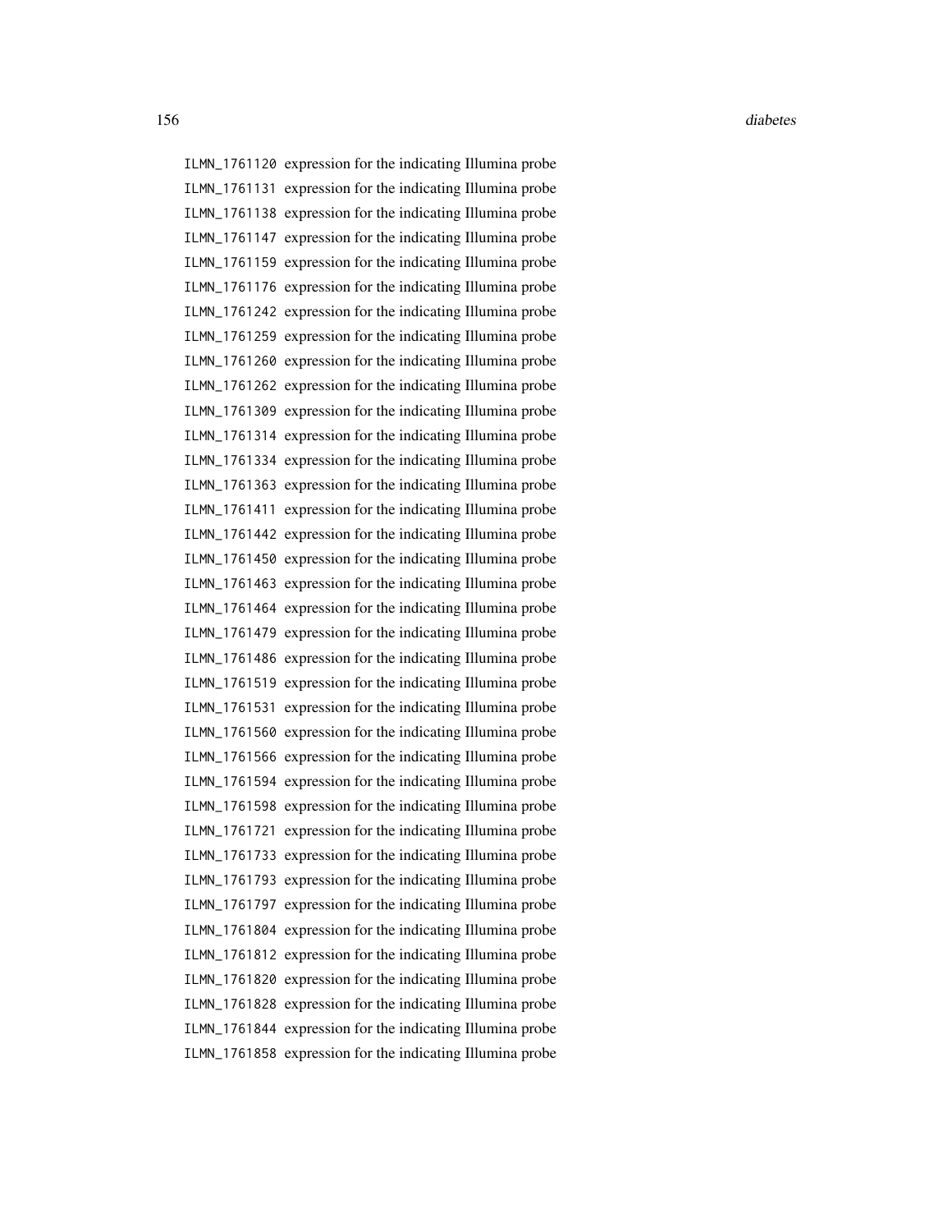ILMN_1761120 expression for the indicating Illumina probe
ILMN_1761131 expression for the indicating Illumina probe
ILMN_1761138 expression for the indicating Illumina probe
ILMN_1761147 expression for the indicating Illumina probe
ILMN_1761159 expression for the indicating Illumina probe
ILMN_1761176 expression for the indicating Illumina probe
ILMN_1761242 expression for the indicating Illumina probe
ILMN_1761259 expression for the indicating Illumina probe
ILMN_1761260 expression for the indicating Illumina probe
ILMN_1761262 expression for the indicating Illumina probe
ILMN_1761309 expression for the indicating Illumina probe
ILMN_1761314 expression for the indicating Illumina probe
ILMN_1761334 expression for the indicating Illumina probe
ILMN_1761363 expression for the indicating Illumina probe
ILMN_1761411 expression for the indicating Illumina probe
ILMN_1761442 expression for the indicating Illumina probe
ILMN_1761450 expression for the indicating Illumina probe
ILMN_1761463 expression for the indicating Illumina probe
ILMN_1761464 expression for the indicating Illumina probe
ILMN_1761479 expression for the indicating Illumina probe
ILMN_1761486 expression for the indicating Illumina probe
ILMN_1761519 expression for the indicating Illumina probe
ILMN_1761531 expression for the indicating Illumina probe
ILMN_1761560 expression for the indicating Illumina probe
ILMN_1761566 expression for the indicating Illumina probe
ILMN_1761594 expression for the indicating Illumina probe
ILMN_1761598 expression for the indicating Illumina probe
ILMN_1761721 expression for the indicating Illumina probe
ILMN_1761733 expression for the indicating Illumina probe
ILMN_1761793 expression for the indicating Illumina probe
ILMN_1761797 expression for the indicating Illumina probe
ILMN_1761804 expression for the indicating Illumina probe
ILMN_1761812 expression for the indicating Illumina probe
ILMN_1761820 expression for the indicating Illumina probe
ILMN_1761828 expression for the indicating Illumina probe
ILMN_1761844 expression for the indicating Illumina probe
ILMN_1761858 expression for the indicating Illumina probe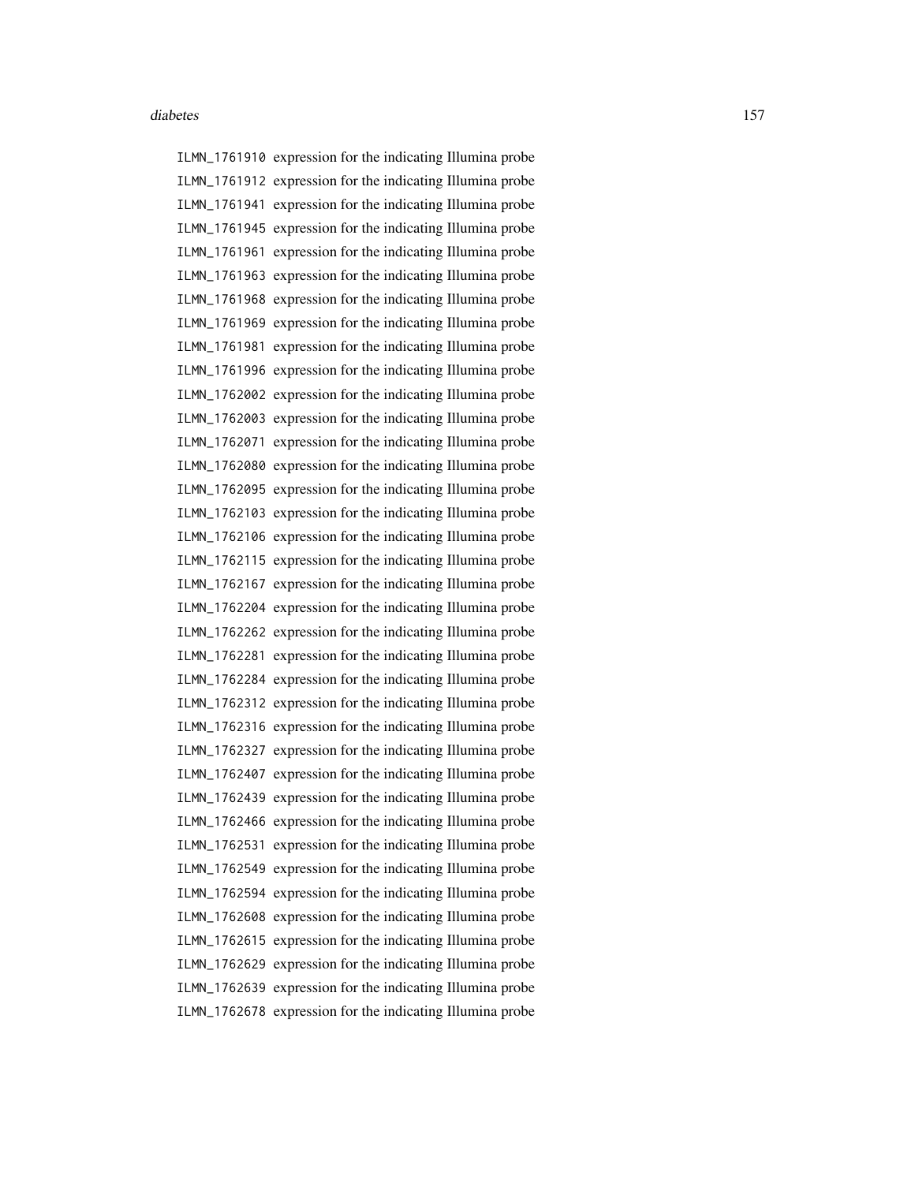ILMN_1761910 expression for the indicating Illumina probe
ILMN_1761912 expression for the indicating Illumina probe
ILMN_1761941 expression for the indicating Illumina probe
ILMN_1761945 expression for the indicating Illumina probe
ILMN_1761961 expression for the indicating Illumina probe
ILMN_1761963 expression for the indicating Illumina probe
ILMN_1761968 expression for the indicating Illumina probe
ILMN_1761969 expression for the indicating Illumina probe
ILMN_1761981 expression for the indicating Illumina probe
ILMN_1761996 expression for the indicating Illumina probe
ILMN_1762002 expression for the indicating Illumina probe
ILMN_1762003 expression for the indicating Illumina probe
ILMN_1762071 expression for the indicating Illumina probe
ILMN_1762080 expression for the indicating Illumina probe
ILMN_1762095 expression for the indicating Illumina probe
ILMN_1762103 expression for the indicating Illumina probe
ILMN_1762106 expression for the indicating Illumina probe
ILMN_1762115 expression for the indicating Illumina probe
ILMN_1762167 expression for the indicating Illumina probe
ILMN_1762204 expression for the indicating Illumina probe
ILMN_1762262 expression for the indicating Illumina probe
ILMN_1762281 expression for the indicating Illumina probe
ILMN_1762284 expression for the indicating Illumina probe
ILMN_1762312 expression for the indicating Illumina probe
ILMN_1762316 expression for the indicating Illumina probe
ILMN_1762327 expression for the indicating Illumina probe
ILMN_1762407 expression for the indicating Illumina probe
ILMN_1762439 expression for the indicating Illumina probe
ILMN_1762466 expression for the indicating Illumina probe
ILMN_1762531 expression for the indicating Illumina probe
ILMN_1762549 expression for the indicating Illumina probe
ILMN_1762594 expression for the indicating Illumina probe
ILMN_1762608 expression for the indicating Illumina probe
ILMN_1762615 expression for the indicating Illumina probe
ILMN_1762629 expression for the indicating Illumina probe
ILMN_1762639 expression for the indicating Illumina probe
ILMN_1762678 expression for the indicating Illumina probe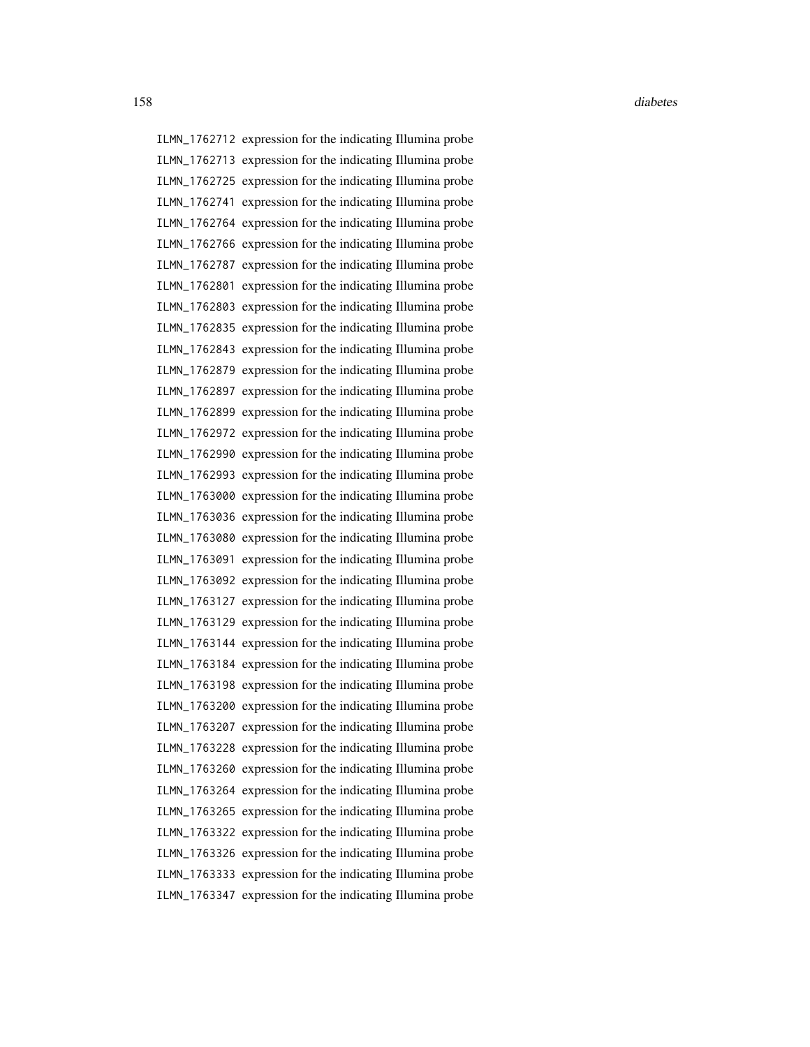ILMN_1762712 expression for the indicating Illumina probe
ILMN_1762713 expression for the indicating Illumina probe
ILMN_1762725 expression for the indicating Illumina probe
ILMN_1762741 expression for the indicating Illumina probe
ILMN_1762764 expression for the indicating Illumina probe
ILMN_1762766 expression for the indicating Illumina probe
ILMN_1762787 expression for the indicating Illumina probe
ILMN_1762801 expression for the indicating Illumina probe
ILMN_1762803 expression for the indicating Illumina probe
ILMN_1762835 expression for the indicating Illumina probe
ILMN_1762843 expression for the indicating Illumina probe
ILMN_1762879 expression for the indicating Illumina probe
ILMN_1762897 expression for the indicating Illumina probe
ILMN_1762899 expression for the indicating Illumina probe
ILMN_1762972 expression for the indicating Illumina probe
ILMN_1762990 expression for the indicating Illumina probe
ILMN_1762993 expression for the indicating Illumina probe
ILMN_1763000 expression for the indicating Illumina probe
ILMN_1763036 expression for the indicating Illumina probe
ILMN_1763080 expression for the indicating Illumina probe
ILMN_1763091 expression for the indicating Illumina probe
ILMN_1763092 expression for the indicating Illumina probe
ILMN_1763127 expression for the indicating Illumina probe
ILMN_1763129 expression for the indicating Illumina probe
ILMN_1763144 expression for the indicating Illumina probe
ILMN_1763184 expression for the indicating Illumina probe
ILMN_1763198 expression for the indicating Illumina probe
ILMN_1763200 expression for the indicating Illumina probe
ILMN_1763207 expression for the indicating Illumina probe
ILMN_1763228 expression for the indicating Illumina probe
ILMN_1763260 expression for the indicating Illumina probe
ILMN_1763264 expression for the indicating Illumina probe
ILMN_1763265 expression for the indicating Illumina probe
ILMN_1763322 expression for the indicating Illumina probe
ILMN_1763326 expression for the indicating Illumina probe
ILMN_1763333 expression for the indicating Illumina probe
ILMN_1763347 expression for the indicating Illumina probe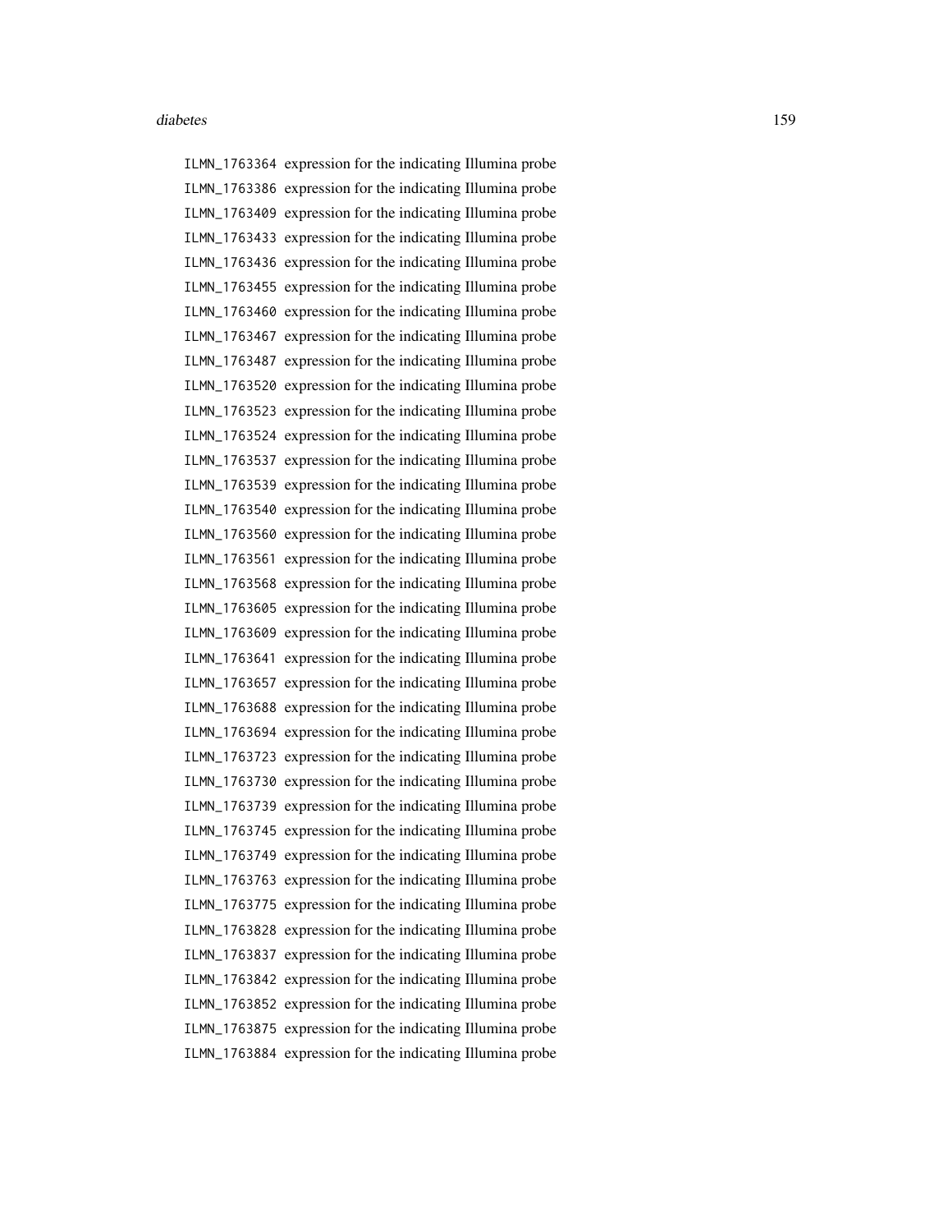ILMN_1763364 expression for the indicating Illumina probe
ILMN_1763386 expression for the indicating Illumina probe
ILMN_1763409 expression for the indicating Illumina probe
ILMN_1763433 expression for the indicating Illumina probe
ILMN_1763436 expression for the indicating Illumina probe
ILMN_1763455 expression for the indicating Illumina probe
ILMN_1763460 expression for the indicating Illumina probe
ILMN_1763467 expression for the indicating Illumina probe
ILMN_1763487 expression for the indicating Illumina probe
ILMN_1763520 expression for the indicating Illumina probe
ILMN_1763523 expression for the indicating Illumina probe
ILMN_1763524 expression for the indicating Illumina probe
ILMN_1763537 expression for the indicating Illumina probe
ILMN_1763539 expression for the indicating Illumina probe
ILMN_1763540 expression for the indicating Illumina probe
ILMN_1763560 expression for the indicating Illumina probe
ILMN_1763561 expression for the indicating Illumina probe
ILMN_1763568 expression for the indicating Illumina probe
ILMN_1763605 expression for the indicating Illumina probe
ILMN_1763609 expression for the indicating Illumina probe
ILMN_1763641 expression for the indicating Illumina probe
ILMN_1763657 expression for the indicating Illumina probe
ILMN_1763688 expression for the indicating Illumina probe
ILMN_1763694 expression for the indicating Illumina probe
ILMN_1763723 expression for the indicating Illumina probe
ILMN_1763730 expression for the indicating Illumina probe
ILMN_1763739 expression for the indicating Illumina probe
ILMN_1763745 expression for the indicating Illumina probe
ILMN_1763749 expression for the indicating Illumina probe
ILMN_1763763 expression for the indicating Illumina probe
ILMN_1763775 expression for the indicating Illumina probe
ILMN_1763828 expression for the indicating Illumina probe
ILMN_1763837 expression for the indicating Illumina probe
ILMN_1763842 expression for the indicating Illumina probe
ILMN_1763852 expression for the indicating Illumina probe
ILMN_1763875 expression for the indicating Illumina probe
ILMN_1763884 expression for the indicating Illumina probe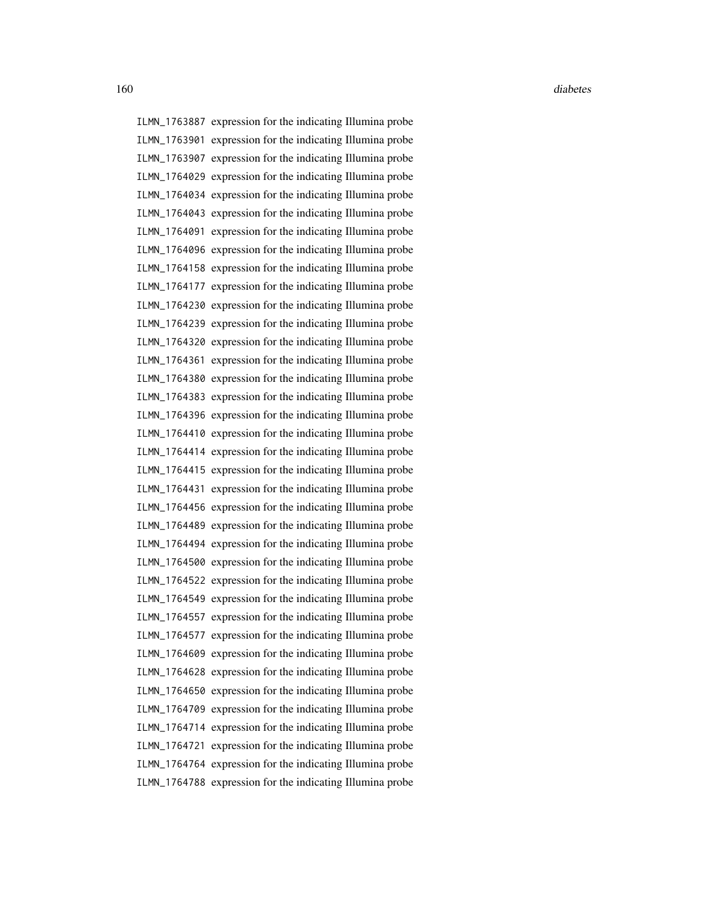ILMN_1763887 expression for the indicating Illumina probe
ILMN_1763901 expression for the indicating Illumina probe
ILMN_1763907 expression for the indicating Illumina probe
ILMN_1764029 expression for the indicating Illumina probe
ILMN_1764034 expression for the indicating Illumina probe
ILMN_1764043 expression for the indicating Illumina probe
ILMN_1764091 expression for the indicating Illumina probe
ILMN_1764096 expression for the indicating Illumina probe
ILMN_1764158 expression for the indicating Illumina probe
ILMN_1764177 expression for the indicating Illumina probe
ILMN_1764230 expression for the indicating Illumina probe
ILMN_1764239 expression for the indicating Illumina probe
ILMN_1764320 expression for the indicating Illumina probe
ILMN_1764361 expression for the indicating Illumina probe
ILMN_1764380 expression for the indicating Illumina probe
ILMN_1764383 expression for the indicating Illumina probe
ILMN_1764396 expression for the indicating Illumina probe
ILMN_1764410 expression for the indicating Illumina probe
ILMN_1764414 expression for the indicating Illumina probe
ILMN_1764415 expression for the indicating Illumina probe
ILMN_1764431 expression for the indicating Illumina probe
ILMN_1764456 expression for the indicating Illumina probe
ILMN_1764489 expression for the indicating Illumina probe
ILMN_1764494 expression for the indicating Illumina probe
ILMN_1764500 expression for the indicating Illumina probe
ILMN_1764522 expression for the indicating Illumina probe
ILMN_1764549 expression for the indicating Illumina probe
ILMN_1764557 expression for the indicating Illumina probe
ILMN_1764577 expression for the indicating Illumina probe
ILMN_1764609 expression for the indicating Illumina probe
ILMN_1764628 expression for the indicating Illumina probe
ILMN_1764650 expression for the indicating Illumina probe
ILMN_1764709 expression for the indicating Illumina probe
ILMN_1764714 expression for the indicating Illumina probe
ILMN_1764721 expression for the indicating Illumina probe
ILMN_1764764 expression for the indicating Illumina probe
ILMN_1764788 expression for the indicating Illumina probe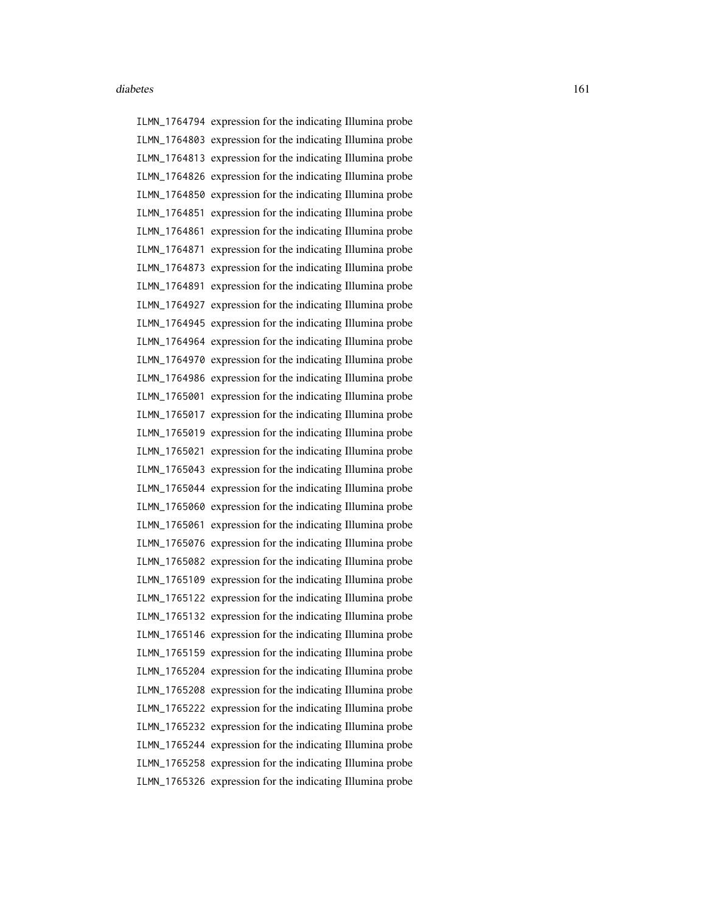| | |
|---|---|
| `ILMN_1764794` | expression for the indicating Illumina probe |
| `ILMN_1764803` | expression for the indicating Illumina probe |
| `ILMN_1764813` | expression for the indicating Illumina probe |
| `ILMN_1764826` | expression for the indicating Illumina probe |
| `ILMN_1764850` | expression for the indicating Illumina probe |
| `ILMN_1764851` | expression for the indicating Illumina probe |
| `ILMN_1764861` | expression for the indicating Illumina probe |
| `ILMN_1764871` | expression for the indicating Illumina probe |
| `ILMN_1764873` | expression for the indicating Illumina probe |
| `ILMN_1764891` | expression for the indicating Illumina probe |
| `ILMN_1764927` | expression for the indicating Illumina probe |
| `ILMN_1764945` | expression for the indicating Illumina probe |
| `ILMN_1764964` | expression for the indicating Illumina probe |
| `ILMN_1764970` | expression for the indicating Illumina probe |
| `ILMN_1764986` | expression for the indicating Illumina probe |
| `ILMN_1765001` | expression for the indicating Illumina probe |
| `ILMN_1765017` | expression for the indicating Illumina probe |
| `ILMN_1765019` | expression for the indicating Illumina probe |
| `ILMN_1765021` | expression for the indicating Illumina probe |
| `ILMN_1765043` | expression for the indicating Illumina probe |
| `ILMN_1765044` | expression for the indicating Illumina probe |
| `ILMN_1765060` | expression for the indicating Illumina probe |
| `ILMN_1765061` | expression for the indicating Illumina probe |
| `ILMN_1765076` | expression for the indicating Illumina probe |
| `ILMN_1765082` | expression for the indicating Illumina probe |
| `ILMN_1765109` | expression for the indicating Illumina probe |
| `ILMN_1765122` | expression for the indicating Illumina probe |
| `ILMN_1765132` | expression for the indicating Illumina probe |
| `ILMN_1765146` | expression for the indicating Illumina probe |
| `ILMN_1765159` | expression for the indicating Illumina probe |
| `ILMN_1765204` | expression for the indicating Illumina probe |
| `ILMN_1765208` | expression for the indicating Illumina probe |
| `ILMN_1765222` | expression for the indicating Illumina probe |
| `ILMN_1765232` | expression for the indicating Illumina probe |
| `ILMN_1765244` | expression for the indicating Illumina probe |
| `ILMN_1765258` | expression for the indicating Illumina probe |
| `ILMN_1765326` | expression for the indicating Illumina probe |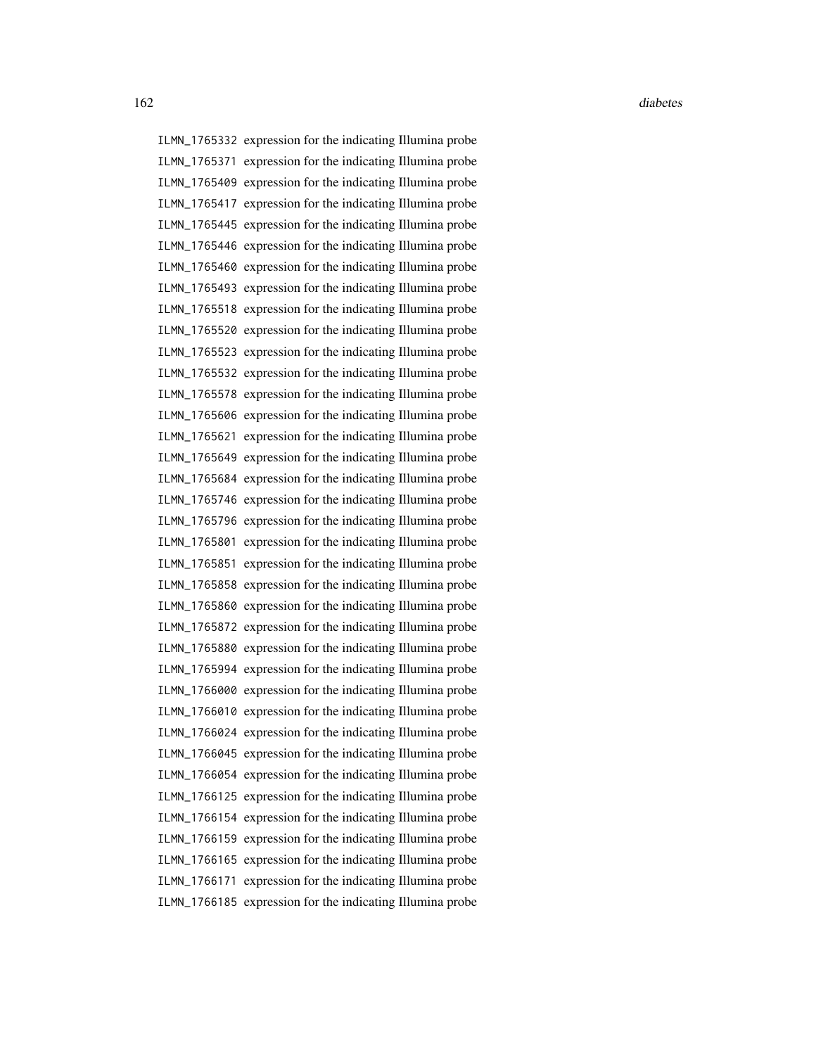| | |
|---|---|
| ILMN_1765332 | expression for the indicating Illumina probe |
| ILMN_1765371 | expression for the indicating Illumina probe |
| ILMN_1765409 | expression for the indicating Illumina probe |
| ILMN_1765417 | expression for the indicating Illumina probe |
| ILMN_1765445 | expression for the indicating Illumina probe |
| ILMN_1765446 | expression for the indicating Illumina probe |
| ILMN_1765460 | expression for the indicating Illumina probe |
| ILMN_1765493 | expression for the indicating Illumina probe |
| ILMN_1765518 | expression for the indicating Illumina probe |
| ILMN_1765520 | expression for the indicating Illumina probe |
| ILMN_1765523 | expression for the indicating Illumina probe |
| ILMN_1765532 | expression for the indicating Illumina probe |
| ILMN_1765578 | expression for the indicating Illumina probe |
| ILMN_1765606 | expression for the indicating Illumina probe |
| ILMN_1765621 | expression for the indicating Illumina probe |
| ILMN_1765649 | expression for the indicating Illumina probe |
| ILMN_1765684 | expression for the indicating Illumina probe |
| ILMN_1765746 | expression for the indicating Illumina probe |
| ILMN_1765796 | expression for the indicating Illumina probe |
| ILMN_1765801 | expression for the indicating Illumina probe |
| ILMN_1765851 | expression for the indicating Illumina probe |
| ILMN_1765858 | expression for the indicating Illumina probe |
| ILMN_1765860 | expression for the indicating Illumina probe |
| ILMN_1765872 | expression for the indicating Illumina probe |
| ILMN_1765880 | expression for the indicating Illumina probe |
| ILMN_1765994 | expression for the indicating Illumina probe |
| ILMN_1766000 | expression for the indicating Illumina probe |
| ILMN_1766010 | expression for the indicating Illumina probe |
| ILMN_1766024 | expression for the indicating Illumina probe |
| ILMN_1766045 | expression for the indicating Illumina probe |
| ILMN_1766054 | expression for the indicating Illumina probe |
| ILMN_1766125 | expression for the indicating Illumina probe |
| ILMN_1766154 | expression for the indicating Illumina probe |
| ILMN_1766159 | expression for the indicating Illumina probe |
| ILMN_1766165 | expression for the indicating Illumina probe |
| ILMN_1766171 | expression for the indicating Illumina probe |
| ILMN_1766185 | expression for the indicating Illumina probe |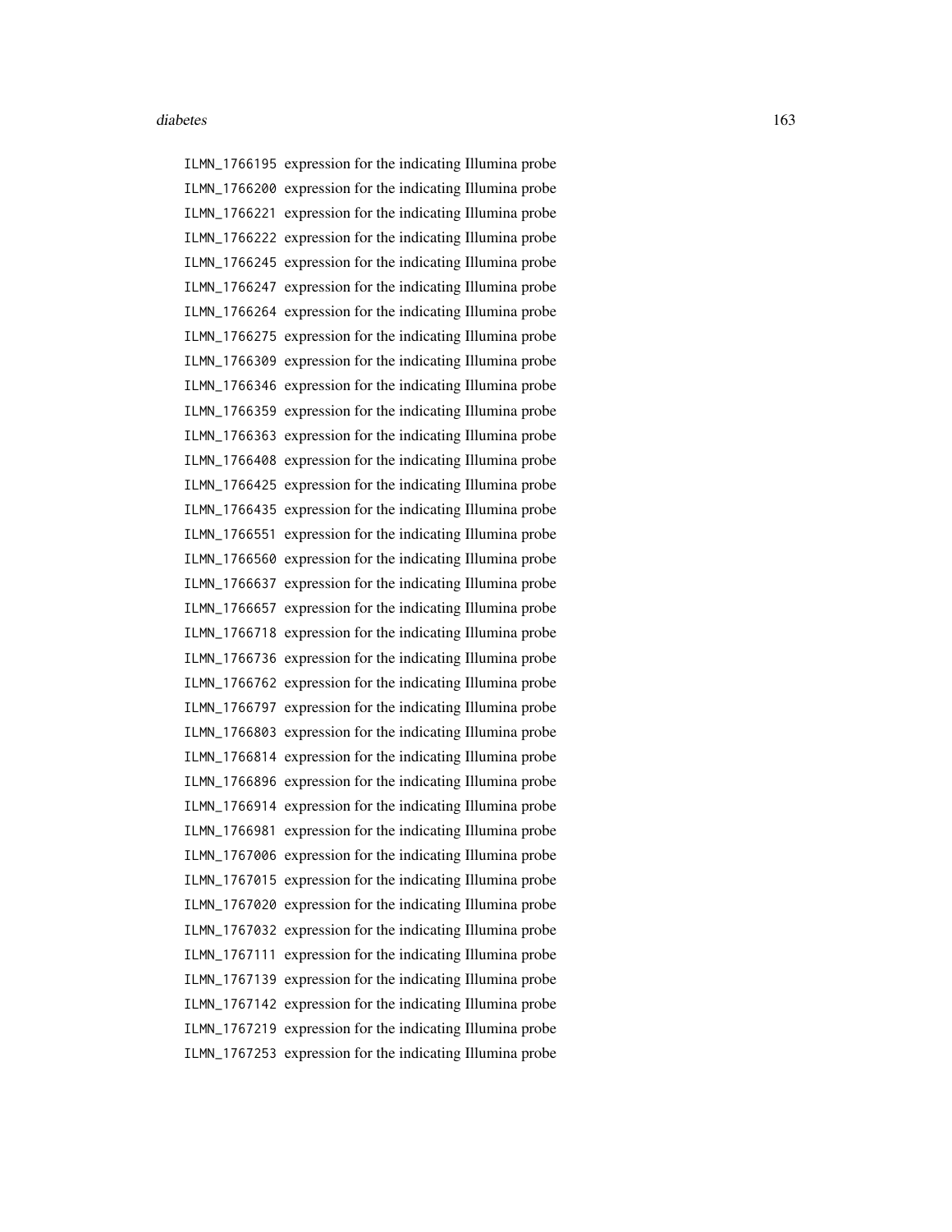| | |
|---|---|
| `ILMN_1766195` | expression for the indicating Illumina probe |
| `ILMN_1766200` | expression for the indicating Illumina probe |
| `ILMN_1766221` | expression for the indicating Illumina probe |
| `ILMN_1766222` | expression for the indicating Illumina probe |
| `ILMN_1766245` | expression for the indicating Illumina probe |
| `ILMN_1766247` | expression for the indicating Illumina probe |
| `ILMN_1766264` | expression for the indicating Illumina probe |
| `ILMN_1766275` | expression for the indicating Illumina probe |
| `ILMN_1766309` | expression for the indicating Illumina probe |
| `ILMN_1766346` | expression for the indicating Illumina probe |
| `ILMN_1766359` | expression for the indicating Illumina probe |
| `ILMN_1766363` | expression for the indicating Illumina probe |
| `ILMN_1766408` | expression for the indicating Illumina probe |
| `ILMN_1766425` | expression for the indicating Illumina probe |
| `ILMN_1766435` | expression for the indicating Illumina probe |
| `ILMN_1766551` | expression for the indicating Illumina probe |
| `ILMN_1766560` | expression for the indicating Illumina probe |
| `ILMN_1766637` | expression for the indicating Illumina probe |
| `ILMN_1766657` | expression for the indicating Illumina probe |
| `ILMN_1766718` | expression for the indicating Illumina probe |
| `ILMN_1766736` | expression for the indicating Illumina probe |
| `ILMN_1766762` | expression for the indicating Illumina probe |
| `ILMN_1766797` | expression for the indicating Illumina probe |
| `ILMN_1766803` | expression for the indicating Illumina probe |
| `ILMN_1766814` | expression for the indicating Illumina probe |
| `ILMN_1766896` | expression for the indicating Illumina probe |
| `ILMN_1766914` | expression for the indicating Illumina probe |
| `ILMN_1766981` | expression for the indicating Illumina probe |
| `ILMN_1767006` | expression for the indicating Illumina probe |
| `ILMN_1767015` | expression for the indicating Illumina probe |
| `ILMN_1767020` | expression for the indicating Illumina probe |
| `ILMN_1767032` | expression for the indicating Illumina probe |
| `ILMN_1767111` | expression for the indicating Illumina probe |
| `ILMN_1767139` | expression for the indicating Illumina probe |
| `ILMN_1767142` | expression for the indicating Illumina probe |
| `ILMN_1767219` | expression for the indicating Illumina probe |
| `ILMN_1767253` | expression for the indicating Illumina probe |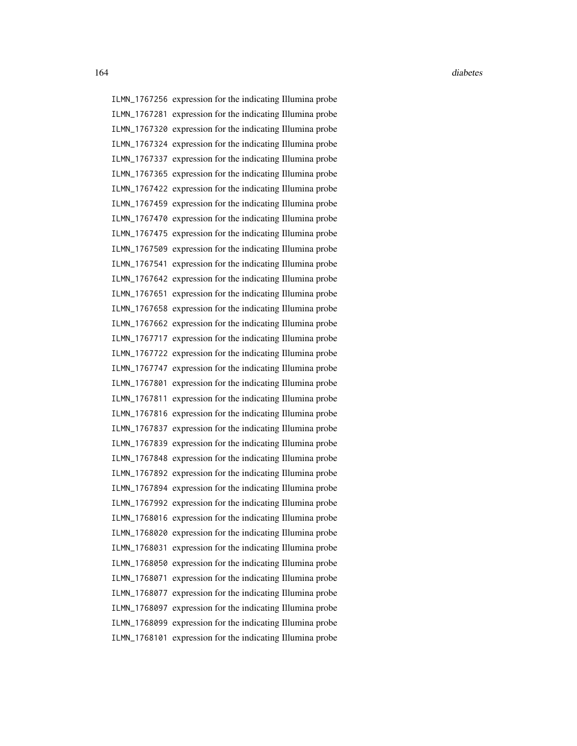ILMN_1767256 expression for the indicating Illumina probe
ILMN_1767281 expression for the indicating Illumina probe
ILMN_1767320 expression for the indicating Illumina probe
ILMN_1767324 expression for the indicating Illumina probe
ILMN_1767337 expression for the indicating Illumina probe
ILMN_1767365 expression for the indicating Illumina probe
ILMN_1767422 expression for the indicating Illumina probe
ILMN_1767459 expression for the indicating Illumina probe
ILMN_1767470 expression for the indicating Illumina probe
ILMN_1767475 expression for the indicating Illumina probe
ILMN_1767509 expression for the indicating Illumina probe
ILMN_1767541 expression for the indicating Illumina probe
ILMN_1767642 expression for the indicating Illumina probe
ILMN_1767651 expression for the indicating Illumina probe
ILMN_1767658 expression for the indicating Illumina probe
ILMN_1767662 expression for the indicating Illumina probe
ILMN_1767717 expression for the indicating Illumina probe
ILMN_1767722 expression for the indicating Illumina probe
ILMN_1767747 expression for the indicating Illumina probe
ILMN_1767801 expression for the indicating Illumina probe
ILMN_1767811 expression for the indicating Illumina probe
ILMN_1767816 expression for the indicating Illumina probe
ILMN_1767837 expression for the indicating Illumina probe
ILMN_1767839 expression for the indicating Illumina probe
ILMN_1767848 expression for the indicating Illumina probe
ILMN_1767892 expression for the indicating Illumina probe
ILMN_1767894 expression for the indicating Illumina probe
ILMN_1767992 expression for the indicating Illumina probe
ILMN_1768016 expression for the indicating Illumina probe
ILMN_1768020 expression for the indicating Illumina probe
ILMN_1768031 expression for the indicating Illumina probe
ILMN_1768050 expression for the indicating Illumina probe
ILMN_1768071 expression for the indicating Illumina probe
ILMN_1768077 expression for the indicating Illumina probe
ILMN_1768097 expression for the indicating Illumina probe
ILMN_1768099 expression for the indicating Illumina probe
ILMN_1768101 expression for the indicating Illumina probe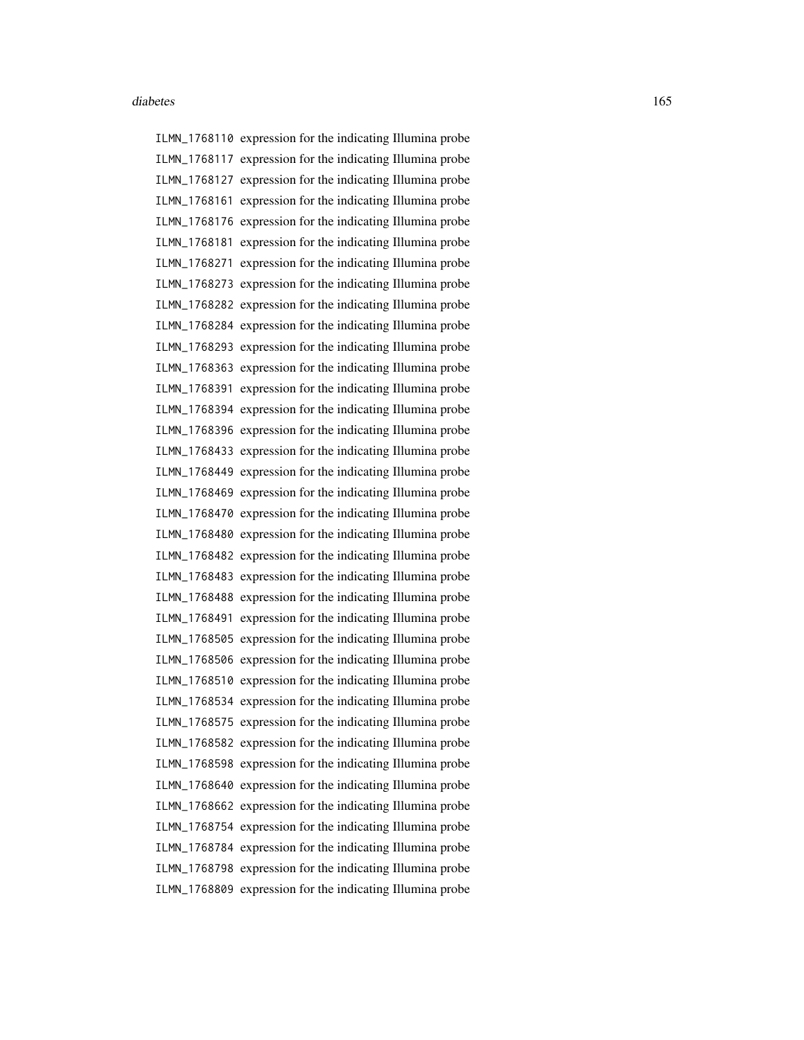ILMN_1768110 expression for the indicating Illumina probe
ILMN_1768117 expression for the indicating Illumina probe
ILMN_1768127 expression for the indicating Illumina probe
ILMN_1768161 expression for the indicating Illumina probe
ILMN_1768176 expression for the indicating Illumina probe
ILMN_1768181 expression for the indicating Illumina probe
ILMN_1768271 expression for the indicating Illumina probe
ILMN_1768273 expression for the indicating Illumina probe
ILMN_1768282 expression for the indicating Illumina probe
ILMN_1768284 expression for the indicating Illumina probe
ILMN_1768293 expression for the indicating Illumina probe
ILMN_1768363 expression for the indicating Illumina probe
ILMN_1768391 expression for the indicating Illumina probe
ILMN_1768394 expression for the indicating Illumina probe
ILMN_1768396 expression for the indicating Illumina probe
ILMN_1768433 expression for the indicating Illumina probe
ILMN_1768449 expression for the indicating Illumina probe
ILMN_1768469 expression for the indicating Illumina probe
ILMN_1768470 expression for the indicating Illumina probe
ILMN_1768480 expression for the indicating Illumina probe
ILMN_1768482 expression for the indicating Illumina probe
ILMN_1768483 expression for the indicating Illumina probe
ILMN_1768488 expression for the indicating Illumina probe
ILMN_1768491 expression for the indicating Illumina probe
ILMN_1768505 expression for the indicating Illumina probe
ILMN_1768506 expression for the indicating Illumina probe
ILMN_1768510 expression for the indicating Illumina probe
ILMN_1768534 expression for the indicating Illumina probe
ILMN_1768575 expression for the indicating Illumina probe
ILMN_1768582 expression for the indicating Illumina probe
ILMN_1768598 expression for the indicating Illumina probe
ILMN_1768640 expression for the indicating Illumina probe
ILMN_1768662 expression for the indicating Illumina probe
ILMN_1768754 expression for the indicating Illumina probe
ILMN_1768784 expression for the indicating Illumina probe
ILMN_1768798 expression for the indicating Illumina probe
ILMN_1768809 expression for the indicating Illumina probe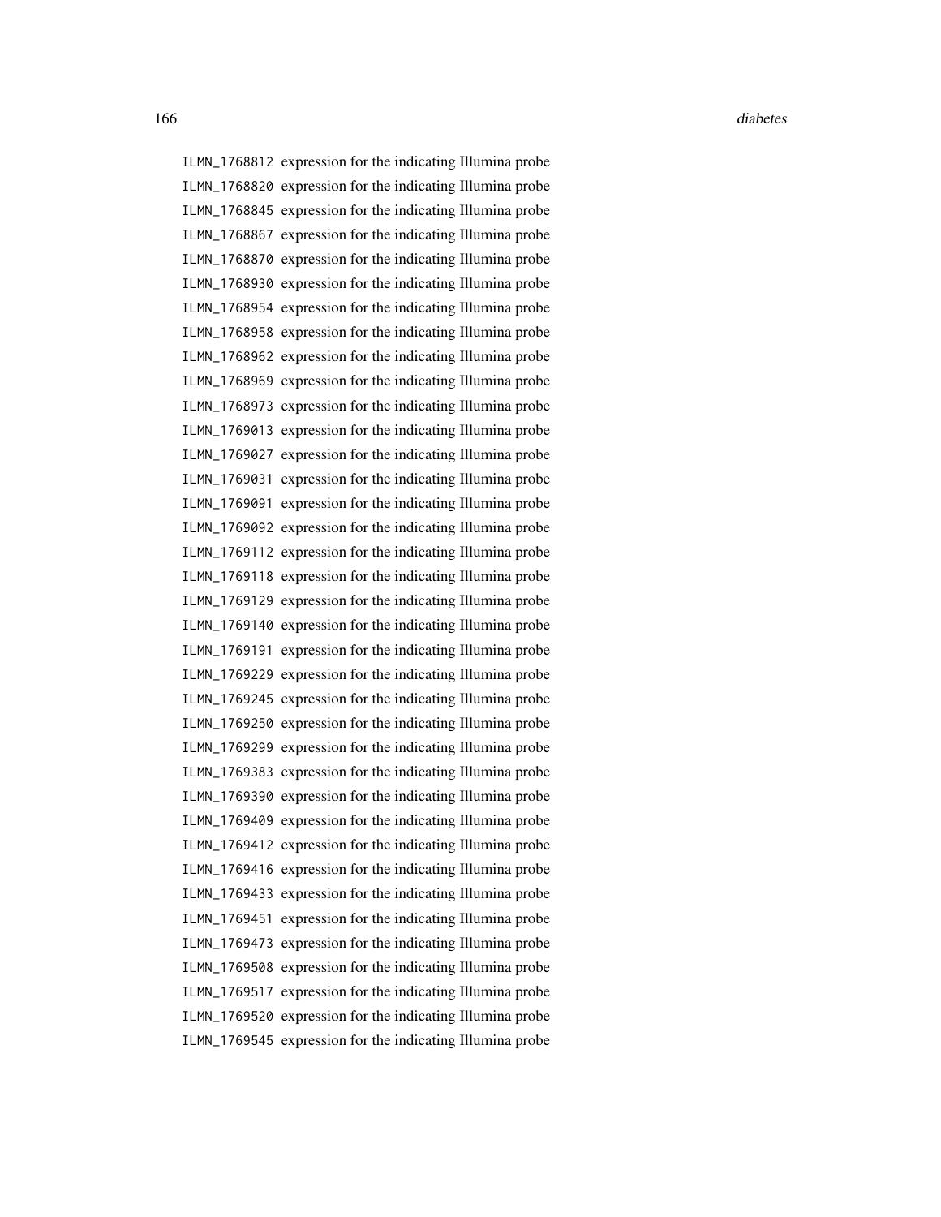| | |
|---|---|
| ILMN_1768812 | expression for the indicating Illumina probe |
| ILMN_1768820 | expression for the indicating Illumina probe |
| ILMN_1768845 | expression for the indicating Illumina probe |
| ILMN_1768867 | expression for the indicating Illumina probe |
| ILMN_1768870 | expression for the indicating Illumina probe |
| ILMN_1768930 | expression for the indicating Illumina probe |
| ILMN_1768954 | expression for the indicating Illumina probe |
| ILMN_1768958 | expression for the indicating Illumina probe |
| ILMN_1768962 | expression for the indicating Illumina probe |
| ILMN_1768969 | expression for the indicating Illumina probe |
| ILMN_1768973 | expression for the indicating Illumina probe |
| ILMN_1769013 | expression for the indicating Illumina probe |
| ILMN_1769027 | expression for the indicating Illumina probe |
| ILMN_1769031 | expression for the indicating Illumina probe |
| ILMN_1769091 | expression for the indicating Illumina probe |
| ILMN_1769092 | expression for the indicating Illumina probe |
| ILMN_1769112 | expression for the indicating Illumina probe |
| ILMN_1769118 | expression for the indicating Illumina probe |
| ILMN_1769129 | expression for the indicating Illumina probe |
| ILMN_1769140 | expression for the indicating Illumina probe |
| ILMN_1769191 | expression for the indicating Illumina probe |
| ILMN_1769229 | expression for the indicating Illumina probe |
| ILMN_1769245 | expression for the indicating Illumina probe |
| ILMN_1769250 | expression for the indicating Illumina probe |
| ILMN_1769299 | expression for the indicating Illumina probe |
| ILMN_1769383 | expression for the indicating Illumina probe |
| ILMN_1769390 | expression for the indicating Illumina probe |
| ILMN_1769409 | expression for the indicating Illumina probe |
| ILMN_1769412 | expression for the indicating Illumina probe |
| ILMN_1769416 | expression for the indicating Illumina probe |
| ILMN_1769433 | expression for the indicating Illumina probe |
| ILMN_1769451 | expression for the indicating Illumina probe |
| ILMN_1769473 | expression for the indicating Illumina probe |
| ILMN_1769508 | expression for the indicating Illumina probe |
| ILMN_1769517 | expression for the indicating Illumina probe |
| ILMN_1769520 | expression for the indicating Illumina probe |
| ILMN_1769545 | expression for the indicating Illumina probe |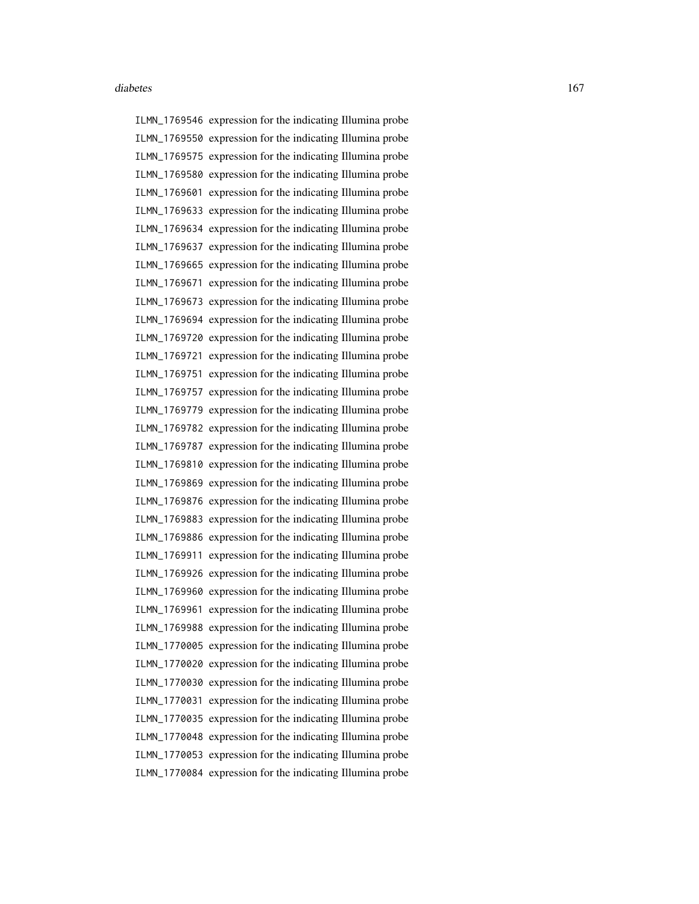ILMN_1769546 expression for the indicating Illumina probe
ILMN_1769550 expression for the indicating Illumina probe
ILMN_1769575 expression for the indicating Illumina probe
ILMN_1769580 expression for the indicating Illumina probe
ILMN_1769601 expression for the indicating Illumina probe
ILMN_1769633 expression for the indicating Illumina probe
ILMN_1769634 expression for the indicating Illumina probe
ILMN_1769637 expression for the indicating Illumina probe
ILMN_1769665 expression for the indicating Illumina probe
ILMN_1769671 expression for the indicating Illumina probe
ILMN_1769673 expression for the indicating Illumina probe
ILMN_1769694 expression for the indicating Illumina probe
ILMN_1769720 expression for the indicating Illumina probe
ILMN_1769721 expression for the indicating Illumina probe
ILMN_1769751 expression for the indicating Illumina probe
ILMN_1769757 expression for the indicating Illumina probe
ILMN_1769779 expression for the indicating Illumina probe
ILMN_1769782 expression for the indicating Illumina probe
ILMN_1769787 expression for the indicating Illumina probe
ILMN_1769810 expression for the indicating Illumina probe
ILMN_1769869 expression for the indicating Illumina probe
ILMN_1769876 expression for the indicating Illumina probe
ILMN_1769883 expression for the indicating Illumina probe
ILMN_1769886 expression for the indicating Illumina probe
ILMN_1769911 expression for the indicating Illumina probe
ILMN_1769926 expression for the indicating Illumina probe
ILMN_1769960 expression for the indicating Illumina probe
ILMN_1769961 expression for the indicating Illumina probe
ILMN_1769988 expression for the indicating Illumina probe
ILMN_1770005 expression for the indicating Illumina probe
ILMN_1770020 expression for the indicating Illumina probe
ILMN_1770030 expression for the indicating Illumina probe
ILMN_1770031 expression for the indicating Illumina probe
ILMN_1770035 expression for the indicating Illumina probe
ILMN_1770048 expression for the indicating Illumina probe
ILMN_1770053 expression for the indicating Illumina probe
ILMN_1770084 expression for the indicating Illumina probe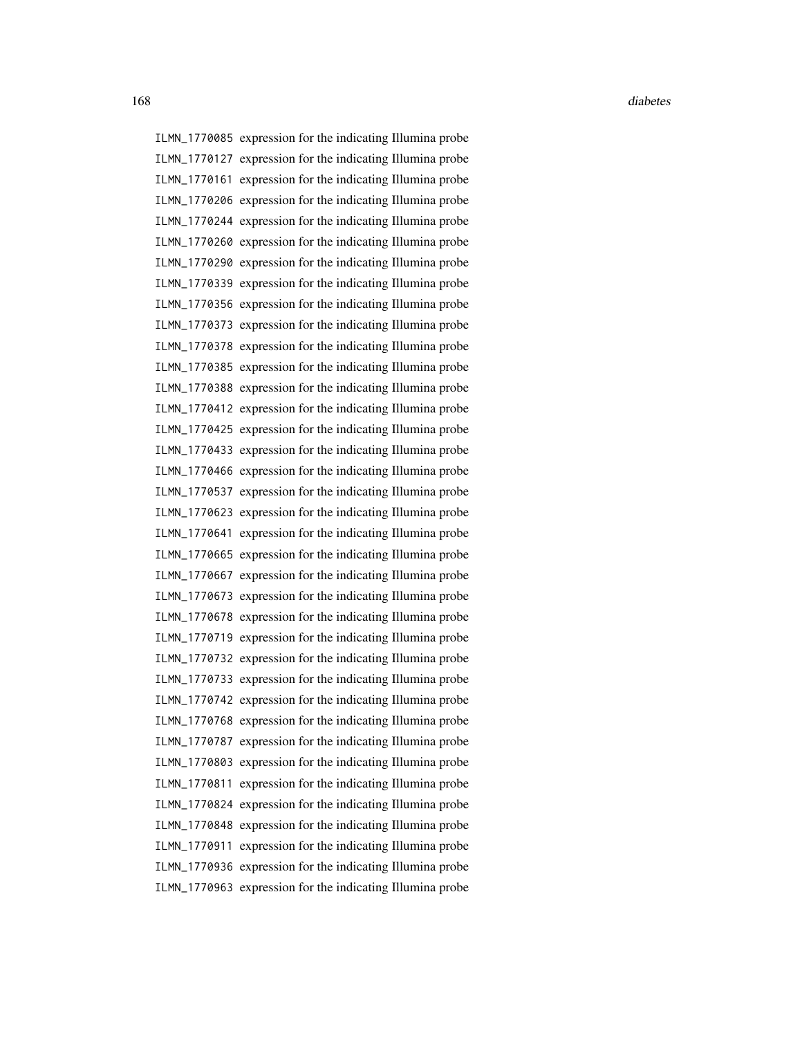ILMN_1770085 expression for the indicating Illumina probe
ILMN_1770127 expression for the indicating Illumina probe
ILMN_1770161 expression for the indicating Illumina probe
ILMN_1770206 expression for the indicating Illumina probe
ILMN_1770244 expression for the indicating Illumina probe
ILMN_1770260 expression for the indicating Illumina probe
ILMN_1770290 expression for the indicating Illumina probe
ILMN_1770339 expression for the indicating Illumina probe
ILMN_1770356 expression for the indicating Illumina probe
ILMN_1770373 expression for the indicating Illumina probe
ILMN_1770378 expression for the indicating Illumina probe
ILMN_1770385 expression for the indicating Illumina probe
ILMN_1770388 expression for the indicating Illumina probe
ILMN_1770412 expression for the indicating Illumina probe
ILMN_1770425 expression for the indicating Illumina probe
ILMN_1770433 expression for the indicating Illumina probe
ILMN_1770466 expression for the indicating Illumina probe
ILMN_1770537 expression for the indicating Illumina probe
ILMN_1770623 expression for the indicating Illumina probe
ILMN_1770641 expression for the indicating Illumina probe
ILMN_1770665 expression for the indicating Illumina probe
ILMN_1770667 expression for the indicating Illumina probe
ILMN_1770673 expression for the indicating Illumina probe
ILMN_1770678 expression for the indicating Illumina probe
ILMN_1770719 expression for the indicating Illumina probe
ILMN_1770732 expression for the indicating Illumina probe
ILMN_1770733 expression for the indicating Illumina probe
ILMN_1770742 expression for the indicating Illumina probe
ILMN_1770768 expression for the indicating Illumina probe
ILMN_1770787 expression for the indicating Illumina probe
ILMN_1770803 expression for the indicating Illumina probe
ILMN_1770811 expression for the indicating Illumina probe
ILMN_1770824 expression for the indicating Illumina probe
ILMN_1770848 expression for the indicating Illumina probe
ILMN_1770911 expression for the indicating Illumina probe
ILMN_1770936 expression for the indicating Illumina probe
ILMN_1770963 expression for the indicating Illumina probe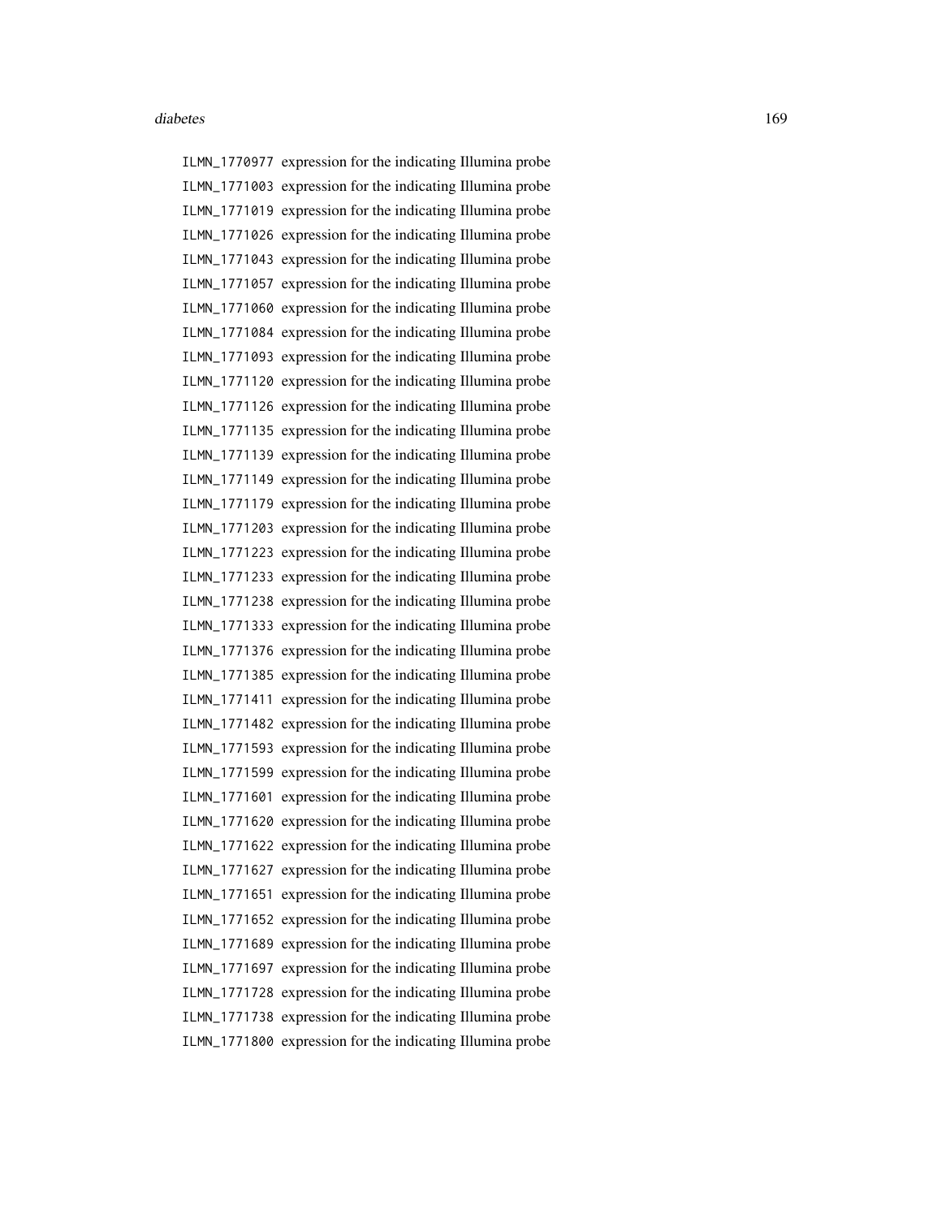ILMN_1770977 expression for the indicating Illumina probe
ILMN_1771003 expression for the indicating Illumina probe
ILMN_1771019 expression for the indicating Illumina probe
ILMN_1771026 expression for the indicating Illumina probe
ILMN_1771043 expression for the indicating Illumina probe
ILMN_1771057 expression for the indicating Illumina probe
ILMN_1771060 expression for the indicating Illumina probe
ILMN_1771084 expression for the indicating Illumina probe
ILMN_1771093 expression for the indicating Illumina probe
ILMN_1771120 expression for the indicating Illumina probe
ILMN_1771126 expression for the indicating Illumina probe
ILMN_1771135 expression for the indicating Illumina probe
ILMN_1771139 expression for the indicating Illumina probe
ILMN_1771149 expression for the indicating Illumina probe
ILMN_1771179 expression for the indicating Illumina probe
ILMN_1771203 expression for the indicating Illumina probe
ILMN_1771223 expression for the indicating Illumina probe
ILMN_1771233 expression for the indicating Illumina probe
ILMN_1771238 expression for the indicating Illumina probe
ILMN_1771333 expression for the indicating Illumina probe
ILMN_1771376 expression for the indicating Illumina probe
ILMN_1771385 expression for the indicating Illumina probe
ILMN_1771411 expression for the indicating Illumina probe
ILMN_1771482 expression for the indicating Illumina probe
ILMN_1771593 expression for the indicating Illumina probe
ILMN_1771599 expression for the indicating Illumina probe
ILMN_1771601 expression for the indicating Illumina probe
ILMN_1771620 expression for the indicating Illumina probe
ILMN_1771622 expression for the indicating Illumina probe
ILMN_1771627 expression for the indicating Illumina probe
ILMN_1771651 expression for the indicating Illumina probe
ILMN_1771652 expression for the indicating Illumina probe
ILMN_1771689 expression for the indicating Illumina probe
ILMN_1771697 expression for the indicating Illumina probe
ILMN_1771728 expression for the indicating Illumina probe
ILMN_1771738 expression for the indicating Illumina probe
ILMN_1771800 expression for the indicating Illumina probe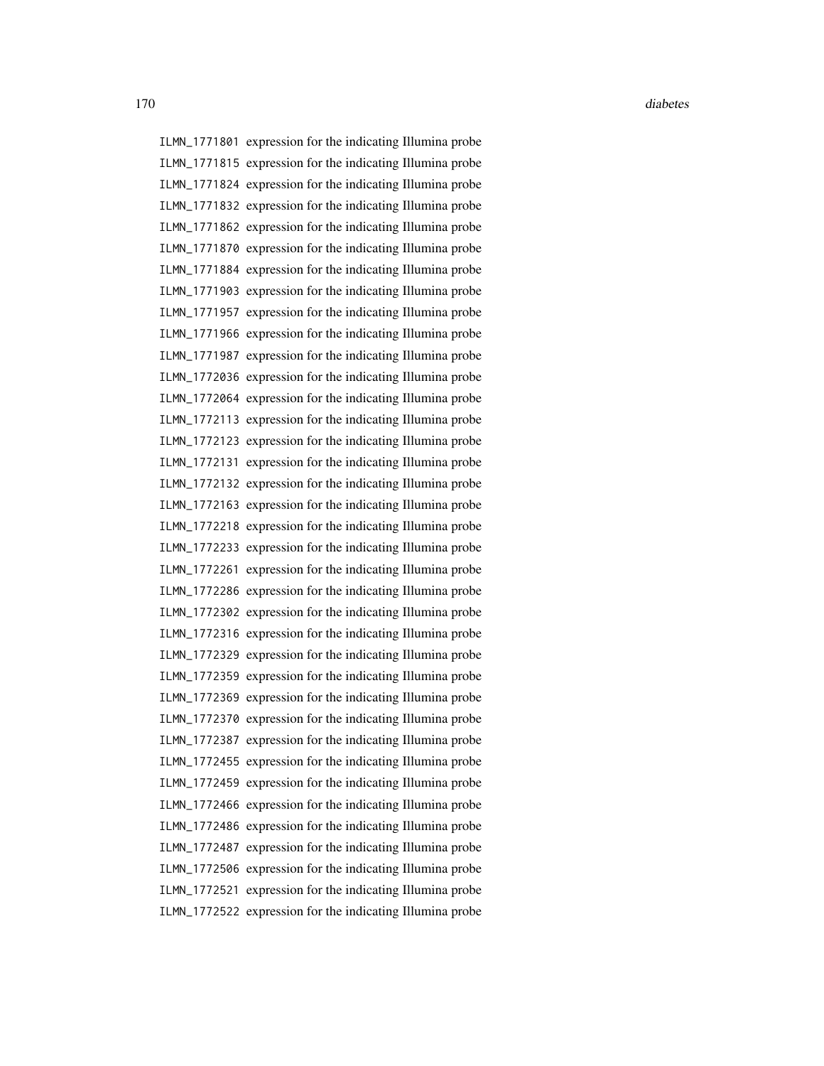ILMN_1771801 expression for the indicating Illumina probe
ILMN_1771815 expression for the indicating Illumina probe
ILMN_1771824 expression for the indicating Illumina probe
ILMN_1771832 expression for the indicating Illumina probe
ILMN_1771862 expression for the indicating Illumina probe
ILMN_1771870 expression for the indicating Illumina probe
ILMN_1771884 expression for the indicating Illumina probe
ILMN_1771903 expression for the indicating Illumina probe
ILMN_1771957 expression for the indicating Illumina probe
ILMN_1771966 expression for the indicating Illumina probe
ILMN_1771987 expression for the indicating Illumina probe
ILMN_1772036 expression for the indicating Illumina probe
ILMN_1772064 expression for the indicating Illumina probe
ILMN_1772113 expression for the indicating Illumina probe
ILMN_1772123 expression for the indicating Illumina probe
ILMN_1772131 expression for the indicating Illumina probe
ILMN_1772132 expression for the indicating Illumina probe
ILMN_1772163 expression for the indicating Illumina probe
ILMN_1772218 expression for the indicating Illumina probe
ILMN_1772233 expression for the indicating Illumina probe
ILMN_1772261 expression for the indicating Illumina probe
ILMN_1772286 expression for the indicating Illumina probe
ILMN_1772302 expression for the indicating Illumina probe
ILMN_1772316 expression for the indicating Illumina probe
ILMN_1772329 expression for the indicating Illumina probe
ILMN_1772359 expression for the indicating Illumina probe
ILMN_1772369 expression for the indicating Illumina probe
ILMN_1772370 expression for the indicating Illumina probe
ILMN_1772387 expression for the indicating Illumina probe
ILMN_1772455 expression for the indicating Illumina probe
ILMN_1772459 expression for the indicating Illumina probe
ILMN_1772466 expression for the indicating Illumina probe
ILMN_1772486 expression for the indicating Illumina probe
ILMN_1772487 expression for the indicating Illumina probe
ILMN_1772506 expression for the indicating Illumina probe
ILMN_1772521 expression for the indicating Illumina probe
ILMN_1772522 expression for the indicating Illumina probe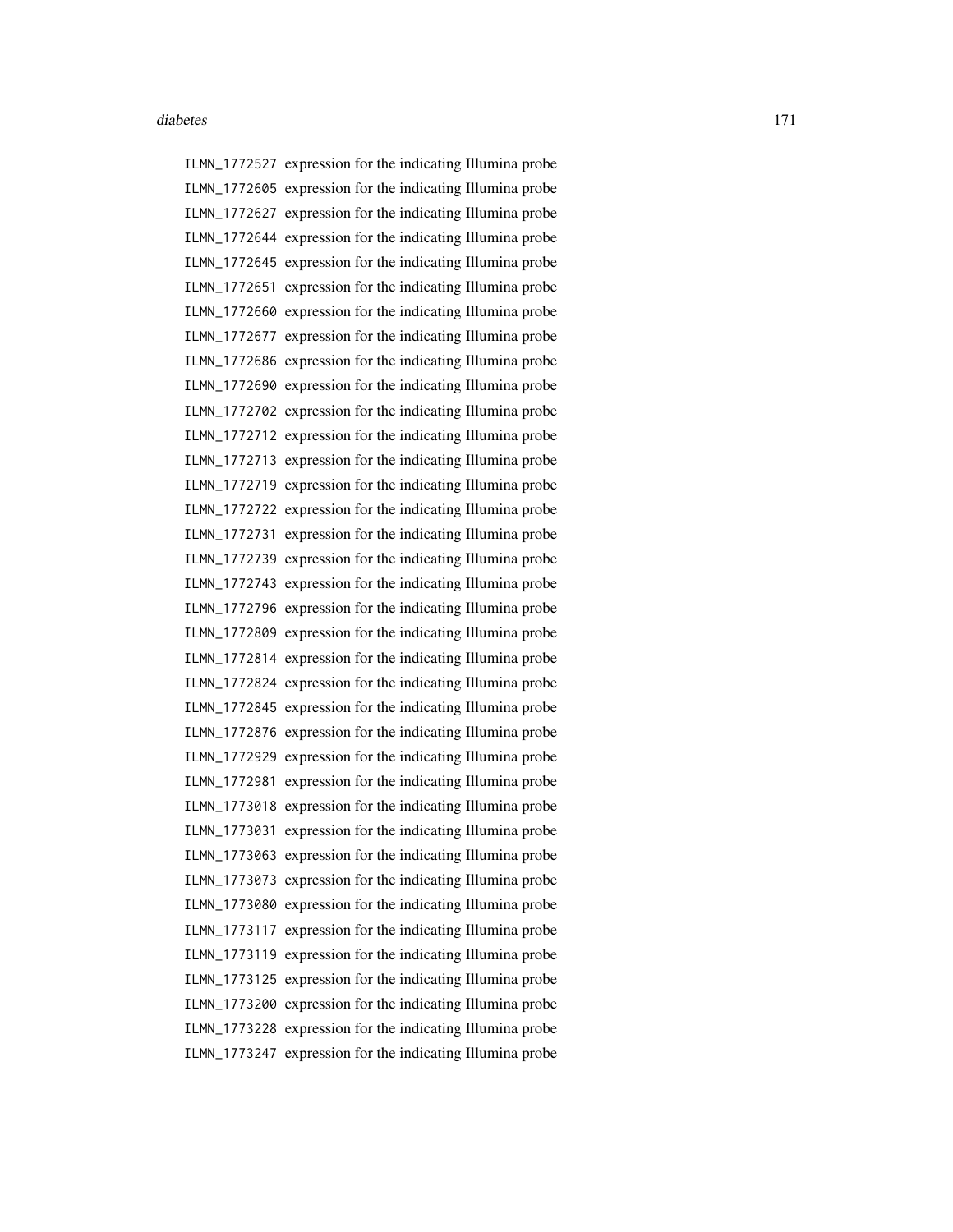ILMN_1772527 expression for the indicating Illumina probe
ILMN_1772605 expression for the indicating Illumina probe
ILMN_1772627 expression for the indicating Illumina probe
ILMN_1772644 expression for the indicating Illumina probe
ILMN_1772645 expression for the indicating Illumina probe
ILMN_1772651 expression for the indicating Illumina probe
ILMN_1772660 expression for the indicating Illumina probe
ILMN_1772677 expression for the indicating Illumina probe
ILMN_1772686 expression for the indicating Illumina probe
ILMN_1772690 expression for the indicating Illumina probe
ILMN_1772702 expression for the indicating Illumina probe
ILMN_1772712 expression for the indicating Illumina probe
ILMN_1772713 expression for the indicating Illumina probe
ILMN_1772719 expression for the indicating Illumina probe
ILMN_1772722 expression for the indicating Illumina probe
ILMN_1772731 expression for the indicating Illumina probe
ILMN_1772739 expression for the indicating Illumina probe
ILMN_1772743 expression for the indicating Illumina probe
ILMN_1772796 expression for the indicating Illumina probe
ILMN_1772809 expression for the indicating Illumina probe
ILMN_1772814 expression for the indicating Illumina probe
ILMN_1772824 expression for the indicating Illumina probe
ILMN_1772845 expression for the indicating Illumina probe
ILMN_1772876 expression for the indicating Illumina probe
ILMN_1772929 expression for the indicating Illumina probe
ILMN_1772981 expression for the indicating Illumina probe
ILMN_1773018 expression for the indicating Illumina probe
ILMN_1773031 expression for the indicating Illumina probe
ILMN_1773063 expression for the indicating Illumina probe
ILMN_1773073 expression for the indicating Illumina probe
ILMN_1773080 expression for the indicating Illumina probe
ILMN_1773117 expression for the indicating Illumina probe
ILMN_1773119 expression for the indicating Illumina probe
ILMN_1773125 expression for the indicating Illumina probe
ILMN_1773200 expression for the indicating Illumina probe
ILMN_1773228 expression for the indicating Illumina probe
ILMN_1773247 expression for the indicating Illumina probe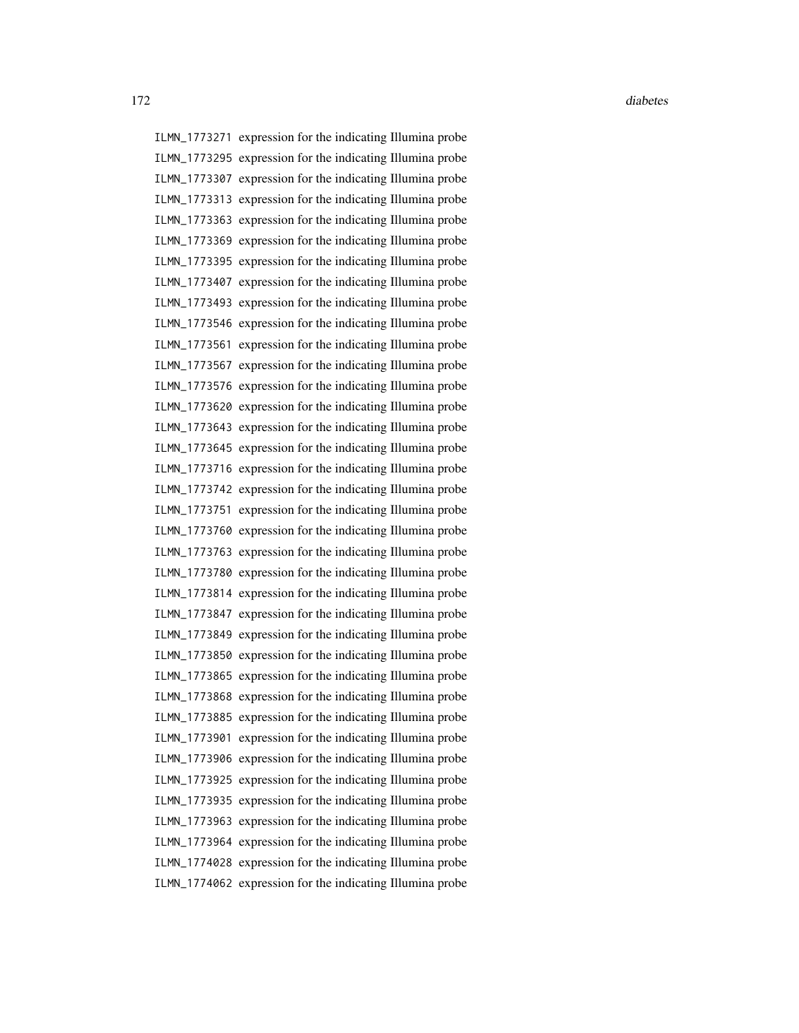ILMN_1773271 expression for the indicating Illumina probe
ILMN_1773295 expression for the indicating Illumina probe
ILMN_1773307 expression for the indicating Illumina probe
ILMN_1773313 expression for the indicating Illumina probe
ILMN_1773363 expression for the indicating Illumina probe
ILMN_1773369 expression for the indicating Illumina probe
ILMN_1773395 expression for the indicating Illumina probe
ILMN_1773407 expression for the indicating Illumina probe
ILMN_1773493 expression for the indicating Illumina probe
ILMN_1773546 expression for the indicating Illumina probe
ILMN_1773561 expression for the indicating Illumina probe
ILMN_1773567 expression for the indicating Illumina probe
ILMN_1773576 expression for the indicating Illumina probe
ILMN_1773620 expression for the indicating Illumina probe
ILMN_1773643 expression for the indicating Illumina probe
ILMN_1773645 expression for the indicating Illumina probe
ILMN_1773716 expression for the indicating Illumina probe
ILMN_1773742 expression for the indicating Illumina probe
ILMN_1773751 expression for the indicating Illumina probe
ILMN_1773760 expression for the indicating Illumina probe
ILMN_1773763 expression for the indicating Illumina probe
ILMN_1773780 expression for the indicating Illumina probe
ILMN_1773814 expression for the indicating Illumina probe
ILMN_1773847 expression for the indicating Illumina probe
ILMN_1773849 expression for the indicating Illumina probe
ILMN_1773850 expression for the indicating Illumina probe
ILMN_1773865 expression for the indicating Illumina probe
ILMN_1773868 expression for the indicating Illumina probe
ILMN_1773885 expression for the indicating Illumina probe
ILMN_1773901 expression for the indicating Illumina probe
ILMN_1773906 expression for the indicating Illumina probe
ILMN_1773925 expression for the indicating Illumina probe
ILMN_1773935 expression for the indicating Illumina probe
ILMN_1773963 expression for the indicating Illumina probe
ILMN_1773964 expression for the indicating Illumina probe
ILMN_1774028 expression for the indicating Illumina probe
ILMN_1774062 expression for the indicating Illumina probe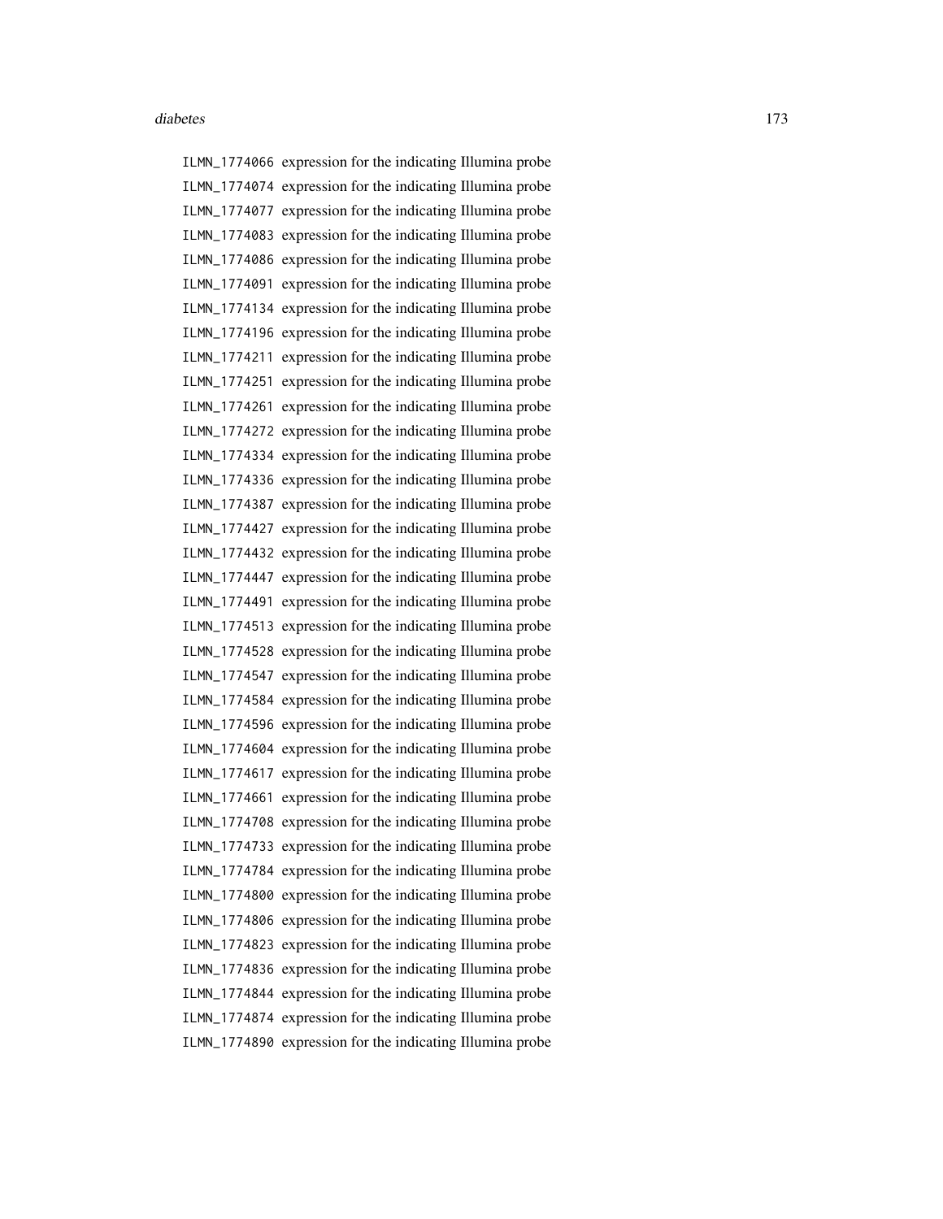| | |
|---|---|
| ILMN_1774066 | expression for the indicating Illumina probe |
| ILMN_1774074 | expression for the indicating Illumina probe |
| ILMN_1774077 | expression for the indicating Illumina probe |
| ILMN_1774083 | expression for the indicating Illumina probe |
| ILMN_1774086 | expression for the indicating Illumina probe |
| ILMN_1774091 | expression for the indicating Illumina probe |
| ILMN_1774134 | expression for the indicating Illumina probe |
| ILMN_1774196 | expression for the indicating Illumina probe |
| ILMN_1774211 | expression for the indicating Illumina probe |
| ILMN_1774251 | expression for the indicating Illumina probe |
| ILMN_1774261 | expression for the indicating Illumina probe |
| ILMN_1774272 | expression for the indicating Illumina probe |
| ILMN_1774334 | expression for the indicating Illumina probe |
| ILMN_1774336 | expression for the indicating Illumina probe |
| ILMN_1774387 | expression for the indicating Illumina probe |
| ILMN_1774427 | expression for the indicating Illumina probe |
| ILMN_1774432 | expression for the indicating Illumina probe |
| ILMN_1774447 | expression for the indicating Illumina probe |
| ILMN_1774491 | expression for the indicating Illumina probe |
| ILMN_1774513 | expression for the indicating Illumina probe |
| ILMN_1774528 | expression for the indicating Illumina probe |
| ILMN_1774547 | expression for the indicating Illumina probe |
| ILMN_1774584 | expression for the indicating Illumina probe |
| ILMN_1774596 | expression for the indicating Illumina probe |
| ILMN_1774604 | expression for the indicating Illumina probe |
| ILMN_1774617 | expression for the indicating Illumina probe |
| ILMN_1774661 | expression for the indicating Illumina probe |
| ILMN_1774708 | expression for the indicating Illumina probe |
| ILMN_1774733 | expression for the indicating Illumina probe |
| ILMN_1774784 | expression for the indicating Illumina probe |
| ILMN_1774800 | expression for the indicating Illumina probe |
| ILMN_1774806 | expression for the indicating Illumina probe |
| ILMN_1774823 | expression for the indicating Illumina probe |
| ILMN_1774836 | expression for the indicating Illumina probe |
| ILMN_1774844 | expression for the indicating Illumina probe |
| ILMN_1774874 | expression for the indicating Illumina probe |
| ILMN_1774890 | expression for the indicating Illumina probe |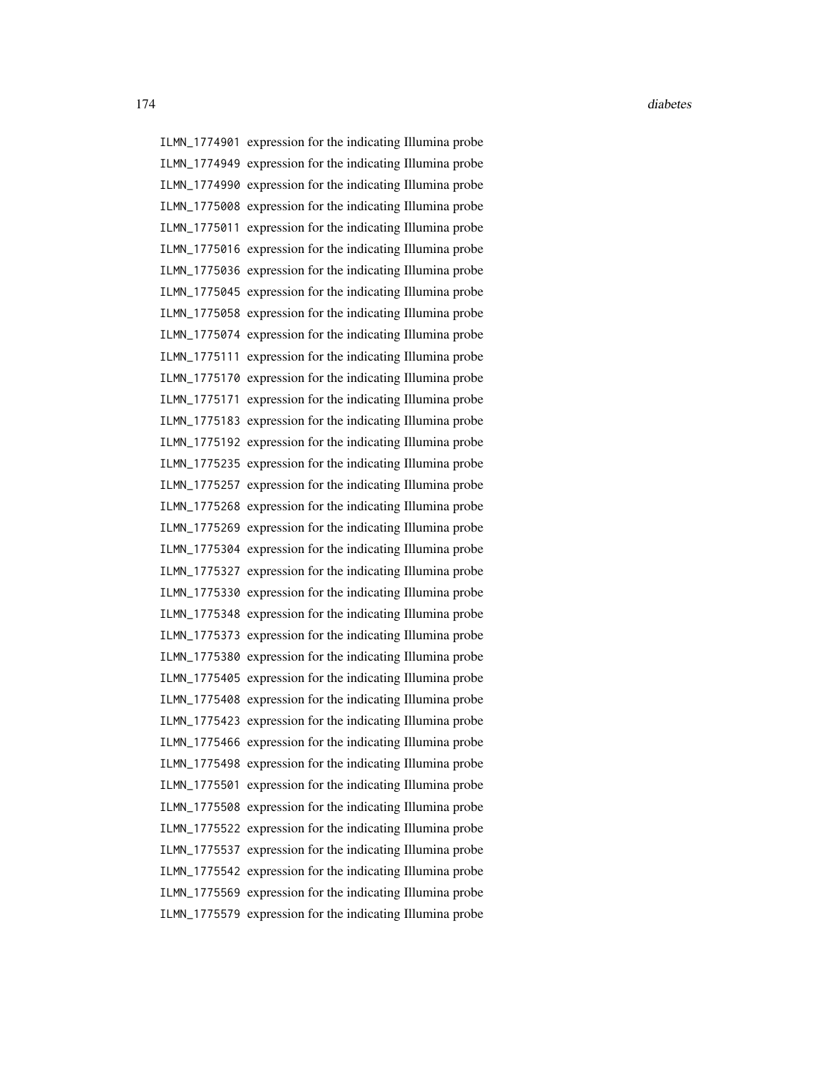ILMN_1774901 expression for the indicating Illumina probe
ILMN_1774949 expression for the indicating Illumina probe
ILMN_1774990 expression for the indicating Illumina probe
ILMN_1775008 expression for the indicating Illumina probe
ILMN_1775011 expression for the indicating Illumina probe
ILMN_1775016 expression for the indicating Illumina probe
ILMN_1775036 expression for the indicating Illumina probe
ILMN_1775045 expression for the indicating Illumina probe
ILMN_1775058 expression for the indicating Illumina probe
ILMN_1775074 expression for the indicating Illumina probe
ILMN_1775111 expression for the indicating Illumina probe
ILMN_1775170 expression for the indicating Illumina probe
ILMN_1775171 expression for the indicating Illumina probe
ILMN_1775183 expression for the indicating Illumina probe
ILMN_1775192 expression for the indicating Illumina probe
ILMN_1775235 expression for the indicating Illumina probe
ILMN_1775257 expression for the indicating Illumina probe
ILMN_1775268 expression for the indicating Illumina probe
ILMN_1775269 expression for the indicating Illumina probe
ILMN_1775304 expression for the indicating Illumina probe
ILMN_1775327 expression for the indicating Illumina probe
ILMN_1775330 expression for the indicating Illumina probe
ILMN_1775348 expression for the indicating Illumina probe
ILMN_1775373 expression for the indicating Illumina probe
ILMN_1775380 expression for the indicating Illumina probe
ILMN_1775405 expression for the indicating Illumina probe
ILMN_1775408 expression for the indicating Illumina probe
ILMN_1775423 expression for the indicating Illumina probe
ILMN_1775466 expression for the indicating Illumina probe
ILMN_1775498 expression for the indicating Illumina probe
ILMN_1775501 expression for the indicating Illumina probe
ILMN_1775508 expression for the indicating Illumina probe
ILMN_1775522 expression for the indicating Illumina probe
ILMN_1775537 expression for the indicating Illumina probe
ILMN_1775542 expression for the indicating Illumina probe
ILMN_1775569 expression for the indicating Illumina probe
ILMN_1775579 expression for the indicating Illumina probe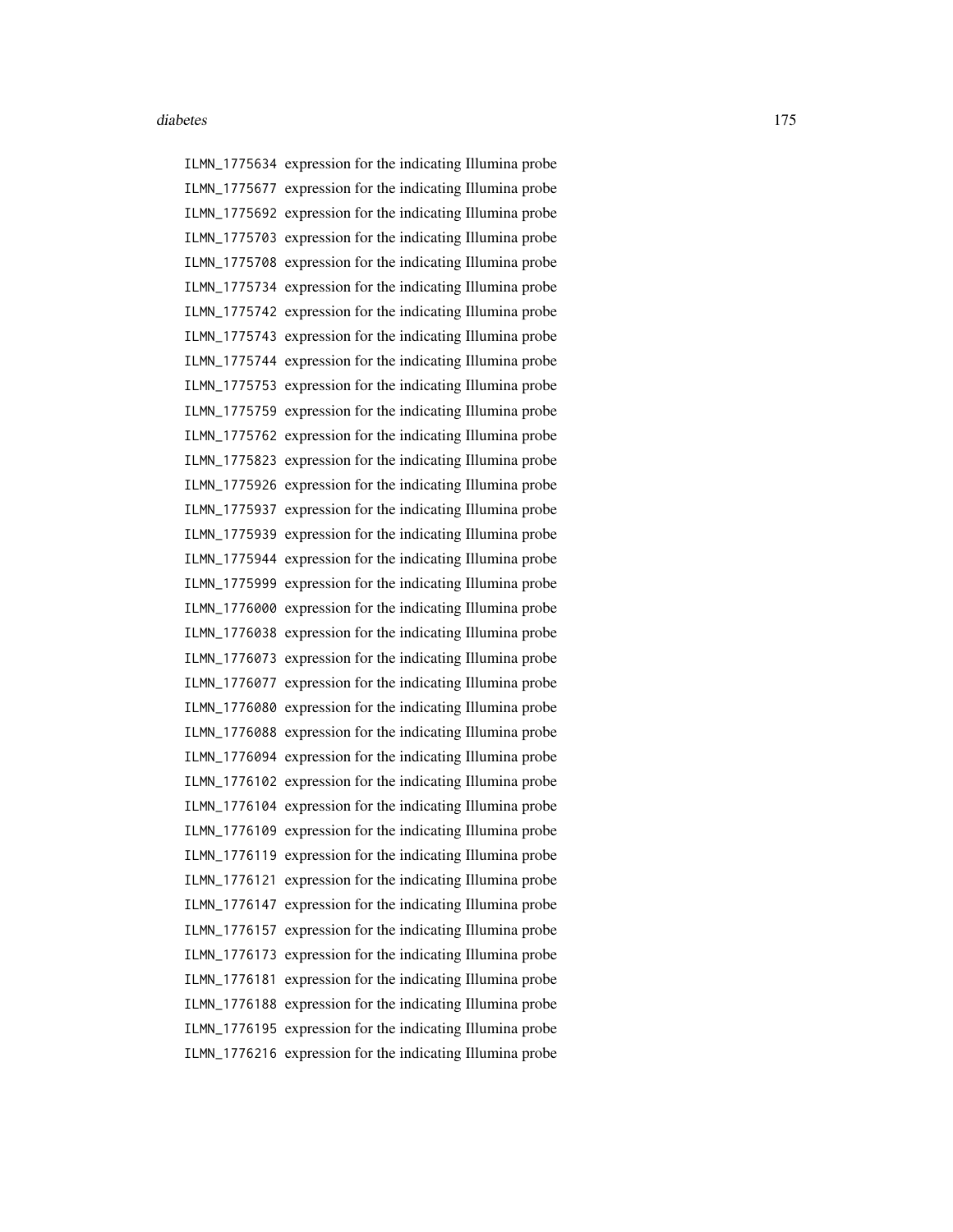ILMN_1775634 expression for the indicating Illumina probe
ILMN_1775677 expression for the indicating Illumina probe
ILMN_1775692 expression for the indicating Illumina probe
ILMN_1775703 expression for the indicating Illumina probe
ILMN_1775708 expression for the indicating Illumina probe
ILMN_1775734 expression for the indicating Illumina probe
ILMN_1775742 expression for the indicating Illumina probe
ILMN_1775743 expression for the indicating Illumina probe
ILMN_1775744 expression for the indicating Illumina probe
ILMN_1775753 expression for the indicating Illumina probe
ILMN_1775759 expression for the indicating Illumina probe
ILMN_1775762 expression for the indicating Illumina probe
ILMN_1775823 expression for the indicating Illumina probe
ILMN_1775926 expression for the indicating Illumina probe
ILMN_1775937 expression for the indicating Illumina probe
ILMN_1775939 expression for the indicating Illumina probe
ILMN_1775944 expression for the indicating Illumina probe
ILMN_1775999 expression for the indicating Illumina probe
ILMN_1776000 expression for the indicating Illumina probe
ILMN_1776038 expression for the indicating Illumina probe
ILMN_1776073 expression for the indicating Illumina probe
ILMN_1776077 expression for the indicating Illumina probe
ILMN_1776080 expression for the indicating Illumina probe
ILMN_1776088 expression for the indicating Illumina probe
ILMN_1776094 expression for the indicating Illumina probe
ILMN_1776102 expression for the indicating Illumina probe
ILMN_1776104 expression for the indicating Illumina probe
ILMN_1776109 expression for the indicating Illumina probe
ILMN_1776119 expression for the indicating Illumina probe
ILMN_1776121 expression for the indicating Illumina probe
ILMN_1776147 expression for the indicating Illumina probe
ILMN_1776157 expression for the indicating Illumina probe
ILMN_1776173 expression for the indicating Illumina probe
ILMN_1776181 expression for the indicating Illumina probe
ILMN_1776188 expression for the indicating Illumina probe
ILMN_1776195 expression for the indicating Illumina probe
ILMN_1776216 expression for the indicating Illumina probe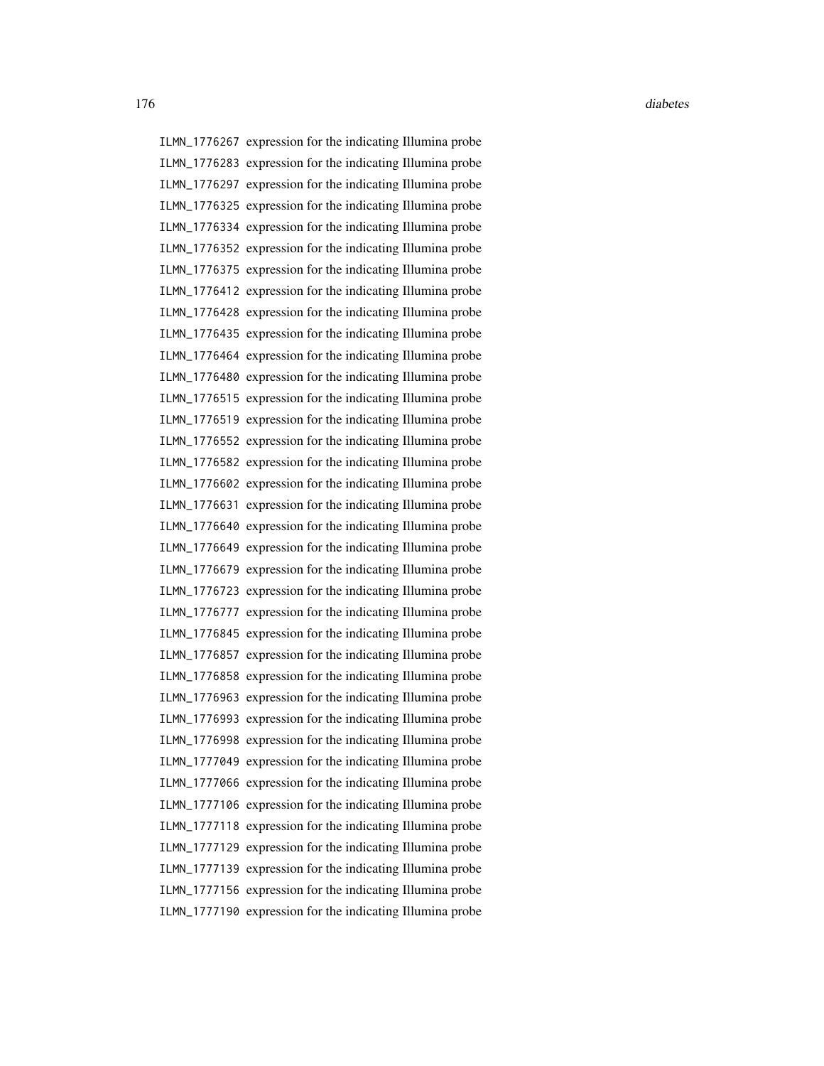| | |
|---|---|
| ILMN_1776267 | expression for the indicating Illumina probe |
| ILMN_1776283 | expression for the indicating Illumina probe |
| ILMN_1776297 | expression for the indicating Illumina probe |
| ILMN_1776325 | expression for the indicating Illumina probe |
| ILMN_1776334 | expression for the indicating Illumina probe |
| ILMN_1776352 | expression for the indicating Illumina probe |
| ILMN_1776375 | expression for the indicating Illumina probe |
| ILMN_1776412 | expression for the indicating Illumina probe |
| ILMN_1776428 | expression for the indicating Illumina probe |
| ILMN_1776435 | expression for the indicating Illumina probe |
| ILMN_1776464 | expression for the indicating Illumina probe |
| ILMN_1776480 | expression for the indicating Illumina probe |
| ILMN_1776515 | expression for the indicating Illumina probe |
| ILMN_1776519 | expression for the indicating Illumina probe |
| ILMN_1776552 | expression for the indicating Illumina probe |
| ILMN_1776582 | expression for the indicating Illumina probe |
| ILMN_1776602 | expression for the indicating Illumina probe |
| ILMN_1776631 | expression for the indicating Illumina probe |
| ILMN_1776640 | expression for the indicating Illumina probe |
| ILMN_1776649 | expression for the indicating Illumina probe |
| ILMN_1776679 | expression for the indicating Illumina probe |
| ILMN_1776723 | expression for the indicating Illumina probe |
| ILMN_1776777 | expression for the indicating Illumina probe |
| ILMN_1776845 | expression for the indicating Illumina probe |
| ILMN_1776857 | expression for the indicating Illumina probe |
| ILMN_1776858 | expression for the indicating Illumina probe |
| ILMN_1776963 | expression for the indicating Illumina probe |
| ILMN_1776993 | expression for the indicating Illumina probe |
| ILMN_1776998 | expression for the indicating Illumina probe |
| ILMN_1777049 | expression for the indicating Illumina probe |
| ILMN_1777066 | expression for the indicating Illumina probe |
| ILMN_1777106 | expression for the indicating Illumina probe |
| ILMN_1777118 | expression for the indicating Illumina probe |
| ILMN_1777129 | expression for the indicating Illumina probe |
| ILMN_1777139 | expression for the indicating Illumina probe |
| ILMN_1777156 | expression for the indicating Illumina probe |
| ILMN_1777190 | expression for the indicating Illumina probe |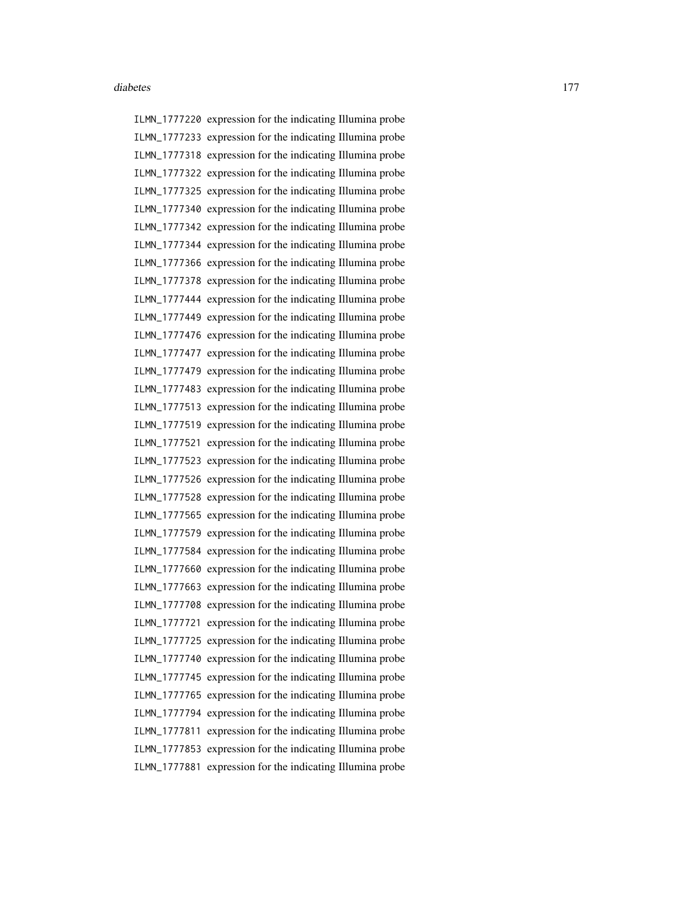ILMN_1777220 expression for the indicating Illumina probe
ILMN_1777233 expression for the indicating Illumina probe
ILMN_1777318 expression for the indicating Illumina probe
ILMN_1777322 expression for the indicating Illumina probe
ILMN_1777325 expression for the indicating Illumina probe
ILMN_1777340 expression for the indicating Illumina probe
ILMN_1777342 expression for the indicating Illumina probe
ILMN_1777344 expression for the indicating Illumina probe
ILMN_1777366 expression for the indicating Illumina probe
ILMN_1777378 expression for the indicating Illumina probe
ILMN_1777444 expression for the indicating Illumina probe
ILMN_1777449 expression for the indicating Illumina probe
ILMN_1777476 expression for the indicating Illumina probe
ILMN_1777477 expression for the indicating Illumina probe
ILMN_1777479 expression for the indicating Illumina probe
ILMN_1777483 expression for the indicating Illumina probe
ILMN_1777513 expression for the indicating Illumina probe
ILMN_1777519 expression for the indicating Illumina probe
ILMN_1777521 expression for the indicating Illumina probe
ILMN_1777523 expression for the indicating Illumina probe
ILMN_1777526 expression for the indicating Illumina probe
ILMN_1777528 expression for the indicating Illumina probe
ILMN_1777565 expression for the indicating Illumina probe
ILMN_1777579 expression for the indicating Illumina probe
ILMN_1777584 expression for the indicating Illumina probe
ILMN_1777660 expression for the indicating Illumina probe
ILMN_1777663 expression for the indicating Illumina probe
ILMN_1777708 expression for the indicating Illumina probe
ILMN_1777721 expression for the indicating Illumina probe
ILMN_1777725 expression for the indicating Illumina probe
ILMN_1777740 expression for the indicating Illumina probe
ILMN_1777745 expression for the indicating Illumina probe
ILMN_1777765 expression for the indicating Illumina probe
ILMN_1777794 expression for the indicating Illumina probe
ILMN_1777811 expression for the indicating Illumina probe
ILMN_1777853 expression for the indicating Illumina probe
ILMN_1777881 expression for the indicating Illumina probe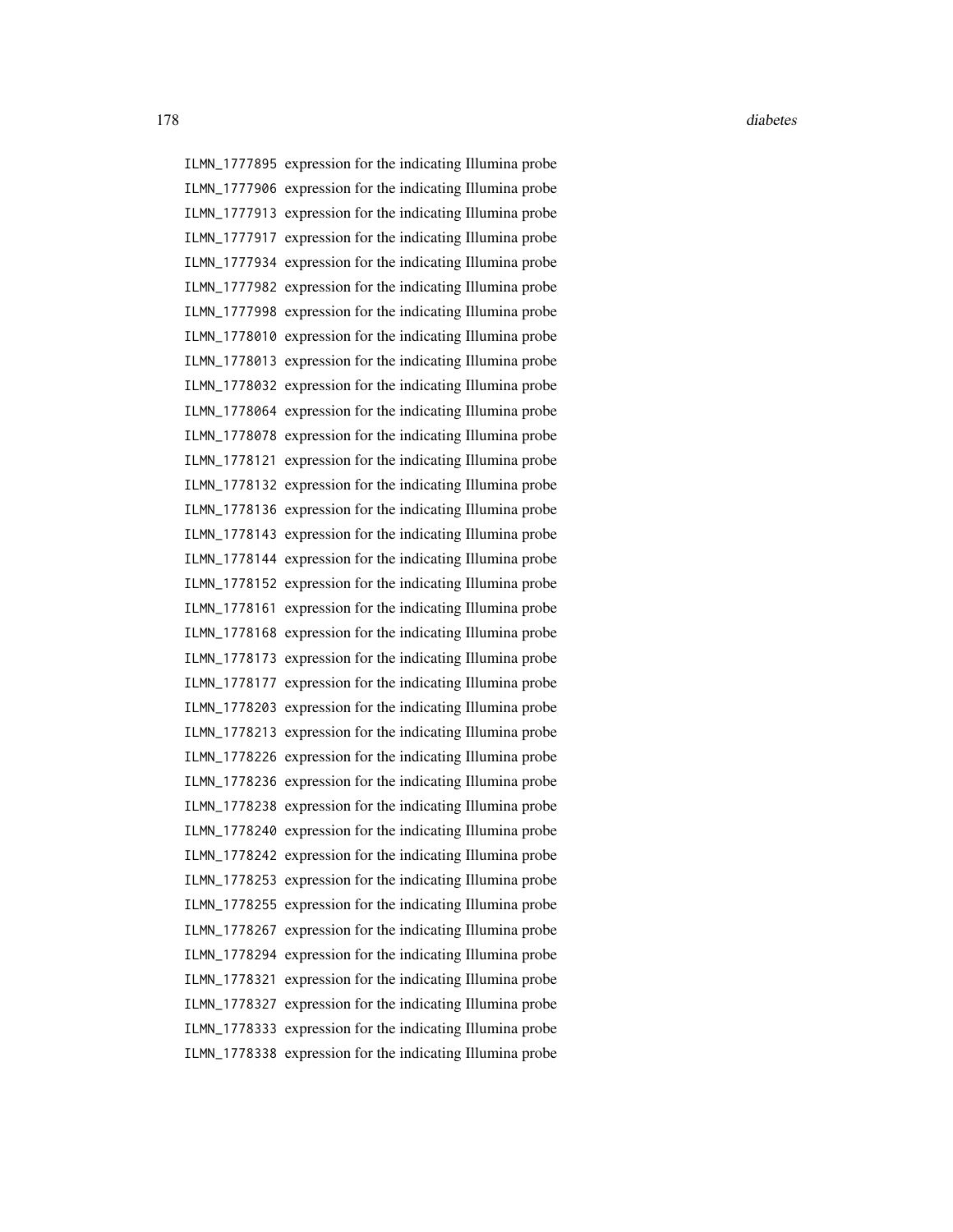ILMN_1777895 expression for the indicating Illumina probe
ILMN_1777906 expression for the indicating Illumina probe
ILMN_1777913 expression for the indicating Illumina probe
ILMN_1777917 expression for the indicating Illumina probe
ILMN_1777934 expression for the indicating Illumina probe
ILMN_1777982 expression for the indicating Illumina probe
ILMN_1777998 expression for the indicating Illumina probe
ILMN_1778010 expression for the indicating Illumina probe
ILMN_1778013 expression for the indicating Illumina probe
ILMN_1778032 expression for the indicating Illumina probe
ILMN_1778064 expression for the indicating Illumina probe
ILMN_1778078 expression for the indicating Illumina probe
ILMN_1778121 expression for the indicating Illumina probe
ILMN_1778132 expression for the indicating Illumina probe
ILMN_1778136 expression for the indicating Illumina probe
ILMN_1778143 expression for the indicating Illumina probe
ILMN_1778144 expression for the indicating Illumina probe
ILMN_1778152 expression for the indicating Illumina probe
ILMN_1778161 expression for the indicating Illumina probe
ILMN_1778168 expression for the indicating Illumina probe
ILMN_1778173 expression for the indicating Illumina probe
ILMN_1778177 expression for the indicating Illumina probe
ILMN_1778203 expression for the indicating Illumina probe
ILMN_1778213 expression for the indicating Illumina probe
ILMN_1778226 expression for the indicating Illumina probe
ILMN_1778236 expression for the indicating Illumina probe
ILMN_1778238 expression for the indicating Illumina probe
ILMN_1778240 expression for the indicating Illumina probe
ILMN_1778242 expression for the indicating Illumina probe
ILMN_1778253 expression for the indicating Illumina probe
ILMN_1778255 expression for the indicating Illumina probe
ILMN_1778267 expression for the indicating Illumina probe
ILMN_1778294 expression for the indicating Illumina probe
ILMN_1778321 expression for the indicating Illumina probe
ILMN_1778327 expression for the indicating Illumina probe
ILMN_1778333 expression for the indicating Illumina probe
ILMN_1778338 expression for the indicating Illumina probe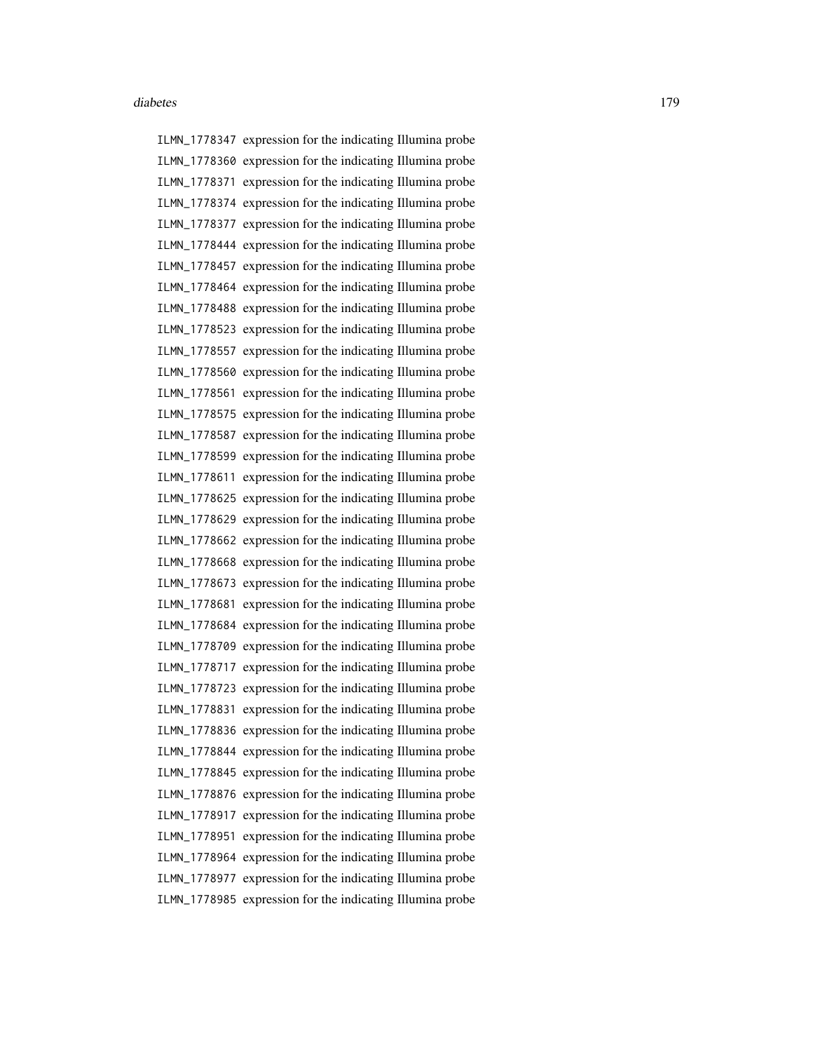ILMN_1778347 expression for the indicating Illumina probe
ILMN_1778360 expression for the indicating Illumina probe
ILMN_1778371 expression for the indicating Illumina probe
ILMN_1778374 expression for the indicating Illumina probe
ILMN_1778377 expression for the indicating Illumina probe
ILMN_1778444 expression for the indicating Illumina probe
ILMN_1778457 expression for the indicating Illumina probe
ILMN_1778464 expression for the indicating Illumina probe
ILMN_1778488 expression for the indicating Illumina probe
ILMN_1778523 expression for the indicating Illumina probe
ILMN_1778557 expression for the indicating Illumina probe
ILMN_1778560 expression for the indicating Illumina probe
ILMN_1778561 expression for the indicating Illumina probe
ILMN_1778575 expression for the indicating Illumina probe
ILMN_1778587 expression for the indicating Illumina probe
ILMN_1778599 expression for the indicating Illumina probe
ILMN_1778611 expression for the indicating Illumina probe
ILMN_1778625 expression for the indicating Illumina probe
ILMN_1778629 expression for the indicating Illumina probe
ILMN_1778662 expression for the indicating Illumina probe
ILMN_1778668 expression for the indicating Illumina probe
ILMN_1778673 expression for the indicating Illumina probe
ILMN_1778681 expression for the indicating Illumina probe
ILMN_1778684 expression for the indicating Illumina probe
ILMN_1778709 expression for the indicating Illumina probe
ILMN_1778717 expression for the indicating Illumina probe
ILMN_1778723 expression for the indicating Illumina probe
ILMN_1778831 expression for the indicating Illumina probe
ILMN_1778836 expression for the indicating Illumina probe
ILMN_1778844 expression for the indicating Illumina probe
ILMN_1778845 expression for the indicating Illumina probe
ILMN_1778876 expression for the indicating Illumina probe
ILMN_1778917 expression for the indicating Illumina probe
ILMN_1778951 expression for the indicating Illumina probe
ILMN_1778964 expression for the indicating Illumina probe
ILMN_1778977 expression for the indicating Illumina probe
ILMN_1778985 expression for the indicating Illumina probe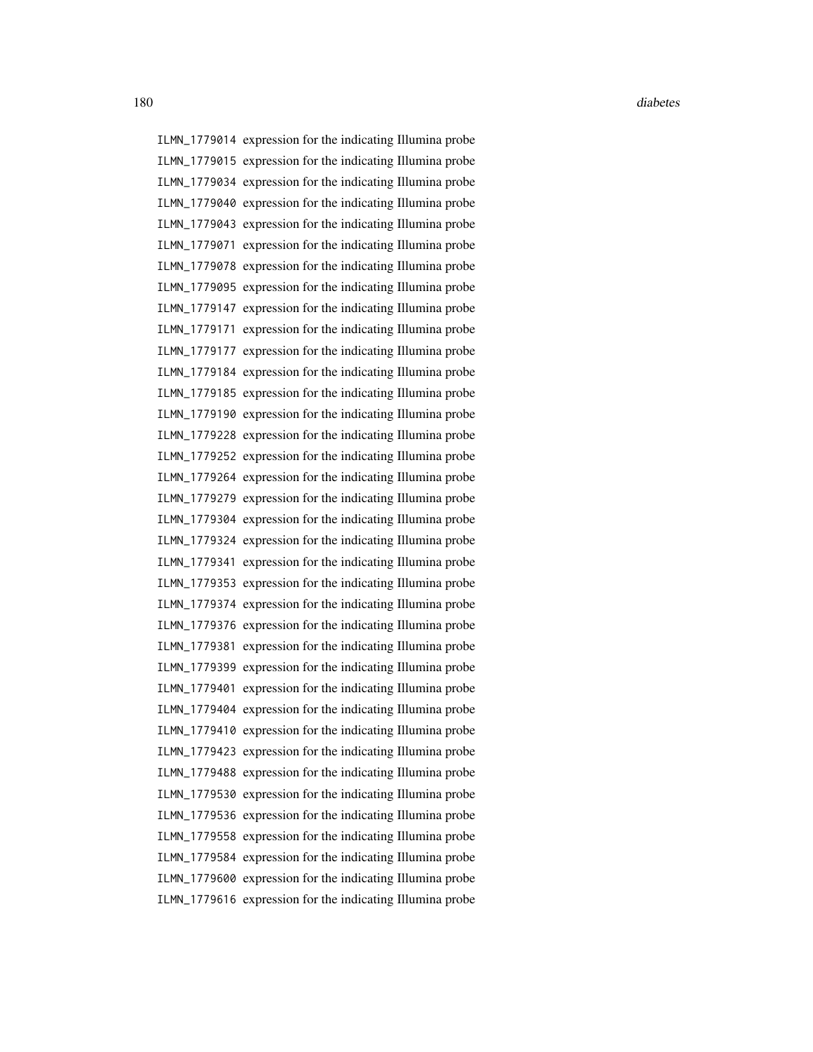ILMN_1779014 expression for the indicating Illumina probe
ILMN_1779015 expression for the indicating Illumina probe
ILMN_1779034 expression for the indicating Illumina probe
ILMN_1779040 expression for the indicating Illumina probe
ILMN_1779043 expression for the indicating Illumina probe
ILMN_1779071 expression for the indicating Illumina probe
ILMN_1779078 expression for the indicating Illumina probe
ILMN_1779095 expression for the indicating Illumina probe
ILMN_1779147 expression for the indicating Illumina probe
ILMN_1779171 expression for the indicating Illumina probe
ILMN_1779177 expression for the indicating Illumina probe
ILMN_1779184 expression for the indicating Illumina probe
ILMN_1779185 expression for the indicating Illumina probe
ILMN_1779190 expression for the indicating Illumina probe
ILMN_1779228 expression for the indicating Illumina probe
ILMN_1779252 expression for the indicating Illumina probe
ILMN_1779264 expression for the indicating Illumina probe
ILMN_1779279 expression for the indicating Illumina probe
ILMN_1779304 expression for the indicating Illumina probe
ILMN_1779324 expression for the indicating Illumina probe
ILMN_1779341 expression for the indicating Illumina probe
ILMN_1779353 expression for the indicating Illumina probe
ILMN_1779374 expression for the indicating Illumina probe
ILMN_1779376 expression for the indicating Illumina probe
ILMN_1779381 expression for the indicating Illumina probe
ILMN_1779399 expression for the indicating Illumina probe
ILMN_1779401 expression for the indicating Illumina probe
ILMN_1779404 expression for the indicating Illumina probe
ILMN_1779410 expression for the indicating Illumina probe
ILMN_1779423 expression for the indicating Illumina probe
ILMN_1779488 expression for the indicating Illumina probe
ILMN_1779530 expression for the indicating Illumina probe
ILMN_1779536 expression for the indicating Illumina probe
ILMN_1779558 expression for the indicating Illumina probe
ILMN_1779584 expression for the indicating Illumina probe
ILMN_1779600 expression for the indicating Illumina probe
ILMN_1779616 expression for the indicating Illumina probe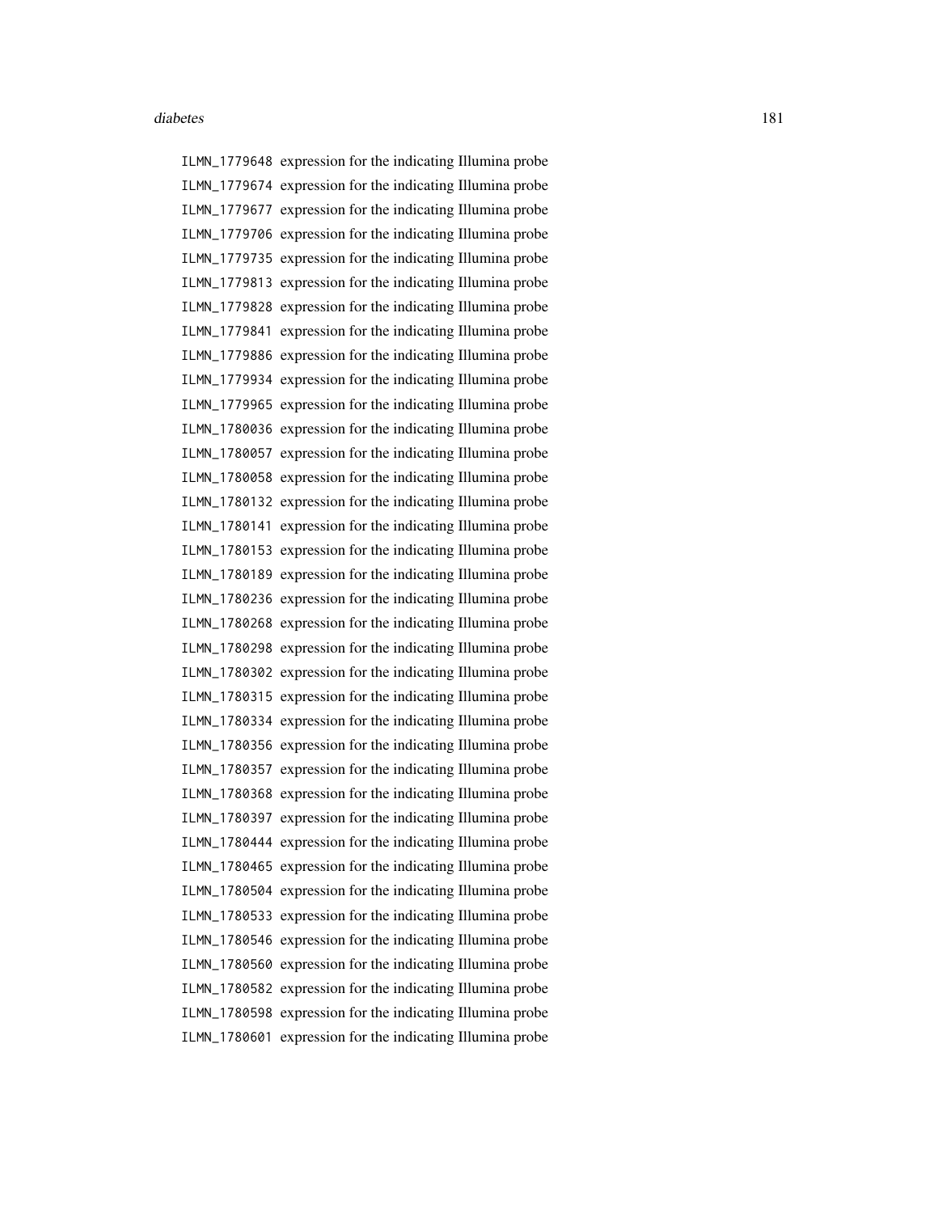ILMN_1779648 expression for the indicating Illumina probe
ILMN_1779674 expression for the indicating Illumina probe
ILMN_1779677 expression for the indicating Illumina probe
ILMN_1779706 expression for the indicating Illumina probe
ILMN_1779735 expression for the indicating Illumina probe
ILMN_1779813 expression for the indicating Illumina probe
ILMN_1779828 expression for the indicating Illumina probe
ILMN_1779841 expression for the indicating Illumina probe
ILMN_1779886 expression for the indicating Illumina probe
ILMN_1779934 expression for the indicating Illumina probe
ILMN_1779965 expression for the indicating Illumina probe
ILMN_1780036 expression for the indicating Illumina probe
ILMN_1780057 expression for the indicating Illumina probe
ILMN_1780058 expression for the indicating Illumina probe
ILMN_1780132 expression for the indicating Illumina probe
ILMN_1780141 expression for the indicating Illumina probe
ILMN_1780153 expression for the indicating Illumina probe
ILMN_1780189 expression for the indicating Illumina probe
ILMN_1780236 expression for the indicating Illumina probe
ILMN_1780268 expression for the indicating Illumina probe
ILMN_1780298 expression for the indicating Illumina probe
ILMN_1780302 expression for the indicating Illumina probe
ILMN_1780315 expression for the indicating Illumina probe
ILMN_1780334 expression for the indicating Illumina probe
ILMN_1780356 expression for the indicating Illumina probe
ILMN_1780357 expression for the indicating Illumina probe
ILMN_1780368 expression for the indicating Illumina probe
ILMN_1780397 expression for the indicating Illumina probe
ILMN_1780444 expression for the indicating Illumina probe
ILMN_1780465 expression for the indicating Illumina probe
ILMN_1780504 expression for the indicating Illumina probe
ILMN_1780533 expression for the indicating Illumina probe
ILMN_1780546 expression for the indicating Illumina probe
ILMN_1780560 expression for the indicating Illumina probe
ILMN_1780582 expression for the indicating Illumina probe
ILMN_1780598 expression for the indicating Illumina probe
ILMN_1780601 expression for the indicating Illumina probe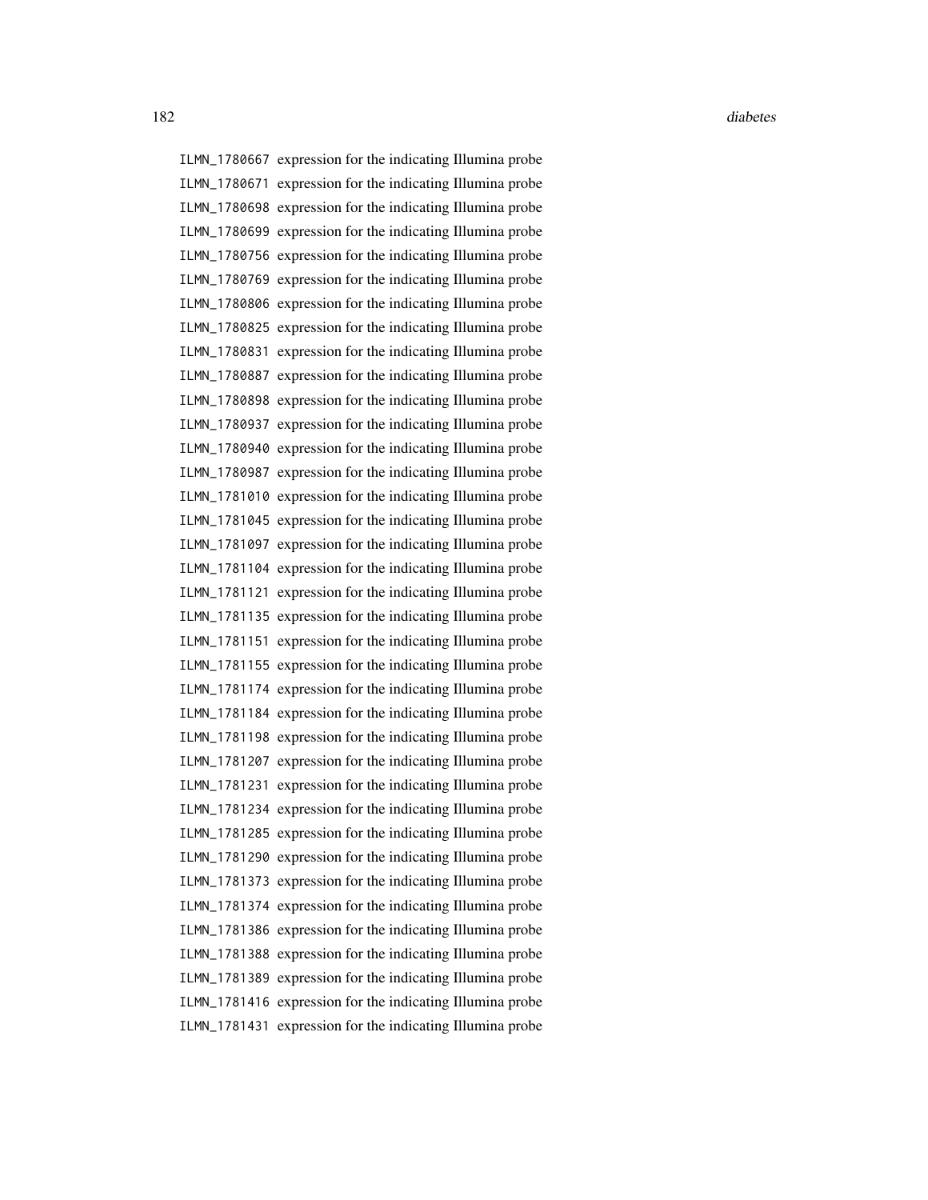ILMN_1780667 expression for the indicating Illumina probe
ILMN_1780671 expression for the indicating Illumina probe
ILMN_1780698 expression for the indicating Illumina probe
ILMN_1780699 expression for the indicating Illumina probe
ILMN_1780756 expression for the indicating Illumina probe
ILMN_1780769 expression for the indicating Illumina probe
ILMN_1780806 expression for the indicating Illumina probe
ILMN_1780825 expression for the indicating Illumina probe
ILMN_1780831 expression for the indicating Illumina probe
ILMN_1780887 expression for the indicating Illumina probe
ILMN_1780898 expression for the indicating Illumina probe
ILMN_1780937 expression for the indicating Illumina probe
ILMN_1780940 expression for the indicating Illumina probe
ILMN_1780987 expression for the indicating Illumina probe
ILMN_1781010 expression for the indicating Illumina probe
ILMN_1781045 expression for the indicating Illumina probe
ILMN_1781097 expression for the indicating Illumina probe
ILMN_1781104 expression for the indicating Illumina probe
ILMN_1781121 expression for the indicating Illumina probe
ILMN_1781135 expression for the indicating Illumina probe
ILMN_1781151 expression for the indicating Illumina probe
ILMN_1781155 expression for the indicating Illumina probe
ILMN_1781174 expression for the indicating Illumina probe
ILMN_1781184 expression for the indicating Illumina probe
ILMN_1781198 expression for the indicating Illumina probe
ILMN_1781207 expression for the indicating Illumina probe
ILMN_1781231 expression for the indicating Illumina probe
ILMN_1781234 expression for the indicating Illumina probe
ILMN_1781285 expression for the indicating Illumina probe
ILMN_1781290 expression for the indicating Illumina probe
ILMN_1781373 expression for the indicating Illumina probe
ILMN_1781374 expression for the indicating Illumina probe
ILMN_1781386 expression for the indicating Illumina probe
ILMN_1781388 expression for the indicating Illumina probe
ILMN_1781389 expression for the indicating Illumina probe
ILMN_1781416 expression for the indicating Illumina probe
ILMN_1781431 expression for the indicating Illumina probe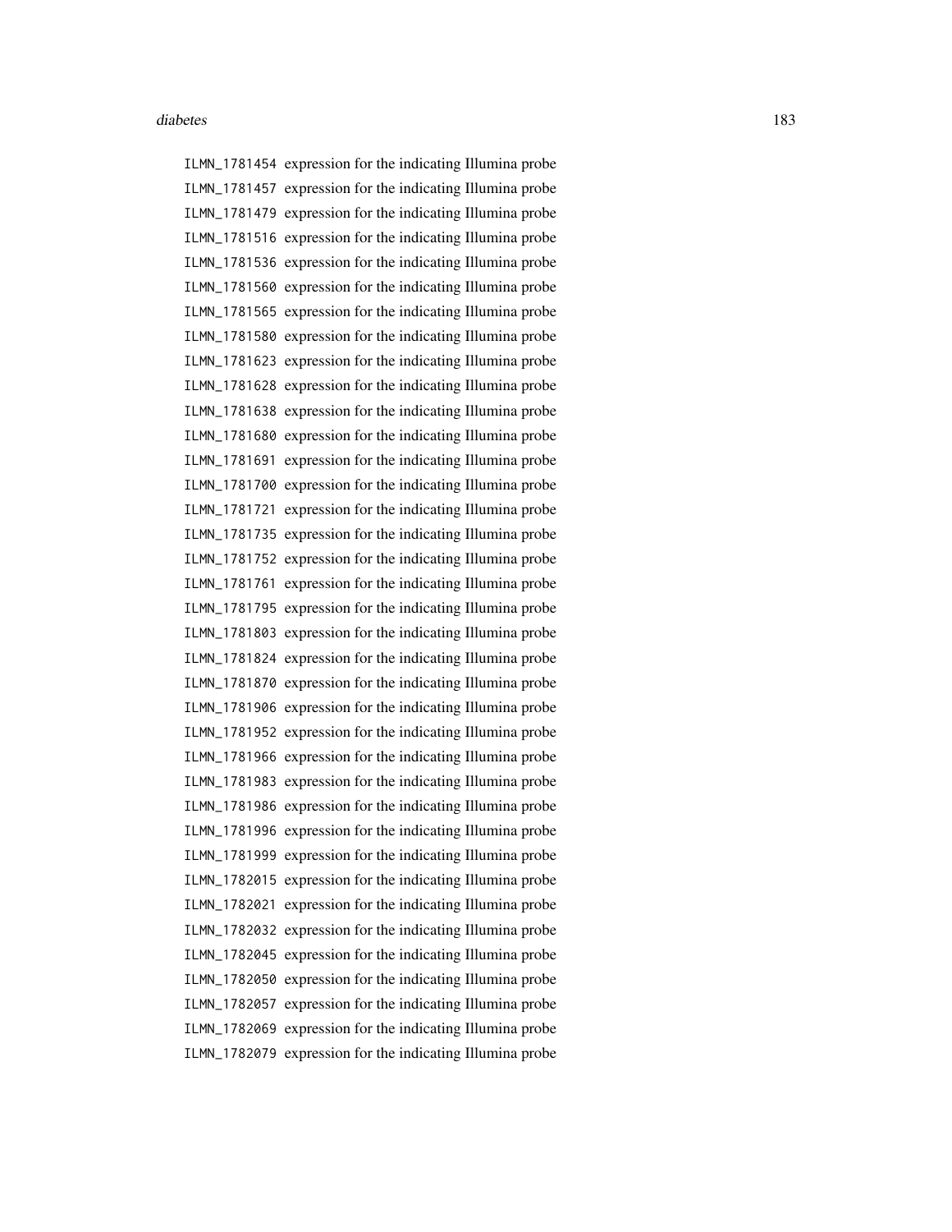ILMN_1781454 expression for the indicating Illumina probe
ILMN_1781457 expression for the indicating Illumina probe
ILMN_1781479 expression for the indicating Illumina probe
ILMN_1781516 expression for the indicating Illumina probe
ILMN_1781536 expression for the indicating Illumina probe
ILMN_1781560 expression for the indicating Illumina probe
ILMN_1781565 expression for the indicating Illumina probe
ILMN_1781580 expression for the indicating Illumina probe
ILMN_1781623 expression for the indicating Illumina probe
ILMN_1781628 expression for the indicating Illumina probe
ILMN_1781638 expression for the indicating Illumina probe
ILMN_1781680 expression for the indicating Illumina probe
ILMN_1781691 expression for the indicating Illumina probe
ILMN_1781700 expression for the indicating Illumina probe
ILMN_1781721 expression for the indicating Illumina probe
ILMN_1781735 expression for the indicating Illumina probe
ILMN_1781752 expression for the indicating Illumina probe
ILMN_1781761 expression for the indicating Illumina probe
ILMN_1781795 expression for the indicating Illumina probe
ILMN_1781803 expression for the indicating Illumina probe
ILMN_1781824 expression for the indicating Illumina probe
ILMN_1781870 expression for the indicating Illumina probe
ILMN_1781906 expression for the indicating Illumina probe
ILMN_1781952 expression for the indicating Illumina probe
ILMN_1781966 expression for the indicating Illumina probe
ILMN_1781983 expression for the indicating Illumina probe
ILMN_1781986 expression for the indicating Illumina probe
ILMN_1781996 expression for the indicating Illumina probe
ILMN_1781999 expression for the indicating Illumina probe
ILMN_1782015 expression for the indicating Illumina probe
ILMN_1782021 expression for the indicating Illumina probe
ILMN_1782032 expression for the indicating Illumina probe
ILMN_1782045 expression for the indicating Illumina probe
ILMN_1782050 expression for the indicating Illumina probe
ILMN_1782057 expression for the indicating Illumina probe
ILMN_1782069 expression for the indicating Illumina probe
ILMN_1782079 expression for the indicating Illumina probe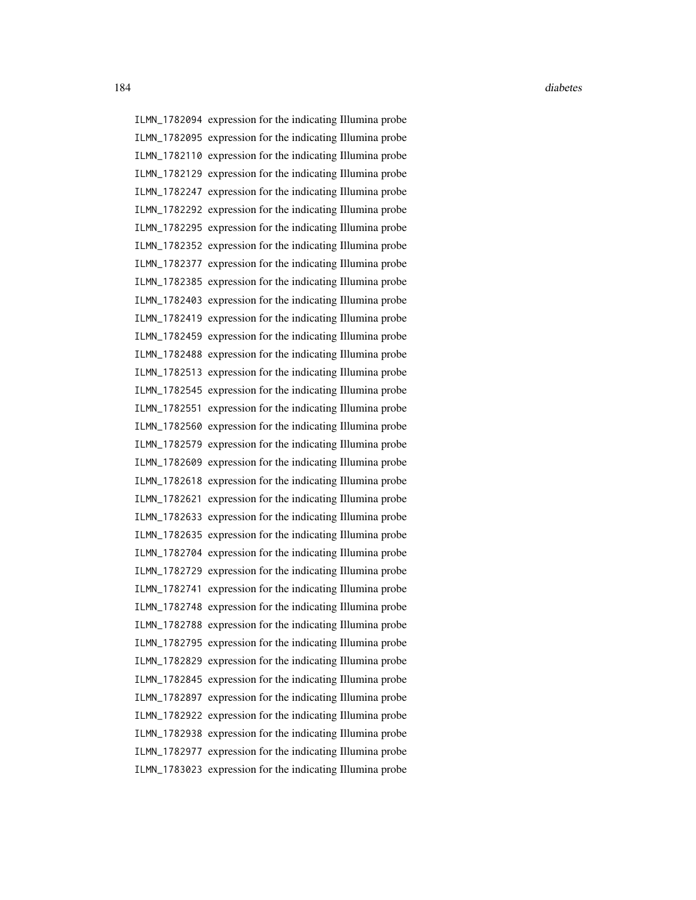| | |
|---|---|
| ILMN_1782094 | expression for the indicating Illumina probe |
| ILMN_1782095 | expression for the indicating Illumina probe |
| ILMN_1782110 | expression for the indicating Illumina probe |
| ILMN_1782129 | expression for the indicating Illumina probe |
| ILMN_1782247 | expression for the indicating Illumina probe |
| ILMN_1782292 | expression for the indicating Illumina probe |
| ILMN_1782295 | expression for the indicating Illumina probe |
| ILMN_1782352 | expression for the indicating Illumina probe |
| ILMN_1782377 | expression for the indicating Illumina probe |
| ILMN_1782385 | expression for the indicating Illumina probe |
| ILMN_1782403 | expression for the indicating Illumina probe |
| ILMN_1782419 | expression for the indicating Illumina probe |
| ILMN_1782459 | expression for the indicating Illumina probe |
| ILMN_1782488 | expression for the indicating Illumina probe |
| ILMN_1782513 | expression for the indicating Illumina probe |
| ILMN_1782545 | expression for the indicating Illumina probe |
| ILMN_1782551 | expression for the indicating Illumina probe |
| ILMN_1782560 | expression for the indicating Illumina probe |
| ILMN_1782579 | expression for the indicating Illumina probe |
| ILMN_1782609 | expression for the indicating Illumina probe |
| ILMN_1782618 | expression for the indicating Illumina probe |
| ILMN_1782621 | expression for the indicating Illumina probe |
| ILMN_1782633 | expression for the indicating Illumina probe |
| ILMN_1782635 | expression for the indicating Illumina probe |
| ILMN_1782704 | expression for the indicating Illumina probe |
| ILMN_1782729 | expression for the indicating Illumina probe |
| ILMN_1782741 | expression for the indicating Illumina probe |
| ILMN_1782748 | expression for the indicating Illumina probe |
| ILMN_1782788 | expression for the indicating Illumina probe |
| ILMN_1782795 | expression for the indicating Illumina probe |
| ILMN_1782829 | expression for the indicating Illumina probe |
| ILMN_1782845 | expression for the indicating Illumina probe |
| ILMN_1782897 | expression for the indicating Illumina probe |
| ILMN_1782922 | expression for the indicating Illumina probe |
| ILMN_1782938 | expression for the indicating Illumina probe |
| ILMN_1782977 | expression for the indicating Illumina probe |
| ILMN_1783023 | expression for the indicating Illumina probe |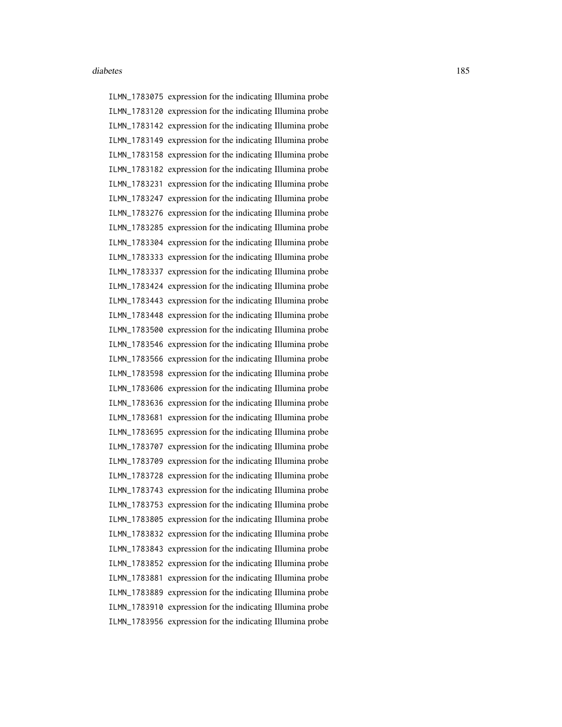| | |
|---|---|
| ILMN_1783075 | expression for the indicating Illumina probe |
| ILMN_1783120 | expression for the indicating Illumina probe |
| ILMN_1783142 | expression for the indicating Illumina probe |
| ILMN_1783149 | expression for the indicating Illumina probe |
| ILMN_1783158 | expression for the indicating Illumina probe |
| ILMN_1783182 | expression for the indicating Illumina probe |
| ILMN_1783231 | expression for the indicating Illumina probe |
| ILMN_1783247 | expression for the indicating Illumina probe |
| ILMN_1783276 | expression for the indicating Illumina probe |
| ILMN_1783285 | expression for the indicating Illumina probe |
| ILMN_1783304 | expression for the indicating Illumina probe |
| ILMN_1783333 | expression for the indicating Illumina probe |
| ILMN_1783337 | expression for the indicating Illumina probe |
| ILMN_1783424 | expression for the indicating Illumina probe |
| ILMN_1783443 | expression for the indicating Illumina probe |
| ILMN_1783448 | expression for the indicating Illumina probe |
| ILMN_1783500 | expression for the indicating Illumina probe |
| ILMN_1783546 | expression for the indicating Illumina probe |
| ILMN_1783566 | expression for the indicating Illumina probe |
| ILMN_1783598 | expression for the indicating Illumina probe |
| ILMN_1783606 | expression for the indicating Illumina probe |
| ILMN_1783636 | expression for the indicating Illumina probe |
| ILMN_1783681 | expression for the indicating Illumina probe |
| ILMN_1783695 | expression for the indicating Illumina probe |
| ILMN_1783707 | expression for the indicating Illumina probe |
| ILMN_1783709 | expression for the indicating Illumina probe |
| ILMN_1783728 | expression for the indicating Illumina probe |
| ILMN_1783743 | expression for the indicating Illumina probe |
| ILMN_1783753 | expression for the indicating Illumina probe |
| ILMN_1783805 | expression for the indicating Illumina probe |
| ILMN_1783832 | expression for the indicating Illumina probe |
| ILMN_1783843 | expression for the indicating Illumina probe |
| ILMN_1783852 | expression for the indicating Illumina probe |
| ILMN_1783881 | expression for the indicating Illumina probe |
| ILMN_1783889 | expression for the indicating Illumina probe |
| ILMN_1783910 | expression for the indicating Illumina probe |
| ILMN_1783956 | expression for the indicating Illumina probe |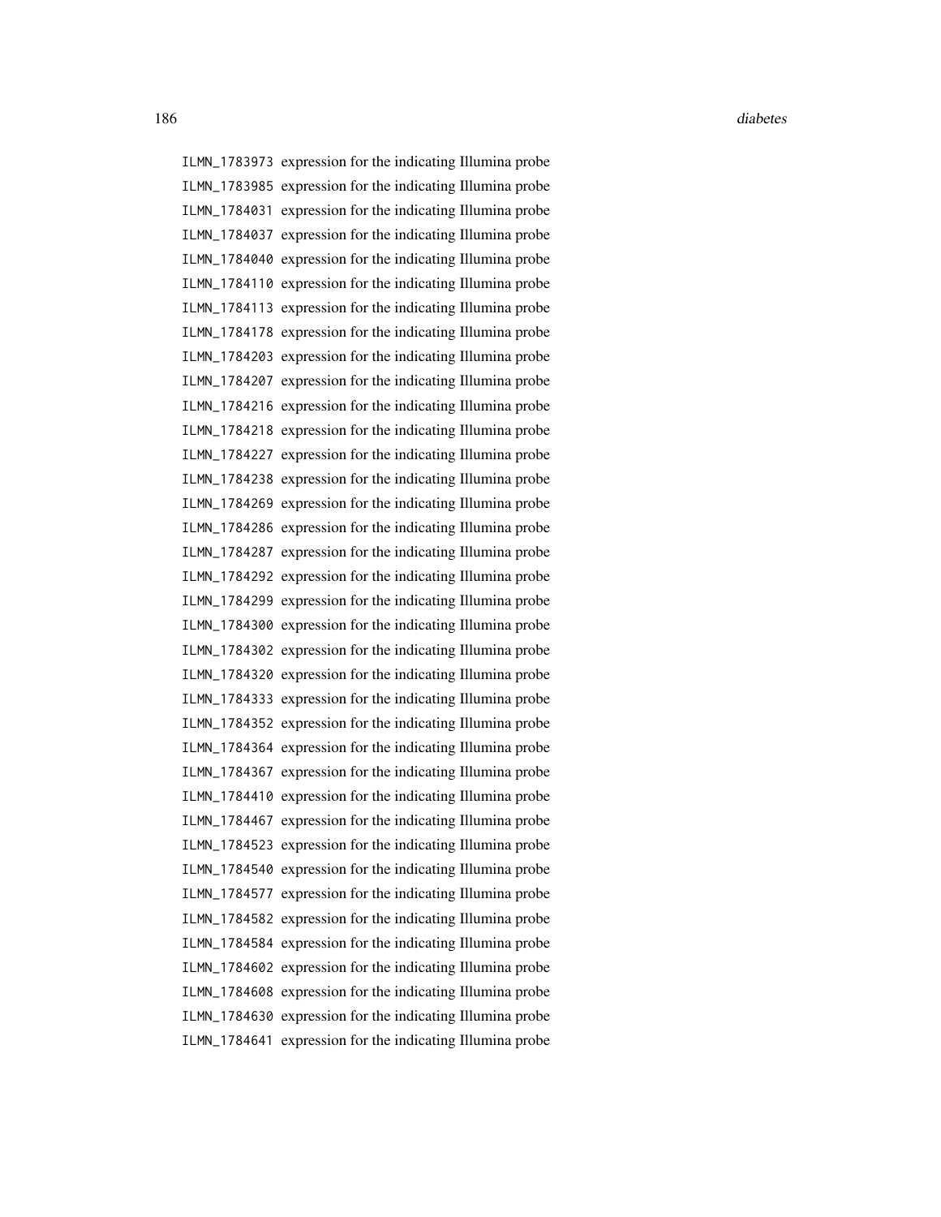ILMN_1783973 expression for the indicating Illumina probe
ILMN_1783985 expression for the indicating Illumina probe
ILMN_1784031 expression for the indicating Illumina probe
ILMN_1784037 expression for the indicating Illumina probe
ILMN_1784040 expression for the indicating Illumina probe
ILMN_1784110 expression for the indicating Illumina probe
ILMN_1784113 expression for the indicating Illumina probe
ILMN_1784178 expression for the indicating Illumina probe
ILMN_1784203 expression for the indicating Illumina probe
ILMN_1784207 expression for the indicating Illumina probe
ILMN_1784216 expression for the indicating Illumina probe
ILMN_1784218 expression for the indicating Illumina probe
ILMN_1784227 expression for the indicating Illumina probe
ILMN_1784238 expression for the indicating Illumina probe
ILMN_1784269 expression for the indicating Illumina probe
ILMN_1784286 expression for the indicating Illumina probe
ILMN_1784287 expression for the indicating Illumina probe
ILMN_1784292 expression for the indicating Illumina probe
ILMN_1784299 expression for the indicating Illumina probe
ILMN_1784300 expression for the indicating Illumina probe
ILMN_1784302 expression for the indicating Illumina probe
ILMN_1784320 expression for the indicating Illumina probe
ILMN_1784333 expression for the indicating Illumina probe
ILMN_1784352 expression for the indicating Illumina probe
ILMN_1784364 expression for the indicating Illumina probe
ILMN_1784367 expression for the indicating Illumina probe
ILMN_1784410 expression for the indicating Illumina probe
ILMN_1784467 expression for the indicating Illumina probe
ILMN_1784523 expression for the indicating Illumina probe
ILMN_1784540 expression for the indicating Illumina probe
ILMN_1784577 expression for the indicating Illumina probe
ILMN_1784582 expression for the indicating Illumina probe
ILMN_1784584 expression for the indicating Illumina probe
ILMN_1784602 expression for the indicating Illumina probe
ILMN_1784608 expression for the indicating Illumina probe
ILMN_1784630 expression for the indicating Illumina probe
ILMN_1784641 expression for the indicating Illumina probe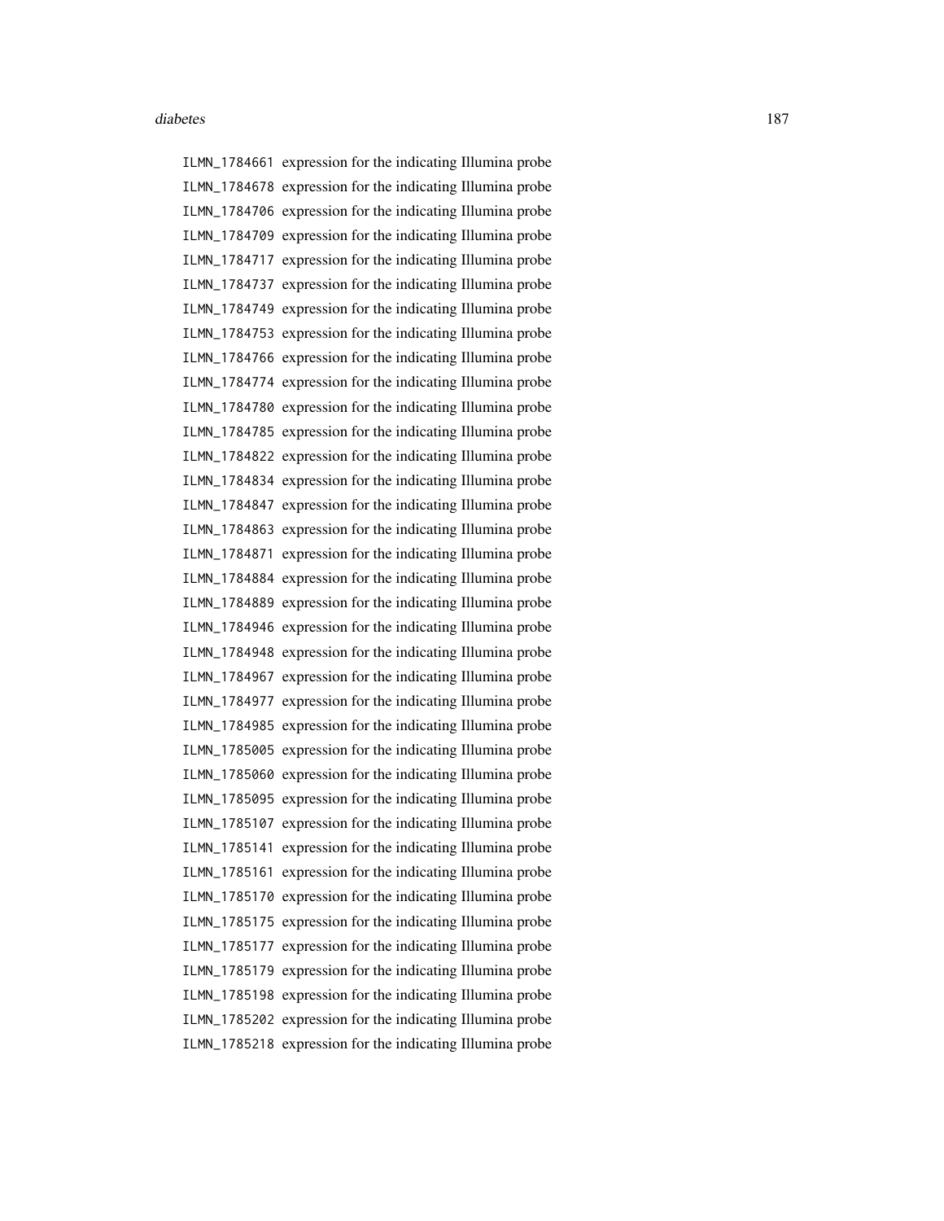ILMN_1784661 expression for the indicating Illumina probe
ILMN_1784678 expression for the indicating Illumina probe
ILMN_1784706 expression for the indicating Illumina probe
ILMN_1784709 expression for the indicating Illumina probe
ILMN_1784717 expression for the indicating Illumina probe
ILMN_1784737 expression for the indicating Illumina probe
ILMN_1784749 expression for the indicating Illumina probe
ILMN_1784753 expression for the indicating Illumina probe
ILMN_1784766 expression for the indicating Illumina probe
ILMN_1784774 expression for the indicating Illumina probe
ILMN_1784780 expression for the indicating Illumina probe
ILMN_1784785 expression for the indicating Illumina probe
ILMN_1784822 expression for the indicating Illumina probe
ILMN_1784834 expression for the indicating Illumina probe
ILMN_1784847 expression for the indicating Illumina probe
ILMN_1784863 expression for the indicating Illumina probe
ILMN_1784871 expression for the indicating Illumina probe
ILMN_1784884 expression for the indicating Illumina probe
ILMN_1784889 expression for the indicating Illumina probe
ILMN_1784946 expression for the indicating Illumina probe
ILMN_1784948 expression for the indicating Illumina probe
ILMN_1784967 expression for the indicating Illumina probe
ILMN_1784977 expression for the indicating Illumina probe
ILMN_1784985 expression for the indicating Illumina probe
ILMN_1785005 expression for the indicating Illumina probe
ILMN_1785060 expression for the indicating Illumina probe
ILMN_1785095 expression for the indicating Illumina probe
ILMN_1785107 expression for the indicating Illumina probe
ILMN_1785141 expression for the indicating Illumina probe
ILMN_1785161 expression for the indicating Illumina probe
ILMN_1785170 expression for the indicating Illumina probe
ILMN_1785175 expression for the indicating Illumina probe
ILMN_1785177 expression for the indicating Illumina probe
ILMN_1785179 expression for the indicating Illumina probe
ILMN_1785198 expression for the indicating Illumina probe
ILMN_1785202 expression for the indicating Illumina probe
ILMN_1785218 expression for the indicating Illumina probe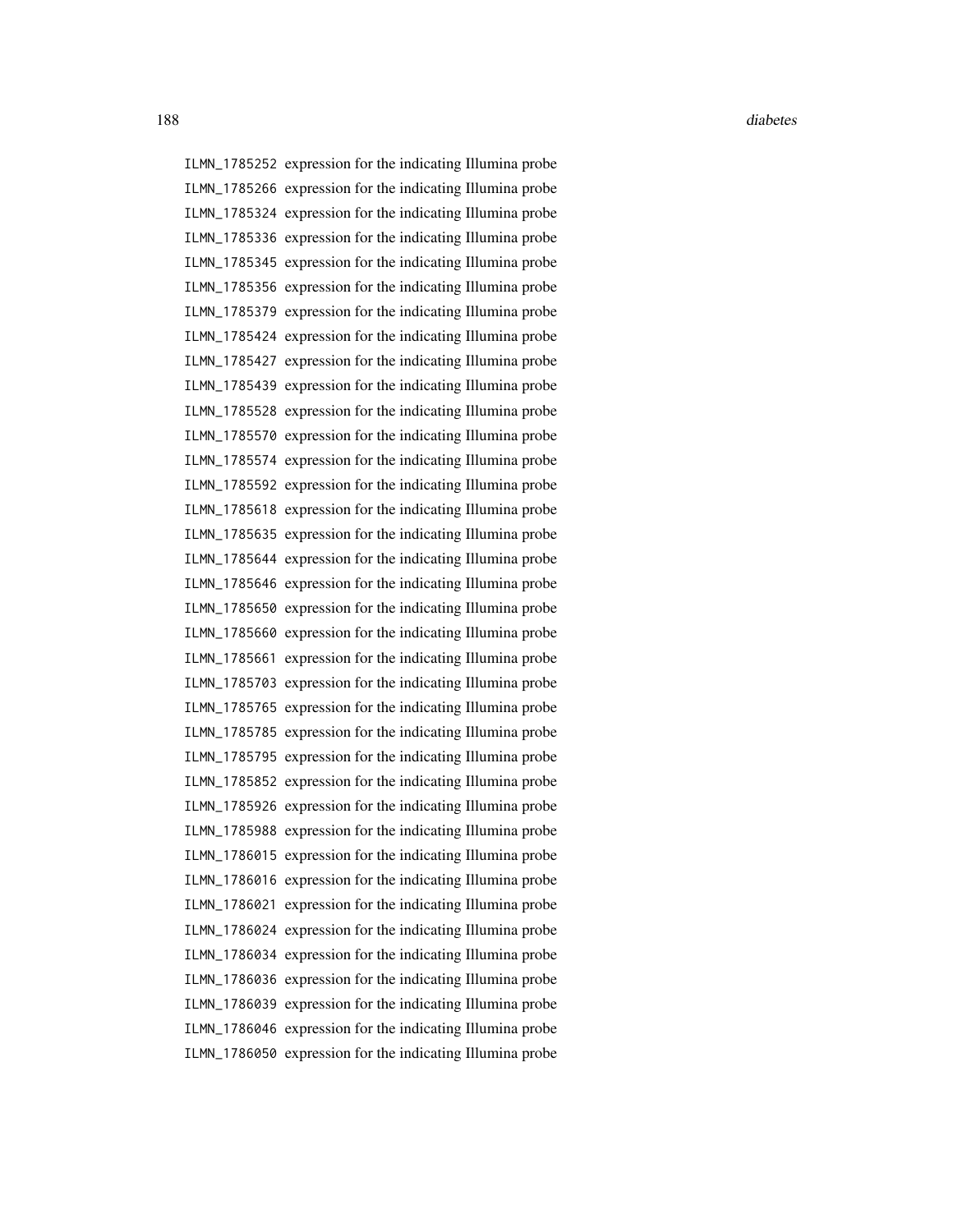ILMN_1785252 expression for the indicating Illumina probe
ILMN_1785266 expression for the indicating Illumina probe
ILMN_1785324 expression for the indicating Illumina probe
ILMN_1785336 expression for the indicating Illumina probe
ILMN_1785345 expression for the indicating Illumina probe
ILMN_1785356 expression for the indicating Illumina probe
ILMN_1785379 expression for the indicating Illumina probe
ILMN_1785424 expression for the indicating Illumina probe
ILMN_1785427 expression for the indicating Illumina probe
ILMN_1785439 expression for the indicating Illumina probe
ILMN_1785528 expression for the indicating Illumina probe
ILMN_1785570 expression for the indicating Illumina probe
ILMN_1785574 expression for the indicating Illumina probe
ILMN_1785592 expression for the indicating Illumina probe
ILMN_1785618 expression for the indicating Illumina probe
ILMN_1785635 expression for the indicating Illumina probe
ILMN_1785644 expression for the indicating Illumina probe
ILMN_1785646 expression for the indicating Illumina probe
ILMN_1785650 expression for the indicating Illumina probe
ILMN_1785660 expression for the indicating Illumina probe
ILMN_1785661 expression for the indicating Illumina probe
ILMN_1785703 expression for the indicating Illumina probe
ILMN_1785765 expression for the indicating Illumina probe
ILMN_1785785 expression for the indicating Illumina probe
ILMN_1785795 expression for the indicating Illumina probe
ILMN_1785852 expression for the indicating Illumina probe
ILMN_1785926 expression for the indicating Illumina probe
ILMN_1785988 expression for the indicating Illumina probe
ILMN_1786015 expression for the indicating Illumina probe
ILMN_1786016 expression for the indicating Illumina probe
ILMN_1786021 expression for the indicating Illumina probe
ILMN_1786024 expression for the indicating Illumina probe
ILMN_1786034 expression for the indicating Illumina probe
ILMN_1786036 expression for the indicating Illumina probe
ILMN_1786039 expression for the indicating Illumina probe
ILMN_1786046 expression for the indicating Illumina probe
ILMN_1786050 expression for the indicating Illumina probe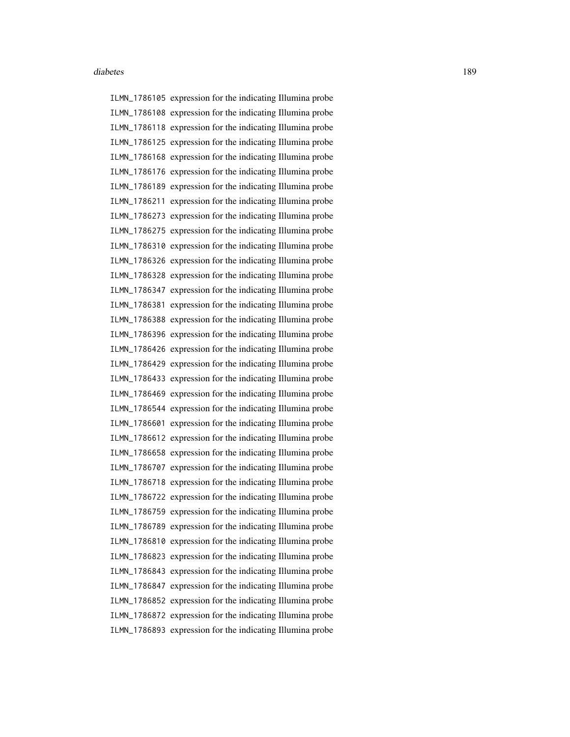| | |
|---|---|
| ILMN_1786105 | expression for the indicating Illumina probe |
| ILMN_1786108 | expression for the indicating Illumina probe |
| ILMN_1786118 | expression for the indicating Illumina probe |
| ILMN_1786125 | expression for the indicating Illumina probe |
| ILMN_1786168 | expression for the indicating Illumina probe |
| ILMN_1786176 | expression for the indicating Illumina probe |
| ILMN_1786189 | expression for the indicating Illumina probe |
| ILMN_1786211 | expression for the indicating Illumina probe |
| ILMN_1786273 | expression for the indicating Illumina probe |
| ILMN_1786275 | expression for the indicating Illumina probe |
| ILMN_1786310 | expression for the indicating Illumina probe |
| ILMN_1786326 | expression for the indicating Illumina probe |
| ILMN_1786328 | expression for the indicating Illumina probe |
| ILMN_1786347 | expression for the indicating Illumina probe |
| ILMN_1786381 | expression for the indicating Illumina probe |
| ILMN_1786388 | expression for the indicating Illumina probe |
| ILMN_1786396 | expression for the indicating Illumina probe |
| ILMN_1786426 | expression for the indicating Illumina probe |
| ILMN_1786429 | expression for the indicating Illumina probe |
| ILMN_1786433 | expression for the indicating Illumina probe |
| ILMN_1786469 | expression for the indicating Illumina probe |
| ILMN_1786544 | expression for the indicating Illumina probe |
| ILMN_1786601 | expression for the indicating Illumina probe |
| ILMN_1786612 | expression for the indicating Illumina probe |
| ILMN_1786658 | expression for the indicating Illumina probe |
| ILMN_1786707 | expression for the indicating Illumina probe |
| ILMN_1786718 | expression for the indicating Illumina probe |
| ILMN_1786722 | expression for the indicating Illumina probe |
| ILMN_1786759 | expression for the indicating Illumina probe |
| ILMN_1786789 | expression for the indicating Illumina probe |
| ILMN_1786810 | expression for the indicating Illumina probe |
| ILMN_1786823 | expression for the indicating Illumina probe |
| ILMN_1786843 | expression for the indicating Illumina probe |
| ILMN_1786847 | expression for the indicating Illumina probe |
| ILMN_1786852 | expression for the indicating Illumina probe |
| ILMN_1786872 | expression for the indicating Illumina probe |
| ILMN_1786893 | expression for the indicating Illumina probe |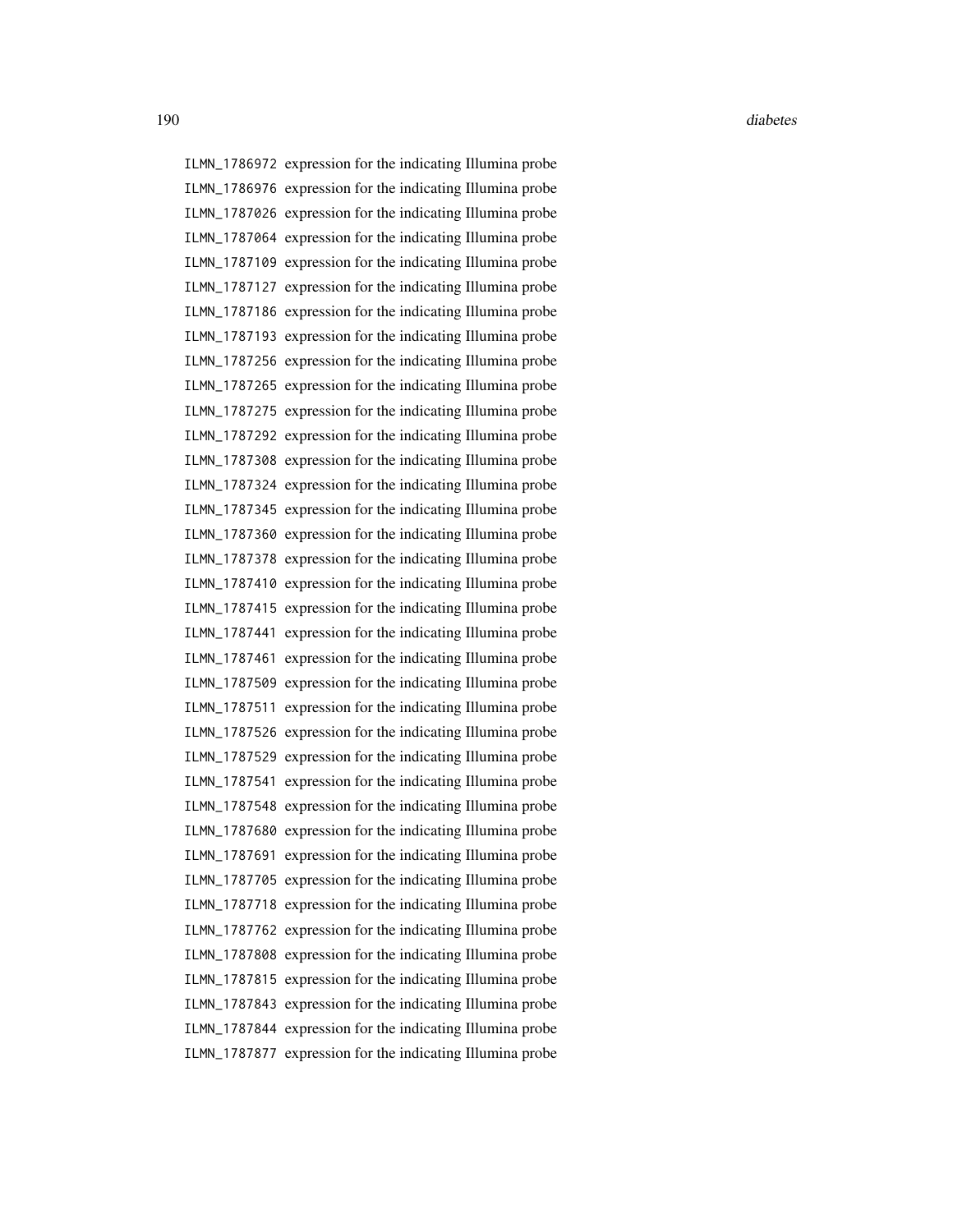| | |
|---|---|
| ILMN_1786972 | expression for the indicating Illumina probe |
| ILMN_1786976 | expression for the indicating Illumina probe |
| ILMN_1787026 | expression for the indicating Illumina probe |
| ILMN_1787064 | expression for the indicating Illumina probe |
| ILMN_1787109 | expression for the indicating Illumina probe |
| ILMN_1787127 | expression for the indicating Illumina probe |
| ILMN_1787186 | expression for the indicating Illumina probe |
| ILMN_1787193 | expression for the indicating Illumina probe |
| ILMN_1787256 | expression for the indicating Illumina probe |
| ILMN_1787265 | expression for the indicating Illumina probe |
| ILMN_1787275 | expression for the indicating Illumina probe |
| ILMN_1787292 | expression for the indicating Illumina probe |
| ILMN_1787308 | expression for the indicating Illumina probe |
| ILMN_1787324 | expression for the indicating Illumina probe |
| ILMN_1787345 | expression for the indicating Illumina probe |
| ILMN_1787360 | expression for the indicating Illumina probe |
| ILMN_1787378 | expression for the indicating Illumina probe |
| ILMN_1787410 | expression for the indicating Illumina probe |
| ILMN_1787415 | expression for the indicating Illumina probe |
| ILMN_1787441 | expression for the indicating Illumina probe |
| ILMN_1787461 | expression for the indicating Illumina probe |
| ILMN_1787509 | expression for the indicating Illumina probe |
| ILMN_1787511 | expression for the indicating Illumina probe |
| ILMN_1787526 | expression for the indicating Illumina probe |
| ILMN_1787529 | expression for the indicating Illumina probe |
| ILMN_1787541 | expression for the indicating Illumina probe |
| ILMN_1787548 | expression for the indicating Illumina probe |
| ILMN_1787680 | expression for the indicating Illumina probe |
| ILMN_1787691 | expression for the indicating Illumina probe |
| ILMN_1787705 | expression for the indicating Illumina probe |
| ILMN_1787718 | expression for the indicating Illumina probe |
| ILMN_1787762 | expression for the indicating Illumina probe |
| ILMN_1787808 | expression for the indicating Illumina probe |
| ILMN_1787815 | expression for the indicating Illumina probe |
| ILMN_1787843 | expression for the indicating Illumina probe |
| ILMN_1787844 | expression for the indicating Illumina probe |
| ILMN_1787877 | expression for the indicating Illumina probe |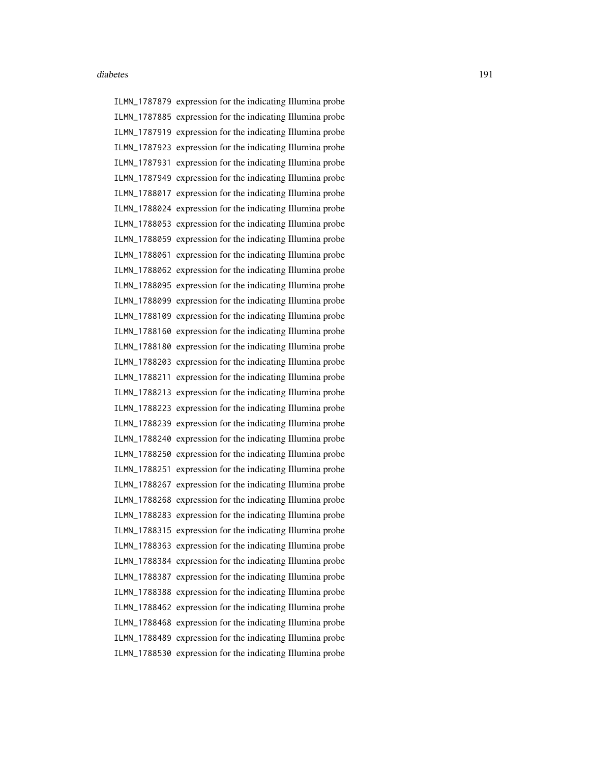ILMN_1787879 expression for the indicating Illumina probe
ILMN_1787885 expression for the indicating Illumina probe
ILMN_1787919 expression for the indicating Illumina probe
ILMN_1787923 expression for the indicating Illumina probe
ILMN_1787931 expression for the indicating Illumina probe
ILMN_1787949 expression for the indicating Illumina probe
ILMN_1788017 expression for the indicating Illumina probe
ILMN_1788024 expression for the indicating Illumina probe
ILMN_1788053 expression for the indicating Illumina probe
ILMN_1788059 expression for the indicating Illumina probe
ILMN_1788061 expression for the indicating Illumina probe
ILMN_1788062 expression for the indicating Illumina probe
ILMN_1788095 expression for the indicating Illumina probe
ILMN_1788099 expression for the indicating Illumina probe
ILMN_1788109 expression for the indicating Illumina probe
ILMN_1788160 expression for the indicating Illumina probe
ILMN_1788180 expression for the indicating Illumina probe
ILMN_1788203 expression for the indicating Illumina probe
ILMN_1788211 expression for the indicating Illumina probe
ILMN_1788213 expression for the indicating Illumina probe
ILMN_1788223 expression for the indicating Illumina probe
ILMN_1788239 expression for the indicating Illumina probe
ILMN_1788240 expression for the indicating Illumina probe
ILMN_1788250 expression for the indicating Illumina probe
ILMN_1788251 expression for the indicating Illumina probe
ILMN_1788267 expression for the indicating Illumina probe
ILMN_1788268 expression for the indicating Illumina probe
ILMN_1788283 expression for the indicating Illumina probe
ILMN_1788315 expression for the indicating Illumina probe
ILMN_1788363 expression for the indicating Illumina probe
ILMN_1788384 expression for the indicating Illumina probe
ILMN_1788387 expression for the indicating Illumina probe
ILMN_1788388 expression for the indicating Illumina probe
ILMN_1788462 expression for the indicating Illumina probe
ILMN_1788468 expression for the indicating Illumina probe
ILMN_1788489 expression for the indicating Illumina probe
ILMN_1788530 expression for the indicating Illumina probe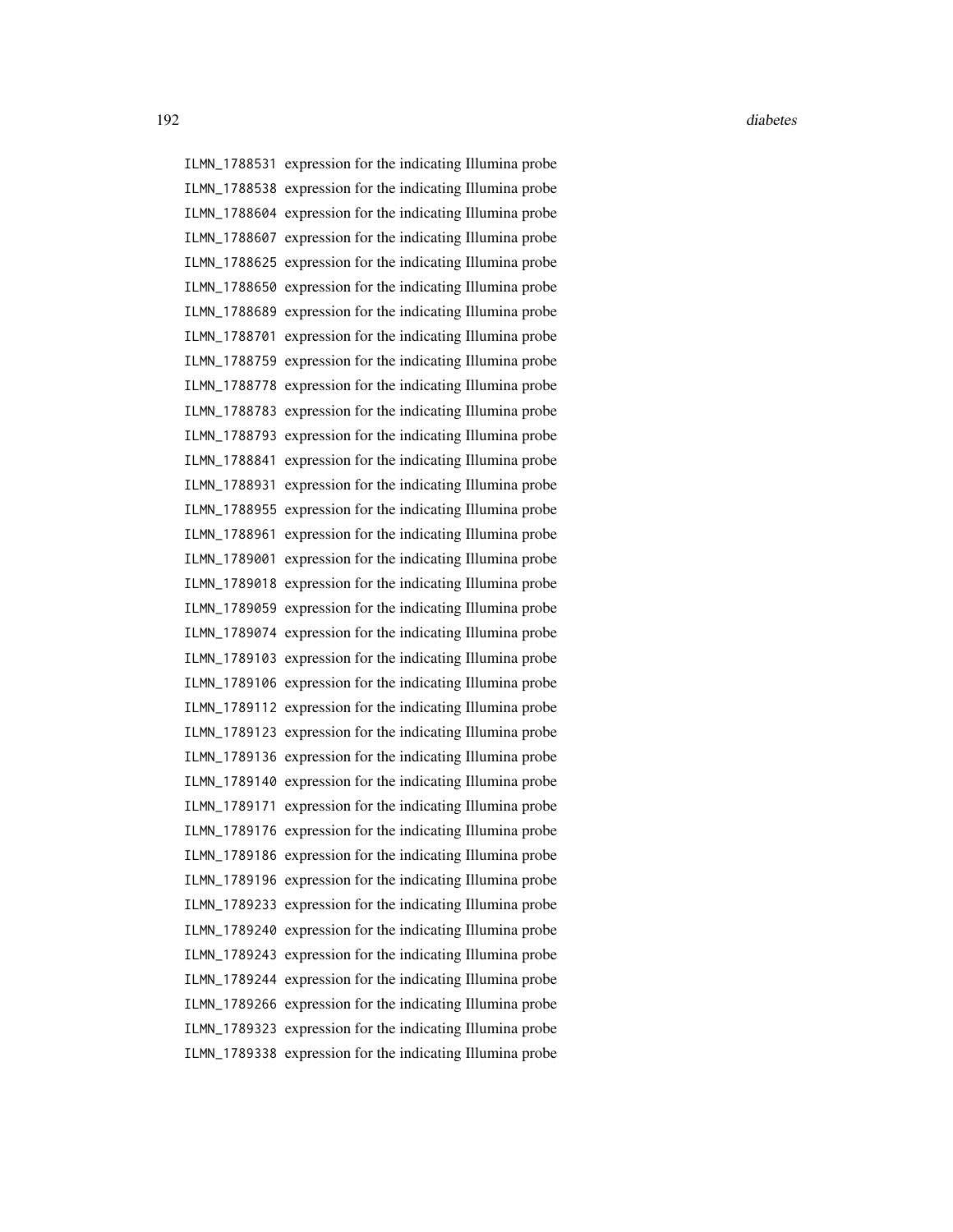ILMN_1788531 expression for the indicating Illumina probe
ILMN_1788538 expression for the indicating Illumina probe
ILMN_1788604 expression for the indicating Illumina probe
ILMN_1788607 expression for the indicating Illumina probe
ILMN_1788625 expression for the indicating Illumina probe
ILMN_1788650 expression for the indicating Illumina probe
ILMN_1788689 expression for the indicating Illumina probe
ILMN_1788701 expression for the indicating Illumina probe
ILMN_1788759 expression for the indicating Illumina probe
ILMN_1788778 expression for the indicating Illumina probe
ILMN_1788783 expression for the indicating Illumina probe
ILMN_1788793 expression for the indicating Illumina probe
ILMN_1788841 expression for the indicating Illumina probe
ILMN_1788931 expression for the indicating Illumina probe
ILMN_1788955 expression for the indicating Illumina probe
ILMN_1788961 expression for the indicating Illumina probe
ILMN_1789001 expression for the indicating Illumina probe
ILMN_1789018 expression for the indicating Illumina probe
ILMN_1789059 expression for the indicating Illumina probe
ILMN_1789074 expression for the indicating Illumina probe
ILMN_1789103 expression for the indicating Illumina probe
ILMN_1789106 expression for the indicating Illumina probe
ILMN_1789112 expression for the indicating Illumina probe
ILMN_1789123 expression for the indicating Illumina probe
ILMN_1789136 expression for the indicating Illumina probe
ILMN_1789140 expression for the indicating Illumina probe
ILMN_1789171 expression for the indicating Illumina probe
ILMN_1789176 expression for the indicating Illumina probe
ILMN_1789186 expression for the indicating Illumina probe
ILMN_1789196 expression for the indicating Illumina probe
ILMN_1789233 expression for the indicating Illumina probe
ILMN_1789240 expression for the indicating Illumina probe
ILMN_1789243 expression for the indicating Illumina probe
ILMN_1789244 expression for the indicating Illumina probe
ILMN_1789266 expression for the indicating Illumina probe
ILMN_1789323 expression for the indicating Illumina probe
ILMN_1789338 expression for the indicating Illumina probe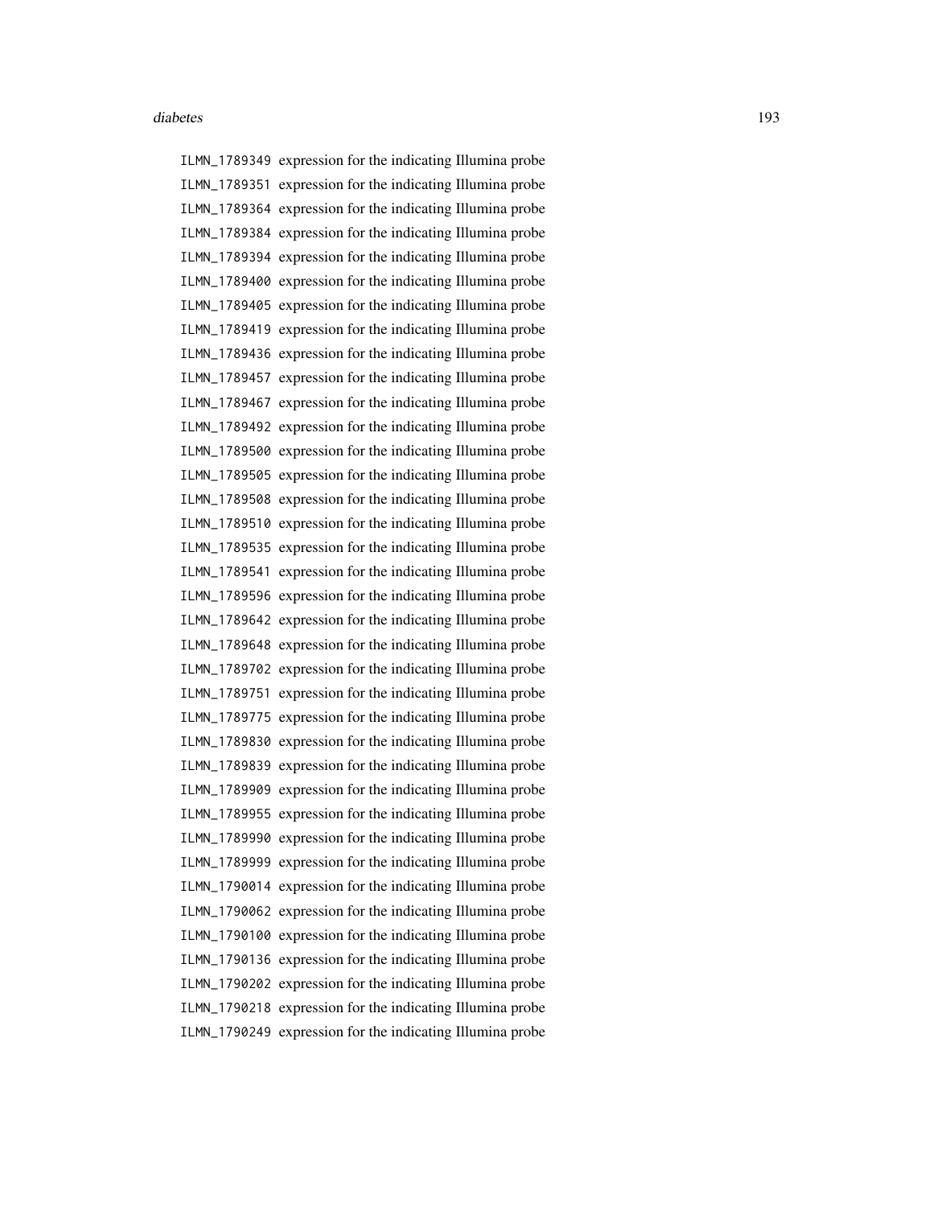| | |
|---|---|
| ILMN_1789349 | expression for the indicating Illumina probe |
| ILMN_1789351 | expression for the indicating Illumina probe |
| ILMN_1789364 | expression for the indicating Illumina probe |
| ILMN_1789384 | expression for the indicating Illumina probe |
| ILMN_1789394 | expression for the indicating Illumina probe |
| ILMN_1789400 | expression for the indicating Illumina probe |
| ILMN_1789405 | expression for the indicating Illumina probe |
| ILMN_1789419 | expression for the indicating Illumina probe |
| ILMN_1789436 | expression for the indicating Illumina probe |
| ILMN_1789457 | expression for the indicating Illumina probe |
| ILMN_1789467 | expression for the indicating Illumina probe |
| ILMN_1789492 | expression for the indicating Illumina probe |
| ILMN_1789500 | expression for the indicating Illumina probe |
| ILMN_1789505 | expression for the indicating Illumina probe |
| ILMN_1789508 | expression for the indicating Illumina probe |
| ILMN_1789510 | expression for the indicating Illumina probe |
| ILMN_1789535 | expression for the indicating Illumina probe |
| ILMN_1789541 | expression for the indicating Illumina probe |
| ILMN_1789596 | expression for the indicating Illumina probe |
| ILMN_1789642 | expression for the indicating Illumina probe |
| ILMN_1789648 | expression for the indicating Illumina probe |
| ILMN_1789702 | expression for the indicating Illumina probe |
| ILMN_1789751 | expression for the indicating Illumina probe |
| ILMN_1789775 | expression for the indicating Illumina probe |
| ILMN_1789830 | expression for the indicating Illumina probe |
| ILMN_1789839 | expression for the indicating Illumina probe |
| ILMN_1789909 | expression for the indicating Illumina probe |
| ILMN_1789955 | expression for the indicating Illumina probe |
| ILMN_1789990 | expression for the indicating Illumina probe |
| ILMN_1789999 | expression for the indicating Illumina probe |
| ILMN_1790014 | expression for the indicating Illumina probe |
| ILMN_1790062 | expression for the indicating Illumina probe |
| ILMN_1790100 | expression for the indicating Illumina probe |
| ILMN_1790136 | expression for the indicating Illumina probe |
| ILMN_1790202 | expression for the indicating Illumina probe |
| ILMN_1790218 | expression for the indicating Illumina probe |
| ILMN_1790249 | expression for the indicating Illumina probe |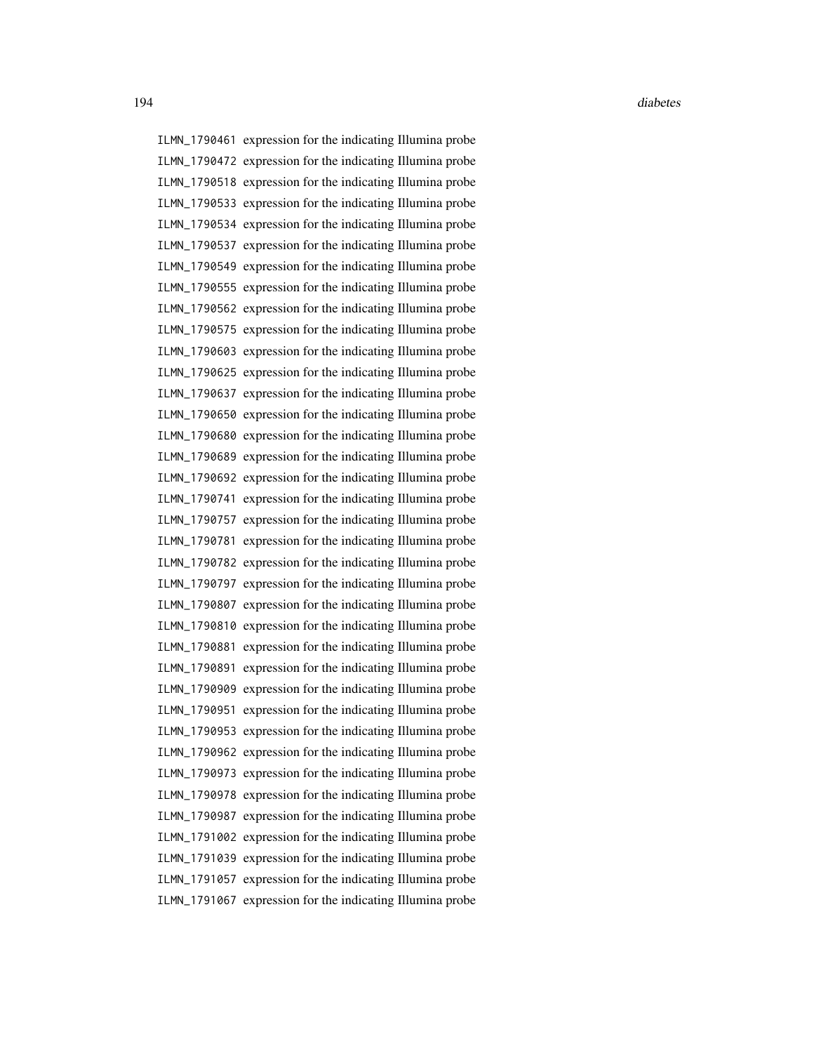ILMN_1790461 expression for the indicating Illumina probe
ILMN_1790472 expression for the indicating Illumina probe
ILMN_1790518 expression for the indicating Illumina probe
ILMN_1790533 expression for the indicating Illumina probe
ILMN_1790534 expression for the indicating Illumina probe
ILMN_1790537 expression for the indicating Illumina probe
ILMN_1790549 expression for the indicating Illumina probe
ILMN_1790555 expression for the indicating Illumina probe
ILMN_1790562 expression for the indicating Illumina probe
ILMN_1790575 expression for the indicating Illumina probe
ILMN_1790603 expression for the indicating Illumina probe
ILMN_1790625 expression for the indicating Illumina probe
ILMN_1790637 expression for the indicating Illumina probe
ILMN_1790650 expression for the indicating Illumina probe
ILMN_1790680 expression for the indicating Illumina probe
ILMN_1790689 expression for the indicating Illumina probe
ILMN_1790692 expression for the indicating Illumina probe
ILMN_1790741 expression for the indicating Illumina probe
ILMN_1790757 expression for the indicating Illumina probe
ILMN_1790781 expression for the indicating Illumina probe
ILMN_1790782 expression for the indicating Illumina probe
ILMN_1790797 expression for the indicating Illumina probe
ILMN_1790807 expression for the indicating Illumina probe
ILMN_1790810 expression for the indicating Illumina probe
ILMN_1790881 expression for the indicating Illumina probe
ILMN_1790891 expression for the indicating Illumina probe
ILMN_1790909 expression for the indicating Illumina probe
ILMN_1790951 expression for the indicating Illumina probe
ILMN_1790953 expression for the indicating Illumina probe
ILMN_1790962 expression for the indicating Illumina probe
ILMN_1790973 expression for the indicating Illumina probe
ILMN_1790978 expression for the indicating Illumina probe
ILMN_1790987 expression for the indicating Illumina probe
ILMN_1791002 expression for the indicating Illumina probe
ILMN_1791039 expression for the indicating Illumina probe
ILMN_1791057 expression for the indicating Illumina probe
ILMN_1791067 expression for the indicating Illumina probe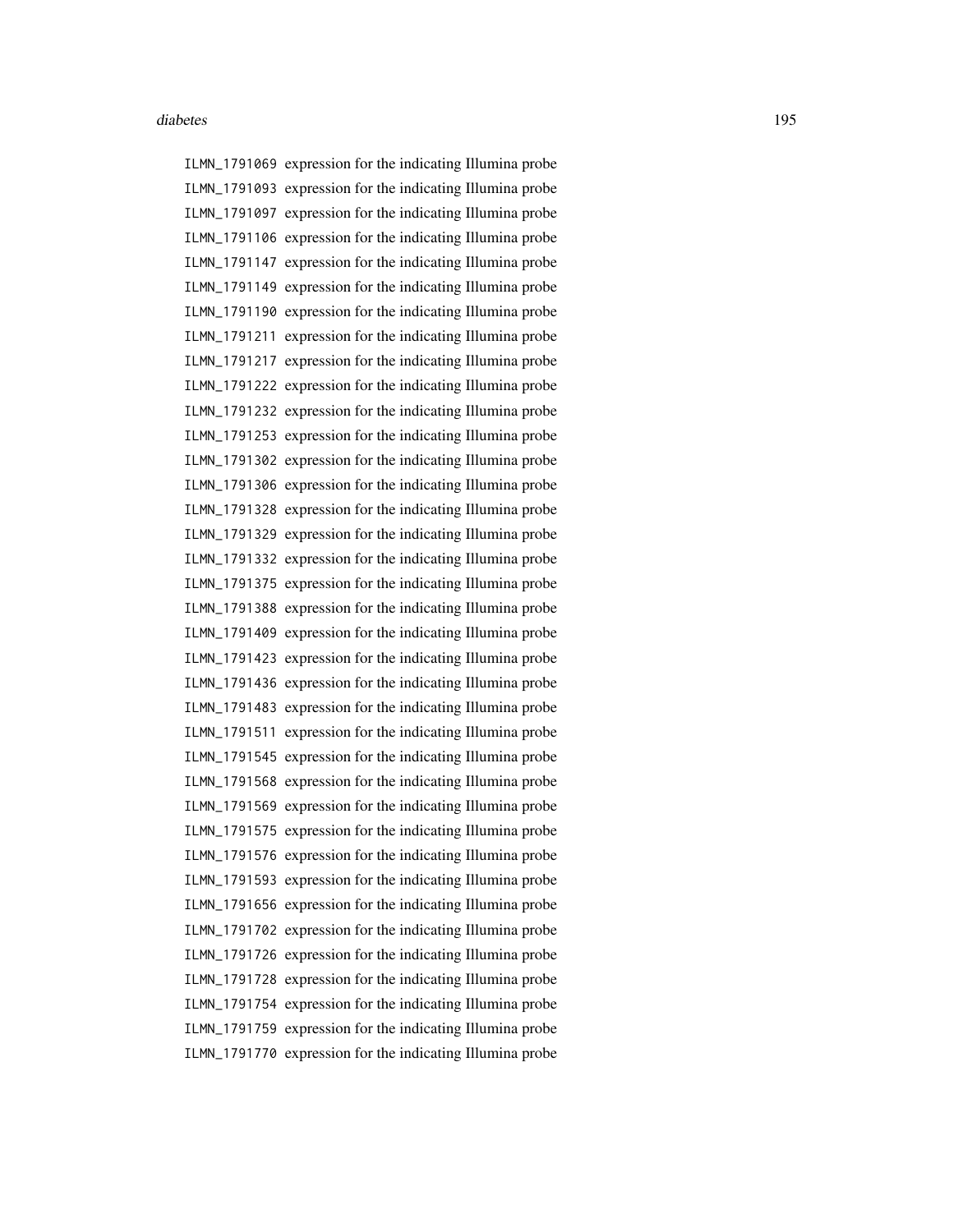ILMN_1791069 expression for the indicating Illumina probe
ILMN_1791093 expression for the indicating Illumina probe
ILMN_1791097 expression for the indicating Illumina probe
ILMN_1791106 expression for the indicating Illumina probe
ILMN_1791147 expression for the indicating Illumina probe
ILMN_1791149 expression for the indicating Illumina probe
ILMN_1791190 expression for the indicating Illumina probe
ILMN_1791211 expression for the indicating Illumina probe
ILMN_1791217 expression for the indicating Illumina probe
ILMN_1791222 expression for the indicating Illumina probe
ILMN_1791232 expression for the indicating Illumina probe
ILMN_1791253 expression for the indicating Illumina probe
ILMN_1791302 expression for the indicating Illumina probe
ILMN_1791306 expression for the indicating Illumina probe
ILMN_1791328 expression for the indicating Illumina probe
ILMN_1791329 expression for the indicating Illumina probe
ILMN_1791332 expression for the indicating Illumina probe
ILMN_1791375 expression for the indicating Illumina probe
ILMN_1791388 expression for the indicating Illumina probe
ILMN_1791409 expression for the indicating Illumina probe
ILMN_1791423 expression for the indicating Illumina probe
ILMN_1791436 expression for the indicating Illumina probe
ILMN_1791483 expression for the indicating Illumina probe
ILMN_1791511 expression for the indicating Illumina probe
ILMN_1791545 expression for the indicating Illumina probe
ILMN_1791568 expression for the indicating Illumina probe
ILMN_1791569 expression for the indicating Illumina probe
ILMN_1791575 expression for the indicating Illumina probe
ILMN_1791576 expression for the indicating Illumina probe
ILMN_1791593 expression for the indicating Illumina probe
ILMN_1791656 expression for the indicating Illumina probe
ILMN_1791702 expression for the indicating Illumina probe
ILMN_1791726 expression for the indicating Illumina probe
ILMN_1791728 expression for the indicating Illumina probe
ILMN_1791754 expression for the indicating Illumina probe
ILMN_1791759 expression for the indicating Illumina probe
ILMN_1791770 expression for the indicating Illumina probe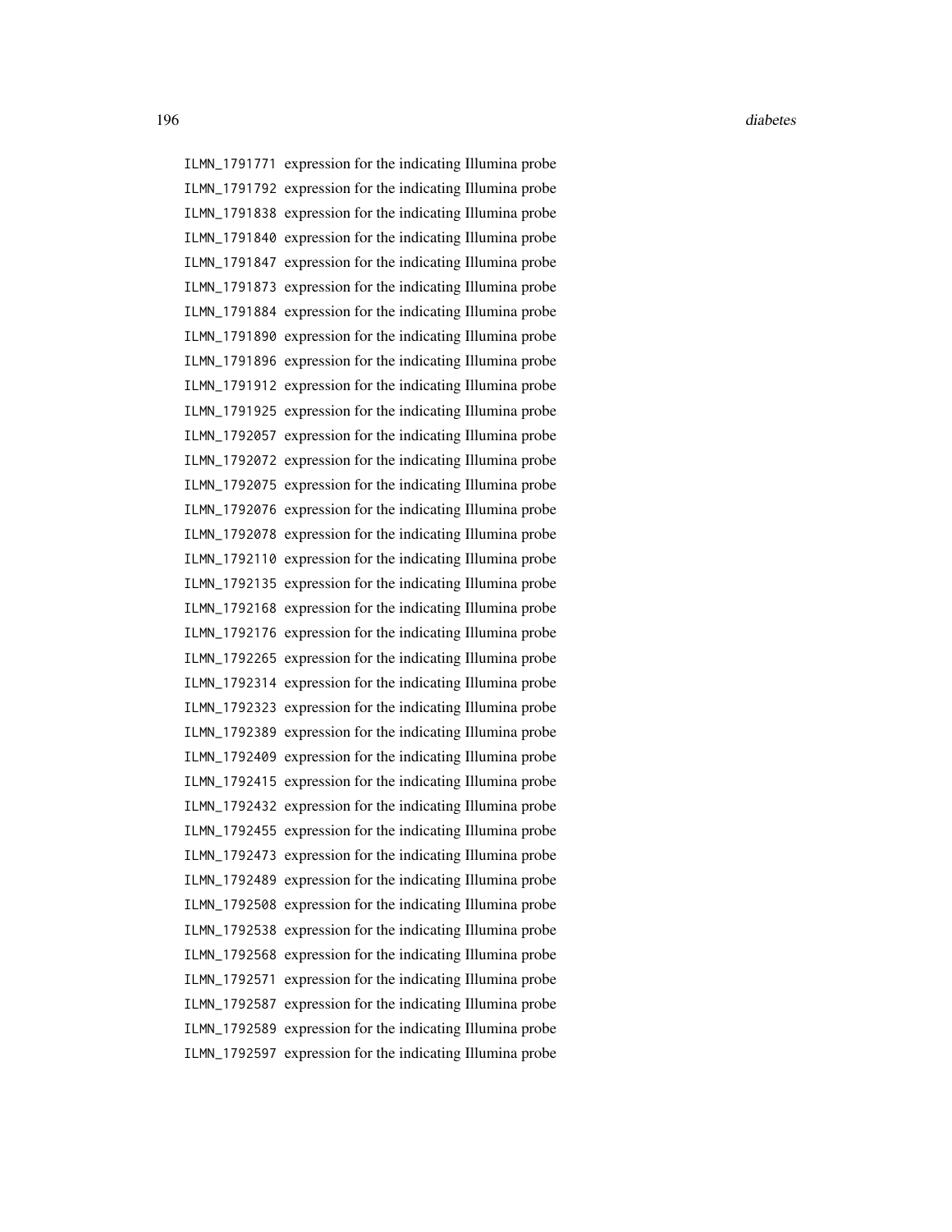ILMN_1791771 expression for the indicating Illumina probe
ILMN_1791792 expression for the indicating Illumina probe
ILMN_1791838 expression for the indicating Illumina probe
ILMN_1791840 expression for the indicating Illumina probe
ILMN_1791847 expression for the indicating Illumina probe
ILMN_1791873 expression for the indicating Illumina probe
ILMN_1791884 expression for the indicating Illumina probe
ILMN_1791890 expression for the indicating Illumina probe
ILMN_1791896 expression for the indicating Illumina probe
ILMN_1791912 expression for the indicating Illumina probe
ILMN_1791925 expression for the indicating Illumina probe
ILMN_1792057 expression for the indicating Illumina probe
ILMN_1792072 expression for the indicating Illumina probe
ILMN_1792075 expression for the indicating Illumina probe
ILMN_1792076 expression for the indicating Illumina probe
ILMN_1792078 expression for the indicating Illumina probe
ILMN_1792110 expression for the indicating Illumina probe
ILMN_1792135 expression for the indicating Illumina probe
ILMN_1792168 expression for the indicating Illumina probe
ILMN_1792176 expression for the indicating Illumina probe
ILMN_1792265 expression for the indicating Illumina probe
ILMN_1792314 expression for the indicating Illumina probe
ILMN_1792323 expression for the indicating Illumina probe
ILMN_1792389 expression for the indicating Illumina probe
ILMN_1792409 expression for the indicating Illumina probe
ILMN_1792415 expression for the indicating Illumina probe
ILMN_1792432 expression for the indicating Illumina probe
ILMN_1792455 expression for the indicating Illumina probe
ILMN_1792473 expression for the indicating Illumina probe
ILMN_1792489 expression for the indicating Illumina probe
ILMN_1792508 expression for the indicating Illumina probe
ILMN_1792538 expression for the indicating Illumina probe
ILMN_1792568 expression for the indicating Illumina probe
ILMN_1792571 expression for the indicating Illumina probe
ILMN_1792587 expression for the indicating Illumina probe
ILMN_1792589 expression for the indicating Illumina probe
ILMN_1792597 expression for the indicating Illumina probe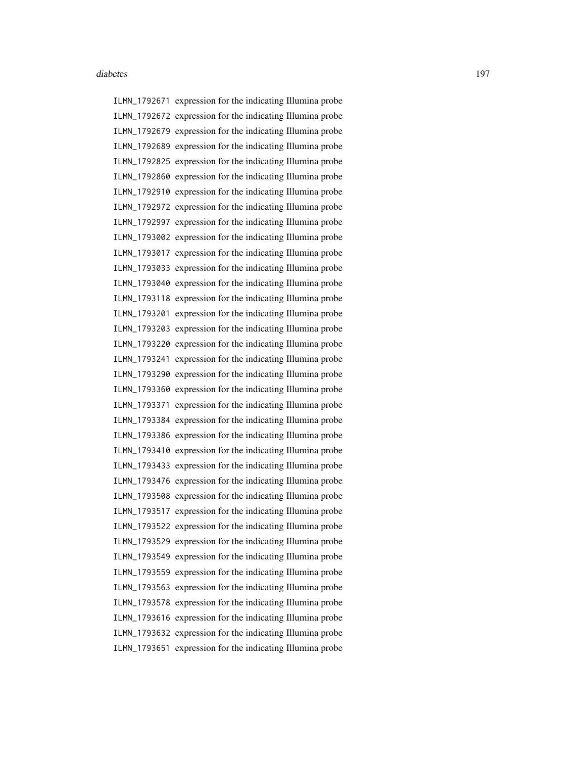ILMN_1792671 expression for the indicating Illumina probe
ILMN_1792672 expression for the indicating Illumina probe
ILMN_1792679 expression for the indicating Illumina probe
ILMN_1792689 expression for the indicating Illumina probe
ILMN_1792825 expression for the indicating Illumina probe
ILMN_1792860 expression for the indicating Illumina probe
ILMN_1792910 expression for the indicating Illumina probe
ILMN_1792972 expression for the indicating Illumina probe
ILMN_1792997 expression for the indicating Illumina probe
ILMN_1793002 expression for the indicating Illumina probe
ILMN_1793017 expression for the indicating Illumina probe
ILMN_1793033 expression for the indicating Illumina probe
ILMN_1793040 expression for the indicating Illumina probe
ILMN_1793118 expression for the indicating Illumina probe
ILMN_1793201 expression for the indicating Illumina probe
ILMN_1793203 expression for the indicating Illumina probe
ILMN_1793220 expression for the indicating Illumina probe
ILMN_1793241 expression for the indicating Illumina probe
ILMN_1793290 expression for the indicating Illumina probe
ILMN_1793360 expression for the indicating Illumina probe
ILMN_1793371 expression for the indicating Illumina probe
ILMN_1793384 expression for the indicating Illumina probe
ILMN_1793386 expression for the indicating Illumina probe
ILMN_1793410 expression for the indicating Illumina probe
ILMN_1793433 expression for the indicating Illumina probe
ILMN_1793476 expression for the indicating Illumina probe
ILMN_1793508 expression for the indicating Illumina probe
ILMN_1793517 expression for the indicating Illumina probe
ILMN_1793522 expression for the indicating Illumina probe
ILMN_1793529 expression for the indicating Illumina probe
ILMN_1793549 expression for the indicating Illumina probe
ILMN_1793559 expression for the indicating Illumina probe
ILMN_1793563 expression for the indicating Illumina probe
ILMN_1793578 expression for the indicating Illumina probe
ILMN_1793616 expression for the indicating Illumina probe
ILMN_1793632 expression for the indicating Illumina probe
ILMN_1793651 expression for the indicating Illumina probe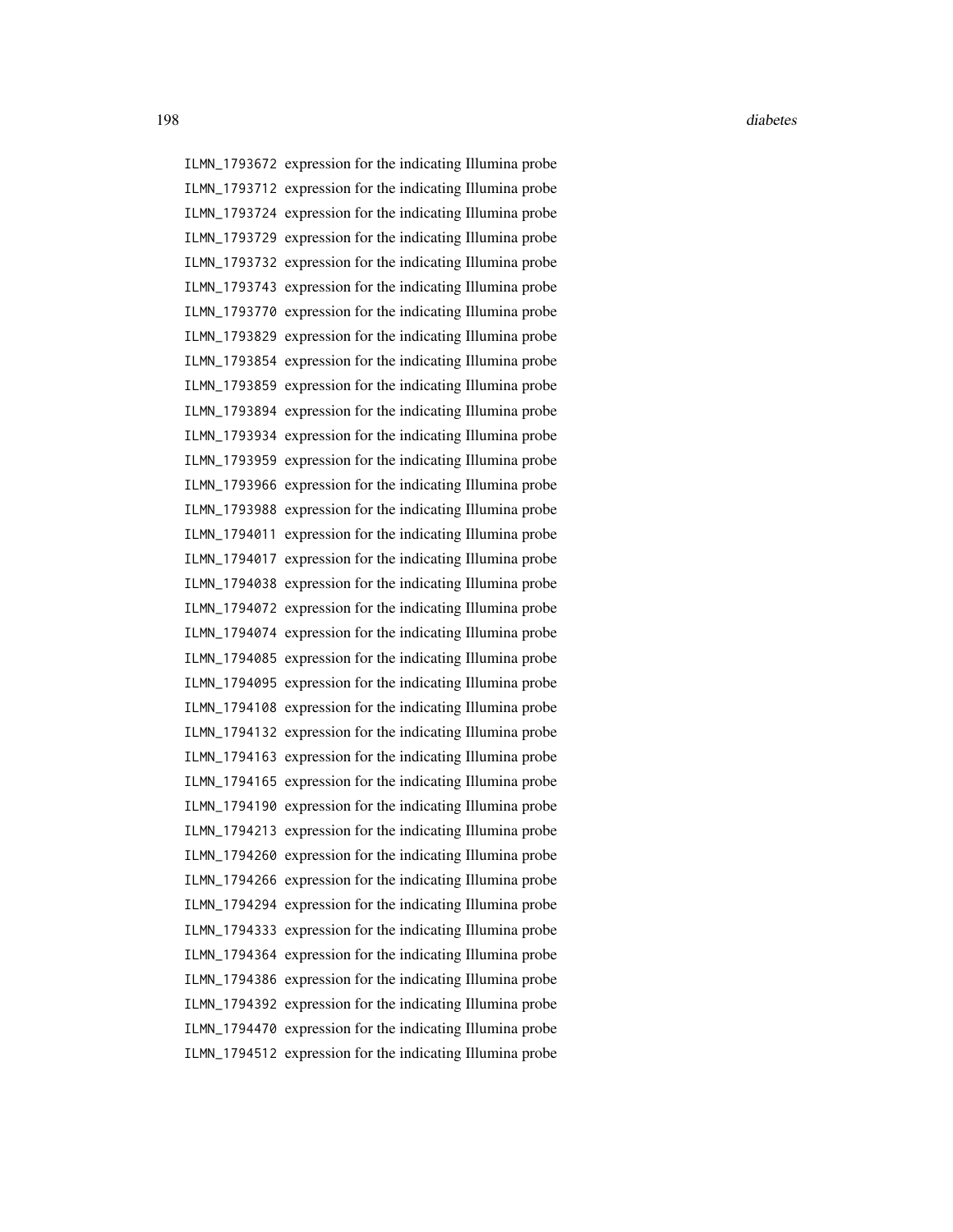ILMN_1793672 expression for the indicating Illumina probe
ILMN_1793712 expression for the indicating Illumina probe
ILMN_1793724 expression for the indicating Illumina probe
ILMN_1793729 expression for the indicating Illumina probe
ILMN_1793732 expression for the indicating Illumina probe
ILMN_1793743 expression for the indicating Illumina probe
ILMN_1793770 expression for the indicating Illumina probe
ILMN_1793829 expression for the indicating Illumina probe
ILMN_1793854 expression for the indicating Illumina probe
ILMN_1793859 expression for the indicating Illumina probe
ILMN_1793894 expression for the indicating Illumina probe
ILMN_1793934 expression for the indicating Illumina probe
ILMN_1793959 expression for the indicating Illumina probe
ILMN_1793966 expression for the indicating Illumina probe
ILMN_1793988 expression for the indicating Illumina probe
ILMN_1794011 expression for the indicating Illumina probe
ILMN_1794017 expression for the indicating Illumina probe
ILMN_1794038 expression for the indicating Illumina probe
ILMN_1794072 expression for the indicating Illumina probe
ILMN_1794074 expression for the indicating Illumina probe
ILMN_1794085 expression for the indicating Illumina probe
ILMN_1794095 expression for the indicating Illumina probe
ILMN_1794108 expression for the indicating Illumina probe
ILMN_1794132 expression for the indicating Illumina probe
ILMN_1794163 expression for the indicating Illumina probe
ILMN_1794165 expression for the indicating Illumina probe
ILMN_1794190 expression for the indicating Illumina probe
ILMN_1794213 expression for the indicating Illumina probe
ILMN_1794260 expression for the indicating Illumina probe
ILMN_1794266 expression for the indicating Illumina probe
ILMN_1794294 expression for the indicating Illumina probe
ILMN_1794333 expression for the indicating Illumina probe
ILMN_1794364 expression for the indicating Illumina probe
ILMN_1794386 expression for the indicating Illumina probe
ILMN_1794392 expression for the indicating Illumina probe
ILMN_1794470 expression for the indicating Illumina probe
ILMN_1794512 expression for the indicating Illumina probe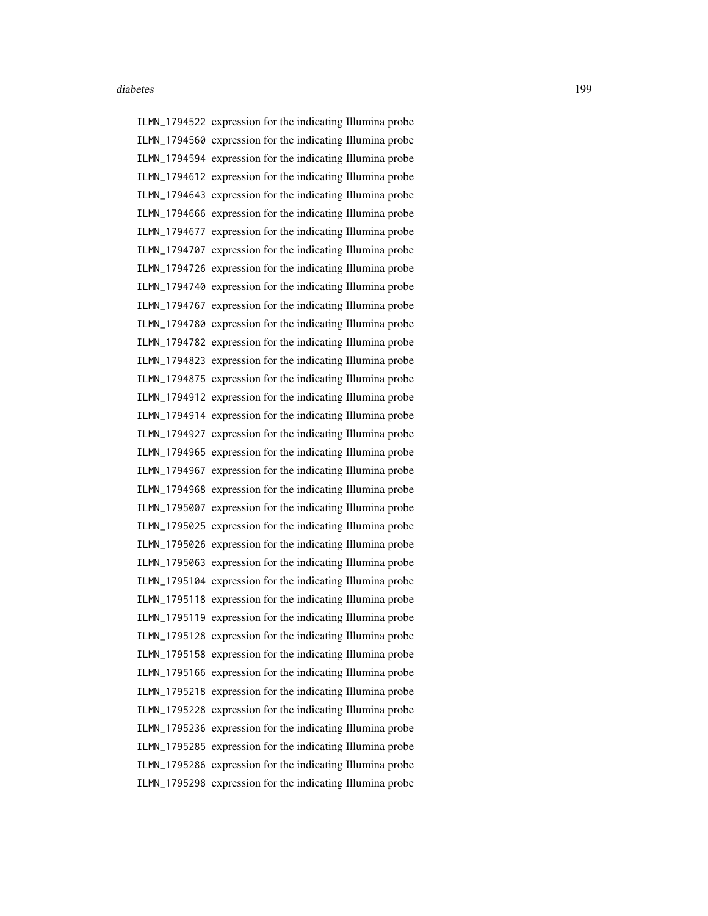ILMN_1794522 expression for the indicating Illumina probe
ILMN_1794560 expression for the indicating Illumina probe
ILMN_1794594 expression for the indicating Illumina probe
ILMN_1794612 expression for the indicating Illumina probe
ILMN_1794643 expression for the indicating Illumina probe
ILMN_1794666 expression for the indicating Illumina probe
ILMN_1794677 expression for the indicating Illumina probe
ILMN_1794707 expression for the indicating Illumina probe
ILMN_1794726 expression for the indicating Illumina probe
ILMN_1794740 expression for the indicating Illumina probe
ILMN_1794767 expression for the indicating Illumina probe
ILMN_1794780 expression for the indicating Illumina probe
ILMN_1794782 expression for the indicating Illumina probe
ILMN_1794823 expression for the indicating Illumina probe
ILMN_1794875 expression for the indicating Illumina probe
ILMN_1794912 expression for the indicating Illumina probe
ILMN_1794914 expression for the indicating Illumina probe
ILMN_1794927 expression for the indicating Illumina probe
ILMN_1794965 expression for the indicating Illumina probe
ILMN_1794967 expression for the indicating Illumina probe
ILMN_1794968 expression for the indicating Illumina probe
ILMN_1795007 expression for the indicating Illumina probe
ILMN_1795025 expression for the indicating Illumina probe
ILMN_1795026 expression for the indicating Illumina probe
ILMN_1795063 expression for the indicating Illumina probe
ILMN_1795104 expression for the indicating Illumina probe
ILMN_1795118 expression for the indicating Illumina probe
ILMN_1795119 expression for the indicating Illumina probe
ILMN_1795128 expression for the indicating Illumina probe
ILMN_1795158 expression for the indicating Illumina probe
ILMN_1795166 expression for the indicating Illumina probe
ILMN_1795218 expression for the indicating Illumina probe
ILMN_1795228 expression for the indicating Illumina probe
ILMN_1795236 expression for the indicating Illumina probe
ILMN_1795285 expression for the indicating Illumina probe
ILMN_1795286 expression for the indicating Illumina probe
ILMN_1795298 expression for the indicating Illumina probe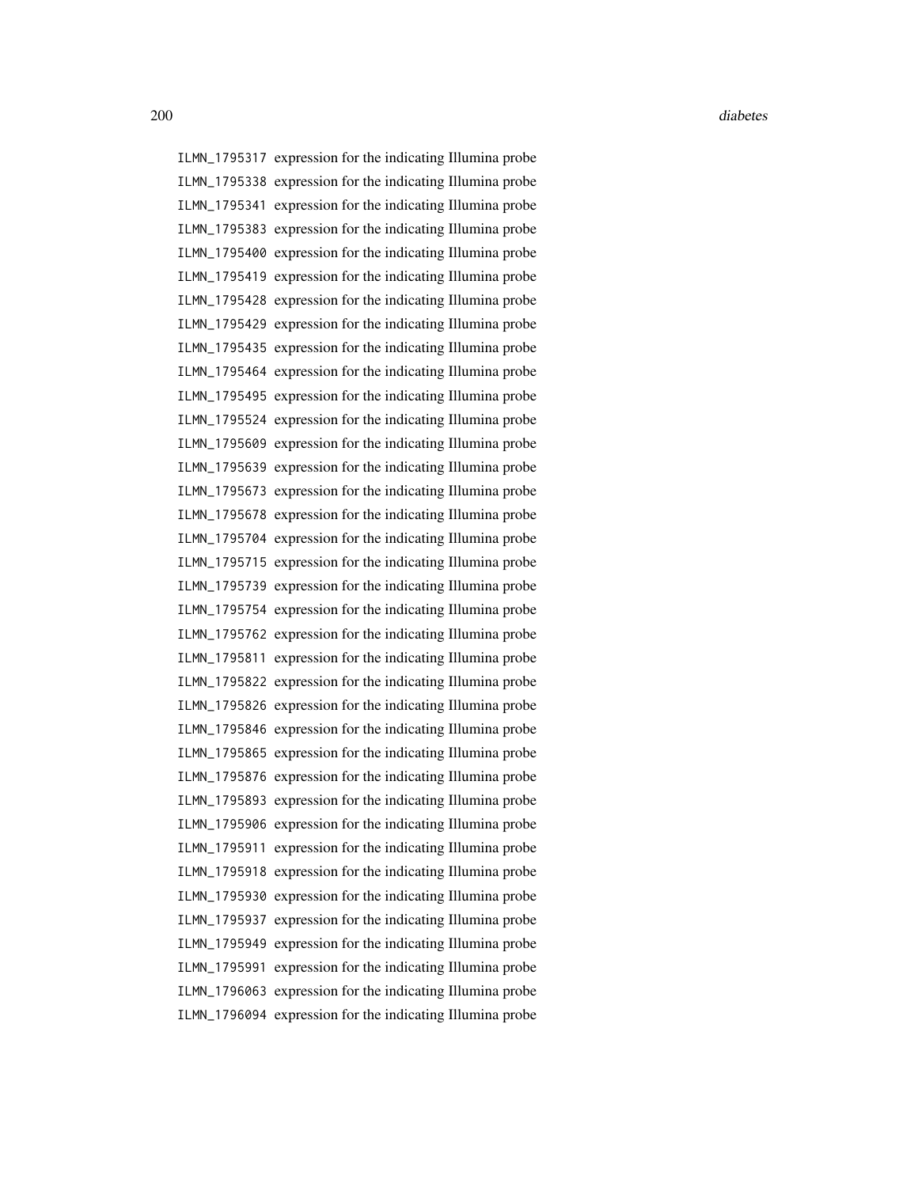ILMN_1795317 expression for the indicating Illumina probe
ILMN_1795338 expression for the indicating Illumina probe
ILMN_1795341 expression for the indicating Illumina probe
ILMN_1795383 expression for the indicating Illumina probe
ILMN_1795400 expression for the indicating Illumina probe
ILMN_1795419 expression for the indicating Illumina probe
ILMN_1795428 expression for the indicating Illumina probe
ILMN_1795429 expression for the indicating Illumina probe
ILMN_1795435 expression for the indicating Illumina probe
ILMN_1795464 expression for the indicating Illumina probe
ILMN_1795495 expression for the indicating Illumina probe
ILMN_1795524 expression for the indicating Illumina probe
ILMN_1795609 expression for the indicating Illumina probe
ILMN_1795639 expression for the indicating Illumina probe
ILMN_1795673 expression for the indicating Illumina probe
ILMN_1795678 expression for the indicating Illumina probe
ILMN_1795704 expression for the indicating Illumina probe
ILMN_1795715 expression for the indicating Illumina probe
ILMN_1795739 expression for the indicating Illumina probe
ILMN_1795754 expression for the indicating Illumina probe
ILMN_1795762 expression for the indicating Illumina probe
ILMN_1795811 expression for the indicating Illumina probe
ILMN_1795822 expression for the indicating Illumina probe
ILMN_1795826 expression for the indicating Illumina probe
ILMN_1795846 expression for the indicating Illumina probe
ILMN_1795865 expression for the indicating Illumina probe
ILMN_1795876 expression for the indicating Illumina probe
ILMN_1795893 expression for the indicating Illumina probe
ILMN_1795906 expression for the indicating Illumina probe
ILMN_1795911 expression for the indicating Illumina probe
ILMN_1795918 expression for the indicating Illumina probe
ILMN_1795930 expression for the indicating Illumina probe
ILMN_1795937 expression for the indicating Illumina probe
ILMN_1795949 expression for the indicating Illumina probe
ILMN_1795991 expression for the indicating Illumina probe
ILMN_1796063 expression for the indicating Illumina probe
ILMN_1796094 expression for the indicating Illumina probe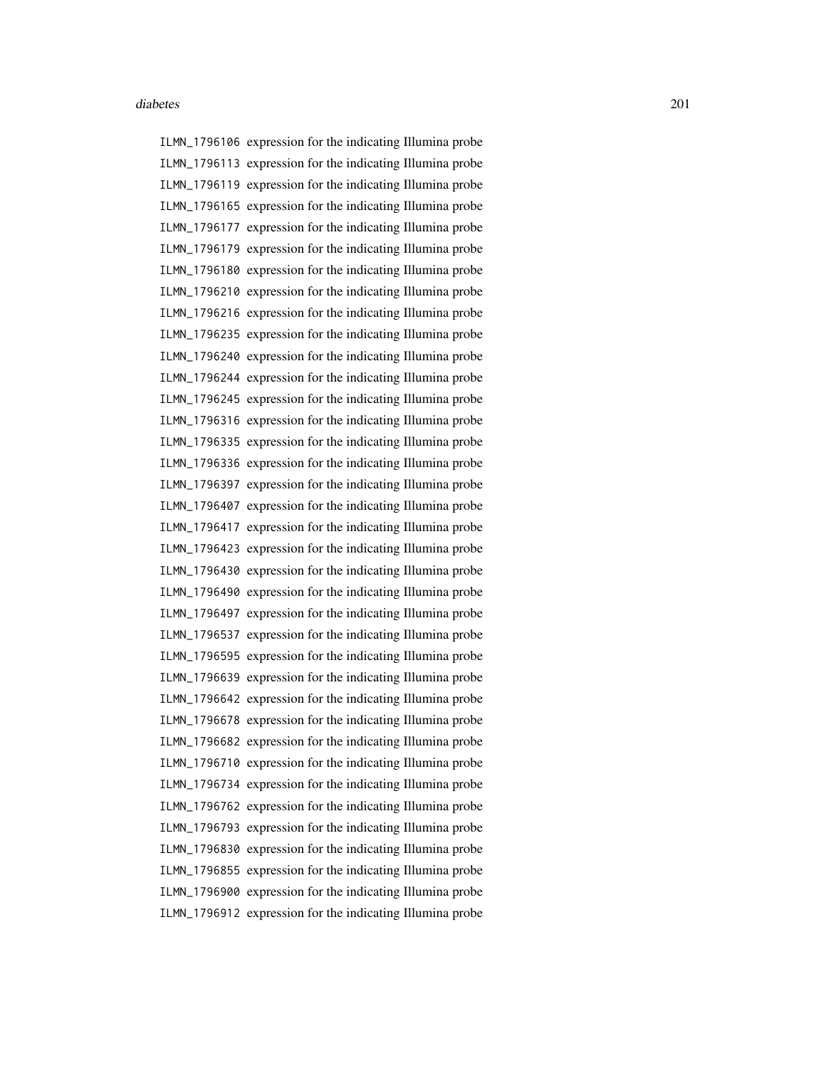ILMN_1796106 expression for the indicating Illumina probe
ILMN_1796113 expression for the indicating Illumina probe
ILMN_1796119 expression for the indicating Illumina probe
ILMN_1796165 expression for the indicating Illumina probe
ILMN_1796177 expression for the indicating Illumina probe
ILMN_1796179 expression for the indicating Illumina probe
ILMN_1796180 expression for the indicating Illumina probe
ILMN_1796210 expression for the indicating Illumina probe
ILMN_1796216 expression for the indicating Illumina probe
ILMN_1796235 expression for the indicating Illumina probe
ILMN_1796240 expression for the indicating Illumina probe
ILMN_1796244 expression for the indicating Illumina probe
ILMN_1796245 expression for the indicating Illumina probe
ILMN_1796316 expression for the indicating Illumina probe
ILMN_1796335 expression for the indicating Illumina probe
ILMN_1796336 expression for the indicating Illumina probe
ILMN_1796397 expression for the indicating Illumina probe
ILMN_1796407 expression for the indicating Illumina probe
ILMN_1796417 expression for the indicating Illumina probe
ILMN_1796423 expression for the indicating Illumina probe
ILMN_1796430 expression for the indicating Illumina probe
ILMN_1796490 expression for the indicating Illumina probe
ILMN_1796497 expression for the indicating Illumina probe
ILMN_1796537 expression for the indicating Illumina probe
ILMN_1796595 expression for the indicating Illumina probe
ILMN_1796639 expression for the indicating Illumina probe
ILMN_1796642 expression for the indicating Illumina probe
ILMN_1796678 expression for the indicating Illumina probe
ILMN_1796682 expression for the indicating Illumina probe
ILMN_1796710 expression for the indicating Illumina probe
ILMN_1796734 expression for the indicating Illumina probe
ILMN_1796762 expression for the indicating Illumina probe
ILMN_1796793 expression for the indicating Illumina probe
ILMN_1796830 expression for the indicating Illumina probe
ILMN_1796855 expression for the indicating Illumina probe
ILMN_1796900 expression for the indicating Illumina probe
ILMN_1796912 expression for the indicating Illumina probe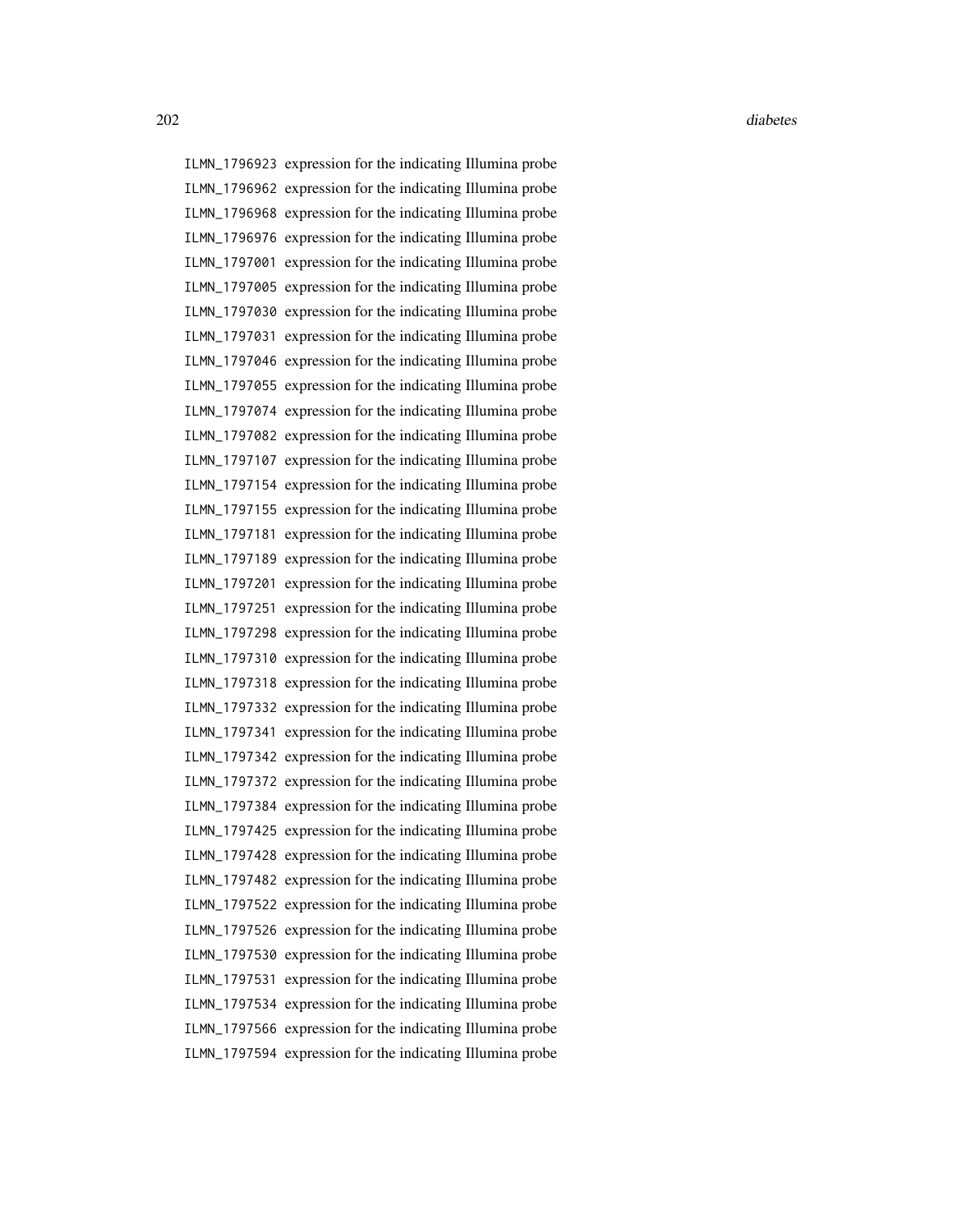ILMN_1796923 expression for the indicating Illumina probe
ILMN_1796962 expression for the indicating Illumina probe
ILMN_1796968 expression for the indicating Illumina probe
ILMN_1796976 expression for the indicating Illumina probe
ILMN_1797001 expression for the indicating Illumina probe
ILMN_1797005 expression for the indicating Illumina probe
ILMN_1797030 expression for the indicating Illumina probe
ILMN_1797031 expression for the indicating Illumina probe
ILMN_1797046 expression for the indicating Illumina probe
ILMN_1797055 expression for the indicating Illumina probe
ILMN_1797074 expression for the indicating Illumina probe
ILMN_1797082 expression for the indicating Illumina probe
ILMN_1797107 expression for the indicating Illumina probe
ILMN_1797154 expression for the indicating Illumina probe
ILMN_1797155 expression for the indicating Illumina probe
ILMN_1797181 expression for the indicating Illumina probe
ILMN_1797189 expression for the indicating Illumina probe
ILMN_1797201 expression for the indicating Illumina probe
ILMN_1797251 expression for the indicating Illumina probe
ILMN_1797298 expression for the indicating Illumina probe
ILMN_1797310 expression for the indicating Illumina probe
ILMN_1797318 expression for the indicating Illumina probe
ILMN_1797332 expression for the indicating Illumina probe
ILMN_1797341 expression for the indicating Illumina probe
ILMN_1797342 expression for the indicating Illumina probe
ILMN_1797372 expression for the indicating Illumina probe
ILMN_1797384 expression for the indicating Illumina probe
ILMN_1797425 expression for the indicating Illumina probe
ILMN_1797428 expression for the indicating Illumina probe
ILMN_1797482 expression for the indicating Illumina probe
ILMN_1797522 expression for the indicating Illumina probe
ILMN_1797526 expression for the indicating Illumina probe
ILMN_1797530 expression for the indicating Illumina probe
ILMN_1797531 expression for the indicating Illumina probe
ILMN_1797534 expression for the indicating Illumina probe
ILMN_1797566 expression for the indicating Illumina probe
ILMN_1797594 expression for the indicating Illumina probe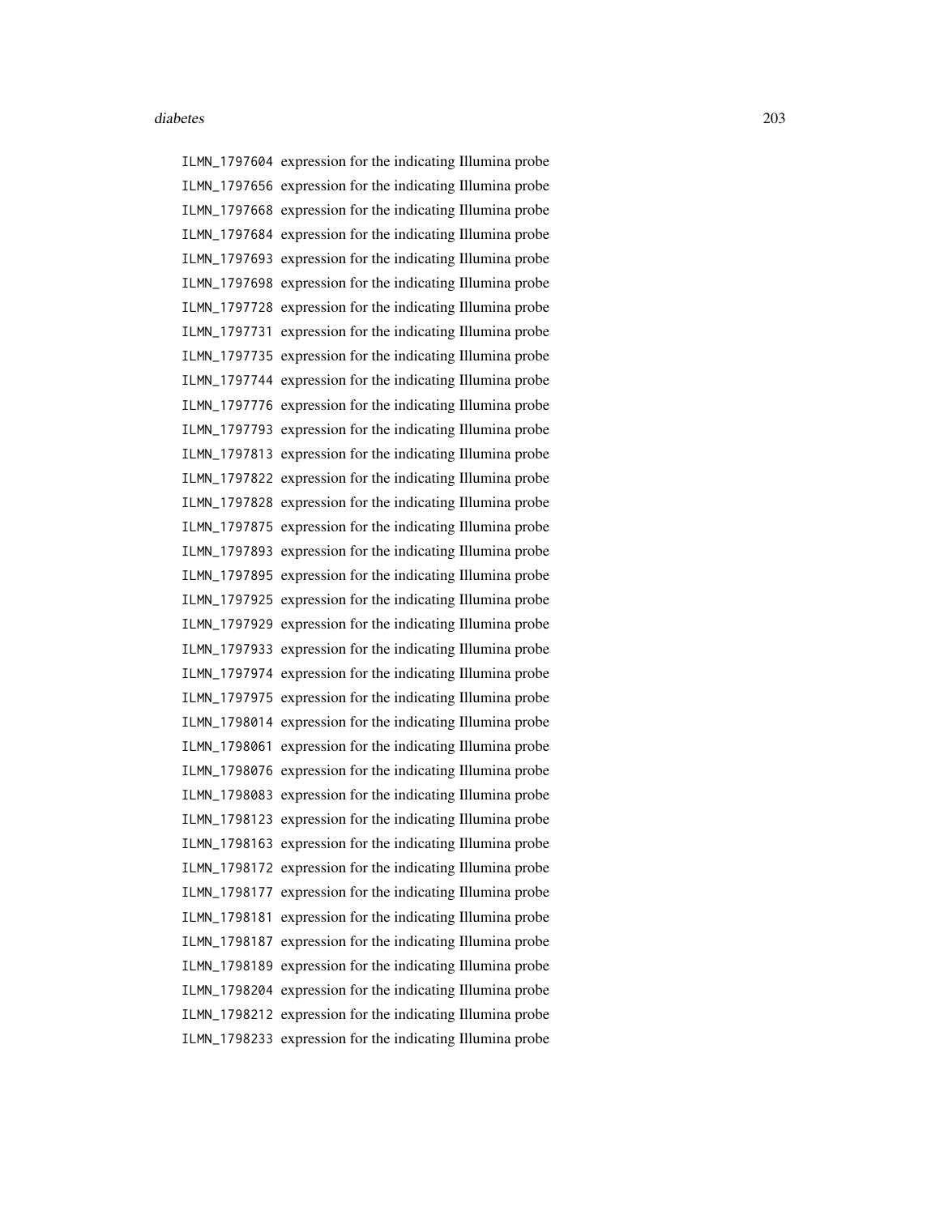ILMN_1797604 expression for the indicating Illumina probe
ILMN_1797656 expression for the indicating Illumina probe
ILMN_1797668 expression for the indicating Illumina probe
ILMN_1797684 expression for the indicating Illumina probe
ILMN_1797693 expression for the indicating Illumina probe
ILMN_1797698 expression for the indicating Illumina probe
ILMN_1797728 expression for the indicating Illumina probe
ILMN_1797731 expression for the indicating Illumina probe
ILMN_1797735 expression for the indicating Illumina probe
ILMN_1797744 expression for the indicating Illumina probe
ILMN_1797776 expression for the indicating Illumina probe
ILMN_1797793 expression for the indicating Illumina probe
ILMN_1797813 expression for the indicating Illumina probe
ILMN_1797822 expression for the indicating Illumina probe
ILMN_1797828 expression for the indicating Illumina probe
ILMN_1797875 expression for the indicating Illumina probe
ILMN_1797893 expression for the indicating Illumina probe
ILMN_1797895 expression for the indicating Illumina probe
ILMN_1797925 expression for the indicating Illumina probe
ILMN_1797929 expression for the indicating Illumina probe
ILMN_1797933 expression for the indicating Illumina probe
ILMN_1797974 expression for the indicating Illumina probe
ILMN_1797975 expression for the indicating Illumina probe
ILMN_1798014 expression for the indicating Illumina probe
ILMN_1798061 expression for the indicating Illumina probe
ILMN_1798076 expression for the indicating Illumina probe
ILMN_1798083 expression for the indicating Illumina probe
ILMN_1798123 expression for the indicating Illumina probe
ILMN_1798163 expression for the indicating Illumina probe
ILMN_1798172 expression for the indicating Illumina probe
ILMN_1798177 expression for the indicating Illumina probe
ILMN_1798181 expression for the indicating Illumina probe
ILMN_1798187 expression for the indicating Illumina probe
ILMN_1798189 expression for the indicating Illumina probe
ILMN_1798204 expression for the indicating Illumina probe
ILMN_1798212 expression for the indicating Illumina probe
ILMN_1798233 expression for the indicating Illumina probe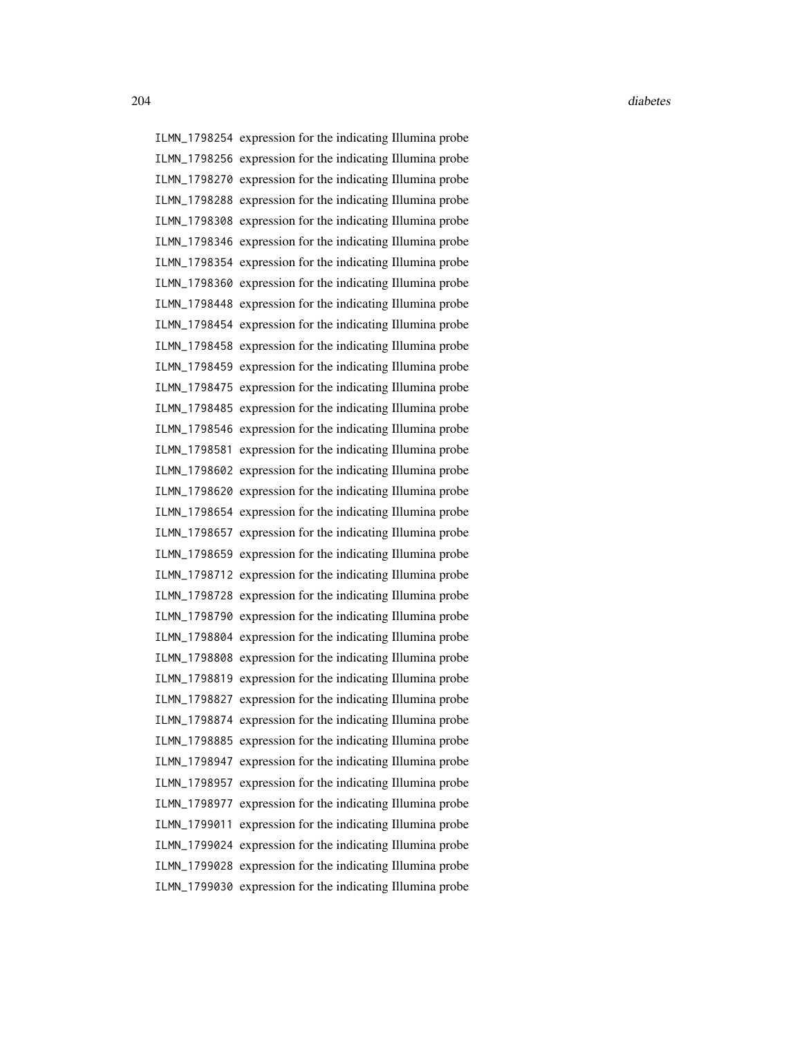ILMN_1798254 expression for the indicating Illumina probe
ILMN_1798256 expression for the indicating Illumina probe
ILMN_1798270 expression for the indicating Illumina probe
ILMN_1798288 expression for the indicating Illumina probe
ILMN_1798308 expression for the indicating Illumina probe
ILMN_1798346 expression for the indicating Illumina probe
ILMN_1798354 expression for the indicating Illumina probe
ILMN_1798360 expression for the indicating Illumina probe
ILMN_1798448 expression for the indicating Illumina probe
ILMN_1798454 expression for the indicating Illumina probe
ILMN_1798458 expression for the indicating Illumina probe
ILMN_1798459 expression for the indicating Illumina probe
ILMN_1798475 expression for the indicating Illumina probe
ILMN_1798485 expression for the indicating Illumina probe
ILMN_1798546 expression for the indicating Illumina probe
ILMN_1798581 expression for the indicating Illumina probe
ILMN_1798602 expression for the indicating Illumina probe
ILMN_1798620 expression for the indicating Illumina probe
ILMN_1798654 expression for the indicating Illumina probe
ILMN_1798657 expression for the indicating Illumina probe
ILMN_1798659 expression for the indicating Illumina probe
ILMN_1798712 expression for the indicating Illumina probe
ILMN_1798728 expression for the indicating Illumina probe
ILMN_1798790 expression for the indicating Illumina probe
ILMN_1798804 expression for the indicating Illumina probe
ILMN_1798808 expression for the indicating Illumina probe
ILMN_1798819 expression for the indicating Illumina probe
ILMN_1798827 expression for the indicating Illumina probe
ILMN_1798874 expression for the indicating Illumina probe
ILMN_1798885 expression for the indicating Illumina probe
ILMN_1798947 expression for the indicating Illumina probe
ILMN_1798957 expression for the indicating Illumina probe
ILMN_1798977 expression for the indicating Illumina probe
ILMN_1799011 expression for the indicating Illumina probe
ILMN_1799024 expression for the indicating Illumina probe
ILMN_1799028 expression for the indicating Illumina probe
ILMN_1799030 expression for the indicating Illumina probe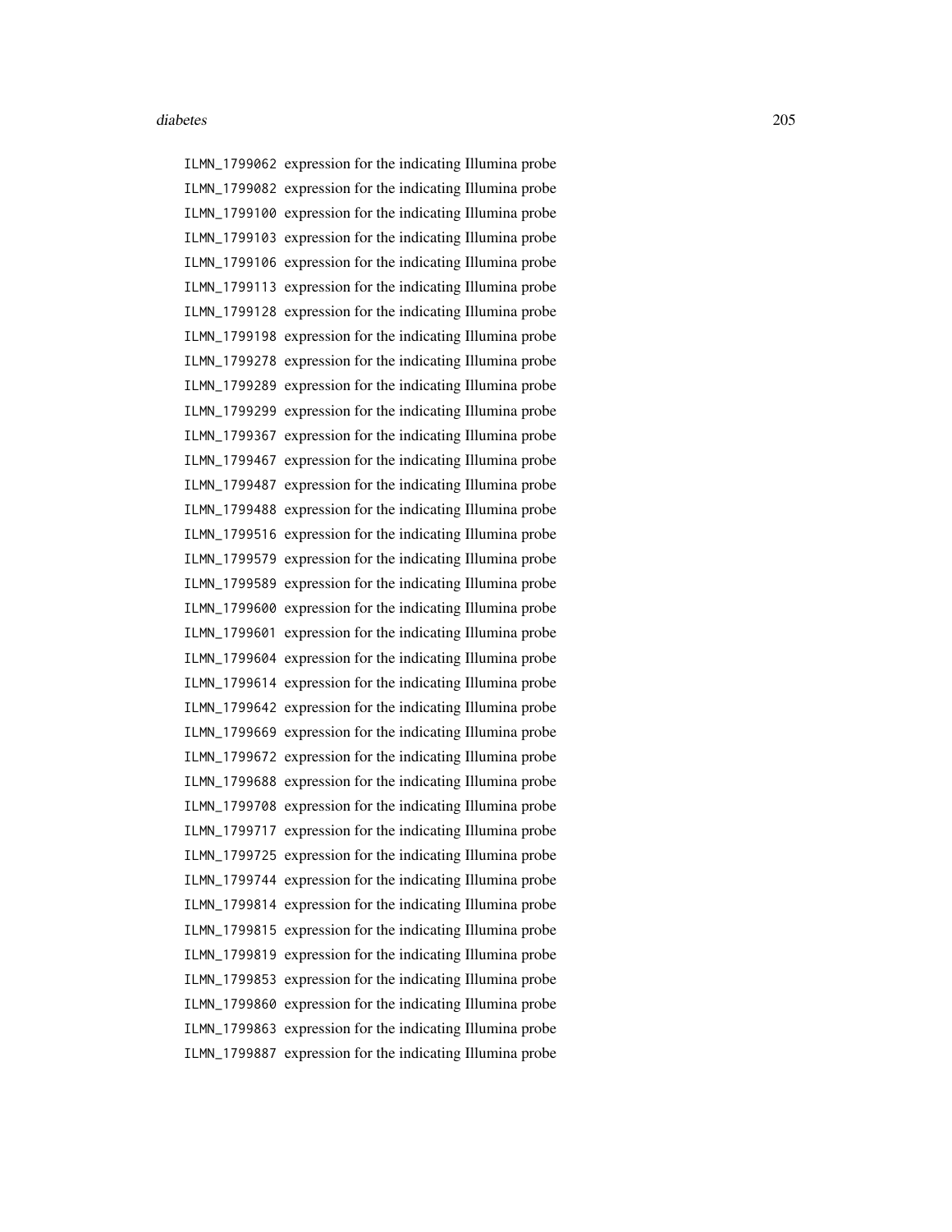ILMN_1799062 expression for the indicating Illumina probe
ILMN_1799082 expression for the indicating Illumina probe
ILMN_1799100 expression for the indicating Illumina probe
ILMN_1799103 expression for the indicating Illumina probe
ILMN_1799106 expression for the indicating Illumina probe
ILMN_1799113 expression for the indicating Illumina probe
ILMN_1799128 expression for the indicating Illumina probe
ILMN_1799198 expression for the indicating Illumina probe
ILMN_1799278 expression for the indicating Illumina probe
ILMN_1799289 expression for the indicating Illumina probe
ILMN_1799299 expression for the indicating Illumina probe
ILMN_1799367 expression for the indicating Illumina probe
ILMN_1799467 expression for the indicating Illumina probe
ILMN_1799487 expression for the indicating Illumina probe
ILMN_1799488 expression for the indicating Illumina probe
ILMN_1799516 expression for the indicating Illumina probe
ILMN_1799579 expression for the indicating Illumina probe
ILMN_1799589 expression for the indicating Illumina probe
ILMN_1799600 expression for the indicating Illumina probe
ILMN_1799601 expression for the indicating Illumina probe
ILMN_1799604 expression for the indicating Illumina probe
ILMN_1799614 expression for the indicating Illumina probe
ILMN_1799642 expression for the indicating Illumina probe
ILMN_1799669 expression for the indicating Illumina probe
ILMN_1799672 expression for the indicating Illumina probe
ILMN_1799688 expression for the indicating Illumina probe
ILMN_1799708 expression for the indicating Illumina probe
ILMN_1799717 expression for the indicating Illumina probe
ILMN_1799725 expression for the indicating Illumina probe
ILMN_1799744 expression for the indicating Illumina probe
ILMN_1799814 expression for the indicating Illumina probe
ILMN_1799815 expression for the indicating Illumina probe
ILMN_1799819 expression for the indicating Illumina probe
ILMN_1799853 expression for the indicating Illumina probe
ILMN_1799860 expression for the indicating Illumina probe
ILMN_1799863 expression for the indicating Illumina probe
ILMN_1799887 expression for the indicating Illumina probe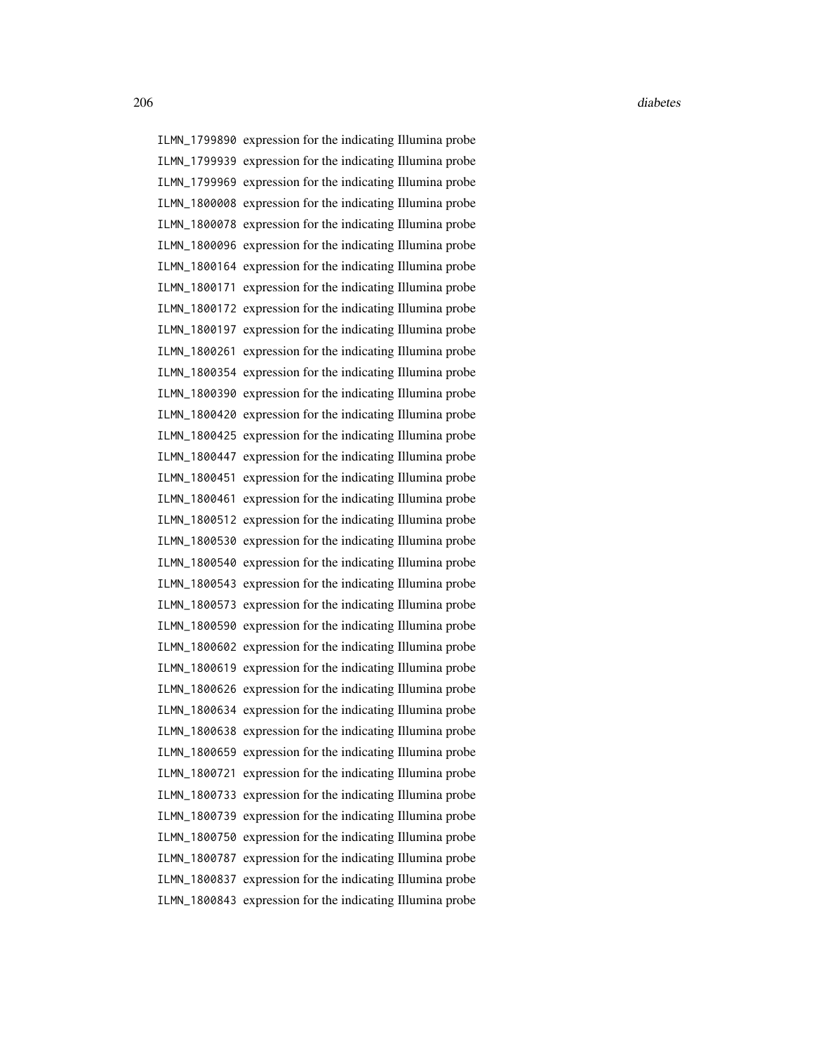ILMN_1799890 expression for the indicating Illumina probe
ILMN_1799939 expression for the indicating Illumina probe
ILMN_1799969 expression for the indicating Illumina probe
ILMN_1800008 expression for the indicating Illumina probe
ILMN_1800078 expression for the indicating Illumina probe
ILMN_1800096 expression for the indicating Illumina probe
ILMN_1800164 expression for the indicating Illumina probe
ILMN_1800171 expression for the indicating Illumina probe
ILMN_1800172 expression for the indicating Illumina probe
ILMN_1800197 expression for the indicating Illumina probe
ILMN_1800261 expression for the indicating Illumina probe
ILMN_1800354 expression for the indicating Illumina probe
ILMN_1800390 expression for the indicating Illumina probe
ILMN_1800420 expression for the indicating Illumina probe
ILMN_1800425 expression for the indicating Illumina probe
ILMN_1800447 expression for the indicating Illumina probe
ILMN_1800451 expression for the indicating Illumina probe
ILMN_1800461 expression for the indicating Illumina probe
ILMN_1800512 expression for the indicating Illumina probe
ILMN_1800530 expression for the indicating Illumina probe
ILMN_1800540 expression for the indicating Illumina probe
ILMN_1800543 expression for the indicating Illumina probe
ILMN_1800573 expression for the indicating Illumina probe
ILMN_1800590 expression for the indicating Illumina probe
ILMN_1800602 expression for the indicating Illumina probe
ILMN_1800619 expression for the indicating Illumina probe
ILMN_1800626 expression for the indicating Illumina probe
ILMN_1800634 expression for the indicating Illumina probe
ILMN_1800638 expression for the indicating Illumina probe
ILMN_1800659 expression for the indicating Illumina probe
ILMN_1800721 expression for the indicating Illumina probe
ILMN_1800733 expression for the indicating Illumina probe
ILMN_1800739 expression for the indicating Illumina probe
ILMN_1800750 expression for the indicating Illumina probe
ILMN_1800787 expression for the indicating Illumina probe
ILMN_1800837 expression for the indicating Illumina probe
ILMN_1800843 expression for the indicating Illumina probe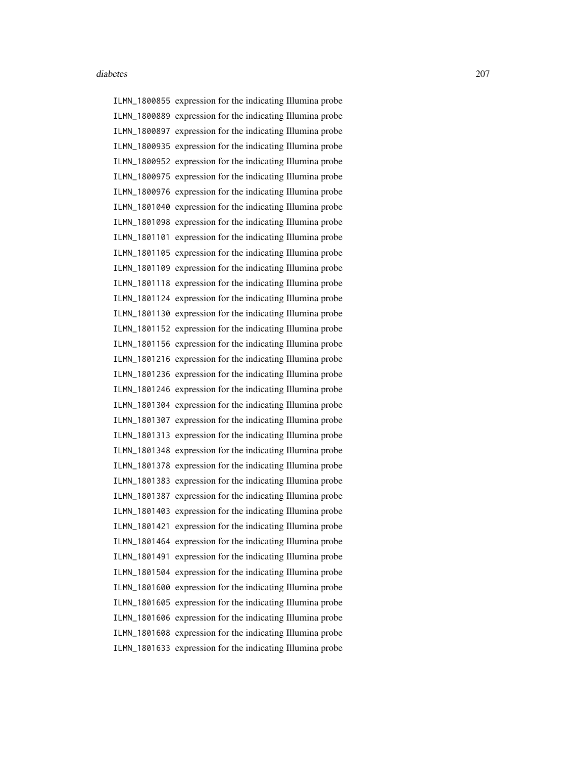ILMN_1800855 expression for the indicating Illumina probe
ILMN_1800889 expression for the indicating Illumina probe
ILMN_1800897 expression for the indicating Illumina probe
ILMN_1800935 expression for the indicating Illumina probe
ILMN_1800952 expression for the indicating Illumina probe
ILMN_1800975 expression for the indicating Illumina probe
ILMN_1800976 expression for the indicating Illumina probe
ILMN_1801040 expression for the indicating Illumina probe
ILMN_1801098 expression for the indicating Illumina probe
ILMN_1801101 expression for the indicating Illumina probe
ILMN_1801105 expression for the indicating Illumina probe
ILMN_1801109 expression for the indicating Illumina probe
ILMN_1801118 expression for the indicating Illumina probe
ILMN_1801124 expression for the indicating Illumina probe
ILMN_1801130 expression for the indicating Illumina probe
ILMN_1801152 expression for the indicating Illumina probe
ILMN_1801156 expression for the indicating Illumina probe
ILMN_1801216 expression for the indicating Illumina probe
ILMN_1801236 expression for the indicating Illumina probe
ILMN_1801246 expression for the indicating Illumina probe
ILMN_1801304 expression for the indicating Illumina probe
ILMN_1801307 expression for the indicating Illumina probe
ILMN_1801313 expression for the indicating Illumina probe
ILMN_1801348 expression for the indicating Illumina probe
ILMN_1801378 expression for the indicating Illumina probe
ILMN_1801383 expression for the indicating Illumina probe
ILMN_1801387 expression for the indicating Illumina probe
ILMN_1801403 expression for the indicating Illumina probe
ILMN_1801421 expression for the indicating Illumina probe
ILMN_1801464 expression for the indicating Illumina probe
ILMN_1801491 expression for the indicating Illumina probe
ILMN_1801504 expression for the indicating Illumina probe
ILMN_1801600 expression for the indicating Illumina probe
ILMN_1801605 expression for the indicating Illumina probe
ILMN_1801606 expression for the indicating Illumina probe
ILMN_1801608 expression for the indicating Illumina probe
ILMN_1801633 expression for the indicating Illumina probe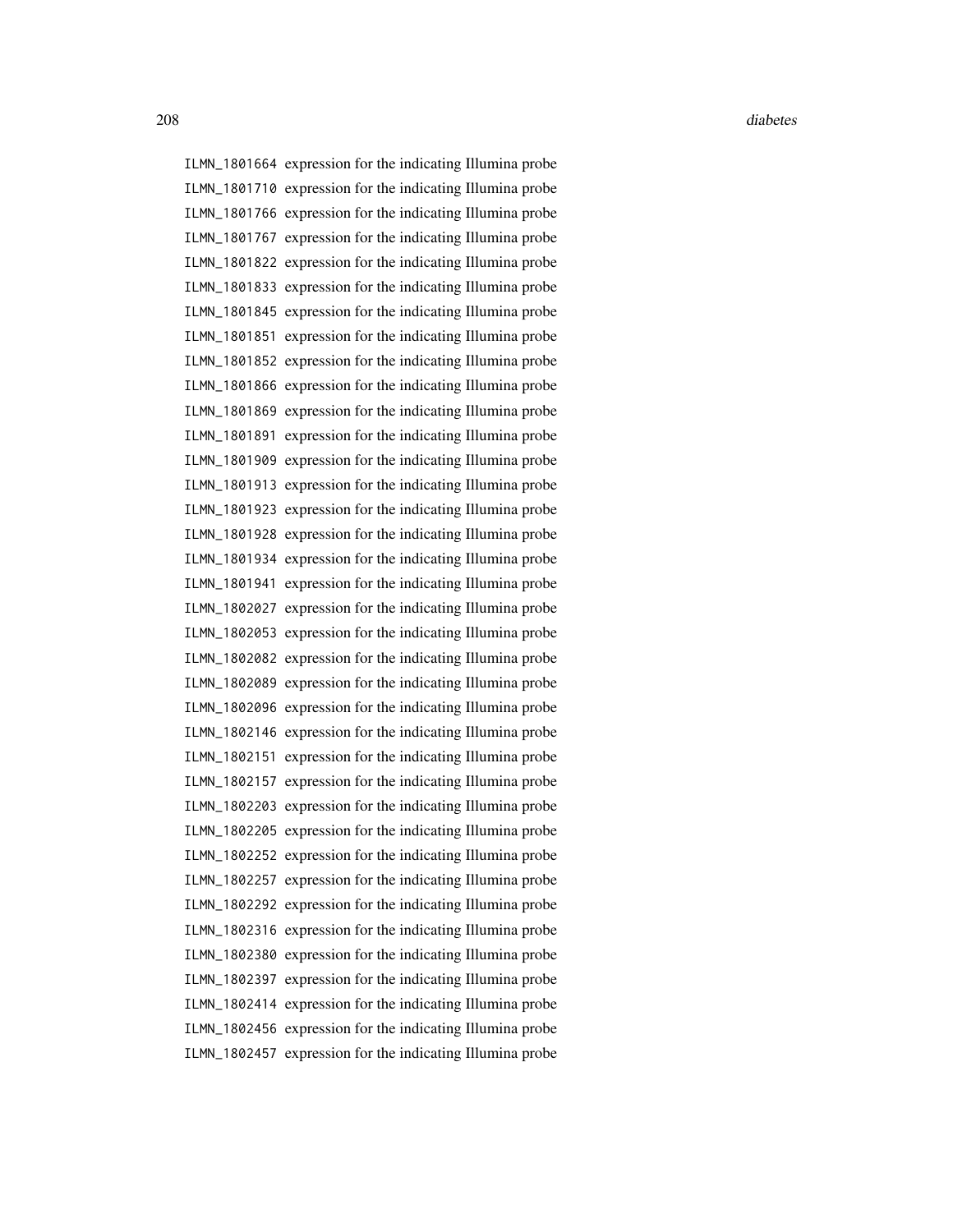ILMN_1801664 expression for the indicating Illumina probe
ILMN_1801710 expression for the indicating Illumina probe
ILMN_1801766 expression for the indicating Illumina probe
ILMN_1801767 expression for the indicating Illumina probe
ILMN_1801822 expression for the indicating Illumina probe
ILMN_1801833 expression for the indicating Illumina probe
ILMN_1801845 expression for the indicating Illumina probe
ILMN_1801851 expression for the indicating Illumina probe
ILMN_1801852 expression for the indicating Illumina probe
ILMN_1801866 expression for the indicating Illumina probe
ILMN_1801869 expression for the indicating Illumina probe
ILMN_1801891 expression for the indicating Illumina probe
ILMN_1801909 expression for the indicating Illumina probe
ILMN_1801913 expression for the indicating Illumina probe
ILMN_1801923 expression for the indicating Illumina probe
ILMN_1801928 expression for the indicating Illumina probe
ILMN_1801934 expression for the indicating Illumina probe
ILMN_1801941 expression for the indicating Illumina probe
ILMN_1802027 expression for the indicating Illumina probe
ILMN_1802053 expression for the indicating Illumina probe
ILMN_1802082 expression for the indicating Illumina probe
ILMN_1802089 expression for the indicating Illumina probe
ILMN_1802096 expression for the indicating Illumina probe
ILMN_1802146 expression for the indicating Illumina probe
ILMN_1802151 expression for the indicating Illumina probe
ILMN_1802157 expression for the indicating Illumina probe
ILMN_1802203 expression for the indicating Illumina probe
ILMN_1802205 expression for the indicating Illumina probe
ILMN_1802252 expression for the indicating Illumina probe
ILMN_1802257 expression for the indicating Illumina probe
ILMN_1802292 expression for the indicating Illumina probe
ILMN_1802316 expression for the indicating Illumina probe
ILMN_1802380 expression for the indicating Illumina probe
ILMN_1802397 expression for the indicating Illumina probe
ILMN_1802414 expression for the indicating Illumina probe
ILMN_1802456 expression for the indicating Illumina probe
ILMN_1802457 expression for the indicating Illumina probe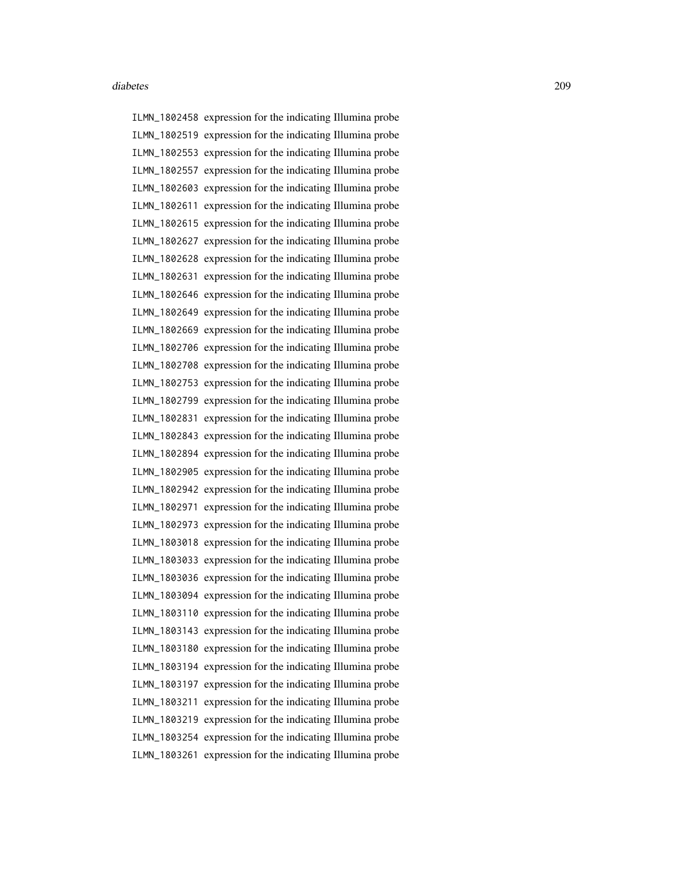ILMN_1802458 expression for the indicating Illumina probe
ILMN_1802519 expression for the indicating Illumina probe
ILMN_1802553 expression for the indicating Illumina probe
ILMN_1802557 expression for the indicating Illumina probe
ILMN_1802603 expression for the indicating Illumina probe
ILMN_1802611 expression for the indicating Illumina probe
ILMN_1802615 expression for the indicating Illumina probe
ILMN_1802627 expression for the indicating Illumina probe
ILMN_1802628 expression for the indicating Illumina probe
ILMN_1802631 expression for the indicating Illumina probe
ILMN_1802646 expression for the indicating Illumina probe
ILMN_1802649 expression for the indicating Illumina probe
ILMN_1802669 expression for the indicating Illumina probe
ILMN_1802706 expression for the indicating Illumina probe
ILMN_1802708 expression for the indicating Illumina probe
ILMN_1802753 expression for the indicating Illumina probe
ILMN_1802799 expression for the indicating Illumina probe
ILMN_1802831 expression for the indicating Illumina probe
ILMN_1802843 expression for the indicating Illumina probe
ILMN_1802894 expression for the indicating Illumina probe
ILMN_1802905 expression for the indicating Illumina probe
ILMN_1802942 expression for the indicating Illumina probe
ILMN_1802971 expression for the indicating Illumina probe
ILMN_1802973 expression for the indicating Illumina probe
ILMN_1803018 expression for the indicating Illumina probe
ILMN_1803033 expression for the indicating Illumina probe
ILMN_1803036 expression for the indicating Illumina probe
ILMN_1803094 expression for the indicating Illumina probe
ILMN_1803110 expression for the indicating Illumina probe
ILMN_1803143 expression for the indicating Illumina probe
ILMN_1803180 expression for the indicating Illumina probe
ILMN_1803194 expression for the indicating Illumina probe
ILMN_1803197 expression for the indicating Illumina probe
ILMN_1803211 expression for the indicating Illumina probe
ILMN_1803219 expression for the indicating Illumina probe
ILMN_1803254 expression for the indicating Illumina probe
ILMN_1803261 expression for the indicating Illumina probe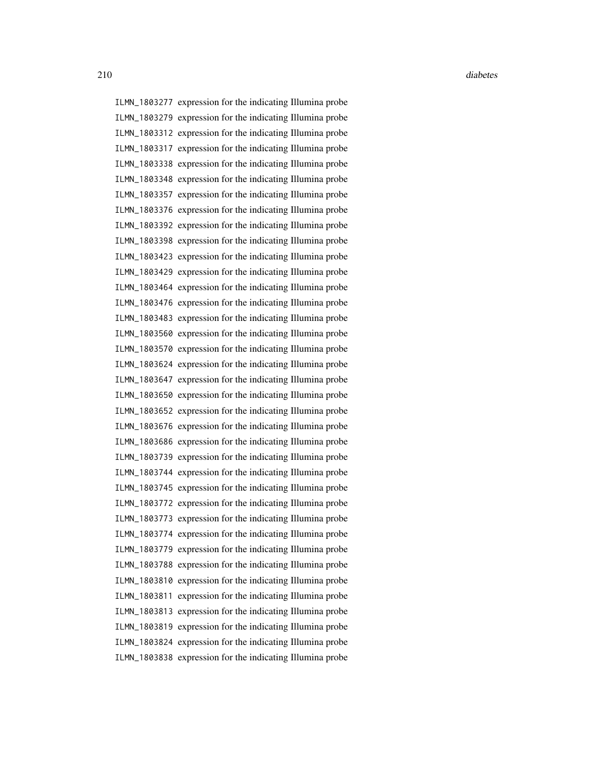ILMN_1803277 expression for the indicating Illumina probe
ILMN_1803279 expression for the indicating Illumina probe
ILMN_1803312 expression for the indicating Illumina probe
ILMN_1803317 expression for the indicating Illumina probe
ILMN_1803338 expression for the indicating Illumina probe
ILMN_1803348 expression for the indicating Illumina probe
ILMN_1803357 expression for the indicating Illumina probe
ILMN_1803376 expression for the indicating Illumina probe
ILMN_1803392 expression for the indicating Illumina probe
ILMN_1803398 expression for the indicating Illumina probe
ILMN_1803423 expression for the indicating Illumina probe
ILMN_1803429 expression for the indicating Illumina probe
ILMN_1803464 expression for the indicating Illumina probe
ILMN_1803476 expression for the indicating Illumina probe
ILMN_1803483 expression for the indicating Illumina probe
ILMN_1803560 expression for the indicating Illumina probe
ILMN_1803570 expression for the indicating Illumina probe
ILMN_1803624 expression for the indicating Illumina probe
ILMN_1803647 expression for the indicating Illumina probe
ILMN_1803650 expression for the indicating Illumina probe
ILMN_1803652 expression for the indicating Illumina probe
ILMN_1803676 expression for the indicating Illumina probe
ILMN_1803686 expression for the indicating Illumina probe
ILMN_1803739 expression for the indicating Illumina probe
ILMN_1803744 expression for the indicating Illumina probe
ILMN_1803745 expression for the indicating Illumina probe
ILMN_1803772 expression for the indicating Illumina probe
ILMN_1803773 expression for the indicating Illumina probe
ILMN_1803774 expression for the indicating Illumina probe
ILMN_1803779 expression for the indicating Illumina probe
ILMN_1803788 expression for the indicating Illumina probe
ILMN_1803810 expression for the indicating Illumina probe
ILMN_1803811 expression for the indicating Illumina probe
ILMN_1803813 expression for the indicating Illumina probe
ILMN_1803819 expression for the indicating Illumina probe
ILMN_1803824 expression for the indicating Illumina probe
ILMN_1803838 expression for the indicating Illumina probe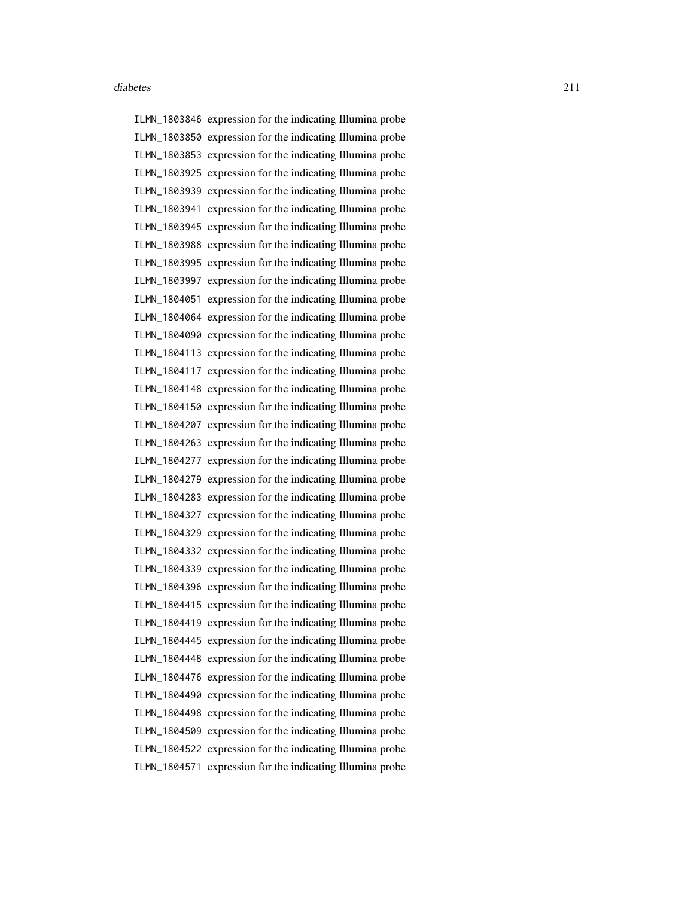ILMN_1803846 expression for the indicating Illumina probe
ILMN_1803850 expression for the indicating Illumina probe
ILMN_1803853 expression for the indicating Illumina probe
ILMN_1803925 expression for the indicating Illumina probe
ILMN_1803939 expression for the indicating Illumina probe
ILMN_1803941 expression for the indicating Illumina probe
ILMN_1803945 expression for the indicating Illumina probe
ILMN_1803988 expression for the indicating Illumina probe
ILMN_1803995 expression for the indicating Illumina probe
ILMN_1803997 expression for the indicating Illumina probe
ILMN_1804051 expression for the indicating Illumina probe
ILMN_1804064 expression for the indicating Illumina probe
ILMN_1804090 expression for the indicating Illumina probe
ILMN_1804113 expression for the indicating Illumina probe
ILMN_1804117 expression for the indicating Illumina probe
ILMN_1804148 expression for the indicating Illumina probe
ILMN_1804150 expression for the indicating Illumina probe
ILMN_1804207 expression for the indicating Illumina probe
ILMN_1804263 expression for the indicating Illumina probe
ILMN_1804277 expression for the indicating Illumina probe
ILMN_1804279 expression for the indicating Illumina probe
ILMN_1804283 expression for the indicating Illumina probe
ILMN_1804327 expression for the indicating Illumina probe
ILMN_1804329 expression for the indicating Illumina probe
ILMN_1804332 expression for the indicating Illumina probe
ILMN_1804339 expression for the indicating Illumina probe
ILMN_1804396 expression for the indicating Illumina probe
ILMN_1804415 expression for the indicating Illumina probe
ILMN_1804419 expression for the indicating Illumina probe
ILMN_1804445 expression for the indicating Illumina probe
ILMN_1804448 expression for the indicating Illumina probe
ILMN_1804476 expression for the indicating Illumina probe
ILMN_1804490 expression for the indicating Illumina probe
ILMN_1804498 expression for the indicating Illumina probe
ILMN_1804509 expression for the indicating Illumina probe
ILMN_1804522 expression for the indicating Illumina probe
ILMN_1804571 expression for the indicating Illumina probe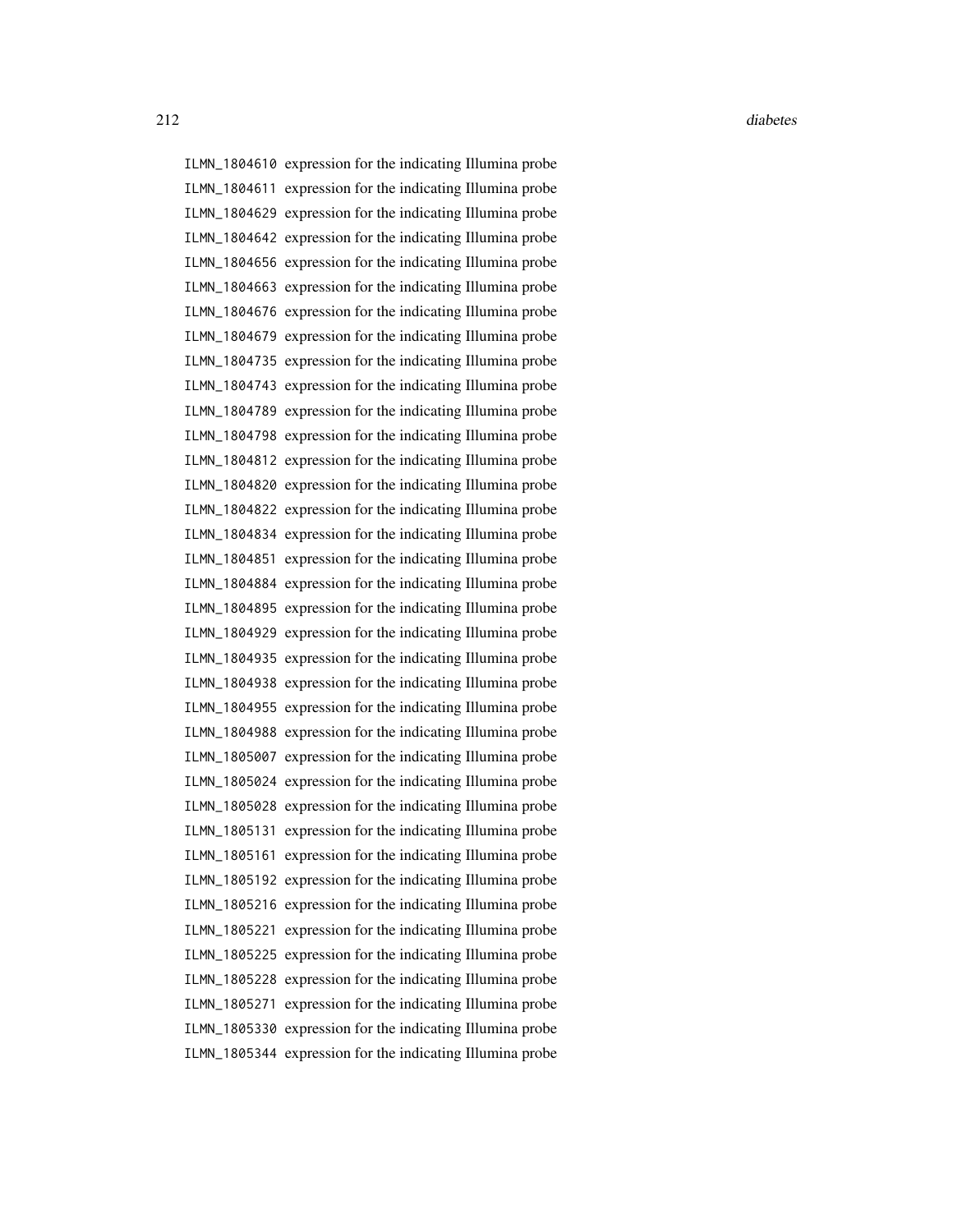ILMN_1804610 expression for the indicating Illumina probe
ILMN_1804611 expression for the indicating Illumina probe
ILMN_1804629 expression for the indicating Illumina probe
ILMN_1804642 expression for the indicating Illumina probe
ILMN_1804656 expression for the indicating Illumina probe
ILMN_1804663 expression for the indicating Illumina probe
ILMN_1804676 expression for the indicating Illumina probe
ILMN_1804679 expression for the indicating Illumina probe
ILMN_1804735 expression for the indicating Illumina probe
ILMN_1804743 expression for the indicating Illumina probe
ILMN_1804789 expression for the indicating Illumina probe
ILMN_1804798 expression for the indicating Illumina probe
ILMN_1804812 expression for the indicating Illumina probe
ILMN_1804820 expression for the indicating Illumina probe
ILMN_1804822 expression for the indicating Illumina probe
ILMN_1804834 expression for the indicating Illumina probe
ILMN_1804851 expression for the indicating Illumina probe
ILMN_1804884 expression for the indicating Illumina probe
ILMN_1804895 expression for the indicating Illumina probe
ILMN_1804929 expression for the indicating Illumina probe
ILMN_1804935 expression for the indicating Illumina probe
ILMN_1804938 expression for the indicating Illumina probe
ILMN_1804955 expression for the indicating Illumina probe
ILMN_1804988 expression for the indicating Illumina probe
ILMN_1805007 expression for the indicating Illumina probe
ILMN_1805024 expression for the indicating Illumina probe
ILMN_1805028 expression for the indicating Illumina probe
ILMN_1805131 expression for the indicating Illumina probe
ILMN_1805161 expression for the indicating Illumina probe
ILMN_1805192 expression for the indicating Illumina probe
ILMN_1805216 expression for the indicating Illumina probe
ILMN_1805221 expression for the indicating Illumina probe
ILMN_1805225 expression for the indicating Illumina probe
ILMN_1805228 expression for the indicating Illumina probe
ILMN_1805271 expression for the indicating Illumina probe
ILMN_1805330 expression for the indicating Illumina probe
ILMN_1805344 expression for the indicating Illumina probe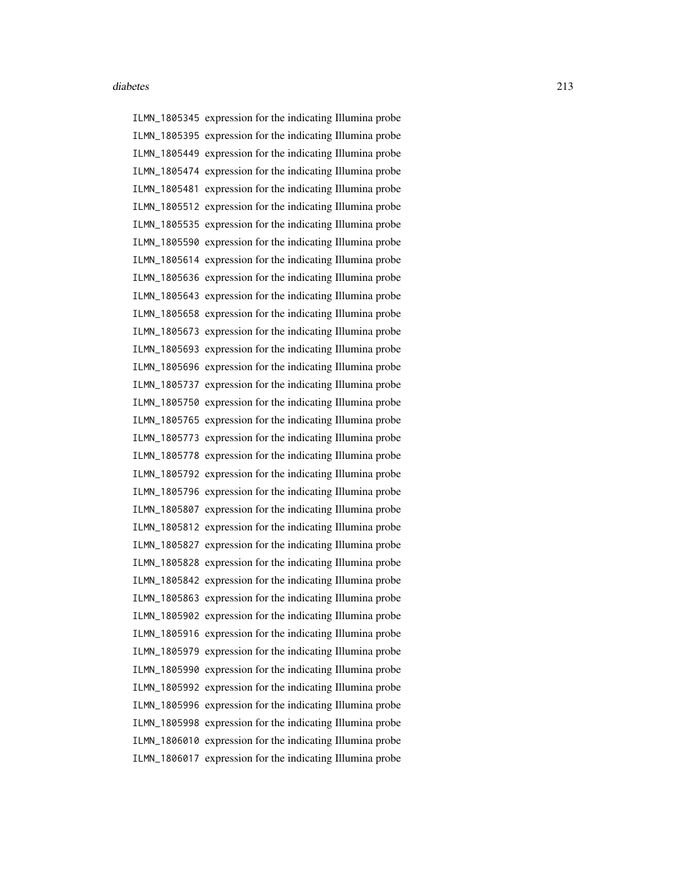| | |
|---|---|
| ILMN_1805345 | expression for the indicating Illumina probe |
| ILMN_1805395 | expression for the indicating Illumina probe |
| ILMN_1805449 | expression for the indicating Illumina probe |
| ILMN_1805474 | expression for the indicating Illumina probe |
| ILMN_1805481 | expression for the indicating Illumina probe |
| ILMN_1805512 | expression for the indicating Illumina probe |
| ILMN_1805535 | expression for the indicating Illumina probe |
| ILMN_1805590 | expression for the indicating Illumina probe |
| ILMN_1805614 | expression for the indicating Illumina probe |
| ILMN_1805636 | expression for the indicating Illumina probe |
| ILMN_1805643 | expression for the indicating Illumina probe |
| ILMN_1805658 | expression for the indicating Illumina probe |
| ILMN_1805673 | expression for the indicating Illumina probe |
| ILMN_1805693 | expression for the indicating Illumina probe |
| ILMN_1805696 | expression for the indicating Illumina probe |
| ILMN_1805737 | expression for the indicating Illumina probe |
| ILMN_1805750 | expression for the indicating Illumina probe |
| ILMN_1805765 | expression for the indicating Illumina probe |
| ILMN_1805773 | expression for the indicating Illumina probe |
| ILMN_1805778 | expression for the indicating Illumina probe |
| ILMN_1805792 | expression for the indicating Illumina probe |
| ILMN_1805796 | expression for the indicating Illumina probe |
| ILMN_1805807 | expression for the indicating Illumina probe |
| ILMN_1805812 | expression for the indicating Illumina probe |
| ILMN_1805827 | expression for the indicating Illumina probe |
| ILMN_1805828 | expression for the indicating Illumina probe |
| ILMN_1805842 | expression for the indicating Illumina probe |
| ILMN_1805863 | expression for the indicating Illumina probe |
| ILMN_1805902 | expression for the indicating Illumina probe |
| ILMN_1805916 | expression for the indicating Illumina probe |
| ILMN_1805979 | expression for the indicating Illumina probe |
| ILMN_1805990 | expression for the indicating Illumina probe |
| ILMN_1805992 | expression for the indicating Illumina probe |
| ILMN_1805996 | expression for the indicating Illumina probe |
| ILMN_1805998 | expression for the indicating Illumina probe |
| ILMN_1806010 | expression for the indicating Illumina probe |
| ILMN_1806017 | expression for the indicating Illumina probe |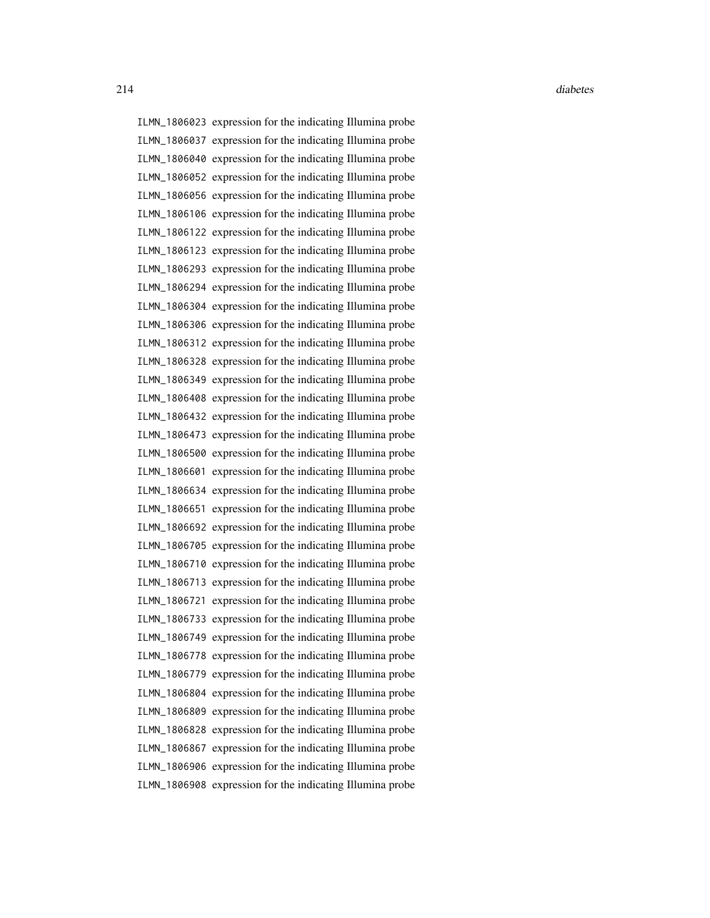| | |
|---|---|
| ILMN_1806023 | expression for the indicating Illumina probe |
| ILMN_1806037 | expression for the indicating Illumina probe |
| ILMN_1806040 | expression for the indicating Illumina probe |
| ILMN_1806052 | expression for the indicating Illumina probe |
| ILMN_1806056 | expression for the indicating Illumina probe |
| ILMN_1806106 | expression for the indicating Illumina probe |
| ILMN_1806122 | expression for the indicating Illumina probe |
| ILMN_1806123 | expression for the indicating Illumina probe |
| ILMN_1806293 | expression for the indicating Illumina probe |
| ILMN_1806294 | expression for the indicating Illumina probe |
| ILMN_1806304 | expression for the indicating Illumina probe |
| ILMN_1806306 | expression for the indicating Illumina probe |
| ILMN_1806312 | expression for the indicating Illumina probe |
| ILMN_1806328 | expression for the indicating Illumina probe |
| ILMN_1806349 | expression for the indicating Illumina probe |
| ILMN_1806408 | expression for the indicating Illumina probe |
| ILMN_1806432 | expression for the indicating Illumina probe |
| ILMN_1806473 | expression for the indicating Illumina probe |
| ILMN_1806500 | expression for the indicating Illumina probe |
| ILMN_1806601 | expression for the indicating Illumina probe |
| ILMN_1806634 | expression for the indicating Illumina probe |
| ILMN_1806651 | expression for the indicating Illumina probe |
| ILMN_1806692 | expression for the indicating Illumina probe |
| ILMN_1806705 | expression for the indicating Illumina probe |
| ILMN_1806710 | expression for the indicating Illumina probe |
| ILMN_1806713 | expression for the indicating Illumina probe |
| ILMN_1806721 | expression for the indicating Illumina probe |
| ILMN_1806733 | expression for the indicating Illumina probe |
| ILMN_1806749 | expression for the indicating Illumina probe |
| ILMN_1806778 | expression for the indicating Illumina probe |
| ILMN_1806779 | expression for the indicating Illumina probe |
| ILMN_1806804 | expression for the indicating Illumina probe |
| ILMN_1806809 | expression for the indicating Illumina probe |
| ILMN_1806828 | expression for the indicating Illumina probe |
| ILMN_1806867 | expression for the indicating Illumina probe |
| ILMN_1806906 | expression for the indicating Illumina probe |
| ILMN_1806908 | expression for the indicating Illumina probe |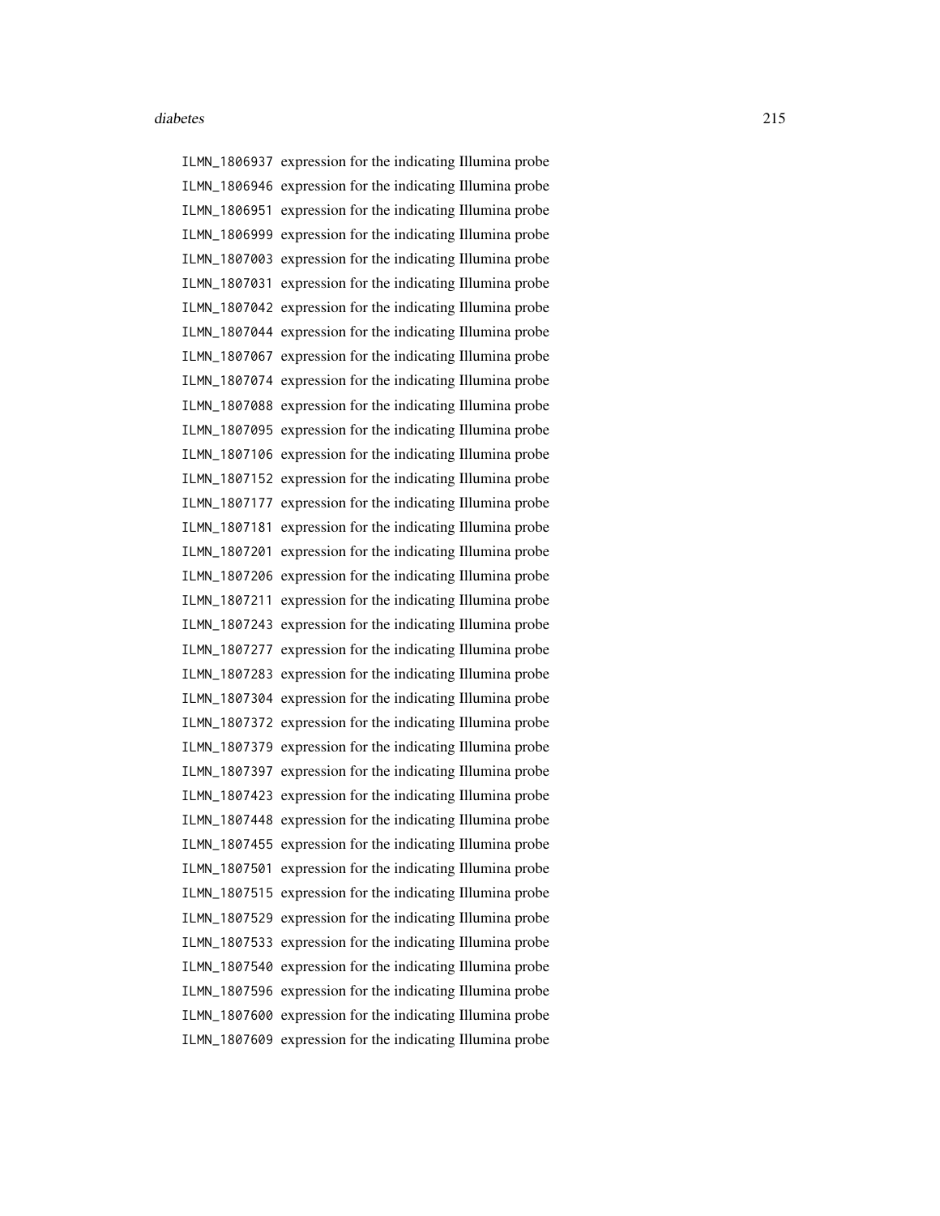ILMN_1806937 expression for the indicating Illumina probe
ILMN_1806946 expression for the indicating Illumina probe
ILMN_1806951 expression for the indicating Illumina probe
ILMN_1806999 expression for the indicating Illumina probe
ILMN_1807003 expression for the indicating Illumina probe
ILMN_1807031 expression for the indicating Illumina probe
ILMN_1807042 expression for the indicating Illumina probe
ILMN_1807044 expression for the indicating Illumina probe
ILMN_1807067 expression for the indicating Illumina probe
ILMN_1807074 expression for the indicating Illumina probe
ILMN_1807088 expression for the indicating Illumina probe
ILMN_1807095 expression for the indicating Illumina probe
ILMN_1807106 expression for the indicating Illumina probe
ILMN_1807152 expression for the indicating Illumina probe
ILMN_1807177 expression for the indicating Illumina probe
ILMN_1807181 expression for the indicating Illumina probe
ILMN_1807201 expression for the indicating Illumina probe
ILMN_1807206 expression for the indicating Illumina probe
ILMN_1807211 expression for the indicating Illumina probe
ILMN_1807243 expression for the indicating Illumina probe
ILMN_1807277 expression for the indicating Illumina probe
ILMN_1807283 expression for the indicating Illumina probe
ILMN_1807304 expression for the indicating Illumina probe
ILMN_1807372 expression for the indicating Illumina probe
ILMN_1807379 expression for the indicating Illumina probe
ILMN_1807397 expression for the indicating Illumina probe
ILMN_1807423 expression for the indicating Illumina probe
ILMN_1807448 expression for the indicating Illumina probe
ILMN_1807455 expression for the indicating Illumina probe
ILMN_1807501 expression for the indicating Illumina probe
ILMN_1807515 expression for the indicating Illumina probe
ILMN_1807529 expression for the indicating Illumina probe
ILMN_1807533 expression for the indicating Illumina probe
ILMN_1807540 expression for the indicating Illumina probe
ILMN_1807596 expression for the indicating Illumina probe
ILMN_1807600 expression for the indicating Illumina probe
ILMN_1807609 expression for the indicating Illumina probe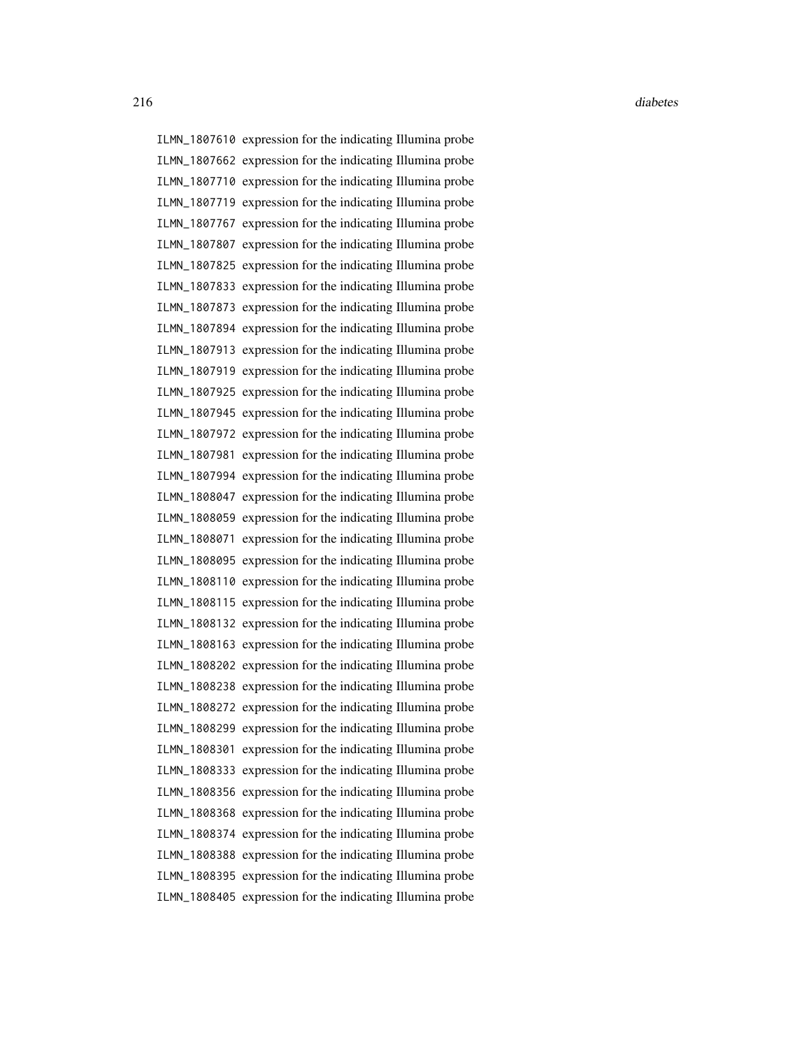ILMN_1807610 expression for the indicating Illumina probe
ILMN_1807662 expression for the indicating Illumina probe
ILMN_1807710 expression for the indicating Illumina probe
ILMN_1807719 expression for the indicating Illumina probe
ILMN_1807767 expression for the indicating Illumina probe
ILMN_1807807 expression for the indicating Illumina probe
ILMN_1807825 expression for the indicating Illumina probe
ILMN_1807833 expression for the indicating Illumina probe
ILMN_1807873 expression for the indicating Illumina probe
ILMN_1807894 expression for the indicating Illumina probe
ILMN_1807913 expression for the indicating Illumina probe
ILMN_1807919 expression for the indicating Illumina probe
ILMN_1807925 expression for the indicating Illumina probe
ILMN_1807945 expression for the indicating Illumina probe
ILMN_1807972 expression for the indicating Illumina probe
ILMN_1807981 expression for the indicating Illumina probe
ILMN_1807994 expression for the indicating Illumina probe
ILMN_1808047 expression for the indicating Illumina probe
ILMN_1808059 expression for the indicating Illumina probe
ILMN_1808071 expression for the indicating Illumina probe
ILMN_1808095 expression for the indicating Illumina probe
ILMN_1808110 expression for the indicating Illumina probe
ILMN_1808115 expression for the indicating Illumina probe
ILMN_1808132 expression for the indicating Illumina probe
ILMN_1808163 expression for the indicating Illumina probe
ILMN_1808202 expression for the indicating Illumina probe
ILMN_1808238 expression for the indicating Illumina probe
ILMN_1808272 expression for the indicating Illumina probe
ILMN_1808299 expression for the indicating Illumina probe
ILMN_1808301 expression for the indicating Illumina probe
ILMN_1808333 expression for the indicating Illumina probe
ILMN_1808356 expression for the indicating Illumina probe
ILMN_1808368 expression for the indicating Illumina probe
ILMN_1808374 expression for the indicating Illumina probe
ILMN_1808388 expression for the indicating Illumina probe
ILMN_1808395 expression for the indicating Illumina probe
ILMN_1808405 expression for the indicating Illumina probe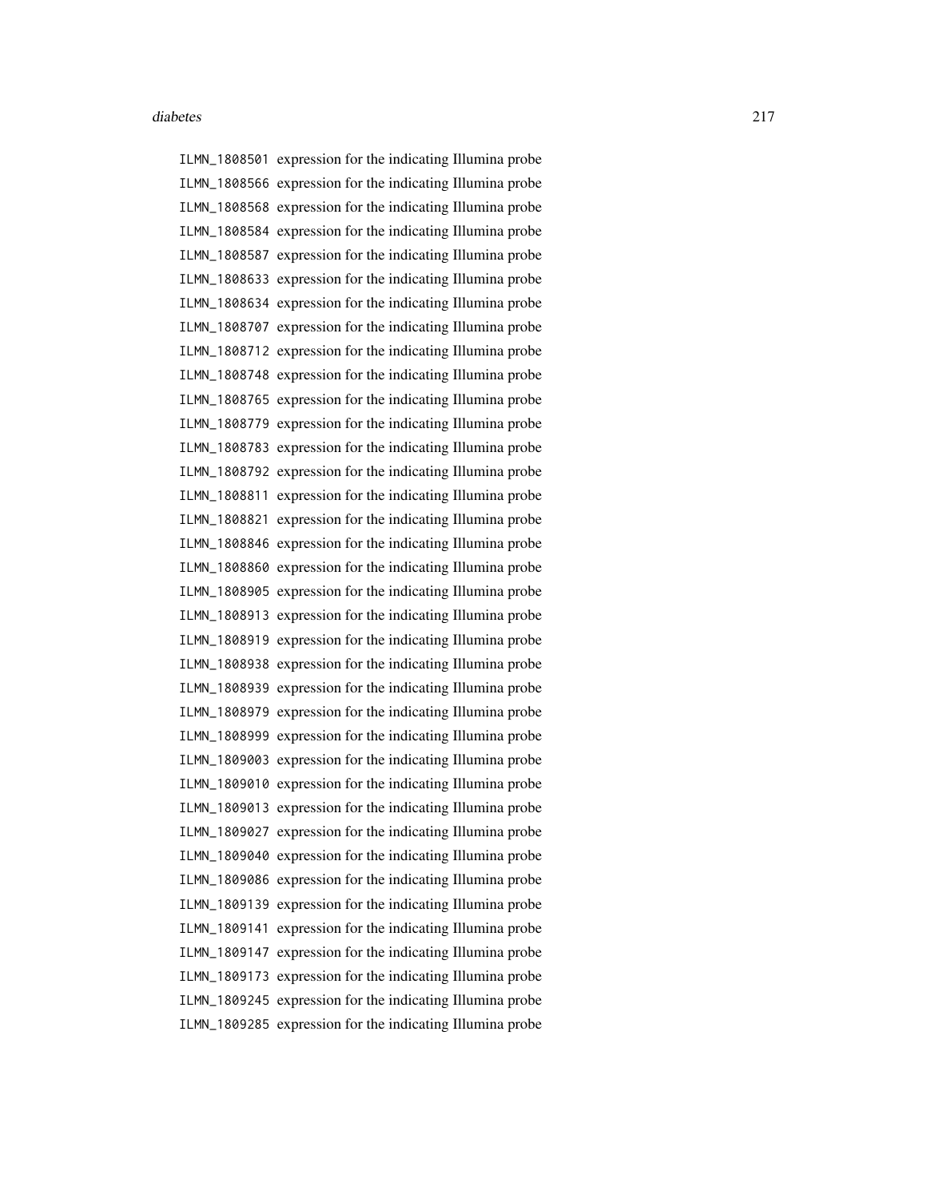ILMN_1808501 expression for the indicating Illumina probe
ILMN_1808566 expression for the indicating Illumina probe
ILMN_1808568 expression for the indicating Illumina probe
ILMN_1808584 expression for the indicating Illumina probe
ILMN_1808587 expression for the indicating Illumina probe
ILMN_1808633 expression for the indicating Illumina probe
ILMN_1808634 expression for the indicating Illumina probe
ILMN_1808707 expression for the indicating Illumina probe
ILMN_1808712 expression for the indicating Illumina probe
ILMN_1808748 expression for the indicating Illumina probe
ILMN_1808765 expression for the indicating Illumina probe
ILMN_1808779 expression for the indicating Illumina probe
ILMN_1808783 expression for the indicating Illumina probe
ILMN_1808792 expression for the indicating Illumina probe
ILMN_1808811 expression for the indicating Illumina probe
ILMN_1808821 expression for the indicating Illumina probe
ILMN_1808846 expression for the indicating Illumina probe
ILMN_1808860 expression for the indicating Illumina probe
ILMN_1808905 expression for the indicating Illumina probe
ILMN_1808913 expression for the indicating Illumina probe
ILMN_1808919 expression for the indicating Illumina probe
ILMN_1808938 expression for the indicating Illumina probe
ILMN_1808939 expression for the indicating Illumina probe
ILMN_1808979 expression for the indicating Illumina probe
ILMN_1808999 expression for the indicating Illumina probe
ILMN_1809003 expression for the indicating Illumina probe
ILMN_1809010 expression for the indicating Illumina probe
ILMN_1809013 expression for the indicating Illumina probe
ILMN_1809027 expression for the indicating Illumina probe
ILMN_1809040 expression for the indicating Illumina probe
ILMN_1809086 expression for the indicating Illumina probe
ILMN_1809139 expression for the indicating Illumina probe
ILMN_1809141 expression for the indicating Illumina probe
ILMN_1809147 expression for the indicating Illumina probe
ILMN_1809173 expression for the indicating Illumina probe
ILMN_1809245 expression for the indicating Illumina probe
ILMN_1809285 expression for the indicating Illumina probe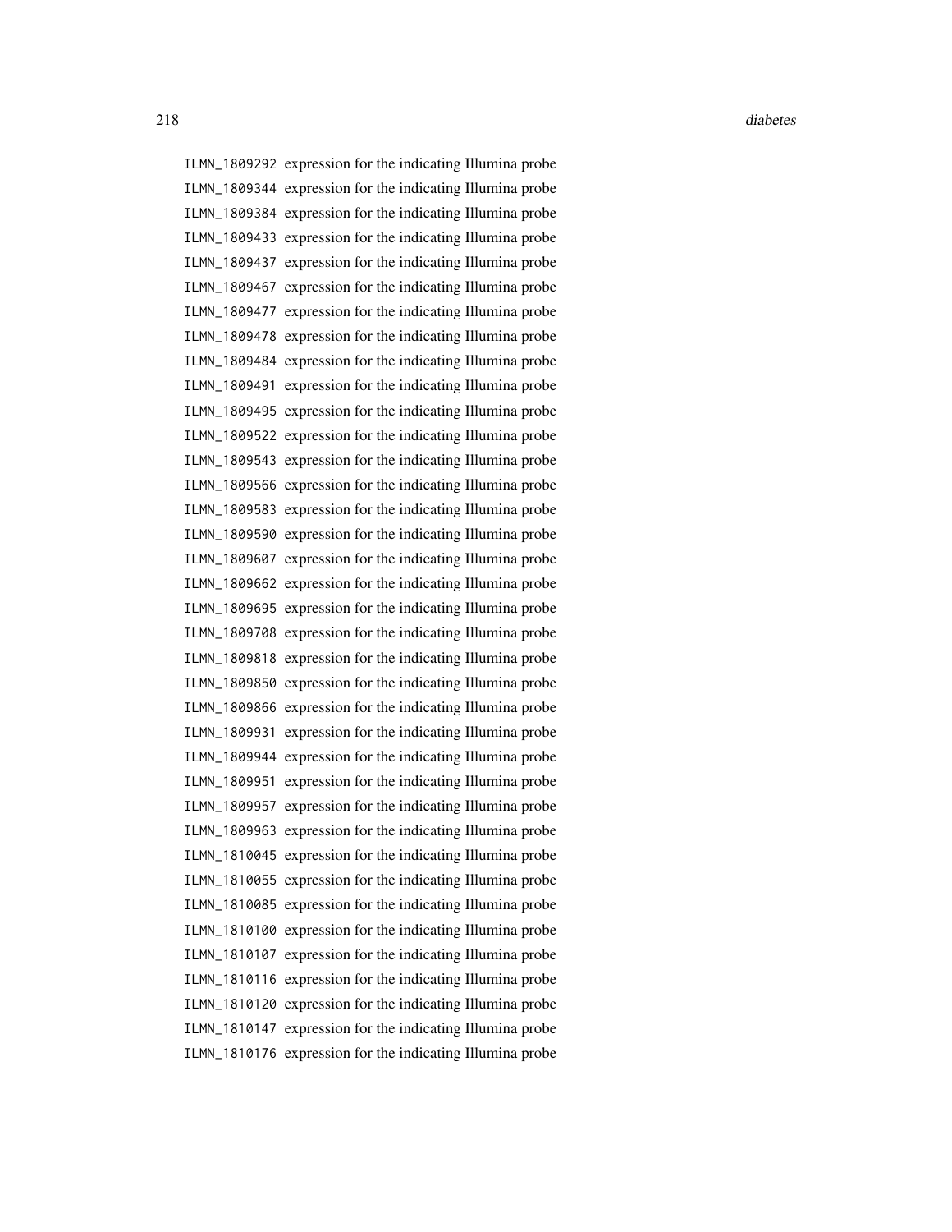ILMN_1809292 expression for the indicating Illumina probe
ILMN_1809344 expression for the indicating Illumina probe
ILMN_1809384 expression for the indicating Illumina probe
ILMN_1809433 expression for the indicating Illumina probe
ILMN_1809437 expression for the indicating Illumina probe
ILMN_1809467 expression for the indicating Illumina probe
ILMN_1809477 expression for the indicating Illumina probe
ILMN_1809478 expression for the indicating Illumina probe
ILMN_1809484 expression for the indicating Illumina probe
ILMN_1809491 expression for the indicating Illumina probe
ILMN_1809495 expression for the indicating Illumina probe
ILMN_1809522 expression for the indicating Illumina probe
ILMN_1809543 expression for the indicating Illumina probe
ILMN_1809566 expression for the indicating Illumina probe
ILMN_1809583 expression for the indicating Illumina probe
ILMN_1809590 expression for the indicating Illumina probe
ILMN_1809607 expression for the indicating Illumina probe
ILMN_1809662 expression for the indicating Illumina probe
ILMN_1809695 expression for the indicating Illumina probe
ILMN_1809708 expression for the indicating Illumina probe
ILMN_1809818 expression for the indicating Illumina probe
ILMN_1809850 expression for the indicating Illumina probe
ILMN_1809866 expression for the indicating Illumina probe
ILMN_1809931 expression for the indicating Illumina probe
ILMN_1809944 expression for the indicating Illumina probe
ILMN_1809951 expression for the indicating Illumina probe
ILMN_1809957 expression for the indicating Illumina probe
ILMN_1809963 expression for the indicating Illumina probe
ILMN_1810045 expression for the indicating Illumina probe
ILMN_1810055 expression for the indicating Illumina probe
ILMN_1810085 expression for the indicating Illumina probe
ILMN_1810100 expression for the indicating Illumina probe
ILMN_1810107 expression for the indicating Illumina probe
ILMN_1810116 expression for the indicating Illumina probe
ILMN_1810120 expression for the indicating Illumina probe
ILMN_1810147 expression for the indicating Illumina probe
ILMN_1810176 expression for the indicating Illumina probe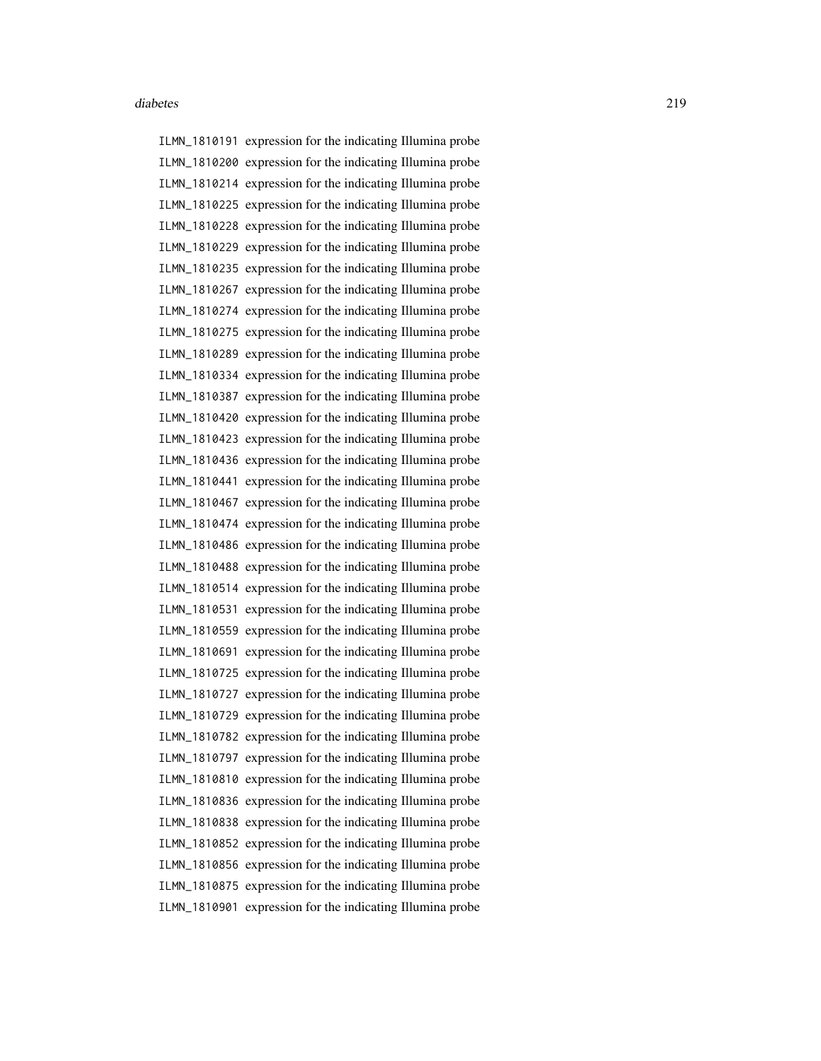ILMN_1810191 expression for the indicating Illumina probe
ILMN_1810200 expression for the indicating Illumina probe
ILMN_1810214 expression for the indicating Illumina probe
ILMN_1810225 expression for the indicating Illumina probe
ILMN_1810228 expression for the indicating Illumina probe
ILMN_1810229 expression for the indicating Illumina probe
ILMN_1810235 expression for the indicating Illumina probe
ILMN_1810267 expression for the indicating Illumina probe
ILMN_1810274 expression for the indicating Illumina probe
ILMN_1810275 expression for the indicating Illumina probe
ILMN_1810289 expression for the indicating Illumina probe
ILMN_1810334 expression for the indicating Illumina probe
ILMN_1810387 expression for the indicating Illumina probe
ILMN_1810420 expression for the indicating Illumina probe
ILMN_1810423 expression for the indicating Illumina probe
ILMN_1810436 expression for the indicating Illumina probe
ILMN_1810441 expression for the indicating Illumina probe
ILMN_1810467 expression for the indicating Illumina probe
ILMN_1810474 expression for the indicating Illumina probe
ILMN_1810486 expression for the indicating Illumina probe
ILMN_1810488 expression for the indicating Illumina probe
ILMN_1810514 expression for the indicating Illumina probe
ILMN_1810531 expression for the indicating Illumina probe
ILMN_1810559 expression for the indicating Illumina probe
ILMN_1810691 expression for the indicating Illumina probe
ILMN_1810725 expression for the indicating Illumina probe
ILMN_1810727 expression for the indicating Illumina probe
ILMN_1810729 expression for the indicating Illumina probe
ILMN_1810782 expression for the indicating Illumina probe
ILMN_1810797 expression for the indicating Illumina probe
ILMN_1810810 expression for the indicating Illumina probe
ILMN_1810836 expression for the indicating Illumina probe
ILMN_1810838 expression for the indicating Illumina probe
ILMN_1810852 expression for the indicating Illumina probe
ILMN_1810856 expression for the indicating Illumina probe
ILMN_1810875 expression for the indicating Illumina probe
ILMN_1810901 expression for the indicating Illumina probe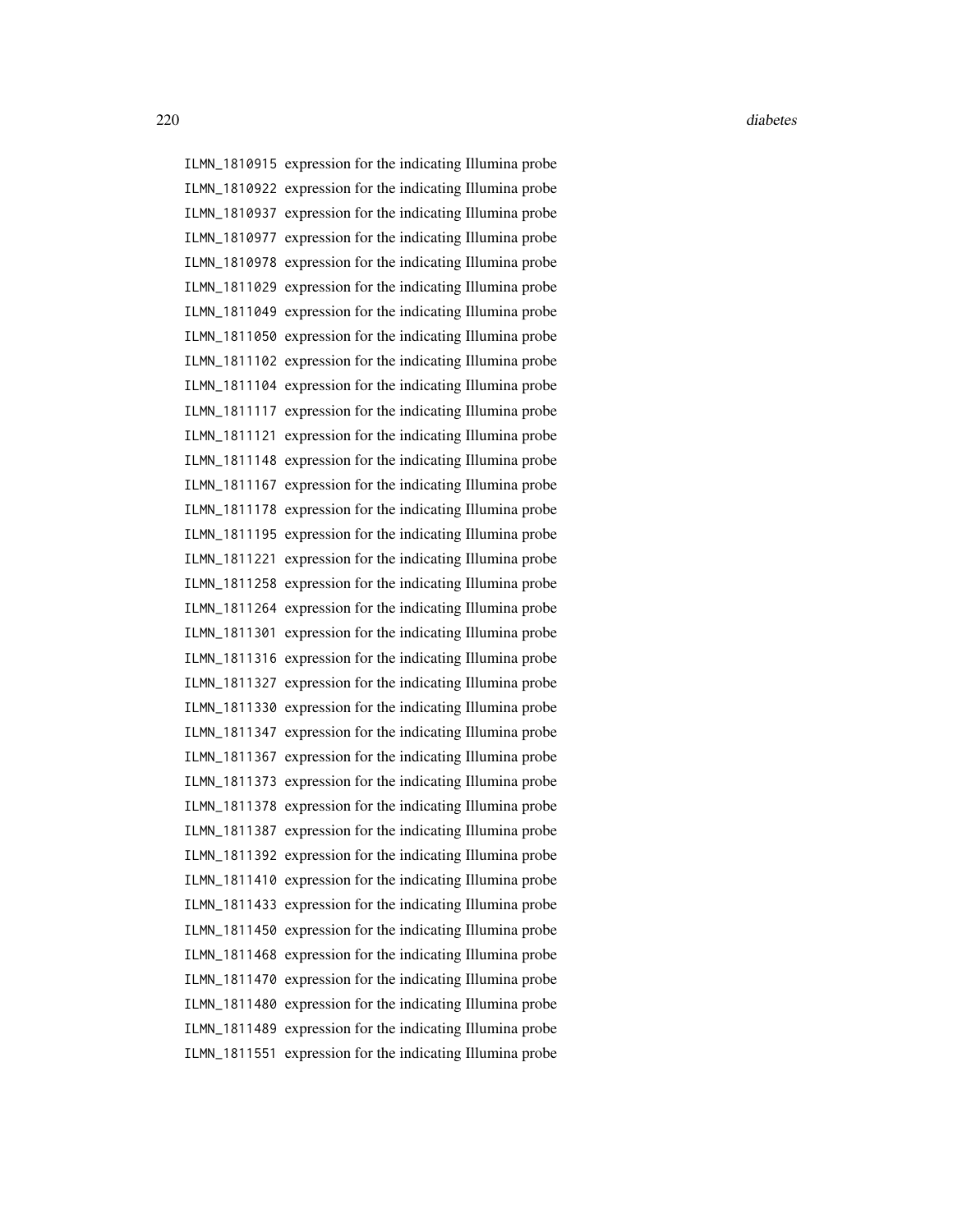ILMN_1810915 expression for the indicating Illumina probe
ILMN_1810922 expression for the indicating Illumina probe
ILMN_1810937 expression for the indicating Illumina probe
ILMN_1810977 expression for the indicating Illumina probe
ILMN_1810978 expression for the indicating Illumina probe
ILMN_1811029 expression for the indicating Illumina probe
ILMN_1811049 expression for the indicating Illumina probe
ILMN_1811050 expression for the indicating Illumina probe
ILMN_1811102 expression for the indicating Illumina probe
ILMN_1811104 expression for the indicating Illumina probe
ILMN_1811117 expression for the indicating Illumina probe
ILMN_1811121 expression for the indicating Illumina probe
ILMN_1811148 expression for the indicating Illumina probe
ILMN_1811167 expression for the indicating Illumina probe
ILMN_1811178 expression for the indicating Illumina probe
ILMN_1811195 expression for the indicating Illumina probe
ILMN_1811221 expression for the indicating Illumina probe
ILMN_1811258 expression for the indicating Illumina probe
ILMN_1811264 expression for the indicating Illumina probe
ILMN_1811301 expression for the indicating Illumina probe
ILMN_1811316 expression for the indicating Illumina probe
ILMN_1811327 expression for the indicating Illumina probe
ILMN_1811330 expression for the indicating Illumina probe
ILMN_1811347 expression for the indicating Illumina probe
ILMN_1811367 expression for the indicating Illumina probe
ILMN_1811373 expression for the indicating Illumina probe
ILMN_1811378 expression for the indicating Illumina probe
ILMN_1811387 expression for the indicating Illumina probe
ILMN_1811392 expression for the indicating Illumina probe
ILMN_1811410 expression for the indicating Illumina probe
ILMN_1811433 expression for the indicating Illumina probe
ILMN_1811450 expression for the indicating Illumina probe
ILMN_1811468 expression for the indicating Illumina probe
ILMN_1811470 expression for the indicating Illumina probe
ILMN_1811480 expression for the indicating Illumina probe
ILMN_1811489 expression for the indicating Illumina probe
ILMN_1811551 expression for the indicating Illumina probe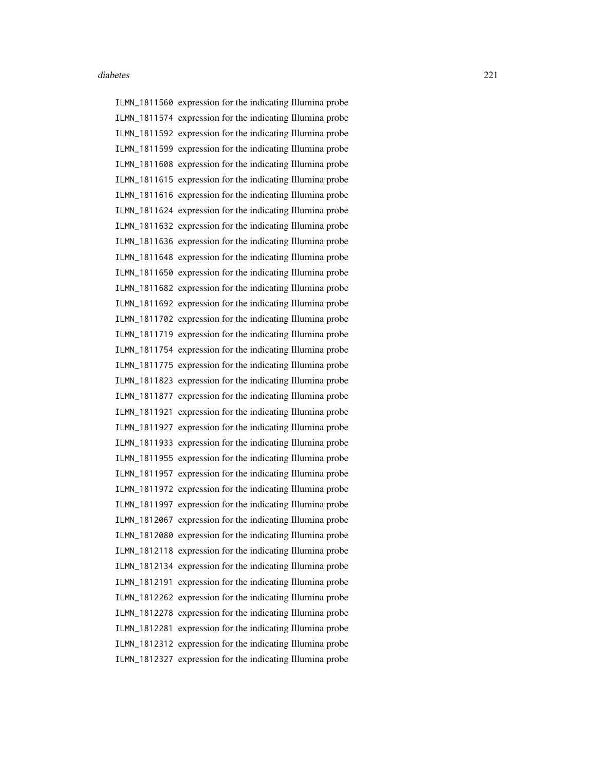ILMN_1811560 expression for the indicating Illumina probe
ILMN_1811574 expression for the indicating Illumina probe
ILMN_1811592 expression for the indicating Illumina probe
ILMN_1811599 expression for the indicating Illumina probe
ILMN_1811608 expression for the indicating Illumina probe
ILMN_1811615 expression for the indicating Illumina probe
ILMN_1811616 expression for the indicating Illumina probe
ILMN_1811624 expression for the indicating Illumina probe
ILMN_1811632 expression for the indicating Illumina probe
ILMN_1811636 expression for the indicating Illumina probe
ILMN_1811648 expression for the indicating Illumina probe
ILMN_1811650 expression for the indicating Illumina probe
ILMN_1811682 expression for the indicating Illumina probe
ILMN_1811692 expression for the indicating Illumina probe
ILMN_1811702 expression for the indicating Illumina probe
ILMN_1811719 expression for the indicating Illumina probe
ILMN_1811754 expression for the indicating Illumina probe
ILMN_1811775 expression for the indicating Illumina probe
ILMN_1811823 expression for the indicating Illumina probe
ILMN_1811877 expression for the indicating Illumina probe
ILMN_1811921 expression for the indicating Illumina probe
ILMN_1811927 expression for the indicating Illumina probe
ILMN_1811933 expression for the indicating Illumina probe
ILMN_1811955 expression for the indicating Illumina probe
ILMN_1811957 expression for the indicating Illumina probe
ILMN_1811972 expression for the indicating Illumina probe
ILMN_1811997 expression for the indicating Illumina probe
ILMN_1812067 expression for the indicating Illumina probe
ILMN_1812080 expression for the indicating Illumina probe
ILMN_1812118 expression for the indicating Illumina probe
ILMN_1812134 expression for the indicating Illumina probe
ILMN_1812191 expression for the indicating Illumina probe
ILMN_1812262 expression for the indicating Illumina probe
ILMN_1812278 expression for the indicating Illumina probe
ILMN_1812281 expression for the indicating Illumina probe
ILMN_1812312 expression for the indicating Illumina probe
ILMN_1812327 expression for the indicating Illumina probe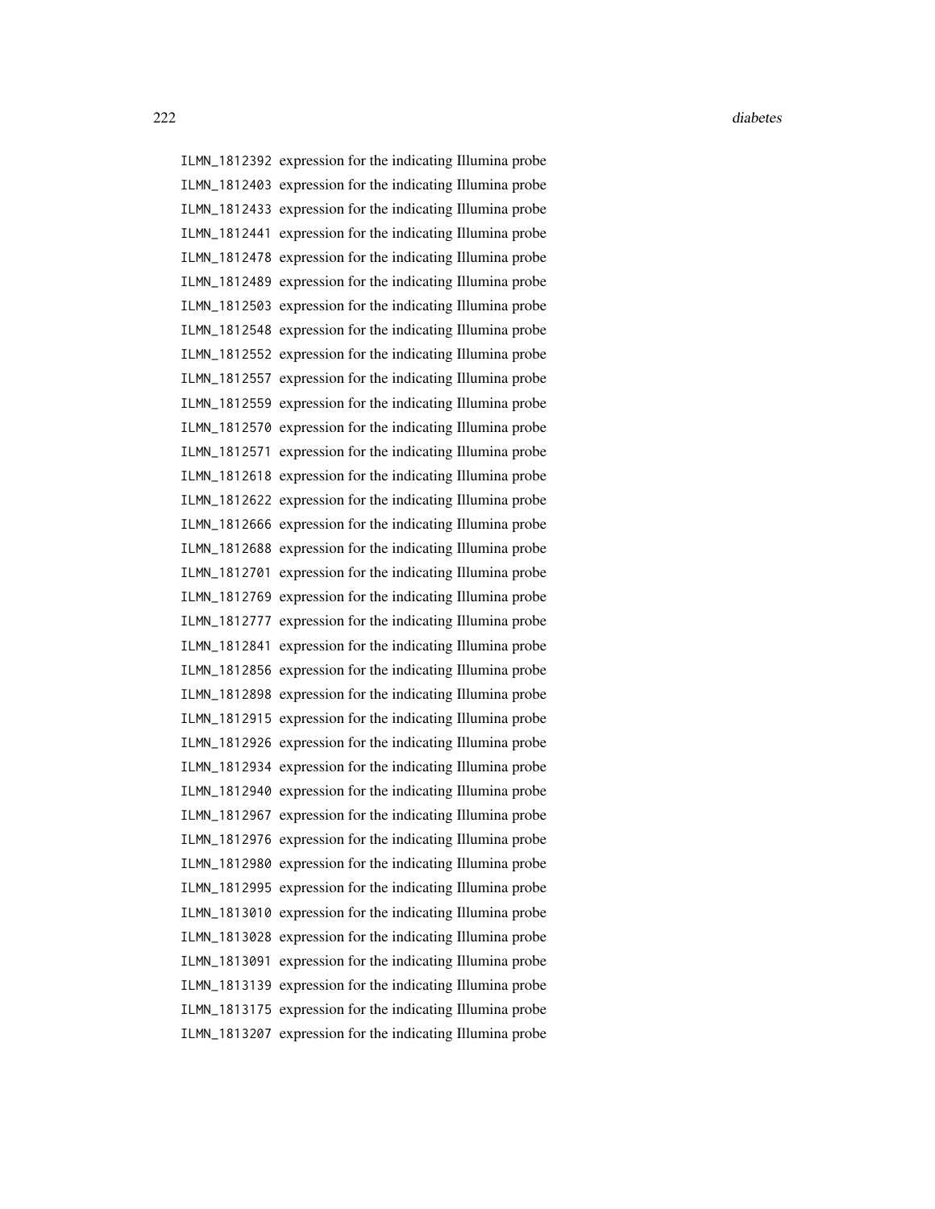| | |
|---|---|
| ILMN_1812392 | expression for the indicating Illumina probe |
| ILMN_1812403 | expression for the indicating Illumina probe |
| ILMN_1812433 | expression for the indicating Illumina probe |
| ILMN_1812441 | expression for the indicating Illumina probe |
| ILMN_1812478 | expression for the indicating Illumina probe |
| ILMN_1812489 | expression for the indicating Illumina probe |
| ILMN_1812503 | expression for the indicating Illumina probe |
| ILMN_1812548 | expression for the indicating Illumina probe |
| ILMN_1812552 | expression for the indicating Illumina probe |
| ILMN_1812557 | expression for the indicating Illumina probe |
| ILMN_1812559 | expression for the indicating Illumina probe |
| ILMN_1812570 | expression for the indicating Illumina probe |
| ILMN_1812571 | expression for the indicating Illumina probe |
| ILMN_1812618 | expression for the indicating Illumina probe |
| ILMN_1812622 | expression for the indicating Illumina probe |
| ILMN_1812666 | expression for the indicating Illumina probe |
| ILMN_1812688 | expression for the indicating Illumina probe |
| ILMN_1812701 | expression for the indicating Illumina probe |
| ILMN_1812769 | expression for the indicating Illumina probe |
| ILMN_1812777 | expression for the indicating Illumina probe |
| ILMN_1812841 | expression for the indicating Illumina probe |
| ILMN_1812856 | expression for the indicating Illumina probe |
| ILMN_1812898 | expression for the indicating Illumina probe |
| ILMN_1812915 | expression for the indicating Illumina probe |
| ILMN_1812926 | expression for the indicating Illumina probe |
| ILMN_1812934 | expression for the indicating Illumina probe |
| ILMN_1812940 | expression for the indicating Illumina probe |
| ILMN_1812967 | expression for the indicating Illumina probe |
| ILMN_1812976 | expression for the indicating Illumina probe |
| ILMN_1812980 | expression for the indicating Illumina probe |
| ILMN_1812995 | expression for the indicating Illumina probe |
| ILMN_1813010 | expression for the indicating Illumina probe |
| ILMN_1813028 | expression for the indicating Illumina probe |
| ILMN_1813091 | expression for the indicating Illumina probe |
| ILMN_1813139 | expression for the indicating Illumina probe |
| ILMN_1813175 | expression for the indicating Illumina probe |
| ILMN_1813207 | expression for the indicating Illumina probe |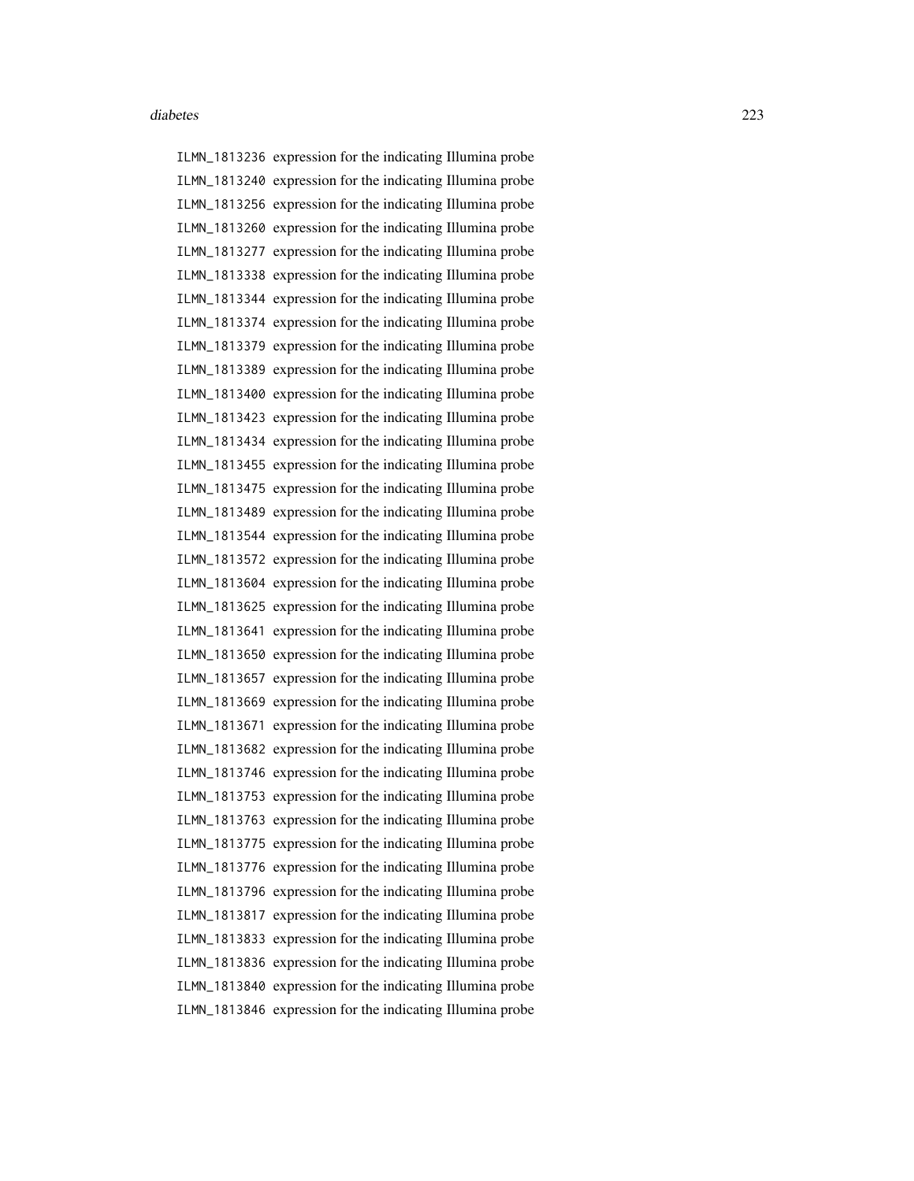ILMN_1813236 expression for the indicating Illumina probe
ILMN_1813240 expression for the indicating Illumina probe
ILMN_1813256 expression for the indicating Illumina probe
ILMN_1813260 expression for the indicating Illumina probe
ILMN_1813277 expression for the indicating Illumina probe
ILMN_1813338 expression for the indicating Illumina probe
ILMN_1813344 expression for the indicating Illumina probe
ILMN_1813374 expression for the indicating Illumina probe
ILMN_1813379 expression for the indicating Illumina probe
ILMN_1813389 expression for the indicating Illumina probe
ILMN_1813400 expression for the indicating Illumina probe
ILMN_1813423 expression for the indicating Illumina probe
ILMN_1813434 expression for the indicating Illumina probe
ILMN_1813455 expression for the indicating Illumina probe
ILMN_1813475 expression for the indicating Illumina probe
ILMN_1813489 expression for the indicating Illumina probe
ILMN_1813544 expression for the indicating Illumina probe
ILMN_1813572 expression for the indicating Illumina probe
ILMN_1813604 expression for the indicating Illumina probe
ILMN_1813625 expression for the indicating Illumina probe
ILMN_1813641 expression for the indicating Illumina probe
ILMN_1813650 expression for the indicating Illumina probe
ILMN_1813657 expression for the indicating Illumina probe
ILMN_1813669 expression for the indicating Illumina probe
ILMN_1813671 expression for the indicating Illumina probe
ILMN_1813682 expression for the indicating Illumina probe
ILMN_1813746 expression for the indicating Illumina probe
ILMN_1813753 expression for the indicating Illumina probe
ILMN_1813763 expression for the indicating Illumina probe
ILMN_1813775 expression for the indicating Illumina probe
ILMN_1813776 expression for the indicating Illumina probe
ILMN_1813796 expression for the indicating Illumina probe
ILMN_1813817 expression for the indicating Illumina probe
ILMN_1813833 expression for the indicating Illumina probe
ILMN_1813836 expression for the indicating Illumina probe
ILMN_1813840 expression for the indicating Illumina probe
ILMN_1813846 expression for the indicating Illumina probe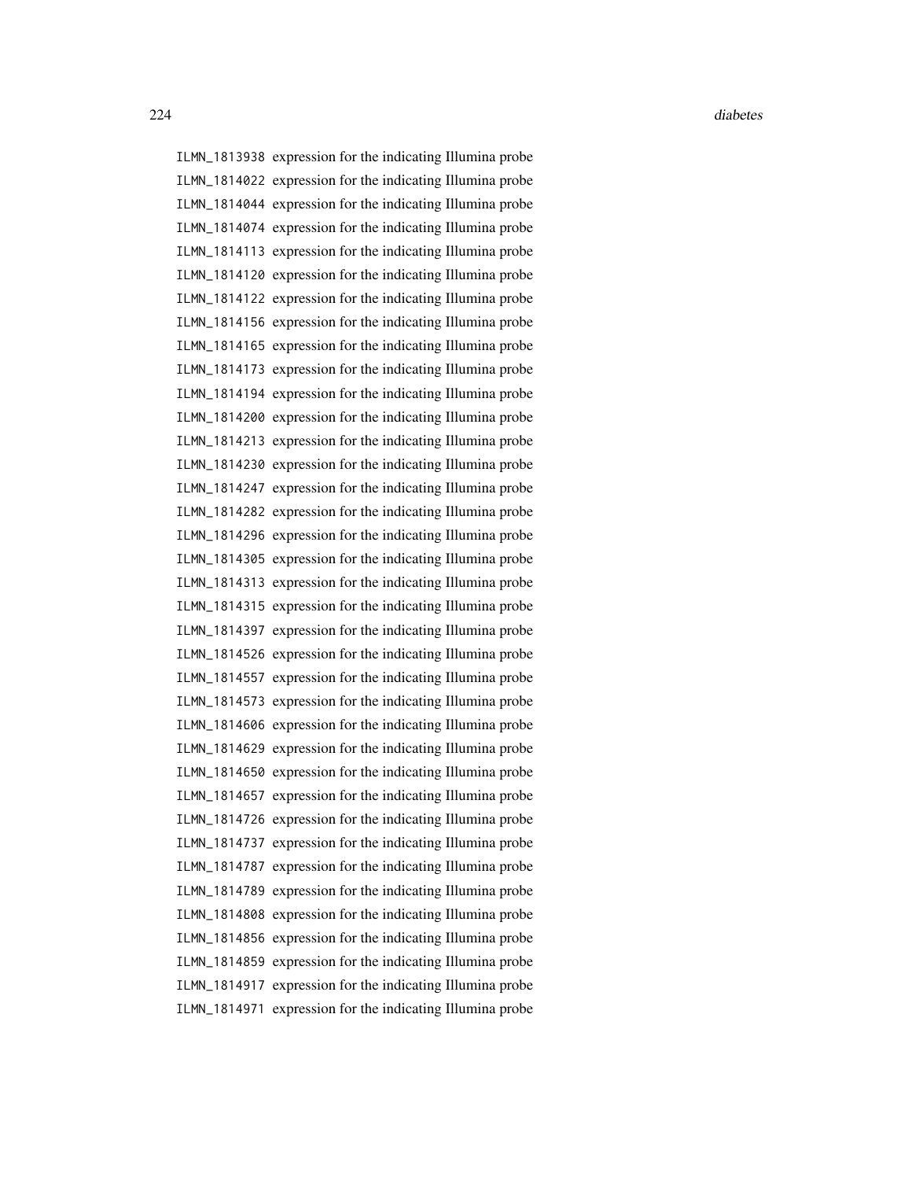ILMN_1813938 expression for the indicating Illumina probe
ILMN_1814022 expression for the indicating Illumina probe
ILMN_1814044 expression for the indicating Illumina probe
ILMN_1814074 expression for the indicating Illumina probe
ILMN_1814113 expression for the indicating Illumina probe
ILMN_1814120 expression for the indicating Illumina probe
ILMN_1814122 expression for the indicating Illumina probe
ILMN_1814156 expression for the indicating Illumina probe
ILMN_1814165 expression for the indicating Illumina probe
ILMN_1814173 expression for the indicating Illumina probe
ILMN_1814194 expression for the indicating Illumina probe
ILMN_1814200 expression for the indicating Illumina probe
ILMN_1814213 expression for the indicating Illumina probe
ILMN_1814230 expression for the indicating Illumina probe
ILMN_1814247 expression for the indicating Illumina probe
ILMN_1814282 expression for the indicating Illumina probe
ILMN_1814296 expression for the indicating Illumina probe
ILMN_1814305 expression for the indicating Illumina probe
ILMN_1814313 expression for the indicating Illumina probe
ILMN_1814315 expression for the indicating Illumina probe
ILMN_1814397 expression for the indicating Illumina probe
ILMN_1814526 expression for the indicating Illumina probe
ILMN_1814557 expression for the indicating Illumina probe
ILMN_1814573 expression for the indicating Illumina probe
ILMN_1814606 expression for the indicating Illumina probe
ILMN_1814629 expression for the indicating Illumina probe
ILMN_1814650 expression for the indicating Illumina probe
ILMN_1814657 expression for the indicating Illumina probe
ILMN_1814726 expression for the indicating Illumina probe
ILMN_1814737 expression for the indicating Illumina probe
ILMN_1814787 expression for the indicating Illumina probe
ILMN_1814789 expression for the indicating Illumina probe
ILMN_1814808 expression for the indicating Illumina probe
ILMN_1814856 expression for the indicating Illumina probe
ILMN_1814859 expression for the indicating Illumina probe
ILMN_1814917 expression for the indicating Illumina probe
ILMN_1814971 expression for the indicating Illumina probe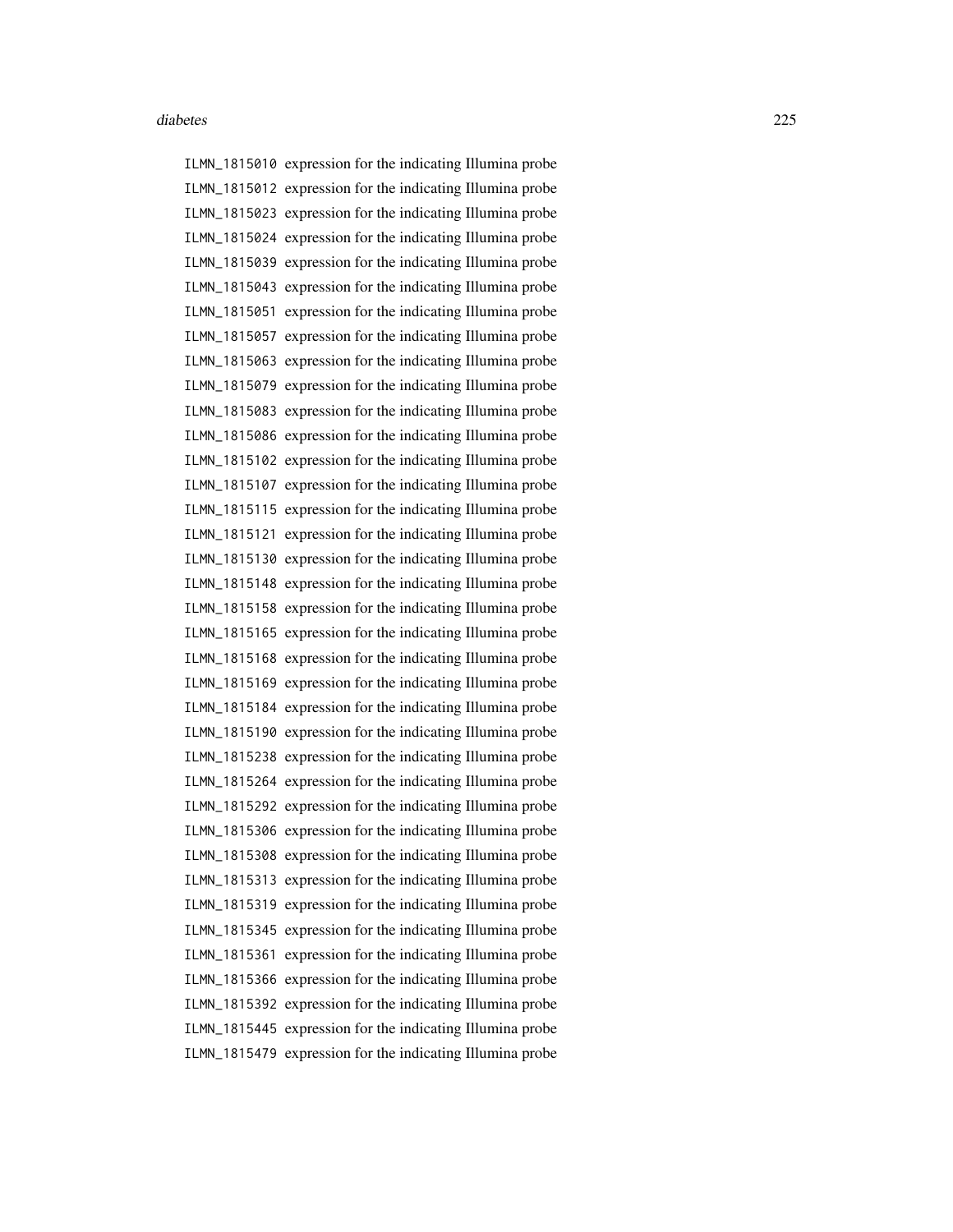ILMN_1815010 expression for the indicating Illumina probe
ILMN_1815012 expression for the indicating Illumina probe
ILMN_1815023 expression for the indicating Illumina probe
ILMN_1815024 expression for the indicating Illumina probe
ILMN_1815039 expression for the indicating Illumina probe
ILMN_1815043 expression for the indicating Illumina probe
ILMN_1815051 expression for the indicating Illumina probe
ILMN_1815057 expression for the indicating Illumina probe
ILMN_1815063 expression for the indicating Illumina probe
ILMN_1815079 expression for the indicating Illumina probe
ILMN_1815083 expression for the indicating Illumina probe
ILMN_1815086 expression for the indicating Illumina probe
ILMN_1815102 expression for the indicating Illumina probe
ILMN_1815107 expression for the indicating Illumina probe
ILMN_1815115 expression for the indicating Illumina probe
ILMN_1815121 expression for the indicating Illumina probe
ILMN_1815130 expression for the indicating Illumina probe
ILMN_1815148 expression for the indicating Illumina probe
ILMN_1815158 expression for the indicating Illumina probe
ILMN_1815165 expression for the indicating Illumina probe
ILMN_1815168 expression for the indicating Illumina probe
ILMN_1815169 expression for the indicating Illumina probe
ILMN_1815184 expression for the indicating Illumina probe
ILMN_1815190 expression for the indicating Illumina probe
ILMN_1815238 expression for the indicating Illumina probe
ILMN_1815264 expression for the indicating Illumina probe
ILMN_1815292 expression for the indicating Illumina probe
ILMN_1815306 expression for the indicating Illumina probe
ILMN_1815308 expression for the indicating Illumina probe
ILMN_1815313 expression for the indicating Illumina probe
ILMN_1815319 expression for the indicating Illumina probe
ILMN_1815345 expression for the indicating Illumina probe
ILMN_1815361 expression for the indicating Illumina probe
ILMN_1815366 expression for the indicating Illumina probe
ILMN_1815392 expression for the indicating Illumina probe
ILMN_1815445 expression for the indicating Illumina probe
ILMN_1815479 expression for the indicating Illumina probe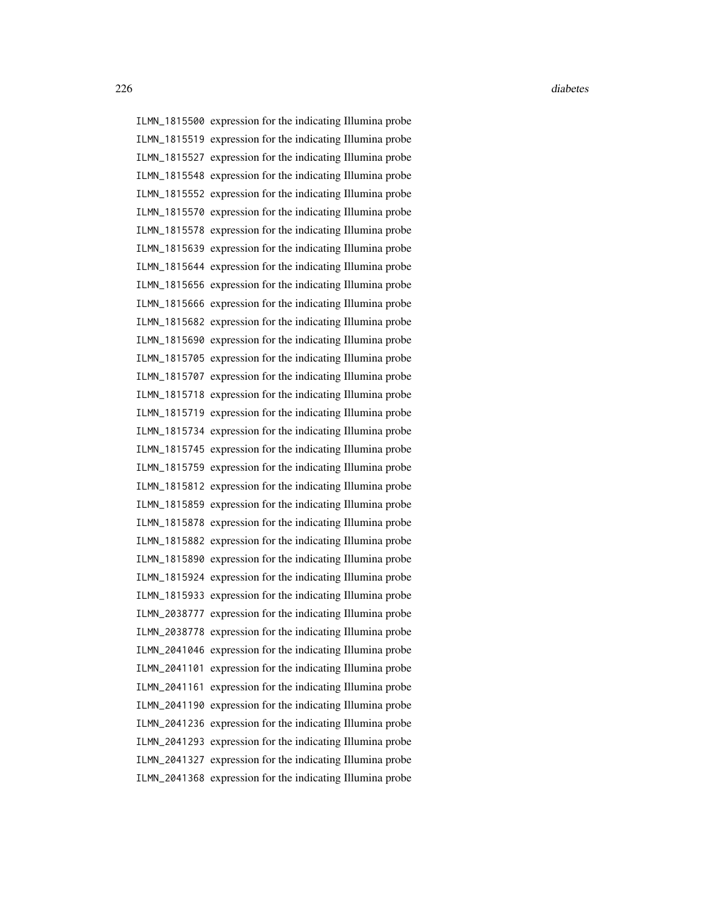ILMN_1815500 expression for the indicating Illumina probe
ILMN_1815519 expression for the indicating Illumina probe
ILMN_1815527 expression for the indicating Illumina probe
ILMN_1815548 expression for the indicating Illumina probe
ILMN_1815552 expression for the indicating Illumina probe
ILMN_1815570 expression for the indicating Illumina probe
ILMN_1815578 expression for the indicating Illumina probe
ILMN_1815639 expression for the indicating Illumina probe
ILMN_1815644 expression for the indicating Illumina probe
ILMN_1815656 expression for the indicating Illumina probe
ILMN_1815666 expression for the indicating Illumina probe
ILMN_1815682 expression for the indicating Illumina probe
ILMN_1815690 expression for the indicating Illumina probe
ILMN_1815705 expression for the indicating Illumina probe
ILMN_1815707 expression for the indicating Illumina probe
ILMN_1815718 expression for the indicating Illumina probe
ILMN_1815719 expression for the indicating Illumina probe
ILMN_1815734 expression for the indicating Illumina probe
ILMN_1815745 expression for the indicating Illumina probe
ILMN_1815759 expression for the indicating Illumina probe
ILMN_1815812 expression for the indicating Illumina probe
ILMN_1815859 expression for the indicating Illumina probe
ILMN_1815878 expression for the indicating Illumina probe
ILMN_1815882 expression for the indicating Illumina probe
ILMN_1815890 expression for the indicating Illumina probe
ILMN_1815924 expression for the indicating Illumina probe
ILMN_1815933 expression for the indicating Illumina probe
ILMN_2038777 expression for the indicating Illumina probe
ILMN_2038778 expression for the indicating Illumina probe
ILMN_2041046 expression for the indicating Illumina probe
ILMN_2041101 expression for the indicating Illumina probe
ILMN_2041161 expression for the indicating Illumina probe
ILMN_2041190 expression for the indicating Illumina probe
ILMN_2041236 expression for the indicating Illumina probe
ILMN_2041293 expression for the indicating Illumina probe
ILMN_2041327 expression for the indicating Illumina probe
ILMN_2041368 expression for the indicating Illumina probe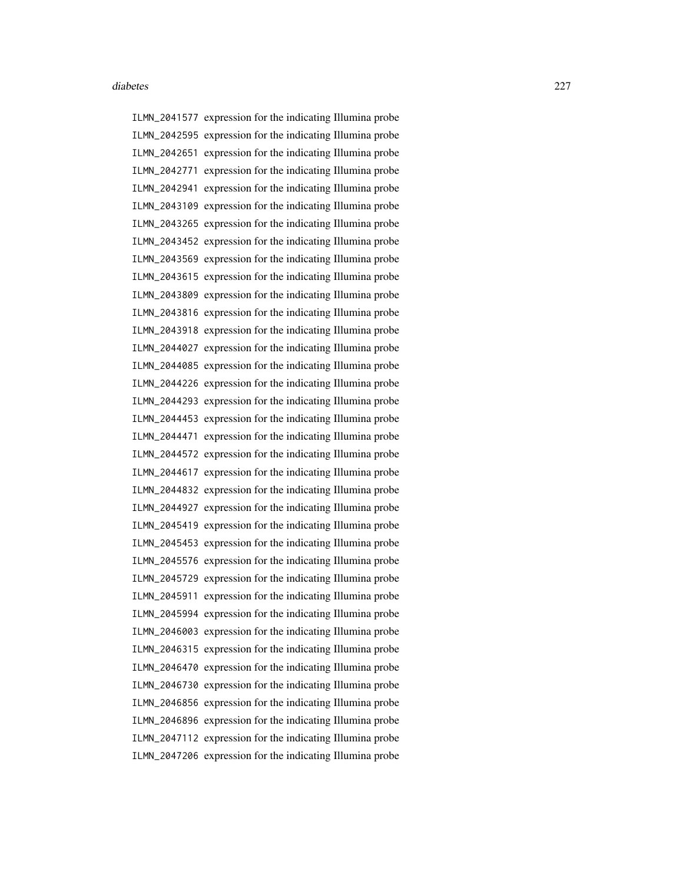ILMN_2041577 expression for the indicating Illumina probe
ILMN_2042595 expression for the indicating Illumina probe
ILMN_2042651 expression for the indicating Illumina probe
ILMN_2042771 expression for the indicating Illumina probe
ILMN_2042941 expression for the indicating Illumina probe
ILMN_2043109 expression for the indicating Illumina probe
ILMN_2043265 expression for the indicating Illumina probe
ILMN_2043452 expression for the indicating Illumina probe
ILMN_2043569 expression for the indicating Illumina probe
ILMN_2043615 expression for the indicating Illumina probe
ILMN_2043809 expression for the indicating Illumina probe
ILMN_2043816 expression for the indicating Illumina probe
ILMN_2043918 expression for the indicating Illumina probe
ILMN_2044027 expression for the indicating Illumina probe
ILMN_2044085 expression for the indicating Illumina probe
ILMN_2044226 expression for the indicating Illumina probe
ILMN_2044293 expression for the indicating Illumina probe
ILMN_2044453 expression for the indicating Illumina probe
ILMN_2044471 expression for the indicating Illumina probe
ILMN_2044572 expression for the indicating Illumina probe
ILMN_2044617 expression for the indicating Illumina probe
ILMN_2044832 expression for the indicating Illumina probe
ILMN_2044927 expression for the indicating Illumina probe
ILMN_2045419 expression for the indicating Illumina probe
ILMN_2045453 expression for the indicating Illumina probe
ILMN_2045576 expression for the indicating Illumina probe
ILMN_2045729 expression for the indicating Illumina probe
ILMN_2045911 expression for the indicating Illumina probe
ILMN_2045994 expression for the indicating Illumina probe
ILMN_2046003 expression for the indicating Illumina probe
ILMN_2046315 expression for the indicating Illumina probe
ILMN_2046470 expression for the indicating Illumina probe
ILMN_2046730 expression for the indicating Illumina probe
ILMN_2046856 expression for the indicating Illumina probe
ILMN_2046896 expression for the indicating Illumina probe
ILMN_2047112 expression for the indicating Illumina probe
ILMN_2047206 expression for the indicating Illumina probe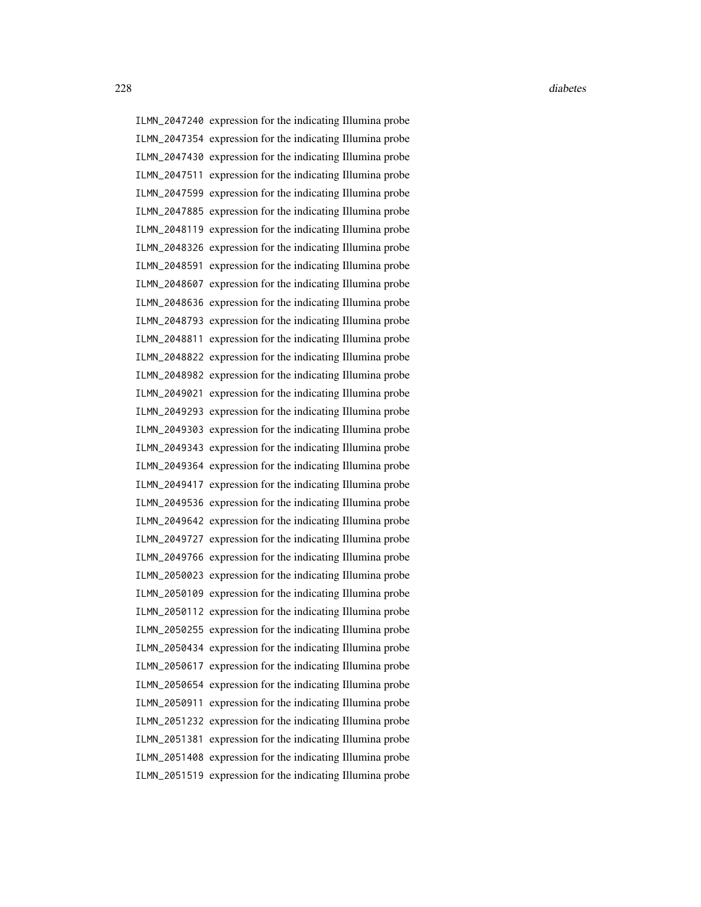ILMN_2047240 expression for the indicating Illumina probe
ILMN_2047354 expression for the indicating Illumina probe
ILMN_2047430 expression for the indicating Illumina probe
ILMN_2047511 expression for the indicating Illumina probe
ILMN_2047599 expression for the indicating Illumina probe
ILMN_2047885 expression for the indicating Illumina probe
ILMN_2048119 expression for the indicating Illumina probe
ILMN_2048326 expression for the indicating Illumina probe
ILMN_2048591 expression for the indicating Illumina probe
ILMN_2048607 expression for the indicating Illumina probe
ILMN_2048636 expression for the indicating Illumina probe
ILMN_2048793 expression for the indicating Illumina probe
ILMN_2048811 expression for the indicating Illumina probe
ILMN_2048822 expression for the indicating Illumina probe
ILMN_2048982 expression for the indicating Illumina probe
ILMN_2049021 expression for the indicating Illumina probe
ILMN_2049293 expression for the indicating Illumina probe
ILMN_2049303 expression for the indicating Illumina probe
ILMN_2049343 expression for the indicating Illumina probe
ILMN_2049364 expression for the indicating Illumina probe
ILMN_2049417 expression for the indicating Illumina probe
ILMN_2049536 expression for the indicating Illumina probe
ILMN_2049642 expression for the indicating Illumina probe
ILMN_2049727 expression for the indicating Illumina probe
ILMN_2049766 expression for the indicating Illumina probe
ILMN_2050023 expression for the indicating Illumina probe
ILMN_2050109 expression for the indicating Illumina probe
ILMN_2050112 expression for the indicating Illumina probe
ILMN_2050255 expression for the indicating Illumina probe
ILMN_2050434 expression for the indicating Illumina probe
ILMN_2050617 expression for the indicating Illumina probe
ILMN_2050654 expression for the indicating Illumina probe
ILMN_2050911 expression for the indicating Illumina probe
ILMN_2051232 expression for the indicating Illumina probe
ILMN_2051381 expression for the indicating Illumina probe
ILMN_2051408 expression for the indicating Illumina probe
ILMN_2051519 expression for the indicating Illumina probe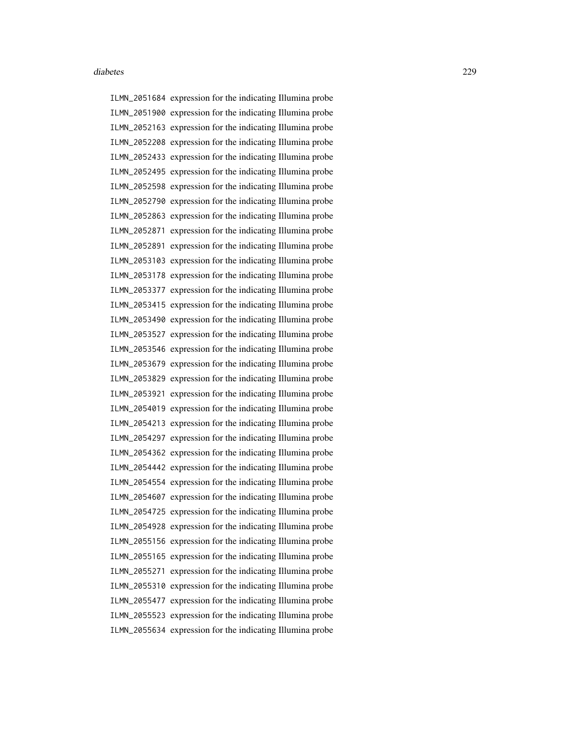ILMN_2051684 expression for the indicating Illumina probe
ILMN_2051900 expression for the indicating Illumina probe
ILMN_2052163 expression for the indicating Illumina probe
ILMN_2052208 expression for the indicating Illumina probe
ILMN_2052433 expression for the indicating Illumina probe
ILMN_2052495 expression for the indicating Illumina probe
ILMN_2052598 expression for the indicating Illumina probe
ILMN_2052790 expression for the indicating Illumina probe
ILMN_2052863 expression for the indicating Illumina probe
ILMN_2052871 expression for the indicating Illumina probe
ILMN_2052891 expression for the indicating Illumina probe
ILMN_2053103 expression for the indicating Illumina probe
ILMN_2053178 expression for the indicating Illumina probe
ILMN_2053377 expression for the indicating Illumina probe
ILMN_2053415 expression for the indicating Illumina probe
ILMN_2053490 expression for the indicating Illumina probe
ILMN_2053527 expression for the indicating Illumina probe
ILMN_2053546 expression for the indicating Illumina probe
ILMN_2053679 expression for the indicating Illumina probe
ILMN_2053829 expression for the indicating Illumina probe
ILMN_2053921 expression for the indicating Illumina probe
ILMN_2054019 expression for the indicating Illumina probe
ILMN_2054213 expression for the indicating Illumina probe
ILMN_2054297 expression for the indicating Illumina probe
ILMN_2054362 expression for the indicating Illumina probe
ILMN_2054442 expression for the indicating Illumina probe
ILMN_2054554 expression for the indicating Illumina probe
ILMN_2054607 expression for the indicating Illumina probe
ILMN_2054725 expression for the indicating Illumina probe
ILMN_2054928 expression for the indicating Illumina probe
ILMN_2055156 expression for the indicating Illumina probe
ILMN_2055165 expression for the indicating Illumina probe
ILMN_2055271 expression for the indicating Illumina probe
ILMN_2055310 expression for the indicating Illumina probe
ILMN_2055477 expression for the indicating Illumina probe
ILMN_2055523 expression for the indicating Illumina probe
ILMN_2055634 expression for the indicating Illumina probe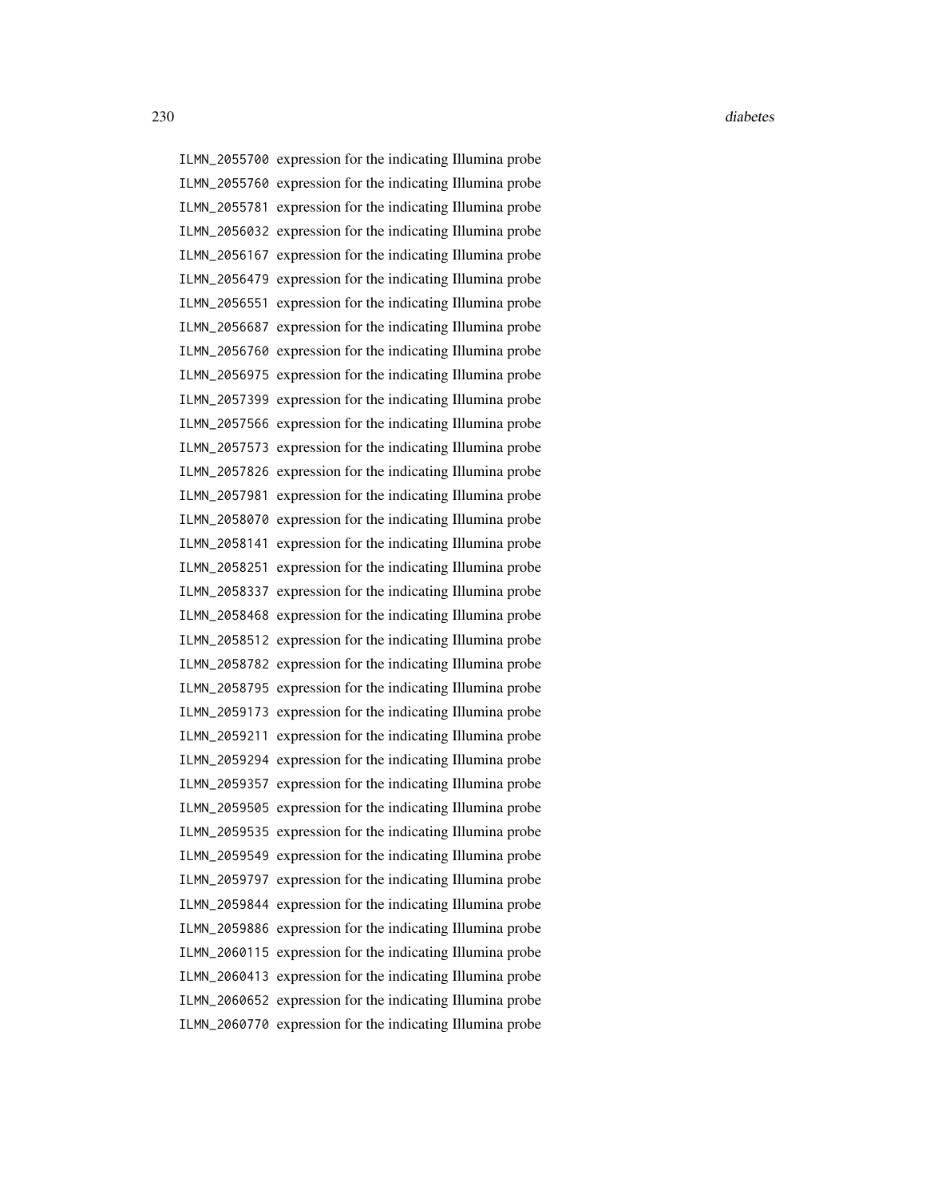| | |
|---|---|
| ILMN_2055700 | expression for the indicating Illumina probe |
| ILMN_2055760 | expression for the indicating Illumina probe |
| ILMN_2055781 | expression for the indicating Illumina probe |
| ILMN_2056032 | expression for the indicating Illumina probe |
| ILMN_2056167 | expression for the indicating Illumina probe |
| ILMN_2056479 | expression for the indicating Illumina probe |
| ILMN_2056551 | expression for the indicating Illumina probe |
| ILMN_2056687 | expression for the indicating Illumina probe |
| ILMN_2056760 | expression for the indicating Illumina probe |
| ILMN_2056975 | expression for the indicating Illumina probe |
| ILMN_2057399 | expression for the indicating Illumina probe |
| ILMN_2057566 | expression for the indicating Illumina probe |
| ILMN_2057573 | expression for the indicating Illumina probe |
| ILMN_2057826 | expression for the indicating Illumina probe |
| ILMN_2057981 | expression for the indicating Illumina probe |
| ILMN_2058070 | expression for the indicating Illumina probe |
| ILMN_2058141 | expression for the indicating Illumina probe |
| ILMN_2058251 | expression for the indicating Illumina probe |
| ILMN_2058337 | expression for the indicating Illumina probe |
| ILMN_2058468 | expression for the indicating Illumina probe |
| ILMN_2058512 | expression for the indicating Illumina probe |
| ILMN_2058782 | expression for the indicating Illumina probe |
| ILMN_2058795 | expression for the indicating Illumina probe |
| ILMN_2059173 | expression for the indicating Illumina probe |
| ILMN_2059211 | expression for the indicating Illumina probe |
| ILMN_2059294 | expression for the indicating Illumina probe |
| ILMN_2059357 | expression for the indicating Illumina probe |
| ILMN_2059505 | expression for the indicating Illumina probe |
| ILMN_2059535 | expression for the indicating Illumina probe |
| ILMN_2059549 | expression for the indicating Illumina probe |
| ILMN_2059797 | expression for the indicating Illumina probe |
| ILMN_2059844 | expression for the indicating Illumina probe |
| ILMN_2059886 | expression for the indicating Illumina probe |
| ILMN_2060115 | expression for the indicating Illumina probe |
| ILMN_2060413 | expression for the indicating Illumina probe |
| ILMN_2060652 | expression for the indicating Illumina probe |
| ILMN_2060770 | expression for the indicating Illumina probe |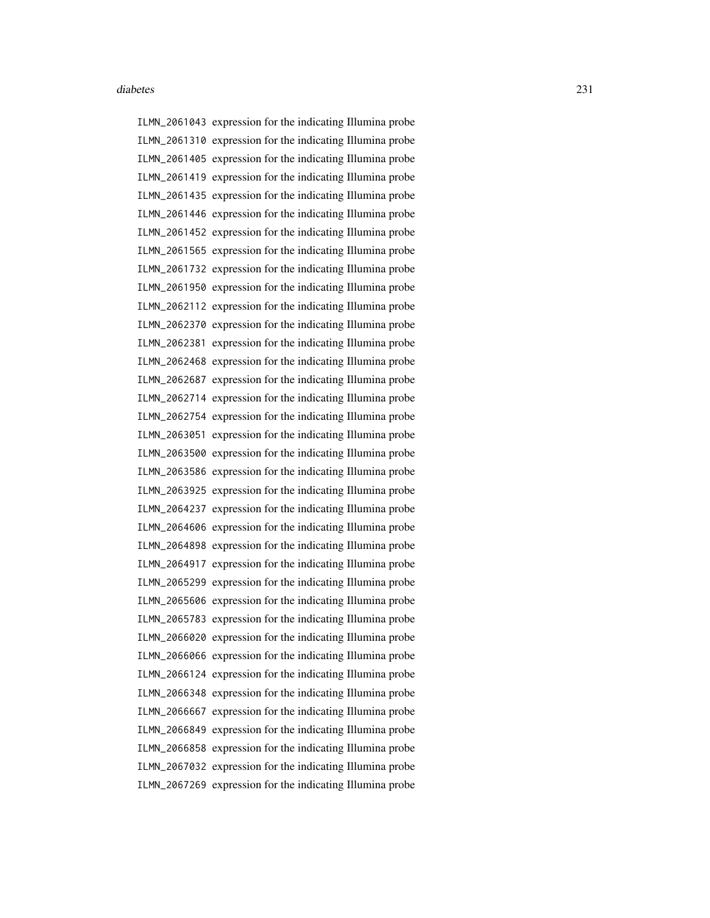ILMN_2061043 expression for the indicating Illumina probe
ILMN_2061310 expression for the indicating Illumina probe
ILMN_2061405 expression for the indicating Illumina probe
ILMN_2061419 expression for the indicating Illumina probe
ILMN_2061435 expression for the indicating Illumina probe
ILMN_2061446 expression for the indicating Illumina probe
ILMN_2061452 expression for the indicating Illumina probe
ILMN_2061565 expression for the indicating Illumina probe
ILMN_2061732 expression for the indicating Illumina probe
ILMN_2061950 expression for the indicating Illumina probe
ILMN_2062112 expression for the indicating Illumina probe
ILMN_2062370 expression for the indicating Illumina probe
ILMN_2062381 expression for the indicating Illumina probe
ILMN_2062468 expression for the indicating Illumina probe
ILMN_2062687 expression for the indicating Illumina probe
ILMN_2062714 expression for the indicating Illumina probe
ILMN_2062754 expression for the indicating Illumina probe
ILMN_2063051 expression for the indicating Illumina probe
ILMN_2063500 expression for the indicating Illumina probe
ILMN_2063586 expression for the indicating Illumina probe
ILMN_2063925 expression for the indicating Illumina probe
ILMN_2064237 expression for the indicating Illumina probe
ILMN_2064606 expression for the indicating Illumina probe
ILMN_2064898 expression for the indicating Illumina probe
ILMN_2064917 expression for the indicating Illumina probe
ILMN_2065299 expression for the indicating Illumina probe
ILMN_2065606 expression for the indicating Illumina probe
ILMN_2065783 expression for the indicating Illumina probe
ILMN_2066020 expression for the indicating Illumina probe
ILMN_2066066 expression for the indicating Illumina probe
ILMN_2066124 expression for the indicating Illumina probe
ILMN_2066348 expression for the indicating Illumina probe
ILMN_2066667 expression for the indicating Illumina probe
ILMN_2066849 expression for the indicating Illumina probe
ILMN_2066858 expression for the indicating Illumina probe
ILMN_2067032 expression for the indicating Illumina probe
ILMN_2067269 expression for the indicating Illumina probe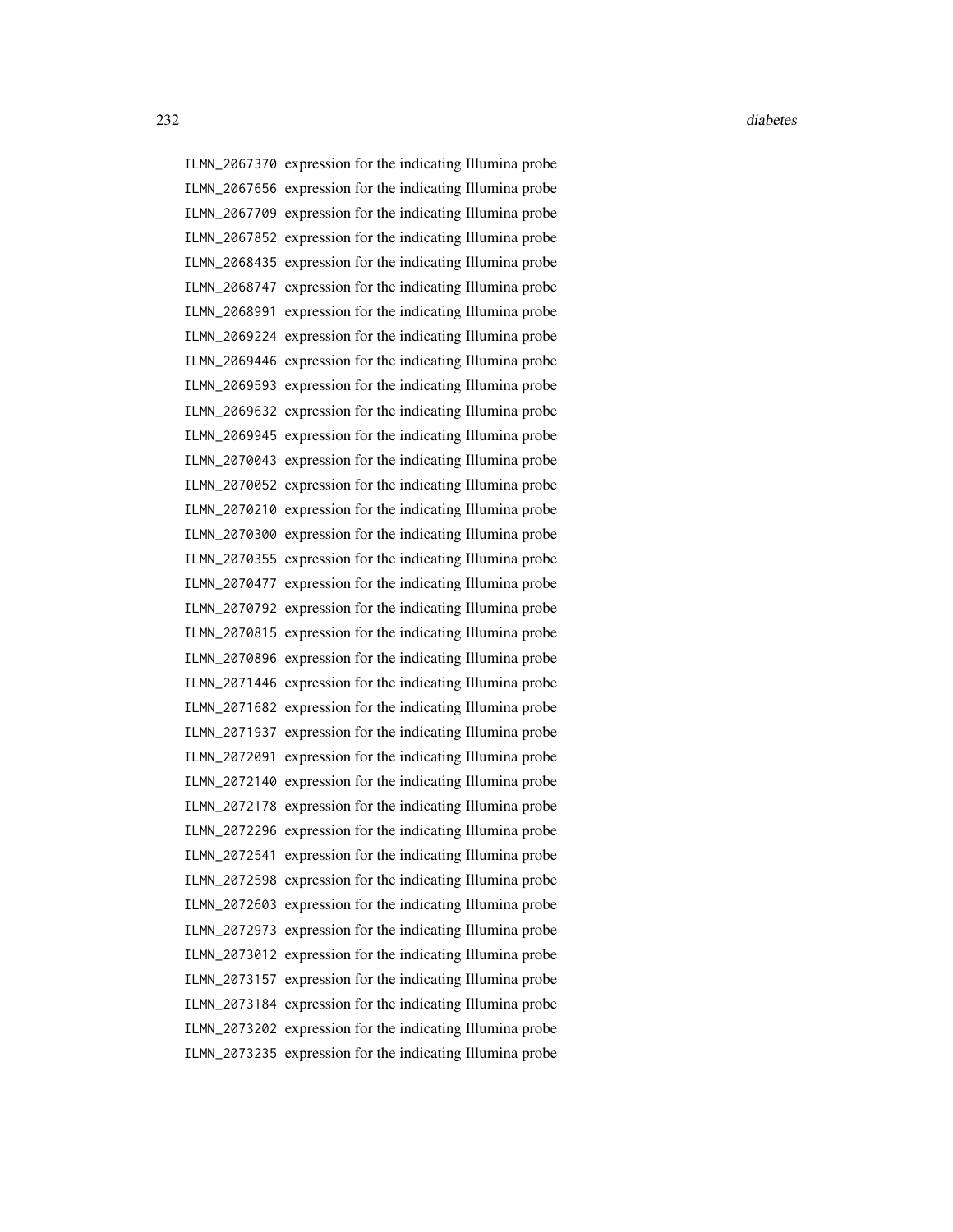ILMN_2067370 expression for the indicating Illumina probe
ILMN_2067656 expression for the indicating Illumina probe
ILMN_2067709 expression for the indicating Illumina probe
ILMN_2067852 expression for the indicating Illumina probe
ILMN_2068435 expression for the indicating Illumina probe
ILMN_2068747 expression for the indicating Illumina probe
ILMN_2068991 expression for the indicating Illumina probe
ILMN_2069224 expression for the indicating Illumina probe
ILMN_2069446 expression for the indicating Illumina probe
ILMN_2069593 expression for the indicating Illumina probe
ILMN_2069632 expression for the indicating Illumina probe
ILMN_2069945 expression for the indicating Illumina probe
ILMN_2070043 expression for the indicating Illumina probe
ILMN_2070052 expression for the indicating Illumina probe
ILMN_2070210 expression for the indicating Illumina probe
ILMN_2070300 expression for the indicating Illumina probe
ILMN_2070355 expression for the indicating Illumina probe
ILMN_2070477 expression for the indicating Illumina probe
ILMN_2070792 expression for the indicating Illumina probe
ILMN_2070815 expression for the indicating Illumina probe
ILMN_2070896 expression for the indicating Illumina probe
ILMN_2071446 expression for the indicating Illumina probe
ILMN_2071682 expression for the indicating Illumina probe
ILMN_2071937 expression for the indicating Illumina probe
ILMN_2072091 expression for the indicating Illumina probe
ILMN_2072140 expression for the indicating Illumina probe
ILMN_2072178 expression for the indicating Illumina probe
ILMN_2072296 expression for the indicating Illumina probe
ILMN_2072541 expression for the indicating Illumina probe
ILMN_2072598 expression for the indicating Illumina probe
ILMN_2072603 expression for the indicating Illumina probe
ILMN_2072973 expression for the indicating Illumina probe
ILMN_2073012 expression for the indicating Illumina probe
ILMN_2073157 expression for the indicating Illumina probe
ILMN_2073184 expression for the indicating Illumina probe
ILMN_2073202 expression for the indicating Illumina probe
ILMN_2073235 expression for the indicating Illumina probe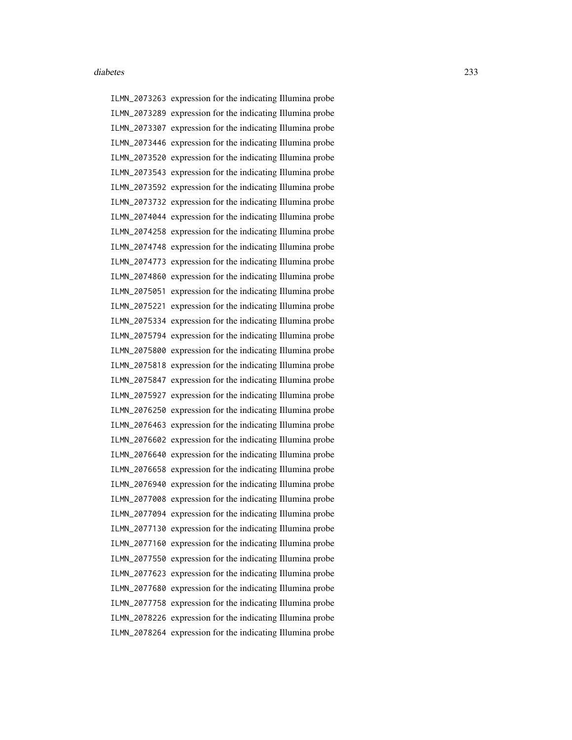ILMN_2073263 expression for the indicating Illumina probe
ILMN_2073289 expression for the indicating Illumina probe
ILMN_2073307 expression for the indicating Illumina probe
ILMN_2073446 expression for the indicating Illumina probe
ILMN_2073520 expression for the indicating Illumina probe
ILMN_2073543 expression for the indicating Illumina probe
ILMN_2073592 expression for the indicating Illumina probe
ILMN_2073732 expression for the indicating Illumina probe
ILMN_2074044 expression for the indicating Illumina probe
ILMN_2074258 expression for the indicating Illumina probe
ILMN_2074748 expression for the indicating Illumina probe
ILMN_2074773 expression for the indicating Illumina probe
ILMN_2074860 expression for the indicating Illumina probe
ILMN_2075051 expression for the indicating Illumina probe
ILMN_2075221 expression for the indicating Illumina probe
ILMN_2075334 expression for the indicating Illumina probe
ILMN_2075794 expression for the indicating Illumina probe
ILMN_2075800 expression for the indicating Illumina probe
ILMN_2075818 expression for the indicating Illumina probe
ILMN_2075847 expression for the indicating Illumina probe
ILMN_2075927 expression for the indicating Illumina probe
ILMN_2076250 expression for the indicating Illumina probe
ILMN_2076463 expression for the indicating Illumina probe
ILMN_2076602 expression for the indicating Illumina probe
ILMN_2076640 expression for the indicating Illumina probe
ILMN_2076658 expression for the indicating Illumina probe
ILMN_2076940 expression for the indicating Illumina probe
ILMN_2077008 expression for the indicating Illumina probe
ILMN_2077094 expression for the indicating Illumina probe
ILMN_2077130 expression for the indicating Illumina probe
ILMN_2077160 expression for the indicating Illumina probe
ILMN_2077550 expression for the indicating Illumina probe
ILMN_2077623 expression for the indicating Illumina probe
ILMN_2077680 expression for the indicating Illumina probe
ILMN_2077758 expression for the indicating Illumina probe
ILMN_2078226 expression for the indicating Illumina probe
ILMN_2078264 expression for the indicating Illumina probe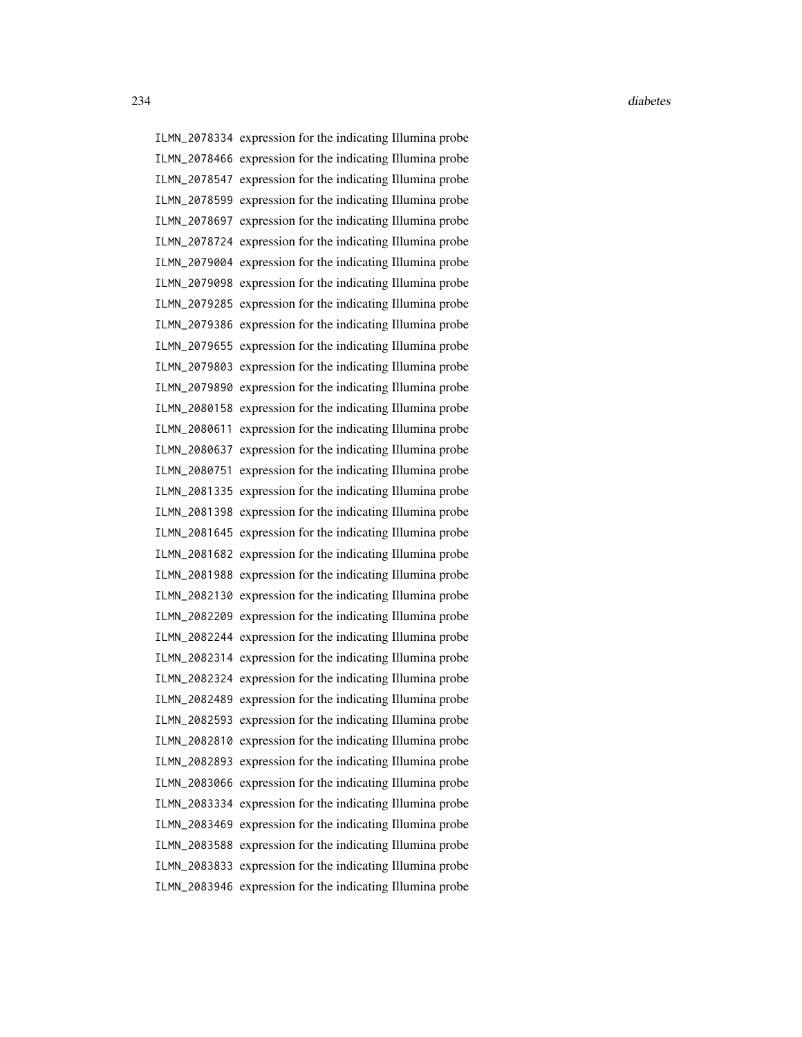| | |
|---|---|
| ILMN_2078334 | expression for the indicating Illumina probe |
| ILMN_2078466 | expression for the indicating Illumina probe |
| ILMN_2078547 | expression for the indicating Illumina probe |
| ILMN_2078599 | expression for the indicating Illumina probe |
| ILMN_2078697 | expression for the indicating Illumina probe |
| ILMN_2078724 | expression for the indicating Illumina probe |
| ILMN_2079004 | expression for the indicating Illumina probe |
| ILMN_2079098 | expression for the indicating Illumina probe |
| ILMN_2079285 | expression for the indicating Illumina probe |
| ILMN_2079386 | expression for the indicating Illumina probe |
| ILMN_2079655 | expression for the indicating Illumina probe |
| ILMN_2079803 | expression for the indicating Illumina probe |
| ILMN_2079890 | expression for the indicating Illumina probe |
| ILMN_2080158 | expression for the indicating Illumina probe |
| ILMN_2080611 | expression for the indicating Illumina probe |
| ILMN_2080637 | expression for the indicating Illumina probe |
| ILMN_2080751 | expression for the indicating Illumina probe |
| ILMN_2081335 | expression for the indicating Illumina probe |
| ILMN_2081398 | expression for the indicating Illumina probe |
| ILMN_2081645 | expression for the indicating Illumina probe |
| ILMN_2081682 | expression for the indicating Illumina probe |
| ILMN_2081988 | expression for the indicating Illumina probe |
| ILMN_2082130 | expression for the indicating Illumina probe |
| ILMN_2082209 | expression for the indicating Illumina probe |
| ILMN_2082244 | expression for the indicating Illumina probe |
| ILMN_2082314 | expression for the indicating Illumina probe |
| ILMN_2082324 | expression for the indicating Illumina probe |
| ILMN_2082489 | expression for the indicating Illumina probe |
| ILMN_2082593 | expression for the indicating Illumina probe |
| ILMN_2082810 | expression for the indicating Illumina probe |
| ILMN_2082893 | expression for the indicating Illumina probe |
| ILMN_2083066 | expression for the indicating Illumina probe |
| ILMN_2083334 | expression for the indicating Illumina probe |
| ILMN_2083469 | expression for the indicating Illumina probe |
| ILMN_2083588 | expression for the indicating Illumina probe |
| ILMN_2083833 | expression for the indicating Illumina probe |
| ILMN_2083946 | expression for the indicating Illumina probe |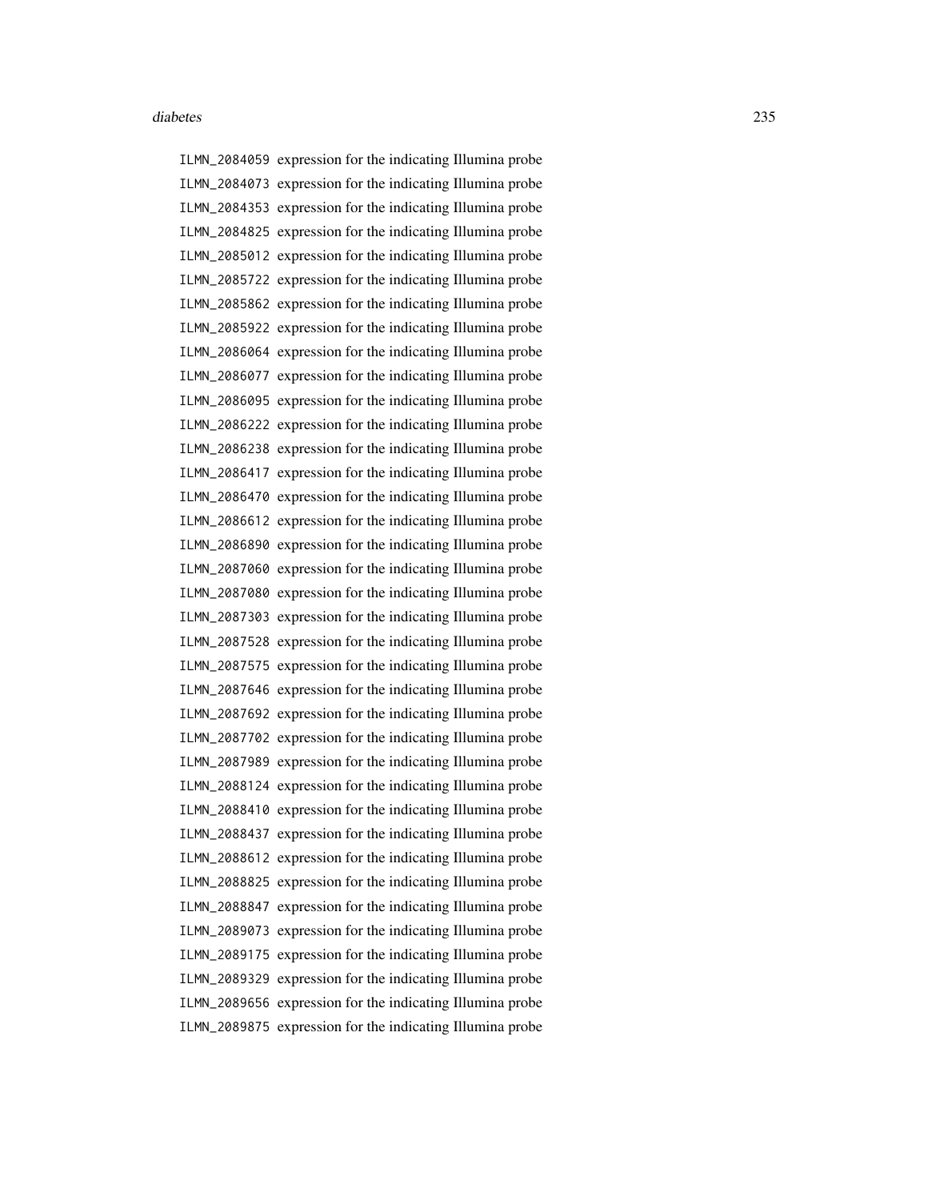ILMN_2084059 expression for the indicating Illumina probe
ILMN_2084073 expression for the indicating Illumina probe
ILMN_2084353 expression for the indicating Illumina probe
ILMN_2084825 expression for the indicating Illumina probe
ILMN_2085012 expression for the indicating Illumina probe
ILMN_2085722 expression for the indicating Illumina probe
ILMN_2085862 expression for the indicating Illumina probe
ILMN_2085922 expression for the indicating Illumina probe
ILMN_2086064 expression for the indicating Illumina probe
ILMN_2086077 expression for the indicating Illumina probe
ILMN_2086095 expression for the indicating Illumina probe
ILMN_2086222 expression for the indicating Illumina probe
ILMN_2086238 expression for the indicating Illumina probe
ILMN_2086417 expression for the indicating Illumina probe
ILMN_2086470 expression for the indicating Illumina probe
ILMN_2086612 expression for the indicating Illumina probe
ILMN_2086890 expression for the indicating Illumina probe
ILMN_2087060 expression for the indicating Illumina probe
ILMN_2087080 expression for the indicating Illumina probe
ILMN_2087303 expression for the indicating Illumina probe
ILMN_2087528 expression for the indicating Illumina probe
ILMN_2087575 expression for the indicating Illumina probe
ILMN_2087646 expression for the indicating Illumina probe
ILMN_2087692 expression for the indicating Illumina probe
ILMN_2087702 expression for the indicating Illumina probe
ILMN_2087989 expression for the indicating Illumina probe
ILMN_2088124 expression for the indicating Illumina probe
ILMN_2088410 expression for the indicating Illumina probe
ILMN_2088437 expression for the indicating Illumina probe
ILMN_2088612 expression for the indicating Illumina probe
ILMN_2088825 expression for the indicating Illumina probe
ILMN_2088847 expression for the indicating Illumina probe
ILMN_2089073 expression for the indicating Illumina probe
ILMN_2089175 expression for the indicating Illumina probe
ILMN_2089329 expression for the indicating Illumina probe
ILMN_2089656 expression for the indicating Illumina probe
ILMN_2089875 expression for the indicating Illumina probe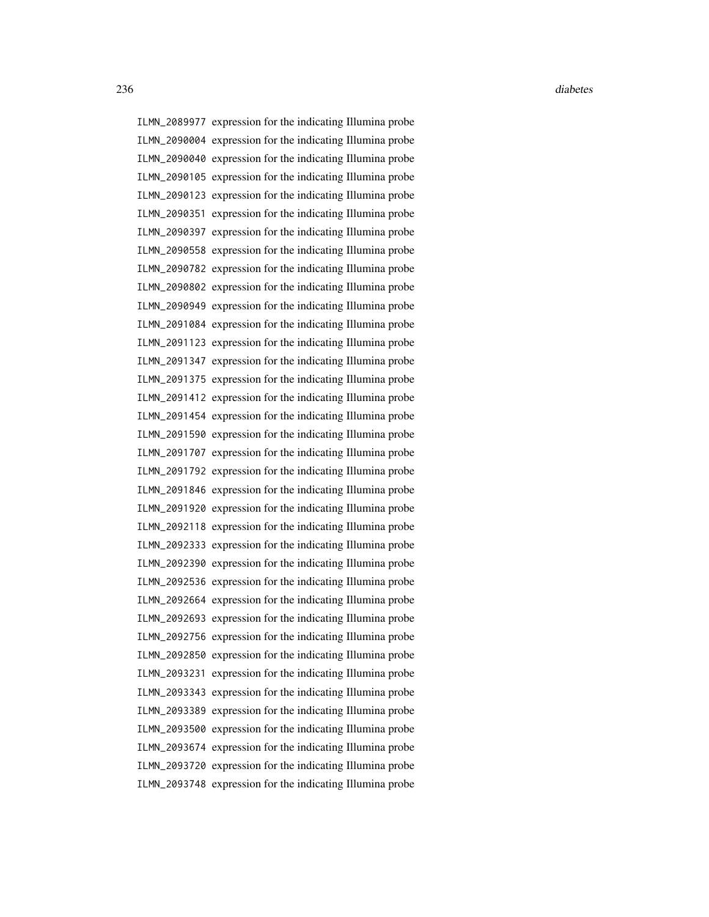ILMN_2089977 expression for the indicating Illumina probe
ILMN_2090004 expression for the indicating Illumina probe
ILMN_2090040 expression for the indicating Illumina probe
ILMN_2090105 expression for the indicating Illumina probe
ILMN_2090123 expression for the indicating Illumina probe
ILMN_2090351 expression for the indicating Illumina probe
ILMN_2090397 expression for the indicating Illumina probe
ILMN_2090558 expression for the indicating Illumina probe
ILMN_2090782 expression for the indicating Illumina probe
ILMN_2090802 expression for the indicating Illumina probe
ILMN_2090949 expression for the indicating Illumina probe
ILMN_2091084 expression for the indicating Illumina probe
ILMN_2091123 expression for the indicating Illumina probe
ILMN_2091347 expression for the indicating Illumina probe
ILMN_2091375 expression for the indicating Illumina probe
ILMN_2091412 expression for the indicating Illumina probe
ILMN_2091454 expression for the indicating Illumina probe
ILMN_2091590 expression for the indicating Illumina probe
ILMN_2091707 expression for the indicating Illumina probe
ILMN_2091792 expression for the indicating Illumina probe
ILMN_2091846 expression for the indicating Illumina probe
ILMN_2091920 expression for the indicating Illumina probe
ILMN_2092118 expression for the indicating Illumina probe
ILMN_2092333 expression for the indicating Illumina probe
ILMN_2092390 expression for the indicating Illumina probe
ILMN_2092536 expression for the indicating Illumina probe
ILMN_2092664 expression for the indicating Illumina probe
ILMN_2092693 expression for the indicating Illumina probe
ILMN_2092756 expression for the indicating Illumina probe
ILMN_2092850 expression for the indicating Illumina probe
ILMN_2093231 expression for the indicating Illumina probe
ILMN_2093343 expression for the indicating Illumina probe
ILMN_2093389 expression for the indicating Illumina probe
ILMN_2093500 expression for the indicating Illumina probe
ILMN_2093674 expression for the indicating Illumina probe
ILMN_2093720 expression for the indicating Illumina probe
ILMN_2093748 expression for the indicating Illumina probe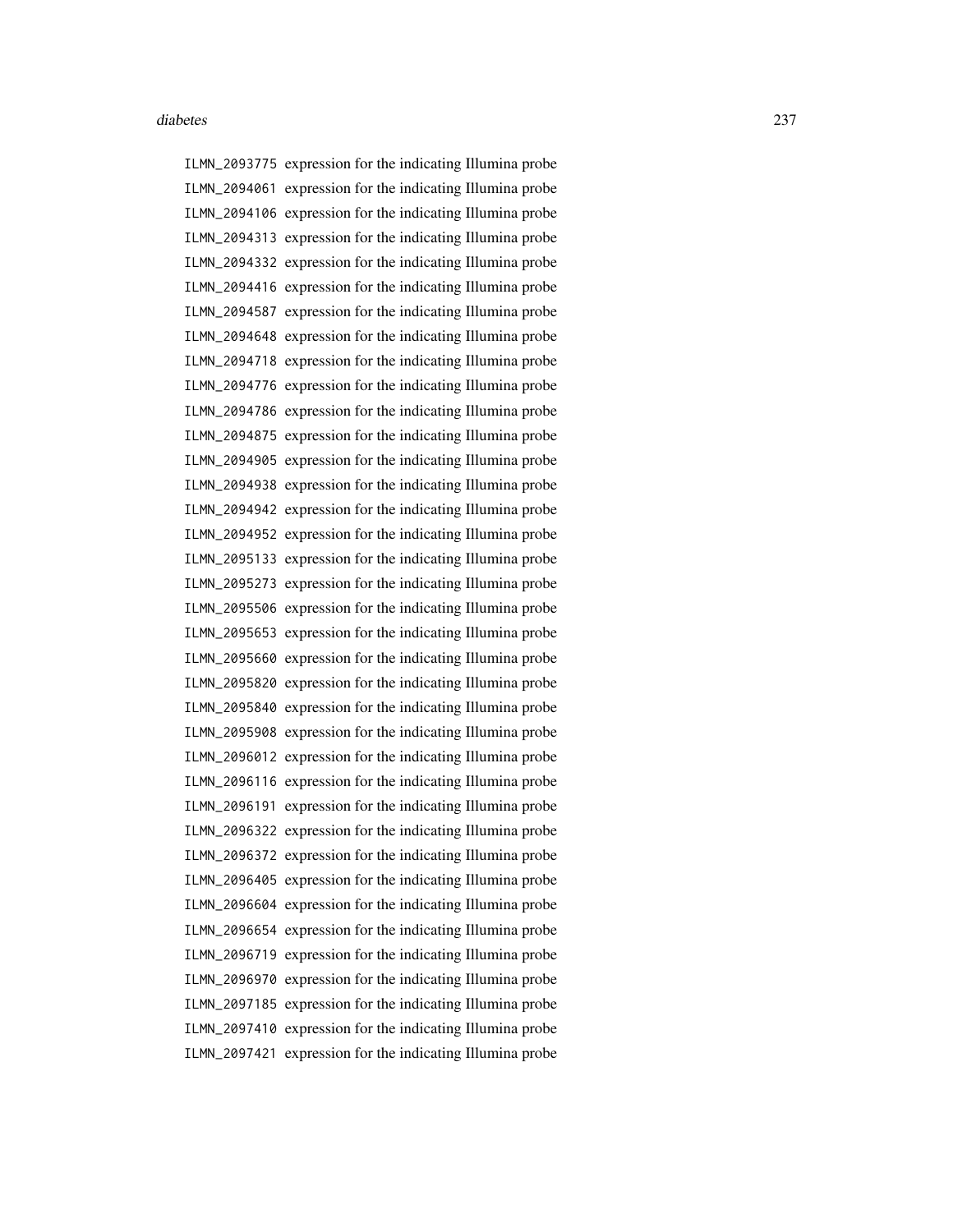ILMN_2093775 expression for the indicating Illumina probe
ILMN_2094061 expression for the indicating Illumina probe
ILMN_2094106 expression for the indicating Illumina probe
ILMN_2094313 expression for the indicating Illumina probe
ILMN_2094332 expression for the indicating Illumina probe
ILMN_2094416 expression for the indicating Illumina probe
ILMN_2094587 expression for the indicating Illumina probe
ILMN_2094648 expression for the indicating Illumina probe
ILMN_2094718 expression for the indicating Illumina probe
ILMN_2094776 expression for the indicating Illumina probe
ILMN_2094786 expression for the indicating Illumina probe
ILMN_2094875 expression for the indicating Illumina probe
ILMN_2094905 expression for the indicating Illumina probe
ILMN_2094938 expression for the indicating Illumina probe
ILMN_2094942 expression for the indicating Illumina probe
ILMN_2094952 expression for the indicating Illumina probe
ILMN_2095133 expression for the indicating Illumina probe
ILMN_2095273 expression for the indicating Illumina probe
ILMN_2095506 expression for the indicating Illumina probe
ILMN_2095653 expression for the indicating Illumina probe
ILMN_2095660 expression for the indicating Illumina probe
ILMN_2095820 expression for the indicating Illumina probe
ILMN_2095840 expression for the indicating Illumina probe
ILMN_2095908 expression for the indicating Illumina probe
ILMN_2096012 expression for the indicating Illumina probe
ILMN_2096116 expression for the indicating Illumina probe
ILMN_2096191 expression for the indicating Illumina probe
ILMN_2096322 expression for the indicating Illumina probe
ILMN_2096372 expression for the indicating Illumina probe
ILMN_2096405 expression for the indicating Illumina probe
ILMN_2096604 expression for the indicating Illumina probe
ILMN_2096654 expression for the indicating Illumina probe
ILMN_2096719 expression for the indicating Illumina probe
ILMN_2096970 expression for the indicating Illumina probe
ILMN_2097185 expression for the indicating Illumina probe
ILMN_2097410 expression for the indicating Illumina probe
ILMN_2097421 expression for the indicating Illumina probe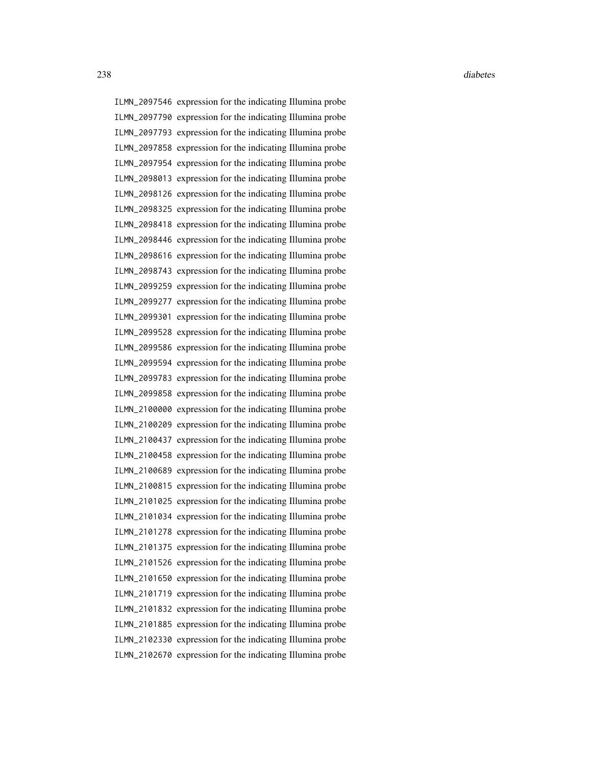| | |
|---|---|
| ILMN_2097546 | expression for the indicating Illumina probe |
| ILMN_2097790 | expression for the indicating Illumina probe |
| ILMN_2097793 | expression for the indicating Illumina probe |
| ILMN_2097858 | expression for the indicating Illumina probe |
| ILMN_2097954 | expression for the indicating Illumina probe |
| ILMN_2098013 | expression for the indicating Illumina probe |
| ILMN_2098126 | expression for the indicating Illumina probe |
| ILMN_2098325 | expression for the indicating Illumina probe |
| ILMN_2098418 | expression for the indicating Illumina probe |
| ILMN_2098446 | expression for the indicating Illumina probe |
| ILMN_2098616 | expression for the indicating Illumina probe |
| ILMN_2098743 | expression for the indicating Illumina probe |
| ILMN_2099259 | expression for the indicating Illumina probe |
| ILMN_2099277 | expression for the indicating Illumina probe |
| ILMN_2099301 | expression for the indicating Illumina probe |
| ILMN_2099528 | expression for the indicating Illumina probe |
| ILMN_2099586 | expression for the indicating Illumina probe |
| ILMN_2099594 | expression for the indicating Illumina probe |
| ILMN_2099783 | expression for the indicating Illumina probe |
| ILMN_2099858 | expression for the indicating Illumina probe |
| ILMN_2100000 | expression for the indicating Illumina probe |
| ILMN_2100209 | expression for the indicating Illumina probe |
| ILMN_2100437 | expression for the indicating Illumina probe |
| ILMN_2100458 | expression for the indicating Illumina probe |
| ILMN_2100689 | expression for the indicating Illumina probe |
| ILMN_2100815 | expression for the indicating Illumina probe |
| ILMN_2101025 | expression for the indicating Illumina probe |
| ILMN_2101034 | expression for the indicating Illumina probe |
| ILMN_2101278 | expression for the indicating Illumina probe |
| ILMN_2101375 | expression for the indicating Illumina probe |
| ILMN_2101526 | expression for the indicating Illumina probe |
| ILMN_2101650 | expression for the indicating Illumina probe |
| ILMN_2101719 | expression for the indicating Illumina probe |
| ILMN_2101832 | expression for the indicating Illumina probe |
| ILMN_2101885 | expression for the indicating Illumina probe |
| ILMN_2102330 | expression for the indicating Illumina probe |
| ILMN_2102670 | expression for the indicating Illumina probe |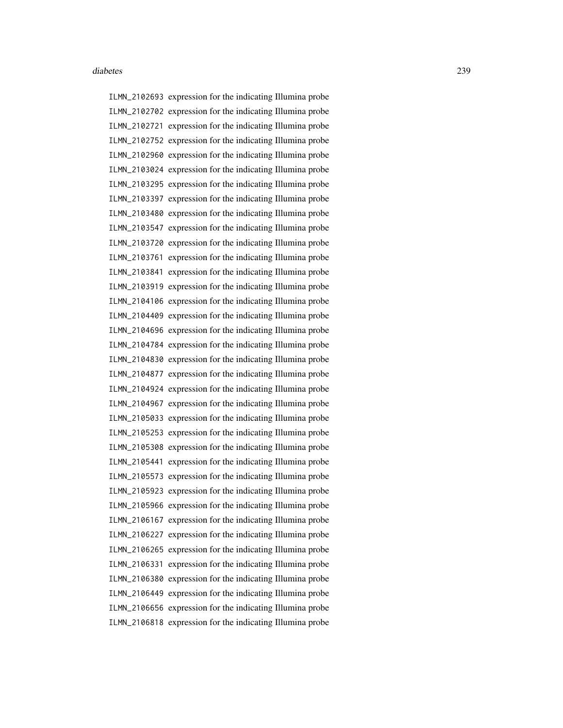ILMN_2102693 expression for the indicating Illumina probe
ILMN_2102702 expression for the indicating Illumina probe
ILMN_2102721 expression for the indicating Illumina probe
ILMN_2102752 expression for the indicating Illumina probe
ILMN_2102960 expression for the indicating Illumina probe
ILMN_2103024 expression for the indicating Illumina probe
ILMN_2103295 expression for the indicating Illumina probe
ILMN_2103397 expression for the indicating Illumina probe
ILMN_2103480 expression for the indicating Illumina probe
ILMN_2103547 expression for the indicating Illumina probe
ILMN_2103720 expression for the indicating Illumina probe
ILMN_2103761 expression for the indicating Illumina probe
ILMN_2103841 expression for the indicating Illumina probe
ILMN_2103919 expression for the indicating Illumina probe
ILMN_2104106 expression for the indicating Illumina probe
ILMN_2104409 expression for the indicating Illumina probe
ILMN_2104696 expression for the indicating Illumina probe
ILMN_2104784 expression for the indicating Illumina probe
ILMN_2104830 expression for the indicating Illumina probe
ILMN_2104877 expression for the indicating Illumina probe
ILMN_2104924 expression for the indicating Illumina probe
ILMN_2104967 expression for the indicating Illumina probe
ILMN_2105033 expression for the indicating Illumina probe
ILMN_2105253 expression for the indicating Illumina probe
ILMN_2105308 expression for the indicating Illumina probe
ILMN_2105441 expression for the indicating Illumina probe
ILMN_2105573 expression for the indicating Illumina probe
ILMN_2105923 expression for the indicating Illumina probe
ILMN_2105966 expression for the indicating Illumina probe
ILMN_2106167 expression for the indicating Illumina probe
ILMN_2106227 expression for the indicating Illumina probe
ILMN_2106265 expression for the indicating Illumina probe
ILMN_2106331 expression for the indicating Illumina probe
ILMN_2106380 expression for the indicating Illumina probe
ILMN_2106449 expression for the indicating Illumina probe
ILMN_2106656 expression for the indicating Illumina probe
ILMN_2106818 expression for the indicating Illumina probe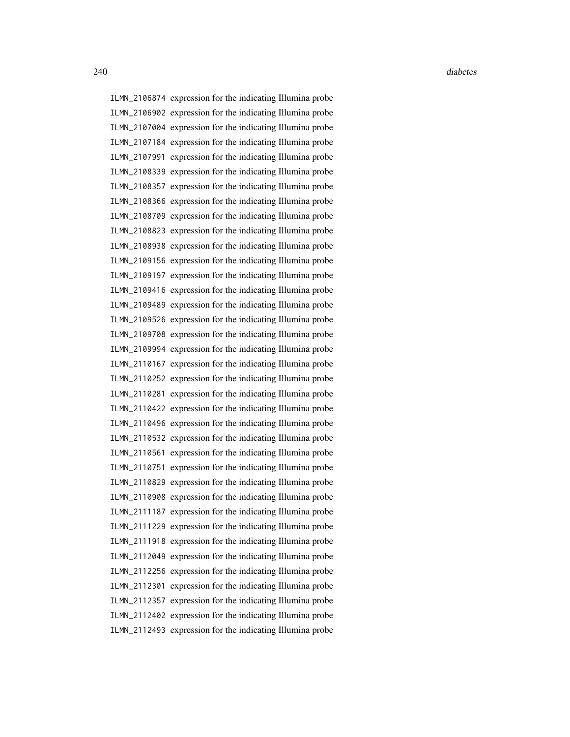ILMN_2106874 expression for the indicating Illumina probe
ILMN_2106902 expression for the indicating Illumina probe
ILMN_2107004 expression for the indicating Illumina probe
ILMN_2107184 expression for the indicating Illumina probe
ILMN_2107991 expression for the indicating Illumina probe
ILMN_2108339 expression for the indicating Illumina probe
ILMN_2108357 expression for the indicating Illumina probe
ILMN_2108366 expression for the indicating Illumina probe
ILMN_2108709 expression for the indicating Illumina probe
ILMN_2108823 expression for the indicating Illumina probe
ILMN_2108938 expression for the indicating Illumina probe
ILMN_2109156 expression for the indicating Illumina probe
ILMN_2109197 expression for the indicating Illumina probe
ILMN_2109416 expression for the indicating Illumina probe
ILMN_2109489 expression for the indicating Illumina probe
ILMN_2109526 expression for the indicating Illumina probe
ILMN_2109708 expression for the indicating Illumina probe
ILMN_2109994 expression for the indicating Illumina probe
ILMN_2110167 expression for the indicating Illumina probe
ILMN_2110252 expression for the indicating Illumina probe
ILMN_2110281 expression for the indicating Illumina probe
ILMN_2110422 expression for the indicating Illumina probe
ILMN_2110496 expression for the indicating Illumina probe
ILMN_2110532 expression for the indicating Illumina probe
ILMN_2110561 expression for the indicating Illumina probe
ILMN_2110751 expression for the indicating Illumina probe
ILMN_2110829 expression for the indicating Illumina probe
ILMN_2110908 expression for the indicating Illumina probe
ILMN_2111187 expression for the indicating Illumina probe
ILMN_2111229 expression for the indicating Illumina probe
ILMN_2111918 expression for the indicating Illumina probe
ILMN_2112049 expression for the indicating Illumina probe
ILMN_2112256 expression for the indicating Illumina probe
ILMN_2112301 expression for the indicating Illumina probe
ILMN_2112357 expression for the indicating Illumina probe
ILMN_2112402 expression for the indicating Illumina probe
ILMN_2112493 expression for the indicating Illumina probe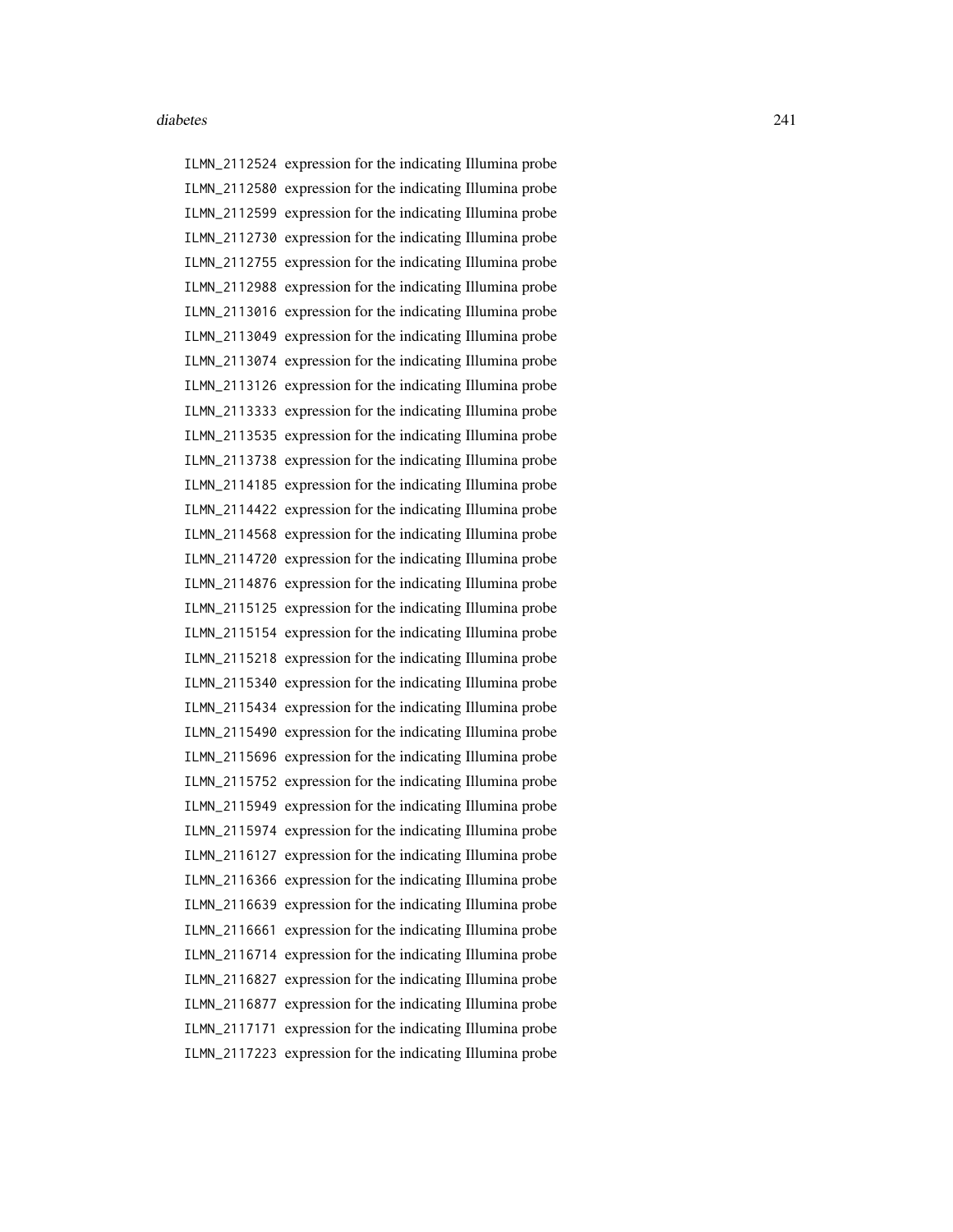ILMN_2112524 expression for the indicating Illumina probe
ILMN_2112580 expression for the indicating Illumina probe
ILMN_2112599 expression for the indicating Illumina probe
ILMN_2112730 expression for the indicating Illumina probe
ILMN_2112755 expression for the indicating Illumina probe
ILMN_2112988 expression for the indicating Illumina probe
ILMN_2113016 expression for the indicating Illumina probe
ILMN_2113049 expression for the indicating Illumina probe
ILMN_2113074 expression for the indicating Illumina probe
ILMN_2113126 expression for the indicating Illumina probe
ILMN_2113333 expression for the indicating Illumina probe
ILMN_2113535 expression for the indicating Illumina probe
ILMN_2113738 expression for the indicating Illumina probe
ILMN_2114185 expression for the indicating Illumina probe
ILMN_2114422 expression for the indicating Illumina probe
ILMN_2114568 expression for the indicating Illumina probe
ILMN_2114720 expression for the indicating Illumina probe
ILMN_2114876 expression for the indicating Illumina probe
ILMN_2115125 expression for the indicating Illumina probe
ILMN_2115154 expression for the indicating Illumina probe
ILMN_2115218 expression for the indicating Illumina probe
ILMN_2115340 expression for the indicating Illumina probe
ILMN_2115434 expression for the indicating Illumina probe
ILMN_2115490 expression for the indicating Illumina probe
ILMN_2115696 expression for the indicating Illumina probe
ILMN_2115752 expression for the indicating Illumina probe
ILMN_2115949 expression for the indicating Illumina probe
ILMN_2115974 expression for the indicating Illumina probe
ILMN_2116127 expression for the indicating Illumina probe
ILMN_2116366 expression for the indicating Illumina probe
ILMN_2116639 expression for the indicating Illumina probe
ILMN_2116661 expression for the indicating Illumina probe
ILMN_2116714 expression for the indicating Illumina probe
ILMN_2116827 expression for the indicating Illumina probe
ILMN_2116877 expression for the indicating Illumina probe
ILMN_2117171 expression for the indicating Illumina probe
ILMN_2117223 expression for the indicating Illumina probe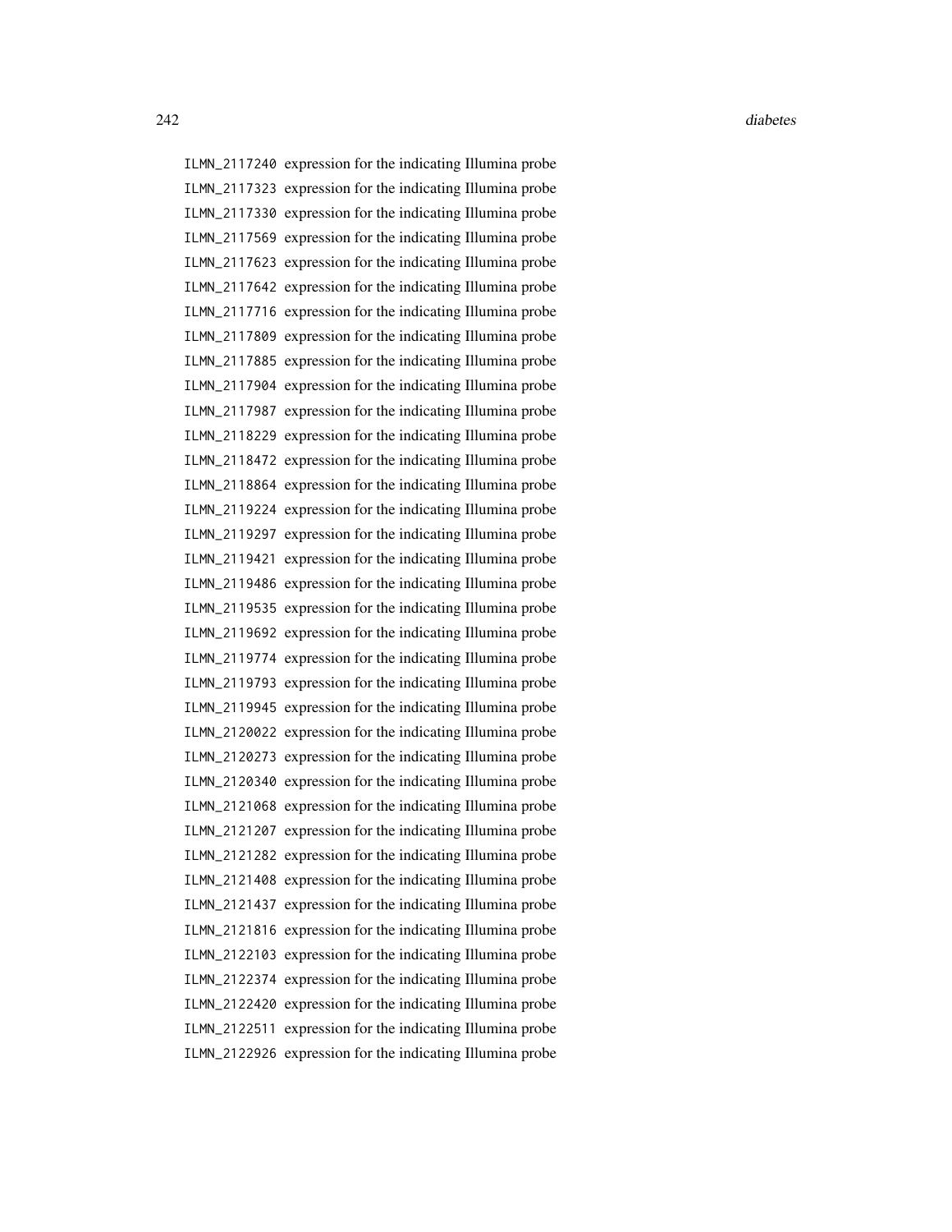ILMN_2117240 expression for the indicating Illumina probe
ILMN_2117323 expression for the indicating Illumina probe
ILMN_2117330 expression for the indicating Illumina probe
ILMN_2117569 expression for the indicating Illumina probe
ILMN_2117623 expression for the indicating Illumina probe
ILMN_2117642 expression for the indicating Illumina probe
ILMN_2117716 expression for the indicating Illumina probe
ILMN_2117809 expression for the indicating Illumina probe
ILMN_2117885 expression for the indicating Illumina probe
ILMN_2117904 expression for the indicating Illumina probe
ILMN_2117987 expression for the indicating Illumina probe
ILMN_2118229 expression for the indicating Illumina probe
ILMN_2118472 expression for the indicating Illumina probe
ILMN_2118864 expression for the indicating Illumina probe
ILMN_2119224 expression for the indicating Illumina probe
ILMN_2119297 expression for the indicating Illumina probe
ILMN_2119421 expression for the indicating Illumina probe
ILMN_2119486 expression for the indicating Illumina probe
ILMN_2119535 expression for the indicating Illumina probe
ILMN_2119692 expression for the indicating Illumina probe
ILMN_2119774 expression for the indicating Illumina probe
ILMN_2119793 expression for the indicating Illumina probe
ILMN_2119945 expression for the indicating Illumina probe
ILMN_2120022 expression for the indicating Illumina probe
ILMN_2120273 expression for the indicating Illumina probe
ILMN_2120340 expression for the indicating Illumina probe
ILMN_2121068 expression for the indicating Illumina probe
ILMN_2121207 expression for the indicating Illumina probe
ILMN_2121282 expression for the indicating Illumina probe
ILMN_2121408 expression for the indicating Illumina probe
ILMN_2121437 expression for the indicating Illumina probe
ILMN_2121816 expression for the indicating Illumina probe
ILMN_2122103 expression for the indicating Illumina probe
ILMN_2122374 expression for the indicating Illumina probe
ILMN_2122420 expression for the indicating Illumina probe
ILMN_2122511 expression for the indicating Illumina probe
ILMN_2122926 expression for the indicating Illumina probe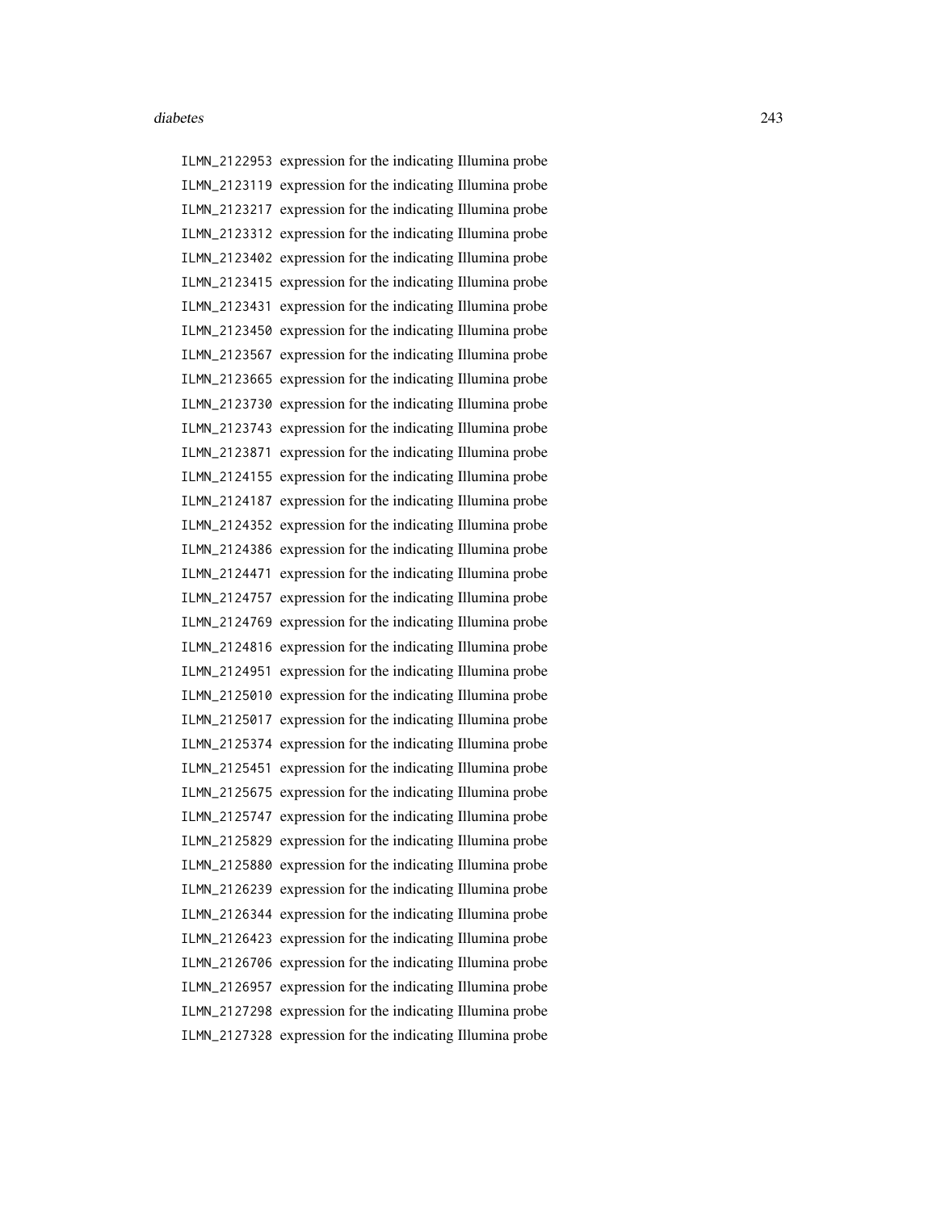ILMN_2122953 expression for the indicating Illumina probe
ILMN_2123119 expression for the indicating Illumina probe
ILMN_2123217 expression for the indicating Illumina probe
ILMN_2123312 expression for the indicating Illumina probe
ILMN_2123402 expression for the indicating Illumina probe
ILMN_2123415 expression for the indicating Illumina probe
ILMN_2123431 expression for the indicating Illumina probe
ILMN_2123450 expression for the indicating Illumina probe
ILMN_2123567 expression for the indicating Illumina probe
ILMN_2123665 expression for the indicating Illumina probe
ILMN_2123730 expression for the indicating Illumina probe
ILMN_2123743 expression for the indicating Illumina probe
ILMN_2123871 expression for the indicating Illumina probe
ILMN_2124155 expression for the indicating Illumina probe
ILMN_2124187 expression for the indicating Illumina probe
ILMN_2124352 expression for the indicating Illumina probe
ILMN_2124386 expression for the indicating Illumina probe
ILMN_2124471 expression for the indicating Illumina probe
ILMN_2124757 expression for the indicating Illumina probe
ILMN_2124769 expression for the indicating Illumina probe
ILMN_2124816 expression for the indicating Illumina probe
ILMN_2124951 expression for the indicating Illumina probe
ILMN_2125010 expression for the indicating Illumina probe
ILMN_2125017 expression for the indicating Illumina probe
ILMN_2125374 expression for the indicating Illumina probe
ILMN_2125451 expression for the indicating Illumina probe
ILMN_2125675 expression for the indicating Illumina probe
ILMN_2125747 expression for the indicating Illumina probe
ILMN_2125829 expression for the indicating Illumina probe
ILMN_2125880 expression for the indicating Illumina probe
ILMN_2126239 expression for the indicating Illumina probe
ILMN_2126344 expression for the indicating Illumina probe
ILMN_2126423 expression for the indicating Illumina probe
ILMN_2126706 expression for the indicating Illumina probe
ILMN_2126957 expression for the indicating Illumina probe
ILMN_2127298 expression for the indicating Illumina probe
ILMN_2127328 expression for the indicating Illumina probe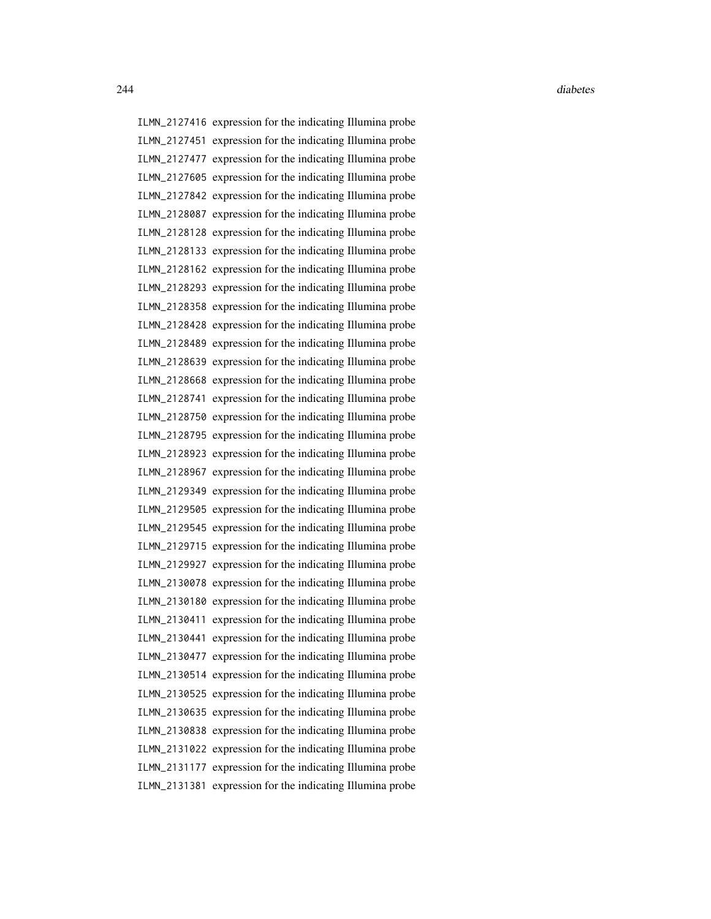| | |
|---|---|
| ILMN_2127416 | expression for the indicating Illumina probe |
| ILMN_2127451 | expression for the indicating Illumina probe |
| ILMN_2127477 | expression for the indicating Illumina probe |
| ILMN_2127605 | expression for the indicating Illumina probe |
| ILMN_2127842 | expression for the indicating Illumina probe |
| ILMN_2128087 | expression for the indicating Illumina probe |
| ILMN_2128128 | expression for the indicating Illumina probe |
| ILMN_2128133 | expression for the indicating Illumina probe |
| ILMN_2128162 | expression for the indicating Illumina probe |
| ILMN_2128293 | expression for the indicating Illumina probe |
| ILMN_2128358 | expression for the indicating Illumina probe |
| ILMN_2128428 | expression for the indicating Illumina probe |
| ILMN_2128489 | expression for the indicating Illumina probe |
| ILMN_2128639 | expression for the indicating Illumina probe |
| ILMN_2128668 | expression for the indicating Illumina probe |
| ILMN_2128741 | expression for the indicating Illumina probe |
| ILMN_2128750 | expression for the indicating Illumina probe |
| ILMN_2128795 | expression for the indicating Illumina probe |
| ILMN_2128923 | expression for the indicating Illumina probe |
| ILMN_2128967 | expression for the indicating Illumina probe |
| ILMN_2129349 | expression for the indicating Illumina probe |
| ILMN_2129505 | expression for the indicating Illumina probe |
| ILMN_2129545 | expression for the indicating Illumina probe |
| ILMN_2129715 | expression for the indicating Illumina probe |
| ILMN_2129927 | expression for the indicating Illumina probe |
| ILMN_2130078 | expression for the indicating Illumina probe |
| ILMN_2130180 | expression for the indicating Illumina probe |
| ILMN_2130411 | expression for the indicating Illumina probe |
| ILMN_2130441 | expression for the indicating Illumina probe |
| ILMN_2130477 | expression for the indicating Illumina probe |
| ILMN_2130514 | expression for the indicating Illumina probe |
| ILMN_2130525 | expression for the indicating Illumina probe |
| ILMN_2130635 | expression for the indicating Illumina probe |
| ILMN_2130838 | expression for the indicating Illumina probe |
| ILMN_2131022 | expression for the indicating Illumina probe |
| ILMN_2131177 | expression for the indicating Illumina probe |
| ILMN_2131381 | expression for the indicating Illumina probe |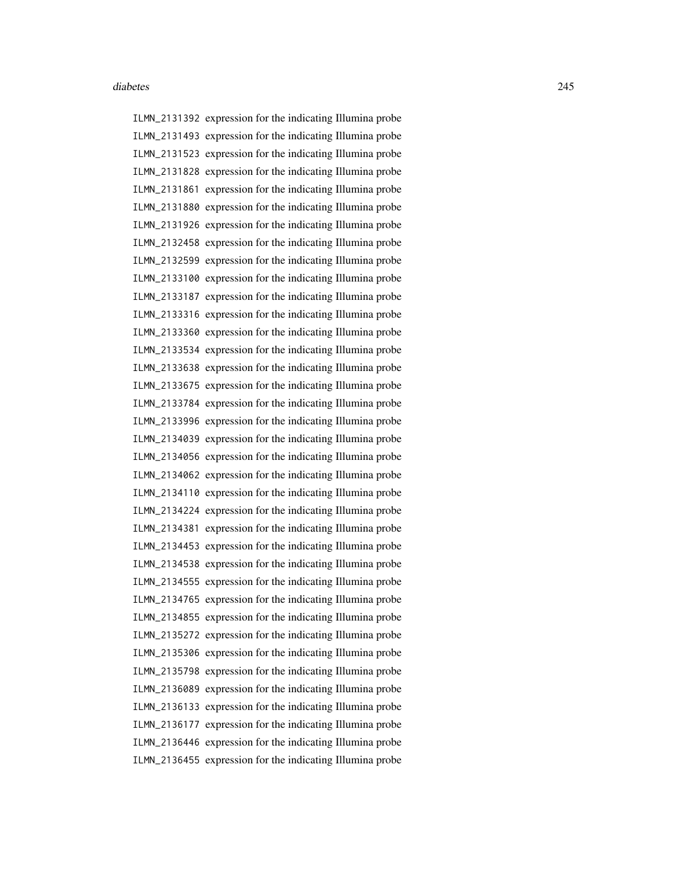`ILMN_2131392` expression for the indicating Illumina probe
`ILMN_2131493` expression for the indicating Illumina probe
`ILMN_2131523` expression for the indicating Illumina probe
`ILMN_2131828` expression for the indicating Illumina probe
`ILMN_2131861` expression for the indicating Illumina probe
`ILMN_2131880` expression for the indicating Illumina probe
`ILMN_2131926` expression for the indicating Illumina probe
`ILMN_2132458` expression for the indicating Illumina probe
`ILMN_2132599` expression for the indicating Illumina probe
`ILMN_2133100` expression for the indicating Illumina probe
`ILMN_2133187` expression for the indicating Illumina probe
`ILMN_2133316` expression for the indicating Illumina probe
`ILMN_2133360` expression for the indicating Illumina probe
`ILMN_2133534` expression for the indicating Illumina probe
`ILMN_2133638` expression for the indicating Illumina probe
`ILMN_2133675` expression for the indicating Illumina probe
`ILMN_2133784` expression for the indicating Illumina probe
`ILMN_2133996` expression for the indicating Illumina probe
`ILMN_2134039` expression for the indicating Illumina probe
`ILMN_2134056` expression for the indicating Illumina probe
`ILMN_2134062` expression for the indicating Illumina probe
`ILMN_2134110` expression for the indicating Illumina probe
`ILMN_2134224` expression for the indicating Illumina probe
`ILMN_2134381` expression for the indicating Illumina probe
`ILMN_2134453` expression for the indicating Illumina probe
`ILMN_2134538` expression for the indicating Illumina probe
`ILMN_2134555` expression for the indicating Illumina probe
`ILMN_2134765` expression for the indicating Illumina probe
`ILMN_2134855` expression for the indicating Illumina probe
`ILMN_2135272` expression for the indicating Illumina probe
`ILMN_2135306` expression for the indicating Illumina probe
`ILMN_2135798` expression for the indicating Illumina probe
`ILMN_2136089` expression for the indicating Illumina probe
`ILMN_2136133` expression for the indicating Illumina probe
`ILMN_2136177` expression for the indicating Illumina probe
`ILMN_2136446` expression for the indicating Illumina probe
`ILMN_2136455` expression for the indicating Illumina probe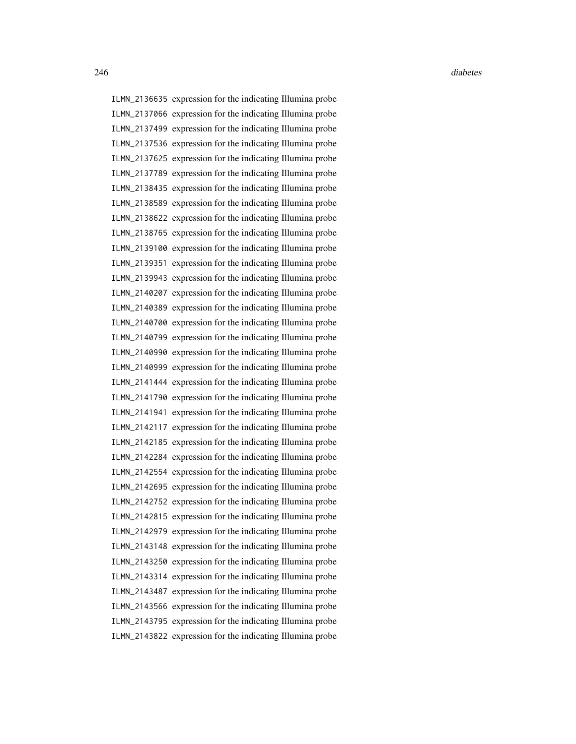`ILMN_2136635` expression for the indicating Illumina probe
`ILMN_2137066` expression for the indicating Illumina probe
`ILMN_2137499` expression for the indicating Illumina probe
`ILMN_2137536` expression for the indicating Illumina probe
`ILMN_2137625` expression for the indicating Illumina probe
`ILMN_2137789` expression for the indicating Illumina probe
`ILMN_2138435` expression for the indicating Illumina probe
`ILMN_2138589` expression for the indicating Illumina probe
`ILMN_2138622` expression for the indicating Illumina probe
`ILMN_2138765` expression for the indicating Illumina probe
`ILMN_2139100` expression for the indicating Illumina probe
`ILMN_2139351` expression for the indicating Illumina probe
`ILMN_2139943` expression for the indicating Illumina probe
`ILMN_2140207` expression for the indicating Illumina probe
`ILMN_2140389` expression for the indicating Illumina probe
`ILMN_2140700` expression for the indicating Illumina probe
`ILMN_2140799` expression for the indicating Illumina probe
`ILMN_2140990` expression for the indicating Illumina probe
`ILMN_2140999` expression for the indicating Illumina probe
`ILMN_2141444` expression for the indicating Illumina probe
`ILMN_2141790` expression for the indicating Illumina probe
`ILMN_2141941` expression for the indicating Illumina probe
`ILMN_2142117` expression for the indicating Illumina probe
`ILMN_2142185` expression for the indicating Illumina probe
`ILMN_2142284` expression for the indicating Illumina probe
`ILMN_2142554` expression for the indicating Illumina probe
`ILMN_2142695` expression for the indicating Illumina probe
`ILMN_2142752` expression for the indicating Illumina probe
`ILMN_2142815` expression for the indicating Illumina probe
`ILMN_2142979` expression for the indicating Illumina probe
`ILMN_2143148` expression for the indicating Illumina probe
`ILMN_2143250` expression for the indicating Illumina probe
`ILMN_2143314` expression for the indicating Illumina probe
`ILMN_2143487` expression for the indicating Illumina probe
`ILMN_2143566` expression for the indicating Illumina probe
`ILMN_2143795` expression for the indicating Illumina probe
`ILMN_2143822` expression for the indicating Illumina probe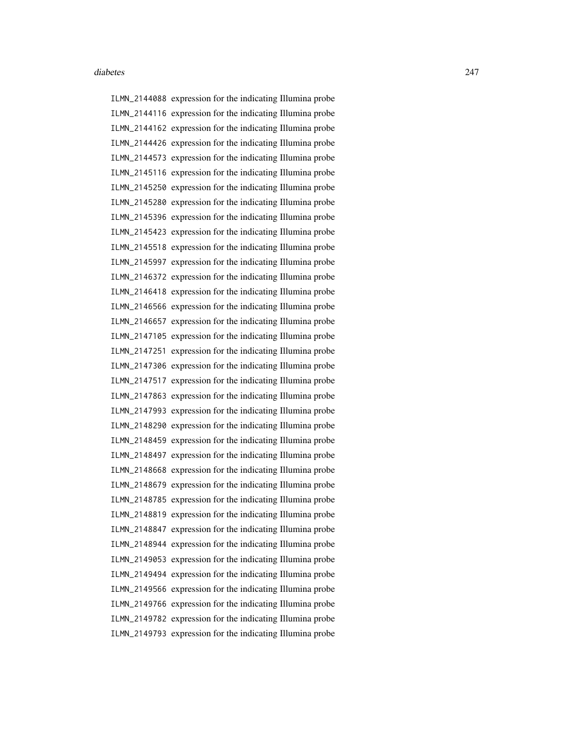ILMN_2144088 expression for the indicating Illumina probe
ILMN_2144116 expression for the indicating Illumina probe
ILMN_2144162 expression for the indicating Illumina probe
ILMN_2144426 expression for the indicating Illumina probe
ILMN_2144573 expression for the indicating Illumina probe
ILMN_2145116 expression for the indicating Illumina probe
ILMN_2145250 expression for the indicating Illumina probe
ILMN_2145280 expression for the indicating Illumina probe
ILMN_2145396 expression for the indicating Illumina probe
ILMN_2145423 expression for the indicating Illumina probe
ILMN_2145518 expression for the indicating Illumina probe
ILMN_2145997 expression for the indicating Illumina probe
ILMN_2146372 expression for the indicating Illumina probe
ILMN_2146418 expression for the indicating Illumina probe
ILMN_2146566 expression for the indicating Illumina probe
ILMN_2146657 expression for the indicating Illumina probe
ILMN_2147105 expression for the indicating Illumina probe
ILMN_2147251 expression for the indicating Illumina probe
ILMN_2147306 expression for the indicating Illumina probe
ILMN_2147517 expression for the indicating Illumina probe
ILMN_2147863 expression for the indicating Illumina probe
ILMN_2147993 expression for the indicating Illumina probe
ILMN_2148290 expression for the indicating Illumina probe
ILMN_2148459 expression for the indicating Illumina probe
ILMN_2148497 expression for the indicating Illumina probe
ILMN_2148668 expression for the indicating Illumina probe
ILMN_2148679 expression for the indicating Illumina probe
ILMN_2148785 expression for the indicating Illumina probe
ILMN_2148819 expression for the indicating Illumina probe
ILMN_2148847 expression for the indicating Illumina probe
ILMN_2148944 expression for the indicating Illumina probe
ILMN_2149053 expression for the indicating Illumina probe
ILMN_2149494 expression for the indicating Illumina probe
ILMN_2149566 expression for the indicating Illumina probe
ILMN_2149766 expression for the indicating Illumina probe
ILMN_2149782 expression for the indicating Illumina probe
ILMN_2149793 expression for the indicating Illumina probe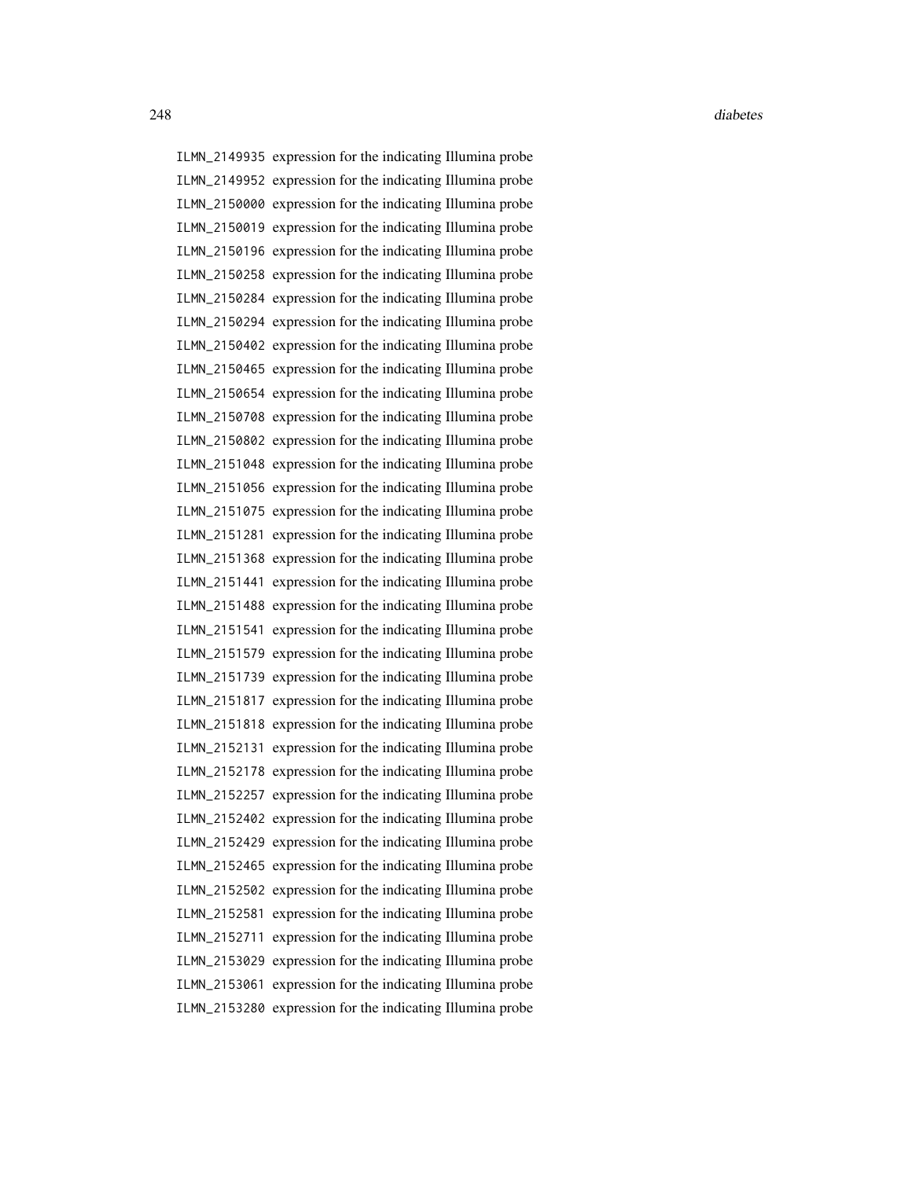ILMN_2149935 expression for the indicating Illumina probe
ILMN_2149952 expression for the indicating Illumina probe
ILMN_2150000 expression for the indicating Illumina probe
ILMN_2150019 expression for the indicating Illumina probe
ILMN_2150196 expression for the indicating Illumina probe
ILMN_2150258 expression for the indicating Illumina probe
ILMN_2150284 expression for the indicating Illumina probe
ILMN_2150294 expression for the indicating Illumina probe
ILMN_2150402 expression for the indicating Illumina probe
ILMN_2150465 expression for the indicating Illumina probe
ILMN_2150654 expression for the indicating Illumina probe
ILMN_2150708 expression for the indicating Illumina probe
ILMN_2150802 expression for the indicating Illumina probe
ILMN_2151048 expression for the indicating Illumina probe
ILMN_2151056 expression for the indicating Illumina probe
ILMN_2151075 expression for the indicating Illumina probe
ILMN_2151281 expression for the indicating Illumina probe
ILMN_2151368 expression for the indicating Illumina probe
ILMN_2151441 expression for the indicating Illumina probe
ILMN_2151488 expression for the indicating Illumina probe
ILMN_2151541 expression for the indicating Illumina probe
ILMN_2151579 expression for the indicating Illumina probe
ILMN_2151739 expression for the indicating Illumina probe
ILMN_2151817 expression for the indicating Illumina probe
ILMN_2151818 expression for the indicating Illumina probe
ILMN_2152131 expression for the indicating Illumina probe
ILMN_2152178 expression for the indicating Illumina probe
ILMN_2152257 expression for the indicating Illumina probe
ILMN_2152402 expression for the indicating Illumina probe
ILMN_2152429 expression for the indicating Illumina probe
ILMN_2152465 expression for the indicating Illumina probe
ILMN_2152502 expression for the indicating Illumina probe
ILMN_2152581 expression for the indicating Illumina probe
ILMN_2152711 expression for the indicating Illumina probe
ILMN_2153029 expression for the indicating Illumina probe
ILMN_2153061 expression for the indicating Illumina probe
ILMN_2153280 expression for the indicating Illumina probe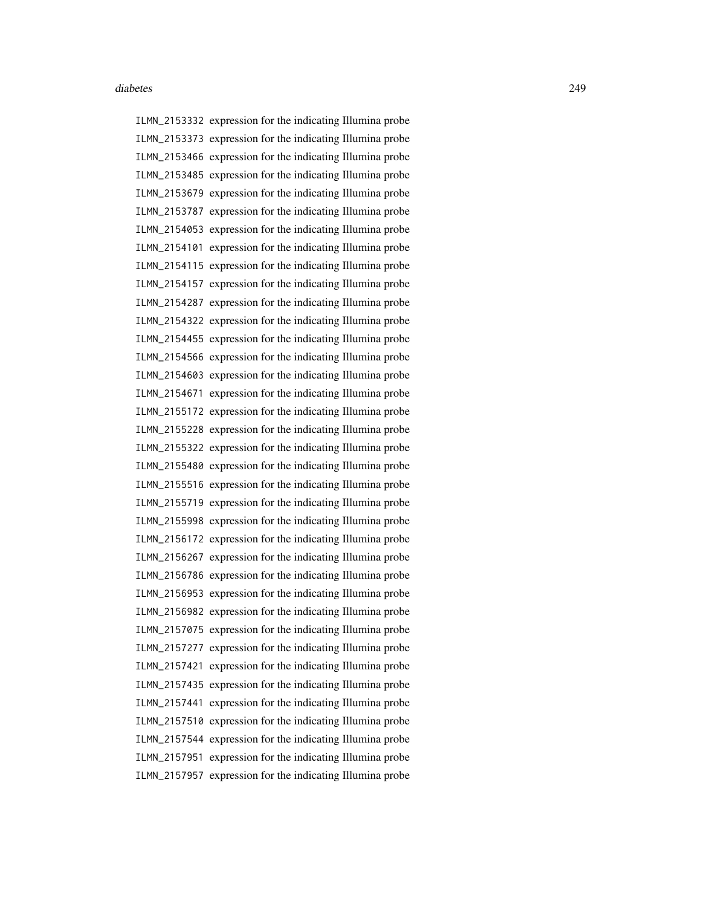ILMN_2153332 expression for the indicating Illumina probe
ILMN_2153373 expression for the indicating Illumina probe
ILMN_2153466 expression for the indicating Illumina probe
ILMN_2153485 expression for the indicating Illumina probe
ILMN_2153679 expression for the indicating Illumina probe
ILMN_2153787 expression for the indicating Illumina probe
ILMN_2154053 expression for the indicating Illumina probe
ILMN_2154101 expression for the indicating Illumina probe
ILMN_2154115 expression for the indicating Illumina probe
ILMN_2154157 expression for the indicating Illumina probe
ILMN_2154287 expression for the indicating Illumina probe
ILMN_2154322 expression for the indicating Illumina probe
ILMN_2154455 expression for the indicating Illumina probe
ILMN_2154566 expression for the indicating Illumina probe
ILMN_2154603 expression for the indicating Illumina probe
ILMN_2154671 expression for the indicating Illumina probe
ILMN_2155172 expression for the indicating Illumina probe
ILMN_2155228 expression for the indicating Illumina probe
ILMN_2155322 expression for the indicating Illumina probe
ILMN_2155480 expression for the indicating Illumina probe
ILMN_2155516 expression for the indicating Illumina probe
ILMN_2155719 expression for the indicating Illumina probe
ILMN_2155998 expression for the indicating Illumina probe
ILMN_2156172 expression for the indicating Illumina probe
ILMN_2156267 expression for the indicating Illumina probe
ILMN_2156786 expression for the indicating Illumina probe
ILMN_2156953 expression for the indicating Illumina probe
ILMN_2156982 expression for the indicating Illumina probe
ILMN_2157075 expression for the indicating Illumina probe
ILMN_2157277 expression for the indicating Illumina probe
ILMN_2157421 expression for the indicating Illumina probe
ILMN_2157435 expression for the indicating Illumina probe
ILMN_2157441 expression for the indicating Illumina probe
ILMN_2157510 expression for the indicating Illumina probe
ILMN_2157544 expression for the indicating Illumina probe
ILMN_2157951 expression for the indicating Illumina probe
ILMN_2157957 expression for the indicating Illumina probe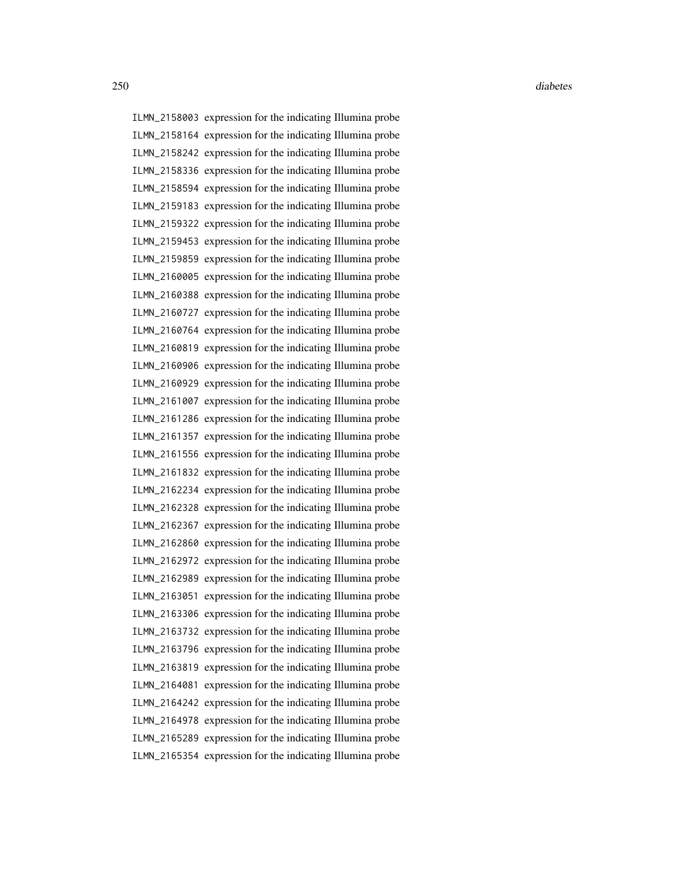ILMN_2158003 expression for the indicating Illumina probe
ILMN_2158164 expression for the indicating Illumina probe
ILMN_2158242 expression for the indicating Illumina probe
ILMN_2158336 expression for the indicating Illumina probe
ILMN_2158594 expression for the indicating Illumina probe
ILMN_2159183 expression for the indicating Illumina probe
ILMN_2159322 expression for the indicating Illumina probe
ILMN_2159453 expression for the indicating Illumina probe
ILMN_2159859 expression for the indicating Illumina probe
ILMN_2160005 expression for the indicating Illumina probe
ILMN_2160388 expression for the indicating Illumina probe
ILMN_2160727 expression for the indicating Illumina probe
ILMN_2160764 expression for the indicating Illumina probe
ILMN_2160819 expression for the indicating Illumina probe
ILMN_2160906 expression for the indicating Illumina probe
ILMN_2160929 expression for the indicating Illumina probe
ILMN_2161007 expression for the indicating Illumina probe
ILMN_2161286 expression for the indicating Illumina probe
ILMN_2161357 expression for the indicating Illumina probe
ILMN_2161556 expression for the indicating Illumina probe
ILMN_2161832 expression for the indicating Illumina probe
ILMN_2162234 expression for the indicating Illumina probe
ILMN_2162328 expression for the indicating Illumina probe
ILMN_2162367 expression for the indicating Illumina probe
ILMN_2162860 expression for the indicating Illumina probe
ILMN_2162972 expression for the indicating Illumina probe
ILMN_2162989 expression for the indicating Illumina probe
ILMN_2163051 expression for the indicating Illumina probe
ILMN_2163306 expression for the indicating Illumina probe
ILMN_2163732 expression for the indicating Illumina probe
ILMN_2163796 expression for the indicating Illumina probe
ILMN_2163819 expression for the indicating Illumina probe
ILMN_2164081 expression for the indicating Illumina probe
ILMN_2164242 expression for the indicating Illumina probe
ILMN_2164978 expression for the indicating Illumina probe
ILMN_2165289 expression for the indicating Illumina probe
ILMN_2165354 expression for the indicating Illumina probe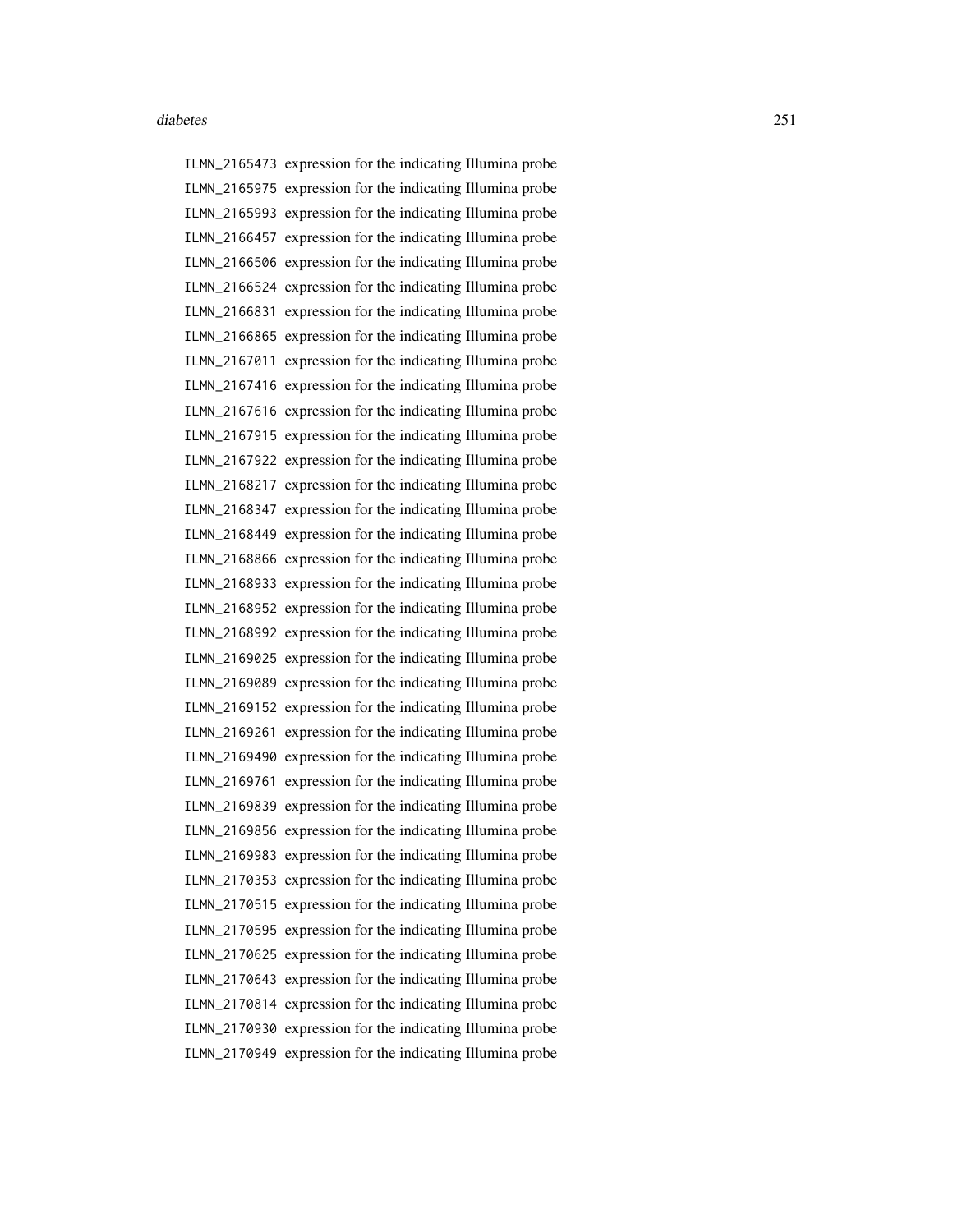ILMN_2165473 expression for the indicating Illumina probe
ILMN_2165975 expression for the indicating Illumina probe
ILMN_2165993 expression for the indicating Illumina probe
ILMN_2166457 expression for the indicating Illumina probe
ILMN_2166506 expression for the indicating Illumina probe
ILMN_2166524 expression for the indicating Illumina probe
ILMN_2166831 expression for the indicating Illumina probe
ILMN_2166865 expression for the indicating Illumina probe
ILMN_2167011 expression for the indicating Illumina probe
ILMN_2167416 expression for the indicating Illumina probe
ILMN_2167616 expression for the indicating Illumina probe
ILMN_2167915 expression for the indicating Illumina probe
ILMN_2167922 expression for the indicating Illumina probe
ILMN_2168217 expression for the indicating Illumina probe
ILMN_2168347 expression for the indicating Illumina probe
ILMN_2168449 expression for the indicating Illumina probe
ILMN_2168866 expression for the indicating Illumina probe
ILMN_2168933 expression for the indicating Illumina probe
ILMN_2168952 expression for the indicating Illumina probe
ILMN_2168992 expression for the indicating Illumina probe
ILMN_2169025 expression for the indicating Illumina probe
ILMN_2169089 expression for the indicating Illumina probe
ILMN_2169152 expression for the indicating Illumina probe
ILMN_2169261 expression for the indicating Illumina probe
ILMN_2169490 expression for the indicating Illumina probe
ILMN_2169761 expression for the indicating Illumina probe
ILMN_2169839 expression for the indicating Illumina probe
ILMN_2169856 expression for the indicating Illumina probe
ILMN_2169983 expression for the indicating Illumina probe
ILMN_2170353 expression for the indicating Illumina probe
ILMN_2170515 expression for the indicating Illumina probe
ILMN_2170595 expression for the indicating Illumina probe
ILMN_2170625 expression for the indicating Illumina probe
ILMN_2170643 expression for the indicating Illumina probe
ILMN_2170814 expression for the indicating Illumina probe
ILMN_2170930 expression for the indicating Illumina probe
ILMN_2170949 expression for the indicating Illumina probe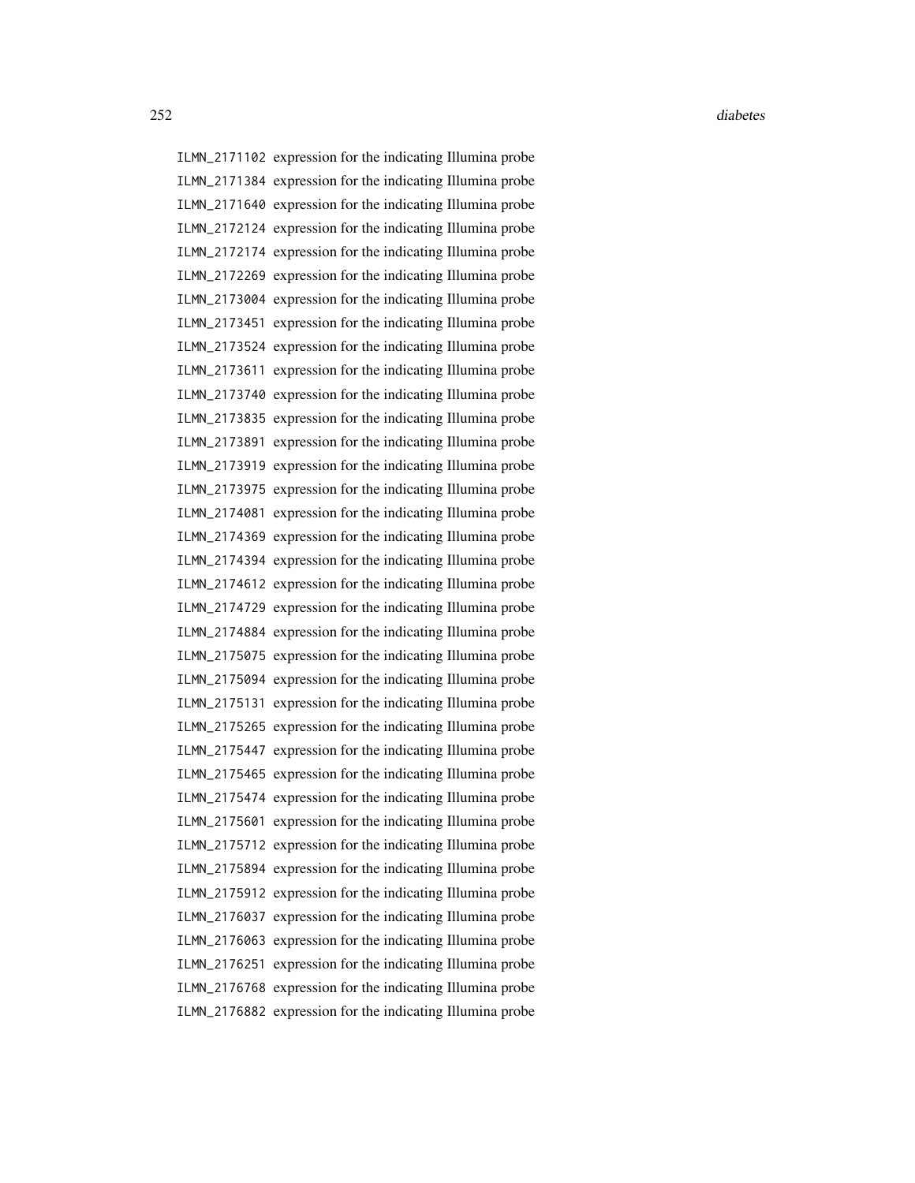ILMN_2171102 expression for the indicating Illumina probe
ILMN_2171384 expression for the indicating Illumina probe
ILMN_2171640 expression for the indicating Illumina probe
ILMN_2172124 expression for the indicating Illumina probe
ILMN_2172174 expression for the indicating Illumina probe
ILMN_2172269 expression for the indicating Illumina probe
ILMN_2173004 expression for the indicating Illumina probe
ILMN_2173451 expression for the indicating Illumina probe
ILMN_2173524 expression for the indicating Illumina probe
ILMN_2173611 expression for the indicating Illumina probe
ILMN_2173740 expression for the indicating Illumina probe
ILMN_2173835 expression for the indicating Illumina probe
ILMN_2173891 expression for the indicating Illumina probe
ILMN_2173919 expression for the indicating Illumina probe
ILMN_2173975 expression for the indicating Illumina probe
ILMN_2174081 expression for the indicating Illumina probe
ILMN_2174369 expression for the indicating Illumina probe
ILMN_2174394 expression for the indicating Illumina probe
ILMN_2174612 expression for the indicating Illumina probe
ILMN_2174729 expression for the indicating Illumina probe
ILMN_2174884 expression for the indicating Illumina probe
ILMN_2175075 expression for the indicating Illumina probe
ILMN_2175094 expression for the indicating Illumina probe
ILMN_2175131 expression for the indicating Illumina probe
ILMN_2175265 expression for the indicating Illumina probe
ILMN_2175447 expression for the indicating Illumina probe
ILMN_2175465 expression for the indicating Illumina probe
ILMN_2175474 expression for the indicating Illumina probe
ILMN_2175601 expression for the indicating Illumina probe
ILMN_2175712 expression for the indicating Illumina probe
ILMN_2175894 expression for the indicating Illumina probe
ILMN_2175912 expression for the indicating Illumina probe
ILMN_2176037 expression for the indicating Illumina probe
ILMN_2176063 expression for the indicating Illumina probe
ILMN_2176251 expression for the indicating Illumina probe
ILMN_2176768 expression for the indicating Illumina probe
ILMN_2176882 expression for the indicating Illumina probe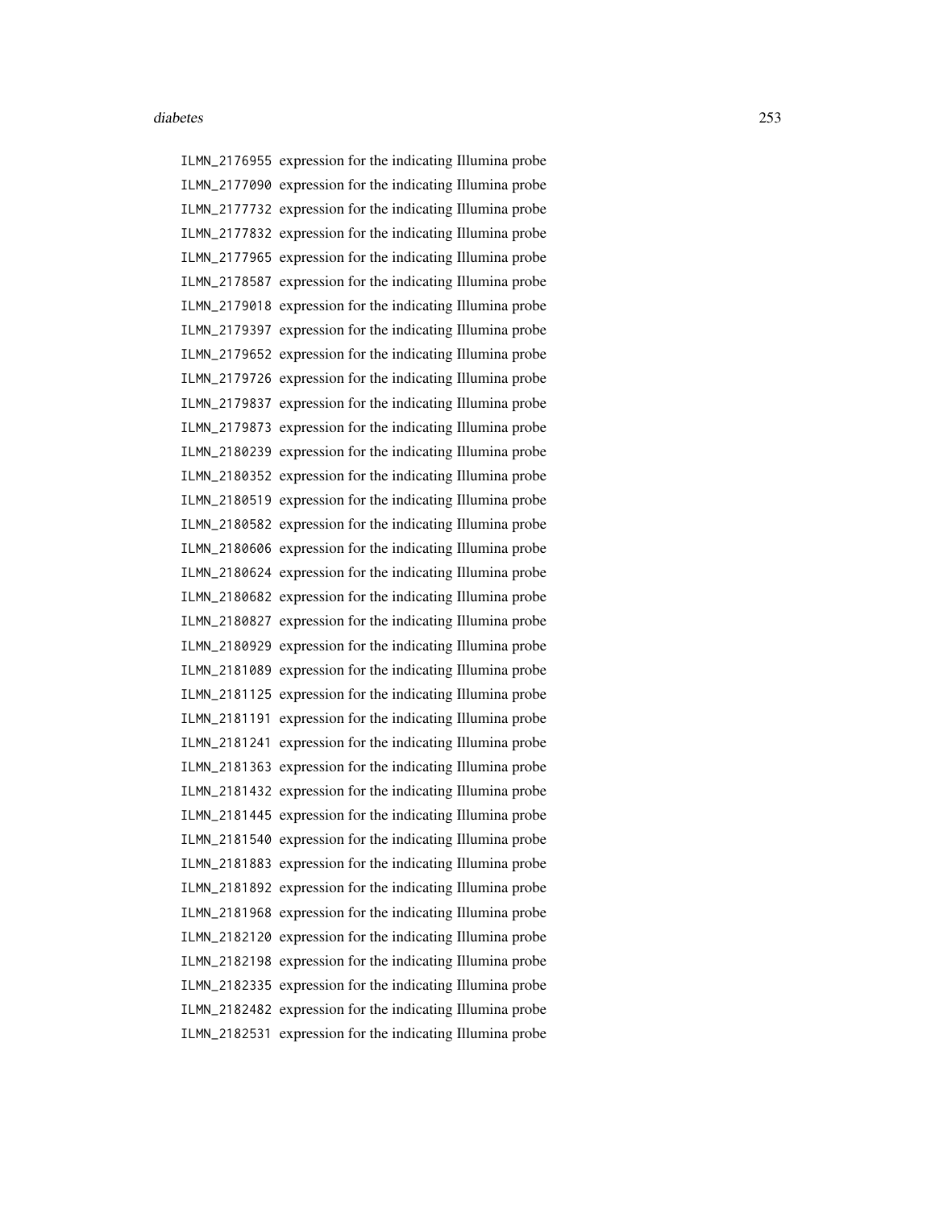ILMN_2176955 expression for the indicating Illumina probe
ILMN_2177090 expression for the indicating Illumina probe
ILMN_2177732 expression for the indicating Illumina probe
ILMN_2177832 expression for the indicating Illumina probe
ILMN_2177965 expression for the indicating Illumina probe
ILMN_2178587 expression for the indicating Illumina probe
ILMN_2179018 expression for the indicating Illumina probe
ILMN_2179397 expression for the indicating Illumina probe
ILMN_2179652 expression for the indicating Illumina probe
ILMN_2179726 expression for the indicating Illumina probe
ILMN_2179837 expression for the indicating Illumina probe
ILMN_2179873 expression for the indicating Illumina probe
ILMN_2180239 expression for the indicating Illumina probe
ILMN_2180352 expression for the indicating Illumina probe
ILMN_2180519 expression for the indicating Illumina probe
ILMN_2180582 expression for the indicating Illumina probe
ILMN_2180606 expression for the indicating Illumina probe
ILMN_2180624 expression for the indicating Illumina probe
ILMN_2180682 expression for the indicating Illumina probe
ILMN_2180827 expression for the indicating Illumina probe
ILMN_2180929 expression for the indicating Illumina probe
ILMN_2181089 expression for the indicating Illumina probe
ILMN_2181125 expression for the indicating Illumina probe
ILMN_2181191 expression for the indicating Illumina probe
ILMN_2181241 expression for the indicating Illumina probe
ILMN_2181363 expression for the indicating Illumina probe
ILMN_2181432 expression for the indicating Illumina probe
ILMN_2181445 expression for the indicating Illumina probe
ILMN_2181540 expression for the indicating Illumina probe
ILMN_2181883 expression for the indicating Illumina probe
ILMN_2181892 expression for the indicating Illumina probe
ILMN_2181968 expression for the indicating Illumina probe
ILMN_2182120 expression for the indicating Illumina probe
ILMN_2182198 expression for the indicating Illumina probe
ILMN_2182335 expression for the indicating Illumina probe
ILMN_2182482 expression for the indicating Illumina probe
ILMN_2182531 expression for the indicating Illumina probe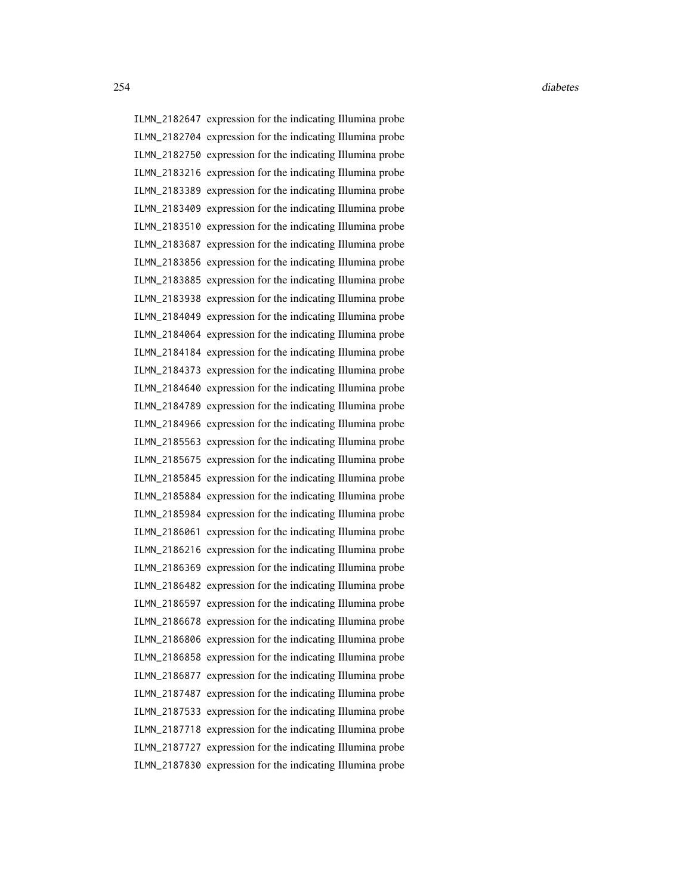ILMN_2182647 expression for the indicating Illumina probe
ILMN_2182704 expression for the indicating Illumina probe
ILMN_2182750 expression for the indicating Illumina probe
ILMN_2183216 expression for the indicating Illumina probe
ILMN_2183389 expression for the indicating Illumina probe
ILMN_2183409 expression for the indicating Illumina probe
ILMN_2183510 expression for the indicating Illumina probe
ILMN_2183687 expression for the indicating Illumina probe
ILMN_2183856 expression for the indicating Illumina probe
ILMN_2183885 expression for the indicating Illumina probe
ILMN_2183938 expression for the indicating Illumina probe
ILMN_2184049 expression for the indicating Illumina probe
ILMN_2184064 expression for the indicating Illumina probe
ILMN_2184184 expression for the indicating Illumina probe
ILMN_2184373 expression for the indicating Illumina probe
ILMN_2184640 expression for the indicating Illumina probe
ILMN_2184789 expression for the indicating Illumina probe
ILMN_2184966 expression for the indicating Illumina probe
ILMN_2185563 expression for the indicating Illumina probe
ILMN_2185675 expression for the indicating Illumina probe
ILMN_2185845 expression for the indicating Illumina probe
ILMN_2185884 expression for the indicating Illumina probe
ILMN_2185984 expression for the indicating Illumina probe
ILMN_2186061 expression for the indicating Illumina probe
ILMN_2186216 expression for the indicating Illumina probe
ILMN_2186369 expression for the indicating Illumina probe
ILMN_2186482 expression for the indicating Illumina probe
ILMN_2186597 expression for the indicating Illumina probe
ILMN_2186678 expression for the indicating Illumina probe
ILMN_2186806 expression for the indicating Illumina probe
ILMN_2186858 expression for the indicating Illumina probe
ILMN_2186877 expression for the indicating Illumina probe
ILMN_2187487 expression for the indicating Illumina probe
ILMN_2187533 expression for the indicating Illumina probe
ILMN_2187718 expression for the indicating Illumina probe
ILMN_2187727 expression for the indicating Illumina probe
ILMN_2187830 expression for the indicating Illumina probe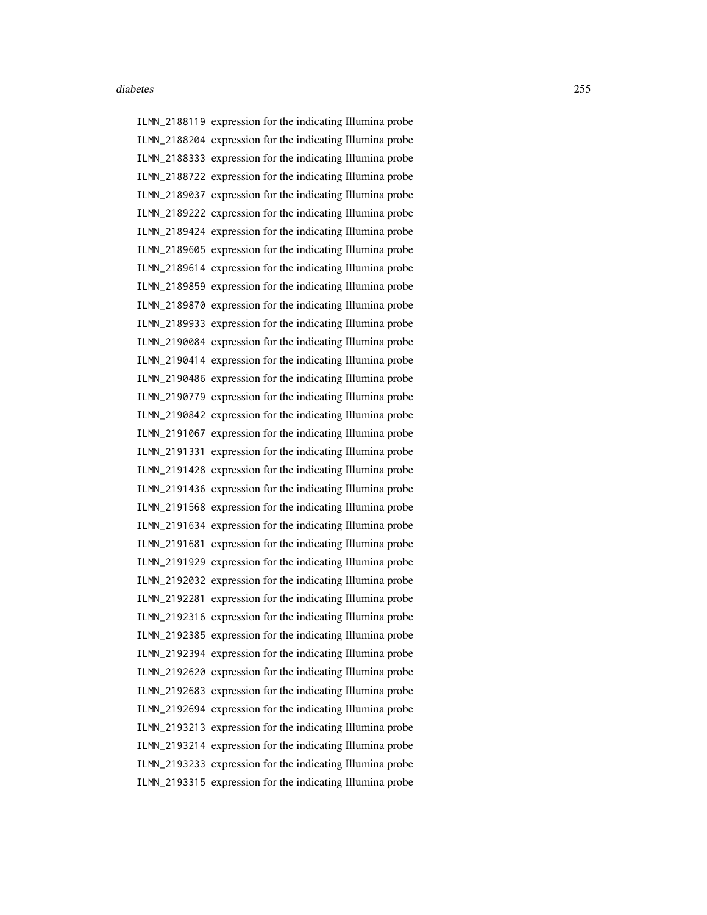ILMN_2188119 expression for the indicating Illumina probe
ILMN_2188204 expression for the indicating Illumina probe
ILMN_2188333 expression for the indicating Illumina probe
ILMN_2188722 expression for the indicating Illumina probe
ILMN_2189037 expression for the indicating Illumina probe
ILMN_2189222 expression for the indicating Illumina probe
ILMN_2189424 expression for the indicating Illumina probe
ILMN_2189605 expression for the indicating Illumina probe
ILMN_2189614 expression for the indicating Illumina probe
ILMN_2189859 expression for the indicating Illumina probe
ILMN_2189870 expression for the indicating Illumina probe
ILMN_2189933 expression for the indicating Illumina probe
ILMN_2190084 expression for the indicating Illumina probe
ILMN_2190414 expression for the indicating Illumina probe
ILMN_2190486 expression for the indicating Illumina probe
ILMN_2190779 expression for the indicating Illumina probe
ILMN_2190842 expression for the indicating Illumina probe
ILMN_2191067 expression for the indicating Illumina probe
ILMN_2191331 expression for the indicating Illumina probe
ILMN_2191428 expression for the indicating Illumina probe
ILMN_2191436 expression for the indicating Illumina probe
ILMN_2191568 expression for the indicating Illumina probe
ILMN_2191634 expression for the indicating Illumina probe
ILMN_2191681 expression for the indicating Illumina probe
ILMN_2191929 expression for the indicating Illumina probe
ILMN_2192032 expression for the indicating Illumina probe
ILMN_2192281 expression for the indicating Illumina probe
ILMN_2192316 expression for the indicating Illumina probe
ILMN_2192385 expression for the indicating Illumina probe
ILMN_2192394 expression for the indicating Illumina probe
ILMN_2192620 expression for the indicating Illumina probe
ILMN_2192683 expression for the indicating Illumina probe
ILMN_2192694 expression for the indicating Illumina probe
ILMN_2193213 expression for the indicating Illumina probe
ILMN_2193214 expression for the indicating Illumina probe
ILMN_2193233 expression for the indicating Illumina probe
ILMN_2193315 expression for the indicating Illumina probe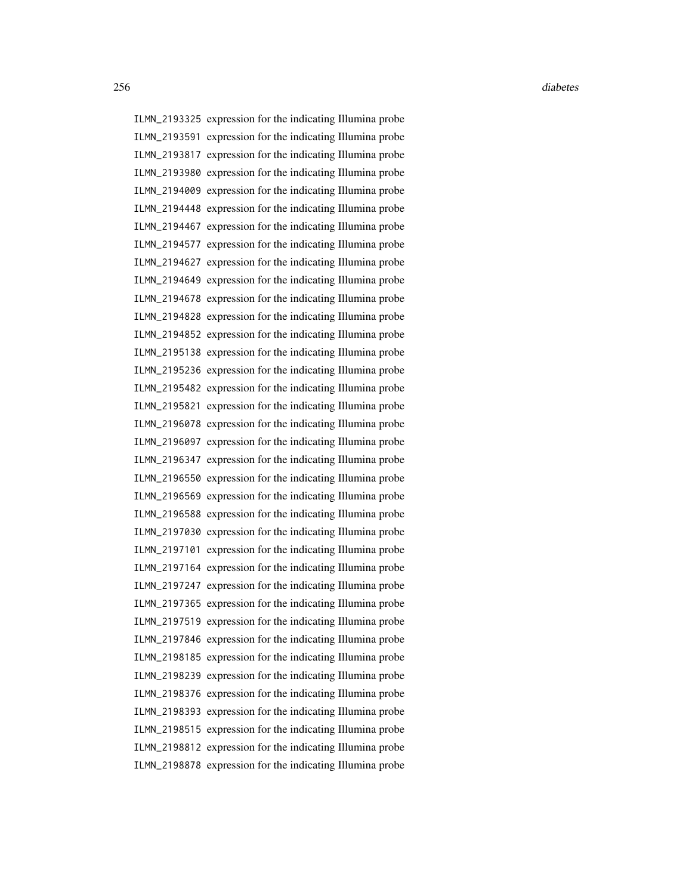ILMN_2193325 expression for the indicating Illumina probe
ILMN_2193591 expression for the indicating Illumina probe
ILMN_2193817 expression for the indicating Illumina probe
ILMN_2193980 expression for the indicating Illumina probe
ILMN_2194009 expression for the indicating Illumina probe
ILMN_2194448 expression for the indicating Illumina probe
ILMN_2194467 expression for the indicating Illumina probe
ILMN_2194577 expression for the indicating Illumina probe
ILMN_2194627 expression for the indicating Illumina probe
ILMN_2194649 expression for the indicating Illumina probe
ILMN_2194678 expression for the indicating Illumina probe
ILMN_2194828 expression for the indicating Illumina probe
ILMN_2194852 expression for the indicating Illumina probe
ILMN_2195138 expression for the indicating Illumina probe
ILMN_2195236 expression for the indicating Illumina probe
ILMN_2195482 expression for the indicating Illumina probe
ILMN_2195821 expression for the indicating Illumina probe
ILMN_2196078 expression for the indicating Illumina probe
ILMN_2196097 expression for the indicating Illumina probe
ILMN_2196347 expression for the indicating Illumina probe
ILMN_2196550 expression for the indicating Illumina probe
ILMN_2196569 expression for the indicating Illumina probe
ILMN_2196588 expression for the indicating Illumina probe
ILMN_2197030 expression for the indicating Illumina probe
ILMN_2197101 expression for the indicating Illumina probe
ILMN_2197164 expression for the indicating Illumina probe
ILMN_2197247 expression for the indicating Illumina probe
ILMN_2197365 expression for the indicating Illumina probe
ILMN_2197519 expression for the indicating Illumina probe
ILMN_2197846 expression for the indicating Illumina probe
ILMN_2198185 expression for the indicating Illumina probe
ILMN_2198239 expression for the indicating Illumina probe
ILMN_2198376 expression for the indicating Illumina probe
ILMN_2198393 expression for the indicating Illumina probe
ILMN_2198515 expression for the indicating Illumina probe
ILMN_2198812 expression for the indicating Illumina probe
ILMN_2198878 expression for the indicating Illumina probe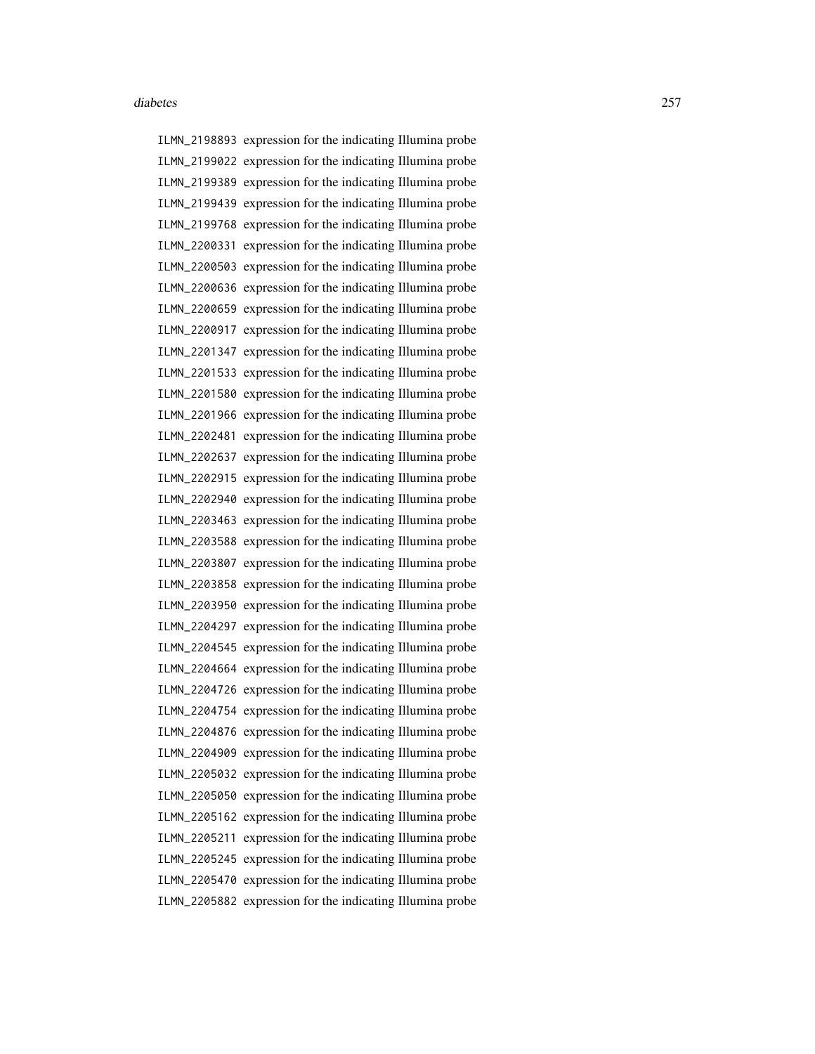`ILMN_2198893` expression for the indicating Illumina probe
`ILMN_2199022` expression for the indicating Illumina probe
`ILMN_2199389` expression for the indicating Illumina probe
`ILMN_2199439` expression for the indicating Illumina probe
`ILMN_2199768` expression for the indicating Illumina probe
`ILMN_2200331` expression for the indicating Illumina probe
`ILMN_2200503` expression for the indicating Illumina probe
`ILMN_2200636` expression for the indicating Illumina probe
`ILMN_2200659` expression for the indicating Illumina probe
`ILMN_2200917` expression for the indicating Illumina probe
`ILMN_2201347` expression for the indicating Illumina probe
`ILMN_2201533` expression for the indicating Illumina probe
`ILMN_2201580` expression for the indicating Illumina probe
`ILMN_2201966` expression for the indicating Illumina probe
`ILMN_2202481` expression for the indicating Illumina probe
`ILMN_2202637` expression for the indicating Illumina probe
`ILMN_2202915` expression for the indicating Illumina probe
`ILMN_2202940` expression for the indicating Illumina probe
`ILMN_2203463` expression for the indicating Illumina probe
`ILMN_2203588` expression for the indicating Illumina probe
`ILMN_2203807` expression for the indicating Illumina probe
`ILMN_2203858` expression for the indicating Illumina probe
`ILMN_2203950` expression for the indicating Illumina probe
`ILMN_2204297` expression for the indicating Illumina probe
`ILMN_2204545` expression for the indicating Illumina probe
`ILMN_2204664` expression for the indicating Illumina probe
`ILMN_2204726` expression for the indicating Illumina probe
`ILMN_2204754` expression for the indicating Illumina probe
`ILMN_2204876` expression for the indicating Illumina probe
`ILMN_2204909` expression for the indicating Illumina probe
`ILMN_2205032` expression for the indicating Illumina probe
`ILMN_2205050` expression for the indicating Illumina probe
`ILMN_2205162` expression for the indicating Illumina probe
`ILMN_2205211` expression for the indicating Illumina probe
`ILMN_2205245` expression for the indicating Illumina probe
`ILMN_2205470` expression for the indicating Illumina probe
`ILMN_2205882` expression for the indicating Illumina probe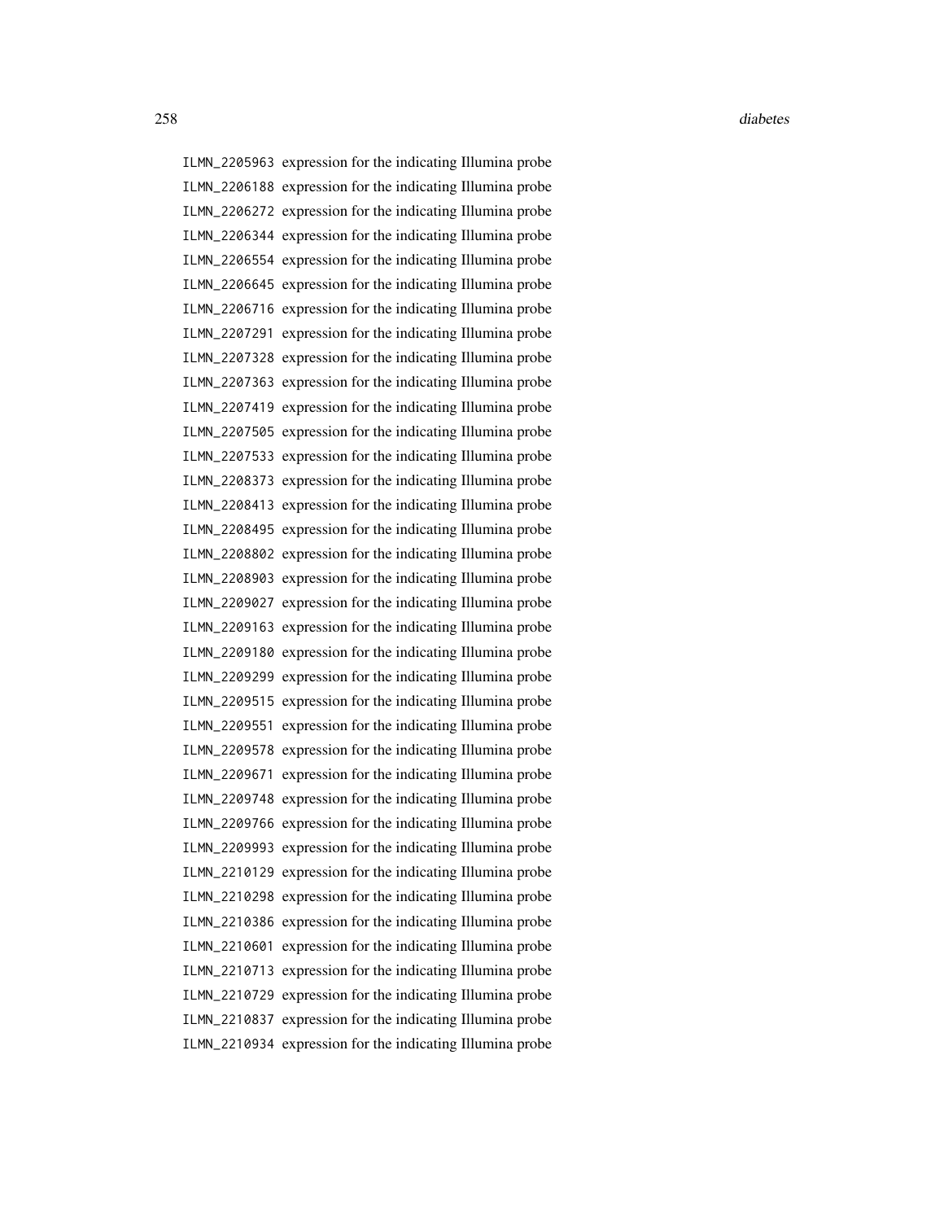ILMN_2205963 expression for the indicating Illumina probe
ILMN_2206188 expression for the indicating Illumina probe
ILMN_2206272 expression for the indicating Illumina probe
ILMN_2206344 expression for the indicating Illumina probe
ILMN_2206554 expression for the indicating Illumina probe
ILMN_2206645 expression for the indicating Illumina probe
ILMN_2206716 expression for the indicating Illumina probe
ILMN_2207291 expression for the indicating Illumina probe
ILMN_2207328 expression for the indicating Illumina probe
ILMN_2207363 expression for the indicating Illumina probe
ILMN_2207419 expression for the indicating Illumina probe
ILMN_2207505 expression for the indicating Illumina probe
ILMN_2207533 expression for the indicating Illumina probe
ILMN_2208373 expression for the indicating Illumina probe
ILMN_2208413 expression for the indicating Illumina probe
ILMN_2208495 expression for the indicating Illumina probe
ILMN_2208802 expression for the indicating Illumina probe
ILMN_2208903 expression for the indicating Illumina probe
ILMN_2209027 expression for the indicating Illumina probe
ILMN_2209163 expression for the indicating Illumina probe
ILMN_2209180 expression for the indicating Illumina probe
ILMN_2209299 expression for the indicating Illumina probe
ILMN_2209515 expression for the indicating Illumina probe
ILMN_2209551 expression for the indicating Illumina probe
ILMN_2209578 expression for the indicating Illumina probe
ILMN_2209671 expression for the indicating Illumina probe
ILMN_2209748 expression for the indicating Illumina probe
ILMN_2209766 expression for the indicating Illumina probe
ILMN_2209993 expression for the indicating Illumina probe
ILMN_2210129 expression for the indicating Illumina probe
ILMN_2210298 expression for the indicating Illumina probe
ILMN_2210386 expression for the indicating Illumina probe
ILMN_2210601 expression for the indicating Illumina probe
ILMN_2210713 expression for the indicating Illumina probe
ILMN_2210729 expression for the indicating Illumina probe
ILMN_2210837 expression for the indicating Illumina probe
ILMN_2210934 expression for the indicating Illumina probe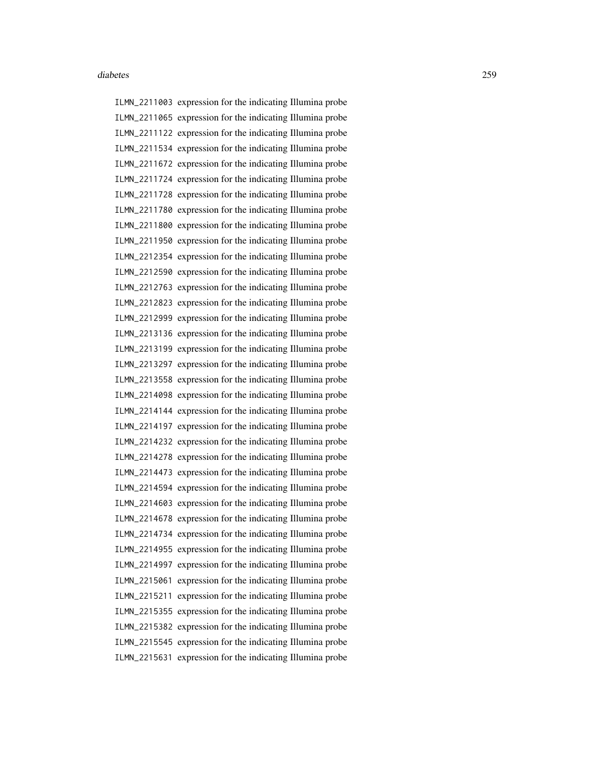ILMN_2211003 expression for the indicating Illumina probe
ILMN_2211065 expression for the indicating Illumina probe
ILMN_2211122 expression for the indicating Illumina probe
ILMN_2211534 expression for the indicating Illumina probe
ILMN_2211672 expression for the indicating Illumina probe
ILMN_2211724 expression for the indicating Illumina probe
ILMN_2211728 expression for the indicating Illumina probe
ILMN_2211780 expression for the indicating Illumina probe
ILMN_2211800 expression for the indicating Illumina probe
ILMN_2211950 expression for the indicating Illumina probe
ILMN_2212354 expression for the indicating Illumina probe
ILMN_2212590 expression for the indicating Illumina probe
ILMN_2212763 expression for the indicating Illumina probe
ILMN_2212823 expression for the indicating Illumina probe
ILMN_2212999 expression for the indicating Illumina probe
ILMN_2213136 expression for the indicating Illumina probe
ILMN_2213199 expression for the indicating Illumina probe
ILMN_2213297 expression for the indicating Illumina probe
ILMN_2213558 expression for the indicating Illumina probe
ILMN_2214098 expression for the indicating Illumina probe
ILMN_2214144 expression for the indicating Illumina probe
ILMN_2214197 expression for the indicating Illumina probe
ILMN_2214232 expression for the indicating Illumina probe
ILMN_2214278 expression for the indicating Illumina probe
ILMN_2214473 expression for the indicating Illumina probe
ILMN_2214594 expression for the indicating Illumina probe
ILMN_2214603 expression for the indicating Illumina probe
ILMN_2214678 expression for the indicating Illumina probe
ILMN_2214734 expression for the indicating Illumina probe
ILMN_2214955 expression for the indicating Illumina probe
ILMN_2214997 expression for the indicating Illumina probe
ILMN_2215061 expression for the indicating Illumina probe
ILMN_2215211 expression for the indicating Illumina probe
ILMN_2215355 expression for the indicating Illumina probe
ILMN_2215382 expression for the indicating Illumina probe
ILMN_2215545 expression for the indicating Illumina probe
ILMN_2215631 expression for the indicating Illumina probe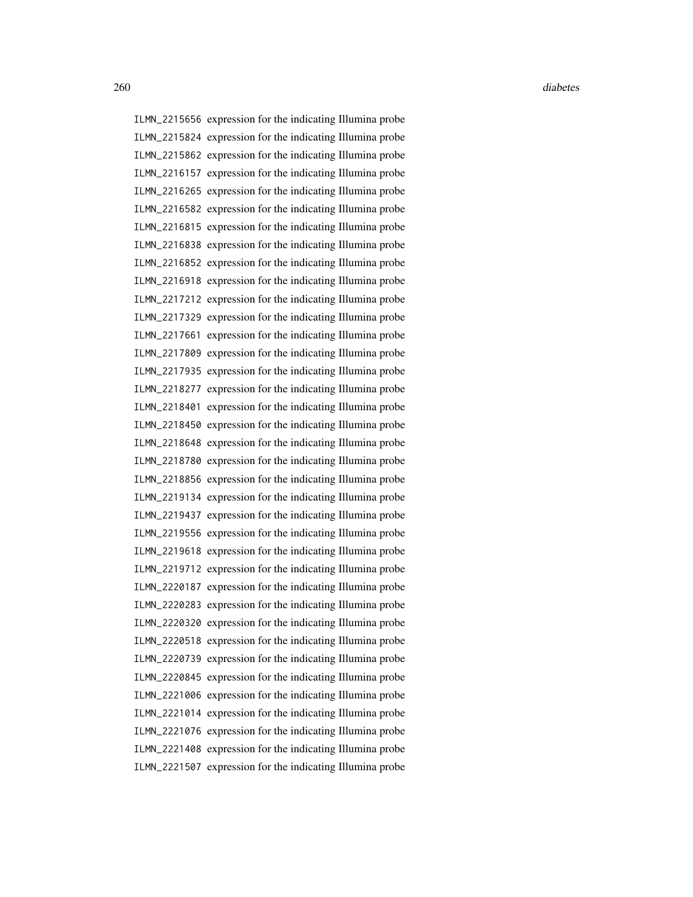ILMN_2215656 expression for the indicating Illumina probe
ILMN_2215824 expression for the indicating Illumina probe
ILMN_2215862 expression for the indicating Illumina probe
ILMN_2216157 expression for the indicating Illumina probe
ILMN_2216265 expression for the indicating Illumina probe
ILMN_2216582 expression for the indicating Illumina probe
ILMN_2216815 expression for the indicating Illumina probe
ILMN_2216838 expression for the indicating Illumina probe
ILMN_2216852 expression for the indicating Illumina probe
ILMN_2216918 expression for the indicating Illumina probe
ILMN_2217212 expression for the indicating Illumina probe
ILMN_2217329 expression for the indicating Illumina probe
ILMN_2217661 expression for the indicating Illumina probe
ILMN_2217809 expression for the indicating Illumina probe
ILMN_2217935 expression for the indicating Illumina probe
ILMN_2218277 expression for the indicating Illumina probe
ILMN_2218401 expression for the indicating Illumina probe
ILMN_2218450 expression for the indicating Illumina probe
ILMN_2218648 expression for the indicating Illumina probe
ILMN_2218780 expression for the indicating Illumina probe
ILMN_2218856 expression for the indicating Illumina probe
ILMN_2219134 expression for the indicating Illumina probe
ILMN_2219437 expression for the indicating Illumina probe
ILMN_2219556 expression for the indicating Illumina probe
ILMN_2219618 expression for the indicating Illumina probe
ILMN_2219712 expression for the indicating Illumina probe
ILMN_2220187 expression for the indicating Illumina probe
ILMN_2220283 expression for the indicating Illumina probe
ILMN_2220320 expression for the indicating Illumina probe
ILMN_2220518 expression for the indicating Illumina probe
ILMN_2220739 expression for the indicating Illumina probe
ILMN_2220845 expression for the indicating Illumina probe
ILMN_2221006 expression for the indicating Illumina probe
ILMN_2221014 expression for the indicating Illumina probe
ILMN_2221076 expression for the indicating Illumina probe
ILMN_2221408 expression for the indicating Illumina probe
ILMN_2221507 expression for the indicating Illumina probe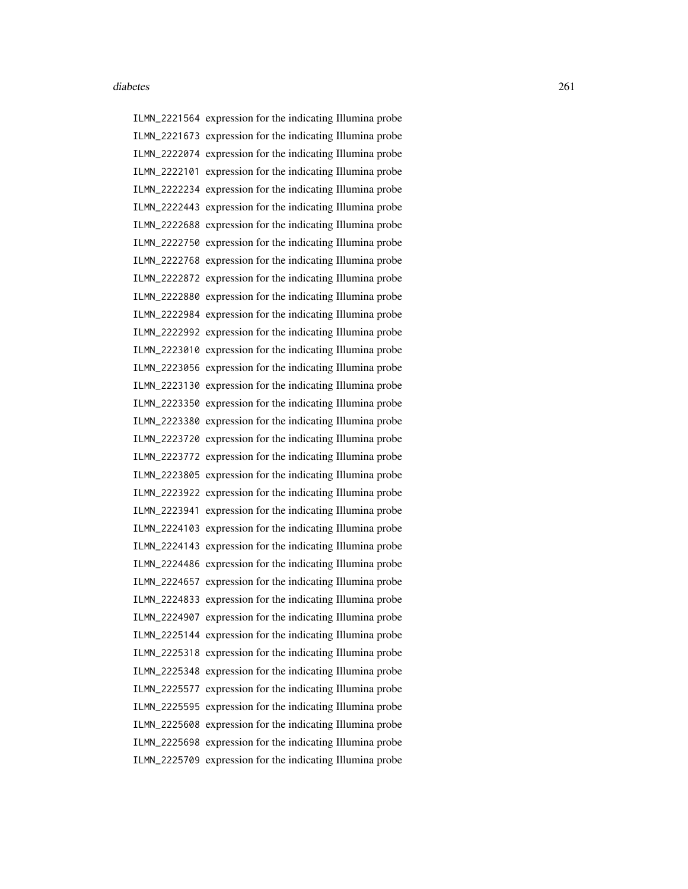ILMN_2221564 expression for the indicating Illumina probe
ILMN_2221673 expression for the indicating Illumina probe
ILMN_2222074 expression for the indicating Illumina probe
ILMN_2222101 expression for the indicating Illumina probe
ILMN_2222234 expression for the indicating Illumina probe
ILMN_2222443 expression for the indicating Illumina probe
ILMN_2222688 expression for the indicating Illumina probe
ILMN_2222750 expression for the indicating Illumina probe
ILMN_2222768 expression for the indicating Illumina probe
ILMN_2222872 expression for the indicating Illumina probe
ILMN_2222880 expression for the indicating Illumina probe
ILMN_2222984 expression for the indicating Illumina probe
ILMN_2222992 expression for the indicating Illumina probe
ILMN_2223010 expression for the indicating Illumina probe
ILMN_2223056 expression for the indicating Illumina probe
ILMN_2223130 expression for the indicating Illumina probe
ILMN_2223350 expression for the indicating Illumina probe
ILMN_2223380 expression for the indicating Illumina probe
ILMN_2223720 expression for the indicating Illumina probe
ILMN_2223772 expression for the indicating Illumina probe
ILMN_2223805 expression for the indicating Illumina probe
ILMN_2223922 expression for the indicating Illumina probe
ILMN_2223941 expression for the indicating Illumina probe
ILMN_2224103 expression for the indicating Illumina probe
ILMN_2224143 expression for the indicating Illumina probe
ILMN_2224486 expression for the indicating Illumina probe
ILMN_2224657 expression for the indicating Illumina probe
ILMN_2224833 expression for the indicating Illumina probe
ILMN_2224907 expression for the indicating Illumina probe
ILMN_2225144 expression for the indicating Illumina probe
ILMN_2225318 expression for the indicating Illumina probe
ILMN_2225348 expression for the indicating Illumina probe
ILMN_2225577 expression for the indicating Illumina probe
ILMN_2225595 expression for the indicating Illumina probe
ILMN_2225608 expression for the indicating Illumina probe
ILMN_2225698 expression for the indicating Illumina probe
ILMN_2225709 expression for the indicating Illumina probe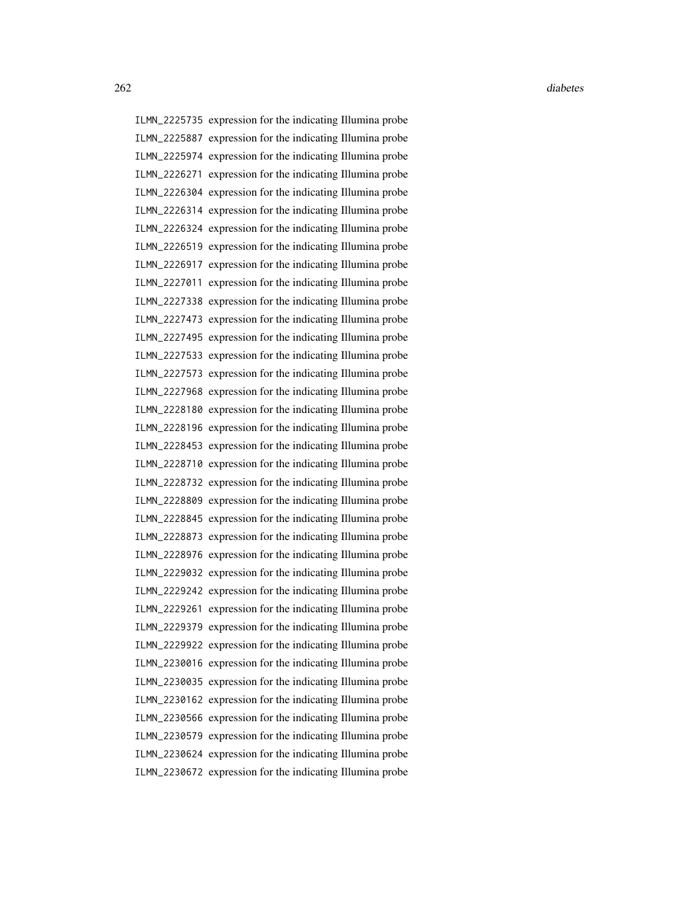ILMN_2225735 expression for the indicating Illumina probe
ILMN_2225887 expression for the indicating Illumina probe
ILMN_2225974 expression for the indicating Illumina probe
ILMN_2226271 expression for the indicating Illumina probe
ILMN_2226304 expression for the indicating Illumina probe
ILMN_2226314 expression for the indicating Illumina probe
ILMN_2226324 expression for the indicating Illumina probe
ILMN_2226519 expression for the indicating Illumina probe
ILMN_2226917 expression for the indicating Illumina probe
ILMN_2227011 expression for the indicating Illumina probe
ILMN_2227338 expression for the indicating Illumina probe
ILMN_2227473 expression for the indicating Illumina probe
ILMN_2227495 expression for the indicating Illumina probe
ILMN_2227533 expression for the indicating Illumina probe
ILMN_2227573 expression for the indicating Illumina probe
ILMN_2227968 expression for the indicating Illumina probe
ILMN_2228180 expression for the indicating Illumina probe
ILMN_2228196 expression for the indicating Illumina probe
ILMN_2228453 expression for the indicating Illumina probe
ILMN_2228710 expression for the indicating Illumina probe
ILMN_2228732 expression for the indicating Illumina probe
ILMN_2228809 expression for the indicating Illumina probe
ILMN_2228845 expression for the indicating Illumina probe
ILMN_2228873 expression for the indicating Illumina probe
ILMN_2228976 expression for the indicating Illumina probe
ILMN_2229032 expression for the indicating Illumina probe
ILMN_2229242 expression for the indicating Illumina probe
ILMN_2229261 expression for the indicating Illumina probe
ILMN_2229379 expression for the indicating Illumina probe
ILMN_2229922 expression for the indicating Illumina probe
ILMN_2230016 expression for the indicating Illumina probe
ILMN_2230035 expression for the indicating Illumina probe
ILMN_2230162 expression for the indicating Illumina probe
ILMN_2230566 expression for the indicating Illumina probe
ILMN_2230579 expression for the indicating Illumina probe
ILMN_2230624 expression for the indicating Illumina probe
ILMN_2230672 expression for the indicating Illumina probe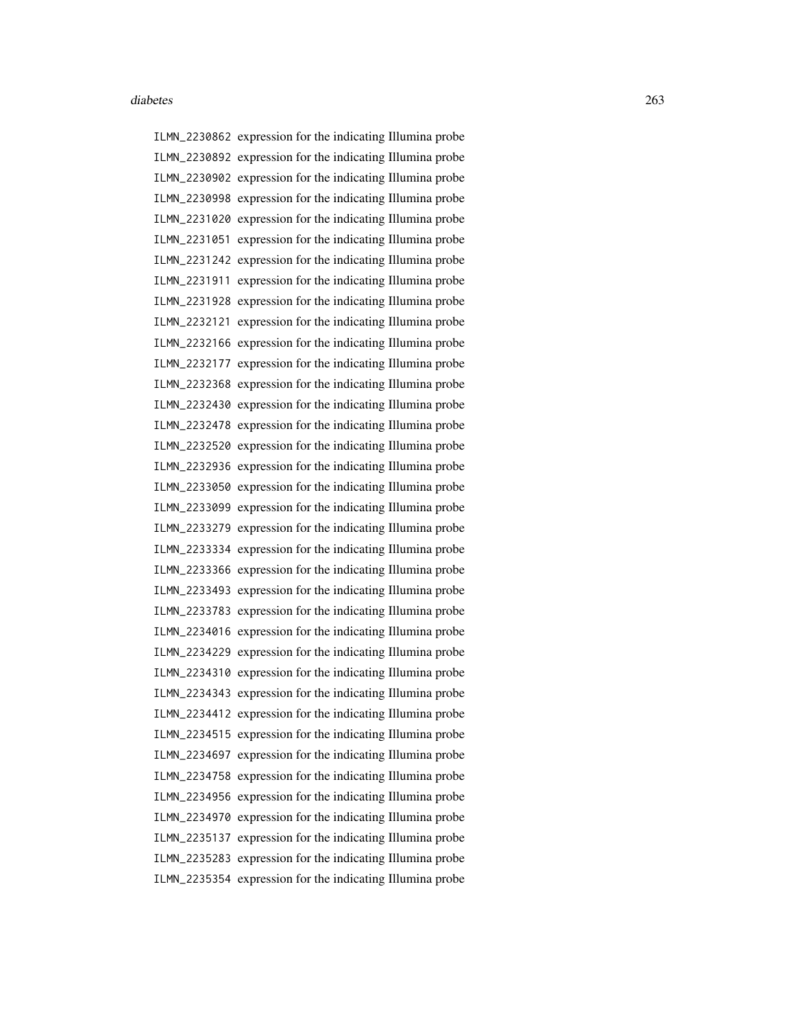ILMN_2230862 expression for the indicating Illumina probe
ILMN_2230892 expression for the indicating Illumina probe
ILMN_2230902 expression for the indicating Illumina probe
ILMN_2230998 expression for the indicating Illumina probe
ILMN_2231020 expression for the indicating Illumina probe
ILMN_2231051 expression for the indicating Illumina probe
ILMN_2231242 expression for the indicating Illumina probe
ILMN_2231911 expression for the indicating Illumina probe
ILMN_2231928 expression for the indicating Illumina probe
ILMN_2232121 expression for the indicating Illumina probe
ILMN_2232166 expression for the indicating Illumina probe
ILMN_2232177 expression for the indicating Illumina probe
ILMN_2232368 expression for the indicating Illumina probe
ILMN_2232430 expression for the indicating Illumina probe
ILMN_2232478 expression for the indicating Illumina probe
ILMN_2232520 expression for the indicating Illumina probe
ILMN_2232936 expression for the indicating Illumina probe
ILMN_2233050 expression for the indicating Illumina probe
ILMN_2233099 expression for the indicating Illumina probe
ILMN_2233279 expression for the indicating Illumina probe
ILMN_2233334 expression for the indicating Illumina probe
ILMN_2233366 expression for the indicating Illumina probe
ILMN_2233493 expression for the indicating Illumina probe
ILMN_2233783 expression for the indicating Illumina probe
ILMN_2234016 expression for the indicating Illumina probe
ILMN_2234229 expression for the indicating Illumina probe
ILMN_2234310 expression for the indicating Illumina probe
ILMN_2234343 expression for the indicating Illumina probe
ILMN_2234412 expression for the indicating Illumina probe
ILMN_2234515 expression for the indicating Illumina probe
ILMN_2234697 expression for the indicating Illumina probe
ILMN_2234758 expression for the indicating Illumina probe
ILMN_2234956 expression for the indicating Illumina probe
ILMN_2234970 expression for the indicating Illumina probe
ILMN_2235137 expression for the indicating Illumina probe
ILMN_2235283 expression for the indicating Illumina probe
ILMN_2235354 expression for the indicating Illumina probe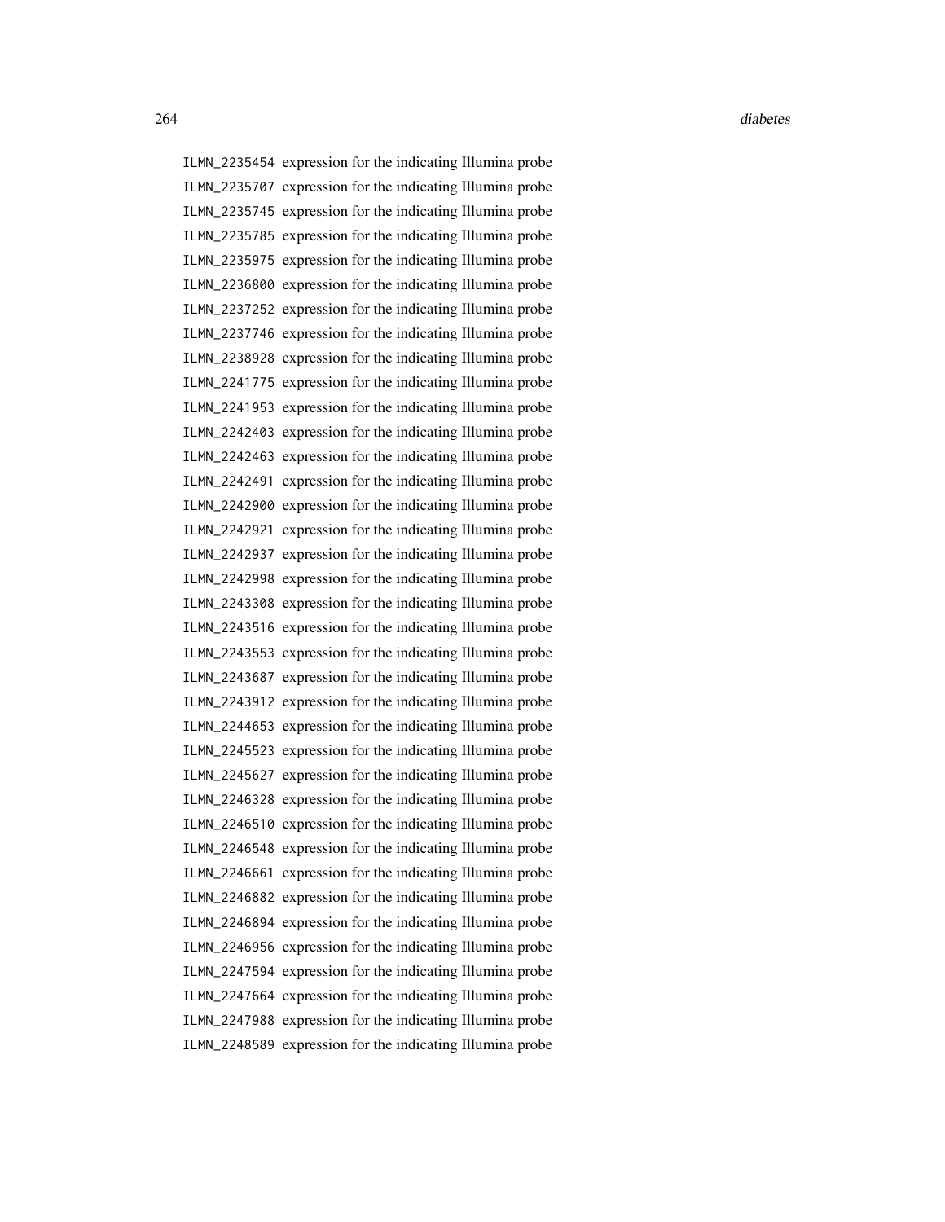ILMN_2235454 expression for the indicating Illumina probe
ILMN_2235707 expression for the indicating Illumina probe
ILMN_2235745 expression for the indicating Illumina probe
ILMN_2235785 expression for the indicating Illumina probe
ILMN_2235975 expression for the indicating Illumina probe
ILMN_2236800 expression for the indicating Illumina probe
ILMN_2237252 expression for the indicating Illumina probe
ILMN_2237746 expression for the indicating Illumina probe
ILMN_2238928 expression for the indicating Illumina probe
ILMN_2241775 expression for the indicating Illumina probe
ILMN_2241953 expression for the indicating Illumina probe
ILMN_2242403 expression for the indicating Illumina probe
ILMN_2242463 expression for the indicating Illumina probe
ILMN_2242491 expression for the indicating Illumina probe
ILMN_2242900 expression for the indicating Illumina probe
ILMN_2242921 expression for the indicating Illumina probe
ILMN_2242937 expression for the indicating Illumina probe
ILMN_2242998 expression for the indicating Illumina probe
ILMN_2243308 expression for the indicating Illumina probe
ILMN_2243516 expression for the indicating Illumina probe
ILMN_2243553 expression for the indicating Illumina probe
ILMN_2243687 expression for the indicating Illumina probe
ILMN_2243912 expression for the indicating Illumina probe
ILMN_2244653 expression for the indicating Illumina probe
ILMN_2245523 expression for the indicating Illumina probe
ILMN_2245627 expression for the indicating Illumina probe
ILMN_2246328 expression for the indicating Illumina probe
ILMN_2246510 expression for the indicating Illumina probe
ILMN_2246548 expression for the indicating Illumina probe
ILMN_2246661 expression for the indicating Illumina probe
ILMN_2246882 expression for the indicating Illumina probe
ILMN_2246894 expression for the indicating Illumina probe
ILMN_2246956 expression for the indicating Illumina probe
ILMN_2247594 expression for the indicating Illumina probe
ILMN_2247664 expression for the indicating Illumina probe
ILMN_2247988 expression for the indicating Illumina probe
ILMN_2248589 expression for the indicating Illumina probe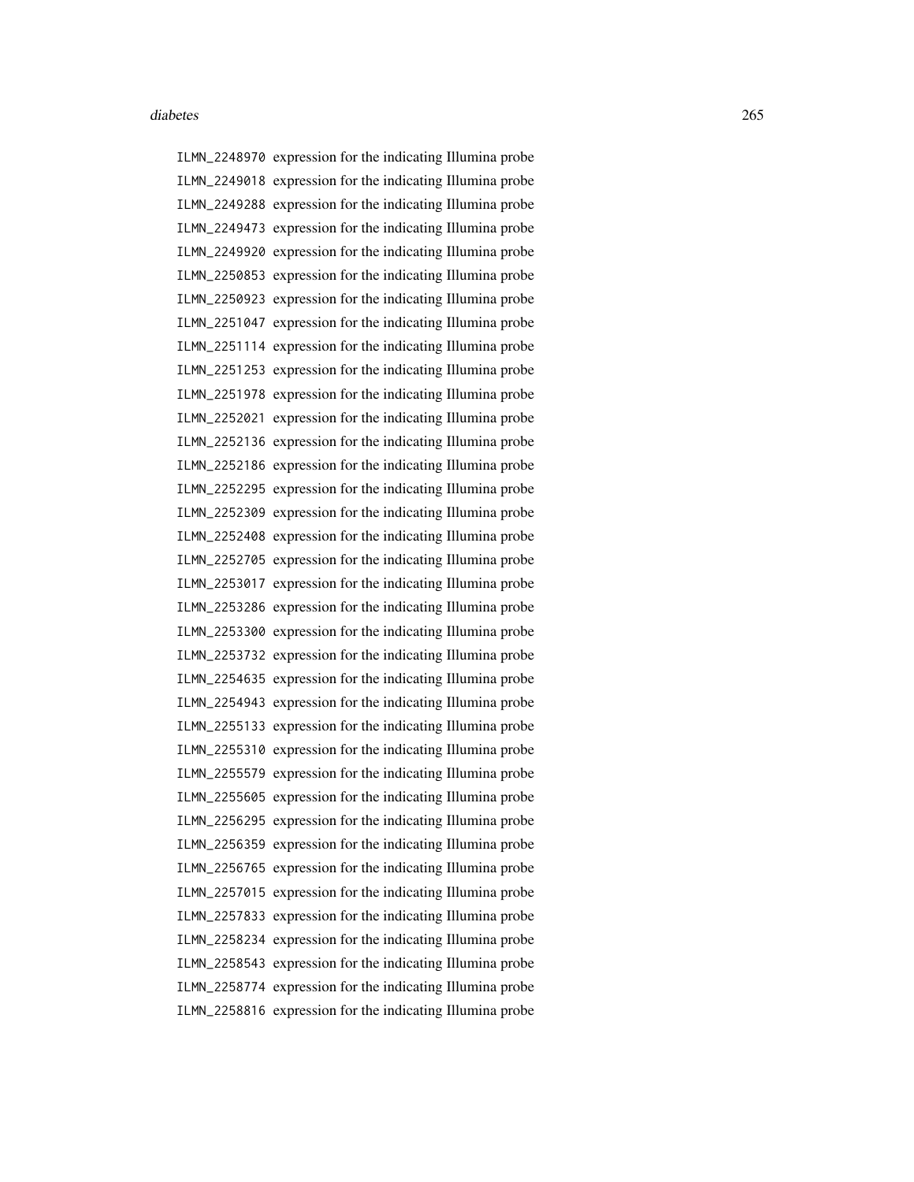ILMN_2248970 expression for the indicating Illumina probe
ILMN_2249018 expression for the indicating Illumina probe
ILMN_2249288 expression for the indicating Illumina probe
ILMN_2249473 expression for the indicating Illumina probe
ILMN_2249920 expression for the indicating Illumina probe
ILMN_2250853 expression for the indicating Illumina probe
ILMN_2250923 expression for the indicating Illumina probe
ILMN_2251047 expression for the indicating Illumina probe
ILMN_2251114 expression for the indicating Illumina probe
ILMN_2251253 expression for the indicating Illumina probe
ILMN_2251978 expression for the indicating Illumina probe
ILMN_2252021 expression for the indicating Illumina probe
ILMN_2252136 expression for the indicating Illumina probe
ILMN_2252186 expression for the indicating Illumina probe
ILMN_2252295 expression for the indicating Illumina probe
ILMN_2252309 expression for the indicating Illumina probe
ILMN_2252408 expression for the indicating Illumina probe
ILMN_2252705 expression for the indicating Illumina probe
ILMN_2253017 expression for the indicating Illumina probe
ILMN_2253286 expression for the indicating Illumina probe
ILMN_2253300 expression for the indicating Illumina probe
ILMN_2253732 expression for the indicating Illumina probe
ILMN_2254635 expression for the indicating Illumina probe
ILMN_2254943 expression for the indicating Illumina probe
ILMN_2255133 expression for the indicating Illumina probe
ILMN_2255310 expression for the indicating Illumina probe
ILMN_2255579 expression for the indicating Illumina probe
ILMN_2255605 expression for the indicating Illumina probe
ILMN_2256295 expression for the indicating Illumina probe
ILMN_2256359 expression for the indicating Illumina probe
ILMN_2256765 expression for the indicating Illumina probe
ILMN_2257015 expression for the indicating Illumina probe
ILMN_2257833 expression for the indicating Illumina probe
ILMN_2258234 expression for the indicating Illumina probe
ILMN_2258543 expression for the indicating Illumina probe
ILMN_2258774 expression for the indicating Illumina probe
ILMN_2258816 expression for the indicating Illumina probe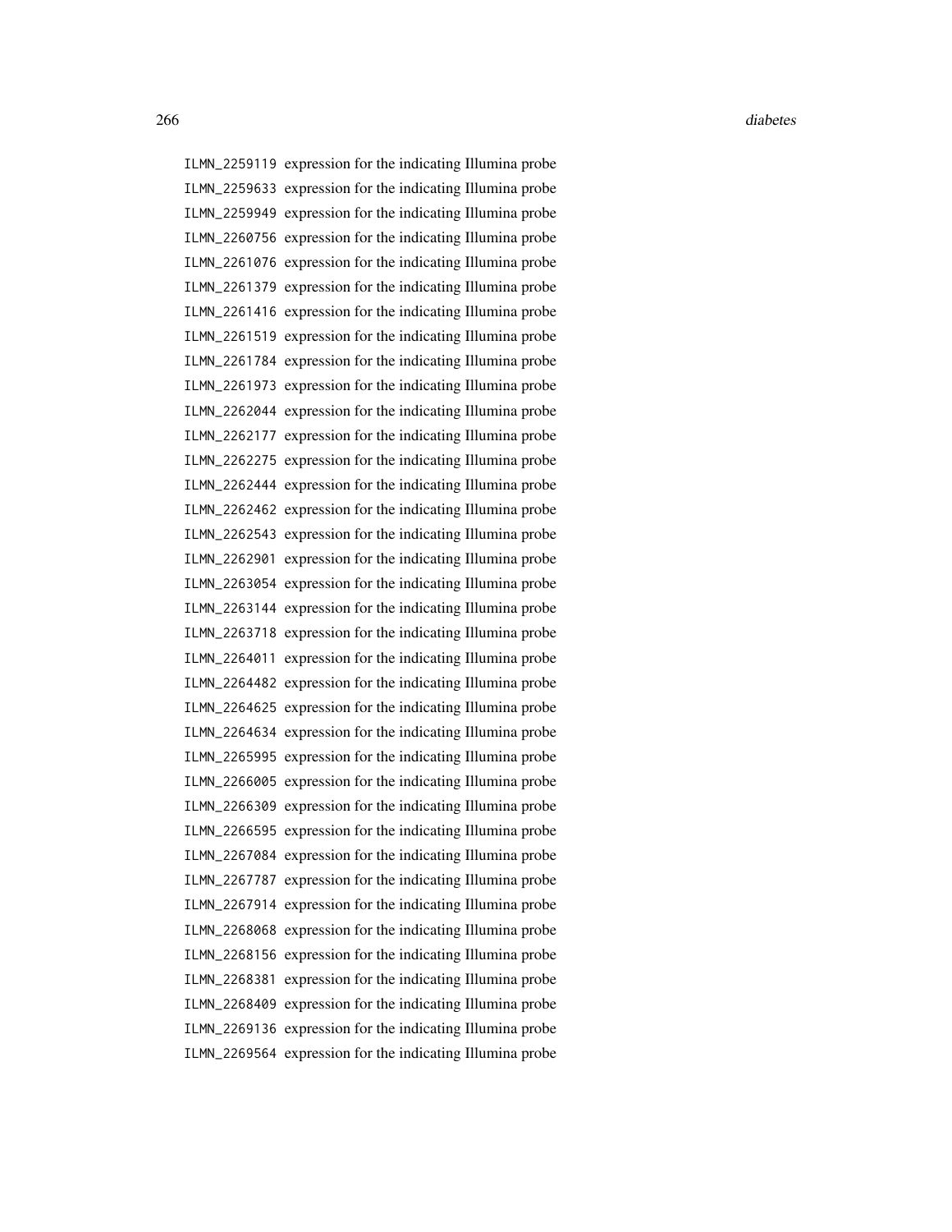ILMN_2259119 expression for the indicating Illumina probe
ILMN_2259633 expression for the indicating Illumina probe
ILMN_2259949 expression for the indicating Illumina probe
ILMN_2260756 expression for the indicating Illumina probe
ILMN_2261076 expression for the indicating Illumina probe
ILMN_2261379 expression for the indicating Illumina probe
ILMN_2261416 expression for the indicating Illumina probe
ILMN_2261519 expression for the indicating Illumina probe
ILMN_2261784 expression for the indicating Illumina probe
ILMN_2261973 expression for the indicating Illumina probe
ILMN_2262044 expression for the indicating Illumina probe
ILMN_2262177 expression for the indicating Illumina probe
ILMN_2262275 expression for the indicating Illumina probe
ILMN_2262444 expression for the indicating Illumina probe
ILMN_2262462 expression for the indicating Illumina probe
ILMN_2262543 expression for the indicating Illumina probe
ILMN_2262901 expression for the indicating Illumina probe
ILMN_2263054 expression for the indicating Illumina probe
ILMN_2263144 expression for the indicating Illumina probe
ILMN_2263718 expression for the indicating Illumina probe
ILMN_2264011 expression for the indicating Illumina probe
ILMN_2264482 expression for the indicating Illumina probe
ILMN_2264625 expression for the indicating Illumina probe
ILMN_2264634 expression for the indicating Illumina probe
ILMN_2265995 expression for the indicating Illumina probe
ILMN_2266005 expression for the indicating Illumina probe
ILMN_2266309 expression for the indicating Illumina probe
ILMN_2266595 expression for the indicating Illumina probe
ILMN_2267084 expression for the indicating Illumina probe
ILMN_2267787 expression for the indicating Illumina probe
ILMN_2267914 expression for the indicating Illumina probe
ILMN_2268068 expression for the indicating Illumina probe
ILMN_2268156 expression for the indicating Illumina probe
ILMN_2268381 expression for the indicating Illumina probe
ILMN_2268409 expression for the indicating Illumina probe
ILMN_2269136 expression for the indicating Illumina probe
ILMN_2269564 expression for the indicating Illumina probe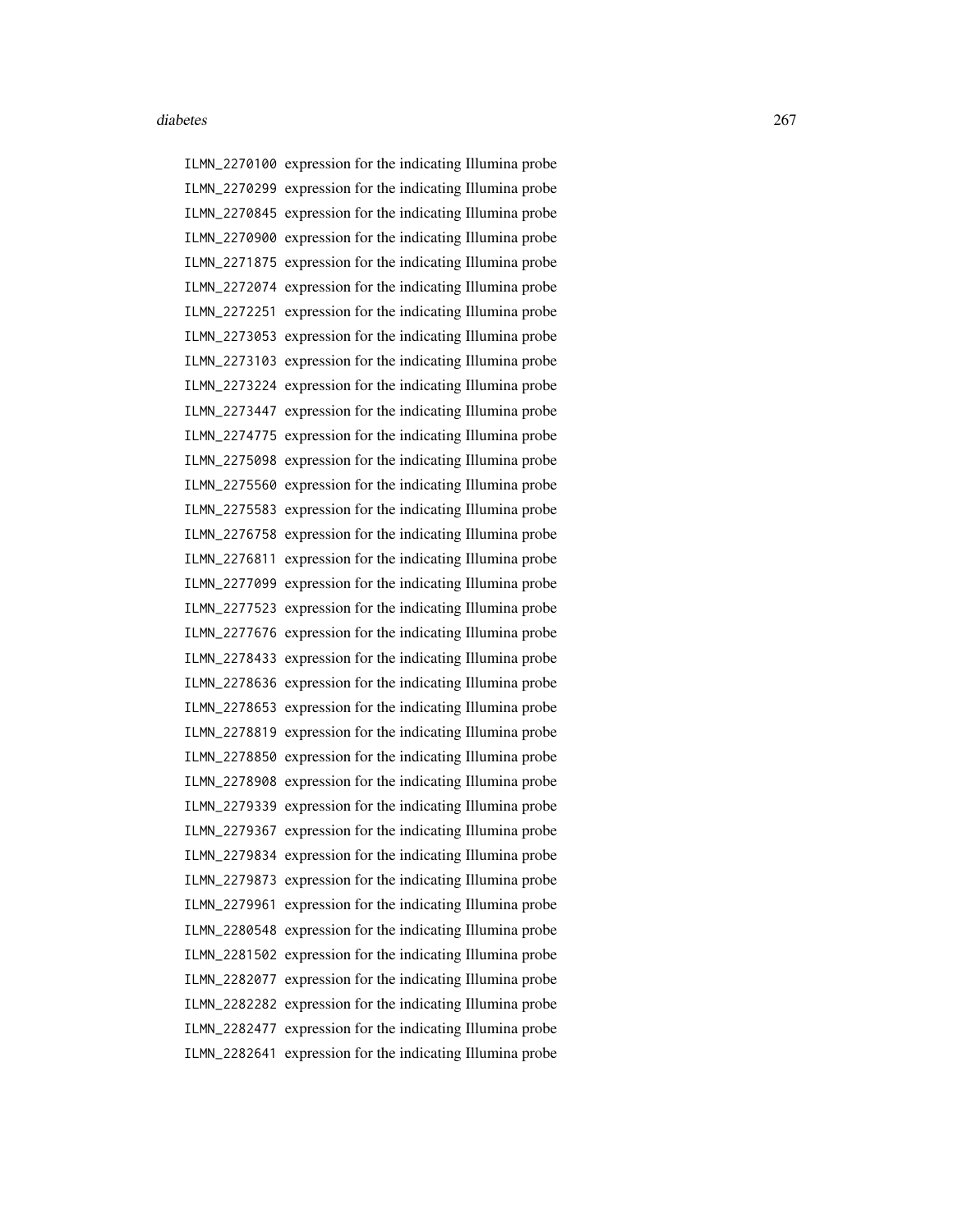ILMN_2270100 expression for the indicating Illumina probe
ILMN_2270299 expression for the indicating Illumina probe
ILMN_2270845 expression for the indicating Illumina probe
ILMN_2270900 expression for the indicating Illumina probe
ILMN_2271875 expression for the indicating Illumina probe
ILMN_2272074 expression for the indicating Illumina probe
ILMN_2272251 expression for the indicating Illumina probe
ILMN_2273053 expression for the indicating Illumina probe
ILMN_2273103 expression for the indicating Illumina probe
ILMN_2273224 expression for the indicating Illumina probe
ILMN_2273447 expression for the indicating Illumina probe
ILMN_2274775 expression for the indicating Illumina probe
ILMN_2275098 expression for the indicating Illumina probe
ILMN_2275560 expression for the indicating Illumina probe
ILMN_2275583 expression for the indicating Illumina probe
ILMN_2276758 expression for the indicating Illumina probe
ILMN_2276811 expression for the indicating Illumina probe
ILMN_2277099 expression for the indicating Illumina probe
ILMN_2277523 expression for the indicating Illumina probe
ILMN_2277676 expression for the indicating Illumina probe
ILMN_2278433 expression for the indicating Illumina probe
ILMN_2278636 expression for the indicating Illumina probe
ILMN_2278653 expression for the indicating Illumina probe
ILMN_2278819 expression for the indicating Illumina probe
ILMN_2278850 expression for the indicating Illumina probe
ILMN_2278908 expression for the indicating Illumina probe
ILMN_2279339 expression for the indicating Illumina probe
ILMN_2279367 expression for the indicating Illumina probe
ILMN_2279834 expression for the indicating Illumina probe
ILMN_2279873 expression for the indicating Illumina probe
ILMN_2279961 expression for the indicating Illumina probe
ILMN_2280548 expression for the indicating Illumina probe
ILMN_2281502 expression for the indicating Illumina probe
ILMN_2282077 expression for the indicating Illumina probe
ILMN_2282282 expression for the indicating Illumina probe
ILMN_2282477 expression for the indicating Illumina probe
ILMN_2282641 expression for the indicating Illumina probe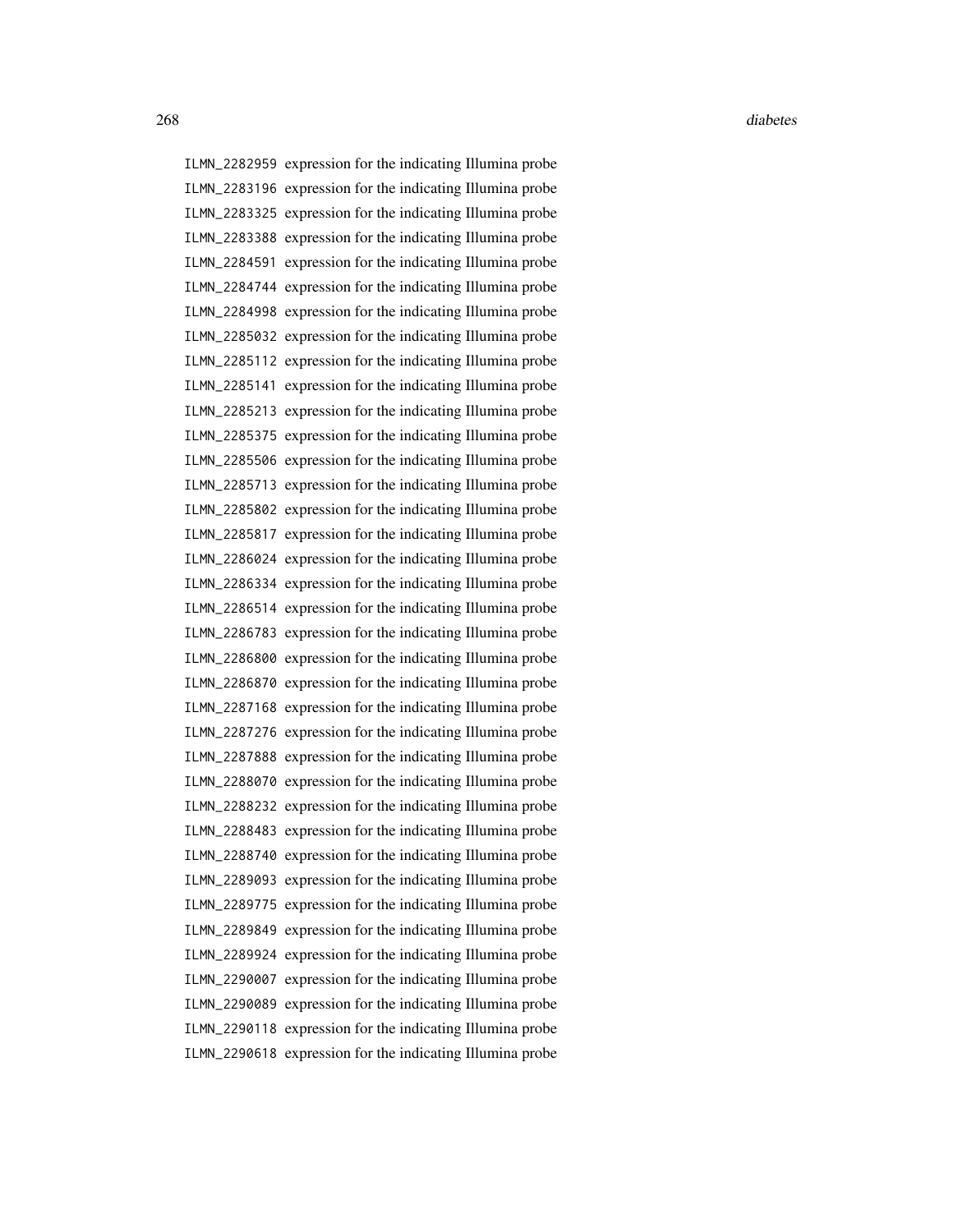ILMN_2282959 expression for the indicating Illumina probe
ILMN_2283196 expression for the indicating Illumina probe
ILMN_2283325 expression for the indicating Illumina probe
ILMN_2283388 expression for the indicating Illumina probe
ILMN_2284591 expression for the indicating Illumina probe
ILMN_2284744 expression for the indicating Illumina probe
ILMN_2284998 expression for the indicating Illumina probe
ILMN_2285032 expression for the indicating Illumina probe
ILMN_2285112 expression for the indicating Illumina probe
ILMN_2285141 expression for the indicating Illumina probe
ILMN_2285213 expression for the indicating Illumina probe
ILMN_2285375 expression for the indicating Illumina probe
ILMN_2285506 expression for the indicating Illumina probe
ILMN_2285713 expression for the indicating Illumina probe
ILMN_2285802 expression for the indicating Illumina probe
ILMN_2285817 expression for the indicating Illumina probe
ILMN_2286024 expression for the indicating Illumina probe
ILMN_2286334 expression for the indicating Illumina probe
ILMN_2286514 expression for the indicating Illumina probe
ILMN_2286783 expression for the indicating Illumina probe
ILMN_2286800 expression for the indicating Illumina probe
ILMN_2286870 expression for the indicating Illumina probe
ILMN_2287168 expression for the indicating Illumina probe
ILMN_2287276 expression for the indicating Illumina probe
ILMN_2287888 expression for the indicating Illumina probe
ILMN_2288070 expression for the indicating Illumina probe
ILMN_2288232 expression for the indicating Illumina probe
ILMN_2288483 expression for the indicating Illumina probe
ILMN_2288740 expression for the indicating Illumina probe
ILMN_2289093 expression for the indicating Illumina probe
ILMN_2289775 expression for the indicating Illumina probe
ILMN_2289849 expression for the indicating Illumina probe
ILMN_2289924 expression for the indicating Illumina probe
ILMN_2290007 expression for the indicating Illumina probe
ILMN_2290089 expression for the indicating Illumina probe
ILMN_2290118 expression for the indicating Illumina probe
ILMN_2290618 expression for the indicating Illumina probe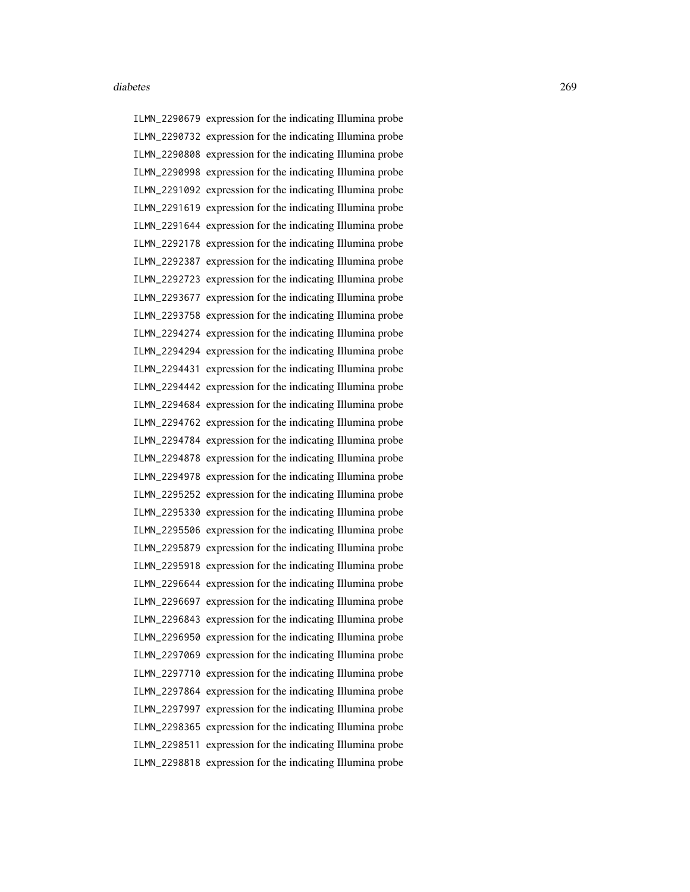ILMN_2290679 expression for the indicating Illumina probe
ILMN_2290732 expression for the indicating Illumina probe
ILMN_2290808 expression for the indicating Illumina probe
ILMN_2290998 expression for the indicating Illumina probe
ILMN_2291092 expression for the indicating Illumina probe
ILMN_2291619 expression for the indicating Illumina probe
ILMN_2291644 expression for the indicating Illumina probe
ILMN_2292178 expression for the indicating Illumina probe
ILMN_2292387 expression for the indicating Illumina probe
ILMN_2292723 expression for the indicating Illumina probe
ILMN_2293677 expression for the indicating Illumina probe
ILMN_2293758 expression for the indicating Illumina probe
ILMN_2294274 expression for the indicating Illumina probe
ILMN_2294294 expression for the indicating Illumina probe
ILMN_2294431 expression for the indicating Illumina probe
ILMN_2294442 expression for the indicating Illumina probe
ILMN_2294684 expression for the indicating Illumina probe
ILMN_2294762 expression for the indicating Illumina probe
ILMN_2294784 expression for the indicating Illumina probe
ILMN_2294878 expression for the indicating Illumina probe
ILMN_2294978 expression for the indicating Illumina probe
ILMN_2295252 expression for the indicating Illumina probe
ILMN_2295330 expression for the indicating Illumina probe
ILMN_2295506 expression for the indicating Illumina probe
ILMN_2295879 expression for the indicating Illumina probe
ILMN_2295918 expression for the indicating Illumina probe
ILMN_2296644 expression for the indicating Illumina probe
ILMN_2296697 expression for the indicating Illumina probe
ILMN_2296843 expression for the indicating Illumina probe
ILMN_2296950 expression for the indicating Illumina probe
ILMN_2297069 expression for the indicating Illumina probe
ILMN_2297710 expression for the indicating Illumina probe
ILMN_2297864 expression for the indicating Illumina probe
ILMN_2297997 expression for the indicating Illumina probe
ILMN_2298365 expression for the indicating Illumina probe
ILMN_2298511 expression for the indicating Illumina probe
ILMN_2298818 expression for the indicating Illumina probe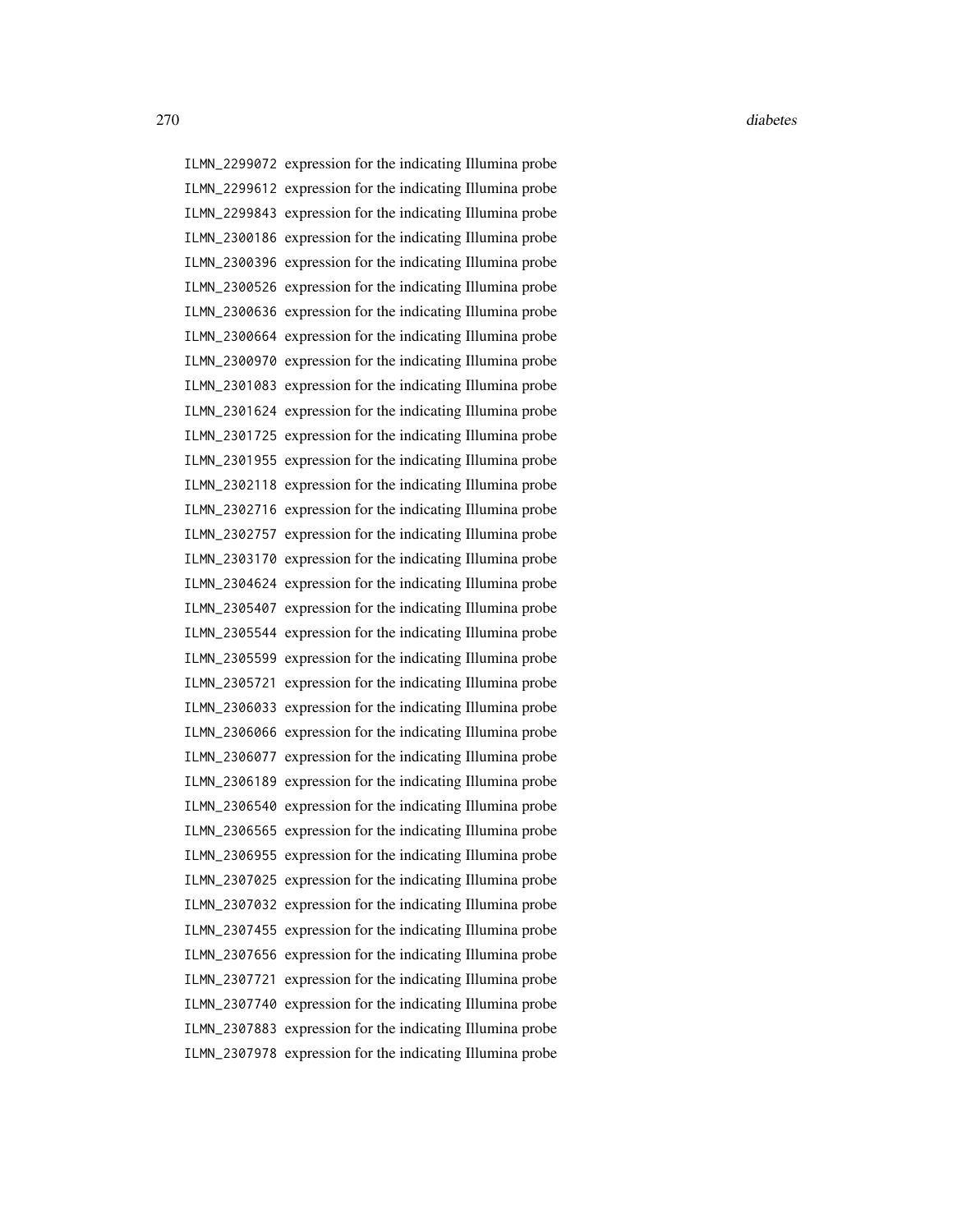ILMN_2299072 expression for the indicating Illumina probe
ILMN_2299612 expression for the indicating Illumina probe
ILMN_2299843 expression for the indicating Illumina probe
ILMN_2300186 expression for the indicating Illumina probe
ILMN_2300396 expression for the indicating Illumina probe
ILMN_2300526 expression for the indicating Illumina probe
ILMN_2300636 expression for the indicating Illumina probe
ILMN_2300664 expression for the indicating Illumina probe
ILMN_2300970 expression for the indicating Illumina probe
ILMN_2301083 expression for the indicating Illumina probe
ILMN_2301624 expression for the indicating Illumina probe
ILMN_2301725 expression for the indicating Illumina probe
ILMN_2301955 expression for the indicating Illumina probe
ILMN_2302118 expression for the indicating Illumina probe
ILMN_2302716 expression for the indicating Illumina probe
ILMN_2302757 expression for the indicating Illumina probe
ILMN_2303170 expression for the indicating Illumina probe
ILMN_2304624 expression for the indicating Illumina probe
ILMN_2305407 expression for the indicating Illumina probe
ILMN_2305544 expression for the indicating Illumina probe
ILMN_2305599 expression for the indicating Illumina probe
ILMN_2305721 expression for the indicating Illumina probe
ILMN_2306033 expression for the indicating Illumina probe
ILMN_2306066 expression for the indicating Illumina probe
ILMN_2306077 expression for the indicating Illumina probe
ILMN_2306189 expression for the indicating Illumina probe
ILMN_2306540 expression for the indicating Illumina probe
ILMN_2306565 expression for the indicating Illumina probe
ILMN_2306955 expression for the indicating Illumina probe
ILMN_2307025 expression for the indicating Illumina probe
ILMN_2307032 expression for the indicating Illumina probe
ILMN_2307455 expression for the indicating Illumina probe
ILMN_2307656 expression for the indicating Illumina probe
ILMN_2307721 expression for the indicating Illumina probe
ILMN_2307740 expression for the indicating Illumina probe
ILMN_2307883 expression for the indicating Illumina probe
ILMN_2307978 expression for the indicating Illumina probe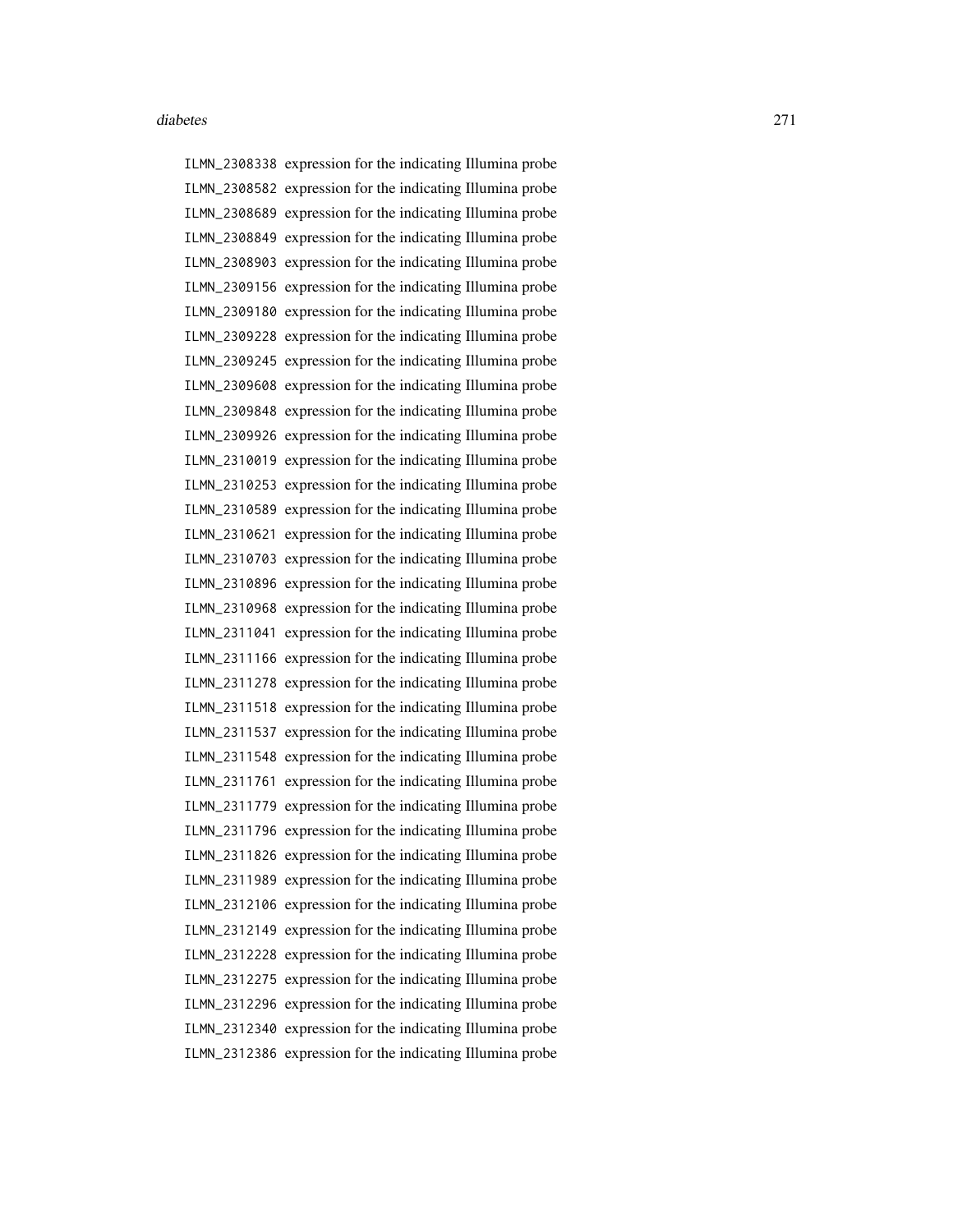| | |
|---|---|
| ILMN_2308338 | expression for the indicating Illumina probe |
| ILMN_2308582 | expression for the indicating Illumina probe |
| ILMN_2308689 | expression for the indicating Illumina probe |
| ILMN_2308849 | expression for the indicating Illumina probe |
| ILMN_2308903 | expression for the indicating Illumina probe |
| ILMN_2309156 | expression for the indicating Illumina probe |
| ILMN_2309180 | expression for the indicating Illumina probe |
| ILMN_2309228 | expression for the indicating Illumina probe |
| ILMN_2309245 | expression for the indicating Illumina probe |
| ILMN_2309608 | expression for the indicating Illumina probe |
| ILMN_2309848 | expression for the indicating Illumina probe |
| ILMN_2309926 | expression for the indicating Illumina probe |
| ILMN_2310019 | expression for the indicating Illumina probe |
| ILMN_2310253 | expression for the indicating Illumina probe |
| ILMN_2310589 | expression for the indicating Illumina probe |
| ILMN_2310621 | expression for the indicating Illumina probe |
| ILMN_2310703 | expression for the indicating Illumina probe |
| ILMN_2310896 | expression for the indicating Illumina probe |
| ILMN_2310968 | expression for the indicating Illumina probe |
| ILMN_2311041 | expression for the indicating Illumina probe |
| ILMN_2311166 | expression for the indicating Illumina probe |
| ILMN_2311278 | expression for the indicating Illumina probe |
| ILMN_2311518 | expression for the indicating Illumina probe |
| ILMN_2311537 | expression for the indicating Illumina probe |
| ILMN_2311548 | expression for the indicating Illumina probe |
| ILMN_2311761 | expression for the indicating Illumina probe |
| ILMN_2311779 | expression for the indicating Illumina probe |
| ILMN_2311796 | expression for the indicating Illumina probe |
| ILMN_2311826 | expression for the indicating Illumina probe |
| ILMN_2311989 | expression for the indicating Illumina probe |
| ILMN_2312106 | expression for the indicating Illumina probe |
| ILMN_2312149 | expression for the indicating Illumina probe |
| ILMN_2312228 | expression for the indicating Illumina probe |
| ILMN_2312275 | expression for the indicating Illumina probe |
| ILMN_2312296 | expression for the indicating Illumina probe |
| ILMN_2312340 | expression for the indicating Illumina probe |
| ILMN_2312386 | expression for the indicating Illumina probe |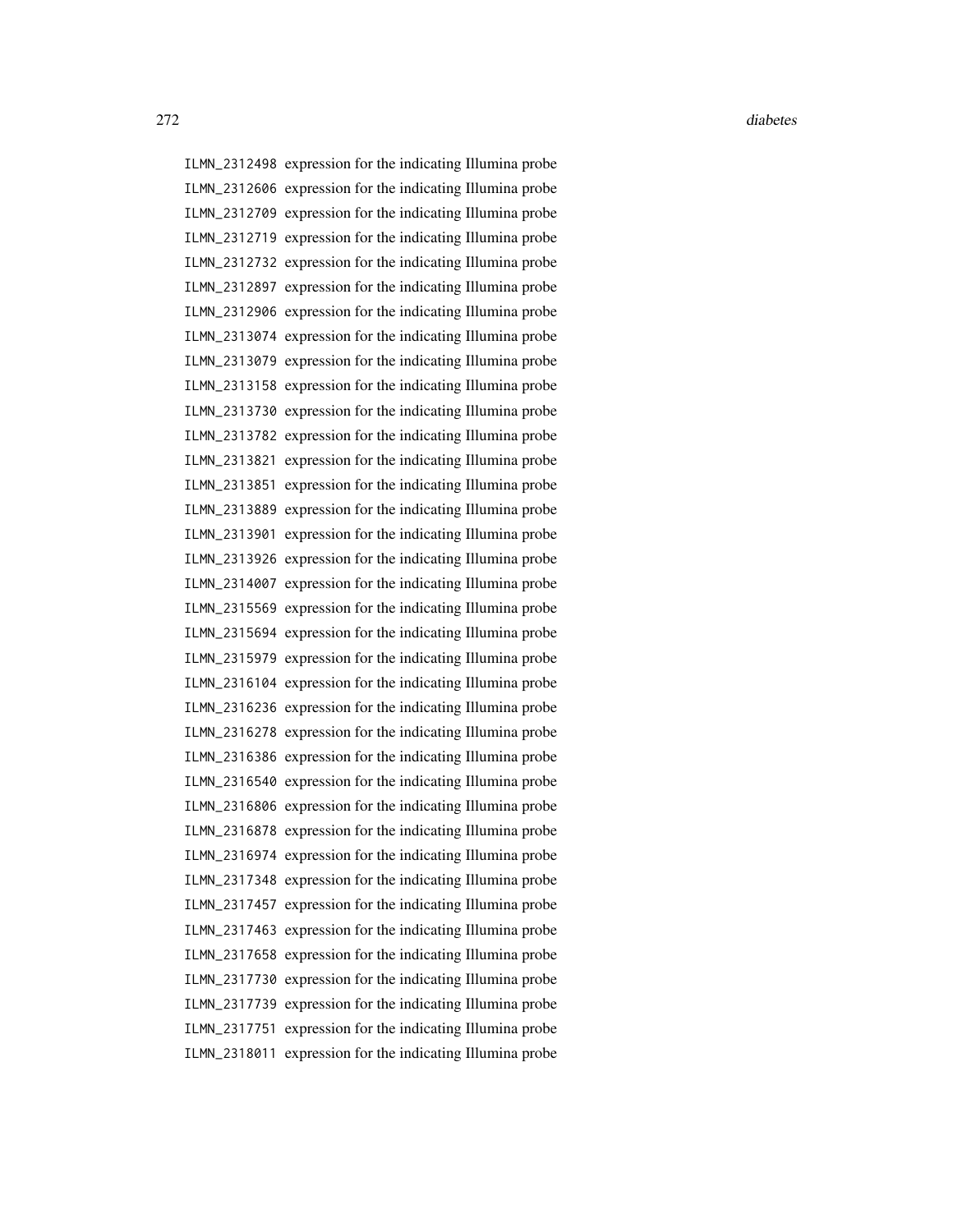ILMN_2312498 expression for the indicating Illumina probe
ILMN_2312606 expression for the indicating Illumina probe
ILMN_2312709 expression for the indicating Illumina probe
ILMN_2312719 expression for the indicating Illumina probe
ILMN_2312732 expression for the indicating Illumina probe
ILMN_2312897 expression for the indicating Illumina probe
ILMN_2312906 expression for the indicating Illumina probe
ILMN_2313074 expression for the indicating Illumina probe
ILMN_2313079 expression for the indicating Illumina probe
ILMN_2313158 expression for the indicating Illumina probe
ILMN_2313730 expression for the indicating Illumina probe
ILMN_2313782 expression for the indicating Illumina probe
ILMN_2313821 expression for the indicating Illumina probe
ILMN_2313851 expression for the indicating Illumina probe
ILMN_2313889 expression for the indicating Illumina probe
ILMN_2313901 expression for the indicating Illumina probe
ILMN_2313926 expression for the indicating Illumina probe
ILMN_2314007 expression for the indicating Illumina probe
ILMN_2315569 expression for the indicating Illumina probe
ILMN_2315694 expression for the indicating Illumina probe
ILMN_2315979 expression for the indicating Illumina probe
ILMN_2316104 expression for the indicating Illumina probe
ILMN_2316236 expression for the indicating Illumina probe
ILMN_2316278 expression for the indicating Illumina probe
ILMN_2316386 expression for the indicating Illumina probe
ILMN_2316540 expression for the indicating Illumina probe
ILMN_2316806 expression for the indicating Illumina probe
ILMN_2316878 expression for the indicating Illumina probe
ILMN_2316974 expression for the indicating Illumina probe
ILMN_2317348 expression for the indicating Illumina probe
ILMN_2317457 expression for the indicating Illumina probe
ILMN_2317463 expression for the indicating Illumina probe
ILMN_2317658 expression for the indicating Illumina probe
ILMN_2317730 expression for the indicating Illumina probe
ILMN_2317739 expression for the indicating Illumina probe
ILMN_2317751 expression for the indicating Illumina probe
ILMN_2318011 expression for the indicating Illumina probe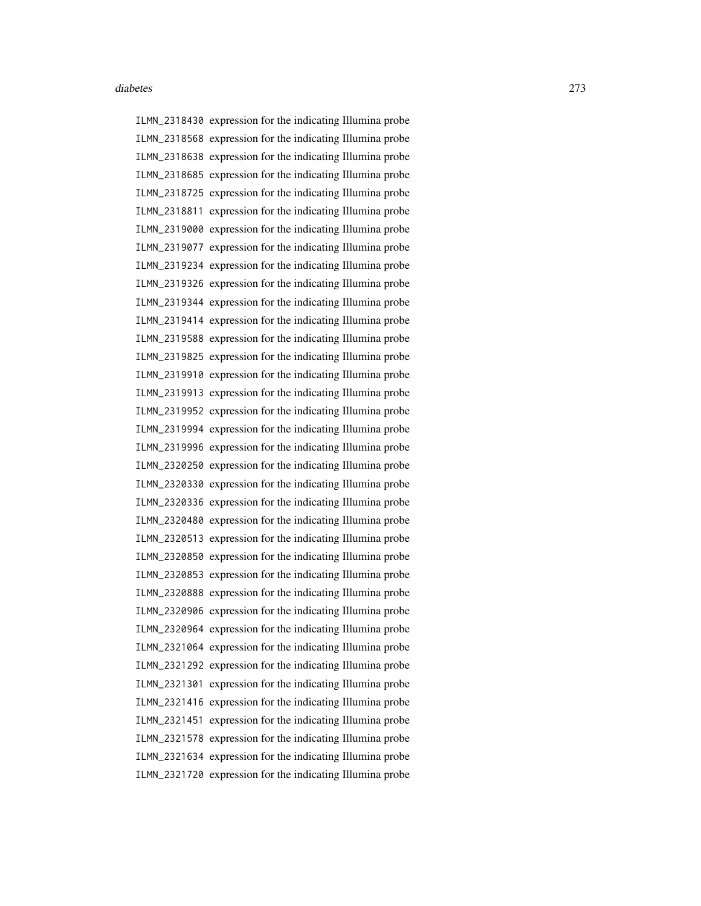`ILMN_2318430` expression for the indicating Illumina probe
`ILMN_2318568` expression for the indicating Illumina probe
`ILMN_2318638` expression for the indicating Illumina probe
`ILMN_2318685` expression for the indicating Illumina probe
`ILMN_2318725` expression for the indicating Illumina probe
`ILMN_2318811` expression for the indicating Illumina probe
`ILMN_2319000` expression for the indicating Illumina probe
`ILMN_2319077` expression for the indicating Illumina probe
`ILMN_2319234` expression for the indicating Illumina probe
`ILMN_2319326` expression for the indicating Illumina probe
`ILMN_2319344` expression for the indicating Illumina probe
`ILMN_2319414` expression for the indicating Illumina probe
`ILMN_2319588` expression for the indicating Illumina probe
`ILMN_2319825` expression for the indicating Illumina probe
`ILMN_2319910` expression for the indicating Illumina probe
`ILMN_2319913` expression for the indicating Illumina probe
`ILMN_2319952` expression for the indicating Illumina probe
`ILMN_2319994` expression for the indicating Illumina probe
`ILMN_2319996` expression for the indicating Illumina probe
`ILMN_2320250` expression for the indicating Illumina probe
`ILMN_2320330` expression for the indicating Illumina probe
`ILMN_2320336` expression for the indicating Illumina probe
`ILMN_2320480` expression for the indicating Illumina probe
`ILMN_2320513` expression for the indicating Illumina probe
`ILMN_2320850` expression for the indicating Illumina probe
`ILMN_2320853` expression for the indicating Illumina probe
`ILMN_2320888` expression for the indicating Illumina probe
`ILMN_2320906` expression for the indicating Illumina probe
`ILMN_2320964` expression for the indicating Illumina probe
`ILMN_2321064` expression for the indicating Illumina probe
`ILMN_2321292` expression for the indicating Illumina probe
`ILMN_2321301` expression for the indicating Illumina probe
`ILMN_2321416` expression for the indicating Illumina probe
`ILMN_2321451` expression for the indicating Illumina probe
`ILMN_2321578` expression for the indicating Illumina probe
`ILMN_2321634` expression for the indicating Illumina probe
`ILMN_2321720` expression for the indicating Illumina probe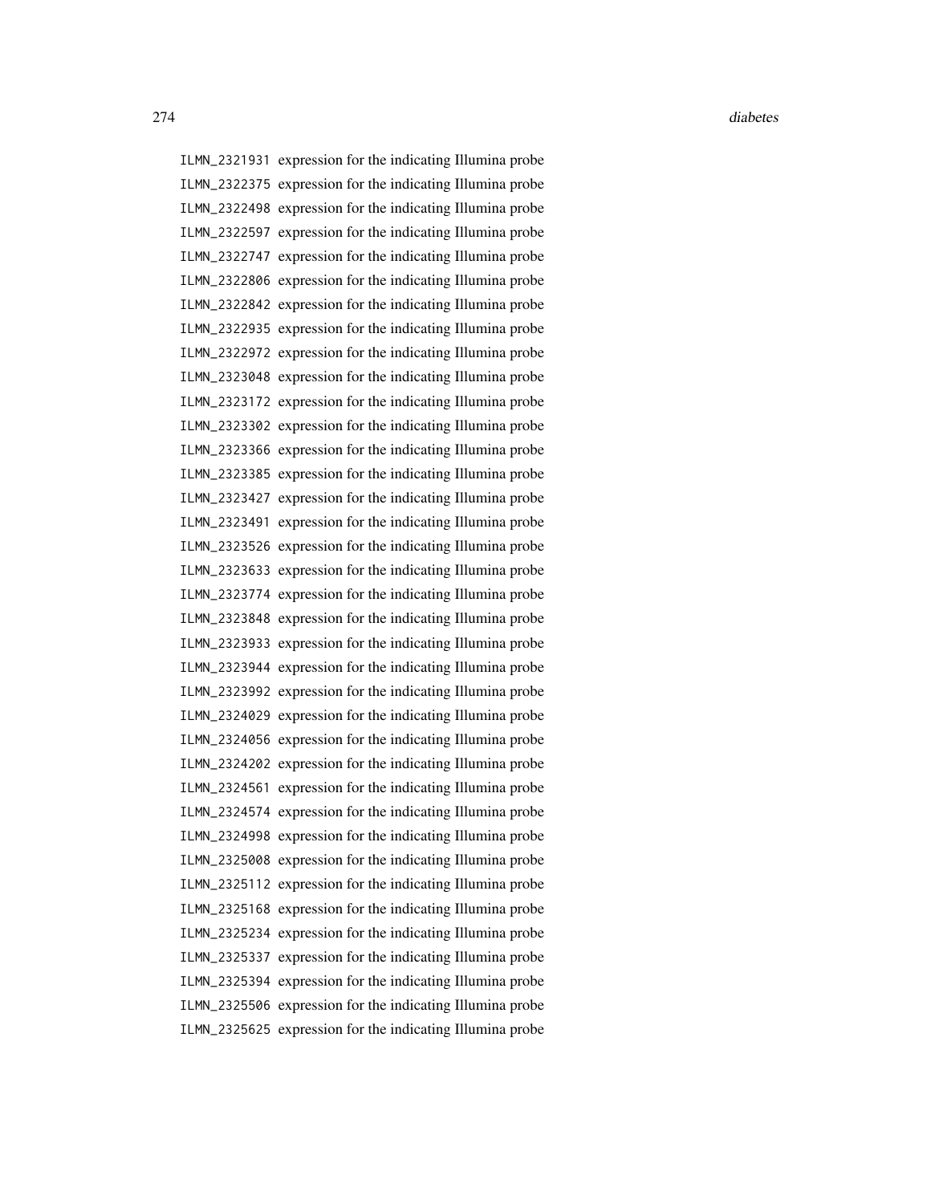ILMN_2321931 expression for the indicating Illumina probe
ILMN_2322375 expression for the indicating Illumina probe
ILMN_2322498 expression for the indicating Illumina probe
ILMN_2322597 expression for the indicating Illumina probe
ILMN_2322747 expression for the indicating Illumina probe
ILMN_2322806 expression for the indicating Illumina probe
ILMN_2322842 expression for the indicating Illumina probe
ILMN_2322935 expression for the indicating Illumina probe
ILMN_2322972 expression for the indicating Illumina probe
ILMN_2323048 expression for the indicating Illumina probe
ILMN_2323172 expression for the indicating Illumina probe
ILMN_2323302 expression for the indicating Illumina probe
ILMN_2323366 expression for the indicating Illumina probe
ILMN_2323385 expression for the indicating Illumina probe
ILMN_2323427 expression for the indicating Illumina probe
ILMN_2323491 expression for the indicating Illumina probe
ILMN_2323526 expression for the indicating Illumina probe
ILMN_2323633 expression for the indicating Illumina probe
ILMN_2323774 expression for the indicating Illumina probe
ILMN_2323848 expression for the indicating Illumina probe
ILMN_2323933 expression for the indicating Illumina probe
ILMN_2323944 expression for the indicating Illumina probe
ILMN_2323992 expression for the indicating Illumina probe
ILMN_2324029 expression for the indicating Illumina probe
ILMN_2324056 expression for the indicating Illumina probe
ILMN_2324202 expression for the indicating Illumina probe
ILMN_2324561 expression for the indicating Illumina probe
ILMN_2324574 expression for the indicating Illumina probe
ILMN_2324998 expression for the indicating Illumina probe
ILMN_2325008 expression for the indicating Illumina probe
ILMN_2325112 expression for the indicating Illumina probe
ILMN_2325168 expression for the indicating Illumina probe
ILMN_2325234 expression for the indicating Illumina probe
ILMN_2325337 expression for the indicating Illumina probe
ILMN_2325394 expression for the indicating Illumina probe
ILMN_2325506 expression for the indicating Illumina probe
ILMN_2325625 expression for the indicating Illumina probe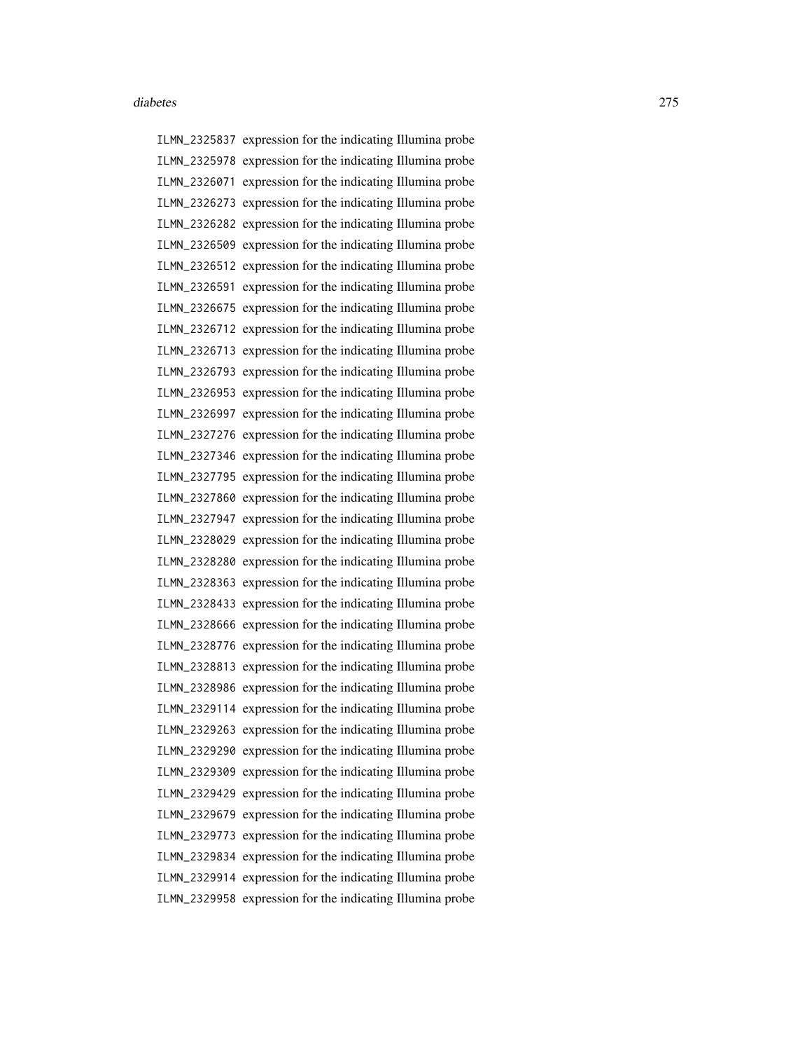| | |
|---|---|
| `ILMN_2325837` | expression for the indicating Illumina probe |
| `ILMN_2325978` | expression for the indicating Illumina probe |
| `ILMN_2326071` | expression for the indicating Illumina probe |
| `ILMN_2326273` | expression for the indicating Illumina probe |
| `ILMN_2326282` | expression for the indicating Illumina probe |
| `ILMN_2326509` | expression for the indicating Illumina probe |
| `ILMN_2326512` | expression for the indicating Illumina probe |
| `ILMN_2326591` | expression for the indicating Illumina probe |
| `ILMN_2326675` | expression for the indicating Illumina probe |
| `ILMN_2326712` | expression for the indicating Illumina probe |
| `ILMN_2326713` | expression for the indicating Illumina probe |
| `ILMN_2326793` | expression for the indicating Illumina probe |
| `ILMN_2326953` | expression for the indicating Illumina probe |
| `ILMN_2326997` | expression for the indicating Illumina probe |
| `ILMN_2327276` | expression for the indicating Illumina probe |
| `ILMN_2327346` | expression for the indicating Illumina probe |
| `ILMN_2327795` | expression for the indicating Illumina probe |
| `ILMN_2327860` | expression for the indicating Illumina probe |
| `ILMN_2327947` | expression for the indicating Illumina probe |
| `ILMN_2328029` | expression for the indicating Illumina probe |
| `ILMN_2328280` | expression for the indicating Illumina probe |
| `ILMN_2328363` | expression for the indicating Illumina probe |
| `ILMN_2328433` | expression for the indicating Illumina probe |
| `ILMN_2328666` | expression for the indicating Illumina probe |
| `ILMN_2328776` | expression for the indicating Illumina probe |
| `ILMN_2328813` | expression for the indicating Illumina probe |
| `ILMN_2328986` | expression for the indicating Illumina probe |
| `ILMN_2329114` | expression for the indicating Illumina probe |
| `ILMN_2329263` | expression for the indicating Illumina probe |
| `ILMN_2329290` | expression for the indicating Illumina probe |
| `ILMN_2329309` | expression for the indicating Illumina probe |
| `ILMN_2329429` | expression for the indicating Illumina probe |
| `ILMN_2329679` | expression for the indicating Illumina probe |
| `ILMN_2329773` | expression for the indicating Illumina probe |
| `ILMN_2329834` | expression for the indicating Illumina probe |
| `ILMN_2329914` | expression for the indicating Illumina probe |
| `ILMN_2329958` | expression for the indicating Illumina probe |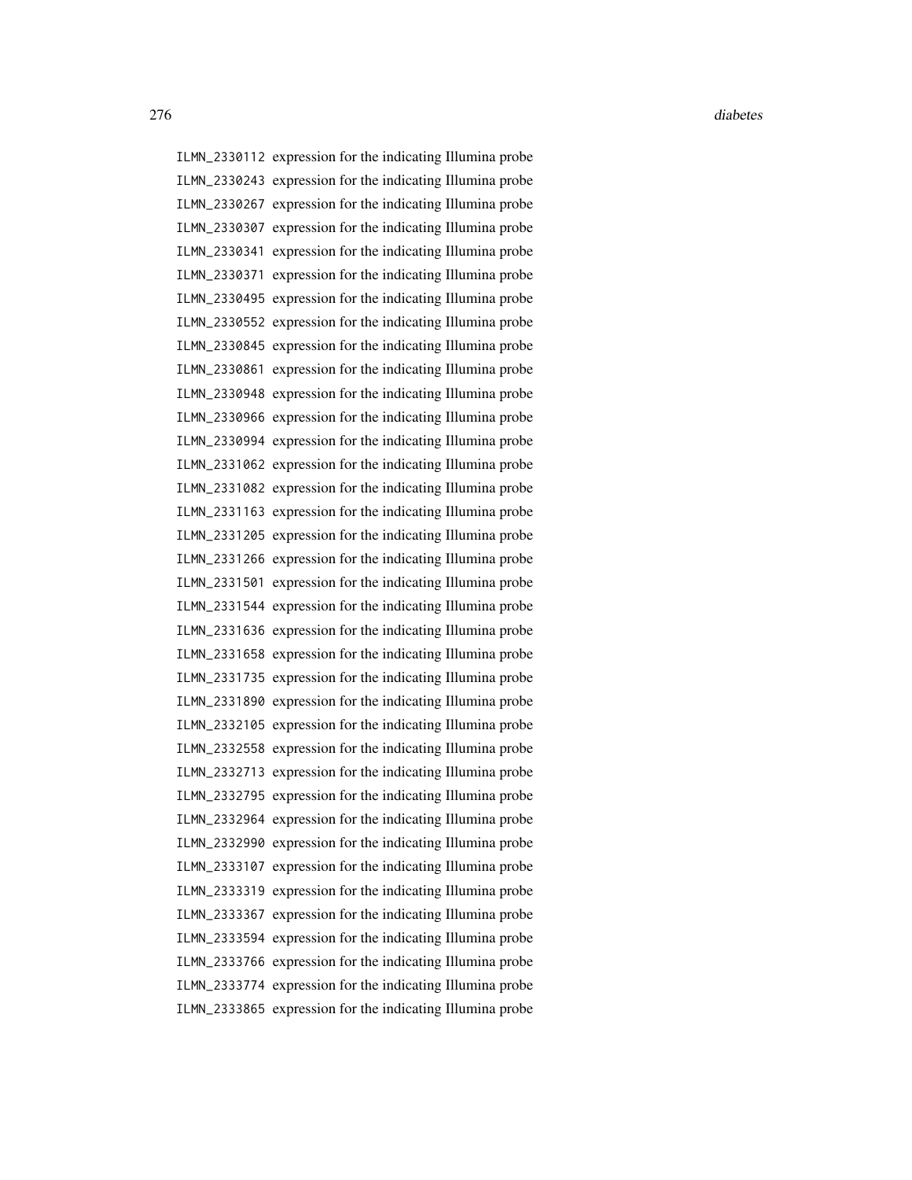ILMN_2330112 expression for the indicating Illumina probe
ILMN_2330243 expression for the indicating Illumina probe
ILMN_2330267 expression for the indicating Illumina probe
ILMN_2330307 expression for the indicating Illumina probe
ILMN_2330341 expression for the indicating Illumina probe
ILMN_2330371 expression for the indicating Illumina probe
ILMN_2330495 expression for the indicating Illumina probe
ILMN_2330552 expression for the indicating Illumina probe
ILMN_2330845 expression for the indicating Illumina probe
ILMN_2330861 expression for the indicating Illumina probe
ILMN_2330948 expression for the indicating Illumina probe
ILMN_2330966 expression for the indicating Illumina probe
ILMN_2330994 expression for the indicating Illumina probe
ILMN_2331062 expression for the indicating Illumina probe
ILMN_2331082 expression for the indicating Illumina probe
ILMN_2331163 expression for the indicating Illumina probe
ILMN_2331205 expression for the indicating Illumina probe
ILMN_2331266 expression for the indicating Illumina probe
ILMN_2331501 expression for the indicating Illumina probe
ILMN_2331544 expression for the indicating Illumina probe
ILMN_2331636 expression for the indicating Illumina probe
ILMN_2331658 expression for the indicating Illumina probe
ILMN_2331735 expression for the indicating Illumina probe
ILMN_2331890 expression for the indicating Illumina probe
ILMN_2332105 expression for the indicating Illumina probe
ILMN_2332558 expression for the indicating Illumina probe
ILMN_2332713 expression for the indicating Illumina probe
ILMN_2332795 expression for the indicating Illumina probe
ILMN_2332964 expression for the indicating Illumina probe
ILMN_2332990 expression for the indicating Illumina probe
ILMN_2333107 expression for the indicating Illumina probe
ILMN_2333319 expression for the indicating Illumina probe
ILMN_2333367 expression for the indicating Illumina probe
ILMN_2333594 expression for the indicating Illumina probe
ILMN_2333766 expression for the indicating Illumina probe
ILMN_2333774 expression for the indicating Illumina probe
ILMN_2333865 expression for the indicating Illumina probe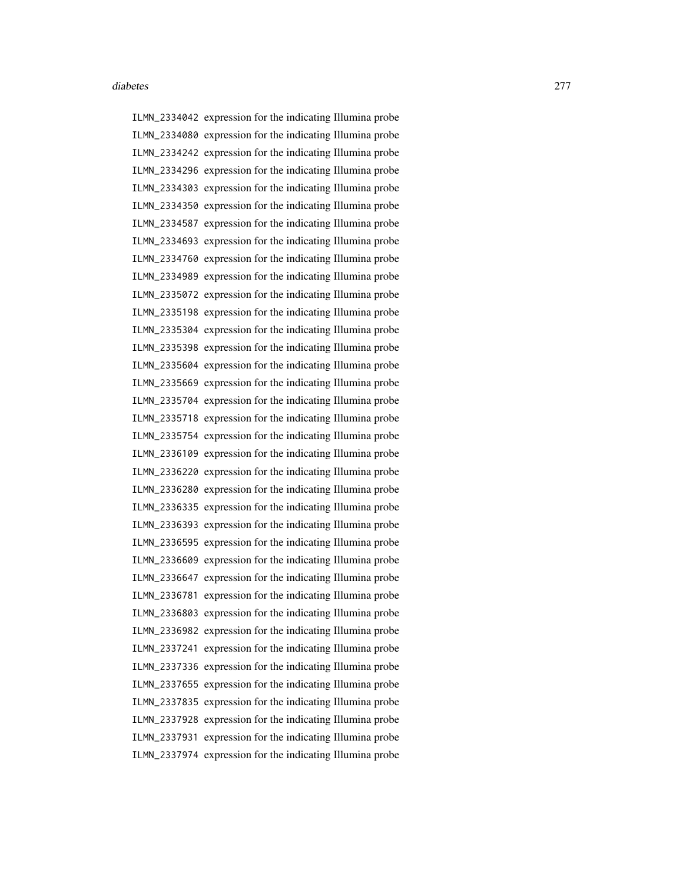ILMN_2334042 expression for the indicating Illumina probe
ILMN_2334080 expression for the indicating Illumina probe
ILMN_2334242 expression for the indicating Illumina probe
ILMN_2334296 expression for the indicating Illumina probe
ILMN_2334303 expression for the indicating Illumina probe
ILMN_2334350 expression for the indicating Illumina probe
ILMN_2334587 expression for the indicating Illumina probe
ILMN_2334693 expression for the indicating Illumina probe
ILMN_2334760 expression for the indicating Illumina probe
ILMN_2334989 expression for the indicating Illumina probe
ILMN_2335072 expression for the indicating Illumina probe
ILMN_2335198 expression for the indicating Illumina probe
ILMN_2335304 expression for the indicating Illumina probe
ILMN_2335398 expression for the indicating Illumina probe
ILMN_2335604 expression for the indicating Illumina probe
ILMN_2335669 expression for the indicating Illumina probe
ILMN_2335704 expression for the indicating Illumina probe
ILMN_2335718 expression for the indicating Illumina probe
ILMN_2335754 expression for the indicating Illumina probe
ILMN_2336109 expression for the indicating Illumina probe
ILMN_2336220 expression for the indicating Illumina probe
ILMN_2336280 expression for the indicating Illumina probe
ILMN_2336335 expression for the indicating Illumina probe
ILMN_2336393 expression for the indicating Illumina probe
ILMN_2336595 expression for the indicating Illumina probe
ILMN_2336609 expression for the indicating Illumina probe
ILMN_2336647 expression for the indicating Illumina probe
ILMN_2336781 expression for the indicating Illumina probe
ILMN_2336803 expression for the indicating Illumina probe
ILMN_2336982 expression for the indicating Illumina probe
ILMN_2337241 expression for the indicating Illumina probe
ILMN_2337336 expression for the indicating Illumina probe
ILMN_2337655 expression for the indicating Illumina probe
ILMN_2337835 expression for the indicating Illumina probe
ILMN_2337928 expression for the indicating Illumina probe
ILMN_2337931 expression for the indicating Illumina probe
ILMN_2337974 expression for the indicating Illumina probe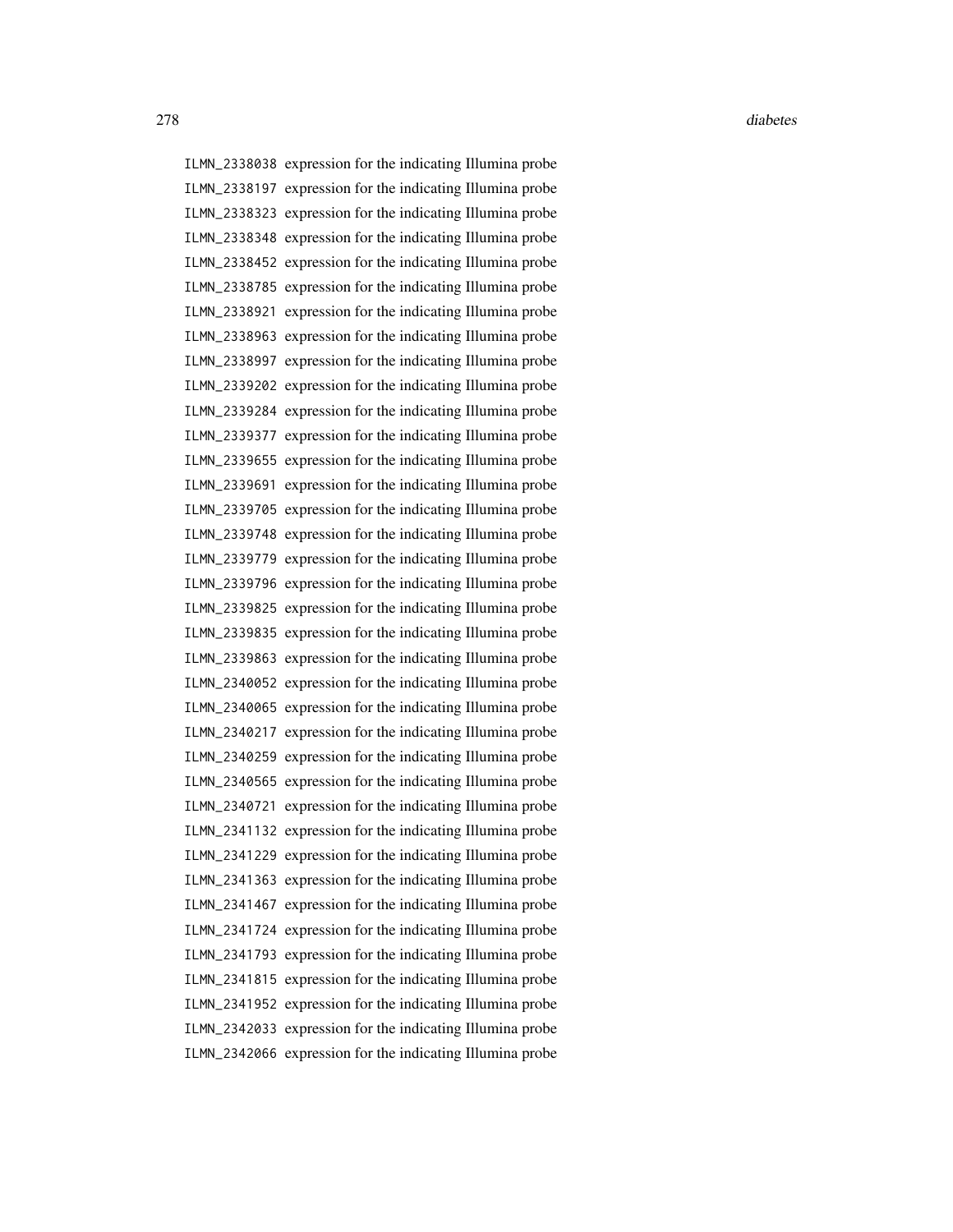ILMN_2338038 expression for the indicating Illumina probe
ILMN_2338197 expression for the indicating Illumina probe
ILMN_2338323 expression for the indicating Illumina probe
ILMN_2338348 expression for the indicating Illumina probe
ILMN_2338452 expression for the indicating Illumina probe
ILMN_2338785 expression for the indicating Illumina probe
ILMN_2338921 expression for the indicating Illumina probe
ILMN_2338963 expression for the indicating Illumina probe
ILMN_2338997 expression for the indicating Illumina probe
ILMN_2339202 expression for the indicating Illumina probe
ILMN_2339284 expression for the indicating Illumina probe
ILMN_2339377 expression for the indicating Illumina probe
ILMN_2339655 expression for the indicating Illumina probe
ILMN_2339691 expression for the indicating Illumina probe
ILMN_2339705 expression for the indicating Illumina probe
ILMN_2339748 expression for the indicating Illumina probe
ILMN_2339779 expression for the indicating Illumina probe
ILMN_2339796 expression for the indicating Illumina probe
ILMN_2339825 expression for the indicating Illumina probe
ILMN_2339835 expression for the indicating Illumina probe
ILMN_2339863 expression for the indicating Illumina probe
ILMN_2340052 expression for the indicating Illumina probe
ILMN_2340065 expression for the indicating Illumina probe
ILMN_2340217 expression for the indicating Illumina probe
ILMN_2340259 expression for the indicating Illumina probe
ILMN_2340565 expression for the indicating Illumina probe
ILMN_2340721 expression for the indicating Illumina probe
ILMN_2341132 expression for the indicating Illumina probe
ILMN_2341229 expression for the indicating Illumina probe
ILMN_2341363 expression for the indicating Illumina probe
ILMN_2341467 expression for the indicating Illumina probe
ILMN_2341724 expression for the indicating Illumina probe
ILMN_2341793 expression for the indicating Illumina probe
ILMN_2341815 expression for the indicating Illumina probe
ILMN_2341952 expression for the indicating Illumina probe
ILMN_2342033 expression for the indicating Illumina probe
ILMN_2342066 expression for the indicating Illumina probe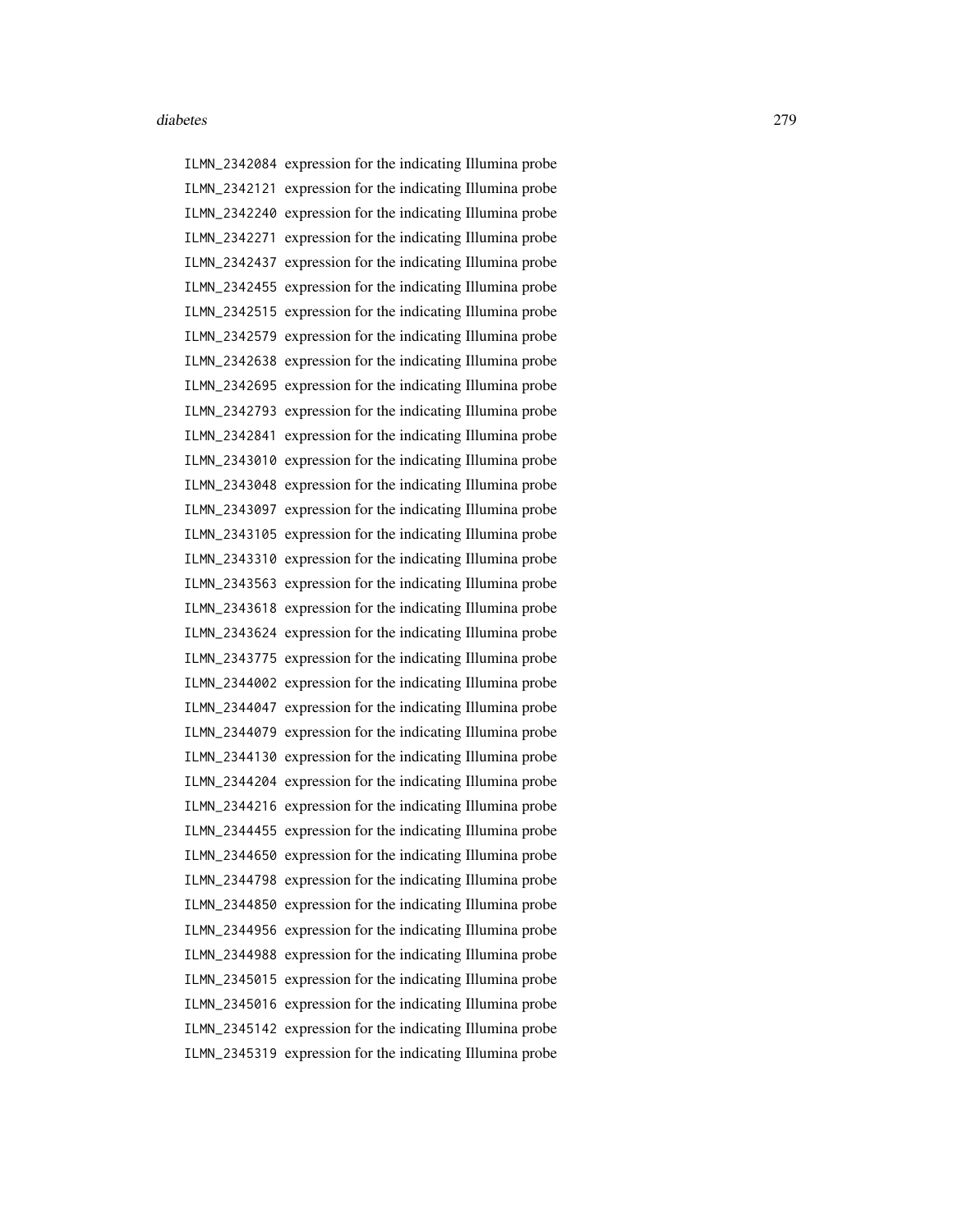ILMN_2342084 expression for the indicating Illumina probe
ILMN_2342121 expression for the indicating Illumina probe
ILMN_2342240 expression for the indicating Illumina probe
ILMN_2342271 expression for the indicating Illumina probe
ILMN_2342437 expression for the indicating Illumina probe
ILMN_2342455 expression for the indicating Illumina probe
ILMN_2342515 expression for the indicating Illumina probe
ILMN_2342579 expression for the indicating Illumina probe
ILMN_2342638 expression for the indicating Illumina probe
ILMN_2342695 expression for the indicating Illumina probe
ILMN_2342793 expression for the indicating Illumina probe
ILMN_2342841 expression for the indicating Illumina probe
ILMN_2343010 expression for the indicating Illumina probe
ILMN_2343048 expression for the indicating Illumina probe
ILMN_2343097 expression for the indicating Illumina probe
ILMN_2343105 expression for the indicating Illumina probe
ILMN_2343310 expression for the indicating Illumina probe
ILMN_2343563 expression for the indicating Illumina probe
ILMN_2343618 expression for the indicating Illumina probe
ILMN_2343624 expression for the indicating Illumina probe
ILMN_2343775 expression for the indicating Illumina probe
ILMN_2344002 expression for the indicating Illumina probe
ILMN_2344047 expression for the indicating Illumina probe
ILMN_2344079 expression for the indicating Illumina probe
ILMN_2344130 expression for the indicating Illumina probe
ILMN_2344204 expression for the indicating Illumina probe
ILMN_2344216 expression for the indicating Illumina probe
ILMN_2344455 expression for the indicating Illumina probe
ILMN_2344650 expression for the indicating Illumina probe
ILMN_2344798 expression for the indicating Illumina probe
ILMN_2344850 expression for the indicating Illumina probe
ILMN_2344956 expression for the indicating Illumina probe
ILMN_2344988 expression for the indicating Illumina probe
ILMN_2345015 expression for the indicating Illumina probe
ILMN_2345016 expression for the indicating Illumina probe
ILMN_2345142 expression for the indicating Illumina probe
ILMN_2345319 expression for the indicating Illumina probe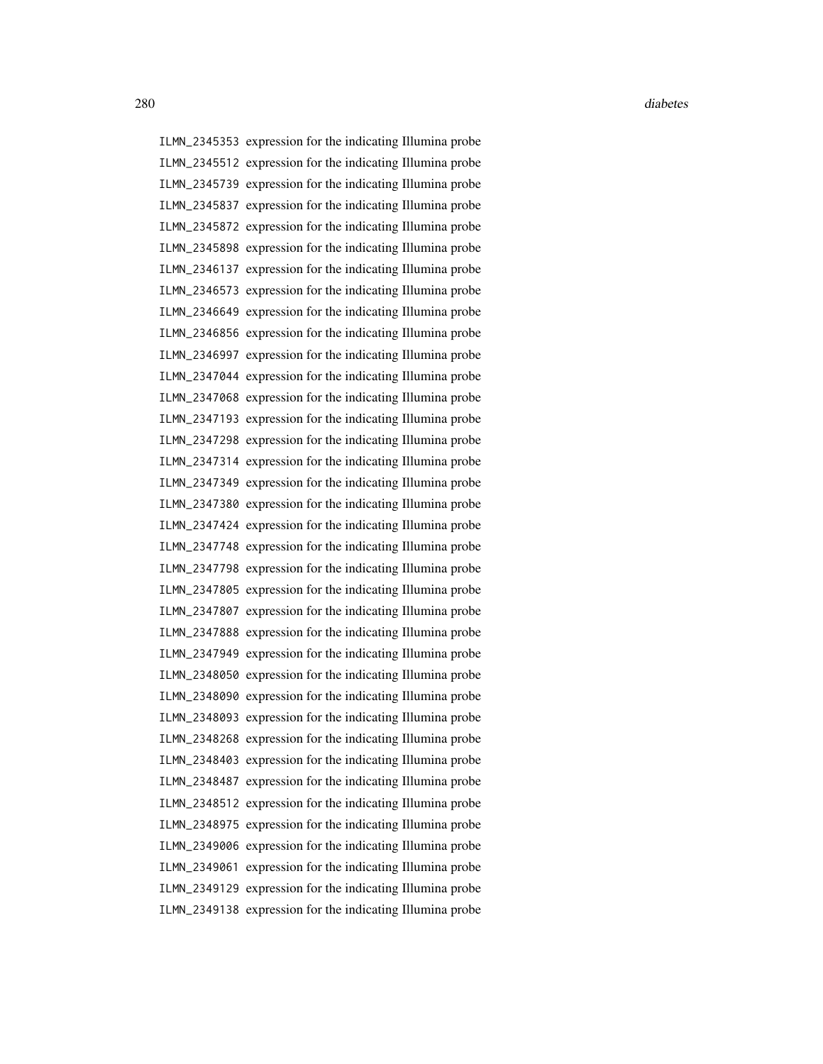ILMN_2345353 expression for the indicating Illumina probe
ILMN_2345512 expression for the indicating Illumina probe
ILMN_2345739 expression for the indicating Illumina probe
ILMN_2345837 expression for the indicating Illumina probe
ILMN_2345872 expression for the indicating Illumina probe
ILMN_2345898 expression for the indicating Illumina probe
ILMN_2346137 expression for the indicating Illumina probe
ILMN_2346573 expression for the indicating Illumina probe
ILMN_2346649 expression for the indicating Illumina probe
ILMN_2346856 expression for the indicating Illumina probe
ILMN_2346997 expression for the indicating Illumina probe
ILMN_2347044 expression for the indicating Illumina probe
ILMN_2347068 expression for the indicating Illumina probe
ILMN_2347193 expression for the indicating Illumina probe
ILMN_2347298 expression for the indicating Illumina probe
ILMN_2347314 expression for the indicating Illumina probe
ILMN_2347349 expression for the indicating Illumina probe
ILMN_2347380 expression for the indicating Illumina probe
ILMN_2347424 expression for the indicating Illumina probe
ILMN_2347748 expression for the indicating Illumina probe
ILMN_2347798 expression for the indicating Illumina probe
ILMN_2347805 expression for the indicating Illumina probe
ILMN_2347807 expression for the indicating Illumina probe
ILMN_2347888 expression for the indicating Illumina probe
ILMN_2347949 expression for the indicating Illumina probe
ILMN_2348050 expression for the indicating Illumina probe
ILMN_2348090 expression for the indicating Illumina probe
ILMN_2348093 expression for the indicating Illumina probe
ILMN_2348268 expression for the indicating Illumina probe
ILMN_2348403 expression for the indicating Illumina probe
ILMN_2348487 expression for the indicating Illumina probe
ILMN_2348512 expression for the indicating Illumina probe
ILMN_2348975 expression for the indicating Illumina probe
ILMN_2349006 expression for the indicating Illumina probe
ILMN_2349061 expression for the indicating Illumina probe
ILMN_2349129 expression for the indicating Illumina probe
ILMN_2349138 expression for the indicating Illumina probe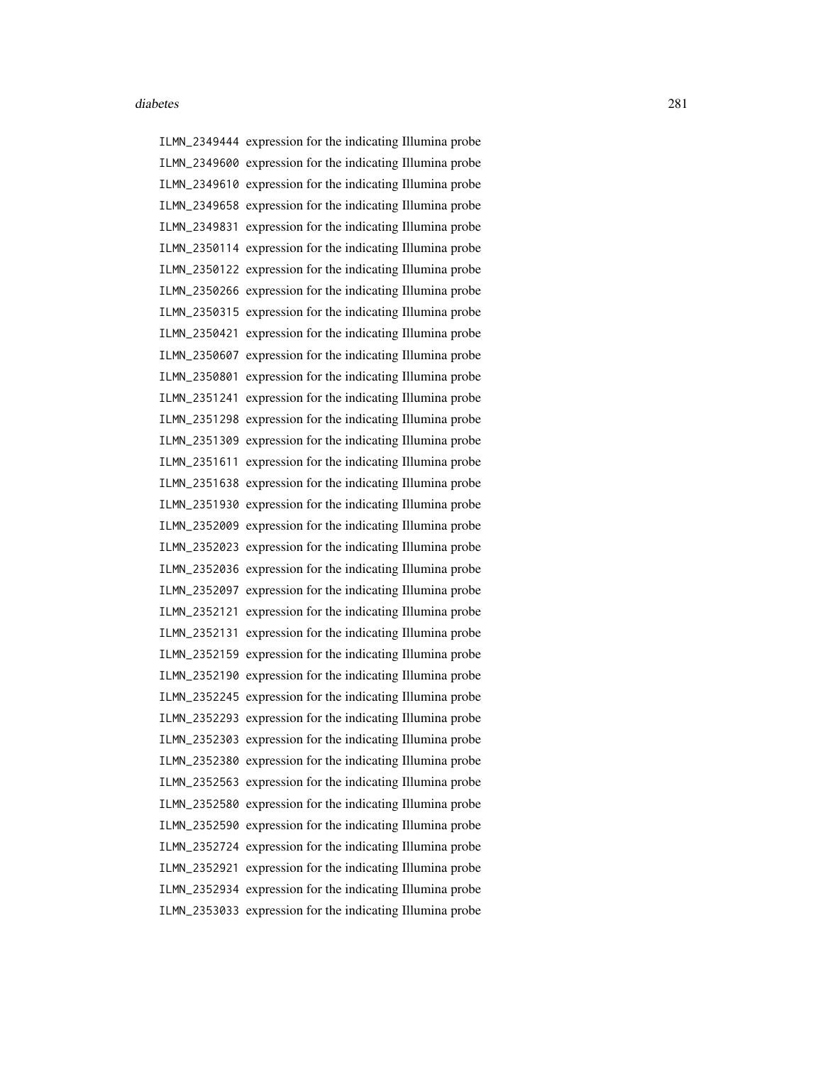| | |
|---|---|
| ILMN_2349444 | expression for the indicating Illumina probe |
| ILMN_2349600 | expression for the indicating Illumina probe |
| ILMN_2349610 | expression for the indicating Illumina probe |
| ILMN_2349658 | expression for the indicating Illumina probe |
| ILMN_2349831 | expression for the indicating Illumina probe |
| ILMN_2350114 | expression for the indicating Illumina probe |
| ILMN_2350122 | expression for the indicating Illumina probe |
| ILMN_2350266 | expression for the indicating Illumina probe |
| ILMN_2350315 | expression for the indicating Illumina probe |
| ILMN_2350421 | expression for the indicating Illumina probe |
| ILMN_2350607 | expression for the indicating Illumina probe |
| ILMN_2350801 | expression for the indicating Illumina probe |
| ILMN_2351241 | expression for the indicating Illumina probe |
| ILMN_2351298 | expression for the indicating Illumina probe |
| ILMN_2351309 | expression for the indicating Illumina probe |
| ILMN_2351611 | expression for the indicating Illumina probe |
| ILMN_2351638 | expression for the indicating Illumina probe |
| ILMN_2351930 | expression for the indicating Illumina probe |
| ILMN_2352009 | expression for the indicating Illumina probe |
| ILMN_2352023 | expression for the indicating Illumina probe |
| ILMN_2352036 | expression for the indicating Illumina probe |
| ILMN_2352097 | expression for the indicating Illumina probe |
| ILMN_2352121 | expression for the indicating Illumina probe |
| ILMN_2352131 | expression for the indicating Illumina probe |
| ILMN_2352159 | expression for the indicating Illumina probe |
| ILMN_2352190 | expression for the indicating Illumina probe |
| ILMN_2352245 | expression for the indicating Illumina probe |
| ILMN_2352293 | expression for the indicating Illumina probe |
| ILMN_2352303 | expression for the indicating Illumina probe |
| ILMN_2352380 | expression for the indicating Illumina probe |
| ILMN_2352563 | expression for the indicating Illumina probe |
| ILMN_2352580 | expression for the indicating Illumina probe |
| ILMN_2352590 | expression for the indicating Illumina probe |
| ILMN_2352724 | expression for the indicating Illumina probe |
| ILMN_2352921 | expression for the indicating Illumina probe |
| ILMN_2352934 | expression for the indicating Illumina probe |
| ILMN_2353033 | expression for the indicating Illumina probe |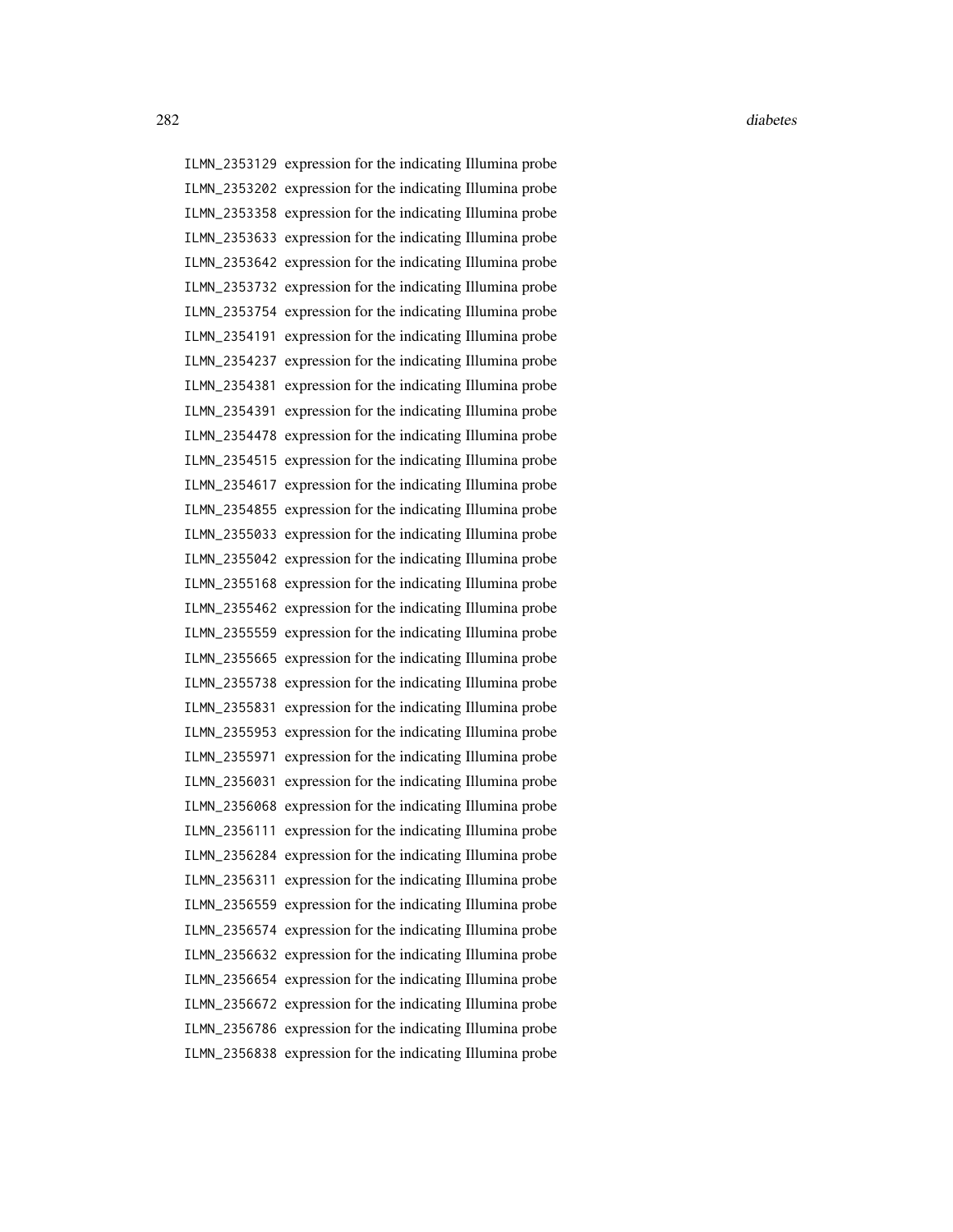| | |
|---|---|
| ILMN_2353129 | expression for the indicating Illumina probe |
| ILMN_2353202 | expression for the indicating Illumina probe |
| ILMN_2353358 | expression for the indicating Illumina probe |
| ILMN_2353633 | expression for the indicating Illumina probe |
| ILMN_2353642 | expression for the indicating Illumina probe |
| ILMN_2353732 | expression for the indicating Illumina probe |
| ILMN_2353754 | expression for the indicating Illumina probe |
| ILMN_2354191 | expression for the indicating Illumina probe |
| ILMN_2354237 | expression for the indicating Illumina probe |
| ILMN_2354381 | expression for the indicating Illumina probe |
| ILMN_2354391 | expression for the indicating Illumina probe |
| ILMN_2354478 | expression for the indicating Illumina probe |
| ILMN_2354515 | expression for the indicating Illumina probe |
| ILMN_2354617 | expression for the indicating Illumina probe |
| ILMN_2354855 | expression for the indicating Illumina probe |
| ILMN_2355033 | expression for the indicating Illumina probe |
| ILMN_2355042 | expression for the indicating Illumina probe |
| ILMN_2355168 | expression for the indicating Illumina probe |
| ILMN_2355462 | expression for the indicating Illumina probe |
| ILMN_2355559 | expression for the indicating Illumina probe |
| ILMN_2355665 | expression for the indicating Illumina probe |
| ILMN_2355738 | expression for the indicating Illumina probe |
| ILMN_2355831 | expression for the indicating Illumina probe |
| ILMN_2355953 | expression for the indicating Illumina probe |
| ILMN_2355971 | expression for the indicating Illumina probe |
| ILMN_2356031 | expression for the indicating Illumina probe |
| ILMN_2356068 | expression for the indicating Illumina probe |
| ILMN_2356111 | expression for the indicating Illumina probe |
| ILMN_2356284 | expression for the indicating Illumina probe |
| ILMN_2356311 | expression for the indicating Illumina probe |
| ILMN_2356559 | expression for the indicating Illumina probe |
| ILMN_2356574 | expression for the indicating Illumina probe |
| ILMN_2356632 | expression for the indicating Illumina probe |
| ILMN_2356654 | expression for the indicating Illumina probe |
| ILMN_2356672 | expression for the indicating Illumina probe |
| ILMN_2356786 | expression for the indicating Illumina probe |
| ILMN_2356838 | expression for the indicating Illumina probe |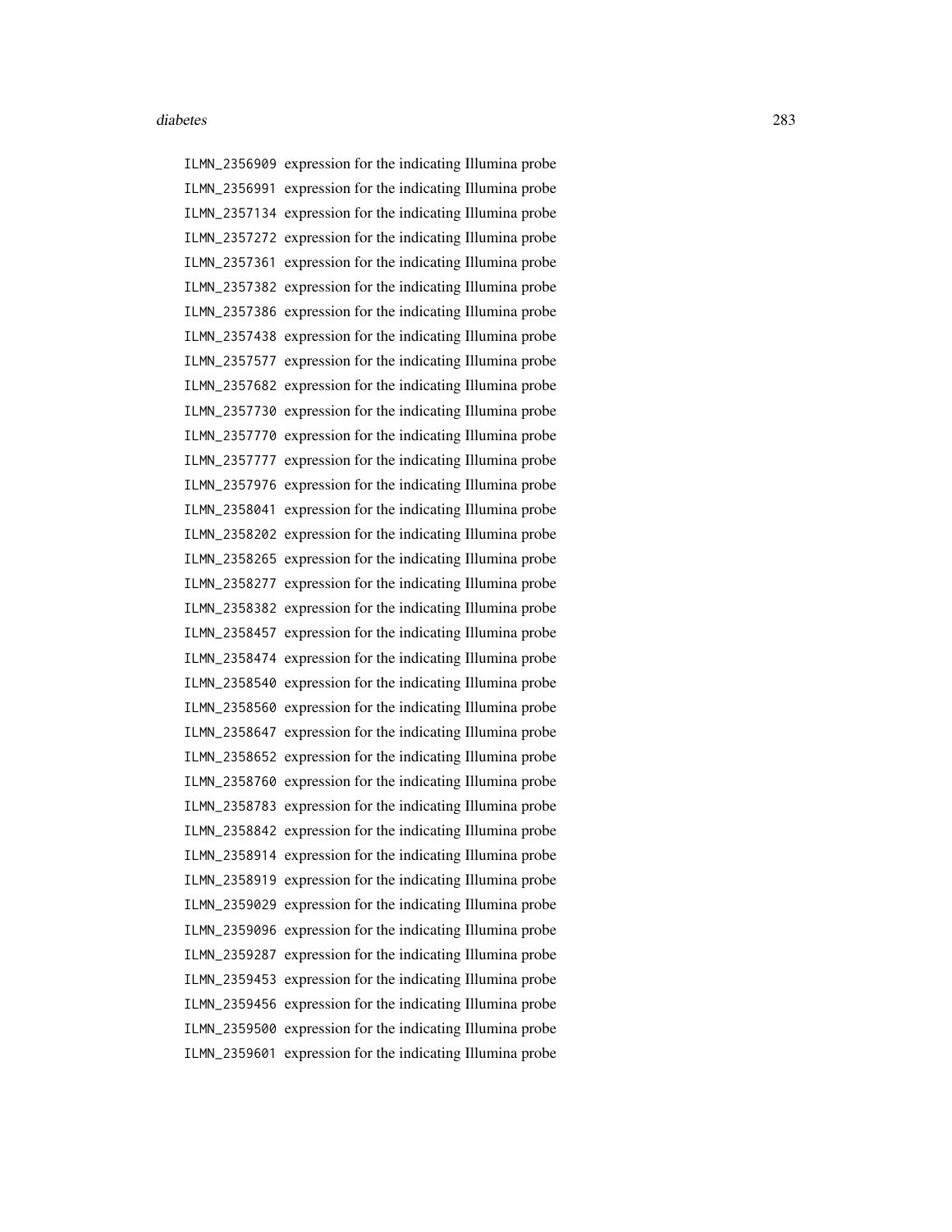ILMN_2356909 expression for the indicating Illumina probe
ILMN_2356991 expression for the indicating Illumina probe
ILMN_2357134 expression for the indicating Illumina probe
ILMN_2357272 expression for the indicating Illumina probe
ILMN_2357361 expression for the indicating Illumina probe
ILMN_2357382 expression for the indicating Illumina probe
ILMN_2357386 expression for the indicating Illumina probe
ILMN_2357438 expression for the indicating Illumina probe
ILMN_2357577 expression for the indicating Illumina probe
ILMN_2357682 expression for the indicating Illumina probe
ILMN_2357730 expression for the indicating Illumina probe
ILMN_2357770 expression for the indicating Illumina probe
ILMN_2357777 expression for the indicating Illumina probe
ILMN_2357976 expression for the indicating Illumina probe
ILMN_2358041 expression for the indicating Illumina probe
ILMN_2358202 expression for the indicating Illumina probe
ILMN_2358265 expression for the indicating Illumina probe
ILMN_2358277 expression for the indicating Illumina probe
ILMN_2358382 expression for the indicating Illumina probe
ILMN_2358457 expression for the indicating Illumina probe
ILMN_2358474 expression for the indicating Illumina probe
ILMN_2358540 expression for the indicating Illumina probe
ILMN_2358560 expression for the indicating Illumina probe
ILMN_2358647 expression for the indicating Illumina probe
ILMN_2358652 expression for the indicating Illumina probe
ILMN_2358760 expression for the indicating Illumina probe
ILMN_2358783 expression for the indicating Illumina probe
ILMN_2358842 expression for the indicating Illumina probe
ILMN_2358914 expression for the indicating Illumina probe
ILMN_2358919 expression for the indicating Illumina probe
ILMN_2359029 expression for the indicating Illumina probe
ILMN_2359096 expression for the indicating Illumina probe
ILMN_2359287 expression for the indicating Illumina probe
ILMN_2359453 expression for the indicating Illumina probe
ILMN_2359456 expression for the indicating Illumina probe
ILMN_2359500 expression for the indicating Illumina probe
ILMN_2359601 expression for the indicating Illumina probe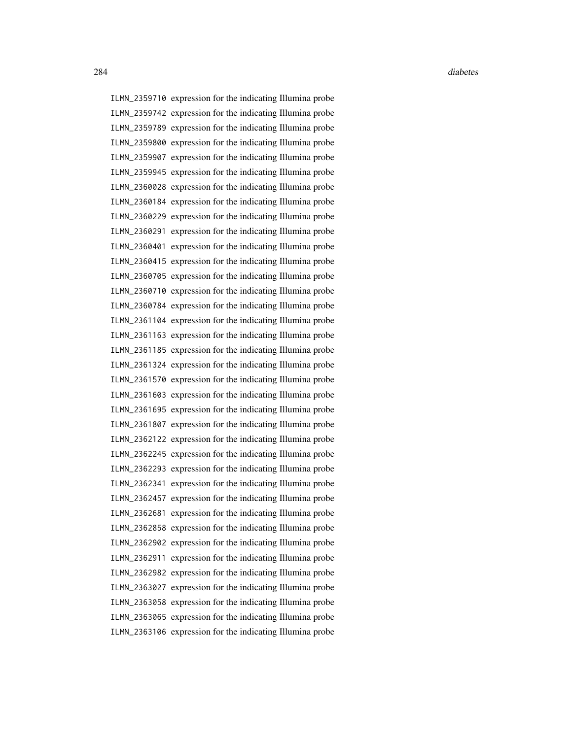ILMN_2359710 expression for the indicating Illumina probe
ILMN_2359742 expression for the indicating Illumina probe
ILMN_2359789 expression for the indicating Illumina probe
ILMN_2359800 expression for the indicating Illumina probe
ILMN_2359907 expression for the indicating Illumina probe
ILMN_2359945 expression for the indicating Illumina probe
ILMN_2360028 expression for the indicating Illumina probe
ILMN_2360184 expression for the indicating Illumina probe
ILMN_2360229 expression for the indicating Illumina probe
ILMN_2360291 expression for the indicating Illumina probe
ILMN_2360401 expression for the indicating Illumina probe
ILMN_2360415 expression for the indicating Illumina probe
ILMN_2360705 expression for the indicating Illumina probe
ILMN_2360710 expression for the indicating Illumina probe
ILMN_2360784 expression for the indicating Illumina probe
ILMN_2361104 expression for the indicating Illumina probe
ILMN_2361163 expression for the indicating Illumina probe
ILMN_2361185 expression for the indicating Illumina probe
ILMN_2361324 expression for the indicating Illumina probe
ILMN_2361570 expression for the indicating Illumina probe
ILMN_2361603 expression for the indicating Illumina probe
ILMN_2361695 expression for the indicating Illumina probe
ILMN_2361807 expression for the indicating Illumina probe
ILMN_2362122 expression for the indicating Illumina probe
ILMN_2362245 expression for the indicating Illumina probe
ILMN_2362293 expression for the indicating Illumina probe
ILMN_2362341 expression for the indicating Illumina probe
ILMN_2362457 expression for the indicating Illumina probe
ILMN_2362681 expression for the indicating Illumina probe
ILMN_2362858 expression for the indicating Illumina probe
ILMN_2362902 expression for the indicating Illumina probe
ILMN_2362911 expression for the indicating Illumina probe
ILMN_2362982 expression for the indicating Illumina probe
ILMN_2363027 expression for the indicating Illumina probe
ILMN_2363058 expression for the indicating Illumina probe
ILMN_2363065 expression for the indicating Illumina probe
ILMN_2363106 expression for the indicating Illumina probe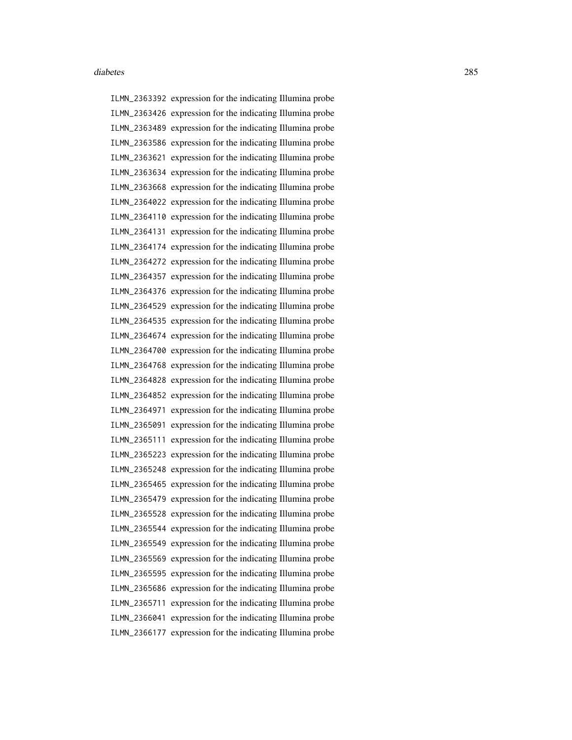ILMN_2363392 expression for the indicating Illumina probe
ILMN_2363426 expression for the indicating Illumina probe
ILMN_2363489 expression for the indicating Illumina probe
ILMN_2363586 expression for the indicating Illumina probe
ILMN_2363621 expression for the indicating Illumina probe
ILMN_2363634 expression for the indicating Illumina probe
ILMN_2363668 expression for the indicating Illumina probe
ILMN_2364022 expression for the indicating Illumina probe
ILMN_2364110 expression for the indicating Illumina probe
ILMN_2364131 expression for the indicating Illumina probe
ILMN_2364174 expression for the indicating Illumina probe
ILMN_2364272 expression for the indicating Illumina probe
ILMN_2364357 expression for the indicating Illumina probe
ILMN_2364376 expression for the indicating Illumina probe
ILMN_2364529 expression for the indicating Illumina probe
ILMN_2364535 expression for the indicating Illumina probe
ILMN_2364674 expression for the indicating Illumina probe
ILMN_2364700 expression for the indicating Illumina probe
ILMN_2364768 expression for the indicating Illumina probe
ILMN_2364828 expression for the indicating Illumina probe
ILMN_2364852 expression for the indicating Illumina probe
ILMN_2364971 expression for the indicating Illumina probe
ILMN_2365091 expression for the indicating Illumina probe
ILMN_2365111 expression for the indicating Illumina probe
ILMN_2365223 expression for the indicating Illumina probe
ILMN_2365248 expression for the indicating Illumina probe
ILMN_2365465 expression for the indicating Illumina probe
ILMN_2365479 expression for the indicating Illumina probe
ILMN_2365528 expression for the indicating Illumina probe
ILMN_2365544 expression for the indicating Illumina probe
ILMN_2365549 expression for the indicating Illumina probe
ILMN_2365569 expression for the indicating Illumina probe
ILMN_2365595 expression for the indicating Illumina probe
ILMN_2365686 expression for the indicating Illumina probe
ILMN_2365711 expression for the indicating Illumina probe
ILMN_2366041 expression for the indicating Illumina probe
ILMN_2366177 expression for the indicating Illumina probe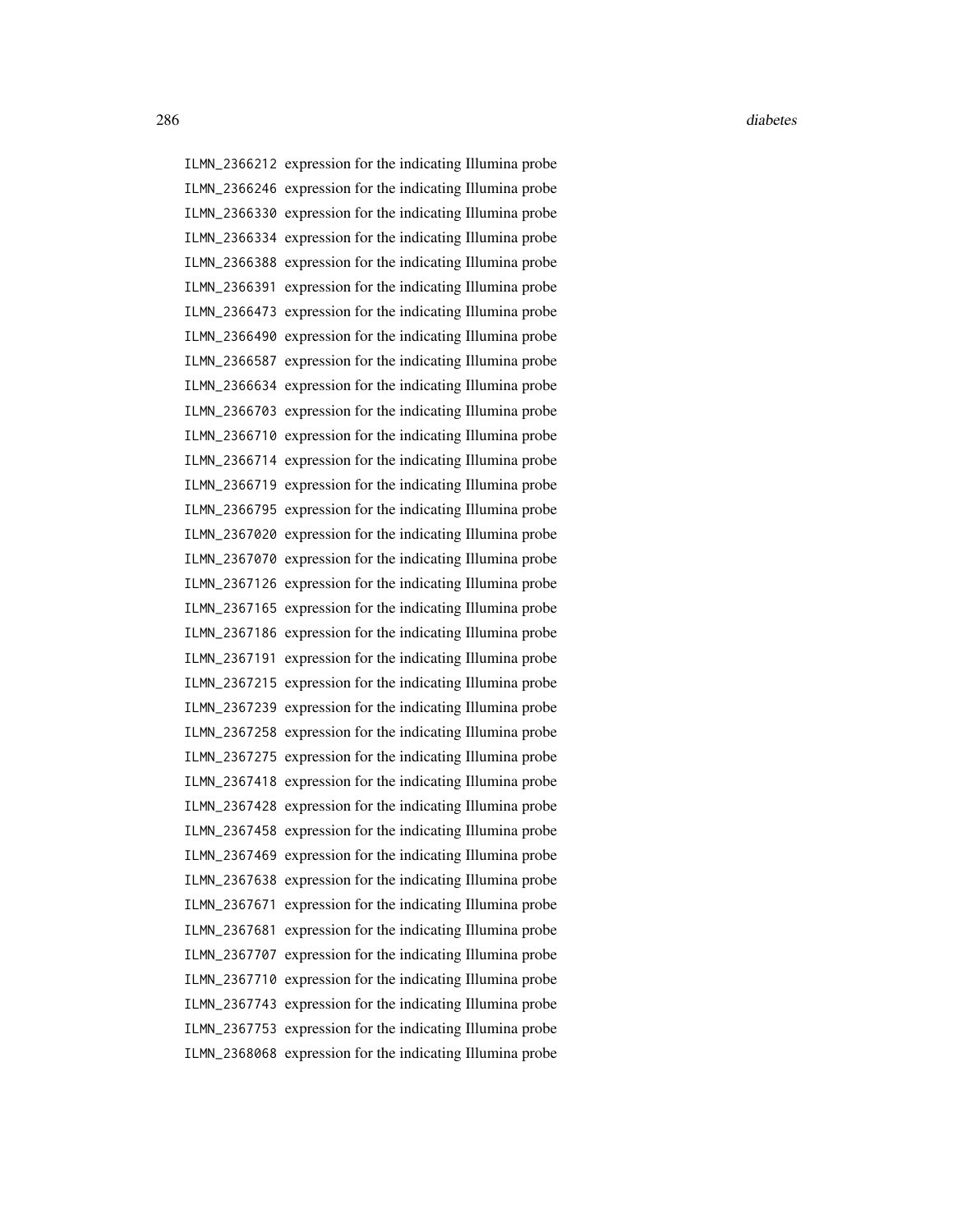ILMN_2366212 expression for the indicating Illumina probe
ILMN_2366246 expression for the indicating Illumina probe
ILMN_2366330 expression for the indicating Illumina probe
ILMN_2366334 expression for the indicating Illumina probe
ILMN_2366388 expression for the indicating Illumina probe
ILMN_2366391 expression for the indicating Illumina probe
ILMN_2366473 expression for the indicating Illumina probe
ILMN_2366490 expression for the indicating Illumina probe
ILMN_2366587 expression for the indicating Illumina probe
ILMN_2366634 expression for the indicating Illumina probe
ILMN_2366703 expression for the indicating Illumina probe
ILMN_2366710 expression for the indicating Illumina probe
ILMN_2366714 expression for the indicating Illumina probe
ILMN_2366719 expression for the indicating Illumina probe
ILMN_2366795 expression for the indicating Illumina probe
ILMN_2367020 expression for the indicating Illumina probe
ILMN_2367070 expression for the indicating Illumina probe
ILMN_2367126 expression for the indicating Illumina probe
ILMN_2367165 expression for the indicating Illumina probe
ILMN_2367186 expression for the indicating Illumina probe
ILMN_2367191 expression for the indicating Illumina probe
ILMN_2367215 expression for the indicating Illumina probe
ILMN_2367239 expression for the indicating Illumina probe
ILMN_2367258 expression for the indicating Illumina probe
ILMN_2367275 expression for the indicating Illumina probe
ILMN_2367418 expression for the indicating Illumina probe
ILMN_2367428 expression for the indicating Illumina probe
ILMN_2367458 expression for the indicating Illumina probe
ILMN_2367469 expression for the indicating Illumina probe
ILMN_2367638 expression for the indicating Illumina probe
ILMN_2367671 expression for the indicating Illumina probe
ILMN_2367681 expression for the indicating Illumina probe
ILMN_2367707 expression for the indicating Illumina probe
ILMN_2367710 expression for the indicating Illumina probe
ILMN_2367743 expression for the indicating Illumina probe
ILMN_2367753 expression for the indicating Illumina probe
ILMN_2368068 expression for the indicating Illumina probe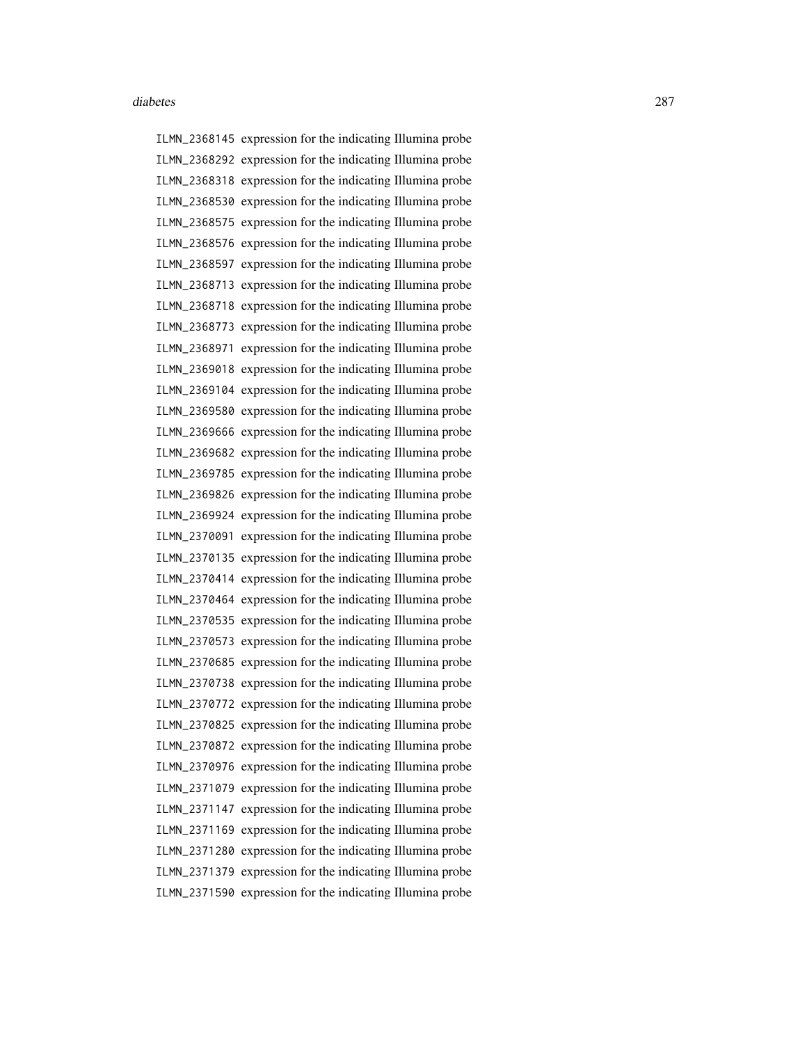ILMN_2368145 expression for the indicating Illumina probe
ILMN_2368292 expression for the indicating Illumina probe
ILMN_2368318 expression for the indicating Illumina probe
ILMN_2368530 expression for the indicating Illumina probe
ILMN_2368575 expression for the indicating Illumina probe
ILMN_2368576 expression for the indicating Illumina probe
ILMN_2368597 expression for the indicating Illumina probe
ILMN_2368713 expression for the indicating Illumina probe
ILMN_2368718 expression for the indicating Illumina probe
ILMN_2368773 expression for the indicating Illumina probe
ILMN_2368971 expression for the indicating Illumina probe
ILMN_2369018 expression for the indicating Illumina probe
ILMN_2369104 expression for the indicating Illumina probe
ILMN_2369580 expression for the indicating Illumina probe
ILMN_2369666 expression for the indicating Illumina probe
ILMN_2369682 expression for the indicating Illumina probe
ILMN_2369785 expression for the indicating Illumina probe
ILMN_2369826 expression for the indicating Illumina probe
ILMN_2369924 expression for the indicating Illumina probe
ILMN_2370091 expression for the indicating Illumina probe
ILMN_2370135 expression for the indicating Illumina probe
ILMN_2370414 expression for the indicating Illumina probe
ILMN_2370464 expression for the indicating Illumina probe
ILMN_2370535 expression for the indicating Illumina probe
ILMN_2370573 expression for the indicating Illumina probe
ILMN_2370685 expression for the indicating Illumina probe
ILMN_2370738 expression for the indicating Illumina probe
ILMN_2370772 expression for the indicating Illumina probe
ILMN_2370825 expression for the indicating Illumina probe
ILMN_2370872 expression for the indicating Illumina probe
ILMN_2370976 expression for the indicating Illumina probe
ILMN_2371079 expression for the indicating Illumina probe
ILMN_2371147 expression for the indicating Illumina probe
ILMN_2371169 expression for the indicating Illumina probe
ILMN_2371280 expression for the indicating Illumina probe
ILMN_2371379 expression for the indicating Illumina probe
ILMN_2371590 expression for the indicating Illumina probe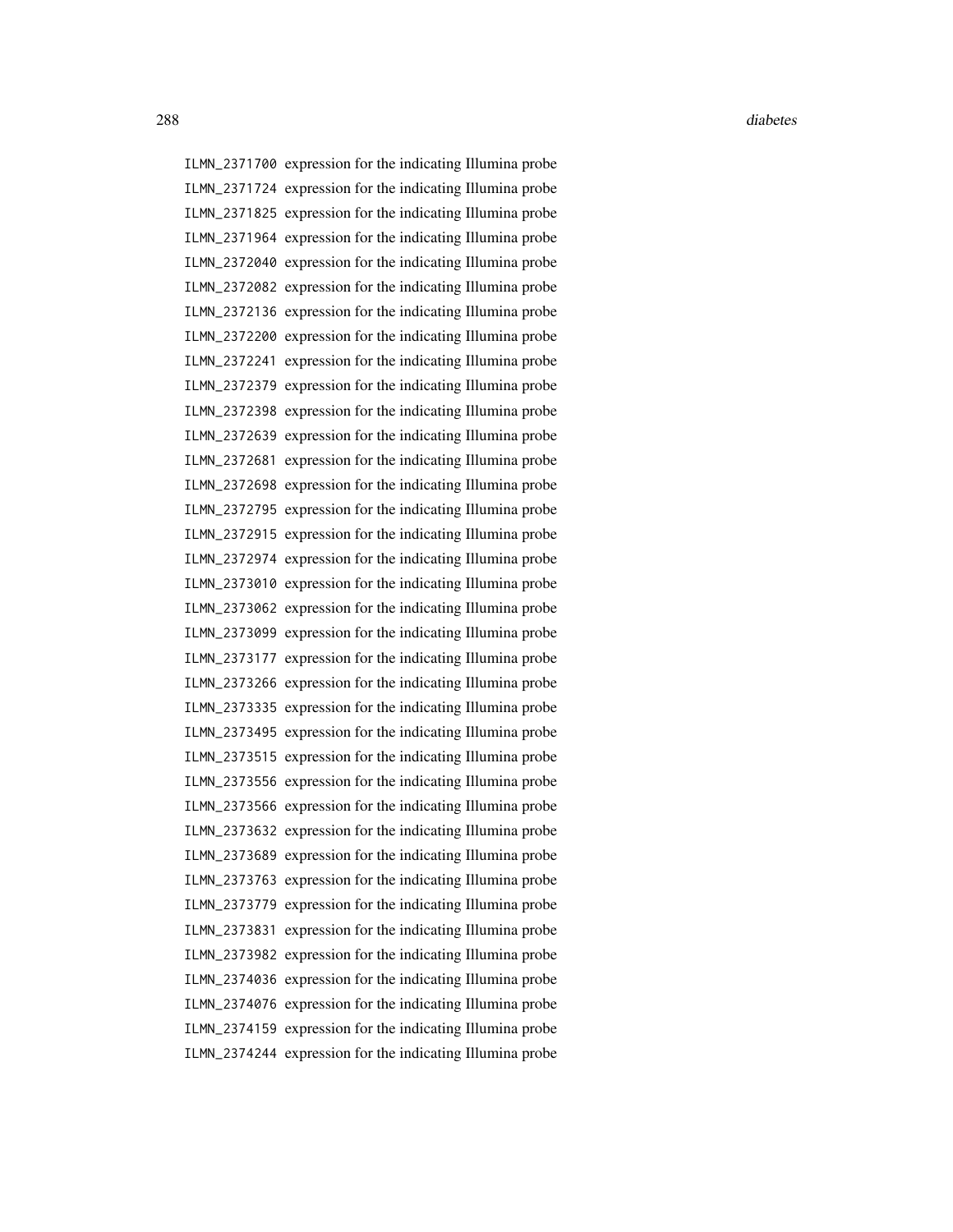ILMN_2371700 expression for the indicating Illumina probe
ILMN_2371724 expression for the indicating Illumina probe
ILMN_2371825 expression for the indicating Illumina probe
ILMN_2371964 expression for the indicating Illumina probe
ILMN_2372040 expression for the indicating Illumina probe
ILMN_2372082 expression for the indicating Illumina probe
ILMN_2372136 expression for the indicating Illumina probe
ILMN_2372200 expression for the indicating Illumina probe
ILMN_2372241 expression for the indicating Illumina probe
ILMN_2372379 expression for the indicating Illumina probe
ILMN_2372398 expression for the indicating Illumina probe
ILMN_2372639 expression for the indicating Illumina probe
ILMN_2372681 expression for the indicating Illumina probe
ILMN_2372698 expression for the indicating Illumina probe
ILMN_2372795 expression for the indicating Illumina probe
ILMN_2372915 expression for the indicating Illumina probe
ILMN_2372974 expression for the indicating Illumina probe
ILMN_2373010 expression for the indicating Illumina probe
ILMN_2373062 expression for the indicating Illumina probe
ILMN_2373099 expression for the indicating Illumina probe
ILMN_2373177 expression for the indicating Illumina probe
ILMN_2373266 expression for the indicating Illumina probe
ILMN_2373335 expression for the indicating Illumina probe
ILMN_2373495 expression for the indicating Illumina probe
ILMN_2373515 expression for the indicating Illumina probe
ILMN_2373556 expression for the indicating Illumina probe
ILMN_2373566 expression for the indicating Illumina probe
ILMN_2373632 expression for the indicating Illumina probe
ILMN_2373689 expression for the indicating Illumina probe
ILMN_2373763 expression for the indicating Illumina probe
ILMN_2373779 expression for the indicating Illumina probe
ILMN_2373831 expression for the indicating Illumina probe
ILMN_2373982 expression for the indicating Illumina probe
ILMN_2374036 expression for the indicating Illumina probe
ILMN_2374076 expression for the indicating Illumina probe
ILMN_2374159 expression for the indicating Illumina probe
ILMN_2374244 expression for the indicating Illumina probe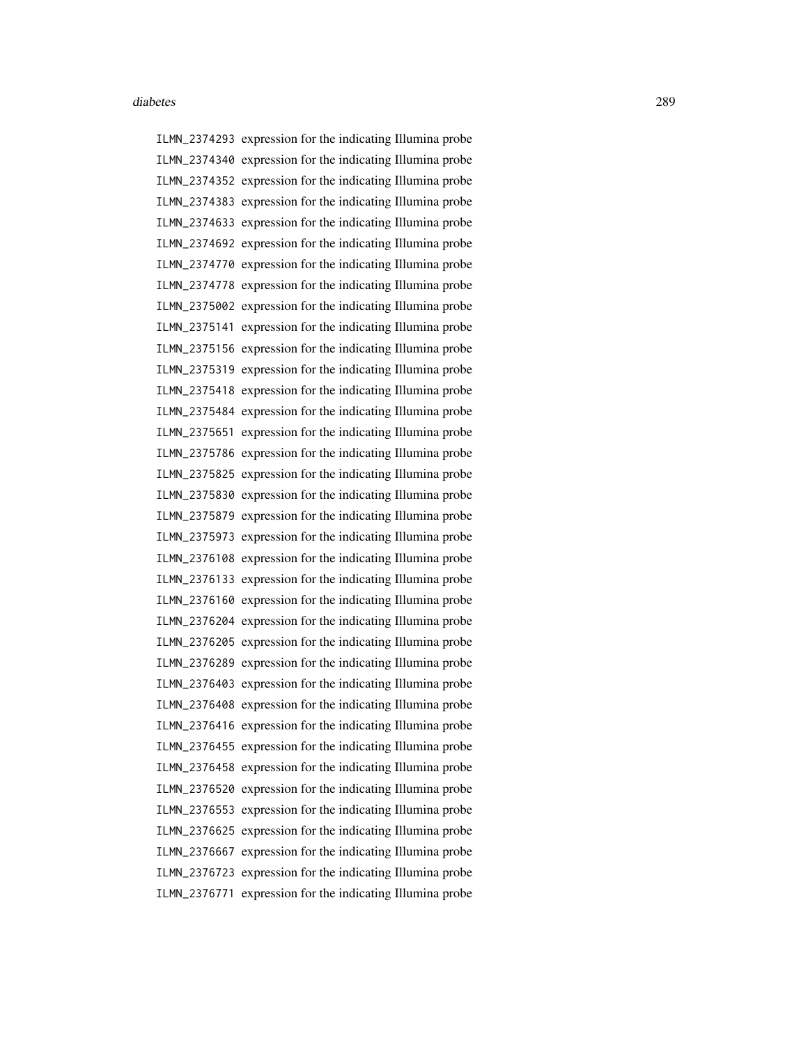ILMN_2374293 expression for the indicating Illumina probe
ILMN_2374340 expression for the indicating Illumina probe
ILMN_2374352 expression for the indicating Illumina probe
ILMN_2374383 expression for the indicating Illumina probe
ILMN_2374633 expression for the indicating Illumina probe
ILMN_2374692 expression for the indicating Illumina probe
ILMN_2374770 expression for the indicating Illumina probe
ILMN_2374778 expression for the indicating Illumina probe
ILMN_2375002 expression for the indicating Illumina probe
ILMN_2375141 expression for the indicating Illumina probe
ILMN_2375156 expression for the indicating Illumina probe
ILMN_2375319 expression for the indicating Illumina probe
ILMN_2375418 expression for the indicating Illumina probe
ILMN_2375484 expression for the indicating Illumina probe
ILMN_2375651 expression for the indicating Illumina probe
ILMN_2375786 expression for the indicating Illumina probe
ILMN_2375825 expression for the indicating Illumina probe
ILMN_2375830 expression for the indicating Illumina probe
ILMN_2375879 expression for the indicating Illumina probe
ILMN_2375973 expression for the indicating Illumina probe
ILMN_2376108 expression for the indicating Illumina probe
ILMN_2376133 expression for the indicating Illumina probe
ILMN_2376160 expression for the indicating Illumina probe
ILMN_2376204 expression for the indicating Illumina probe
ILMN_2376205 expression for the indicating Illumina probe
ILMN_2376289 expression for the indicating Illumina probe
ILMN_2376403 expression for the indicating Illumina probe
ILMN_2376408 expression for the indicating Illumina probe
ILMN_2376416 expression for the indicating Illumina probe
ILMN_2376455 expression for the indicating Illumina probe
ILMN_2376458 expression for the indicating Illumina probe
ILMN_2376520 expression for the indicating Illumina probe
ILMN_2376553 expression for the indicating Illumina probe
ILMN_2376625 expression for the indicating Illumina probe
ILMN_2376667 expression for the indicating Illumina probe
ILMN_2376723 expression for the indicating Illumina probe
ILMN_2376771 expression for the indicating Illumina probe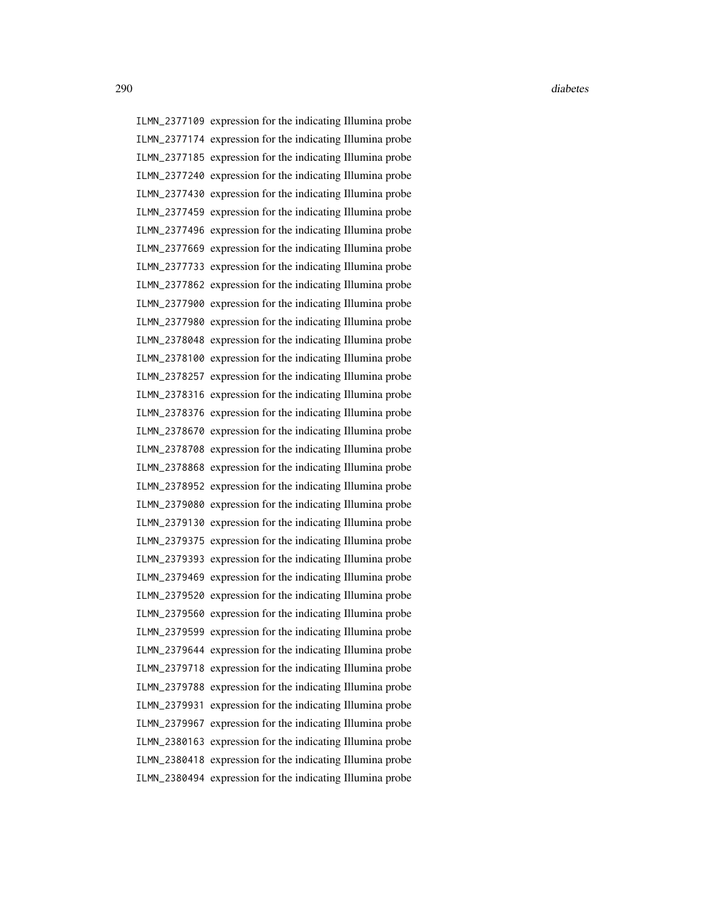ILMN_2377109 expression for the indicating Illumina probe
ILMN_2377174 expression for the indicating Illumina probe
ILMN_2377185 expression for the indicating Illumina probe
ILMN_2377240 expression for the indicating Illumina probe
ILMN_2377430 expression for the indicating Illumina probe
ILMN_2377459 expression for the indicating Illumina probe
ILMN_2377496 expression for the indicating Illumina probe
ILMN_2377669 expression for the indicating Illumina probe
ILMN_2377733 expression for the indicating Illumina probe
ILMN_2377862 expression for the indicating Illumina probe
ILMN_2377900 expression for the indicating Illumina probe
ILMN_2377980 expression for the indicating Illumina probe
ILMN_2378048 expression for the indicating Illumina probe
ILMN_2378100 expression for the indicating Illumina probe
ILMN_2378257 expression for the indicating Illumina probe
ILMN_2378316 expression for the indicating Illumina probe
ILMN_2378376 expression for the indicating Illumina probe
ILMN_2378670 expression for the indicating Illumina probe
ILMN_2378708 expression for the indicating Illumina probe
ILMN_2378868 expression for the indicating Illumina probe
ILMN_2378952 expression for the indicating Illumina probe
ILMN_2379080 expression for the indicating Illumina probe
ILMN_2379130 expression for the indicating Illumina probe
ILMN_2379375 expression for the indicating Illumina probe
ILMN_2379393 expression for the indicating Illumina probe
ILMN_2379469 expression for the indicating Illumina probe
ILMN_2379520 expression for the indicating Illumina probe
ILMN_2379560 expression for the indicating Illumina probe
ILMN_2379599 expression for the indicating Illumina probe
ILMN_2379644 expression for the indicating Illumina probe
ILMN_2379718 expression for the indicating Illumina probe
ILMN_2379788 expression for the indicating Illumina probe
ILMN_2379931 expression for the indicating Illumina probe
ILMN_2379967 expression for the indicating Illumina probe
ILMN_2380163 expression for the indicating Illumina probe
ILMN_2380418 expression for the indicating Illumina probe
ILMN_2380494 expression for the indicating Illumina probe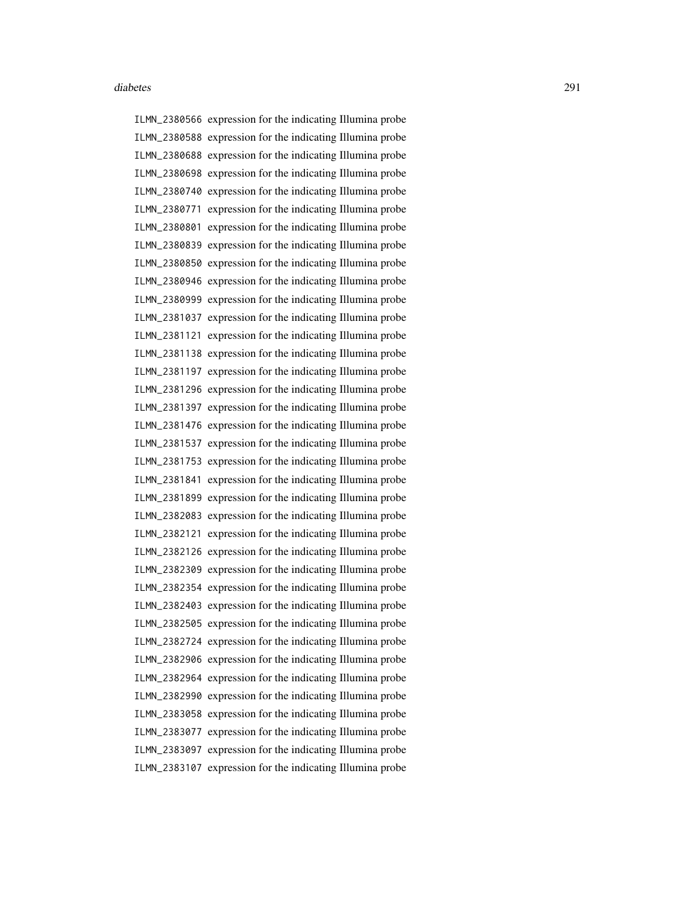| | |
|---|---|
| ILMN_2380566 | expression for the indicating Illumina probe |
| ILMN_2380588 | expression for the indicating Illumina probe |
| ILMN_2380688 | expression for the indicating Illumina probe |
| ILMN_2380698 | expression for the indicating Illumina probe |
| ILMN_2380740 | expression for the indicating Illumina probe |
| ILMN_2380771 | expression for the indicating Illumina probe |
| ILMN_2380801 | expression for the indicating Illumina probe |
| ILMN_2380839 | expression for the indicating Illumina probe |
| ILMN_2380850 | expression for the indicating Illumina probe |
| ILMN_2380946 | expression for the indicating Illumina probe |
| ILMN_2380999 | expression for the indicating Illumina probe |
| ILMN_2381037 | expression for the indicating Illumina probe |
| ILMN_2381121 | expression for the indicating Illumina probe |
| ILMN_2381138 | expression for the indicating Illumina probe |
| ILMN_2381197 | expression for the indicating Illumina probe |
| ILMN_2381296 | expression for the indicating Illumina probe |
| ILMN_2381397 | expression for the indicating Illumina probe |
| ILMN_2381476 | expression for the indicating Illumina probe |
| ILMN_2381537 | expression for the indicating Illumina probe |
| ILMN_2381753 | expression for the indicating Illumina probe |
| ILMN_2381841 | expression for the indicating Illumina probe |
| ILMN_2381899 | expression for the indicating Illumina probe |
| ILMN_2382083 | expression for the indicating Illumina probe |
| ILMN_2382121 | expression for the indicating Illumina probe |
| ILMN_2382126 | expression for the indicating Illumina probe |
| ILMN_2382309 | expression for the indicating Illumina probe |
| ILMN_2382354 | expression for the indicating Illumina probe |
| ILMN_2382403 | expression for the indicating Illumina probe |
| ILMN_2382505 | expression for the indicating Illumina probe |
| ILMN_2382724 | expression for the indicating Illumina probe |
| ILMN_2382906 | expression for the indicating Illumina probe |
| ILMN_2382964 | expression for the indicating Illumina probe |
| ILMN_2382990 | expression for the indicating Illumina probe |
| ILMN_2383058 | expression for the indicating Illumina probe |
| ILMN_2383077 | expression for the indicating Illumina probe |
| ILMN_2383097 | expression for the indicating Illumina probe |
| ILMN_2383107 | expression for the indicating Illumina probe |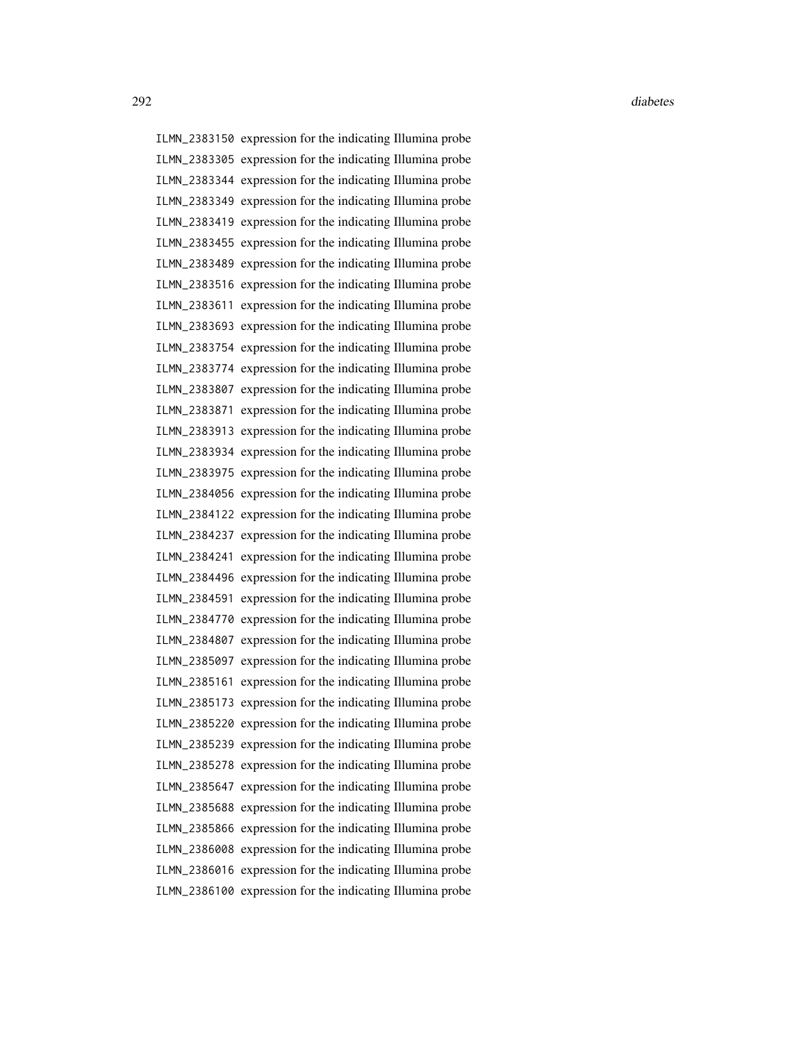ILMN_2383150 expression for the indicating Illumina probe
ILMN_2383305 expression for the indicating Illumina probe
ILMN_2383344 expression for the indicating Illumina probe
ILMN_2383349 expression for the indicating Illumina probe
ILMN_2383419 expression for the indicating Illumina probe
ILMN_2383455 expression for the indicating Illumina probe
ILMN_2383489 expression for the indicating Illumina probe
ILMN_2383516 expression for the indicating Illumina probe
ILMN_2383611 expression for the indicating Illumina probe
ILMN_2383693 expression for the indicating Illumina probe
ILMN_2383754 expression for the indicating Illumina probe
ILMN_2383774 expression for the indicating Illumina probe
ILMN_2383807 expression for the indicating Illumina probe
ILMN_2383871 expression for the indicating Illumina probe
ILMN_2383913 expression for the indicating Illumina probe
ILMN_2383934 expression for the indicating Illumina probe
ILMN_2383975 expression for the indicating Illumina probe
ILMN_2384056 expression for the indicating Illumina probe
ILMN_2384122 expression for the indicating Illumina probe
ILMN_2384237 expression for the indicating Illumina probe
ILMN_2384241 expression for the indicating Illumina probe
ILMN_2384496 expression for the indicating Illumina probe
ILMN_2384591 expression for the indicating Illumina probe
ILMN_2384770 expression for the indicating Illumina probe
ILMN_2384807 expression for the indicating Illumina probe
ILMN_2385097 expression for the indicating Illumina probe
ILMN_2385161 expression for the indicating Illumina probe
ILMN_2385173 expression for the indicating Illumina probe
ILMN_2385220 expression for the indicating Illumina probe
ILMN_2385239 expression for the indicating Illumina probe
ILMN_2385278 expression for the indicating Illumina probe
ILMN_2385647 expression for the indicating Illumina probe
ILMN_2385688 expression for the indicating Illumina probe
ILMN_2385866 expression for the indicating Illumina probe
ILMN_2386008 expression for the indicating Illumina probe
ILMN_2386016 expression for the indicating Illumina probe
ILMN_2386100 expression for the indicating Illumina probe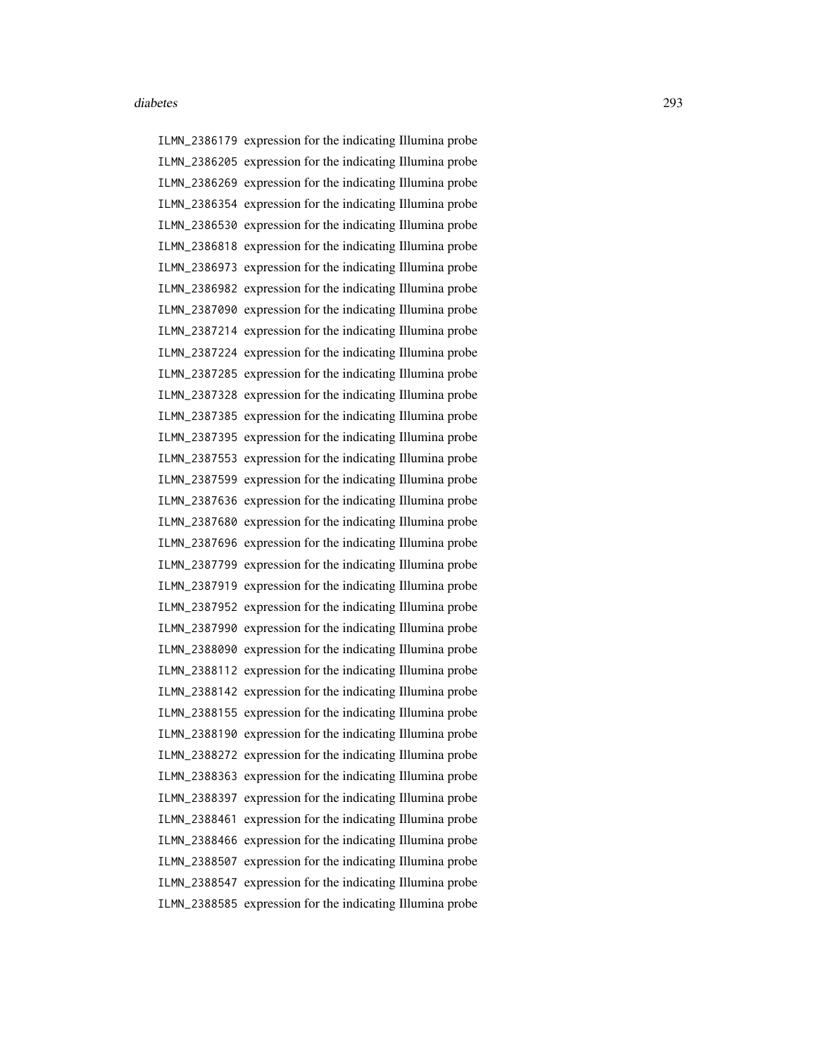ILMN_2386179 expression for the indicating Illumina probe
ILMN_2386205 expression for the indicating Illumina probe
ILMN_2386269 expression for the indicating Illumina probe
ILMN_2386354 expression for the indicating Illumina probe
ILMN_2386530 expression for the indicating Illumina probe
ILMN_2386818 expression for the indicating Illumina probe
ILMN_2386973 expression for the indicating Illumina probe
ILMN_2386982 expression for the indicating Illumina probe
ILMN_2387090 expression for the indicating Illumina probe
ILMN_2387214 expression for the indicating Illumina probe
ILMN_2387224 expression for the indicating Illumina probe
ILMN_2387285 expression for the indicating Illumina probe
ILMN_2387328 expression for the indicating Illumina probe
ILMN_2387385 expression for the indicating Illumina probe
ILMN_2387395 expression for the indicating Illumina probe
ILMN_2387553 expression for the indicating Illumina probe
ILMN_2387599 expression for the indicating Illumina probe
ILMN_2387636 expression for the indicating Illumina probe
ILMN_2387680 expression for the indicating Illumina probe
ILMN_2387696 expression for the indicating Illumina probe
ILMN_2387799 expression for the indicating Illumina probe
ILMN_2387919 expression for the indicating Illumina probe
ILMN_2387952 expression for the indicating Illumina probe
ILMN_2387990 expression for the indicating Illumina probe
ILMN_2388090 expression for the indicating Illumina probe
ILMN_2388112 expression for the indicating Illumina probe
ILMN_2388142 expression for the indicating Illumina probe
ILMN_2388155 expression for the indicating Illumina probe
ILMN_2388190 expression for the indicating Illumina probe
ILMN_2388272 expression for the indicating Illumina probe
ILMN_2388363 expression for the indicating Illumina probe
ILMN_2388397 expression for the indicating Illumina probe
ILMN_2388461 expression for the indicating Illumina probe
ILMN_2388466 expression for the indicating Illumina probe
ILMN_2388507 expression for the indicating Illumina probe
ILMN_2388547 expression for the indicating Illumina probe
ILMN_2388585 expression for the indicating Illumina probe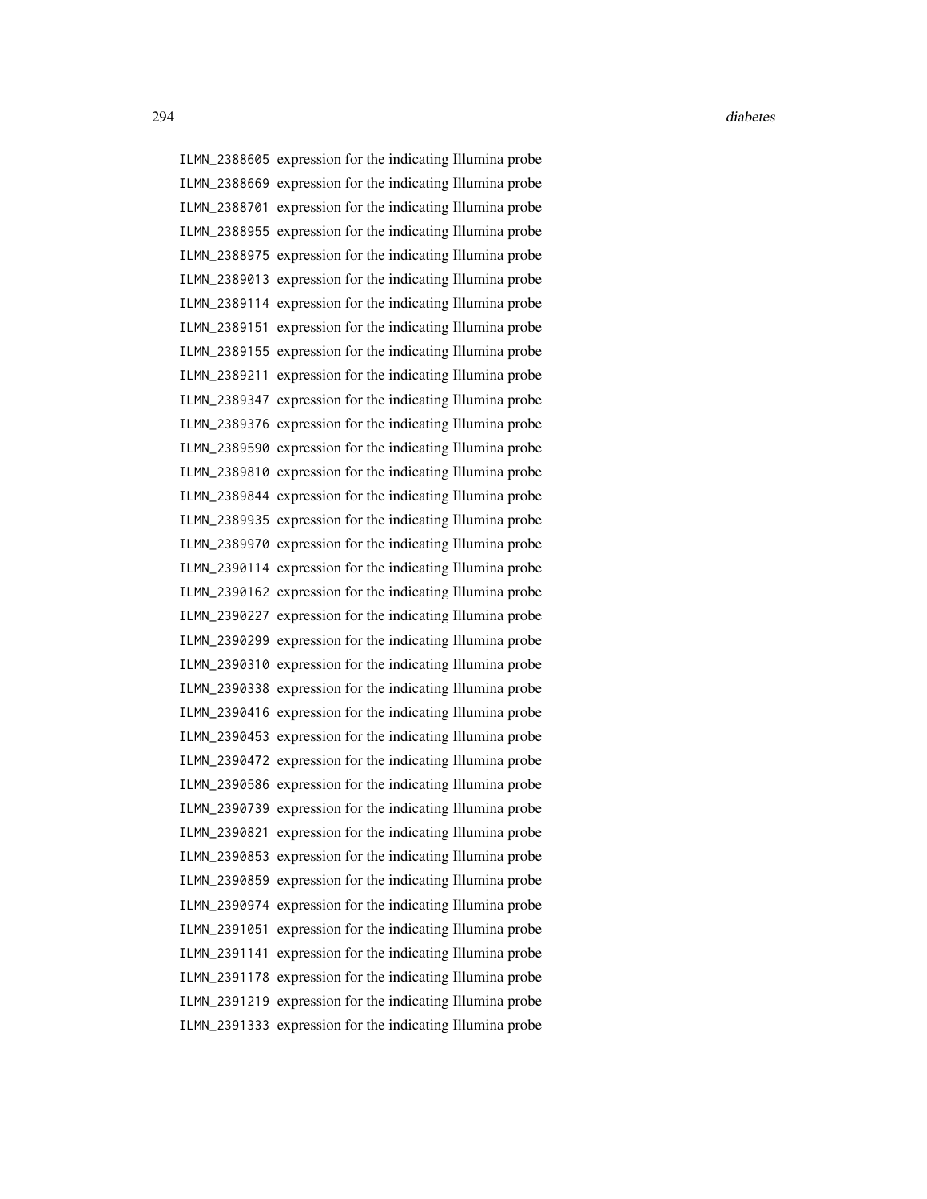ILMN_2388605 expression for the indicating Illumina probe
ILMN_2388669 expression for the indicating Illumina probe
ILMN_2388701 expression for the indicating Illumina probe
ILMN_2388955 expression for the indicating Illumina probe
ILMN_2388975 expression for the indicating Illumina probe
ILMN_2389013 expression for the indicating Illumina probe
ILMN_2389114 expression for the indicating Illumina probe
ILMN_2389151 expression for the indicating Illumina probe
ILMN_2389155 expression for the indicating Illumina probe
ILMN_2389211 expression for the indicating Illumina probe
ILMN_2389347 expression for the indicating Illumina probe
ILMN_2389376 expression for the indicating Illumina probe
ILMN_2389590 expression for the indicating Illumina probe
ILMN_2389810 expression for the indicating Illumina probe
ILMN_2389844 expression for the indicating Illumina probe
ILMN_2389935 expression for the indicating Illumina probe
ILMN_2389970 expression for the indicating Illumina probe
ILMN_2390114 expression for the indicating Illumina probe
ILMN_2390162 expression for the indicating Illumina probe
ILMN_2390227 expression for the indicating Illumina probe
ILMN_2390299 expression for the indicating Illumina probe
ILMN_2390310 expression for the indicating Illumina probe
ILMN_2390338 expression for the indicating Illumina probe
ILMN_2390416 expression for the indicating Illumina probe
ILMN_2390453 expression for the indicating Illumina probe
ILMN_2390472 expression for the indicating Illumina probe
ILMN_2390586 expression for the indicating Illumina probe
ILMN_2390739 expression for the indicating Illumina probe
ILMN_2390821 expression for the indicating Illumina probe
ILMN_2390853 expression for the indicating Illumina probe
ILMN_2390859 expression for the indicating Illumina probe
ILMN_2390974 expression for the indicating Illumina probe
ILMN_2391051 expression for the indicating Illumina probe
ILMN_2391141 expression for the indicating Illumina probe
ILMN_2391178 expression for the indicating Illumina probe
ILMN_2391219 expression for the indicating Illumina probe
ILMN_2391333 expression for the indicating Illumina probe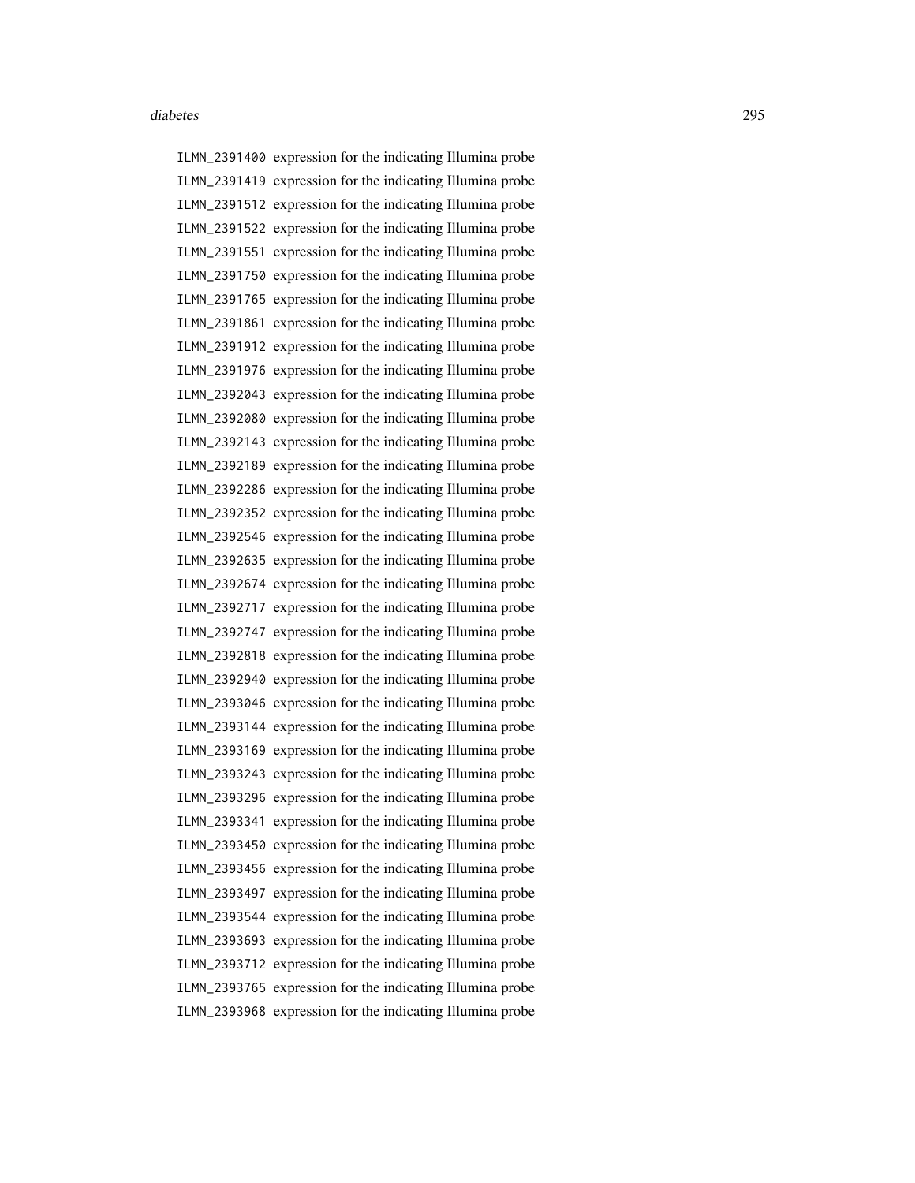ILMN_2391400 expression for the indicating Illumina probe
ILMN_2391419 expression for the indicating Illumina probe
ILMN_2391512 expression for the indicating Illumina probe
ILMN_2391522 expression for the indicating Illumina probe
ILMN_2391551 expression for the indicating Illumina probe
ILMN_2391750 expression for the indicating Illumina probe
ILMN_2391765 expression for the indicating Illumina probe
ILMN_2391861 expression for the indicating Illumina probe
ILMN_2391912 expression for the indicating Illumina probe
ILMN_2391976 expression for the indicating Illumina probe
ILMN_2392043 expression for the indicating Illumina probe
ILMN_2392080 expression for the indicating Illumina probe
ILMN_2392143 expression for the indicating Illumina probe
ILMN_2392189 expression for the indicating Illumina probe
ILMN_2392286 expression for the indicating Illumina probe
ILMN_2392352 expression for the indicating Illumina probe
ILMN_2392546 expression for the indicating Illumina probe
ILMN_2392635 expression for the indicating Illumina probe
ILMN_2392674 expression for the indicating Illumina probe
ILMN_2392717 expression for the indicating Illumina probe
ILMN_2392747 expression for the indicating Illumina probe
ILMN_2392818 expression for the indicating Illumina probe
ILMN_2392940 expression for the indicating Illumina probe
ILMN_2393046 expression for the indicating Illumina probe
ILMN_2393144 expression for the indicating Illumina probe
ILMN_2393169 expression for the indicating Illumina probe
ILMN_2393243 expression for the indicating Illumina probe
ILMN_2393296 expression for the indicating Illumina probe
ILMN_2393341 expression for the indicating Illumina probe
ILMN_2393450 expression for the indicating Illumina probe
ILMN_2393456 expression for the indicating Illumina probe
ILMN_2393497 expression for the indicating Illumina probe
ILMN_2393544 expression for the indicating Illumina probe
ILMN_2393693 expression for the indicating Illumina probe
ILMN_2393712 expression for the indicating Illumina probe
ILMN_2393765 expression for the indicating Illumina probe
ILMN_2393968 expression for the indicating Illumina probe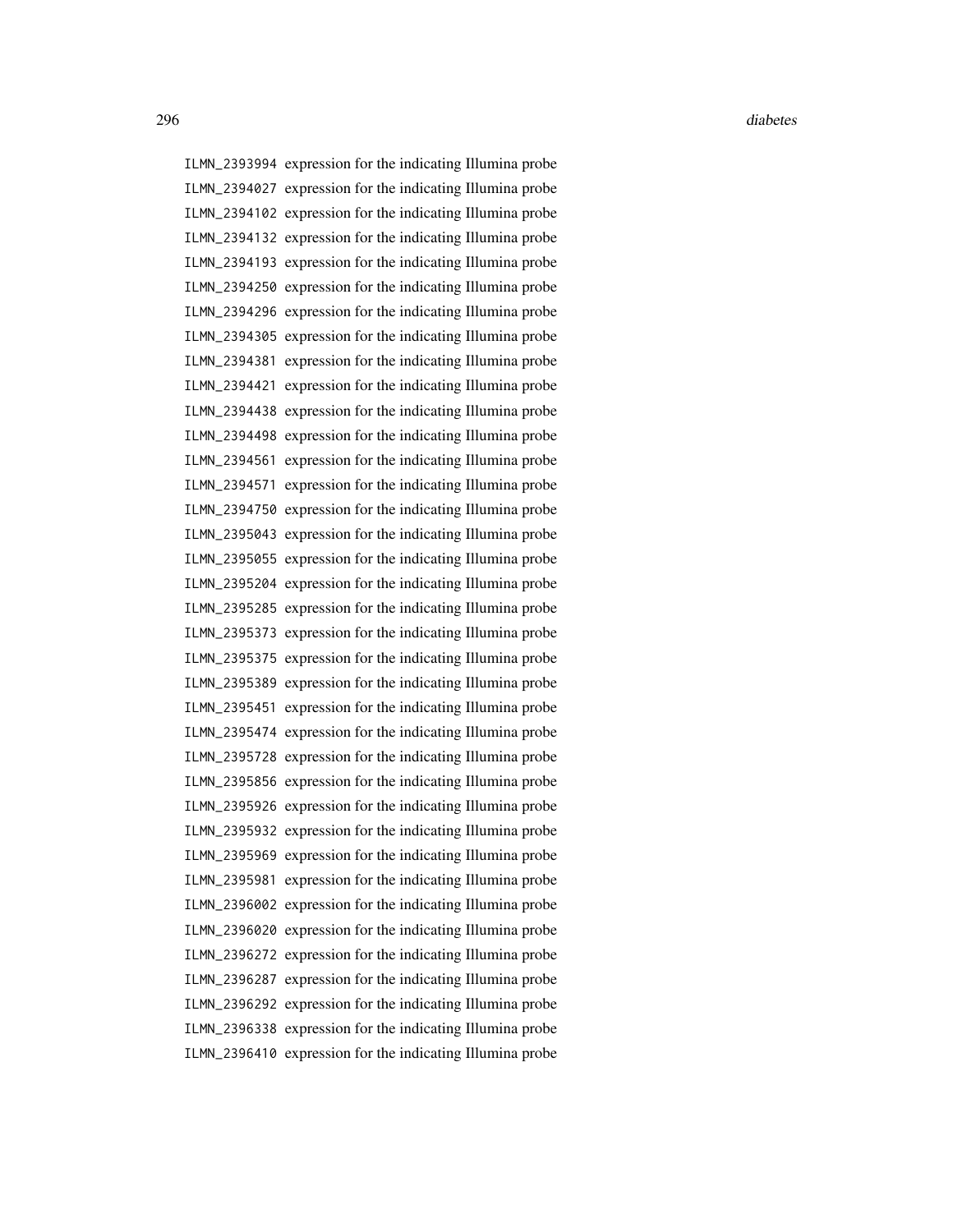ILMN_2393994 expression for the indicating Illumina probe
ILMN_2394027 expression for the indicating Illumina probe
ILMN_2394102 expression for the indicating Illumina probe
ILMN_2394132 expression for the indicating Illumina probe
ILMN_2394193 expression for the indicating Illumina probe
ILMN_2394250 expression for the indicating Illumina probe
ILMN_2394296 expression for the indicating Illumina probe
ILMN_2394305 expression for the indicating Illumina probe
ILMN_2394381 expression for the indicating Illumina probe
ILMN_2394421 expression for the indicating Illumina probe
ILMN_2394438 expression for the indicating Illumina probe
ILMN_2394498 expression for the indicating Illumina probe
ILMN_2394561 expression for the indicating Illumina probe
ILMN_2394571 expression for the indicating Illumina probe
ILMN_2394750 expression for the indicating Illumina probe
ILMN_2395043 expression for the indicating Illumina probe
ILMN_2395055 expression for the indicating Illumina probe
ILMN_2395204 expression for the indicating Illumina probe
ILMN_2395285 expression for the indicating Illumina probe
ILMN_2395373 expression for the indicating Illumina probe
ILMN_2395375 expression for the indicating Illumina probe
ILMN_2395389 expression for the indicating Illumina probe
ILMN_2395451 expression for the indicating Illumina probe
ILMN_2395474 expression for the indicating Illumina probe
ILMN_2395728 expression for the indicating Illumina probe
ILMN_2395856 expression for the indicating Illumina probe
ILMN_2395926 expression for the indicating Illumina probe
ILMN_2395932 expression for the indicating Illumina probe
ILMN_2395969 expression for the indicating Illumina probe
ILMN_2395981 expression for the indicating Illumina probe
ILMN_2396002 expression for the indicating Illumina probe
ILMN_2396020 expression for the indicating Illumina probe
ILMN_2396272 expression for the indicating Illumina probe
ILMN_2396287 expression for the indicating Illumina probe
ILMN_2396292 expression for the indicating Illumina probe
ILMN_2396338 expression for the indicating Illumina probe
ILMN_2396410 expression for the indicating Illumina probe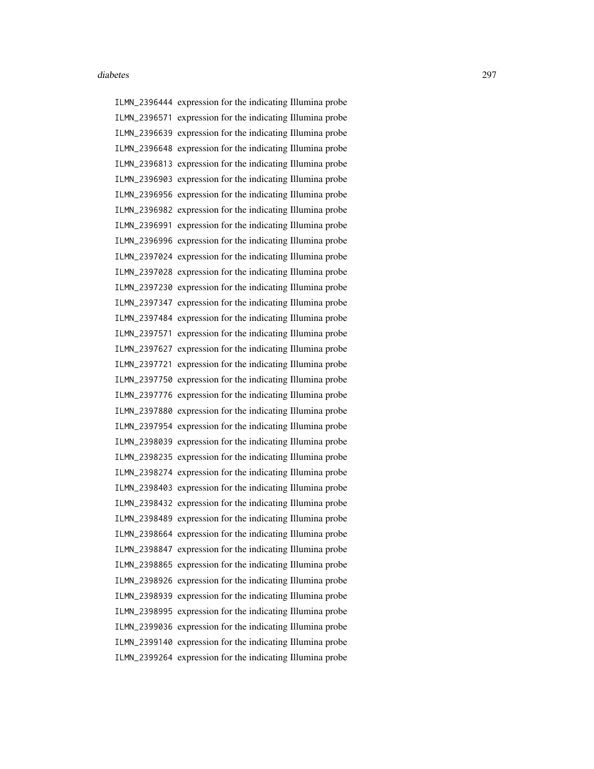```
ILMN_2396444 expression for the indicating Illumina probe
ILMN_2396571 expression for the indicating Illumina probe
ILMN_2396639 expression for the indicating Illumina probe
ILMN_2396648 expression for the indicating Illumina probe
ILMN_2396813 expression for the indicating Illumina probe
ILMN_2396903 expression for the indicating Illumina probe
ILMN_2396956 expression for the indicating Illumina probe
ILMN_2396982 expression for the indicating Illumina probe
ILMN_2396991 expression for the indicating Illumina probe
ILMN_2396996 expression for the indicating Illumina probe
ILMN_2397024 expression for the indicating Illumina probe
ILMN_2397028 expression for the indicating Illumina probe
ILMN_2397230 expression for the indicating Illumina probe
ILMN_2397347 expression for the indicating Illumina probe
ILMN_2397484 expression for the indicating Illumina probe
ILMN_2397571 expression for the indicating Illumina probe
ILMN_2397627 expression for the indicating Illumina probe
ILMN_2397721 expression for the indicating Illumina probe
ILMN_2397750 expression for the indicating Illumina probe
ILMN_2397776 expression for the indicating Illumina probe
ILMN_2397880 expression for the indicating Illumina probe
ILMN_2397954 expression for the indicating Illumina probe
ILMN_2398039 expression for the indicating Illumina probe
ILMN_2398235 expression for the indicating Illumina probe
ILMN_2398274 expression for the indicating Illumina probe
ILMN_2398403 expression for the indicating Illumina probe
ILMN_2398432 expression for the indicating Illumina probe
ILMN_2398489 expression for the indicating Illumina probe
ILMN_2398664 expression for the indicating Illumina probe
ILMN_2398847 expression for the indicating Illumina probe
ILMN_2398865 expression for the indicating Illumina probe
ILMN_2398926 expression for the indicating Illumina probe
ILMN_2398939 expression for the indicating Illumina probe
ILMN_2398995 expression for the indicating Illumina probe
ILMN_2399036 expression for the indicating Illumina probe
ILMN_2399140 expression for the indicating Illumina probe
ILMN_2399264 expression for the indicating Illumina probe
```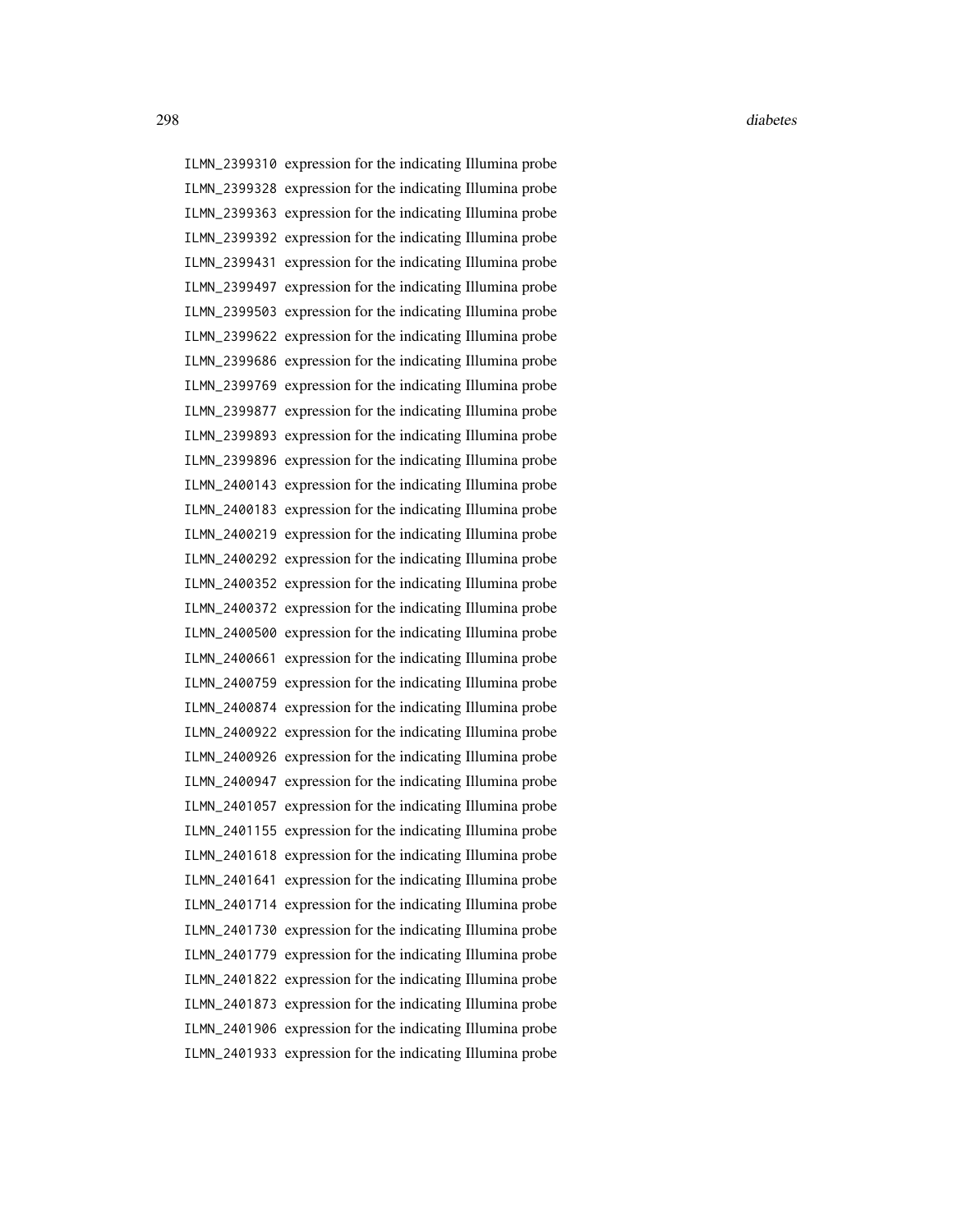ILMN_2399310 expression for the indicating Illumina probe
ILMN_2399328 expression for the indicating Illumina probe
ILMN_2399363 expression for the indicating Illumina probe
ILMN_2399392 expression for the indicating Illumina probe
ILMN_2399431 expression for the indicating Illumina probe
ILMN_2399497 expression for the indicating Illumina probe
ILMN_2399503 expression for the indicating Illumina probe
ILMN_2399622 expression for the indicating Illumina probe
ILMN_2399686 expression for the indicating Illumina probe
ILMN_2399769 expression for the indicating Illumina probe
ILMN_2399877 expression for the indicating Illumina probe
ILMN_2399893 expression for the indicating Illumina probe
ILMN_2399896 expression for the indicating Illumina probe
ILMN_2400143 expression for the indicating Illumina probe
ILMN_2400183 expression for the indicating Illumina probe
ILMN_2400219 expression for the indicating Illumina probe
ILMN_2400292 expression for the indicating Illumina probe
ILMN_2400352 expression for the indicating Illumina probe
ILMN_2400372 expression for the indicating Illumina probe
ILMN_2400500 expression for the indicating Illumina probe
ILMN_2400661 expression for the indicating Illumina probe
ILMN_2400759 expression for the indicating Illumina probe
ILMN_2400874 expression for the indicating Illumina probe
ILMN_2400922 expression for the indicating Illumina probe
ILMN_2400926 expression for the indicating Illumina probe
ILMN_2400947 expression for the indicating Illumina probe
ILMN_2401057 expression for the indicating Illumina probe
ILMN_2401155 expression for the indicating Illumina probe
ILMN_2401618 expression for the indicating Illumina probe
ILMN_2401641 expression for the indicating Illumina probe
ILMN_2401714 expression for the indicating Illumina probe
ILMN_2401730 expression for the indicating Illumina probe
ILMN_2401779 expression for the indicating Illumina probe
ILMN_2401822 expression for the indicating Illumina probe
ILMN_2401873 expression for the indicating Illumina probe
ILMN_2401906 expression for the indicating Illumina probe
ILMN_2401933 expression for the indicating Illumina probe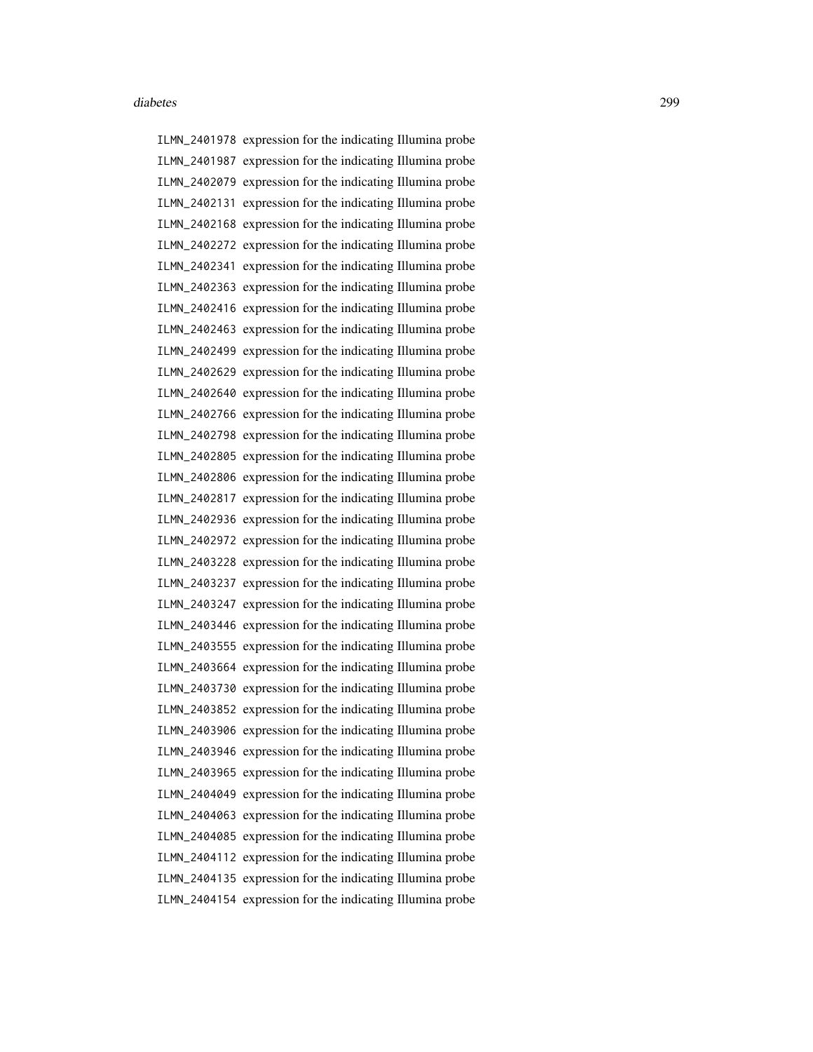ILMN_2401978 expression for the indicating Illumina probe
ILMN_2401987 expression for the indicating Illumina probe
ILMN_2402079 expression for the indicating Illumina probe
ILMN_2402131 expression for the indicating Illumina probe
ILMN_2402168 expression for the indicating Illumina probe
ILMN_2402272 expression for the indicating Illumina probe
ILMN_2402341 expression for the indicating Illumina probe
ILMN_2402363 expression for the indicating Illumina probe
ILMN_2402416 expression for the indicating Illumina probe
ILMN_2402463 expression for the indicating Illumina probe
ILMN_2402499 expression for the indicating Illumina probe
ILMN_2402629 expression for the indicating Illumina probe
ILMN_2402640 expression for the indicating Illumina probe
ILMN_2402766 expression for the indicating Illumina probe
ILMN_2402798 expression for the indicating Illumina probe
ILMN_2402805 expression for the indicating Illumina probe
ILMN_2402806 expression for the indicating Illumina probe
ILMN_2402817 expression for the indicating Illumina probe
ILMN_2402936 expression for the indicating Illumina probe
ILMN_2402972 expression for the indicating Illumina probe
ILMN_2403228 expression for the indicating Illumina probe
ILMN_2403237 expression for the indicating Illumina probe
ILMN_2403247 expression for the indicating Illumina probe
ILMN_2403446 expression for the indicating Illumina probe
ILMN_2403555 expression for the indicating Illumina probe
ILMN_2403664 expression for the indicating Illumina probe
ILMN_2403730 expression for the indicating Illumina probe
ILMN_2403852 expression for the indicating Illumina probe
ILMN_2403906 expression for the indicating Illumina probe
ILMN_2403946 expression for the indicating Illumina probe
ILMN_2403965 expression for the indicating Illumina probe
ILMN_2404049 expression for the indicating Illumina probe
ILMN_2404063 expression for the indicating Illumina probe
ILMN_2404085 expression for the indicating Illumina probe
ILMN_2404112 expression for the indicating Illumina probe
ILMN_2404135 expression for the indicating Illumina probe
ILMN_2404154 expression for the indicating Illumina probe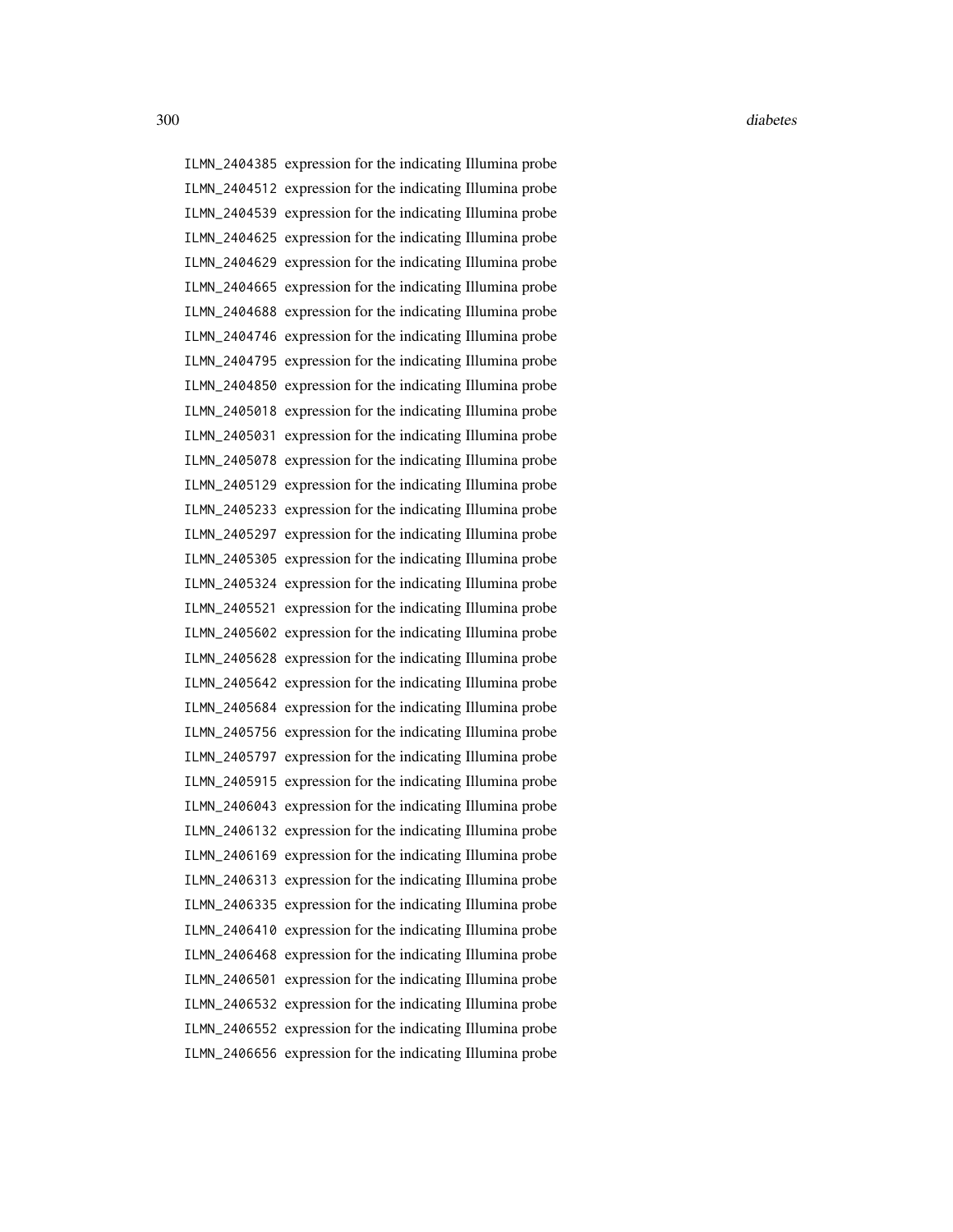ILMN_2404385 expression for the indicating Illumina probe
ILMN_2404512 expression for the indicating Illumina probe
ILMN_2404539 expression for the indicating Illumina probe
ILMN_2404625 expression for the indicating Illumina probe
ILMN_2404629 expression for the indicating Illumina probe
ILMN_2404665 expression for the indicating Illumina probe
ILMN_2404688 expression for the indicating Illumina probe
ILMN_2404746 expression for the indicating Illumina probe
ILMN_2404795 expression for the indicating Illumina probe
ILMN_2404850 expression for the indicating Illumina probe
ILMN_2405018 expression for the indicating Illumina probe
ILMN_2405031 expression for the indicating Illumina probe
ILMN_2405078 expression for the indicating Illumina probe
ILMN_2405129 expression for the indicating Illumina probe
ILMN_2405233 expression for the indicating Illumina probe
ILMN_2405297 expression for the indicating Illumina probe
ILMN_2405305 expression for the indicating Illumina probe
ILMN_2405324 expression for the indicating Illumina probe
ILMN_2405521 expression for the indicating Illumina probe
ILMN_2405602 expression for the indicating Illumina probe
ILMN_2405628 expression for the indicating Illumina probe
ILMN_2405642 expression for the indicating Illumina probe
ILMN_2405684 expression for the indicating Illumina probe
ILMN_2405756 expression for the indicating Illumina probe
ILMN_2405797 expression for the indicating Illumina probe
ILMN_2405915 expression for the indicating Illumina probe
ILMN_2406043 expression for the indicating Illumina probe
ILMN_2406132 expression for the indicating Illumina probe
ILMN_2406169 expression for the indicating Illumina probe
ILMN_2406313 expression for the indicating Illumina probe
ILMN_2406335 expression for the indicating Illumina probe
ILMN_2406410 expression for the indicating Illumina probe
ILMN_2406468 expression for the indicating Illumina probe
ILMN_2406501 expression for the indicating Illumina probe
ILMN_2406532 expression for the indicating Illumina probe
ILMN_2406552 expression for the indicating Illumina probe
ILMN_2406656 expression for the indicating Illumina probe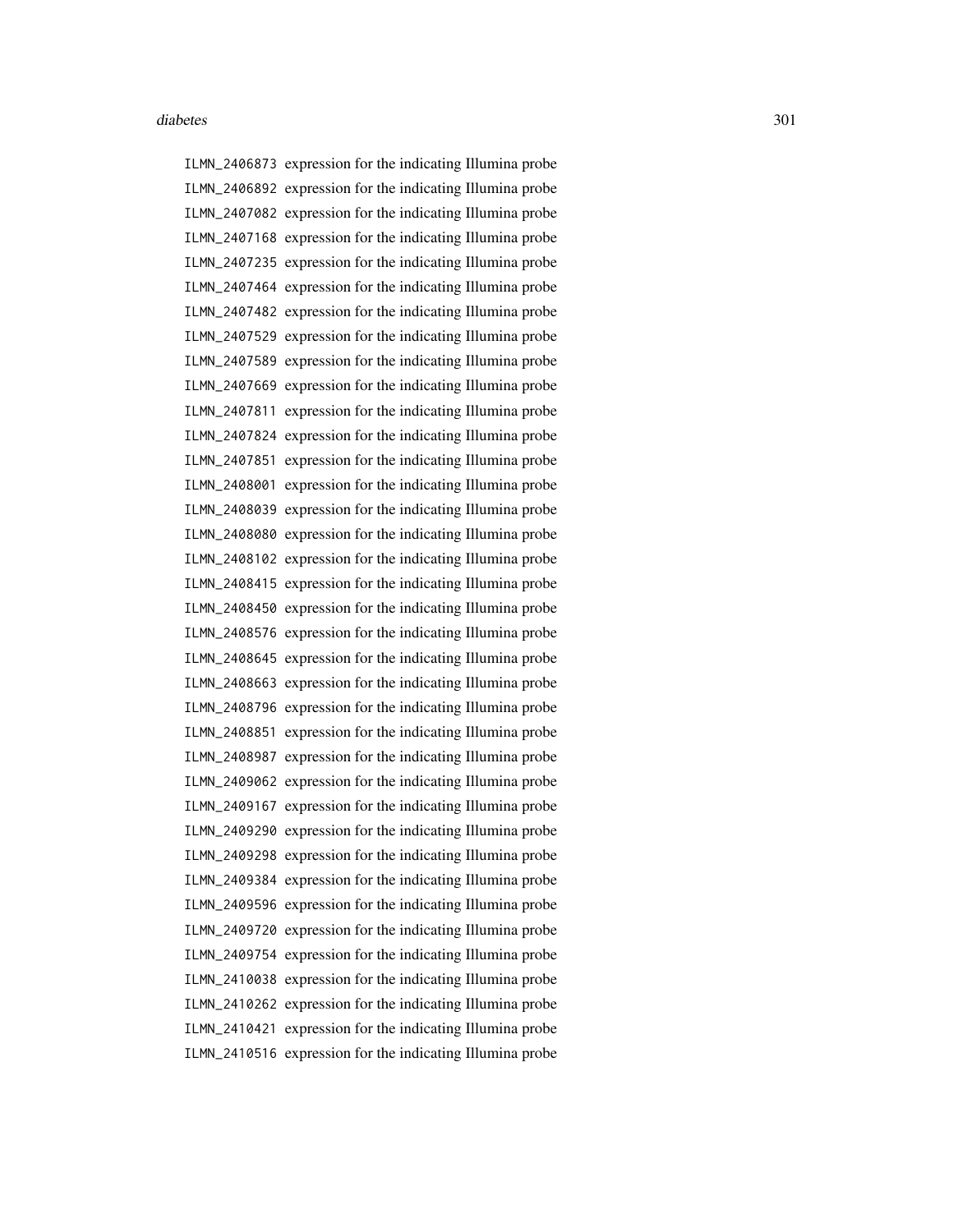ILMN_2406873 expression for the indicating Illumina probe
ILMN_2406892 expression for the indicating Illumina probe
ILMN_2407082 expression for the indicating Illumina probe
ILMN_2407168 expression for the indicating Illumina probe
ILMN_2407235 expression for the indicating Illumina probe
ILMN_2407464 expression for the indicating Illumina probe
ILMN_2407482 expression for the indicating Illumina probe
ILMN_2407529 expression for the indicating Illumina probe
ILMN_2407589 expression for the indicating Illumina probe
ILMN_2407669 expression for the indicating Illumina probe
ILMN_2407811 expression for the indicating Illumina probe
ILMN_2407824 expression for the indicating Illumina probe
ILMN_2407851 expression for the indicating Illumina probe
ILMN_2408001 expression for the indicating Illumina probe
ILMN_2408039 expression for the indicating Illumina probe
ILMN_2408080 expression for the indicating Illumina probe
ILMN_2408102 expression for the indicating Illumina probe
ILMN_2408415 expression for the indicating Illumina probe
ILMN_2408450 expression for the indicating Illumina probe
ILMN_2408576 expression for the indicating Illumina probe
ILMN_2408645 expression for the indicating Illumina probe
ILMN_2408663 expression for the indicating Illumina probe
ILMN_2408796 expression for the indicating Illumina probe
ILMN_2408851 expression for the indicating Illumina probe
ILMN_2408987 expression for the indicating Illumina probe
ILMN_2409062 expression for the indicating Illumina probe
ILMN_2409167 expression for the indicating Illumina probe
ILMN_2409290 expression for the indicating Illumina probe
ILMN_2409298 expression for the indicating Illumina probe
ILMN_2409384 expression for the indicating Illumina probe
ILMN_2409596 expression for the indicating Illumina probe
ILMN_2409720 expression for the indicating Illumina probe
ILMN_2409754 expression for the indicating Illumina probe
ILMN_2410038 expression for the indicating Illumina probe
ILMN_2410262 expression for the indicating Illumina probe
ILMN_2410421 expression for the indicating Illumina probe
ILMN_2410516 expression for the indicating Illumina probe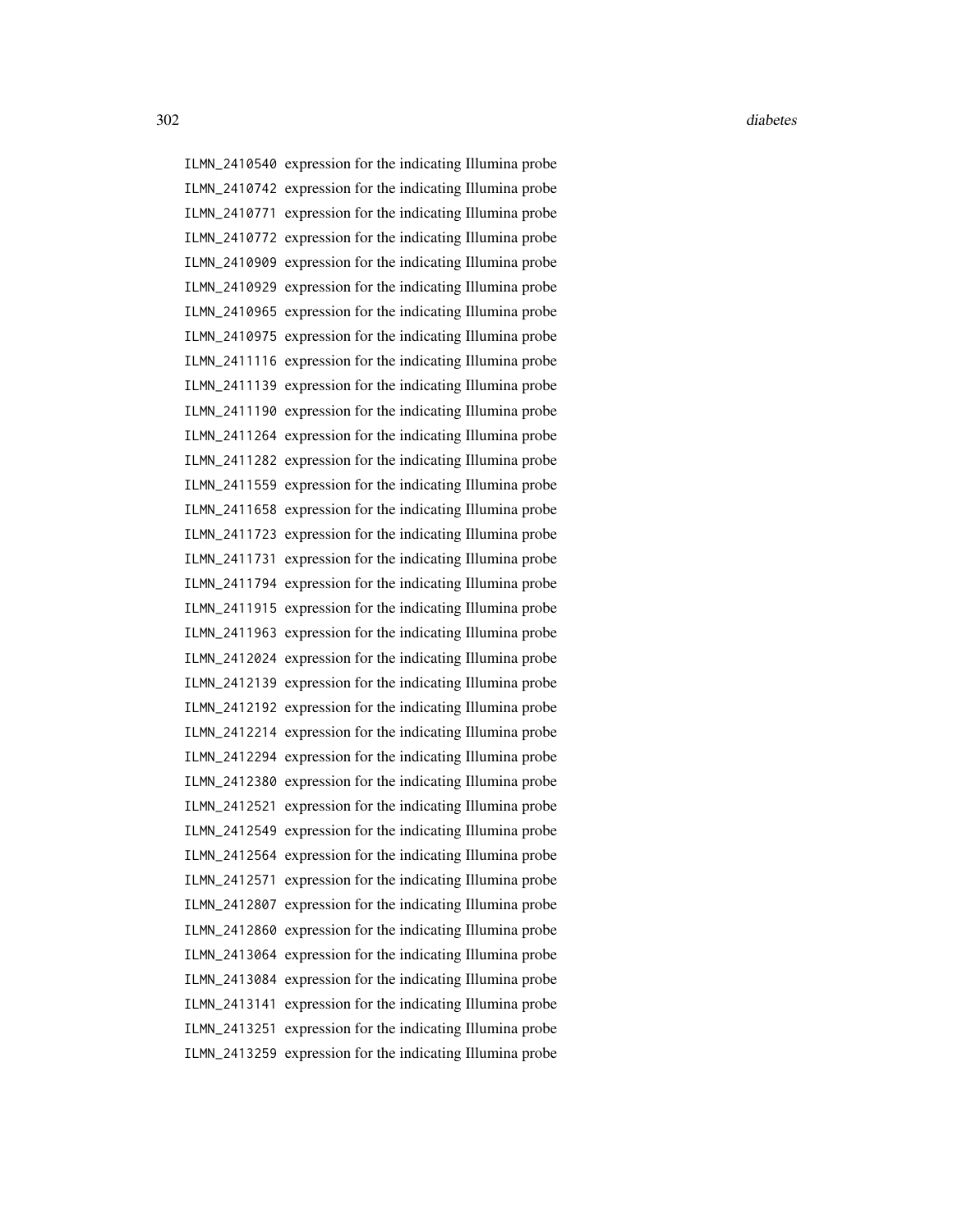ILMN_2410540 expression for the indicating Illumina probe
ILMN_2410742 expression for the indicating Illumina probe
ILMN_2410771 expression for the indicating Illumina probe
ILMN_2410772 expression for the indicating Illumina probe
ILMN_2410909 expression for the indicating Illumina probe
ILMN_2410929 expression for the indicating Illumina probe
ILMN_2410965 expression for the indicating Illumina probe
ILMN_2410975 expression for the indicating Illumina probe
ILMN_2411116 expression for the indicating Illumina probe
ILMN_2411139 expression for the indicating Illumina probe
ILMN_2411190 expression for the indicating Illumina probe
ILMN_2411264 expression for the indicating Illumina probe
ILMN_2411282 expression for the indicating Illumina probe
ILMN_2411559 expression for the indicating Illumina probe
ILMN_2411658 expression for the indicating Illumina probe
ILMN_2411723 expression for the indicating Illumina probe
ILMN_2411731 expression for the indicating Illumina probe
ILMN_2411794 expression for the indicating Illumina probe
ILMN_2411915 expression for the indicating Illumina probe
ILMN_2411963 expression for the indicating Illumina probe
ILMN_2412024 expression for the indicating Illumina probe
ILMN_2412139 expression for the indicating Illumina probe
ILMN_2412192 expression for the indicating Illumina probe
ILMN_2412214 expression for the indicating Illumina probe
ILMN_2412294 expression for the indicating Illumina probe
ILMN_2412380 expression for the indicating Illumina probe
ILMN_2412521 expression for the indicating Illumina probe
ILMN_2412549 expression for the indicating Illumina probe
ILMN_2412564 expression for the indicating Illumina probe
ILMN_2412571 expression for the indicating Illumina probe
ILMN_2412807 expression for the indicating Illumina probe
ILMN_2412860 expression for the indicating Illumina probe
ILMN_2413064 expression for the indicating Illumina probe
ILMN_2413084 expression for the indicating Illumina probe
ILMN_2413141 expression for the indicating Illumina probe
ILMN_2413251 expression for the indicating Illumina probe
ILMN_2413259 expression for the indicating Illumina probe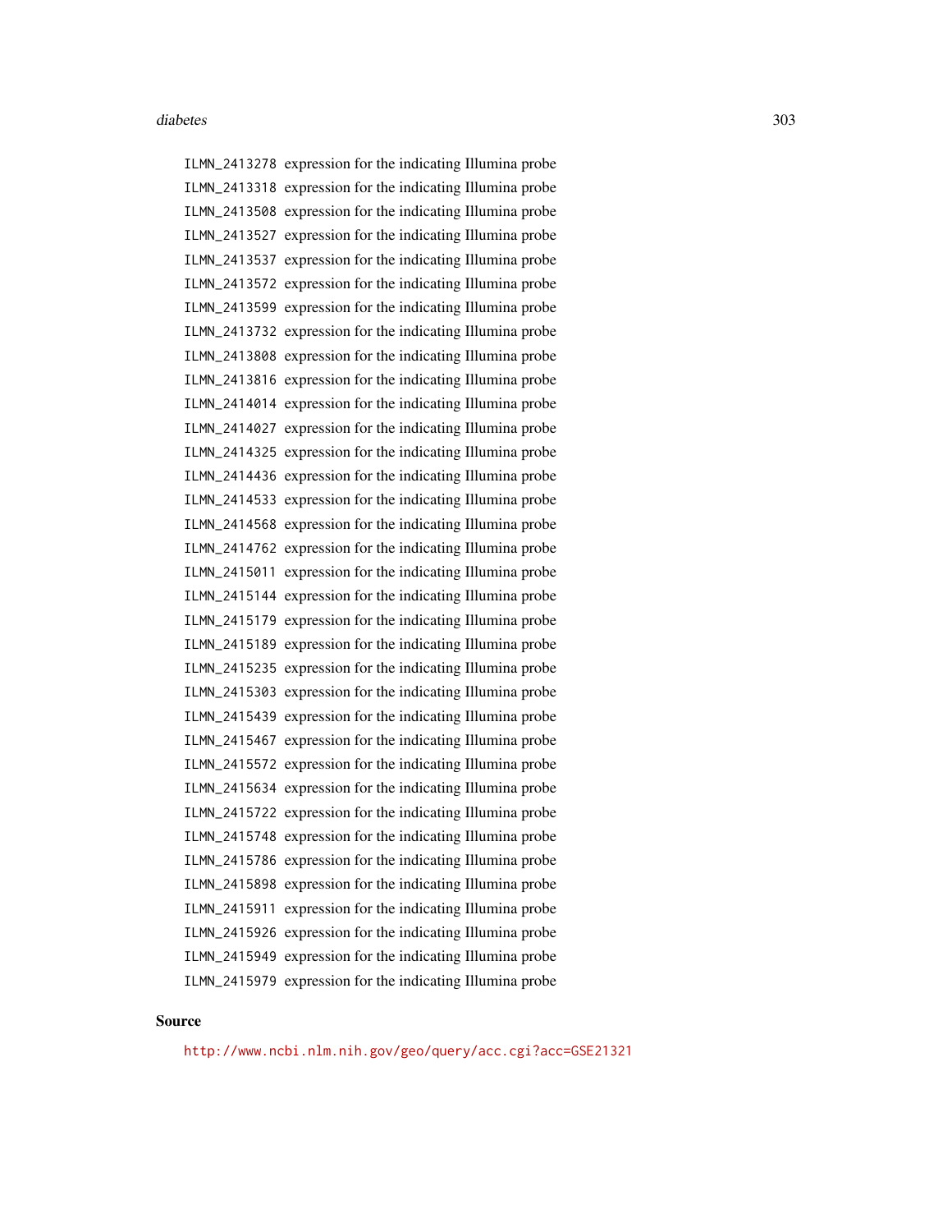ILMN_2413278 expression for the indicating Illumina probe
ILMN_2413318 expression for the indicating Illumina probe
ILMN_2413508 expression for the indicating Illumina probe
ILMN_2413527 expression for the indicating Illumina probe
ILMN_2413537 expression for the indicating Illumina probe
ILMN_2413572 expression for the indicating Illumina probe
ILMN_2413599 expression for the indicating Illumina probe
ILMN_2413732 expression for the indicating Illumina probe
ILMN_2413808 expression for the indicating Illumina probe
ILMN_2413816 expression for the indicating Illumina probe
ILMN_2414014 expression for the indicating Illumina probe
ILMN_2414027 expression for the indicating Illumina probe
ILMN_2414325 expression for the indicating Illumina probe
ILMN_2414436 expression for the indicating Illumina probe
ILMN_2414533 expression for the indicating Illumina probe
ILMN_2414568 expression for the indicating Illumina probe
ILMN_2414762 expression for the indicating Illumina probe
ILMN_2415011 expression for the indicating Illumina probe
ILMN_2415144 expression for the indicating Illumina probe
ILMN_2415179 expression for the indicating Illumina probe
ILMN_2415189 expression for the indicating Illumina probe
ILMN_2415235 expression for the indicating Illumina probe
ILMN_2415303 expression for the indicating Illumina probe
ILMN_2415439 expression for the indicating Illumina probe
ILMN_2415467 expression for the indicating Illumina probe
ILMN_2415572 expression for the indicating Illumina probe
ILMN_2415634 expression for the indicating Illumina probe
ILMN_2415722 expression for the indicating Illumina probe
ILMN_2415748 expression for the indicating Illumina probe
ILMN_2415786 expression for the indicating Illumina probe
ILMN_2415898 expression for the indicating Illumina probe
ILMN_2415911 expression for the indicating Illumina probe
ILMN_2415926 expression for the indicating Illumina probe
ILMN_2415949 expression for the indicating Illumina probe
ILMN_2415979 expression for the indicating Illumina probe

### Source

http://www.ncbi.nlm.nih.gov/geo/query/acc.cgi?acc=GSE21321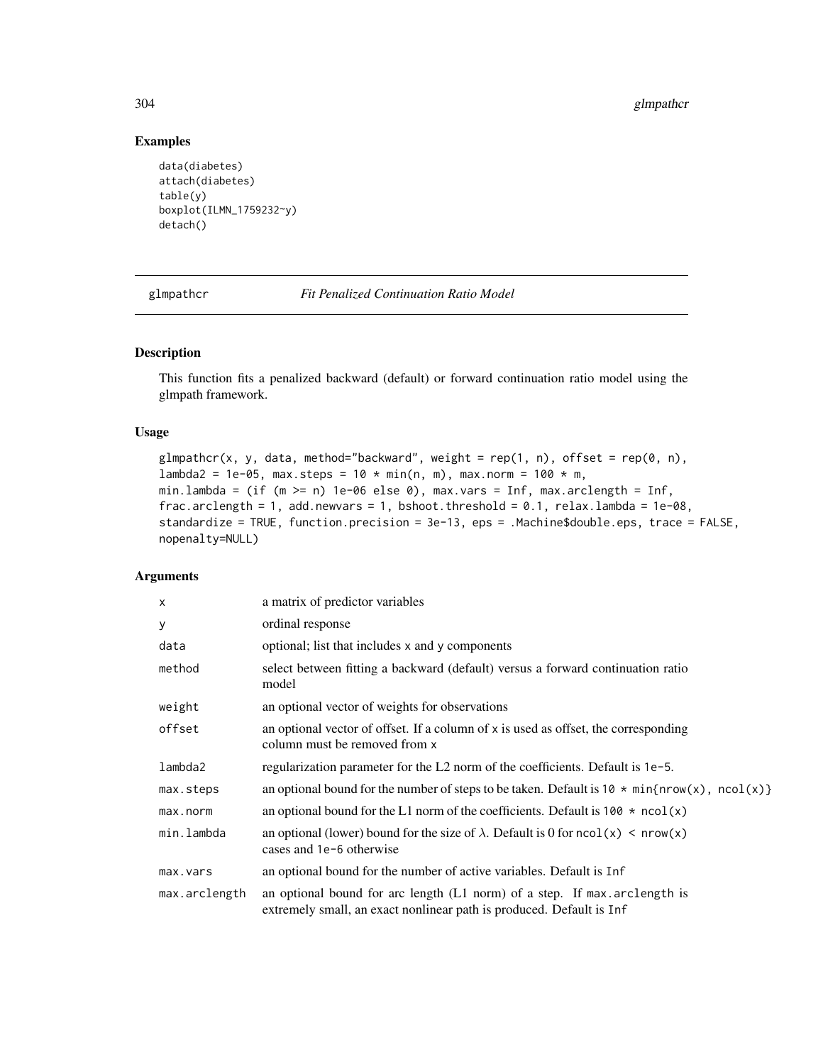## Examples

```
data(diabetes)
attach(diabetes)
table(y)
boxplot(ILMN_1759232~y)
detach()
```

---

## glmpathcr    *Fit Penalized Continuation Ratio Model*

---

### Description

This function fits a penalized backward (default) or forward continuation ratio model using the glmpath framework.

### Usage

```
glmpathcr(x, y, data, method="backward", weight = rep(1, n), offset = rep(0, n),
lambda2 = 1e-05, max.steps = 10 * min(n, m), max.norm = 100 * m,
min.lambda = (if (m >= n) 1e-06 else 0), max.vars = Inf, max.arclength = Inf,
frac.arclength = 1, add.newvars = 1, bshoot.threshold = 0.1, relax.lambda = 1e-08,
standardize = TRUE, function.precision = 3e-13, eps = .Machine$double.eps, trace = FALSE,
nopenalty=NULL)
```

### Arguments

| | |
|---|---|
| x | a matrix of predictor variables |
| y | ordinal response |
| data | optional; list that includes x and y components |
| method | select between fitting a backward (default) versus a forward continuation ratio model |
| weight | an optional vector of weights for observations |
| offset | an optional vector of offset. If a column of x is used as offset, the corresponding column must be removed from x |
| lambda2 | regularization parameter for the L2 norm of the coefficients. Default is 1e-5. |
| max.steps | an optional bound for the number of steps to be taken. Default is 10 * min{nrow(x), ncol(x)} |
| max.norm | an optional bound for the L1 norm of the coefficients. Default is 100 * ncol(x) |
| min.lambda | an optional (lower) bound for the size of $\lambda$. Default is 0 for ncol(x) < nrow(x) cases and 1e-6 otherwise |
| max.vars | an optional bound for the number of active variables. Default is Inf |
| max.arclength | an optional bound for arc length (L1 norm) of a step. If max.arclength is extremely small, an exact nonlinear path is produced. Default is Inf |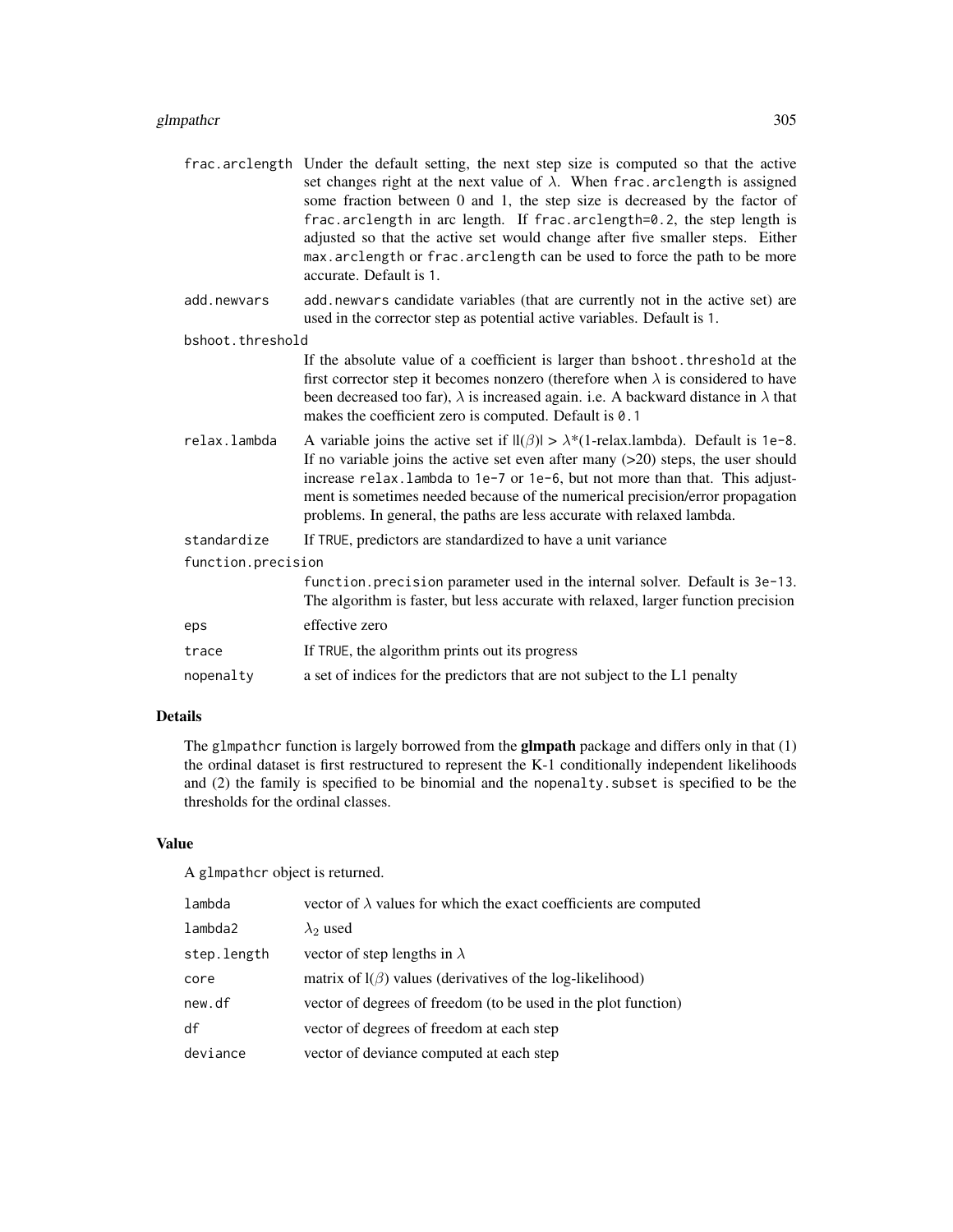| | |
|---|---|
| frac.arclength | Under the default setting, the next step size is computed so that the active set changes right at the next value of $\lambda$. When frac.arclength is assigned some fraction between 0 and 1, the step size is decreased by the factor of frac.arclength in arc length. If frac.arclength=0.2, the step length is adjusted so that the active set would change after five smaller steps. Either max.arclength or frac.arclength can be used to force the path to be more accurate. Default is 1. |
| add.newvars | add.newvars candidate variables (that are currently not in the active set) are used in the corrector step as potential active variables. Default is 1. |
| bshoot.threshold | If the absolute value of a coefficient is larger than bshoot.threshold at the first corrector step it becomes nonzero (therefore when $\lambda$ is considered to have been decreased too far), $\lambda$ is increased again. i.e. A backward distance in $\lambda$ that makes the coefficient zero is computed. Default is 0.1 |
| relax.lambda | A variable joins the active set if $\|l(\beta)\| > \lambda$*(1-relax.lambda). Default is 1e-8. If no variable joins the active set even after many (>20) steps, the user should increase relax.lambda to 1e-7 or 1e-6, but not more than that. This adjustment is sometimes needed because of the numerical precision/error propagation problems. In general, the paths are less accurate with relaxed lambda. |
| standardize | If TRUE, predictors are standardized to have a unit variance |
| function.precision | function.precision parameter used in the internal solver. Default is 3e-13. The algorithm is faster, but less accurate with relaxed, larger function precision |
| eps | effective zero |
| trace | If TRUE, the algorithm prints out its progress |
| nopenalty | a set of indices for the predictors that are not subject to the L1 penalty |

## Details

The glmpathcr function is largely borrowed from the **glmpath** package and differs only in that (1) the ordinal dataset is first restructured to represent the K-1 conditionally independent likelihoods and (2) the family is specified to be binomial and the nopenalty.subset is specified to be the thresholds for the ordinal classes.

## Value

A glmpathcr object is returned.

| | |
|---|---|
| lambda | vector of $\lambda$ values for which the exact coefficients are computed |
| lambda2 | $\lambda_2$ used |
| step.length | vector of step lengths in $\lambda$ |
| core | matrix of $l(\beta)$ values (derivatives of the log-likelihood) |
| new.df | vector of degrees of freedom (to be used in the plot function) |
| df | vector of degrees of freedom at each step |
| deviance | vector of deviance computed at each step |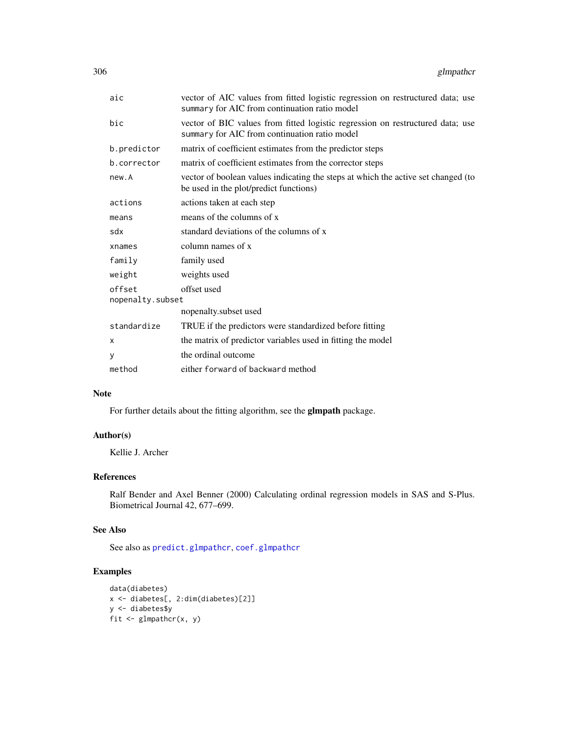| | |
|---|---|
| `aic` | vector of AIC values from fitted logistic regression on restructured data; use `summary` for AIC from continuation ratio model |
| `bic` | vector of BIC values from fitted logistic regression on restructured data; use `summary` for AIC from continuation ratio model |
| `b.predictor` | matrix of coefficient estimates from the predictor steps |
| `b.corrector` | matrix of coefficient estimates from the corrector steps |
| `new.A` | vector of boolean values indicating the steps at which the active set changed (to be used in the plot/predict functions) |
| `actions` | actions taken at each step |
| `means` | means of the columns of x |
| `sdx` | standard deviations of the columns of x |
| `xnames` | column names of x |
| `family` | family used |
| `weight` | weights used |
| `offset` | offset used |
| `nopenalty.subset` | nopenalty.subset used |
| `standardize` | TRUE if the predictors were standardized before fitting |
| `x` | the matrix of predictor variables used in fitting the model |
| `y` | the ordinal outcome |
| `method` | either `forward` of `backward` method |

## Note

For further details about the fitting algorithm, see the **glmpath** package.

## Author(s)

Kellie J. Archer

## References

Ralf Bender and Axel Benner (2000) Calculating ordinal regression models in SAS and S-Plus. Biometrical Journal 42, 677–699.

## See Also

See also as `predict.glmpathcr`, `coef.glmpathcr`

## Examples

```
data(diabetes)
x <- diabetes[, 2:dim(diabetes)[2]]
y <- diabetes$y
fit <- glmpathcr(x, y)
```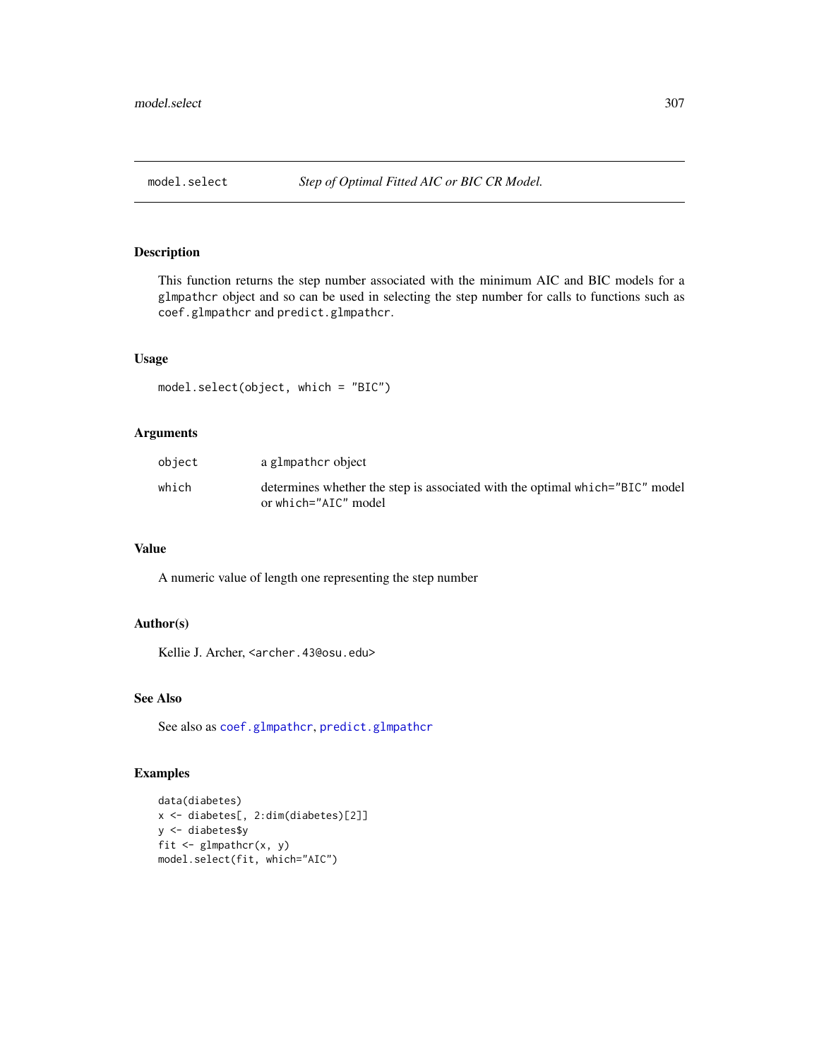## model.select — *Step of Optimal Fitted AIC or BIC CR Model.*

### Description

This function returns the step number associated with the minimum AIC and BIC models for a glmpathcr object and so can be used in selecting the step number for calls to functions such as coef.glmpathcr and predict.glmpathcr.

### Usage

```
model.select(object, which = "BIC")
```

### Arguments

| | |
|---|---|
| object | a glmpathcr object |
| which | determines whether the step is associated with the optimal which="BIC" model or which="AIC" model |

### Value

A numeric value of length one representing the step number

### Author(s)

Kellie J. Archer, <archer.43@osu.edu>

### See Also

See also as coef.glmpathcr, predict.glmpathcr

### Examples

```
data(diabetes)
x <- diabetes[, 2:dim(diabetes)[2]]
y <- diabetes$y
fit <- glmpathcr(x, y)
model.select(fit, which="AIC")
```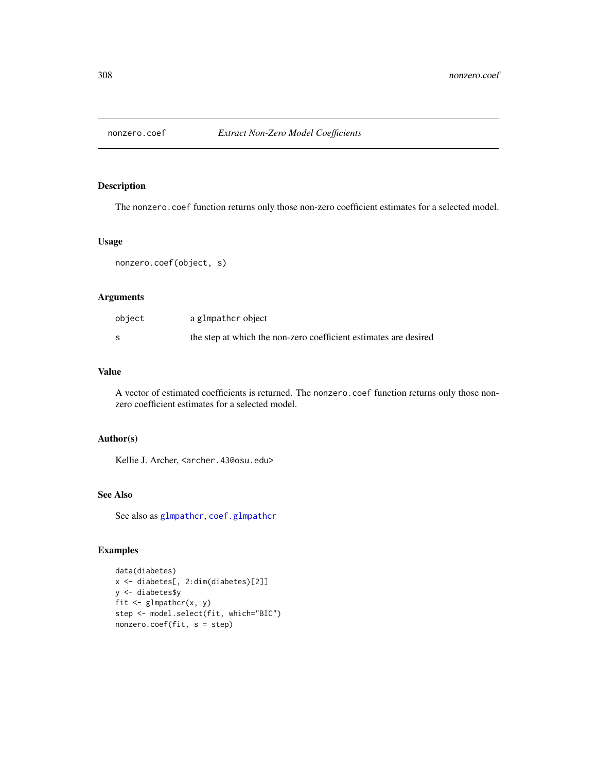# nonzero.coef — *Extract Non-Zero Model Coefficients*

## Description

The `nonzero.coef` function returns only those non-zero coefficient estimates for a selected model.

## Usage

```
nonzero.coef(object, s)
```

## Arguments

| | |
|---|---|
| `object` | a `glmpathcr` object |
| `s` | the step at which the non-zero coefficient estimates are desired |

## Value

A vector of estimated coefficients is returned. The `nonzero.coef` function returns only those non-zero coefficient estimates for a selected model.

## Author(s)

Kellie J. Archer, <archer.43@osu.edu>

## See Also

See also as `glmpathcr`, `coef.glmpathcr`

## Examples

```
data(diabetes)
x <- diabetes[, 2:dim(diabetes)[2]]
y <- diabetes$y
fit <- glmpathcr(x, y)
step <- model.select(fit, which="BIC")
nonzero.coef(fit, s = step)
```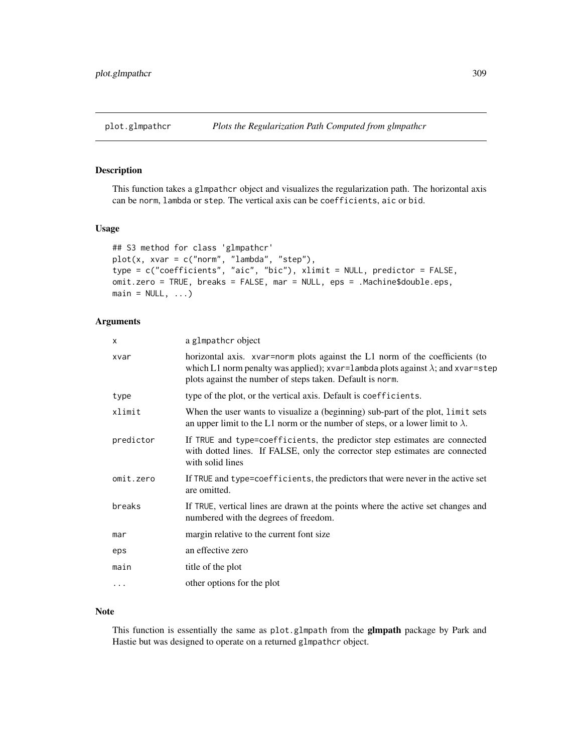# plot.glmpathcr — *Plots the Regularization Path Computed from glmpathcr*

## Description

This function takes a `glmpathcr` object and visualizes the regularization path. The horizontal axis can be `norm`, `lambda` or `step`. The vertical axis can be `coefficients`, `aic` or `bid`.

## Usage

```
## S3 method for class 'glmpathcr'
plot(x, xvar = c("norm", "lambda", "step"),
type = c("coefficients", "aic", "bic"), xlimit = NULL, predictor = FALSE,
omit.zero = TRUE, breaks = FALSE, mar = NULL, eps = .Machine$double.eps,
main = NULL, ...)
```

## Arguments

| | |
|---|---|
| `x` | a `glmpathcr` object |
| `xvar` | horizontal axis. `xvar=norm` plots against the L1 norm of the coefficients (to which L1 norm penalty was applied); `xvar=lambda` plots against $\lambda$; and `xvar=step` plots against the number of steps taken. Default is `norm`. |
| `type` | type of the plot, or the vertical axis. Default is `coefficients`. |
| `xlimit` | When the user wants to visualize a (beginning) sub-part of the plot, `limit` sets an upper limit to the L1 norm or the number of steps, or a lower limit to $\lambda$. |
| `predictor` | If `TRUE` and `type=coefficients`, the predictor step estimates are connected with dotted lines. If FALSE, only the corrector step estimates are connected with solid lines |
| `omit.zero` | If `TRUE` and `type=coefficients`, the predictors that were never in the active set are omitted. |
| `breaks` | If `TRUE`, vertical lines are drawn at the points where the active set changes and numbered with the degrees of freedom. |
| `mar` | margin relative to the current font size |
| `eps` | an effective zero |
| `main` | title of the plot |
| `...` | other options for the plot |

## Note

This function is essentially the same as `plot.glmpath` from the **glmpath** package by Park and Hastie but was designed to operate on a returned `glmpathcr` object.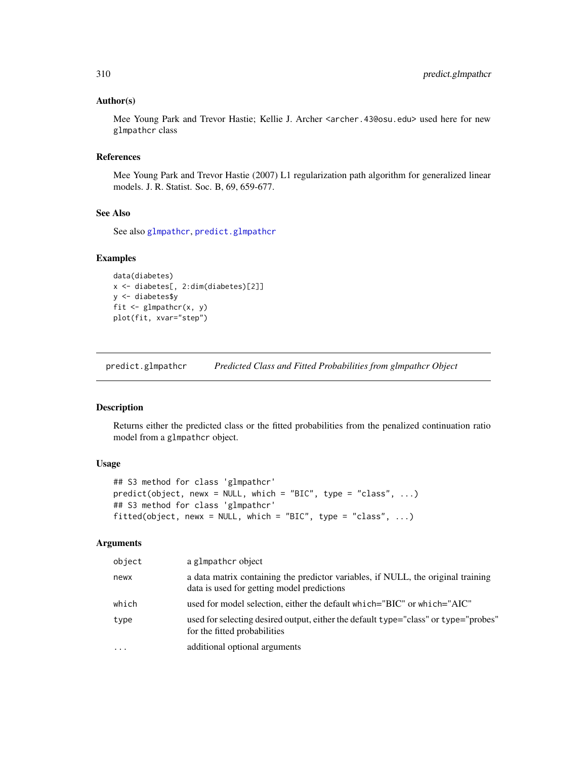### Author(s)

Mee Young Park and Trevor Hastie; Kellie J. Archer <archer.43@osu.edu> used here for new glmpathcr class

### References

Mee Young Park and Trevor Hastie (2007) L1 regularization path algorithm for generalized linear models. J. R. Statist. Soc. B, 69, 659-677.

### See Also

See also glmpathcr, predict.glmpathcr

### Examples

```
data(diabetes)
x <- diabetes[, 2:dim(diabetes)[2]]
y <- diabetes$y
fit <- glmpathcr(x, y)
plot(fit, xvar="step")
```

---

## predict.glmpathcr — *Predicted Class and Fitted Probabilities from glmpathcr Object*

### Description

Returns either the predicted class or the fitted probabilities from the penalized continuation ratio model from a glmpathcr object.

### Usage

```
## S3 method for class 'glmpathcr'
predict(object, newx = NULL, which = "BIC", type = "class", ...)
## S3 method for class 'glmpathcr'
fitted(object, newx = NULL, which = "BIC", type = "class", ...)
```

### Arguments

| | |
|---|---|
| object | a glmpathcr object |
| newx | a data matrix containing the predictor variables, if NULL, the original training data is used for getting model predictions |
| which | used for model selection, either the default which="BIC" or which="AIC" |
| type | used for selecting desired output, either the default type="class" or type="probes" for the fitted probabilities |
| ... | additional optional arguments |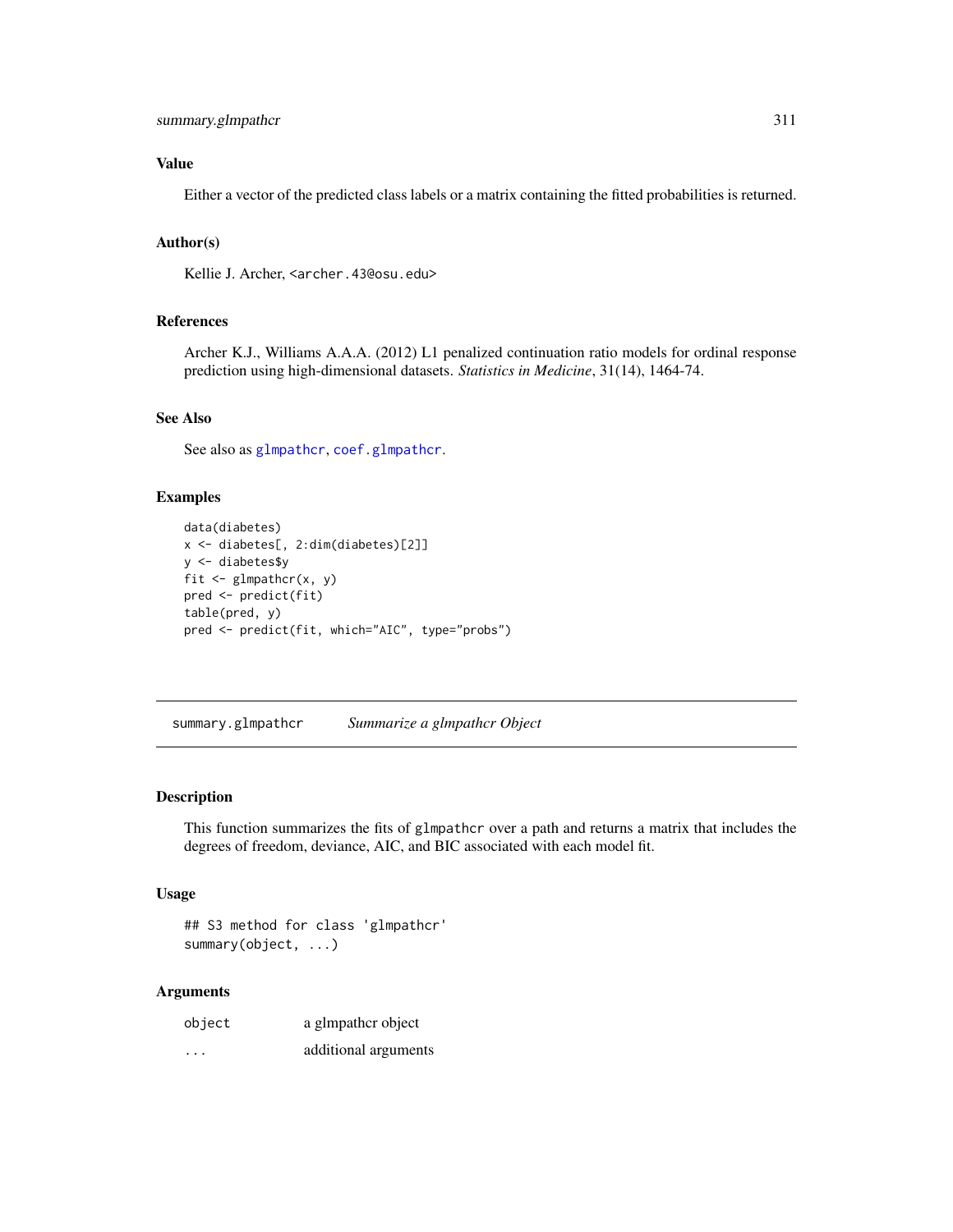### Value

Either a vector of the predicted class labels or a matrix containing the fitted probabilities is returned.

### Author(s)

Kellie J. Archer, <archer.43@osu.edu>

### References

Archer K.J., Williams A.A.A. (2012) L1 penalized continuation ratio models for ordinal response prediction using high-dimensional datasets. *Statistics in Medicine*, 31(14), 1464-74.

### See Also

See also as glmpathcr, coef.glmpathcr.

### Examples

```
data(diabetes)
x <- diabetes[, 2:dim(diabetes)[2]]
y <- diabetes$y
fit <- glmpathcr(x, y)
pred <- predict(fit)
table(pred, y)
pred <- predict(fit, which="AIC", type="probs")
```

---

## summary.glmpathcr *Summarize a glmpathcr Object*

### Description

This function summarizes the fits of glmpathcr over a path and returns a matrix that includes the degrees of freedom, deviance, AIC, and BIC associated with each model fit.

### Usage

```
## S3 method for class 'glmpathcr'
summary(object, ...)
```

### Arguments

| | |
|---|---|
| object | a glmpathcr object |
| ... | additional arguments |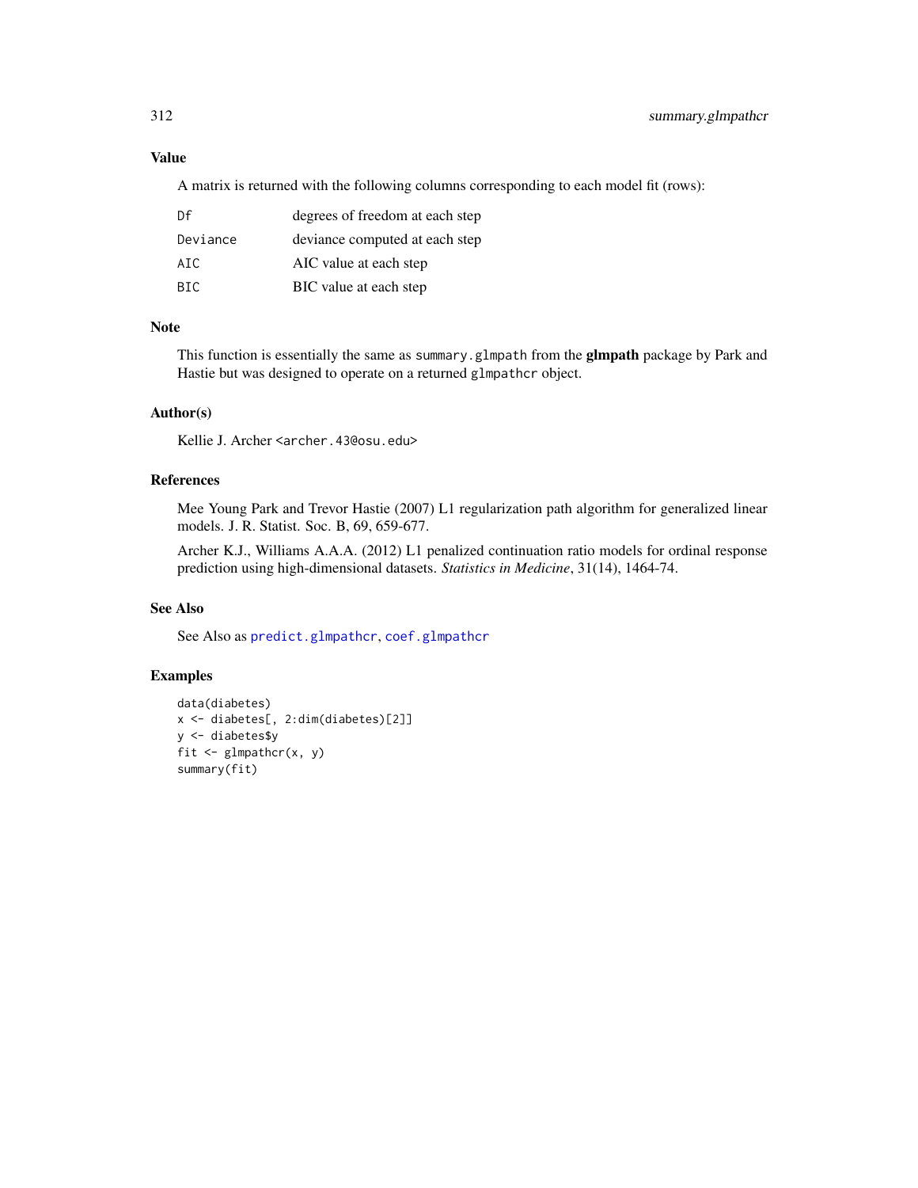### Value

A matrix is returned with the following columns corresponding to each model fit (rows):

| | |
|---|---|
| `Df` | degrees of freedom at each step |
| `Deviance` | deviance computed at each step |
| `AIC` | AIC value at each step |
| `BIC` | BIC value at each step |

### Note

This function is essentially the same as `summary.glmpath` from the **glmpath** package by Park and Hastie but was designed to operate on a returned `glmpathcr` object.

### Author(s)

Kellie J. Archer `<archer.43@osu.edu>`

### References

Mee Young Park and Trevor Hastie (2007) L1 regularization path algorithm for generalized linear models. J. R. Statist. Soc. B, 69, 659-677.

Archer K.J., Williams A.A.A. (2012) L1 penalized continuation ratio models for ordinal response prediction using high-dimensional datasets. *Statistics in Medicine*, 31(14), 1464-74.

### See Also

See Also as `predict.glmpathcr`, `coef.glmpathcr`

### Examples

```
data(diabetes)
x <- diabetes[, 2:dim(diabetes)[2]]
y <- diabetes$y
fit <- glmpathcr(x, y)
summary(fit)
```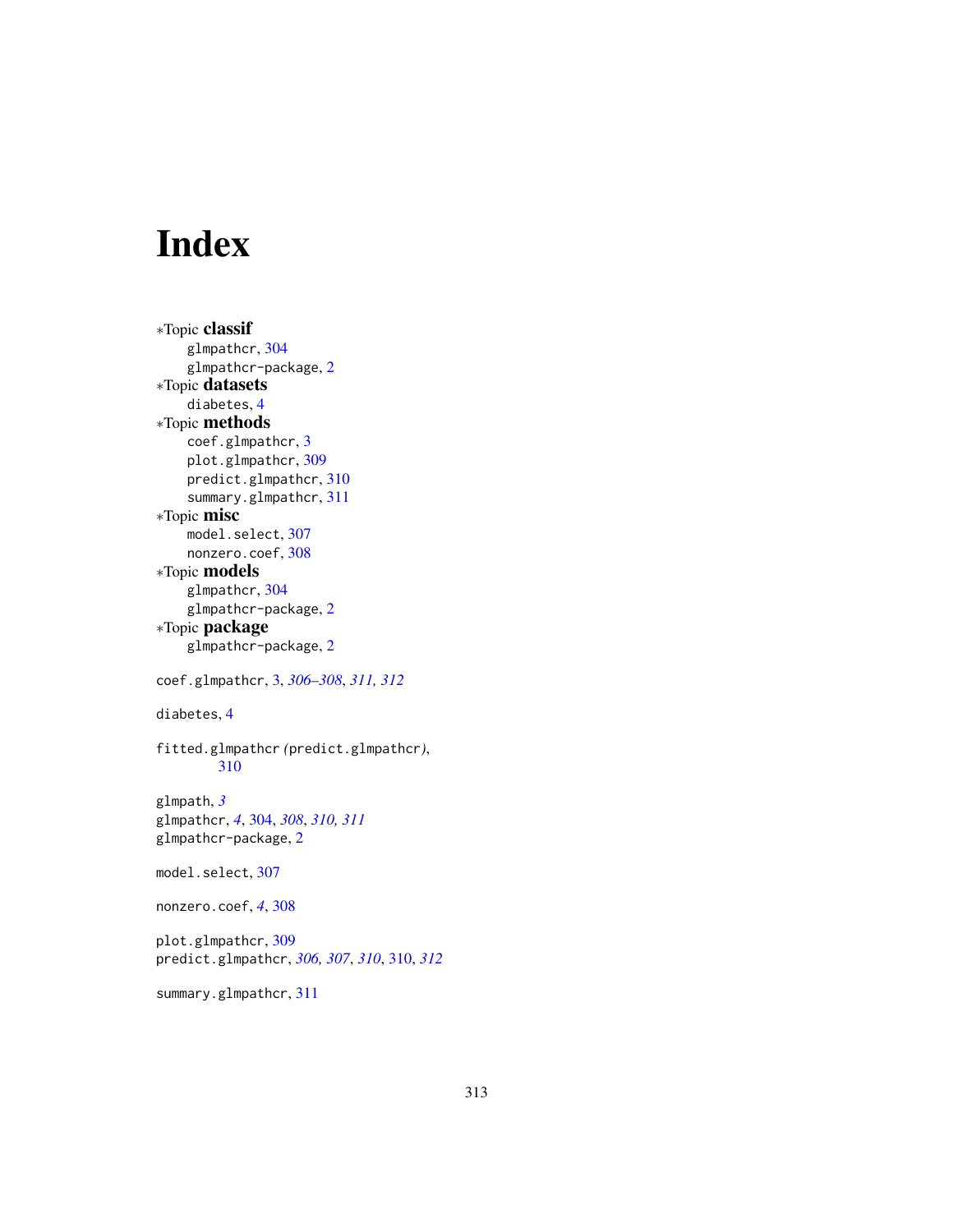# Index

*Topic **classif**
  glmpathcr, 304
  glmpathcr-package, 2
*Topic **datasets**
  diabetes, 4
*Topic **methods**
  coef.glmpathcr, 3
  plot.glmpathcr, 309
  predict.glmpathcr, 310
  summary.glmpathcr, 311
*Topic **misc**
  model.select, 307
  nonzero.coef, 308
*Topic **models**
  glmpathcr, 304
  glmpathcr-package, 2
*Topic **package**
  glmpathcr-package, 2

coef.glmpathcr, 3, *306–308*, *311, 312*

diabetes, 4

fitted.glmpathcr *(*predict.glmpathcr*)*, 310

glmpath, *3*
glmpathcr, *4*, 304, *308*, *310, 311*
glmpathcr-package, 2

model.select, 307

nonzero.coef, *4*, 308

plot.glmpathcr, 309
predict.glmpathcr, *306, 307*, *310*, 310, *312*

summary.glmpathcr, 311